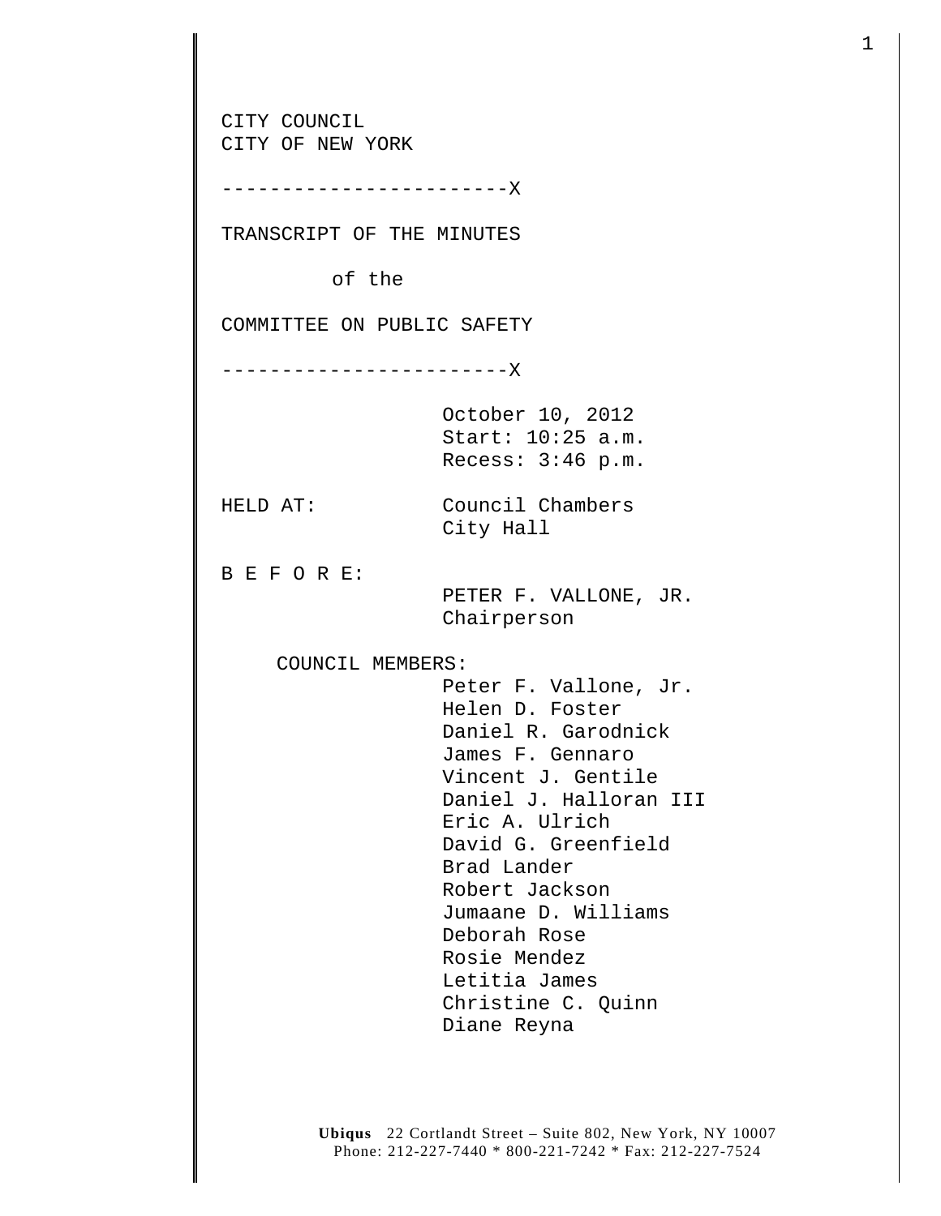CITY COUNCIL
CITY OF NEW YORK

------------------------X

TRANSCRIPT OF THE MINUTES

of the

COMMITTEE ON PUBLIC SAFETY

------------------------X

October 10, 2012
Start: 10:25 a.m.
Recess: 3:46 p.m.

HELD AT: Council Chambers
City Hall

B E F O R E:
PETER F. VALLONE, JR.
Chairperson

COUNCIL MEMBERS:
Peter F. Vallone, Jr.
Helen D. Foster
Daniel R. Garodnick
James F. Gennaro
Vincent J. Gentile
Daniel J. Halloran III
Eric A. Ulrich
David G. Greenfield
Brad Lander
Robert Jackson
Jumaane D. Williams
Deborah Rose
Rosie Mendez
Letitia James
Christine C. Quinn
Diane Reyna

**Ubiqus** 22 Cortlandt Street – Suite 802, New York, NY 10007
Phone: 212-227-7440 * 800-221-7242 * Fax: 212-227-7524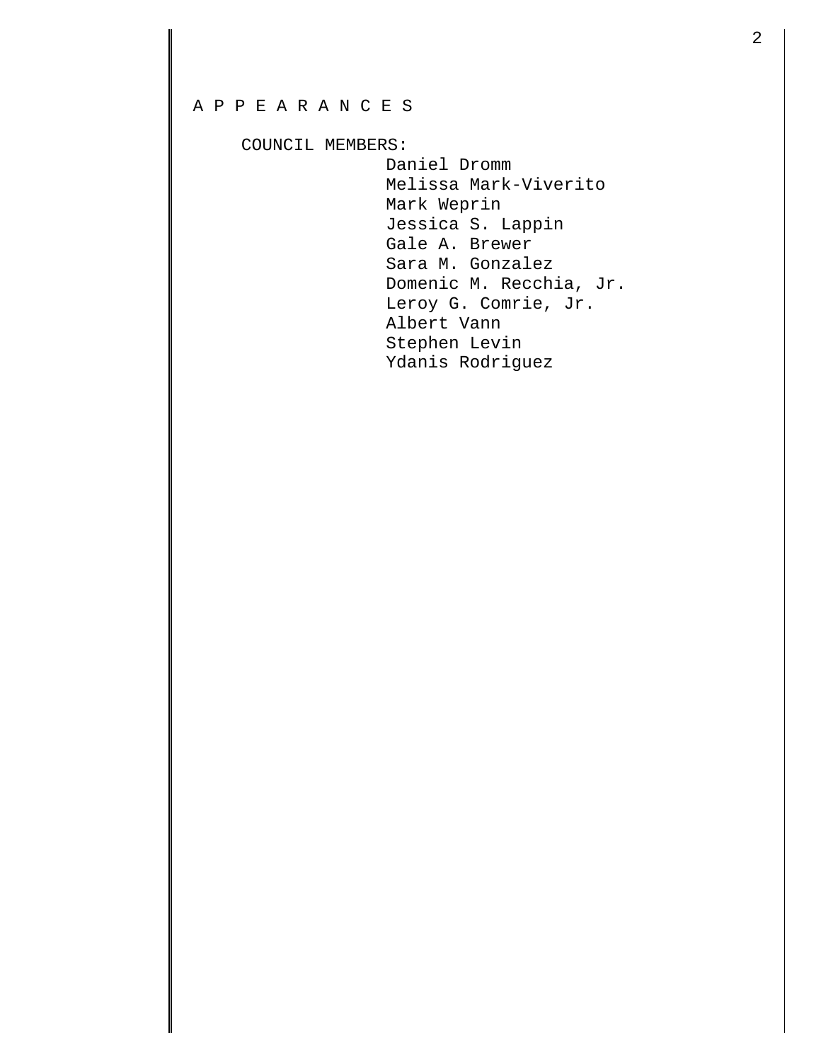A P P E A R A N C E S

COUNCIL MEMBERS:

Daniel Dromm
Melissa Mark-Viverito
Mark Weprin
Jessica S. Lappin
Gale A. Brewer
Sara M. Gonzalez
Domenic M. Recchia, Jr.
Leroy G. Comrie, Jr.
Albert Vann
Stephen Levin
Ydanis Rodriguez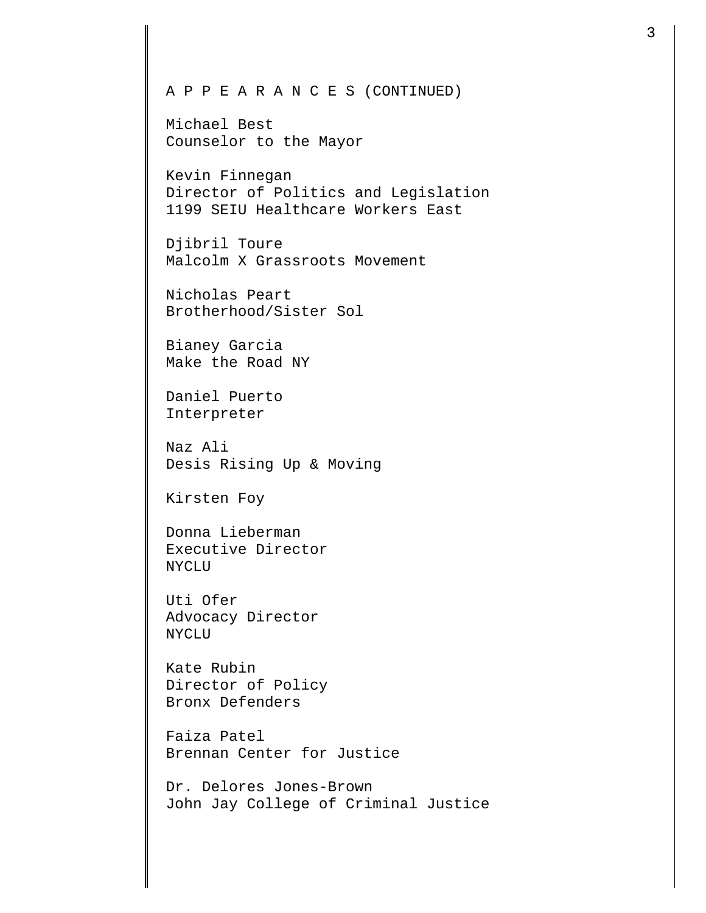A P P E A R A N C E S (CONTINUED)

Michael Best
Counselor to the Mayor

Kevin Finnegan
Director of Politics and Legislation
1199 SEIU Healthcare Workers East

Djibril Toure
Malcolm X Grassroots Movement

Nicholas Peart
Brotherhood/Sister Sol

Bianey Garcia
Make the Road NY

Daniel Puerto
Interpreter

Naz Ali
Desis Rising Up & Moving

Kirsten Foy

Donna Lieberman
Executive Director
NYCLU

Uti Ofer
Advocacy Director
NYCLU

Kate Rubin
Director of Policy
Bronx Defenders

Faiza Patel
Brennan Center for Justice

Dr. Delores Jones-Brown
John Jay College of Criminal Justice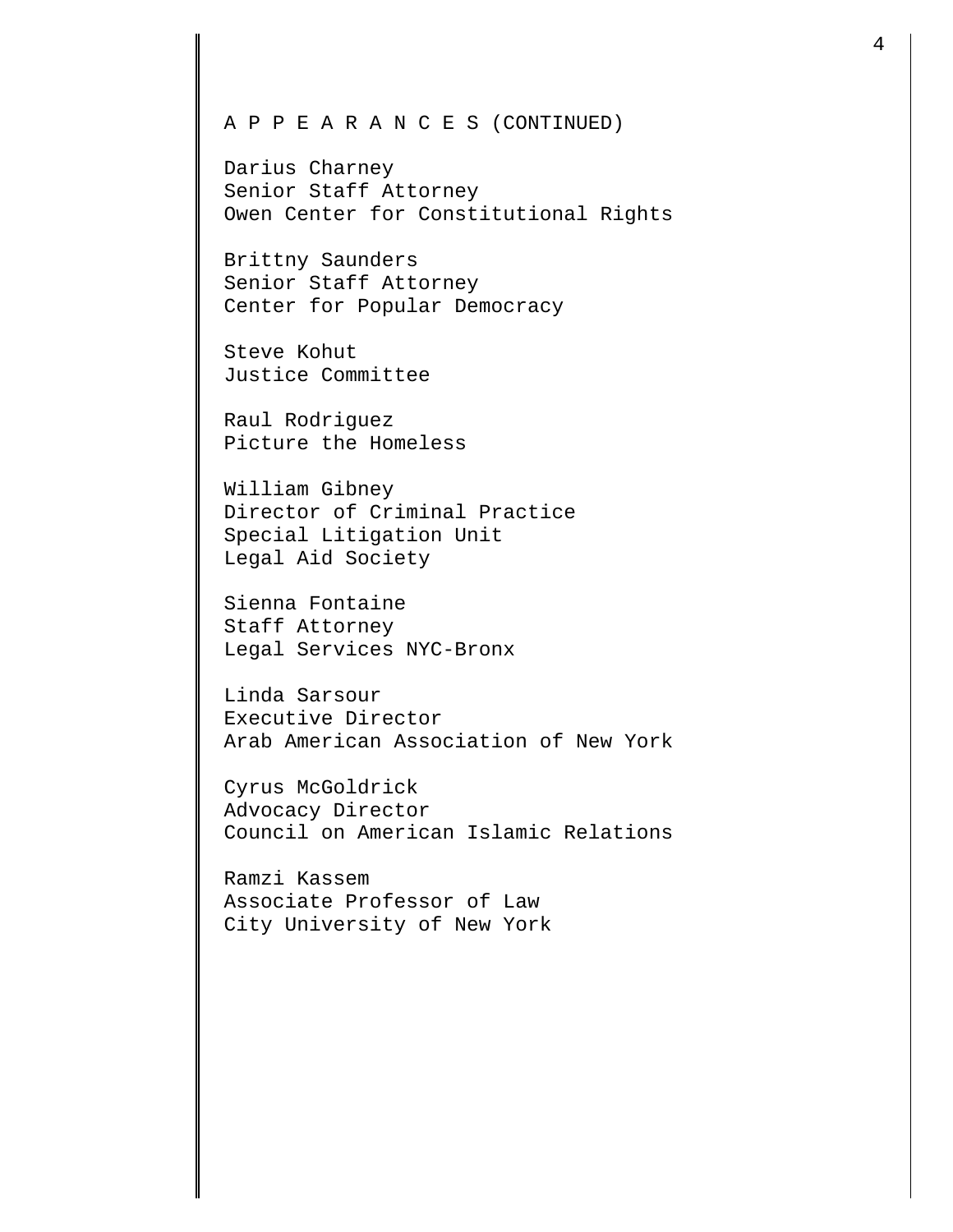A P P E A R A N C E S (CONTINUED)

Darius Charney
Senior Staff Attorney
Owen Center for Constitutional Rights

Brittny Saunders
Senior Staff Attorney
Center for Popular Democracy

Steve Kohut
Justice Committee

Raul Rodriguez
Picture the Homeless

William Gibney
Director of Criminal Practice
Special Litigation Unit
Legal Aid Society

Sienna Fontaine
Staff Attorney
Legal Services NYC-Bronx

Linda Sarsour
Executive Director
Arab American Association of New York

Cyrus McGoldrick
Advocacy Director
Council on American Islamic Relations

Ramzi Kassem
Associate Professor of Law
City University of New York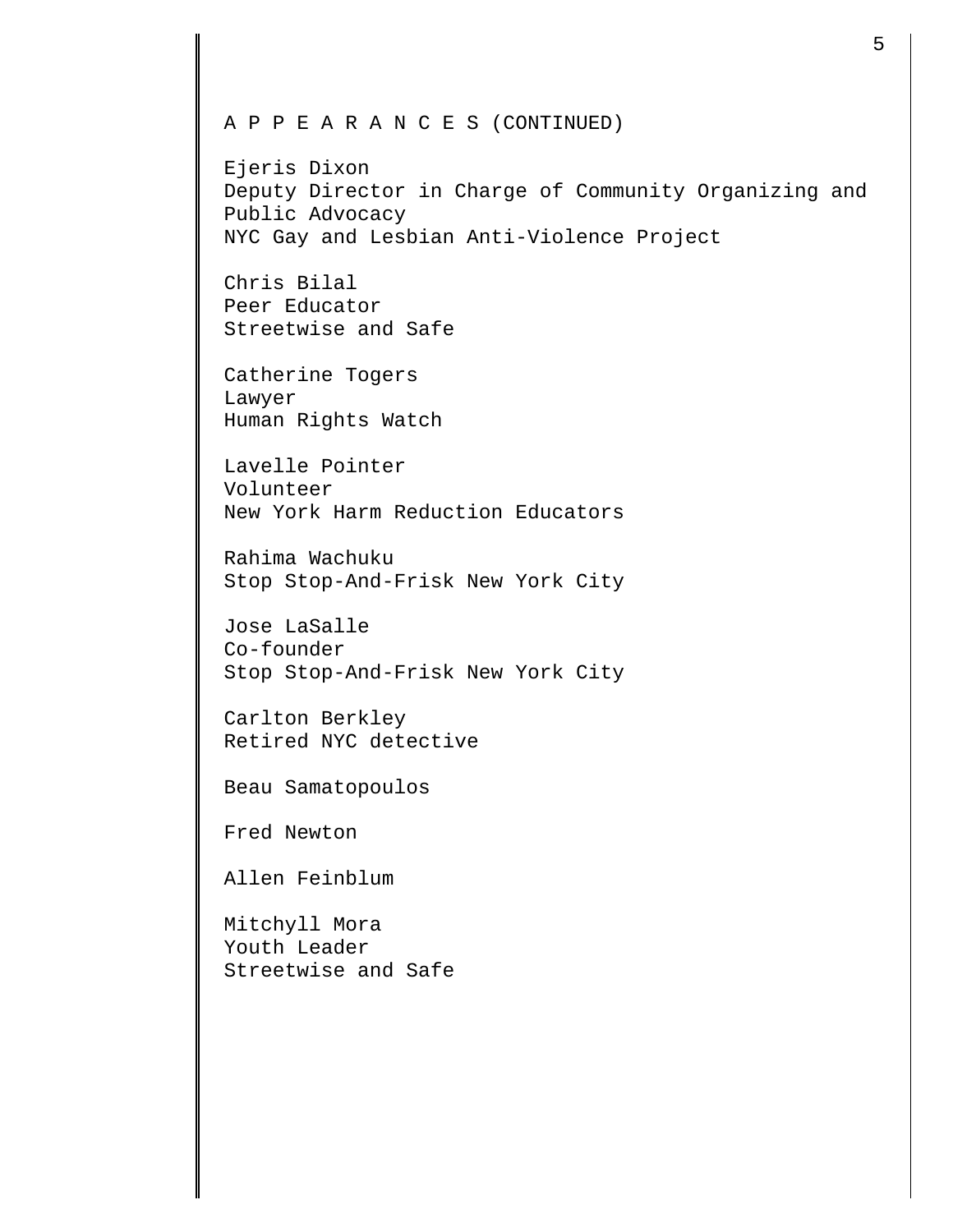A P P E A R A N C E S (CONTINUED)

Ejeris Dixon
Deputy Director in Charge of Community Organizing and Public Advocacy
NYC Gay and Lesbian Anti-Violence Project

Chris Bilal
Peer Educator
Streetwise and Safe

Catherine Togers
Lawyer
Human Rights Watch

Lavelle Pointer
Volunteer
New York Harm Reduction Educators

Rahima Wachuku
Stop Stop-And-Frisk New York City

Jose LaSalle
Co-founder
Stop Stop-And-Frisk New York City

Carlton Berkley
Retired NYC detective

Beau Samatopoulos

Fred Newton

Allen Feinblum

Mitchyll Mora
Youth Leader
Streetwise and Safe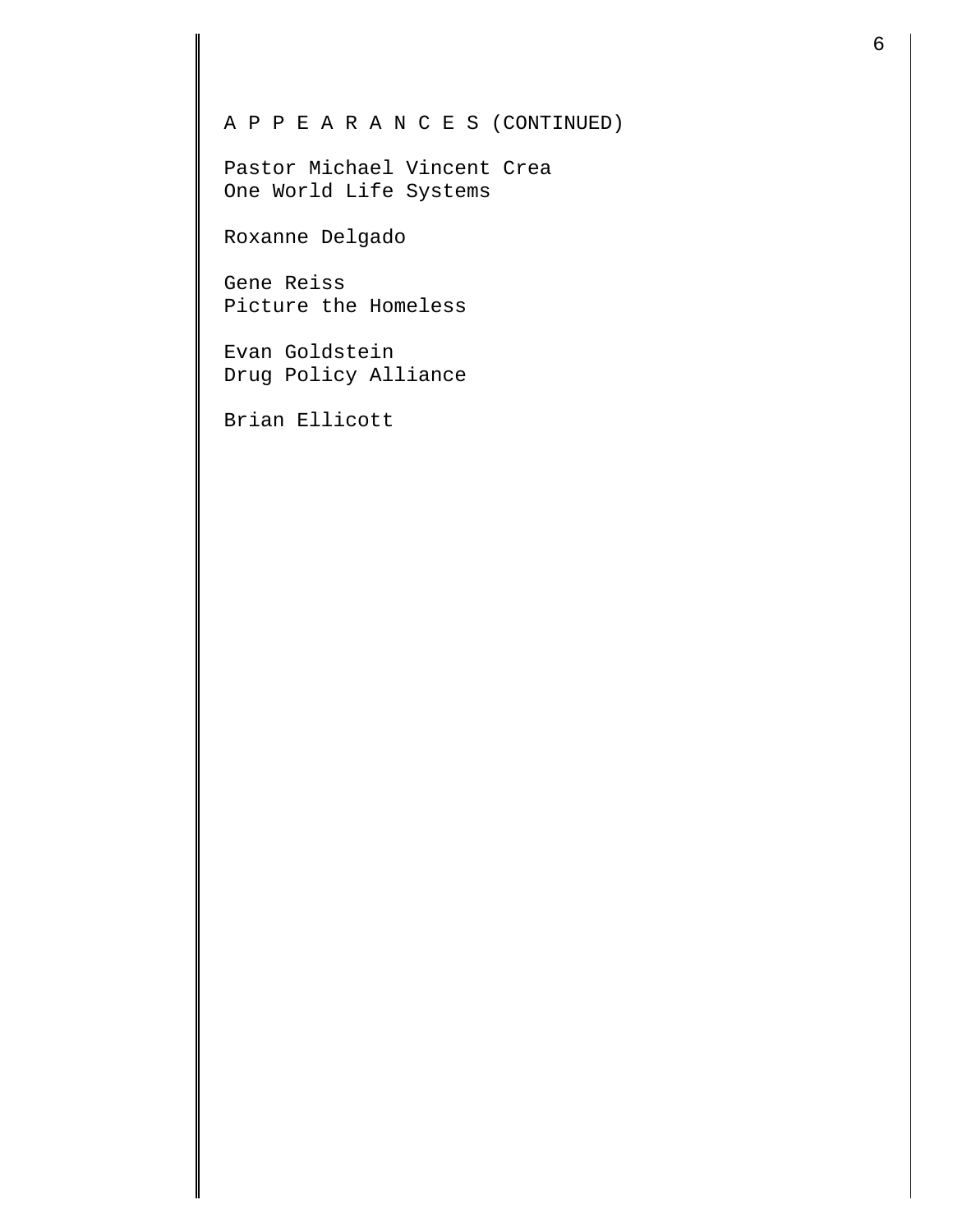A P P E A R A N C E S (CONTINUED)

Pastor Michael Vincent Crea
One World Life Systems

Roxanne Delgado

Gene Reiss
Picture the Homeless

Evan Goldstein
Drug Policy Alliance

Brian Ellicott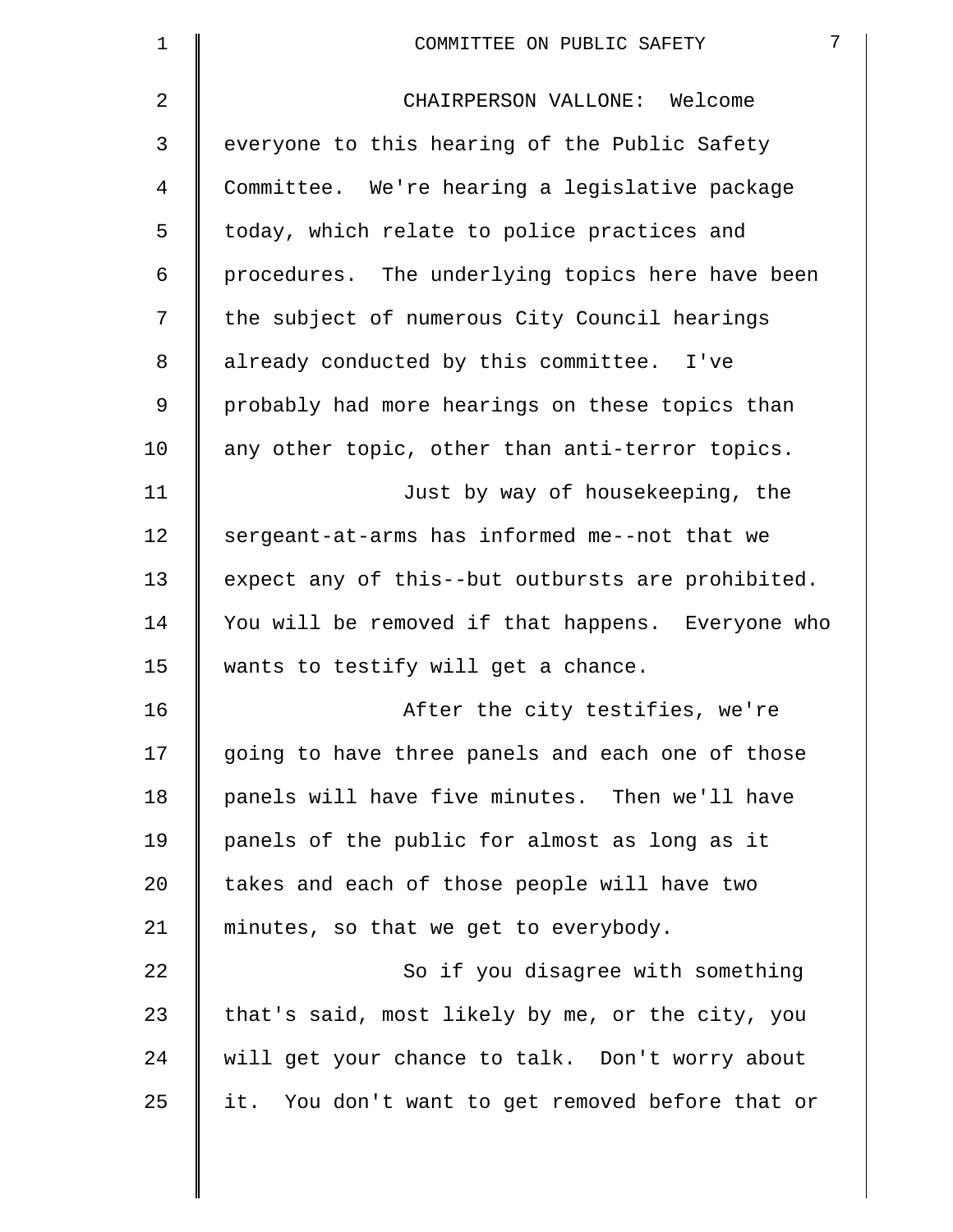CHAIRPERSON VALLONE: Welcome everyone to this hearing of the Public Safety Committee. We're hearing a legislative package today, which relate to police practices and procedures. The underlying topics here have been the subject of numerous City Council hearings already conducted by this committee. I've probably had more hearings on these topics than any other topic, other than anti-terror topics.

Just by way of housekeeping, the sergeant-at-arms has informed me--not that we expect any of this--but outbursts are prohibited. You will be removed if that happens. Everyone who wants to testify will get a chance.

After the city testifies, we're going to have three panels and each one of those panels will have five minutes. Then we'll have panels of the public for almost as long as it takes and each of those people will have two minutes, so that we get to everybody.

So if you disagree with something that's said, most likely by me, or the city, you will get your chance to talk. Don't worry about it. You don't want to get removed before that or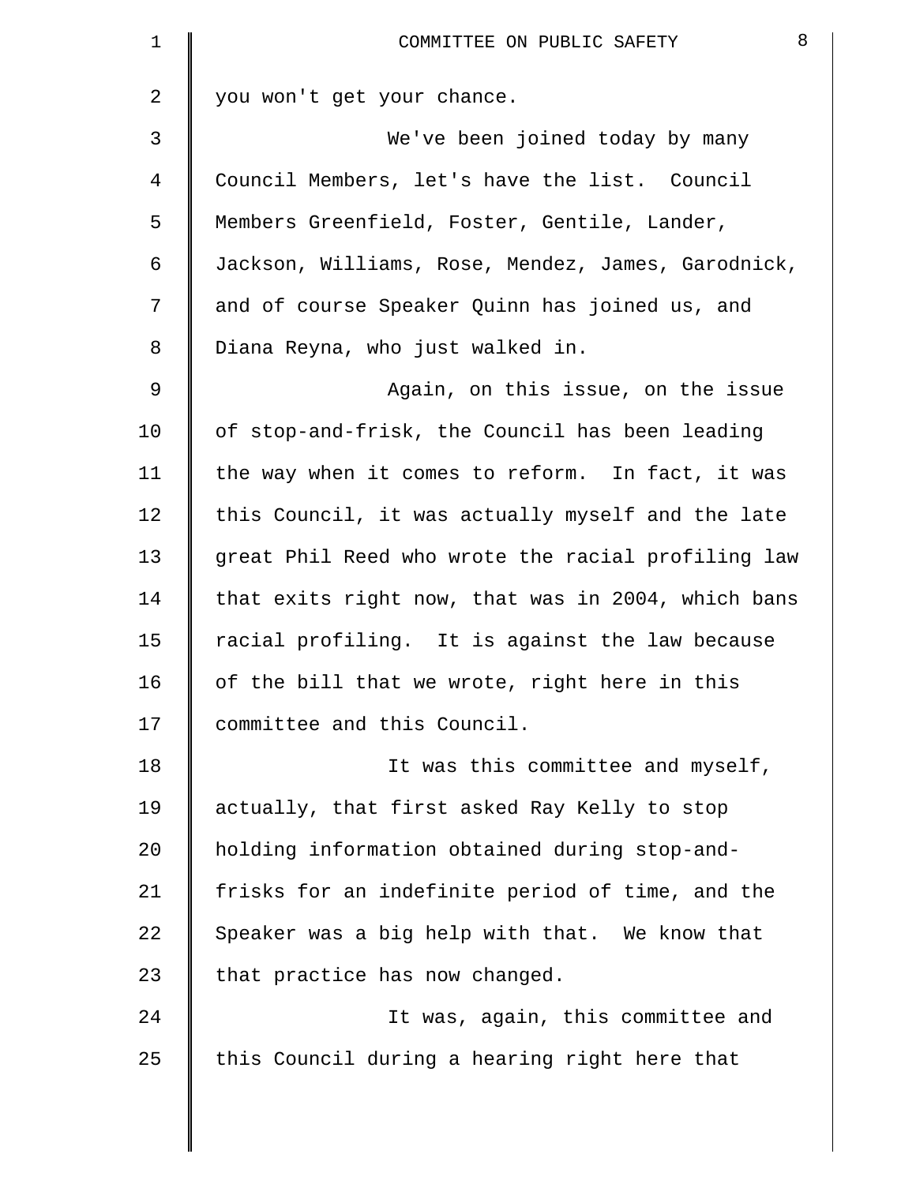you won't get your chance.

We've been joined today by many Council Members, let's have the list. Council Members Greenfield, Foster, Gentile, Lander, Jackson, Williams, Rose, Mendez, James, Garodnick, and of course Speaker Quinn has joined us, and Diana Reyna, who just walked in.

Again, on this issue, on the issue of stop-and-frisk, the Council has been leading the way when it comes to reform. In fact, it was this Council, it was actually myself and the late great Phil Reed who wrote the racial profiling law that exits right now, that was in 2004, which bans racial profiling. It is against the law because of the bill that we wrote, right here in this committee and this Council.

It was this committee and myself, actually, that first asked Ray Kelly to stop holding information obtained during stop-and-frisks for an indefinite period of time, and the Speaker was a big help with that. We know that that practice has now changed.

It was, again, this committee and this Council during a hearing right here that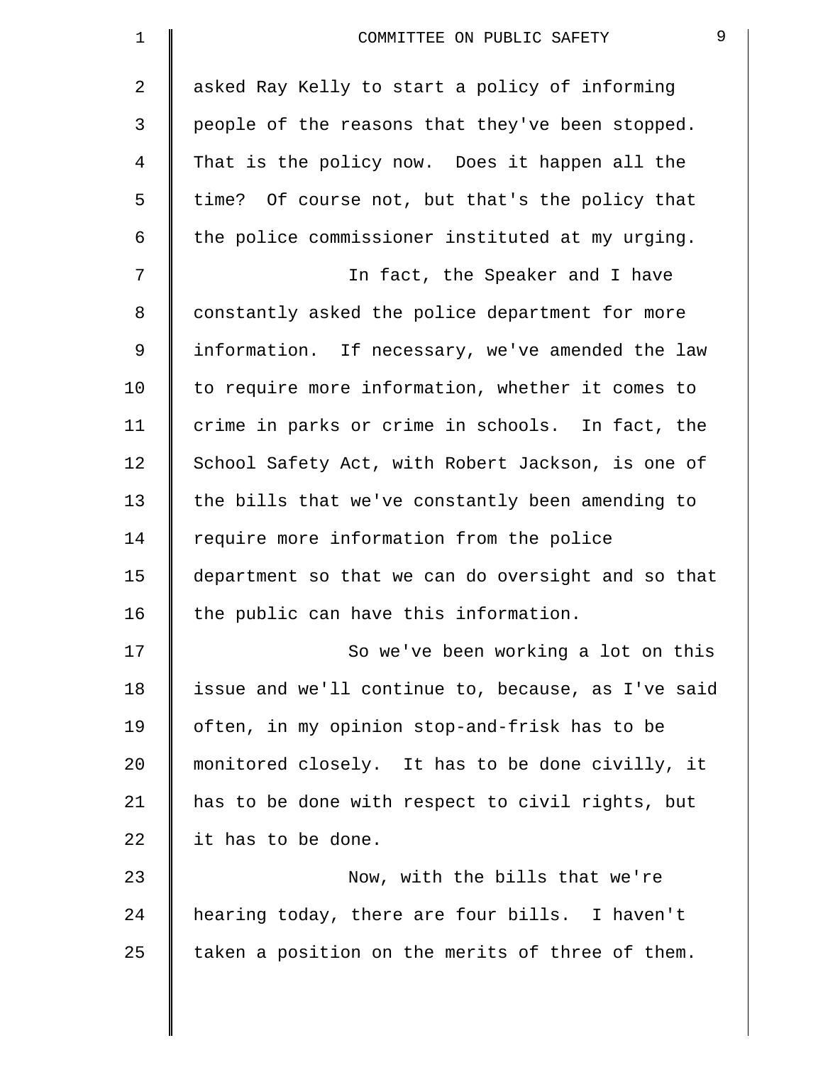asked Ray Kelly to start a policy of informing people of the reasons that they've been stopped. That is the policy now. Does it happen all the time? Of course not, but that's the policy that the police commissioner instituted at my urging.

In fact, the Speaker and I have constantly asked the police department for more information. If necessary, we've amended the law to require more information, whether it comes to crime in parks or crime in schools. In fact, the School Safety Act, with Robert Jackson, is one of the bills that we've constantly been amending to require more information from the police department so that we can do oversight and so that the public can have this information.

So we've been working a lot on this issue and we'll continue to, because, as I've said often, in my opinion stop-and-frisk has to be monitored closely. It has to be done civilly, it has to be done with respect to civil rights, but it has to be done.

Now, with the bills that we're hearing today, there are four bills. I haven't taken a position on the merits of three of them.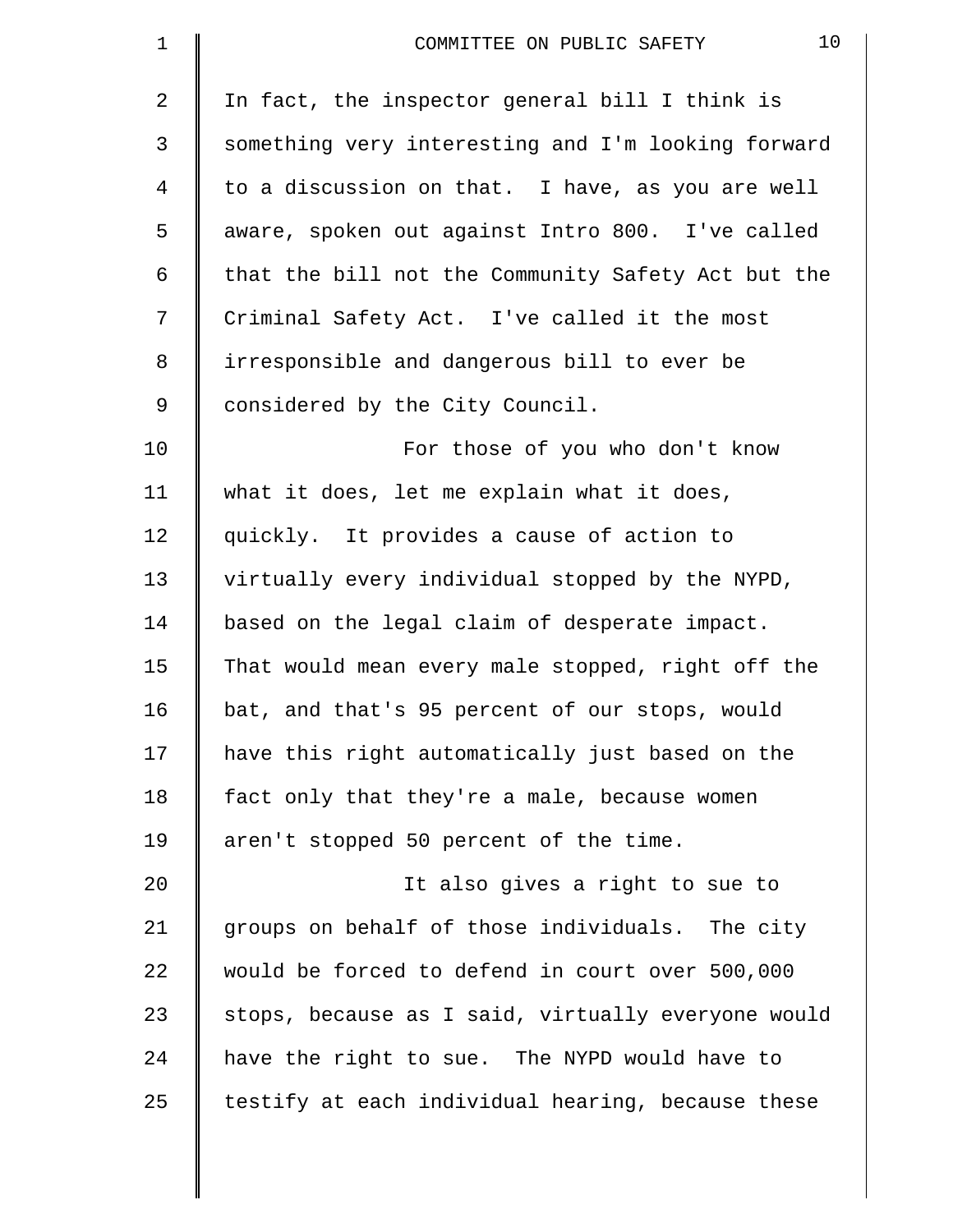In fact, the inspector general bill I think is something very interesting and I'm looking forward to a discussion on that. I have, as you are well aware, spoken out against Intro 800. I've called that the bill not the Community Safety Act but the Criminal Safety Act. I've called it the most irresponsible and dangerous bill to ever be considered by the City Council.

For those of you who don't know what it does, let me explain what it does, quickly. It provides a cause of action to virtually every individual stopped by the NYPD, based on the legal claim of desperate impact. That would mean every male stopped, right off the bat, and that's 95 percent of our stops, would have this right automatically just based on the fact only that they're a male, because women aren't stopped 50 percent of the time.

It also gives a right to sue to groups on behalf of those individuals. The city would be forced to defend in court over 500,000 stops, because as I said, virtually everyone would have the right to sue. The NYPD would have to testify at each individual hearing, because these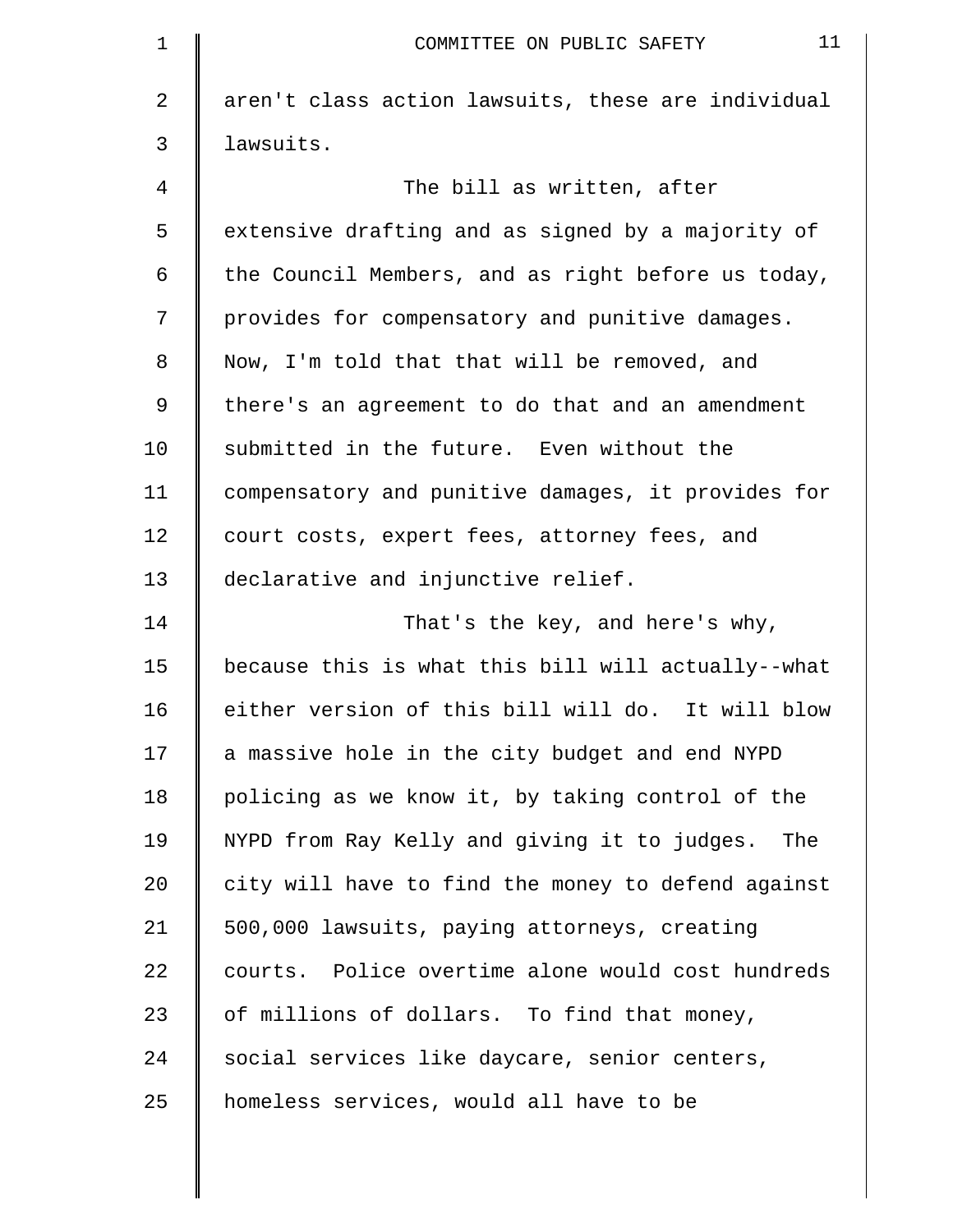aren't class action lawsuits, these are individual lawsuits.

The bill as written, after extensive drafting and as signed by a majority of the Council Members, and as right before us today, provides for compensatory and punitive damages. Now, I'm told that that will be removed, and there's an agreement to do that and an amendment submitted in the future. Even without the compensatory and punitive damages, it provides for court costs, expert fees, attorney fees, and declarative and injunctive relief.

That's the key, and here's why, because this is what this bill will actually--what either version of this bill will do. It will blow a massive hole in the city budget and end NYPD policing as we know it, by taking control of the NYPD from Ray Kelly and giving it to judges. The city will have to find the money to defend against 500,000 lawsuits, paying attorneys, creating courts. Police overtime alone would cost hundreds of millions of dollars. To find that money, social services like daycare, senior centers, homeless services, would all have to be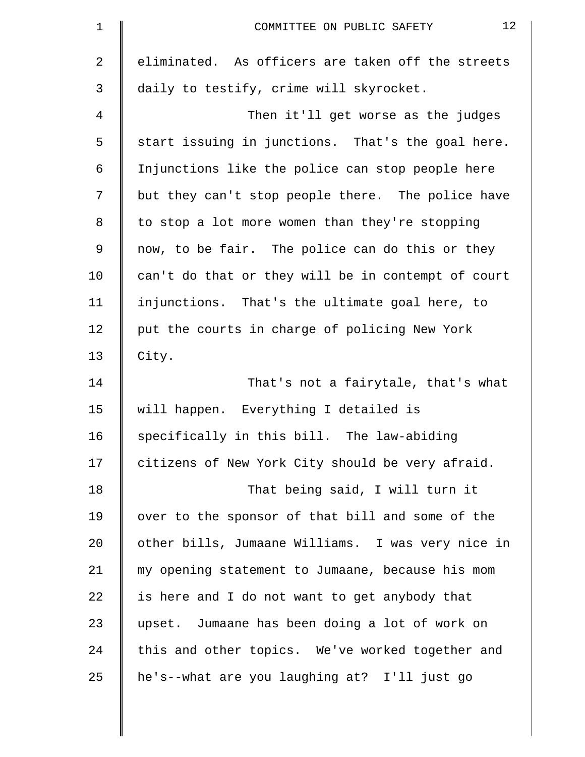eliminated. As officers are taken off the streets daily to testify, crime will skyrocket.

Then it'll get worse as the judges start issuing in junctions. That's the goal here. Injunctions like the police can stop people here but they can't stop people there. The police have to stop a lot more women than they're stopping now, to be fair. The police can do this or they can't do that or they will be in contempt of court injunctions. That's the ultimate goal here, to put the courts in charge of policing New York City.

That's not a fairytale, that's what will happen. Everything I detailed is specifically in this bill. The law-abiding citizens of New York City should be very afraid.

That being said, I will turn it over to the sponsor of that bill and some of the other bills, Jumaane Williams. I was very nice in my opening statement to Jumaane, because his mom is here and I do not want to get anybody that upset. Jumaane has been doing a lot of work on this and other topics. We've worked together and he's--what are you laughing at? I'll just go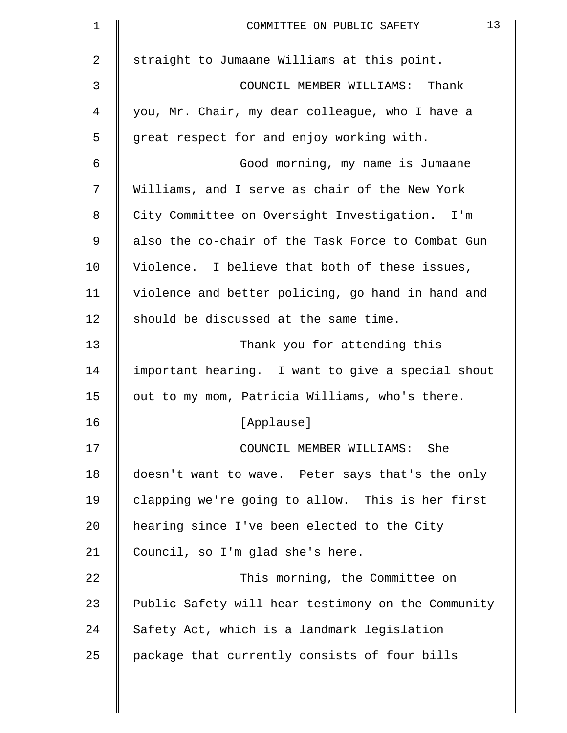straight to Jumaane Williams at this point.

COUNCIL MEMBER WILLIAMS: Thank you, Mr. Chair, my dear colleague, who I have a great respect for and enjoy working with.

Good morning, my name is Jumaane Williams, and I serve as chair of the New York City Committee on Oversight Investigation. I'm also the co-chair of the Task Force to Combat Gun Violence. I believe that both of these issues, violence and better policing, go hand in hand and should be discussed at the same time.

Thank you for attending this important hearing. I want to give a special shout out to my mom, Patricia Williams, who's there.

[Applause]

COUNCIL MEMBER WILLIAMS: She doesn't want to wave. Peter says that's the only clapping we're going to allow. This is her first hearing since I've been elected to the City Council, so I'm glad she's here.

This morning, the Committee on Public Safety will hear testimony on the Community Safety Act, which is a landmark legislation package that currently consists of four bills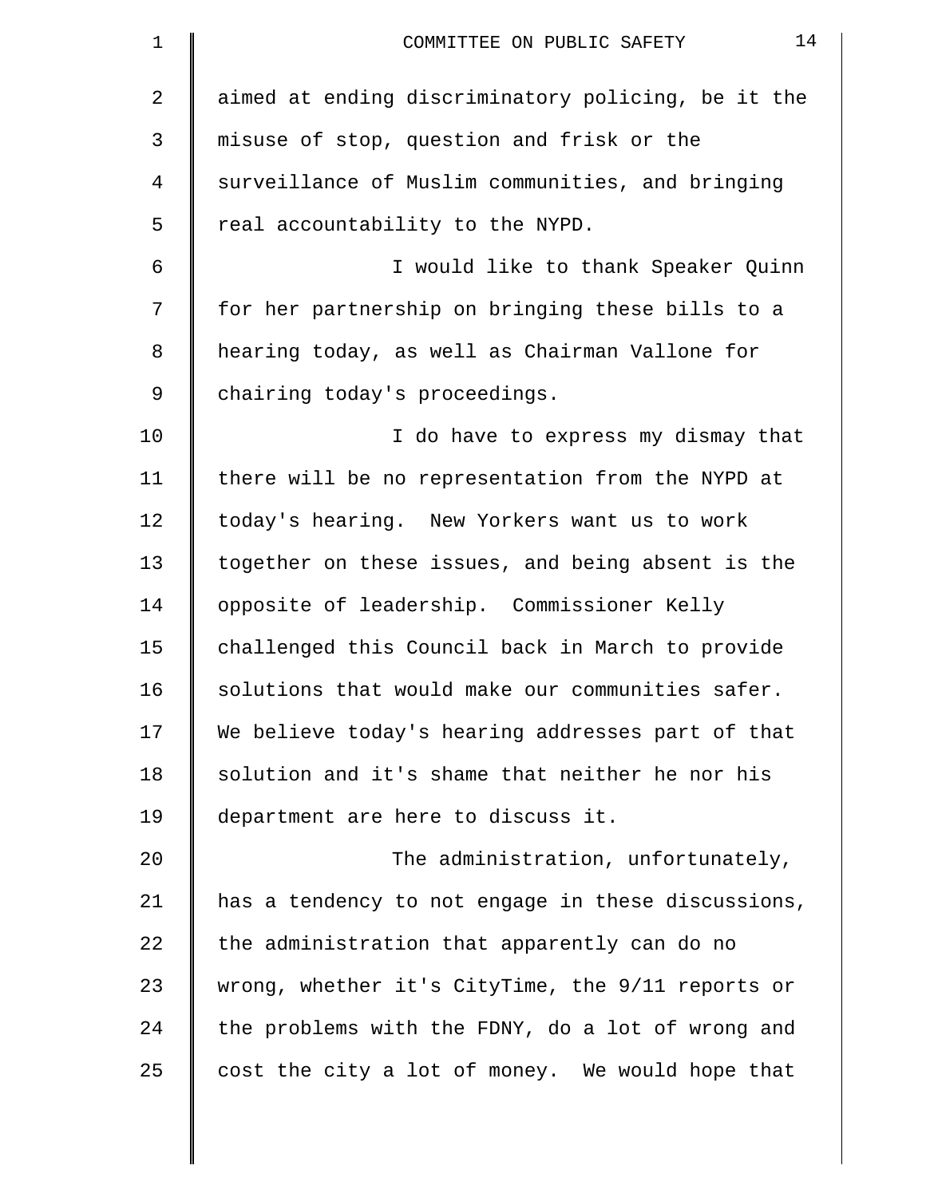aimed at ending discriminatory policing, be it the misuse of stop, question and frisk or the surveillance of Muslim communities, and bringing real accountability to the NYPD.

I would like to thank Speaker Quinn for her partnership on bringing these bills to a hearing today, as well as Chairman Vallone for chairing today's proceedings.

I do have to express my dismay that there will be no representation from the NYPD at today's hearing. New Yorkers want us to work together on these issues, and being absent is the opposite of leadership. Commissioner Kelly challenged this Council back in March to provide solutions that would make our communities safer. We believe today's hearing addresses part of that solution and it's shame that neither he nor his department are here to discuss it.

The administration, unfortunately, has a tendency to not engage in these discussions, the administration that apparently can do no wrong, whether it's CityTime, the 9/11 reports or the problems with the FDNY, do a lot of wrong and cost the city a lot of money. We would hope that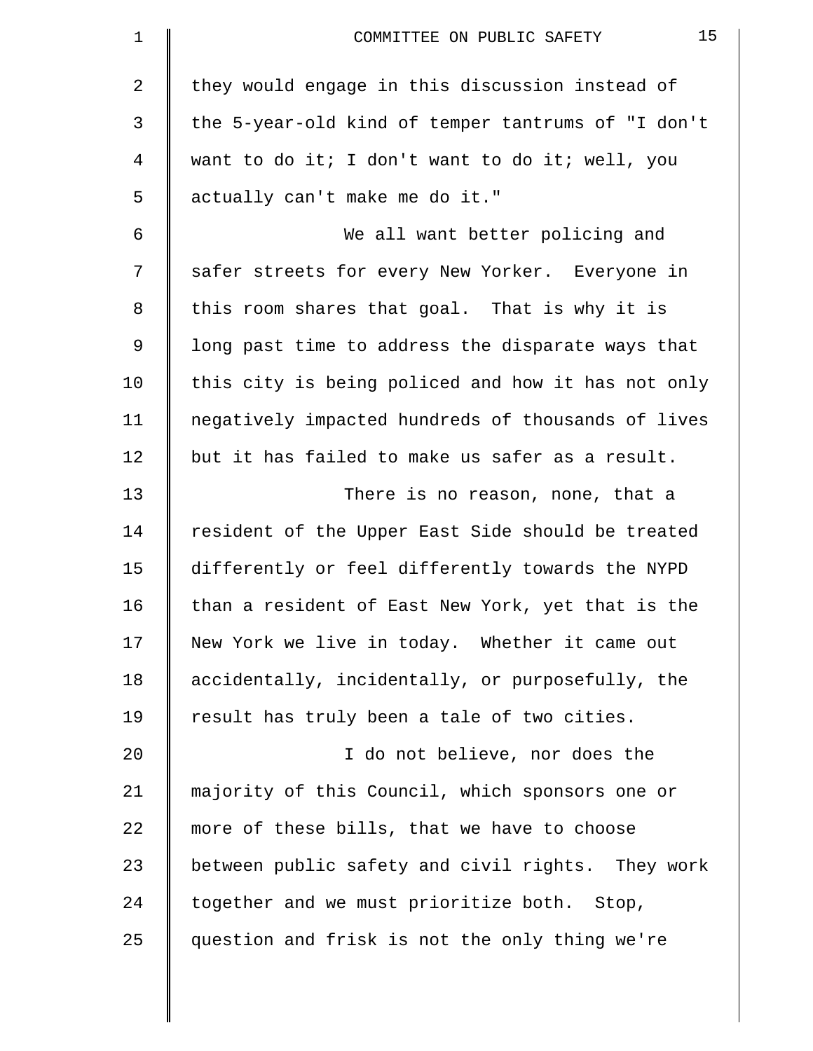they would engage in this discussion instead of the 5-year-old kind of temper tantrums of "I don't want to do it; I don't want to do it; well, you actually can't make me do it."

We all want better policing and safer streets for every New Yorker. Everyone in this room shares that goal. That is why it is long past time to address the disparate ways that this city is being policed and how it has not only negatively impacted hundreds of thousands of lives but it has failed to make us safer as a result.

There is no reason, none, that a resident of the Upper East Side should be treated differently or feel differently towards the NYPD than a resident of East New York, yet that is the New York we live in today. Whether it came out accidentally, incidentally, or purposefully, the result has truly been a tale of two cities.

I do not believe, nor does the majority of this Council, which sponsors one or more of these bills, that we have to choose between public safety and civil rights. They work together and we must prioritize both. Stop, question and frisk is not the only thing we're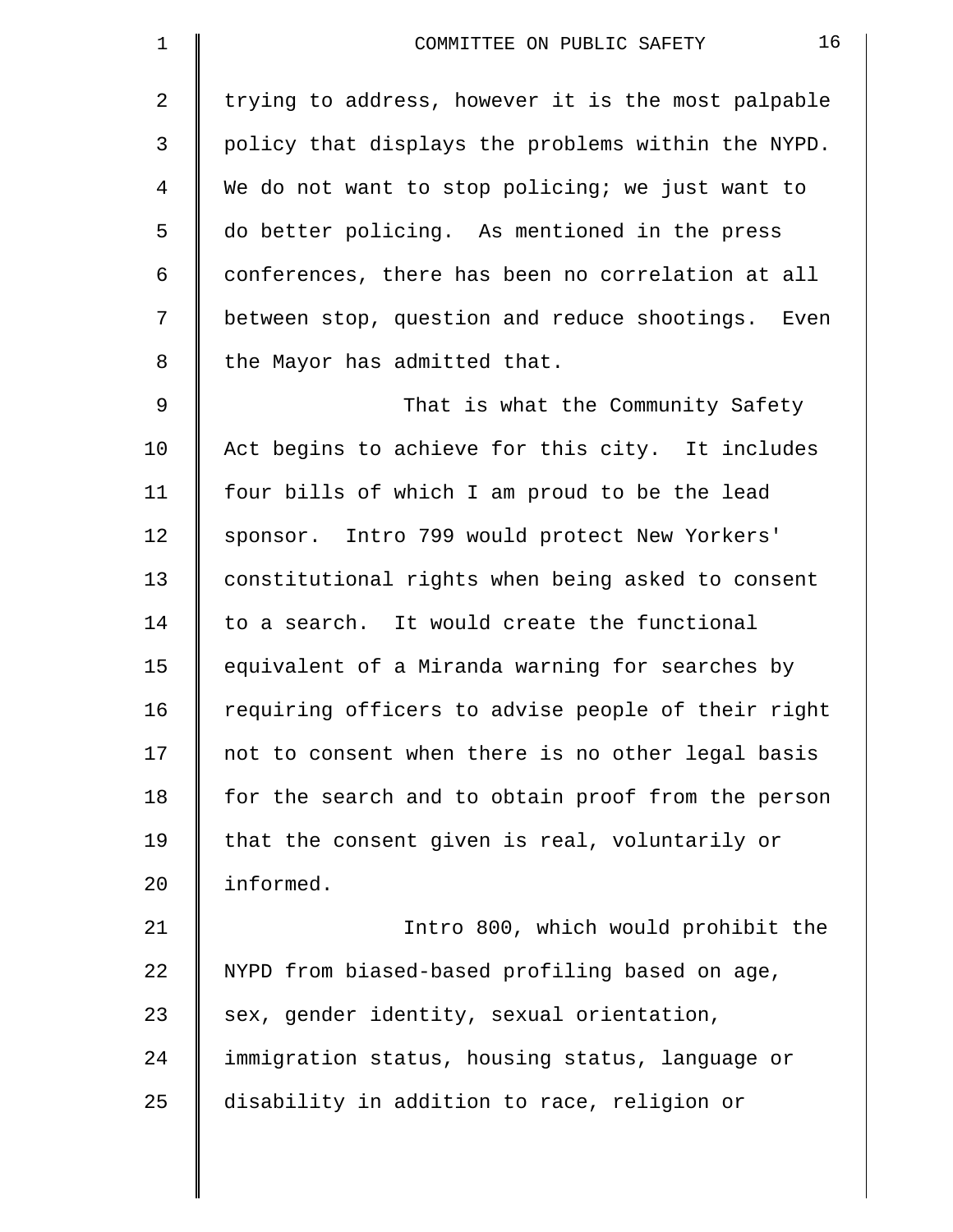trying to address, however it is the most palpable policy that displays the problems within the NYPD. We do not want to stop policing; we just want to do better policing. As mentioned in the press conferences, there has been no correlation at all between stop, question and reduce shootings. Even the Mayor has admitted that.

That is what the Community Safety Act begins to achieve for this city. It includes four bills of which I am proud to be the lead sponsor. Intro 799 would protect New Yorkers' constitutional rights when being asked to consent to a search. It would create the functional equivalent of a Miranda warning for searches by requiring officers to advise people of their right not to consent when there is no other legal basis for the search and to obtain proof from the person that the consent given is real, voluntarily or informed.

Intro 800, which would prohibit the NYPD from biased-based profiling based on age, sex, gender identity, sexual orientation, immigration status, housing status, language or disability in addition to race, religion or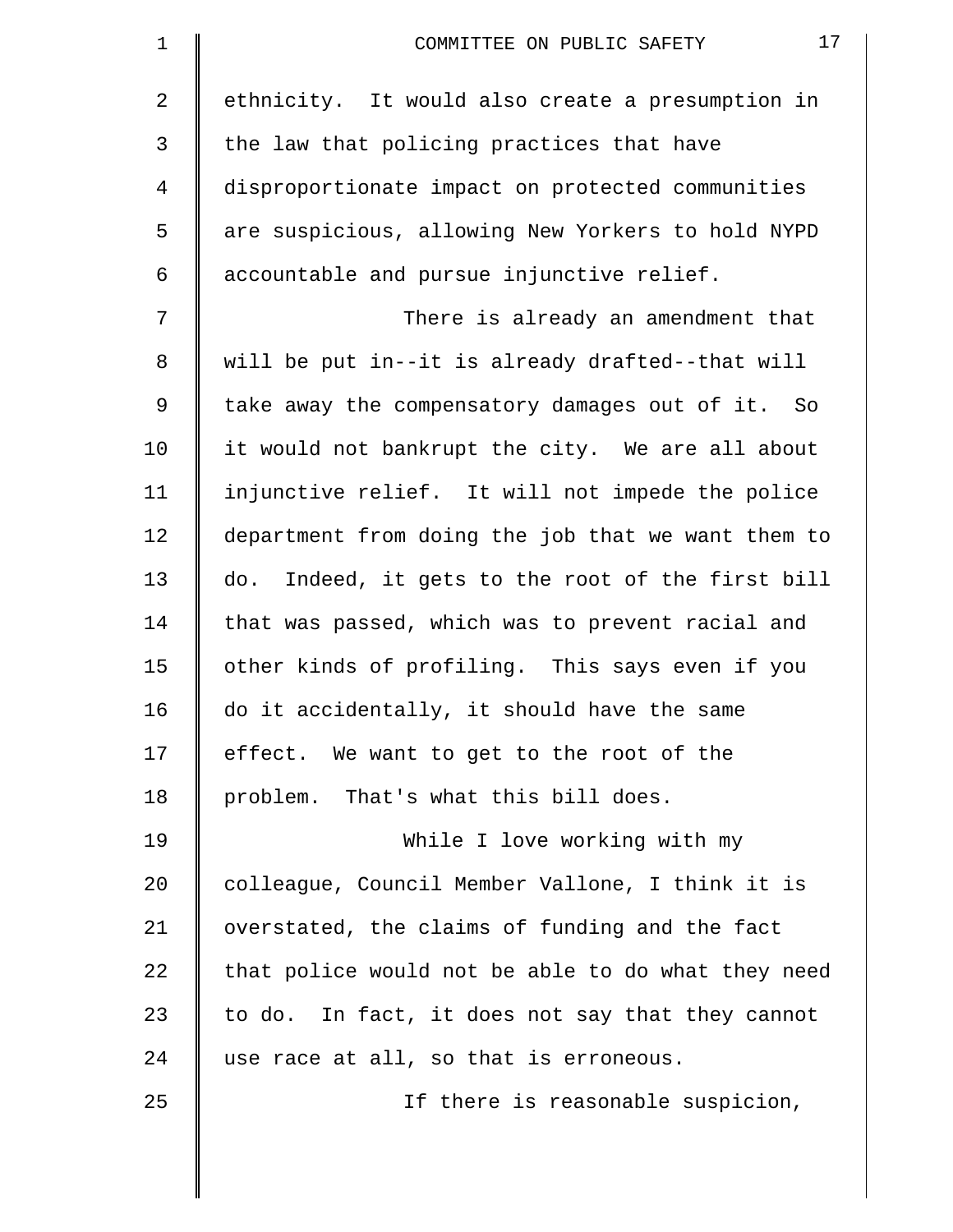ethnicity. It would also create a presumption in the law that policing practices that have disproportionate impact on protected communities are suspicious, allowing New Yorkers to hold NYPD accountable and pursue injunctive relief.

There is already an amendment that will be put in--it is already drafted--that will take away the compensatory damages out of it. So it would not bankrupt the city. We are all about injunctive relief. It will not impede the police department from doing the job that we want them to do. Indeed, it gets to the root of the first bill that was passed, which was to prevent racial and other kinds of profiling. This says even if you do it accidentally, it should have the same effect. We want to get to the root of the problem. That's what this bill does.

While I love working with my colleague, Council Member Vallone, I think it is overstated, the claims of funding and the fact that police would not be able to do what they need to do. In fact, it does not say that they cannot use race at all, so that is erroneous.

If there is reasonable suspicion,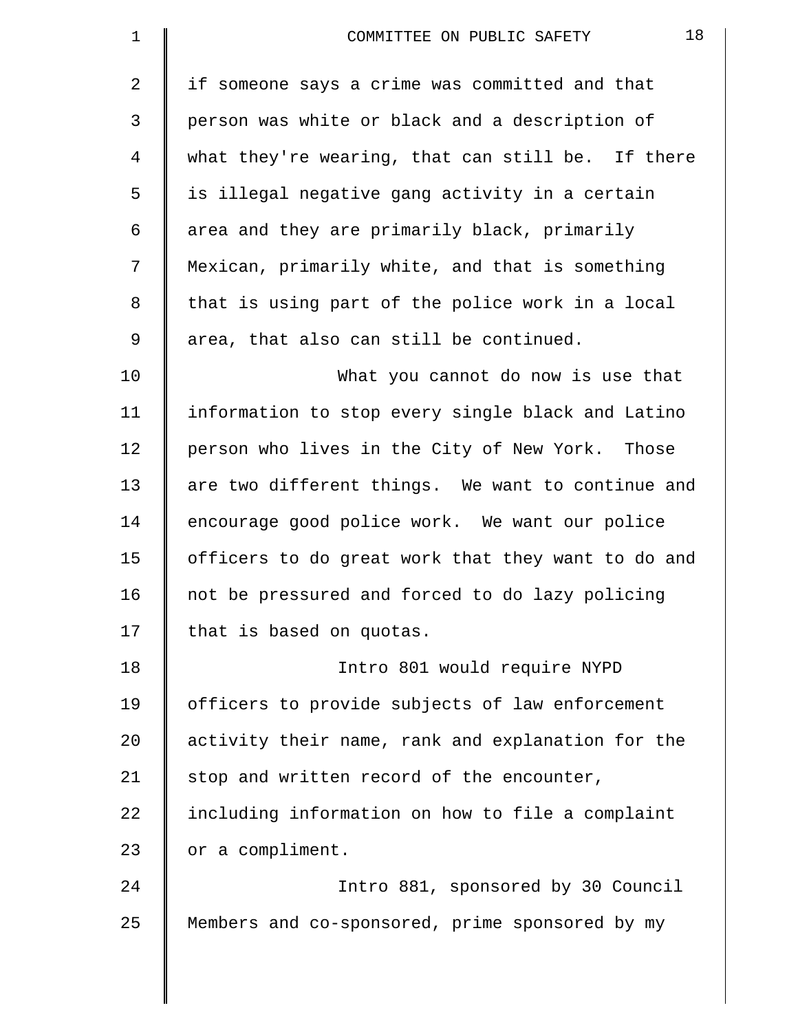if someone says a crime was committed and that person was white or black and a description of what they're wearing, that can still be. If there is illegal negative gang activity in a certain area and they are primarily black, primarily Mexican, primarily white, and that is something that is using part of the police work in a local area, that also can still be continued.

What you cannot do now is use that information to stop every single black and Latino person who lives in the City of New York. Those are two different things. We want to continue and encourage good police work. We want our police officers to do great work that they want to do and not be pressured and forced to do lazy policing that is based on quotas.

Intro 801 would require NYPD officers to provide subjects of law enforcement activity their name, rank and explanation for the stop and written record of the encounter, including information on how to file a complaint or a compliment.

Intro 881, sponsored by 30 Council Members and co-sponsored, prime sponsored by my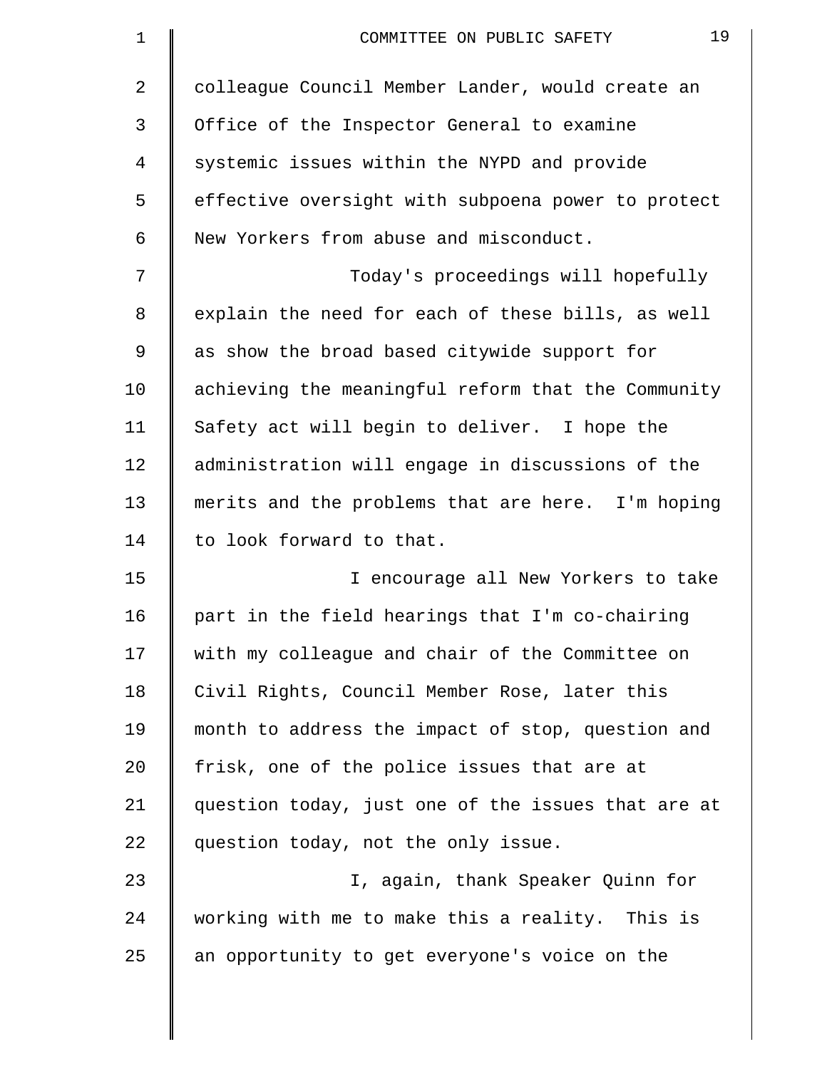colleague Council Member Lander, would create an Office of the Inspector General to examine systemic issues within the NYPD and provide effective oversight with subpoena power to protect New Yorkers from abuse and misconduct.

Today's proceedings will hopefully explain the need for each of these bills, as well as show the broad based citywide support for achieving the meaningful reform that the Community Safety act will begin to deliver. I hope the administration will engage in discussions of the merits and the problems that are here. I'm hoping to look forward to that.

I encourage all New Yorkers to take part in the field hearings that I'm co-chairing with my colleague and chair of the Committee on Civil Rights, Council Member Rose, later this month to address the impact of stop, question and frisk, one of the police issues that are at question today, just one of the issues that are at question today, not the only issue.

I, again, thank Speaker Quinn for working with me to make this a reality. This is an opportunity to get everyone's voice on the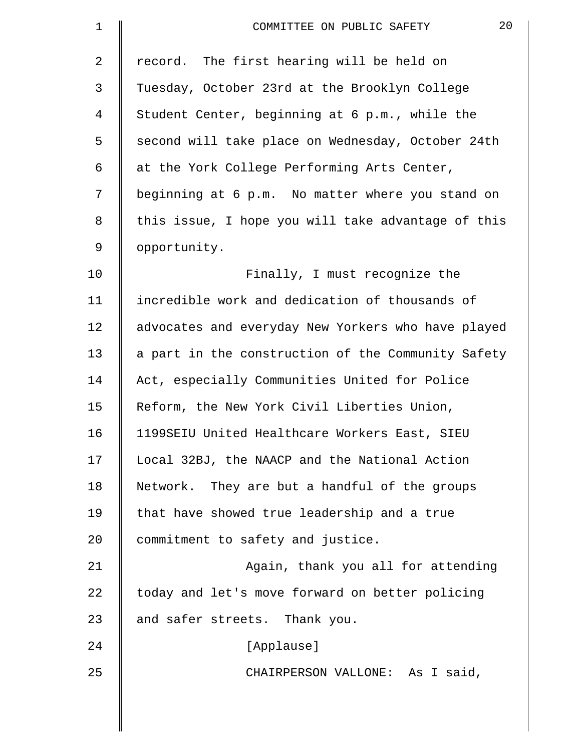record. The first hearing will be held on Tuesday, October 23rd at the Brooklyn College Student Center, beginning at 6 p.m., while the second will take place on Wednesday, October 24th at the York College Performing Arts Center, beginning at 6 p.m. No matter where you stand on this issue, I hope you will take advantage of this opportunity.

Finally, I must recognize the incredible work and dedication of thousands of advocates and everyday New Yorkers who have played a part in the construction of the Community Safety Act, especially Communities United for Police Reform, the New York Civil Liberties Union, 1199SEIU United Healthcare Workers East, SIEU Local 32BJ, the NAACP and the National Action Network. They are but a handful of the groups that have showed true leadership and a true commitment to safety and justice.

Again, thank you all for attending today and let's move forward on better policing and safer streets. Thank you.

[Applause]

CHAIRPERSON VALLONE: As I said,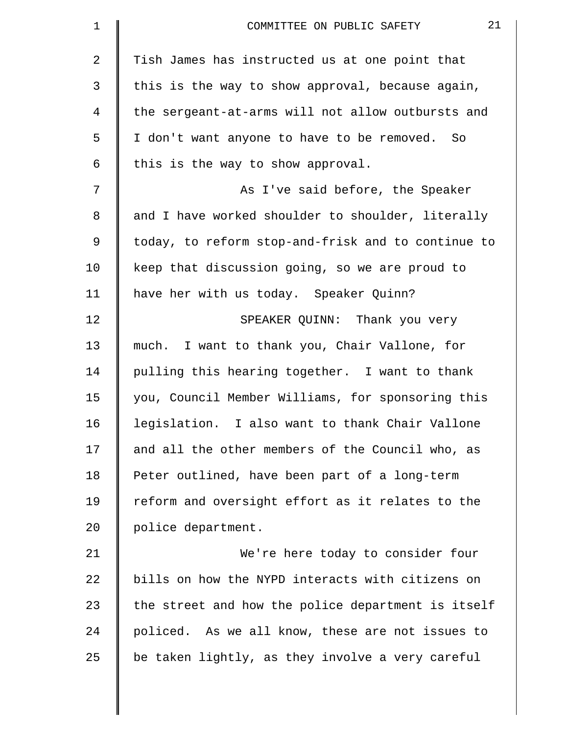Tish James has instructed us at one point that this is the way to show approval, because again, the sergeant-at-arms will not allow outbursts and I don't want anyone to have to be removed. So this is the way to show approval.

As I've said before, the Speaker and I have worked shoulder to shoulder, literally today, to reform stop-and-frisk and to continue to keep that discussion going, so we are proud to have her with us today. Speaker Quinn?

SPEAKER QUINN: Thank you very much. I want to thank you, Chair Vallone, for pulling this hearing together. I want to thank you, Council Member Williams, for sponsoring this legislation. I also want to thank Chair Vallone and all the other members of the Council who, as Peter outlined, have been part of a long-term reform and oversight effort as it relates to the police department.

We're here today to consider four bills on how the NYPD interacts with citizens on the street and how the police department is itself policed. As we all know, these are not issues to be taken lightly, as they involve a very careful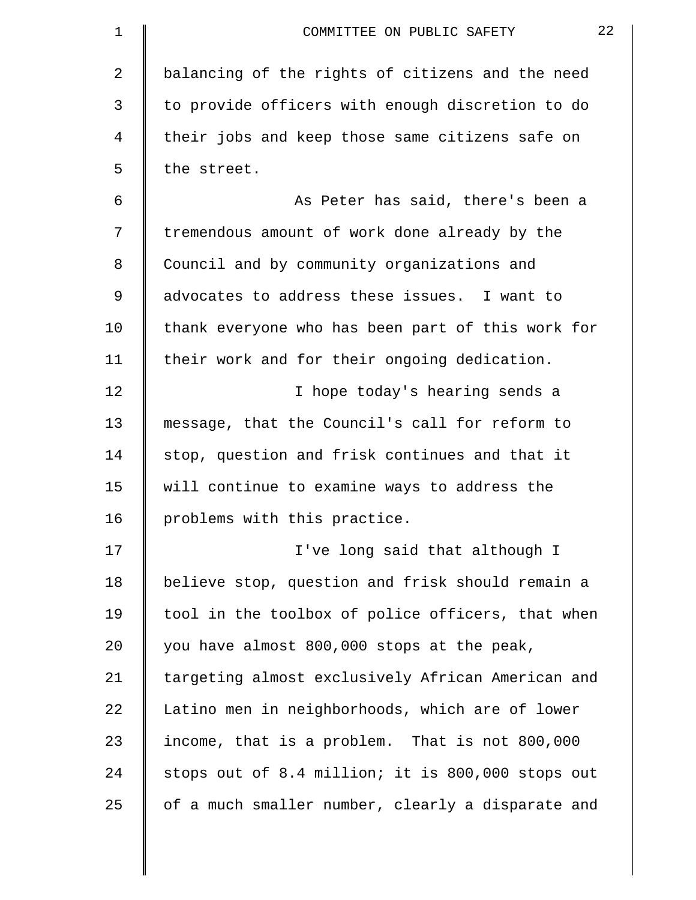balancing of the rights of citizens and the need to provide officers with enough discretion to do their jobs and keep those same citizens safe on the street.

As Peter has said, there's been a tremendous amount of work done already by the Council and by community organizations and advocates to address these issues. I want to thank everyone who has been part of this work for their work and for their ongoing dedication.

I hope today's hearing sends a message, that the Council's call for reform to stop, question and frisk continues and that it will continue to examine ways to address the problems with this practice.

I've long said that although I believe stop, question and frisk should remain a tool in the toolbox of police officers, that when you have almost 800,000 stops at the peak, targeting almost exclusively African American and Latino men in neighborhoods, which are of lower income, that is a problem. That is not 800,000 stops out of 8.4 million; it is 800,000 stops out of a much smaller number, clearly a disparate and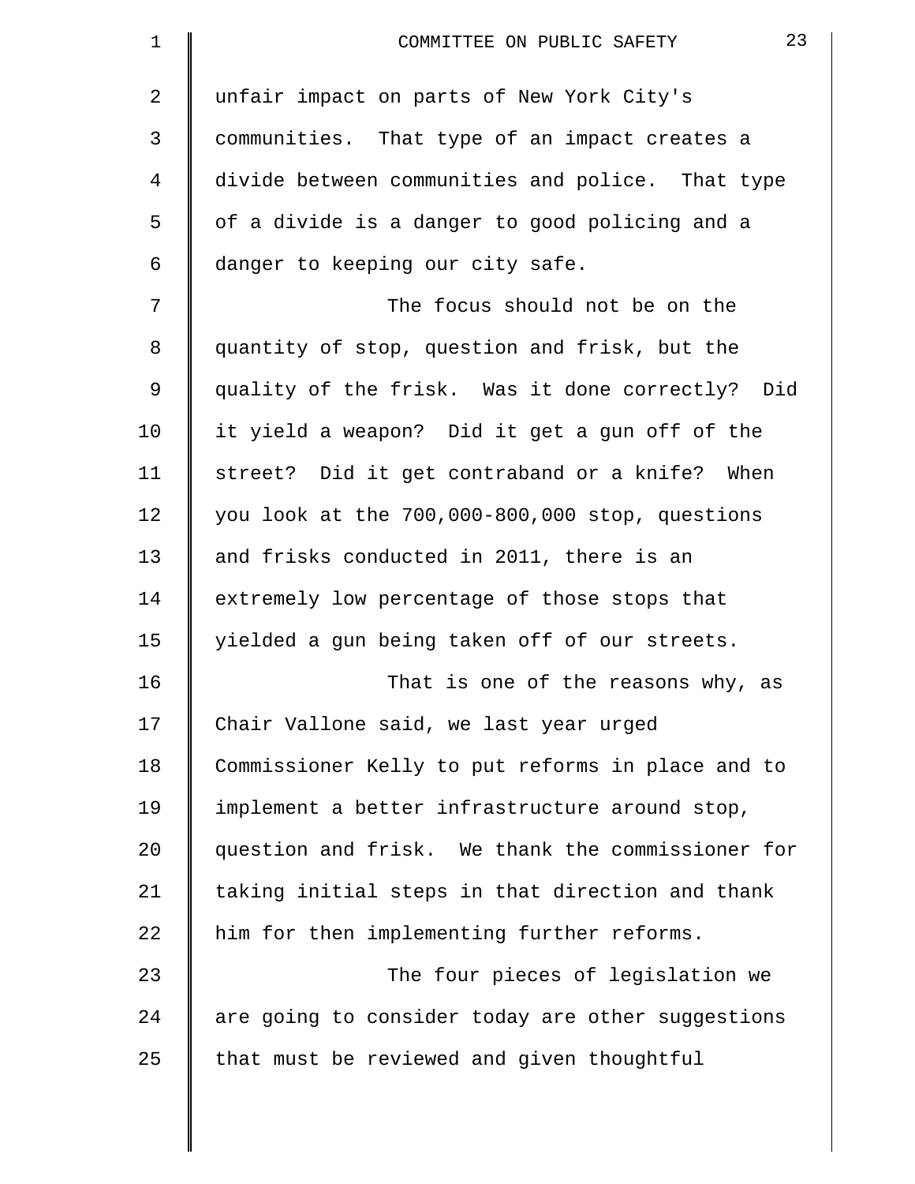unfair impact on parts of New York City's communities. That type of an impact creates a divide between communities and police. That type of a divide is a danger to good policing and a danger to keeping our city safe.

The focus should not be on the quantity of stop, question and frisk, but the quality of the frisk. Was it done correctly? Did it yield a weapon? Did it get a gun off of the street? Did it get contraband or a knife? When you look at the 700,000-800,000 stop, questions and frisks conducted in 2011, there is an extremely low percentage of those stops that yielded a gun being taken off of our streets.

That is one of the reasons why, as Chair Vallone said, we last year urged Commissioner Kelly to put reforms in place and to implement a better infrastructure around stop, question and frisk. We thank the commissioner for taking initial steps in that direction and thank him for then implementing further reforms.

The four pieces of legislation we are going to consider today are other suggestions that must be reviewed and given thoughtful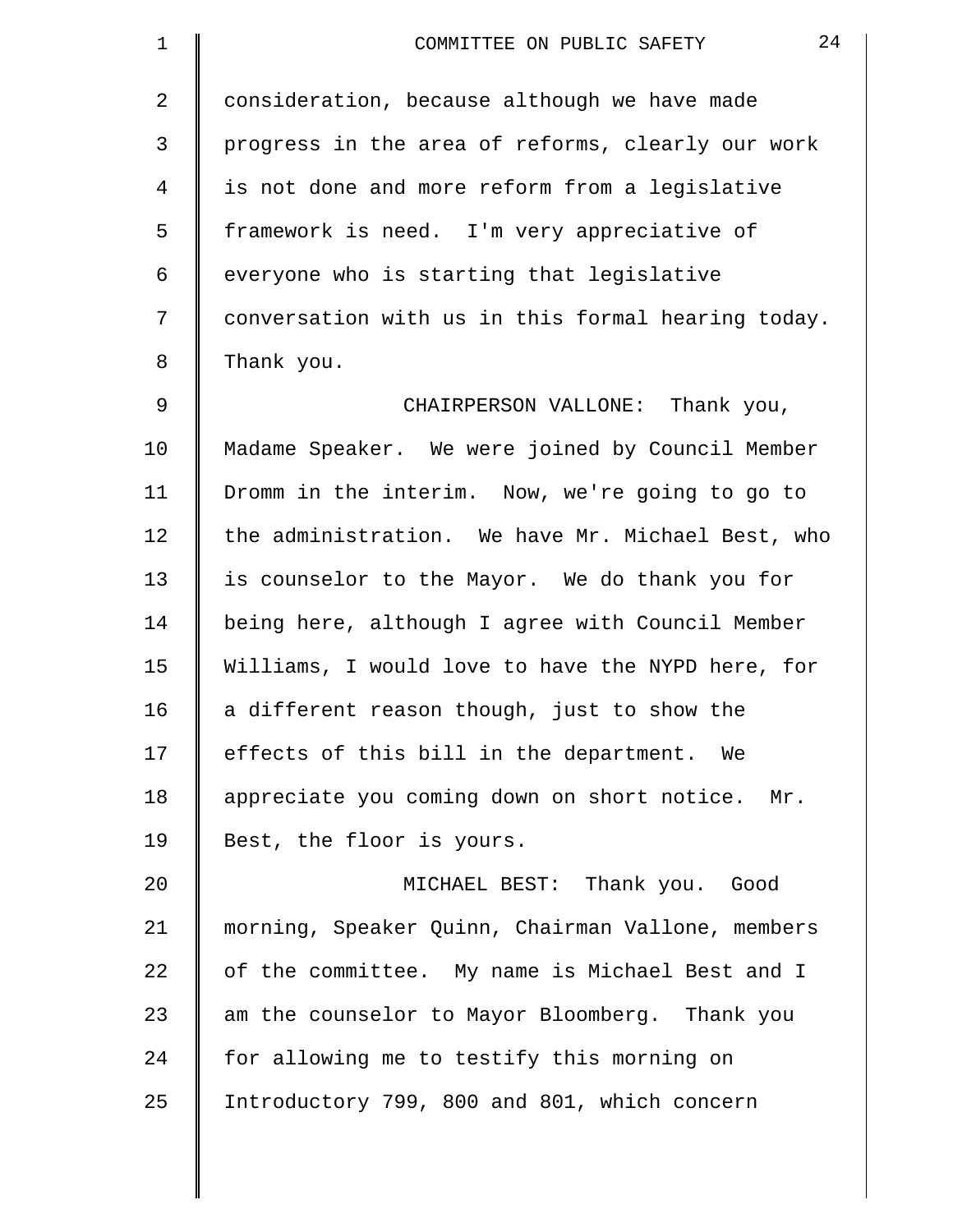consideration, because although we have made progress in the area of reforms, clearly our work is not done and more reform from a legislative framework is need. I'm very appreciative of everyone who is starting that legislative conversation with us in this formal hearing today. Thank you.

CHAIRPERSON VALLONE: Thank you, Madame Speaker. We were joined by Council Member Dromm in the interim. Now, we're going to go to the administration. We have Mr. Michael Best, who is counselor to the Mayor. We do thank you for being here, although I agree with Council Member Williams, I would love to have the NYPD here, for a different reason though, just to show the effects of this bill in the department. We appreciate you coming down on short notice. Mr. Best, the floor is yours.

MICHAEL BEST: Thank you. Good morning, Speaker Quinn, Chairman Vallone, members of the committee. My name is Michael Best and I am the counselor to Mayor Bloomberg. Thank you for allowing me to testify this morning on Introductory 799, 800 and 801, which concern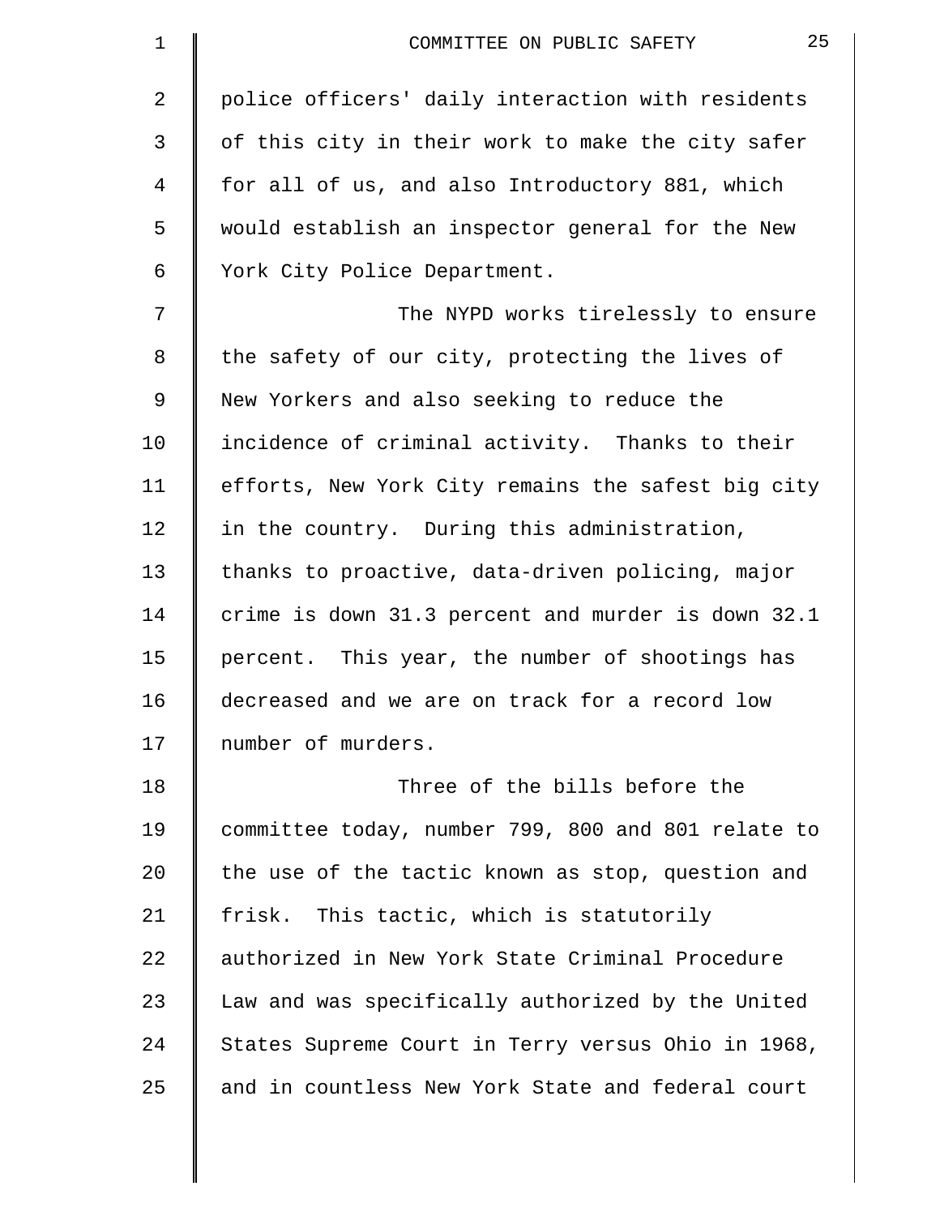police officers' daily interaction with residents of this city in their work to make the city safer for all of us, and also Introductory 881, which would establish an inspector general for the New York City Police Department.

The NYPD works tirelessly to ensure the safety of our city, protecting the lives of New Yorkers and also seeking to reduce the incidence of criminal activity. Thanks to their efforts, New York City remains the safest big city in the country. During this administration, thanks to proactive, data-driven policing, major crime is down 31.3 percent and murder is down 32.1 percent. This year, the number of shootings has decreased and we are on track for a record low number of murders.

Three of the bills before the committee today, number 799, 800 and 801 relate to the use of the tactic known as stop, question and frisk. This tactic, which is statutorily authorized in New York State Criminal Procedure Law and was specifically authorized by the United States Supreme Court in Terry versus Ohio in 1968, and in countless New York State and federal court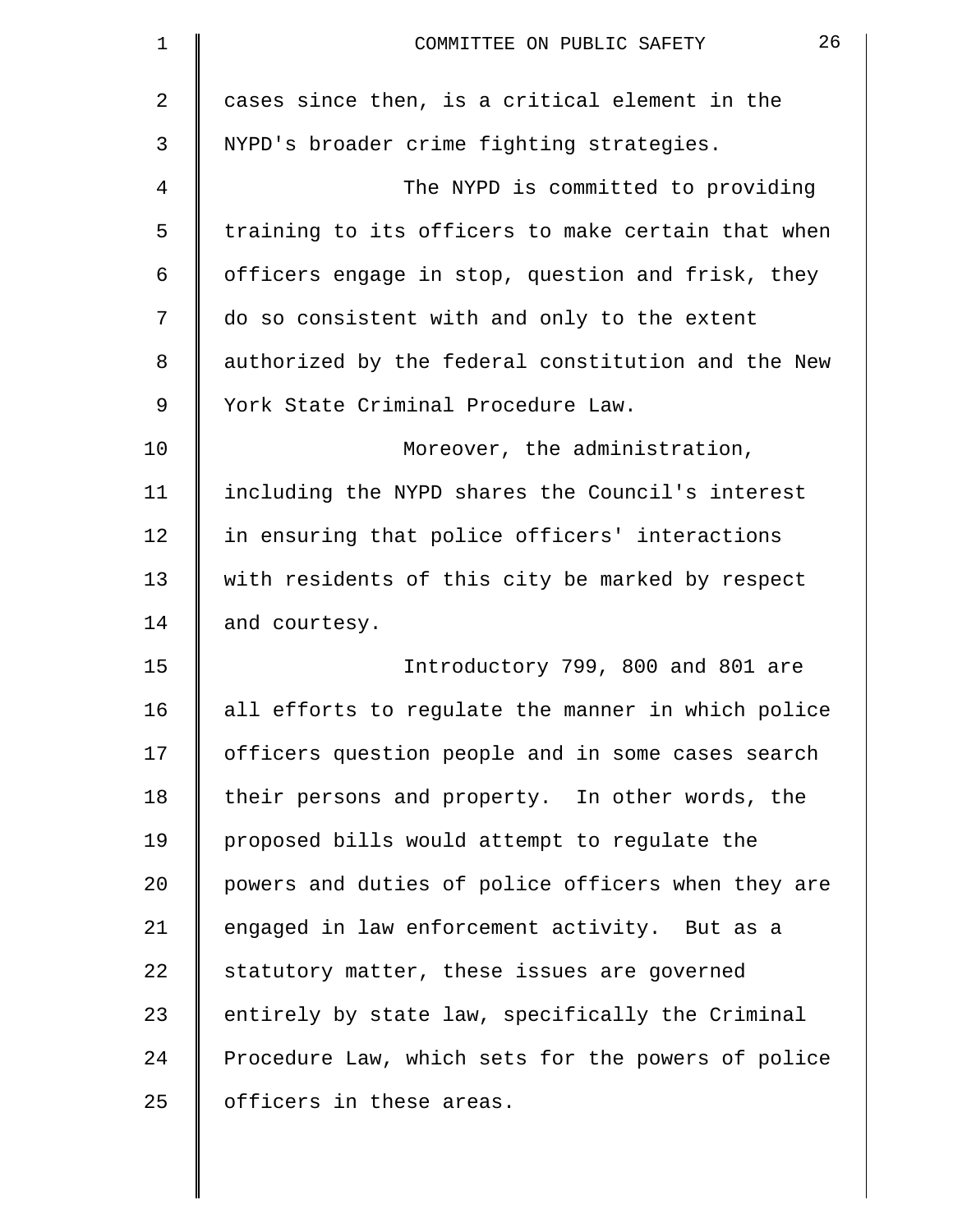cases since then, is a critical element in the NYPD's broader crime fighting strategies.

The NYPD is committed to providing training to its officers to make certain that when officers engage in stop, question and frisk, they do so consistent with and only to the extent authorized by the federal constitution and the New York State Criminal Procedure Law.

Moreover, the administration, including the NYPD shares the Council's interest in ensuring that police officers' interactions with residents of this city be marked by respect and courtesy.

Introductory 799, 800 and 801 are all efforts to regulate the manner in which police officers question people and in some cases search their persons and property. In other words, the proposed bills would attempt to regulate the powers and duties of police officers when they are engaged in law enforcement activity. But as a statutory matter, these issues are governed entirely by state law, specifically the Criminal Procedure Law, which sets for the powers of police officers in these areas.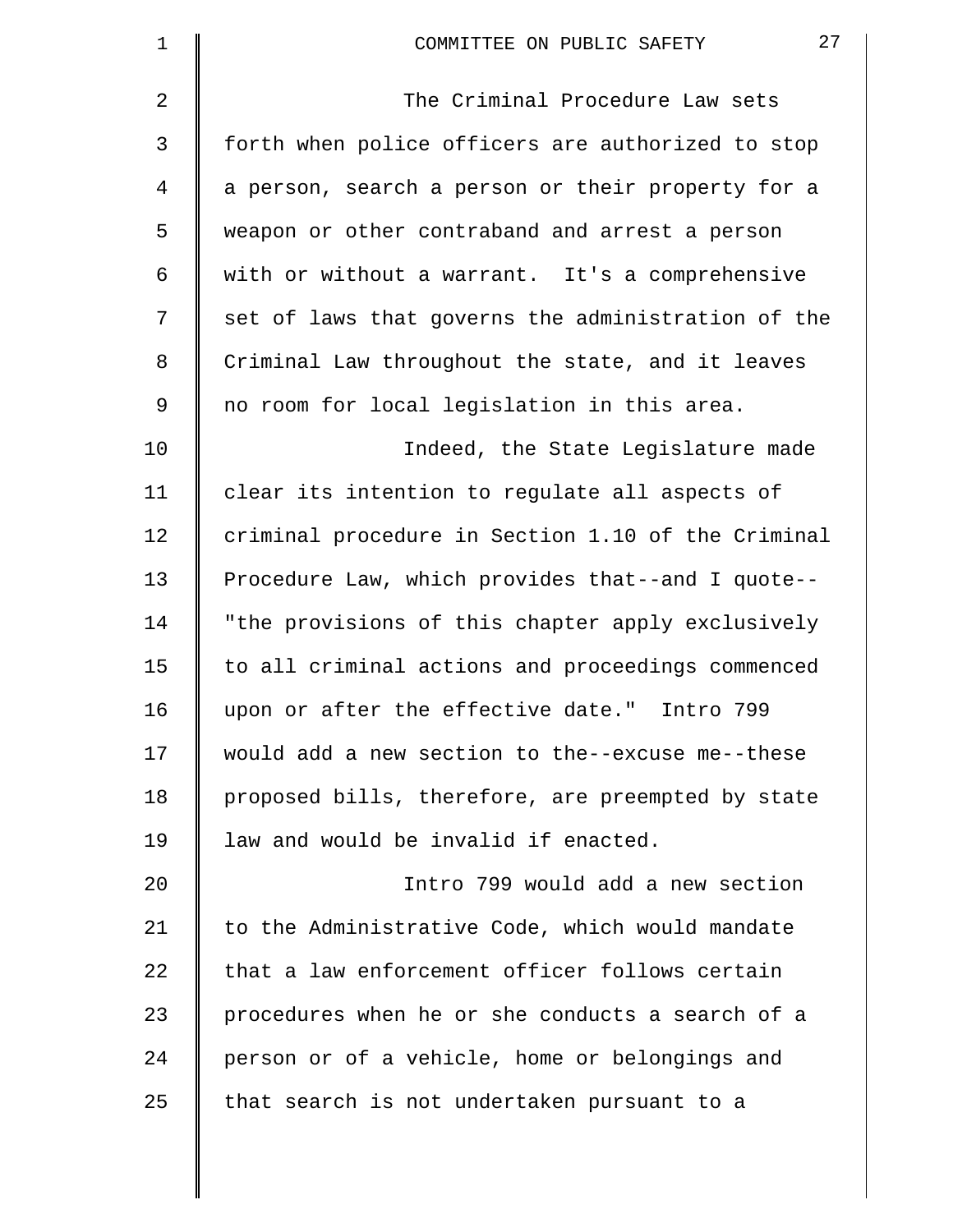The Criminal Procedure Law sets forth when police officers are authorized to stop a person, search a person or their property for a weapon or other contraband and arrest a person with or without a warrant. It's a comprehensive set of laws that governs the administration of the Criminal Law throughout the state, and it leaves no room for local legislation in this area.

Indeed, the State Legislature made clear its intention to regulate all aspects of criminal procedure in Section 1.10 of the Criminal Procedure Law, which provides that--and I quote-- "the provisions of this chapter apply exclusively to all criminal actions and proceedings commenced upon or after the effective date." Intro 799 would add a new section to the--excuse me--these proposed bills, therefore, are preempted by state law and would be invalid if enacted.

Intro 799 would add a new section to the Administrative Code, which would mandate that a law enforcement officer follows certain procedures when he or she conducts a search of a person or of a vehicle, home or belongings and that search is not undertaken pursuant to a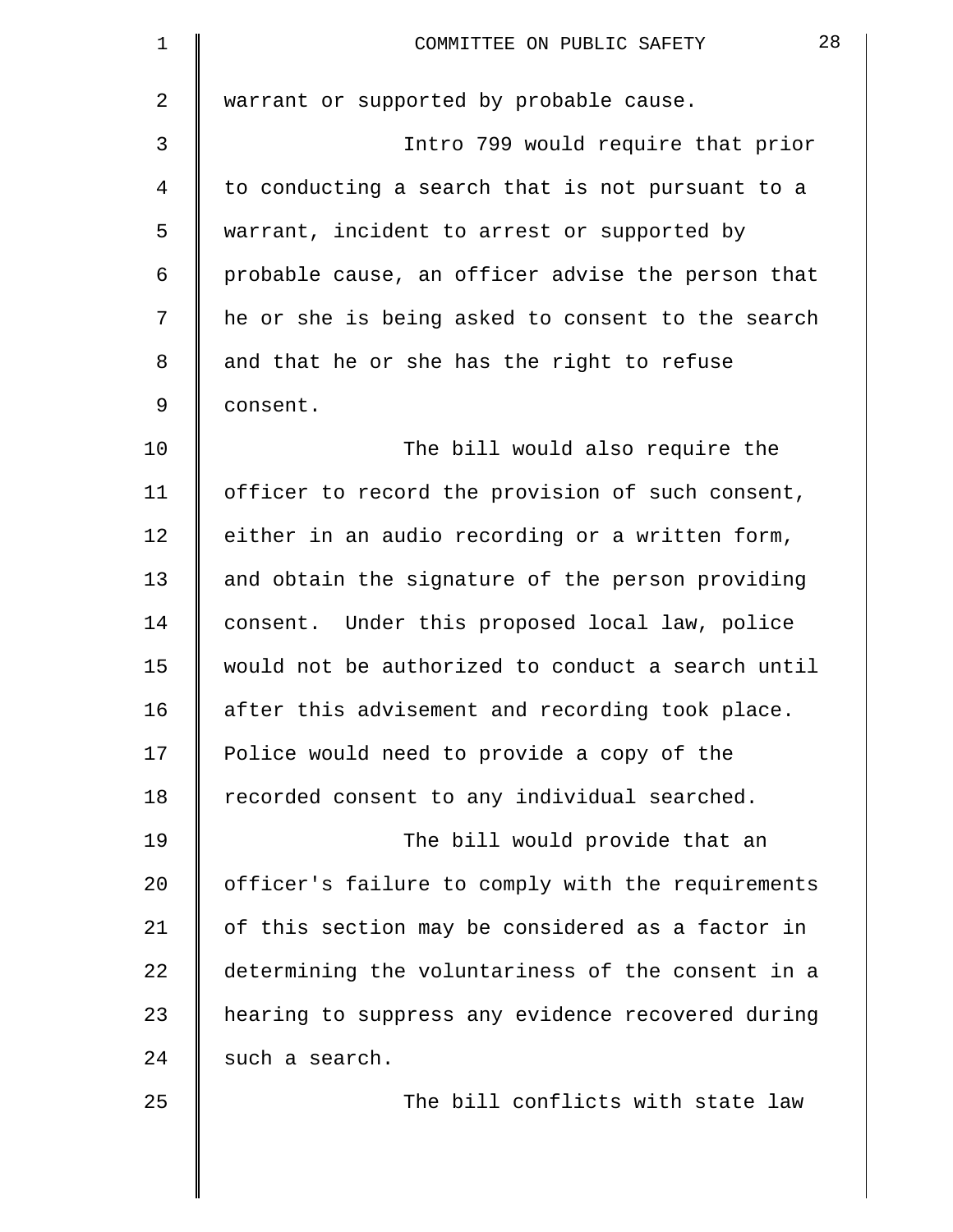warrant or supported by probable cause.

Intro 799 would require that prior to conducting a search that is not pursuant to a warrant, incident to arrest or supported by probable cause, an officer advise the person that he or she is being asked to consent to the search and that he or she has the right to refuse consent.

The bill would also require the officer to record the provision of such consent, either in an audio recording or a written form, and obtain the signature of the person providing consent. Under this proposed local law, police would not be authorized to conduct a search until after this advisement and recording took place. Police would need to provide a copy of the recorded consent to any individual searched.

The bill would provide that an officer's failure to comply with the requirements of this section may be considered as a factor in determining the voluntariness of the consent in a hearing to suppress any evidence recovered during such a search.

The bill conflicts with state law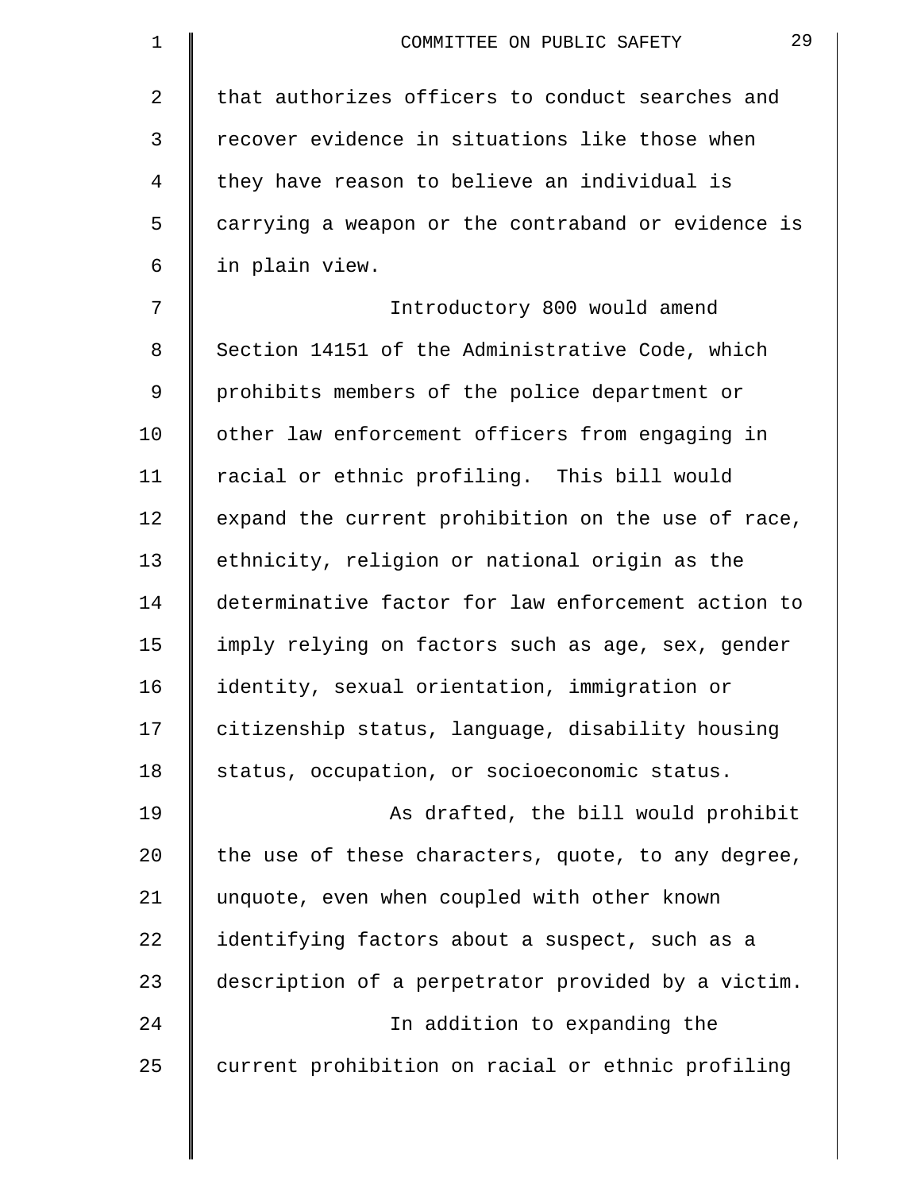that authorizes officers to conduct searches and recover evidence in situations like those when they have reason to believe an individual is carrying a weapon or the contraband or evidence is in plain view.

Introductory 800 would amend Section 14151 of the Administrative Code, which prohibits members of the police department or other law enforcement officers from engaging in racial or ethnic profiling. This bill would expand the current prohibition on the use of race, ethnicity, religion or national origin as the determinative factor for law enforcement action to imply relying on factors such as age, sex, gender identity, sexual orientation, immigration or citizenship status, language, disability housing status, occupation, or socioeconomic status.

As drafted, the bill would prohibit the use of these characters, quote, to any degree, unquote, even when coupled with other known identifying factors about a suspect, such as a description of a perpetrator provided by a victim.

In addition to expanding the current prohibition on racial or ethnic profiling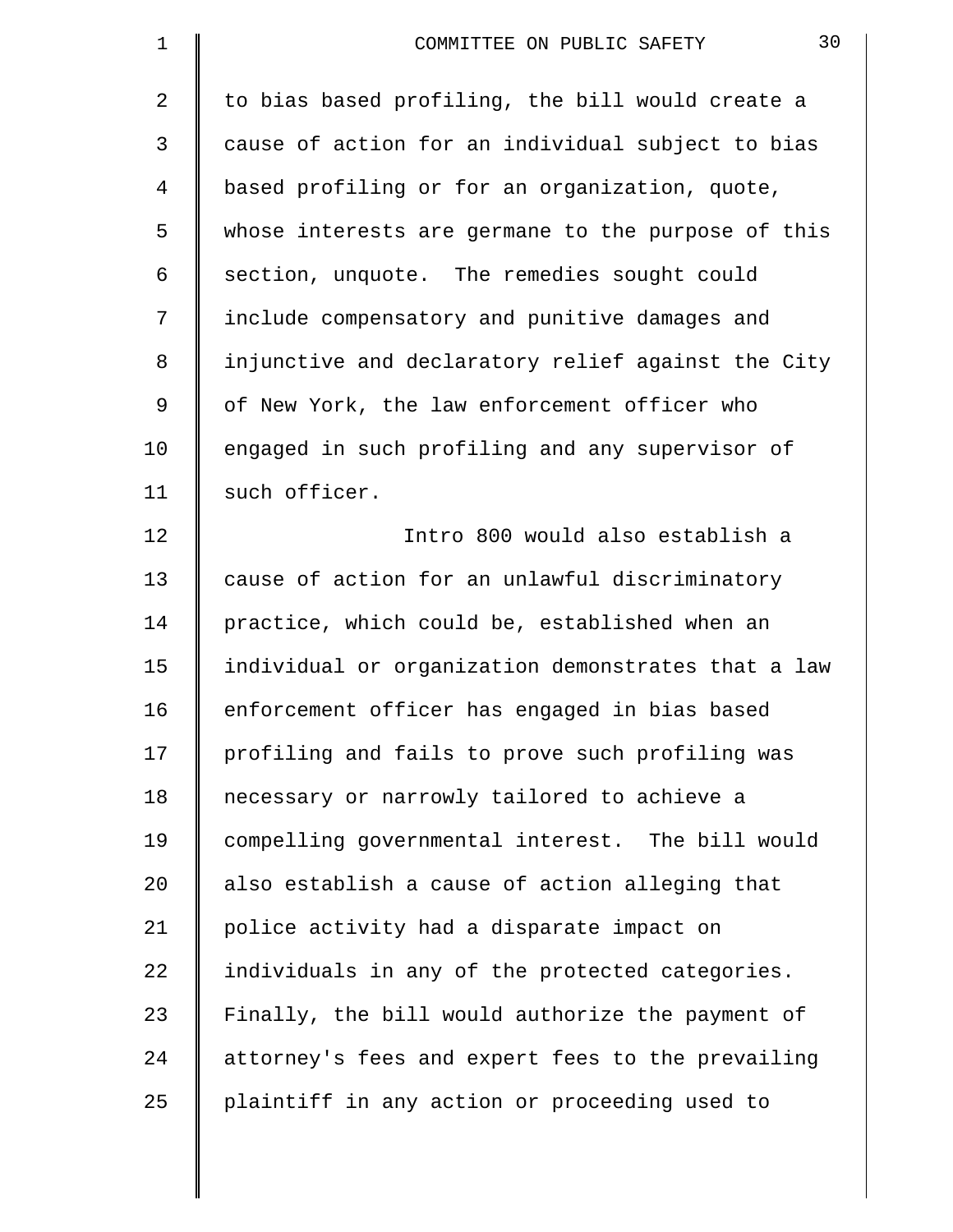to bias based profiling, the bill would create a cause of action for an individual subject to bias based profiling or for an organization, quote, whose interests are germane to the purpose of this section, unquote. The remedies sought could include compensatory and punitive damages and injunctive and declaratory relief against the City of New York, the law enforcement officer who engaged in such profiling and any supervisor of such officer.

Intro 800 would also establish a cause of action for an unlawful discriminatory practice, which could be, established when an individual or organization demonstrates that a law enforcement officer has engaged in bias based profiling and fails to prove such profiling was necessary or narrowly tailored to achieve a compelling governmental interest. The bill would also establish a cause of action alleging that police activity had a disparate impact on individuals in any of the protected categories. Finally, the bill would authorize the payment of attorney's fees and expert fees to the prevailing plaintiff in any action or proceeding used to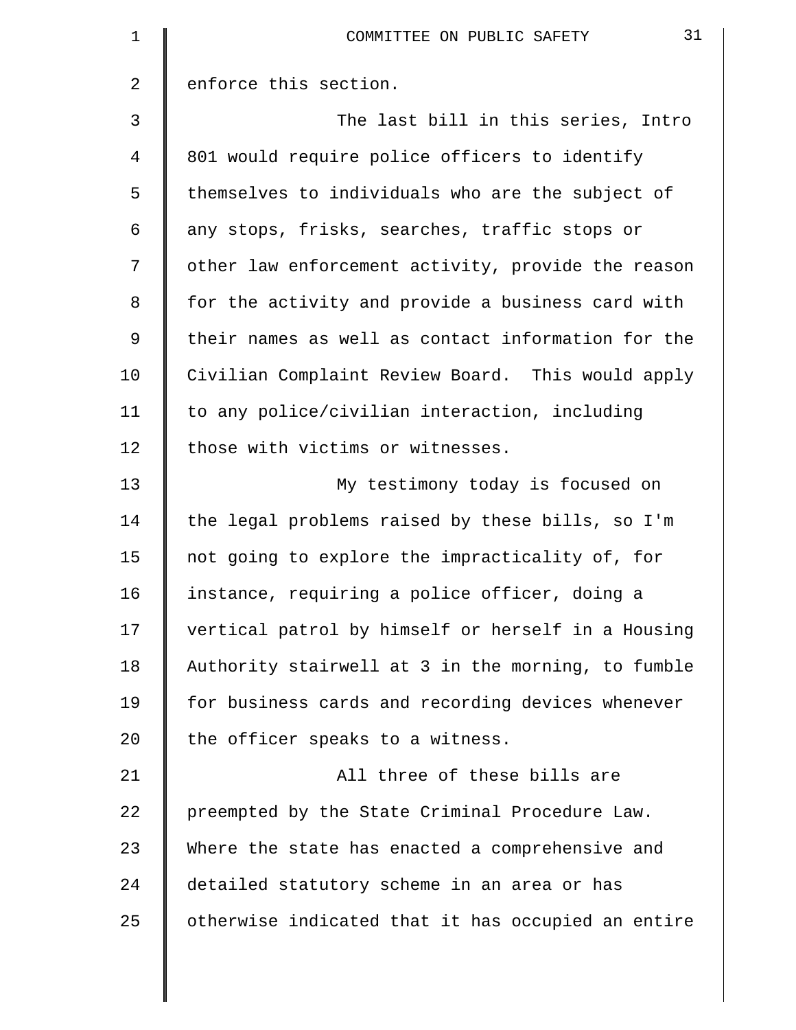enforce this section.

The last bill in this series, Intro 801 would require police officers to identify themselves to individuals who are the subject of any stops, frisks, searches, traffic stops or other law enforcement activity, provide the reason for the activity and provide a business card with their names as well as contact information for the Civilian Complaint Review Board. This would apply to any police/civilian interaction, including those with victims or witnesses.

My testimony today is focused on the legal problems raised by these bills, so I'm not going to explore the impracticality of, for instance, requiring a police officer, doing a vertical patrol by himself or herself in a Housing Authority stairwell at 3 in the morning, to fumble for business cards and recording devices whenever the officer speaks to a witness.

All three of these bills are preempted by the State Criminal Procedure Law. Where the state has enacted a comprehensive and detailed statutory scheme in an area or has otherwise indicated that it has occupied an entire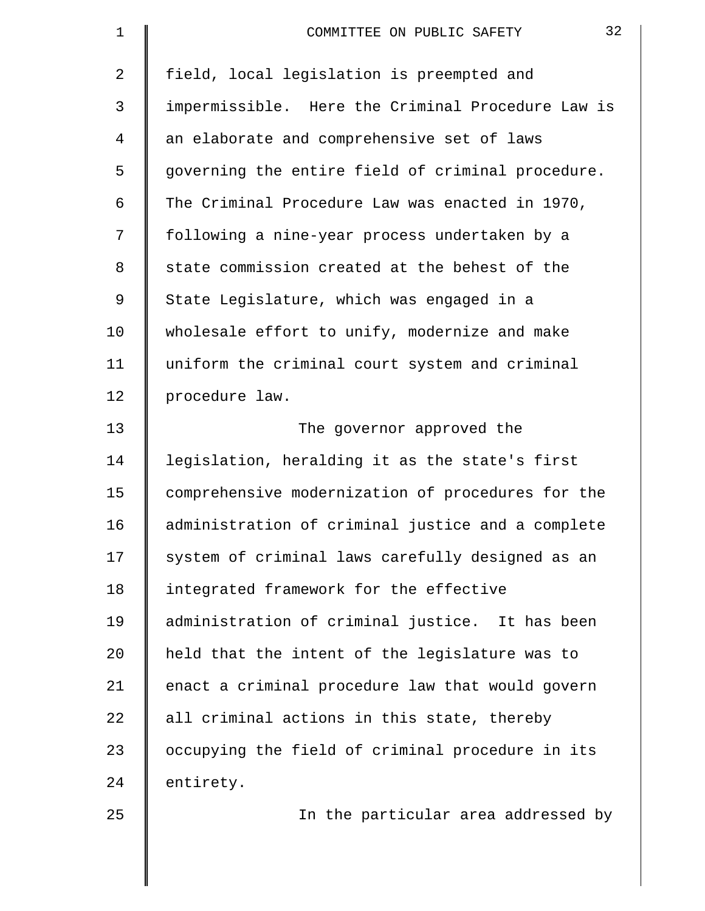field, local legislation is preempted and impermissible. Here the Criminal Procedure Law is an elaborate and comprehensive set of laws governing the entire field of criminal procedure. The Criminal Procedure Law was enacted in 1970, following a nine-year process undertaken by a state commission created at the behest of the State Legislature, which was engaged in a wholesale effort to unify, modernize and make uniform the criminal court system and criminal procedure law.

The governor approved the legislation, heralding it as the state's first comprehensive modernization of procedures for the administration of criminal justice and a complete system of criminal laws carefully designed as an integrated framework for the effective administration of criminal justice. It has been held that the intent of the legislature was to enact a criminal procedure law that would govern all criminal actions in this state, thereby occupying the field of criminal procedure in its entirety.

In the particular area addressed by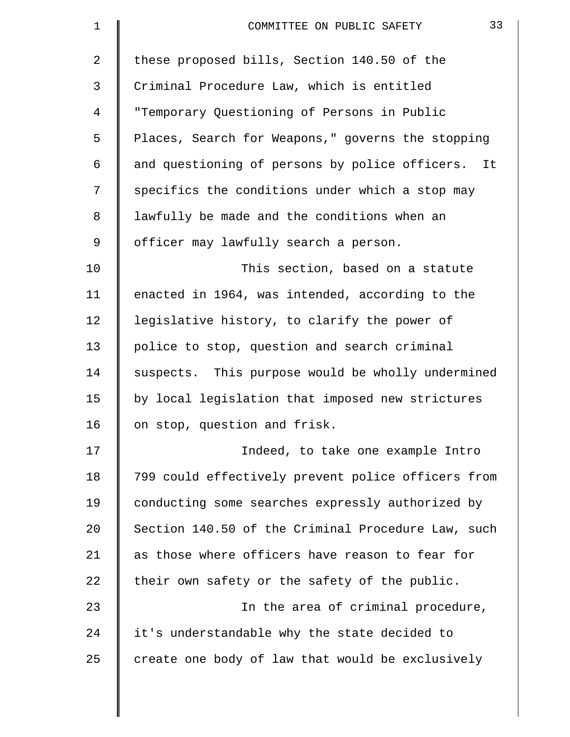these proposed bills, Section 140.50 of the Criminal Procedure Law, which is entitled "Temporary Questioning of Persons in Public Places, Search for Weapons," governs the stopping and questioning of persons by police officers. It specifics the conditions under which a stop may lawfully be made and the conditions when an officer may lawfully search a person.

This section, based on a statute enacted in 1964, was intended, according to the legislative history, to clarify the power of police to stop, question and search criminal suspects. This purpose would be wholly undermined by local legislation that imposed new strictures on stop, question and frisk.

Indeed, to take one example Intro 799 could effectively prevent police officers from conducting some searches expressly authorized by Section 140.50 of the Criminal Procedure Law, such as those where officers have reason to fear for their own safety or the safety of the public.

In the area of criminal procedure, it's understandable why the state decided to create one body of law that would be exclusively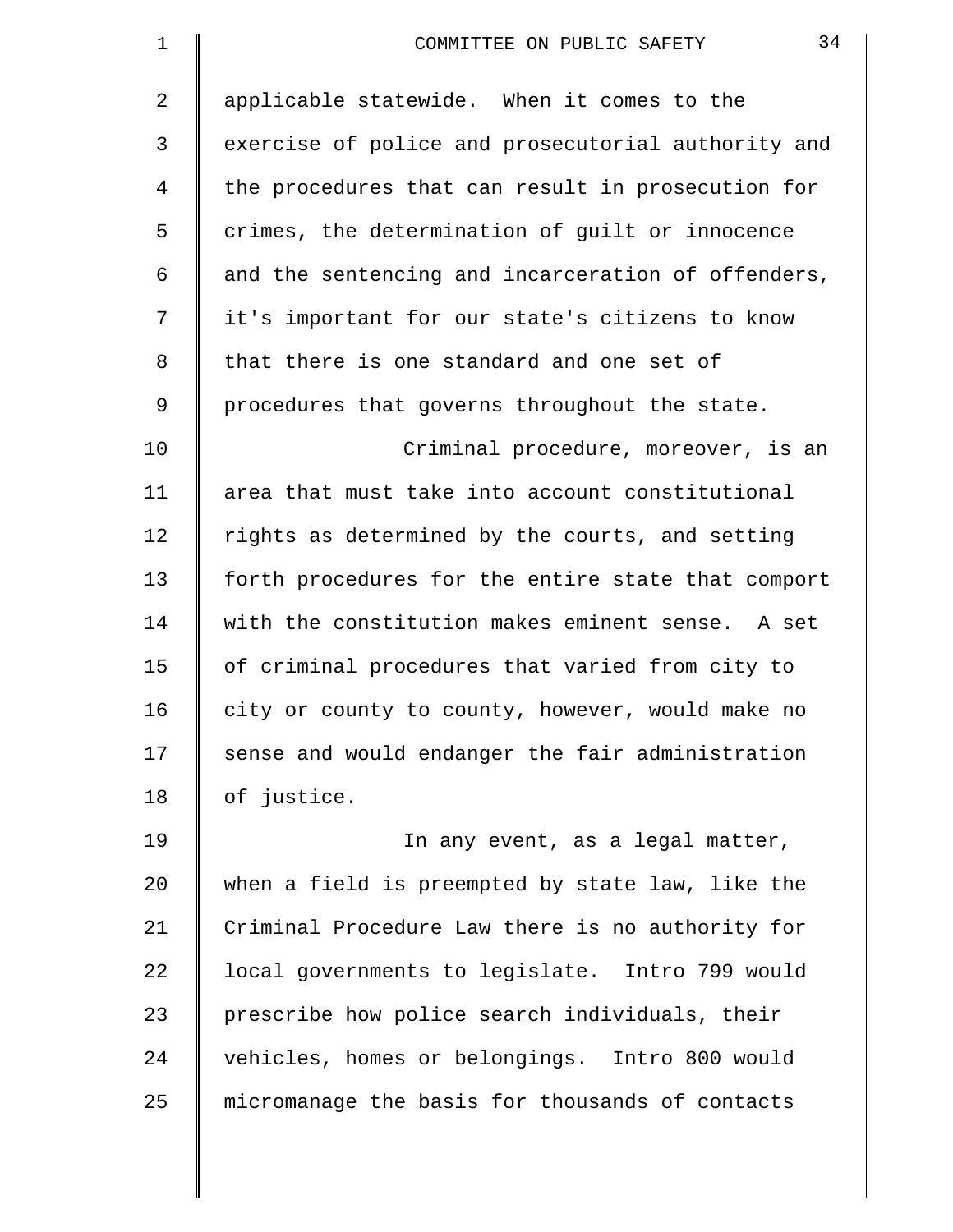applicable statewide. When it comes to the exercise of police and prosecutorial authority and the procedures that can result in prosecution for crimes, the determination of guilt or innocence and the sentencing and incarceration of offenders, it's important for our state's citizens to know that there is one standard and one set of procedures that governs throughout the state.

Criminal procedure, moreover, is an area that must take into account constitutional rights as determined by the courts, and setting forth procedures for the entire state that comport with the constitution makes eminent sense. A set of criminal procedures that varied from city to city or county to county, however, would make no sense and would endanger the fair administration of justice.

In any event, as a legal matter, when a field is preempted by state law, like the Criminal Procedure Law there is no authority for local governments to legislate. Intro 799 would prescribe how police search individuals, their vehicles, homes or belongings. Intro 800 would micromanage the basis for thousands of contacts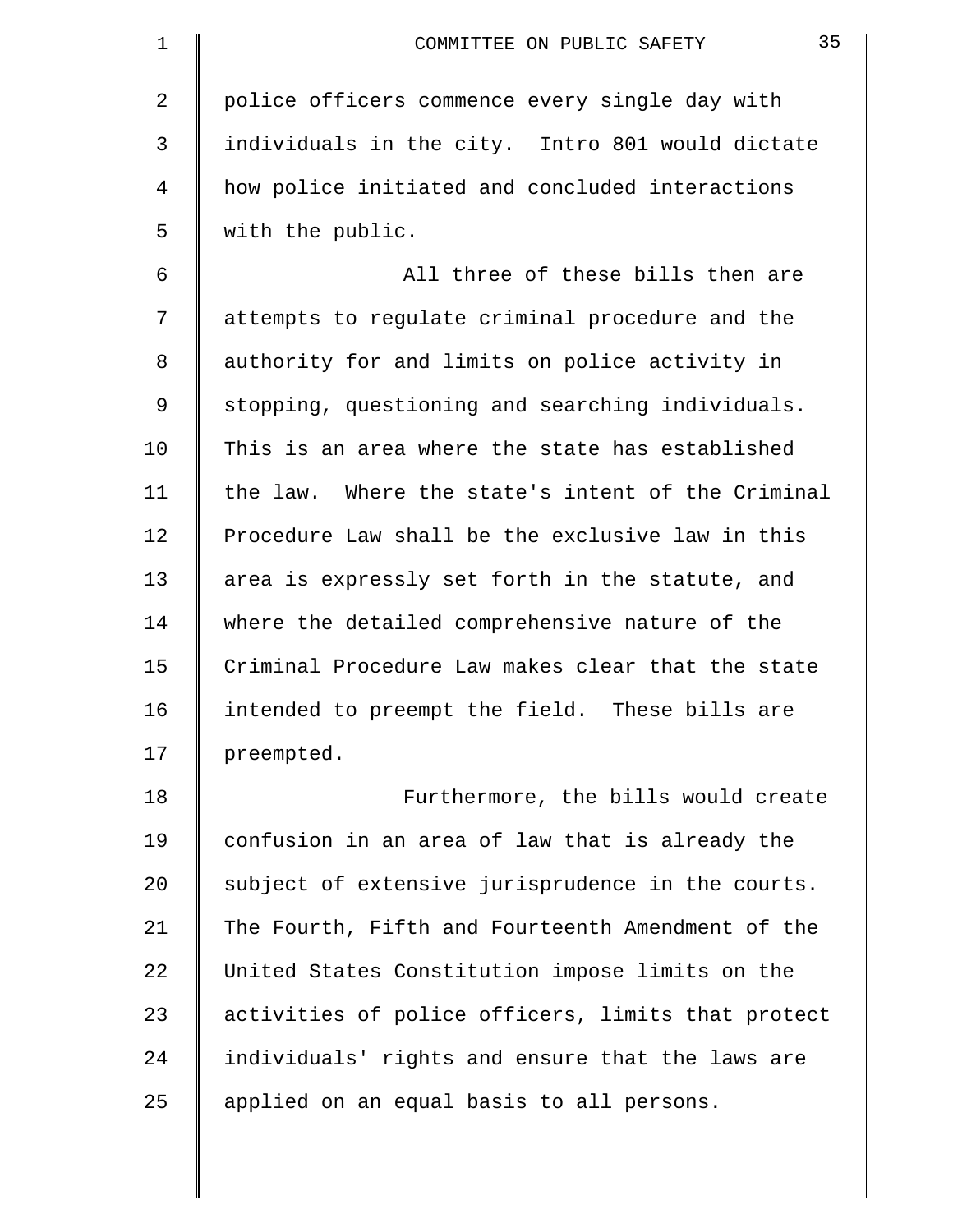police officers commence every single day with individuals in the city. Intro 801 would dictate how police initiated and concluded interactions with the public.

All three of these bills then are attempts to regulate criminal procedure and the authority for and limits on police activity in stopping, questioning and searching individuals. This is an area where the state has established the law. Where the state's intent of the Criminal Procedure Law shall be the exclusive law in this area is expressly set forth in the statute, and where the detailed comprehensive nature of the Criminal Procedure Law makes clear that the state intended to preempt the field. These bills are preempted.

Furthermore, the bills would create confusion in an area of law that is already the subject of extensive jurisprudence in the courts. The Fourth, Fifth and Fourteenth Amendment of the United States Constitution impose limits on the activities of police officers, limits that protect individuals' rights and ensure that the laws are applied on an equal basis to all persons.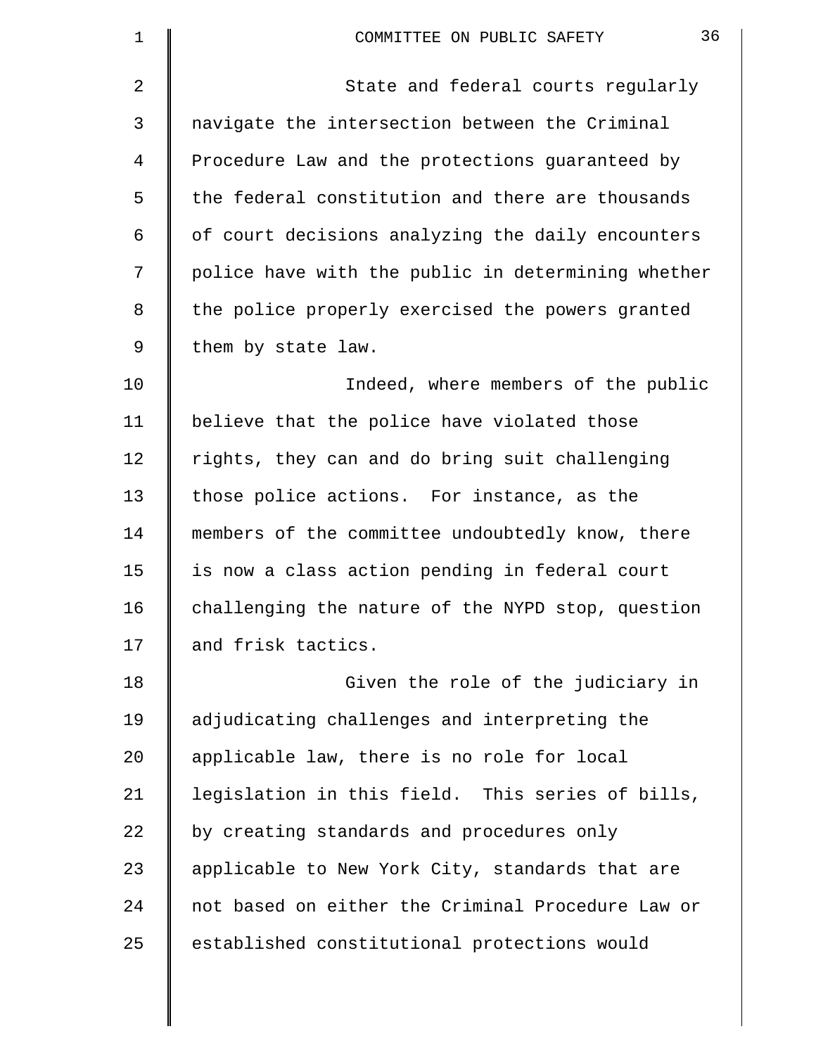State and federal courts regularly navigate the intersection between the Criminal Procedure Law and the protections guaranteed by the federal constitution and there are thousands of court decisions analyzing the daily encounters police have with the public in determining whether the police properly exercised the powers granted them by state law.

Indeed, where members of the public believe that the police have violated those rights, they can and do bring suit challenging those police actions. For instance, as the members of the committee undoubtedly know, there is now a class action pending in federal court challenging the nature of the NYPD stop, question and frisk tactics.

Given the role of the judiciary in adjudicating challenges and interpreting the applicable law, there is no role for local legislation in this field. This series of bills, by creating standards and procedures only applicable to New York City, standards that are not based on either the Criminal Procedure Law or established constitutional protections would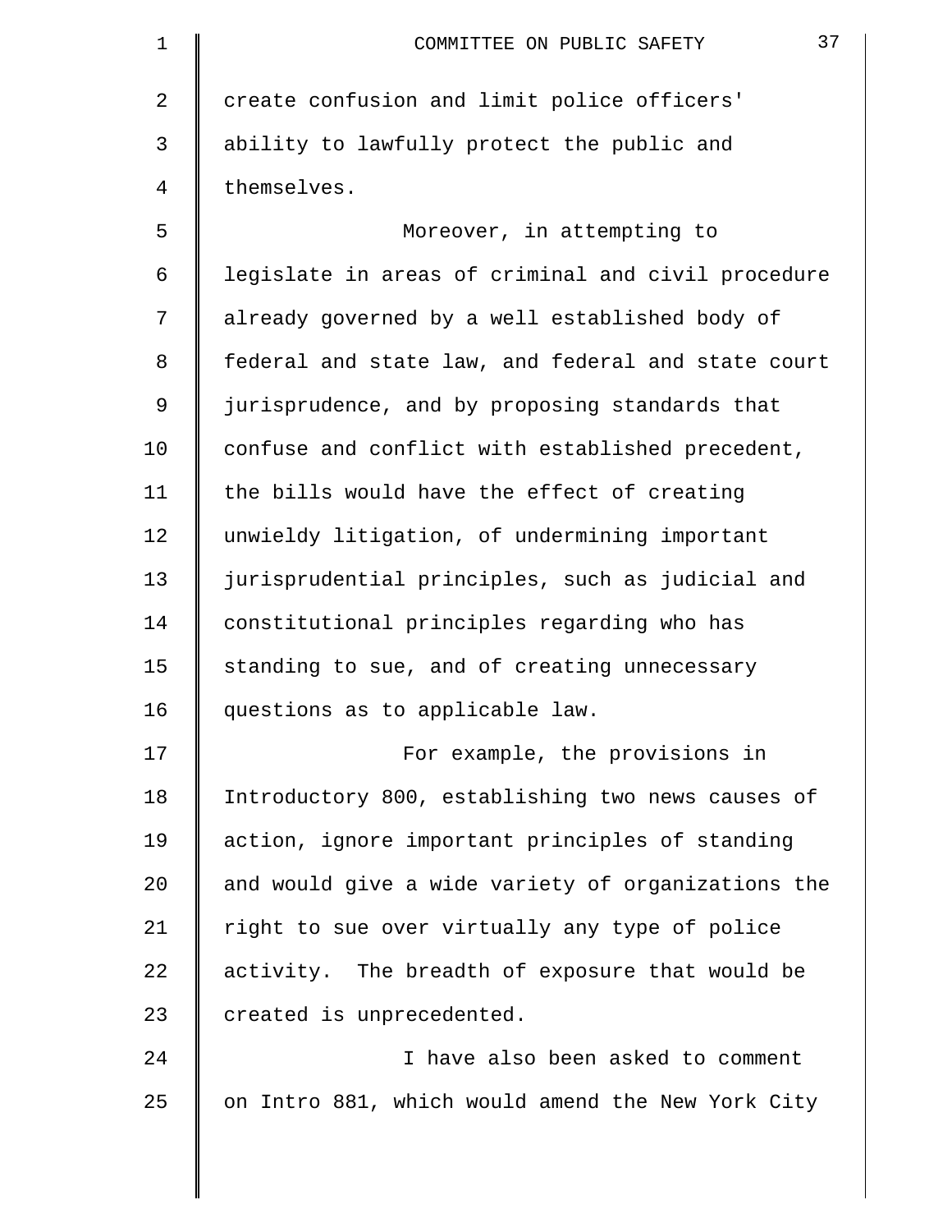create confusion and limit police officers' ability to lawfully protect the public and themselves.

Moreover, in attempting to legislate in areas of criminal and civil procedure already governed by a well established body of federal and state law, and federal and state court jurisprudence, and by proposing standards that confuse and conflict with established precedent, the bills would have the effect of creating unwieldy litigation, of undermining important jurisprudential principles, such as judicial and constitutional principles regarding who has standing to sue, and of creating unnecessary questions as to applicable law.

For example, the provisions in Introductory 800, establishing two news causes of action, ignore important principles of standing and would give a wide variety of organizations the right to sue over virtually any type of police activity. The breadth of exposure that would be created is unprecedented.

I have also been asked to comment on Intro 881, which would amend the New York City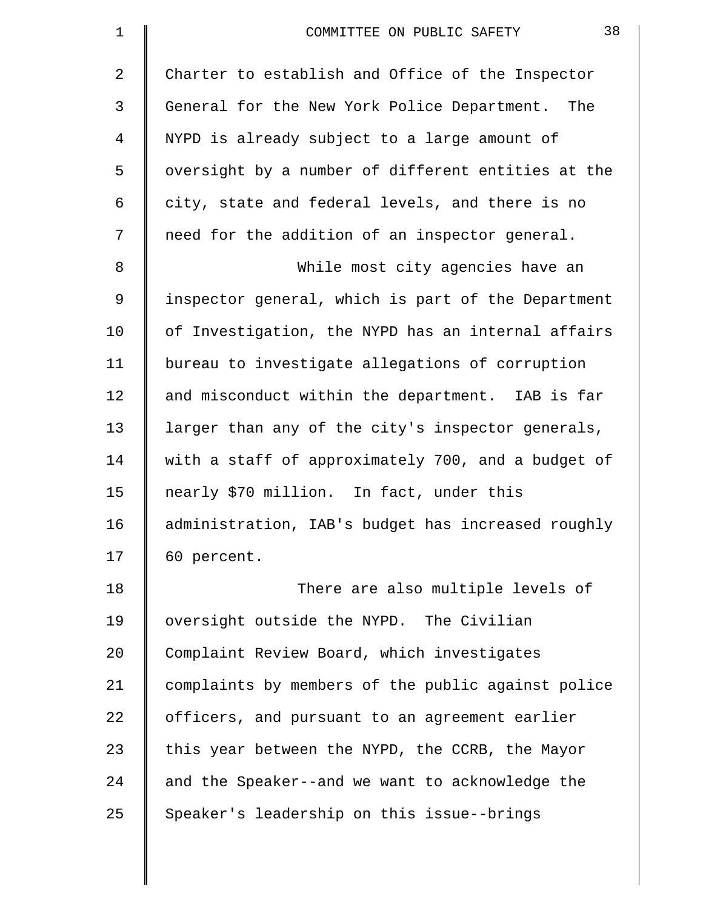Charter to establish and Office of the Inspector General for the New York Police Department. The NYPD is already subject to a large amount of oversight by a number of different entities at the city, state and federal levels, and there is no need for the addition of an inspector general.

While most city agencies have an inspector general, which is part of the Department of Investigation, the NYPD has an internal affairs bureau to investigate allegations of corruption and misconduct within the department. IAB is far larger than any of the city's inspector generals, with a staff of approximately 700, and a budget of nearly $70 million. In fact, under this administration, IAB's budget has increased roughly 60 percent.

There are also multiple levels of oversight outside the NYPD. The Civilian Complaint Review Board, which investigates complaints by members of the public against police officers, and pursuant to an agreement earlier this year between the NYPD, the CCRB, the Mayor and the Speaker--and we want to acknowledge the Speaker's leadership on this issue--brings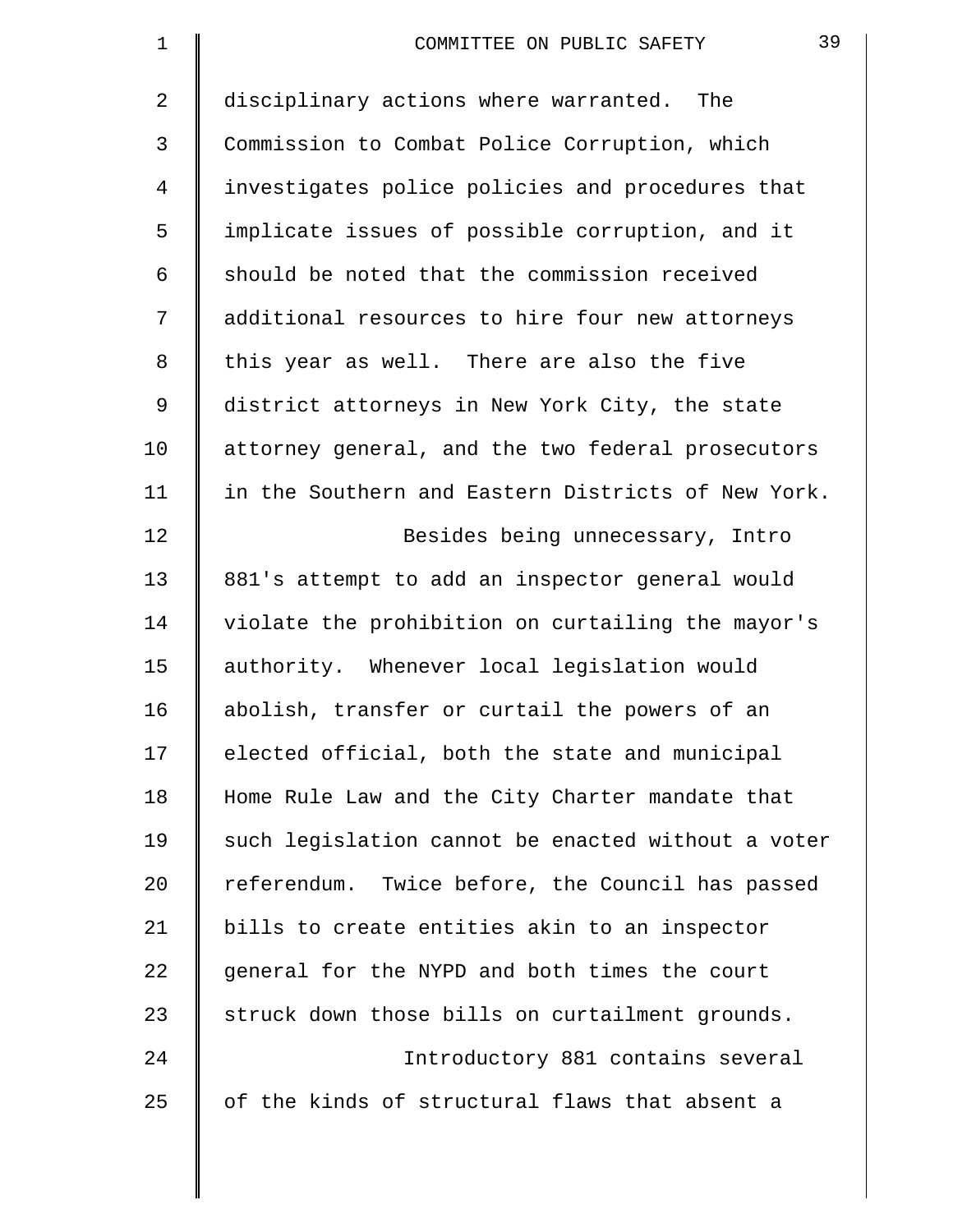disciplinary actions where warranted. The Commission to Combat Police Corruption, which investigates police policies and procedures that implicate issues of possible corruption, and it should be noted that the commission received additional resources to hire four new attorneys this year as well. There are also the five district attorneys in New York City, the state attorney general, and the two federal prosecutors in the Southern and Eastern Districts of New York.

Besides being unnecessary, Intro 881's attempt to add an inspector general would violate the prohibition on curtailing the mayor's authority. Whenever local legislation would abolish, transfer or curtail the powers of an elected official, both the state and municipal Home Rule Law and the City Charter mandate that such legislation cannot be enacted without a voter referendum. Twice before, the Council has passed bills to create entities akin to an inspector general for the NYPD and both times the court struck down those bills on curtailment grounds.

Introductory 881 contains several of the kinds of structural flaws that absent a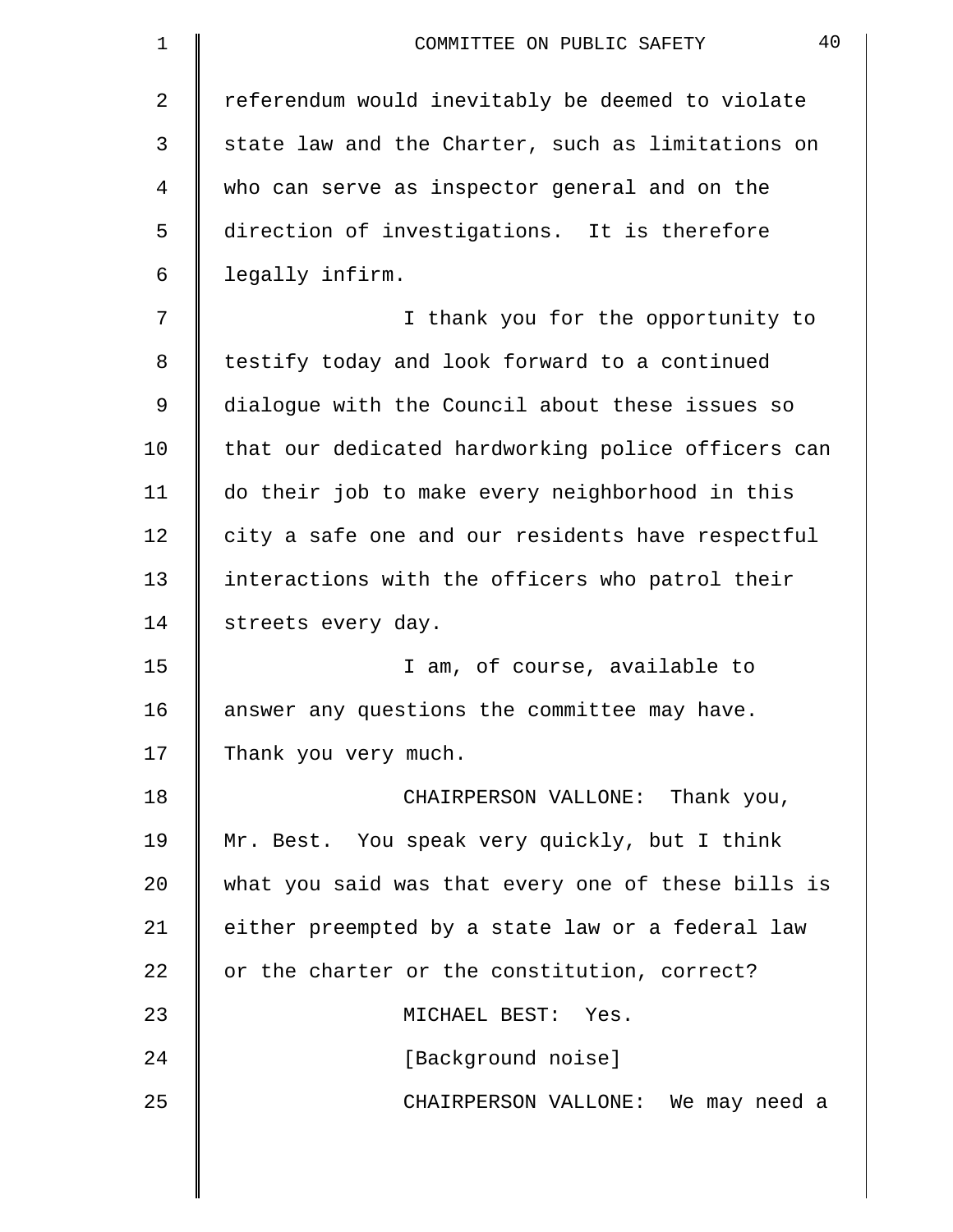referendum would inevitably be deemed to violate state law and the Charter, such as limitations on who can serve as inspector general and on the direction of investigations. It is therefore legally infirm.

I thank you for the opportunity to testify today and look forward to a continued dialogue with the Council about these issues so that our dedicated hardworking police officers can do their job to make every neighborhood in this city a safe one and our residents have respectful interactions with the officers who patrol their streets every day.

I am, of course, available to answer any questions the committee may have. Thank you very much.

CHAIRPERSON VALLONE: Thank you, Mr. Best. You speak very quickly, but I think what you said was that every one of these bills is either preempted by a state law or a federal law or the charter or the constitution, correct?

MICHAEL BEST: Yes.

[Background noise]

CHAIRPERSON VALLONE: We may need a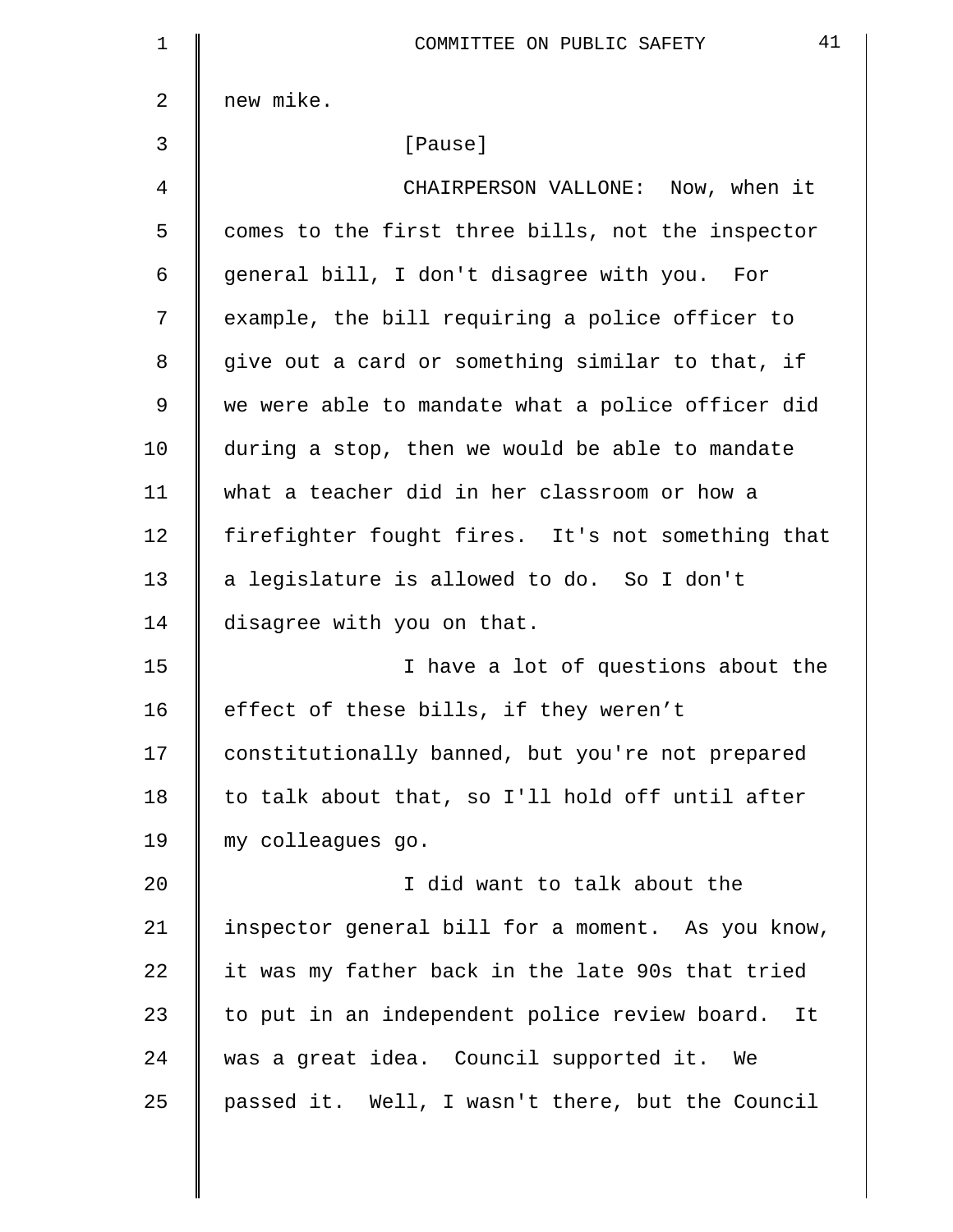new mike.

[Pause]

CHAIRPERSON VALLONE: Now, when it comes to the first three bills, not the inspector general bill, I don't disagree with you. For example, the bill requiring a police officer to give out a card or something similar to that, if we were able to mandate what a police officer did during a stop, then we would be able to mandate what a teacher did in her classroom or how a firefighter fought fires. It's not something that a legislature is allowed to do. So I don't disagree with you on that.

I have a lot of questions about the effect of these bills, if they weren't constitutionally banned, but you're not prepared to talk about that, so I'll hold off until after my colleagues go.

I did want to talk about the inspector general bill for a moment. As you know, it was my father back in the late 90s that tried to put in an independent police review board. It was a great idea. Council supported it. We passed it. Well, I wasn't there, but the Council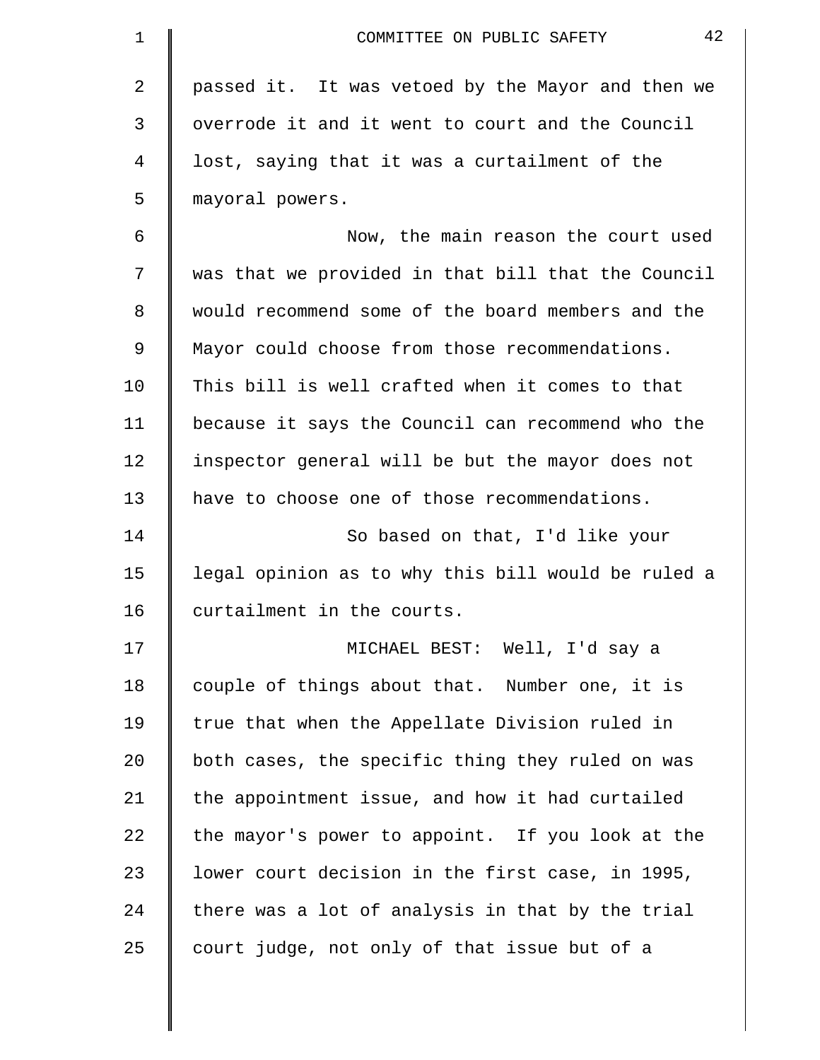passed it. It was vetoed by the Mayor and then we overrode it and it went to court and the Council lost, saying that it was a curtailment of the mayoral powers.

Now, the main reason the court used was that we provided in that bill that the Council would recommend some of the board members and the Mayor could choose from those recommendations. This bill is well crafted when it comes to that because it says the Council can recommend who the inspector general will be but the mayor does not have to choose one of those recommendations.

So based on that, I'd like your legal opinion as to why this bill would be ruled a curtailment in the courts.

MICHAEL BEST: Well, I'd say a couple of things about that. Number one, it is true that when the Appellate Division ruled in both cases, the specific thing they ruled on was the appointment issue, and how it had curtailed the mayor's power to appoint. If you look at the lower court decision in the first case, in 1995, there was a lot of analysis in that by the trial court judge, not only of that issue but of a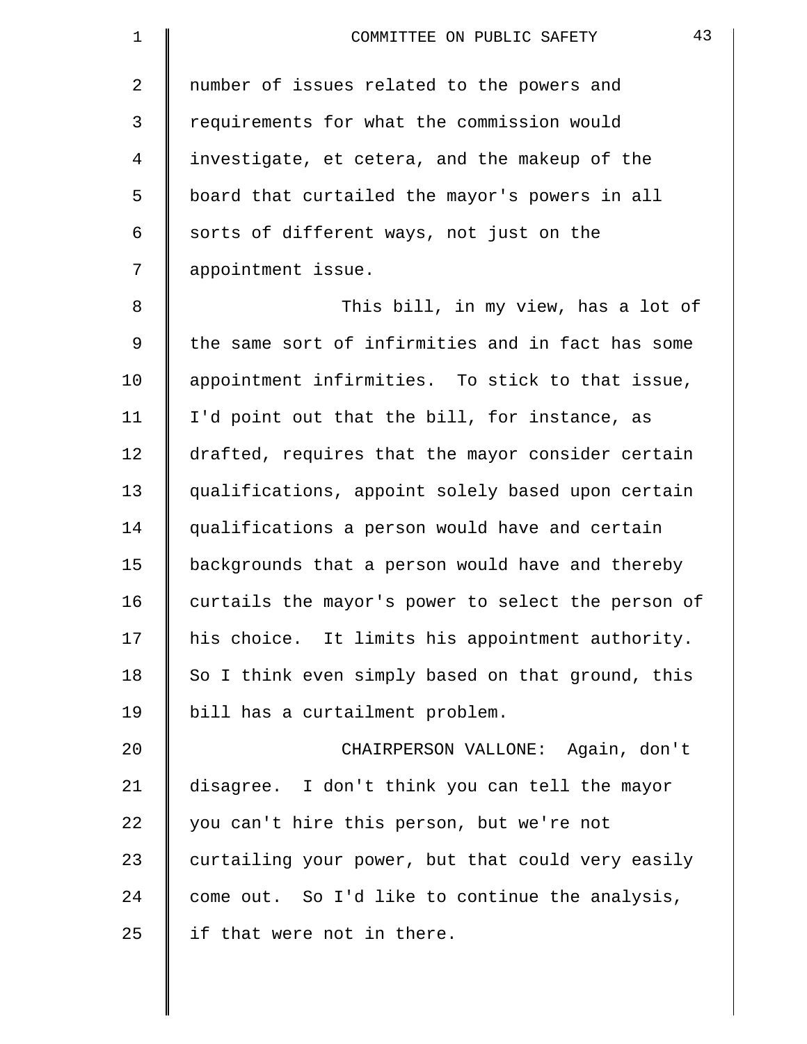number of issues related to the powers and requirements for what the commission would investigate, et cetera, and the makeup of the board that curtailed the mayor's powers in all sorts of different ways, not just on the appointment issue.

This bill, in my view, has a lot of the same sort of infirmities and in fact has some appointment infirmities. To stick to that issue, I'd point out that the bill, for instance, as drafted, requires that the mayor consider certain qualifications, appoint solely based upon certain qualifications a person would have and certain backgrounds that a person would have and thereby curtails the mayor's power to select the person of his choice. It limits his appointment authority. So I think even simply based on that ground, this bill has a curtailment problem.

CHAIRPERSON VALLONE: Again, don't disagree. I don't think you can tell the mayor you can't hire this person, but we're not curtailing your power, but that could very easily come out. So I'd like to continue the analysis, if that were not in there.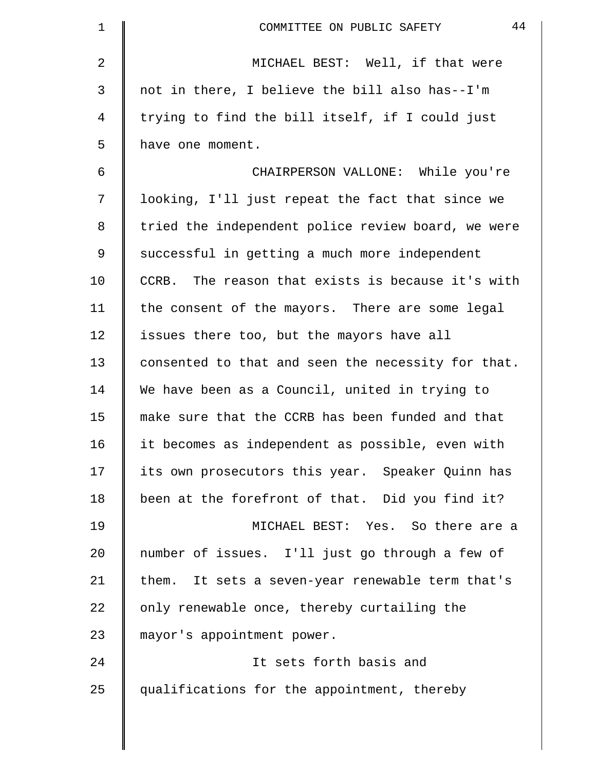MICHAEL BEST: Well, if that were not in there, I believe the bill also has--I'm trying to find the bill itself, if I could just have one moment.

CHAIRPERSON VALLONE: While you're looking, I'll just repeat the fact that since we tried the independent police review board, we were successful in getting a much more independent CCRB. The reason that exists is because it's with the consent of the mayors. There are some legal issues there too, but the mayors have all consented to that and seen the necessity for that. We have been as a Council, united in trying to make sure that the CCRB has been funded and that it becomes as independent as possible, even with its own prosecutors this year. Speaker Quinn has been at the forefront of that. Did you find it?

MICHAEL BEST: Yes. So there are a number of issues. I'll just go through a few of them. It sets a seven-year renewable term that's only renewable once, thereby curtailing the mayor's appointment power.

It sets forth basis and qualifications for the appointment, thereby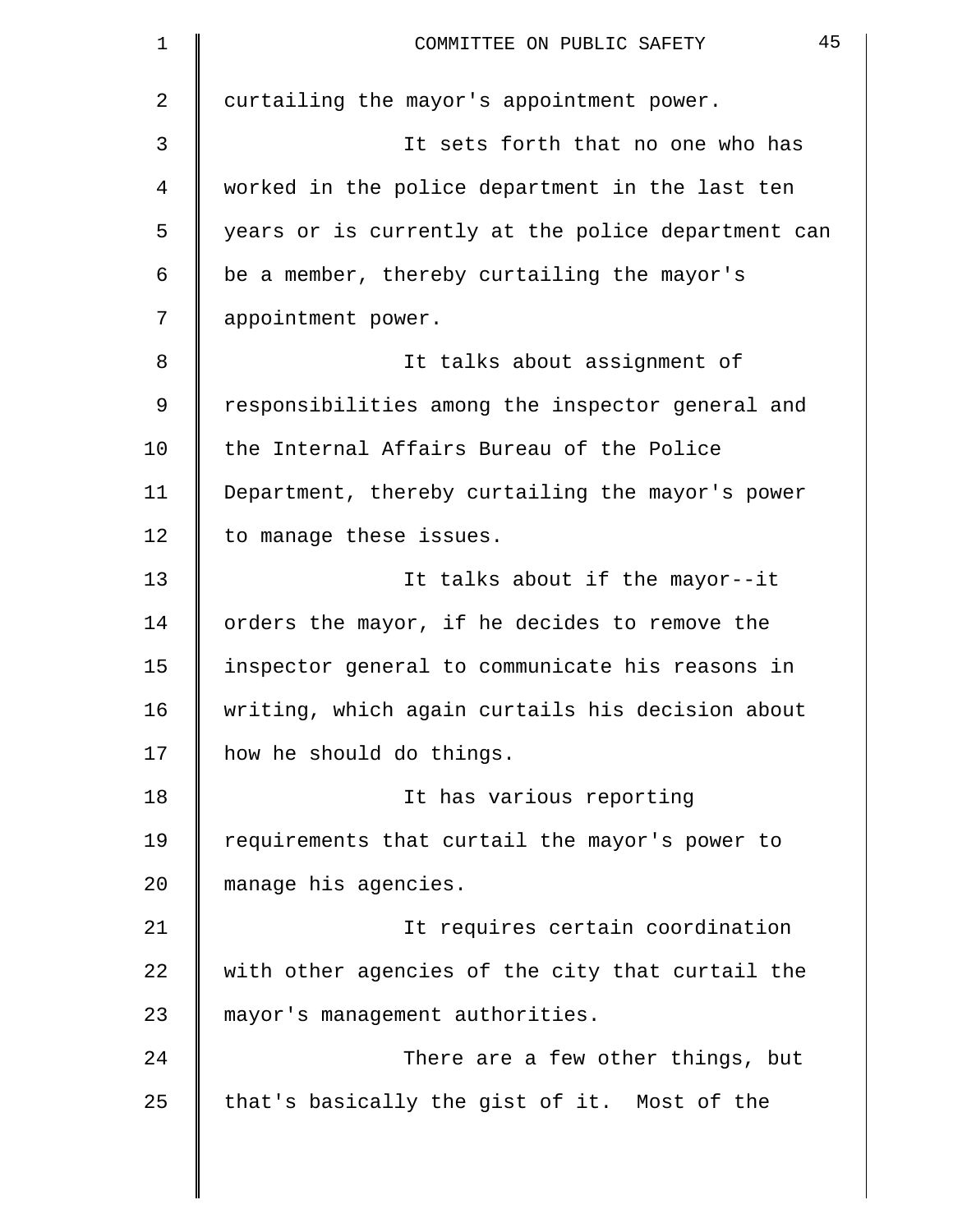curtailing the mayor's appointment power.

It sets forth that no one who has worked in the police department in the last ten years or is currently at the police department can be a member, thereby curtailing the mayor's appointment power.

It talks about assignment of responsibilities among the inspector general and the Internal Affairs Bureau of the Police Department, thereby curtailing the mayor's power to manage these issues.

It talks about if the mayor--it orders the mayor, if he decides to remove the inspector general to communicate his reasons in writing, which again curtails his decision about how he should do things.

It has various reporting requirements that curtail the mayor's power to manage his agencies.

It requires certain coordination with other agencies of the city that curtail the mayor's management authorities.

There are a few other things, but that's basically the gist of it. Most of the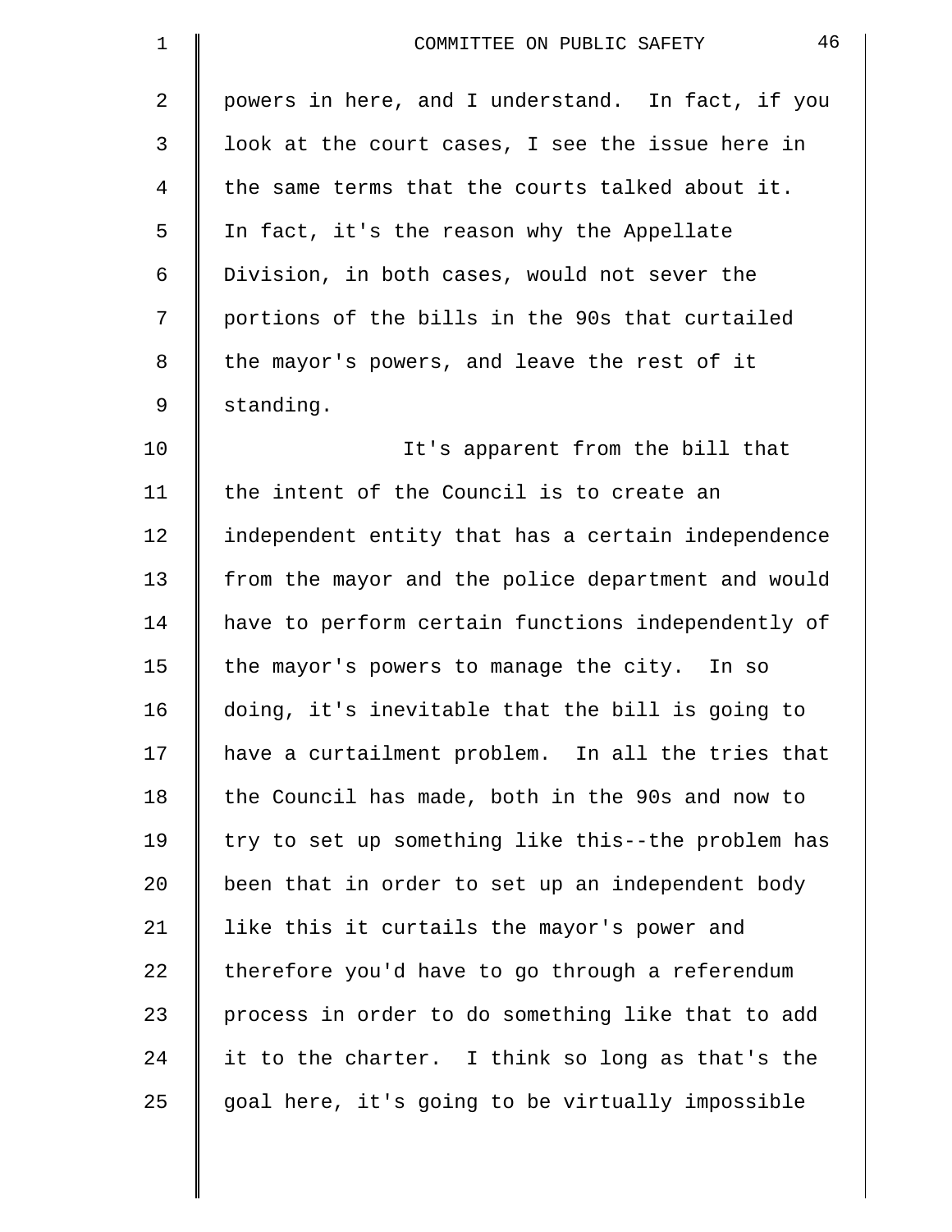powers in here, and I understand. In fact, if you look at the court cases, I see the issue here in the same terms that the courts talked about it. In fact, it's the reason why the Appellate Division, in both cases, would not sever the portions of the bills in the 90s that curtailed the mayor's powers, and leave the rest of it standing.

It's apparent from the bill that the intent of the Council is to create an independent entity that has a certain independence from the mayor and the police department and would have to perform certain functions independently of the mayor's powers to manage the city. In so doing, it's inevitable that the bill is going to have a curtailment problem. In all the tries that the Council has made, both in the 90s and now to try to set up something like this--the problem has been that in order to set up an independent body like this it curtails the mayor's power and therefore you'd have to go through a referendum process in order to do something like that to add it to the charter. I think so long as that's the goal here, it's going to be virtually impossible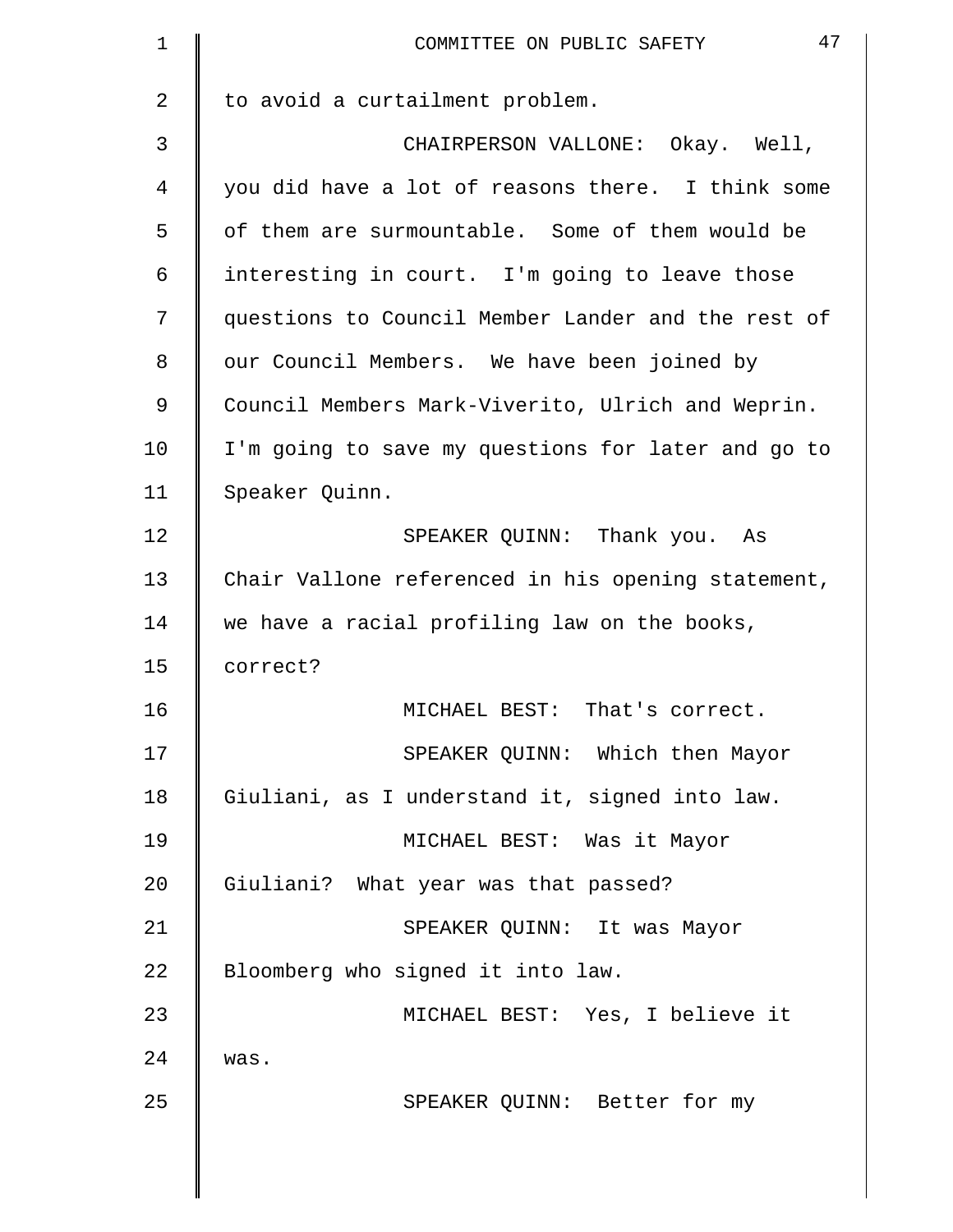to avoid a curtailment problem.

CHAIRPERSON VALLONE: Okay. Well, you did have a lot of reasons there. I think some of them are surmountable. Some of them would be interesting in court. I'm going to leave those questions to Council Member Lander and the rest of our Council Members. We have been joined by Council Members Mark-Viverito, Ulrich and Weprin. I'm going to save my questions for later and go to Speaker Quinn.

SPEAKER QUINN: Thank you. As Chair Vallone referenced in his opening statement, we have a racial profiling law on the books, correct?

MICHAEL BEST: That's correct.

SPEAKER QUINN: Which then Mayor Giuliani, as I understand it, signed into law.

MICHAEL BEST: Was it Mayor Giuliani? What year was that passed?

SPEAKER QUINN: It was Mayor Bloomberg who signed it into law.

MICHAEL BEST: Yes, I believe it was.

SPEAKER QUINN: Better for my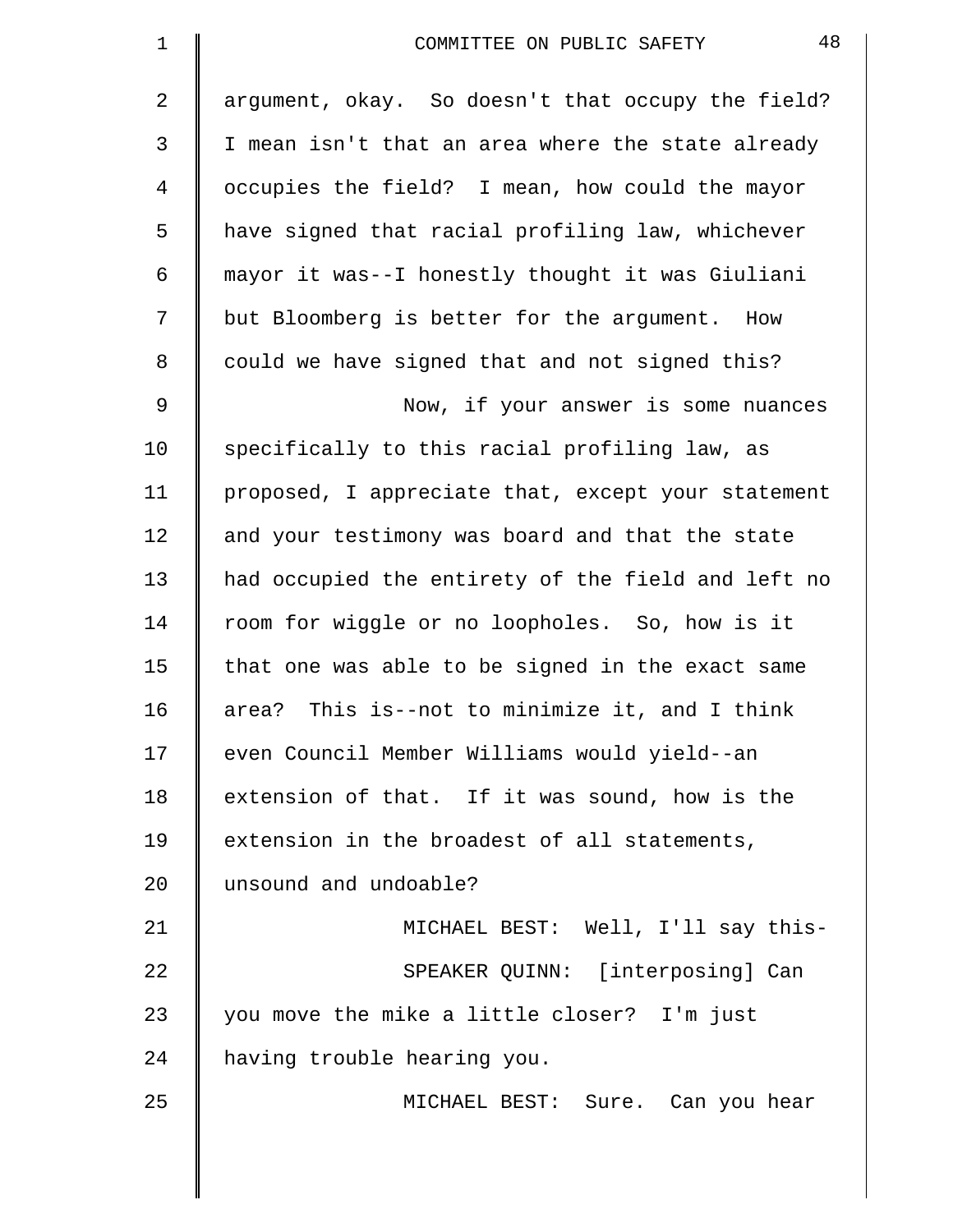argument, okay. So doesn't that occupy the field? I mean isn't that an area where the state already occupies the field? I mean, how could the mayor have signed that racial profiling law, whichever mayor it was--I honestly thought it was Giuliani but Bloomberg is better for the argument. How could we have signed that and not signed this?

Now, if your answer is some nuances specifically to this racial profiling law, as proposed, I appreciate that, except your statement and your testimony was board and that the state had occupied the entirety of the field and left no room for wiggle or no loopholes. So, how is it that one was able to be signed in the exact same area? This is--not to minimize it, and I think even Council Member Williams would yield--an extension of that. If it was sound, how is the extension in the broadest of all statements, unsound and undoable?

MICHAEL BEST: Well, I'll say this-

SPEAKER QUINN: [interposing] Can you move the mike a little closer? I'm just having trouble hearing you.

MICHAEL BEST: Sure. Can you hear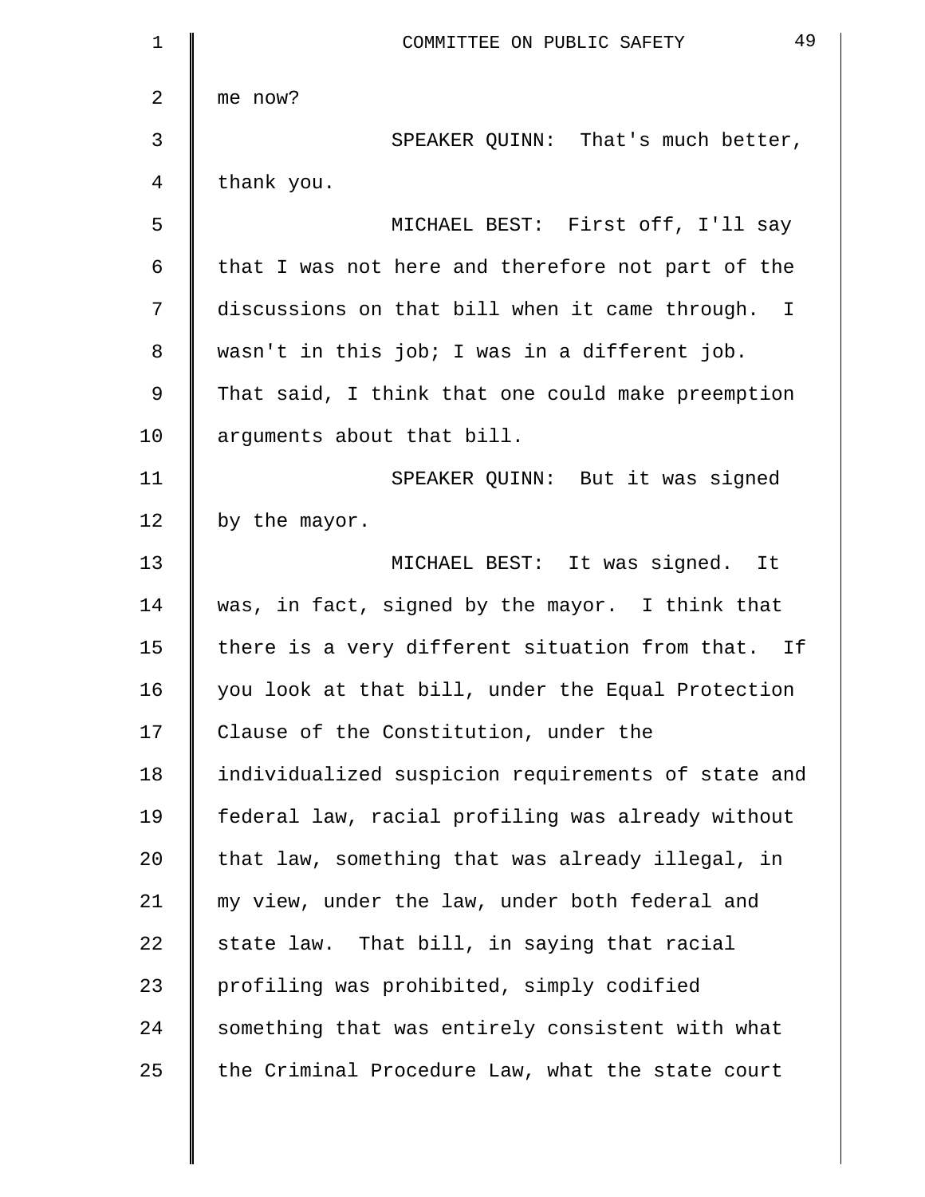me now?

SPEAKER QUINN: That's much better, thank you.

MICHAEL BEST: First off, I'll say that I was not here and therefore not part of the discussions on that bill when it came through. I wasn't in this job; I was in a different job. That said, I think that one could make preemption arguments about that bill.

SPEAKER QUINN: But it was signed by the mayor.

MICHAEL BEST: It was signed. It was, in fact, signed by the mayor. I think that there is a very different situation from that. If you look at that bill, under the Equal Protection Clause of the Constitution, under the individualized suspicion requirements of state and federal law, racial profiling was already without that law, something that was already illegal, in my view, under the law, under both federal and state law. That bill, in saying that racial profiling was prohibited, simply codified something that was entirely consistent with what the Criminal Procedure Law, what the state court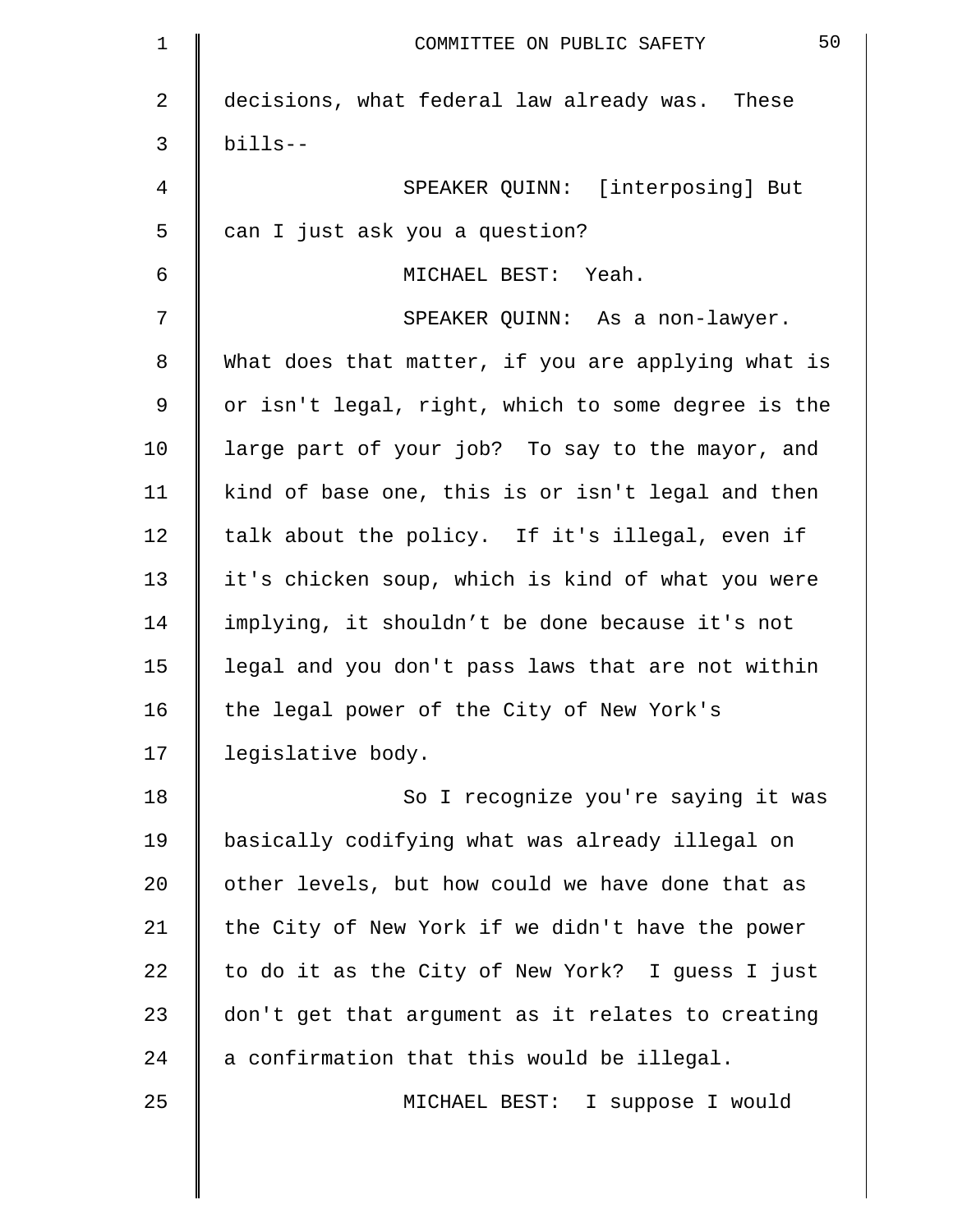decisions, what federal law already was. These bills--

SPEAKER QUINN: [interposing] But can I just ask you a question?

MICHAEL BEST: Yeah.

SPEAKER QUINN: As a non-lawyer. What does that matter, if you are applying what is or isn't legal, right, which to some degree is the large part of your job? To say to the mayor, and kind of base one, this is or isn't legal and then talk about the policy. If it's illegal, even if it's chicken soup, which is kind of what you were implying, it shouldn't be done because it's not legal and you don't pass laws that are not within the legal power of the City of New York's legislative body.

So I recognize you're saying it was basically codifying what was already illegal on other levels, but how could we have done that as the City of New York if we didn't have the power to do it as the City of New York? I guess I just don't get that argument as it relates to creating a confirmation that this would be illegal.

MICHAEL BEST: I suppose I would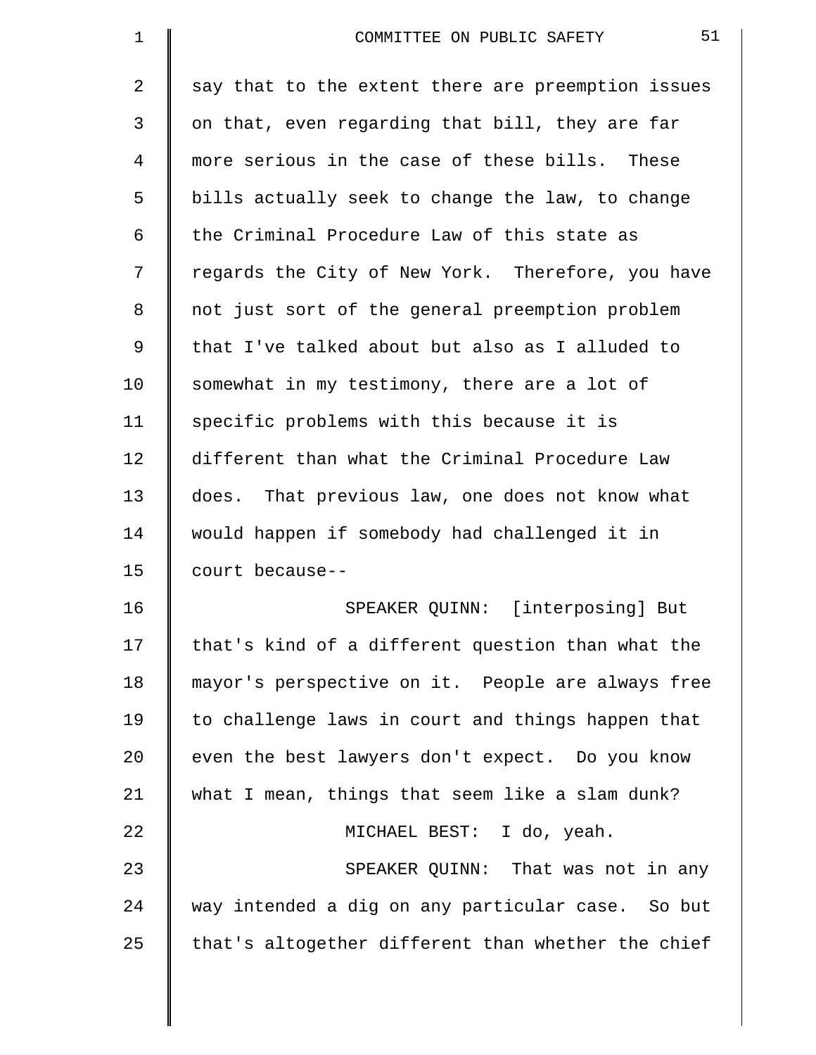say that to the extent there are preemption issues on that, even regarding that bill, they are far more serious in the case of these bills. These bills actually seek to change the law, to change the Criminal Procedure Law of this state as regards the City of New York. Therefore, you have not just sort of the general preemption problem that I've talked about but also as I alluded to somewhat in my testimony, there are a lot of specific problems with this because it is different than what the Criminal Procedure Law does. That previous law, one does not know what would happen if somebody had challenged it in court because--

SPEAKER QUINN: [interposing] But that's kind of a different question than what the mayor's perspective on it. People are always free to challenge laws in court and things happen that even the best lawyers don't expect. Do you know what I mean, things that seem like a slam dunk?

MICHAEL BEST: I do, yeah.

SPEAKER QUINN: That was not in any way intended a dig on any particular case. So but that's altogether different than whether the chief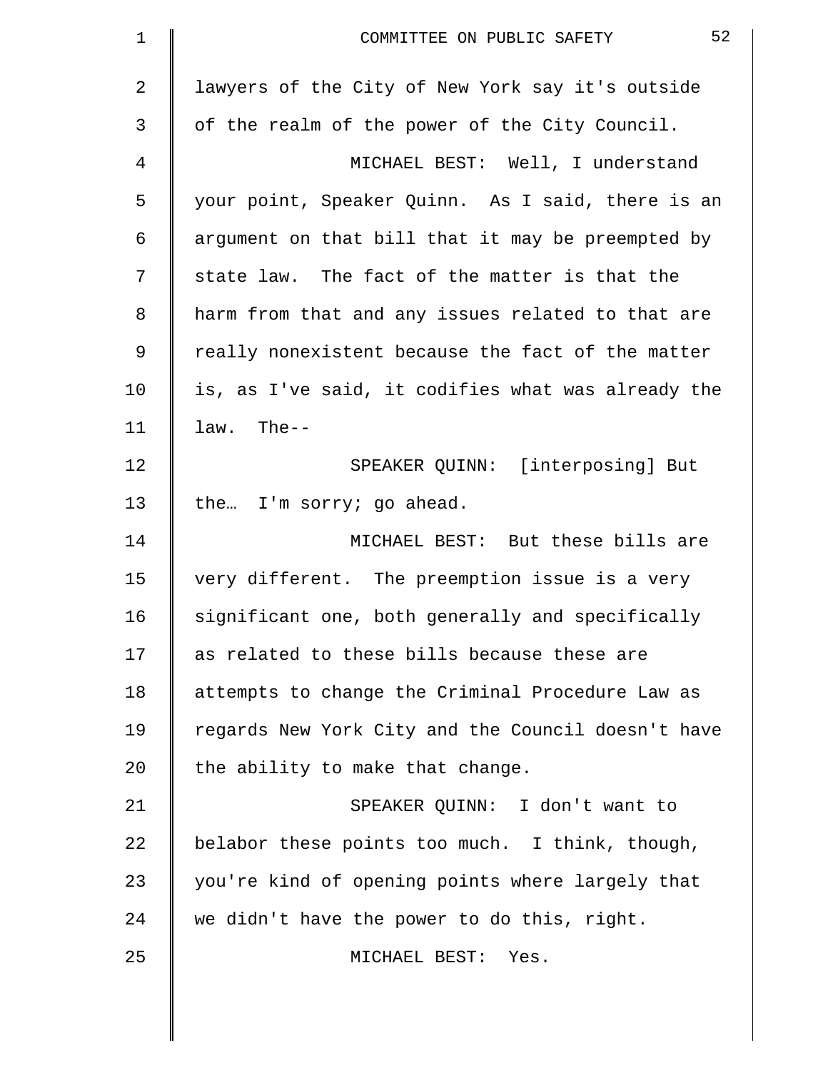lawyers of the City of New York say it's outside of the realm of the power of the City Council.

MICHAEL BEST: Well, I understand your point, Speaker Quinn. As I said, there is an argument on that bill that it may be preempted by state law. The fact of the matter is that the harm from that and any issues related to that are really nonexistent because the fact of the matter is, as I've said, it codifies what was already the law. The--

SPEAKER QUINN: [interposing] But the… I'm sorry; go ahead.

MICHAEL BEST: But these bills are very different. The preemption issue is a very significant one, both generally and specifically as related to these bills because these are attempts to change the Criminal Procedure Law as regards New York City and the Council doesn't have the ability to make that change.

SPEAKER QUINN: I don't want to belabor these points too much. I think, though, you're kind of opening points where largely that we didn't have the power to do this, right.

MICHAEL BEST: Yes.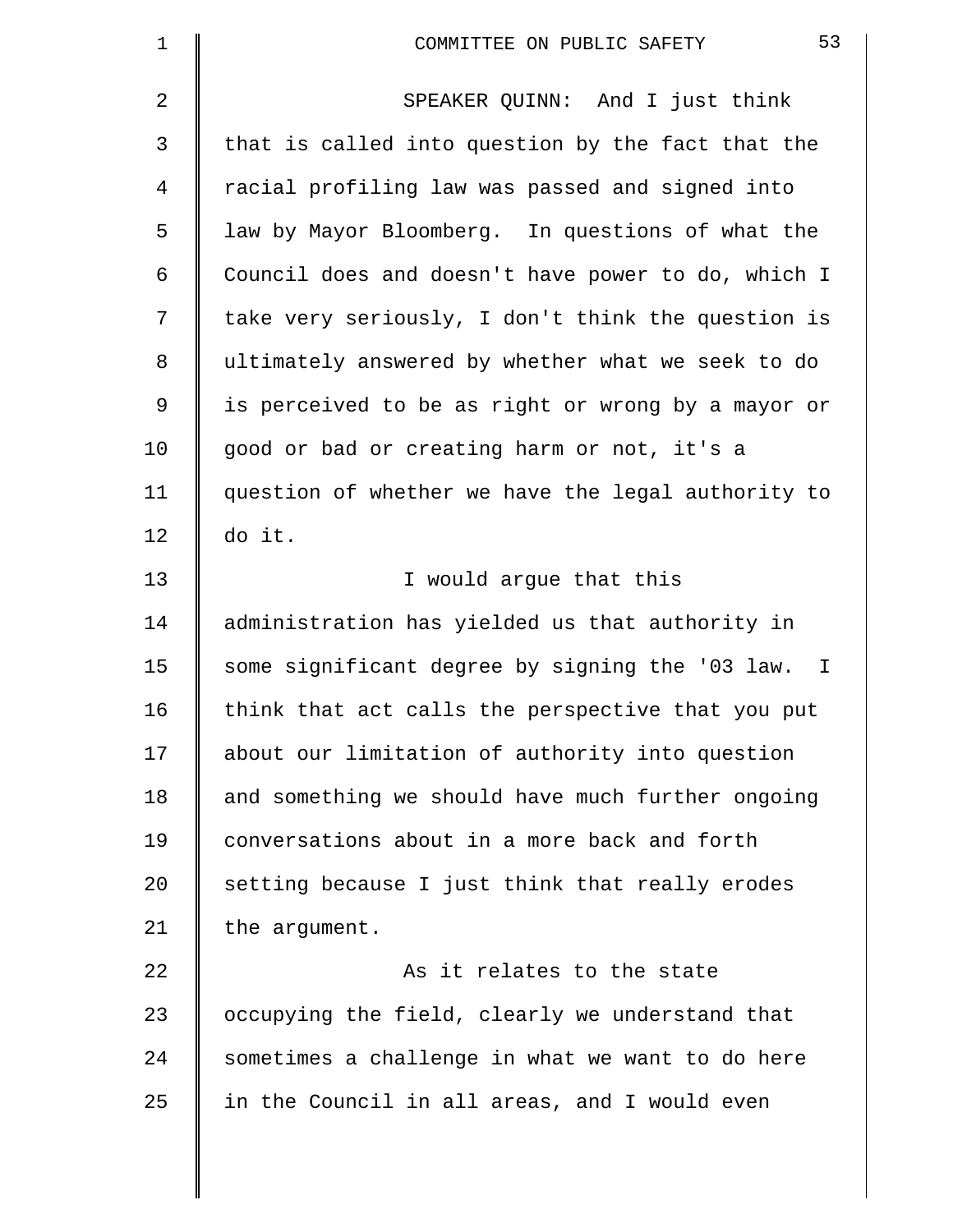SPEAKER QUINN: And I just think that is called into question by the fact that the racial profiling law was passed and signed into law by Mayor Bloomberg. In questions of what the Council does and doesn't have power to do, which I take very seriously, I don't think the question is ultimately answered by whether what we seek to do is perceived to be as right or wrong by a mayor or good or bad or creating harm or not, it's a question of whether we have the legal authority to do it.

I would argue that this administration has yielded us that authority in some significant degree by signing the '03 law. I think that act calls the perspective that you put about our limitation of authority into question and something we should have much further ongoing conversations about in a more back and forth setting because I just think that really erodes the argument.

As it relates to the state occupying the field, clearly we understand that sometimes a challenge in what we want to do here in the Council in all areas, and I would even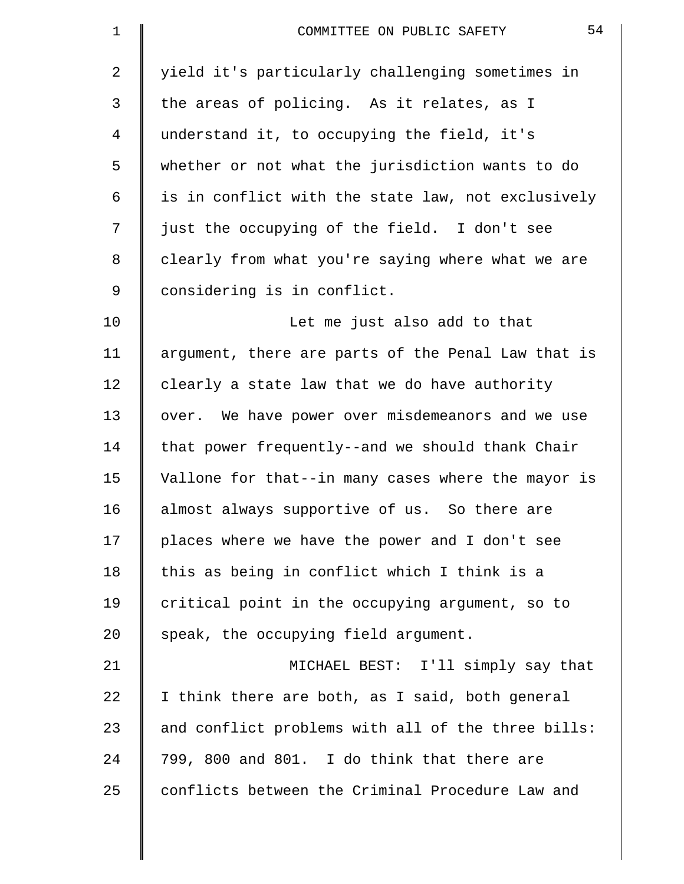yield it's particularly challenging sometimes in the areas of policing. As it relates, as I understand it, to occupying the field, it's whether or not what the jurisdiction wants to do is in conflict with the state law, not exclusively just the occupying of the field. I don't see clearly from what you're saying where what we are considering is in conflict.

Let me just also add to that argument, there are parts of the Penal Law that is clearly a state law that we do have authority over. We have power over misdemeanors and we use that power frequently--and we should thank Chair Vallone for that--in many cases where the mayor is almost always supportive of us. So there are places where we have the power and I don't see this as being in conflict which I think is a critical point in the occupying argument, so to speak, the occupying field argument.

MICHAEL BEST: I'll simply say that I think there are both, as I said, both general and conflict problems with all of the three bills: 799, 800 and 801. I do think that there are conflicts between the Criminal Procedure Law and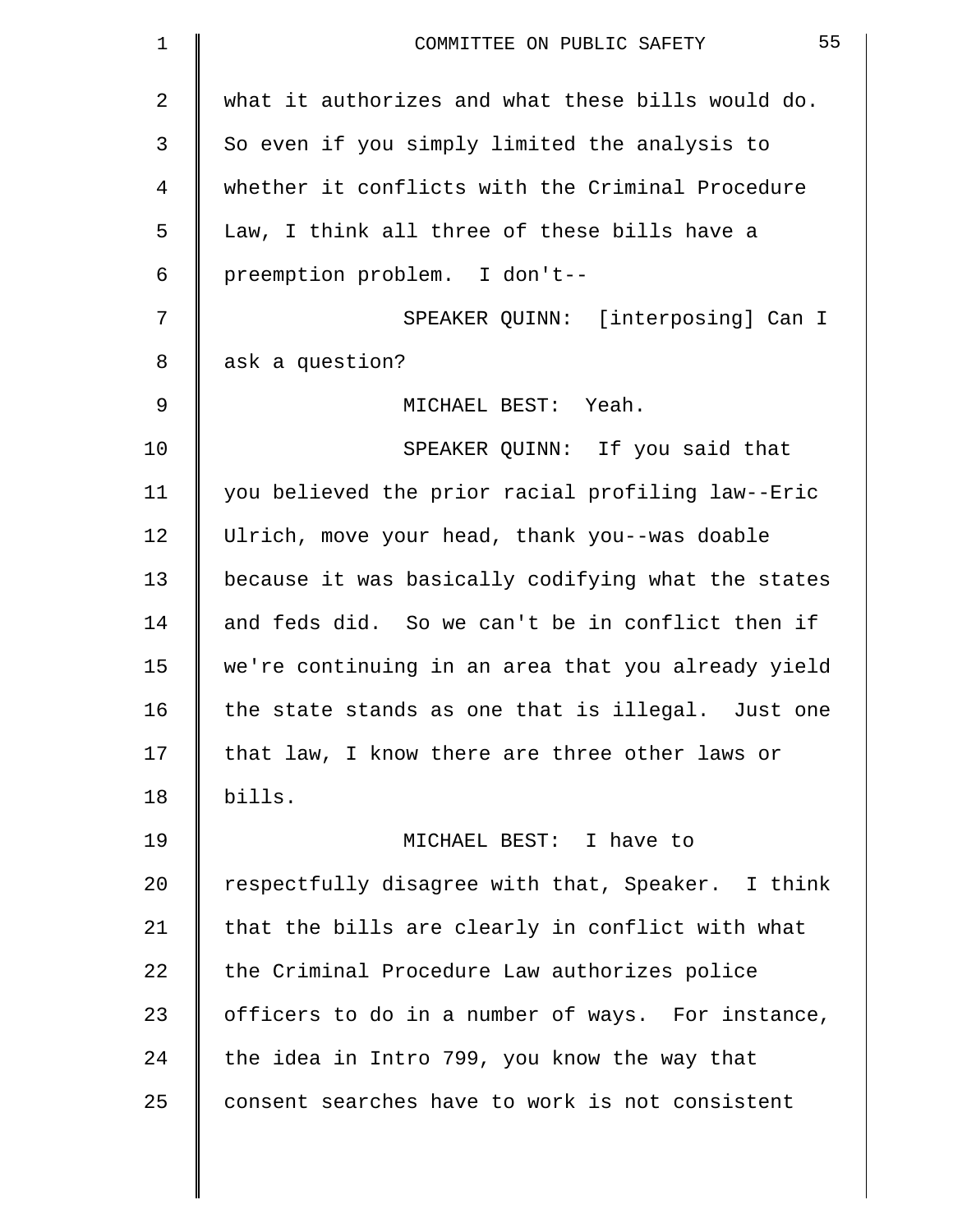what it authorizes and what these bills would do. So even if you simply limited the analysis to whether it conflicts with the Criminal Procedure Law, I think all three of these bills have a preemption problem. I don't--

SPEAKER QUINN: [interposing] Can I ask a question?

MICHAEL BEST: Yeah.

SPEAKER QUINN: If you said that you believed the prior racial profiling law--Eric Ulrich, move your head, thank you--was doable because it was basically codifying what the states and feds did. So we can't be in conflict then if we're continuing in an area that you already yield the state stands as one that is illegal. Just one that law, I know there are three other laws or bills.

MICHAEL BEST: I have to respectfully disagree with that, Speaker. I think that the bills are clearly in conflict with what the Criminal Procedure Law authorizes police officers to do in a number of ways. For instance, the idea in Intro 799, you know the way that consent searches have to work is not consistent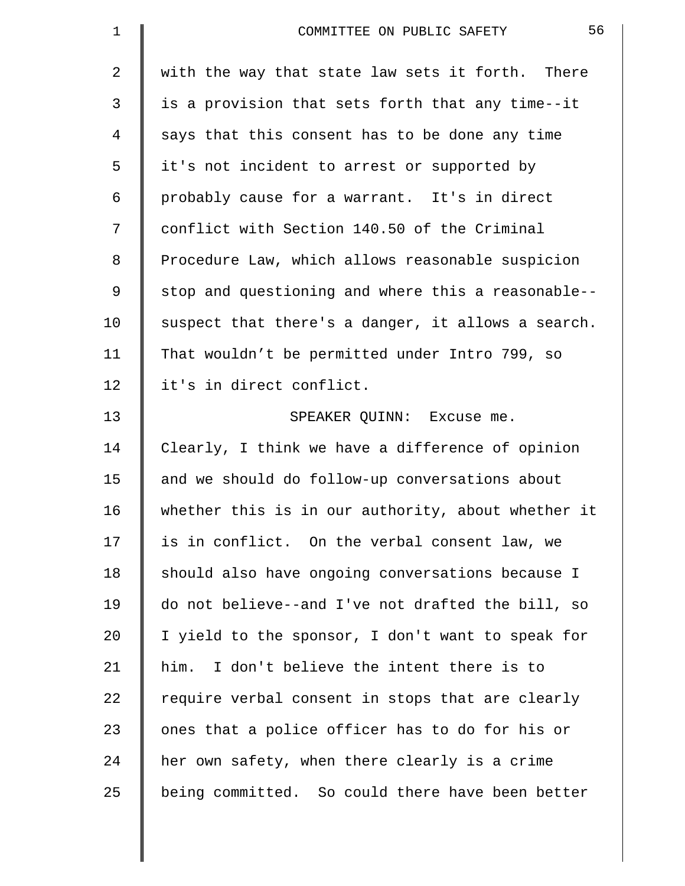with the way that state law sets it forth. There is a provision that sets forth that any time--it says that this consent has to be done any time it's not incident to arrest or supported by probably cause for a warrant. It's in direct conflict with Section 140.50 of the Criminal Procedure Law, which allows reasonable suspicion stop and questioning and where this a reasonable--suspect that there's a danger, it allows a search. That wouldn't be permitted under Intro 799, so it's in direct conflict.

SPEAKER QUINN: Excuse me. Clearly, I think we have a difference of opinion and we should do follow-up conversations about whether this is in our authority, about whether it is in conflict. On the verbal consent law, we should also have ongoing conversations because I do not believe--and I've not drafted the bill, so I yield to the sponsor, I don't want to speak for him. I don't believe the intent there is to require verbal consent in stops that are clearly ones that a police officer has to do for his or her own safety, when there clearly is a crime being committed. So could there have been better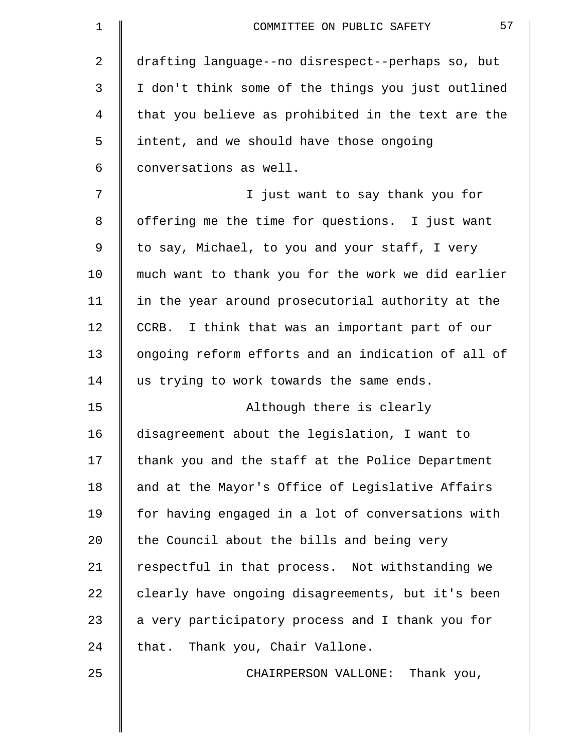drafting language--no disrespect--perhaps so, but I don't think some of the things you just outlined that you believe as prohibited in the text are the intent, and we should have those ongoing conversations as well.

I just want to say thank you for offering me the time for questions. I just want to say, Michael, to you and your staff, I very much want to thank you for the work we did earlier in the year around prosecutorial authority at the CCRB. I think that was an important part of our ongoing reform efforts and an indication of all of us trying to work towards the same ends.

Although there is clearly disagreement about the legislation, I want to thank you and the staff at the Police Department and at the Mayor's Office of Legislative Affairs for having engaged in a lot of conversations with the Council about the bills and being very respectful in that process. Not withstanding we clearly have ongoing disagreements, but it's been a very participatory process and I thank you for that. Thank you, Chair Vallone.

CHAIRPERSON VALLONE: Thank you,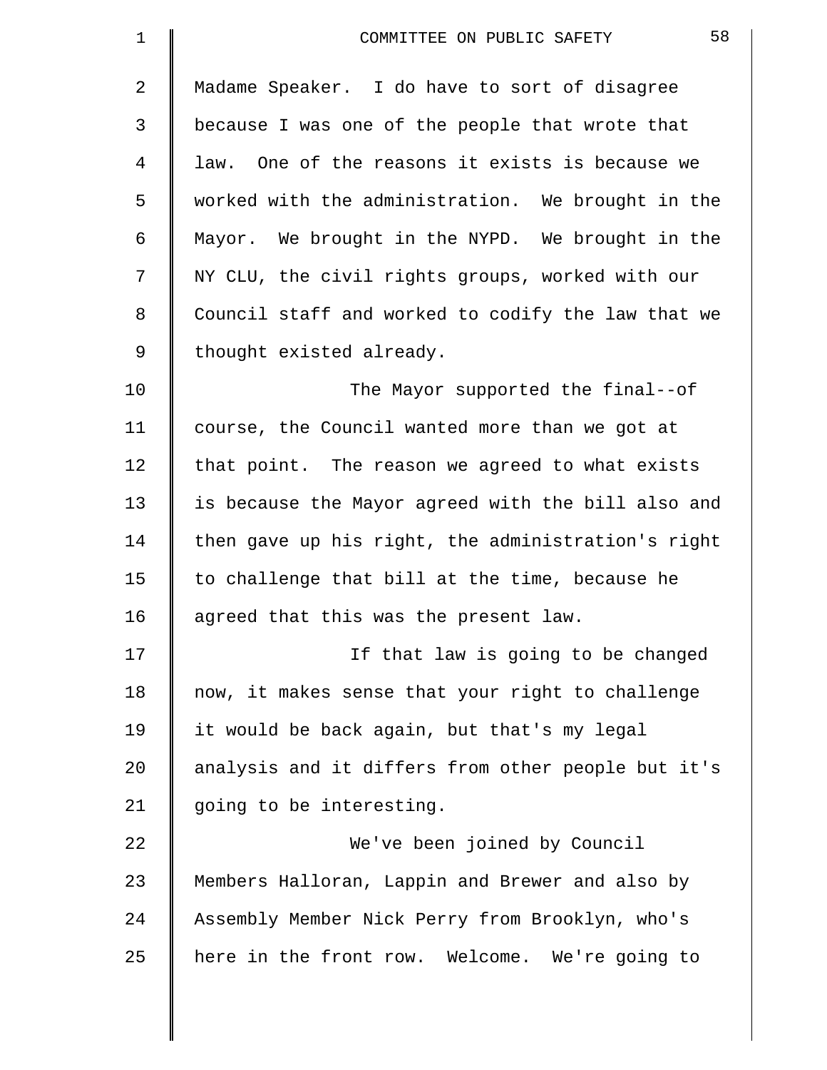Madame Speaker. I do have to sort of disagree because I was one of the people that wrote that law. One of the reasons it exists is because we worked with the administration. We brought in the Mayor. We brought in the NYPD. We brought in the NY CLU, the civil rights groups, worked with our Council staff and worked to codify the law that we thought existed already.

The Mayor supported the final--of course, the Council wanted more than we got at that point. The reason we agreed to what exists is because the Mayor agreed with the bill also and then gave up his right, the administration's right to challenge that bill at the time, because he agreed that this was the present law.

If that law is going to be changed now, it makes sense that your right to challenge it would be back again, but that's my legal analysis and it differs from other people but it's going to be interesting.

We've been joined by Council Members Halloran, Lappin and Brewer and also by Assembly Member Nick Perry from Brooklyn, who's here in the front row. Welcome. We're going to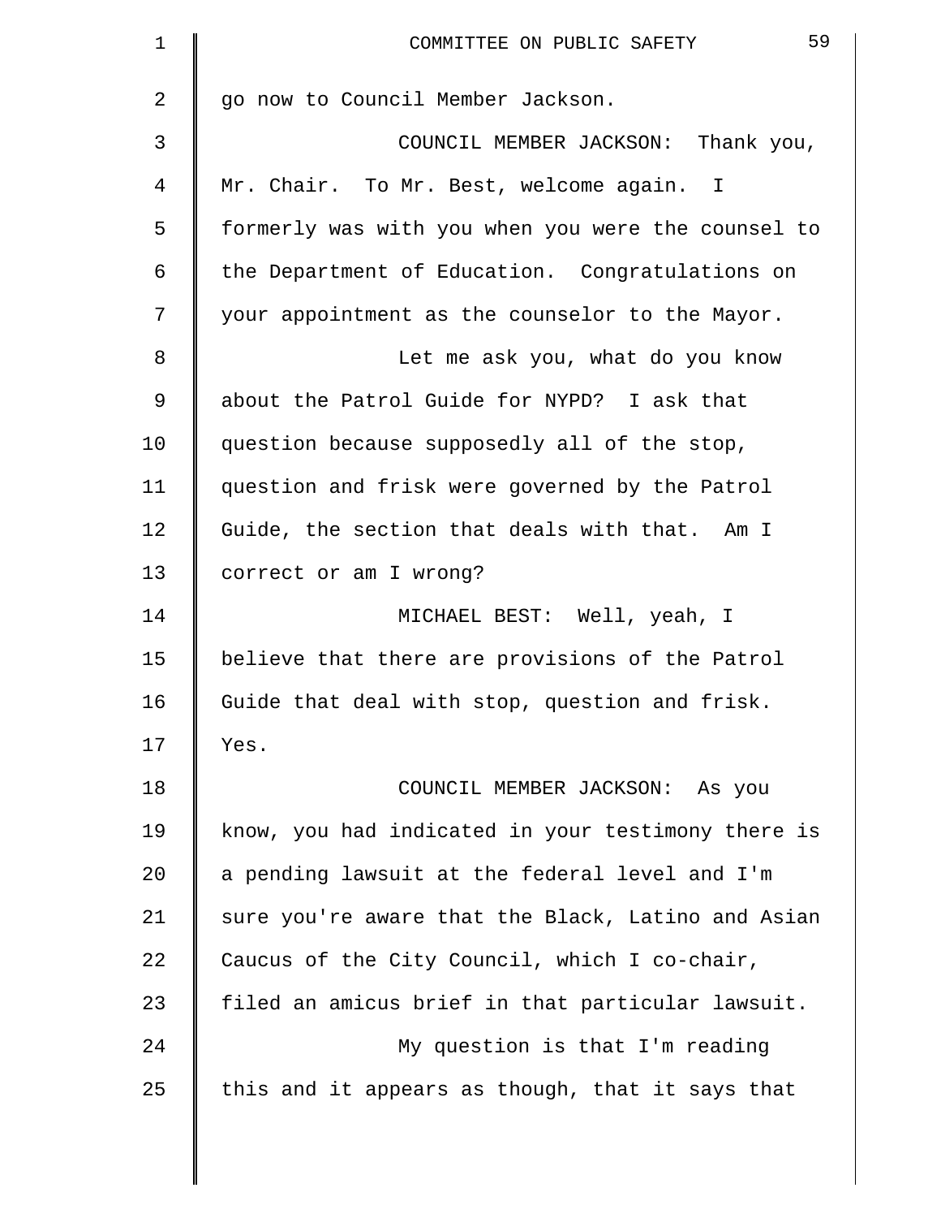go now to Council Member Jackson.

COUNCIL MEMBER JACKSON: Thank you, Mr. Chair. To Mr. Best, welcome again. I formerly was with you when you were the counsel to the Department of Education. Congratulations on your appointment as the counselor to the Mayor.

Let me ask you, what do you know about the Patrol Guide for NYPD? I ask that question because supposedly all of the stop, question and frisk were governed by the Patrol Guide, the section that deals with that. Am I correct or am I wrong?

MICHAEL BEST: Well, yeah, I believe that there are provisions of the Patrol Guide that deal with stop, question and frisk. Yes.

COUNCIL MEMBER JACKSON: As you know, you had indicated in your testimony there is a pending lawsuit at the federal level and I'm sure you're aware that the Black, Latino and Asian Caucus of the City Council, which I co-chair, filed an amicus brief in that particular lawsuit.

My question is that I'm reading this and it appears as though, that it says that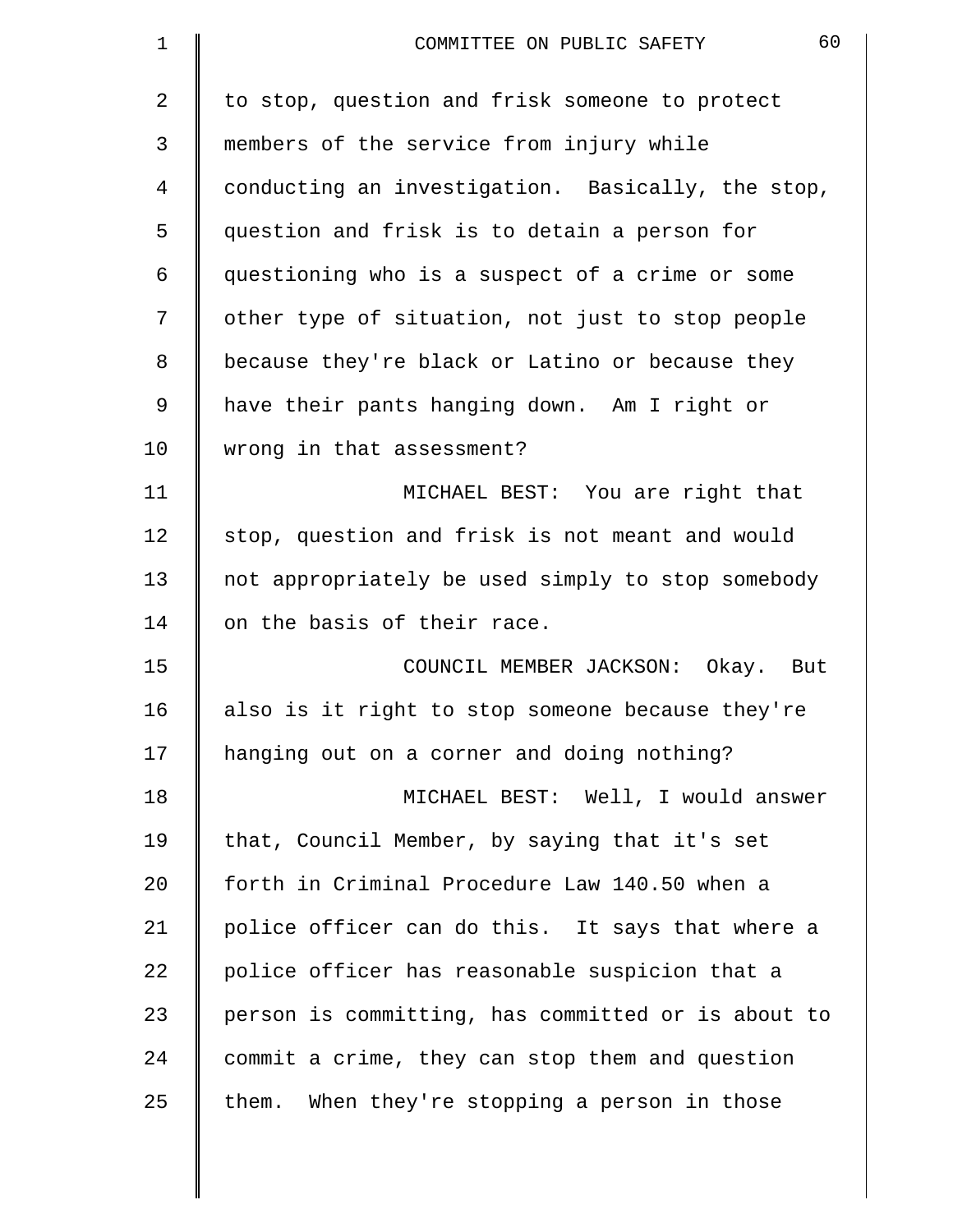to stop, question and frisk someone to protect members of the service from injury while conducting an investigation. Basically, the stop, question and frisk is to detain a person for questioning who is a suspect of a crime or some other type of situation, not just to stop people because they're black or Latino or because they have their pants hanging down. Am I right or wrong in that assessment?

MICHAEL BEST: You are right that stop, question and frisk is not meant and would not appropriately be used simply to stop somebody on the basis of their race.

COUNCIL MEMBER JACKSON: Okay. But also is it right to stop someone because they're hanging out on a corner and doing nothing?

MICHAEL BEST: Well, I would answer that, Council Member, by saying that it's set forth in Criminal Procedure Law 140.50 when a police officer can do this. It says that where a police officer has reasonable suspicion that a person is committing, has committed or is about to commit a crime, they can stop them and question them. When they're stopping a person in those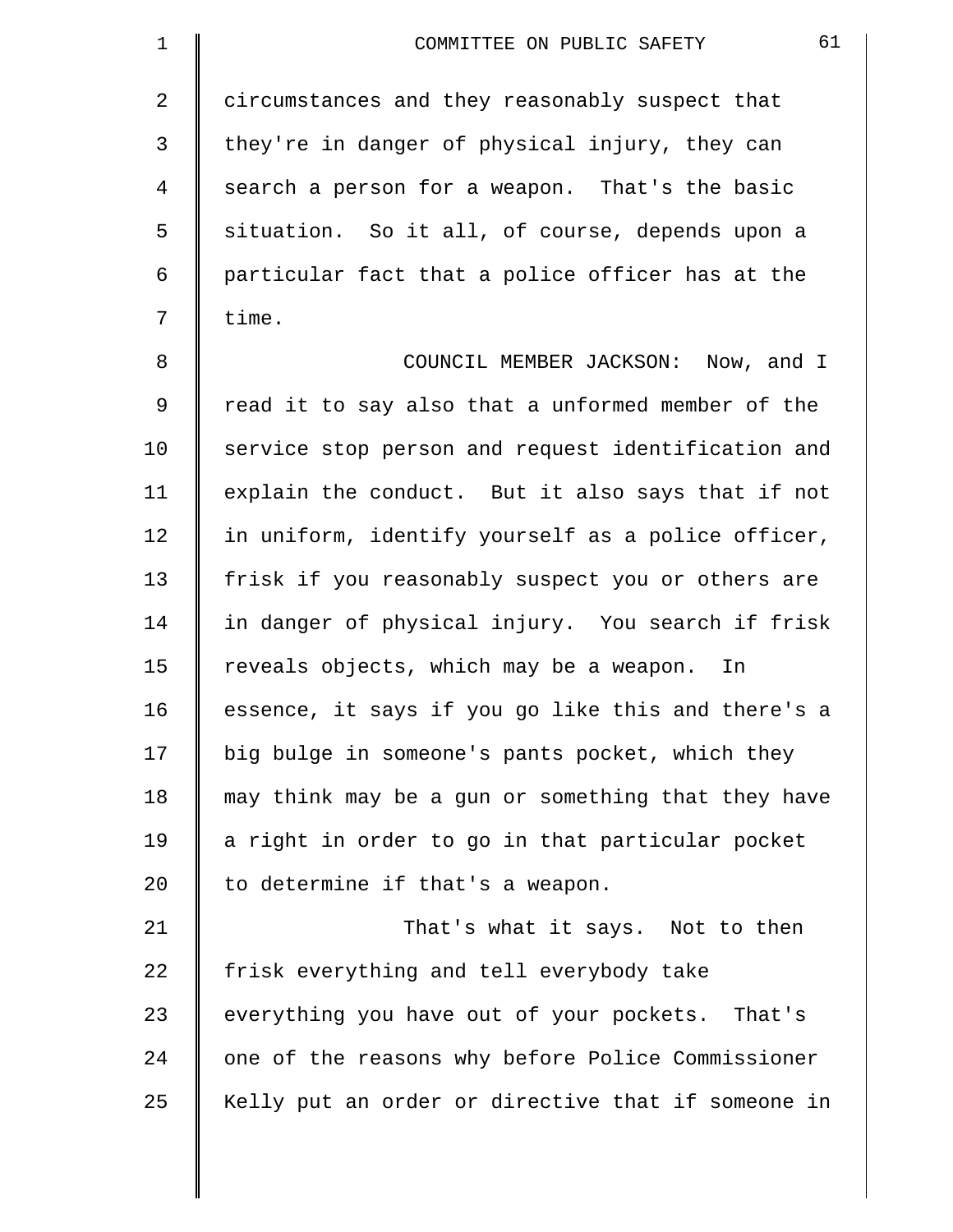circumstances and they reasonably suspect that they're in danger of physical injury, they can search a person for a weapon. That's the basic situation. So it all, of course, depends upon a particular fact that a police officer has at the time.

COUNCIL MEMBER JACKSON: Now, and I read it to say also that a unformed member of the service stop person and request identification and explain the conduct. But it also says that if not in uniform, identify yourself as a police officer, frisk if you reasonably suspect you or others are in danger of physical injury. You search if frisk reveals objects, which may be a weapon. In essence, it says if you go like this and there's a big bulge in someone's pants pocket, which they may think may be a gun or something that they have a right in order to go in that particular pocket to determine if that's a weapon.

That's what it says. Not to then frisk everything and tell everybody take everything you have out of your pockets. That's one of the reasons why before Police Commissioner Kelly put an order or directive that if someone in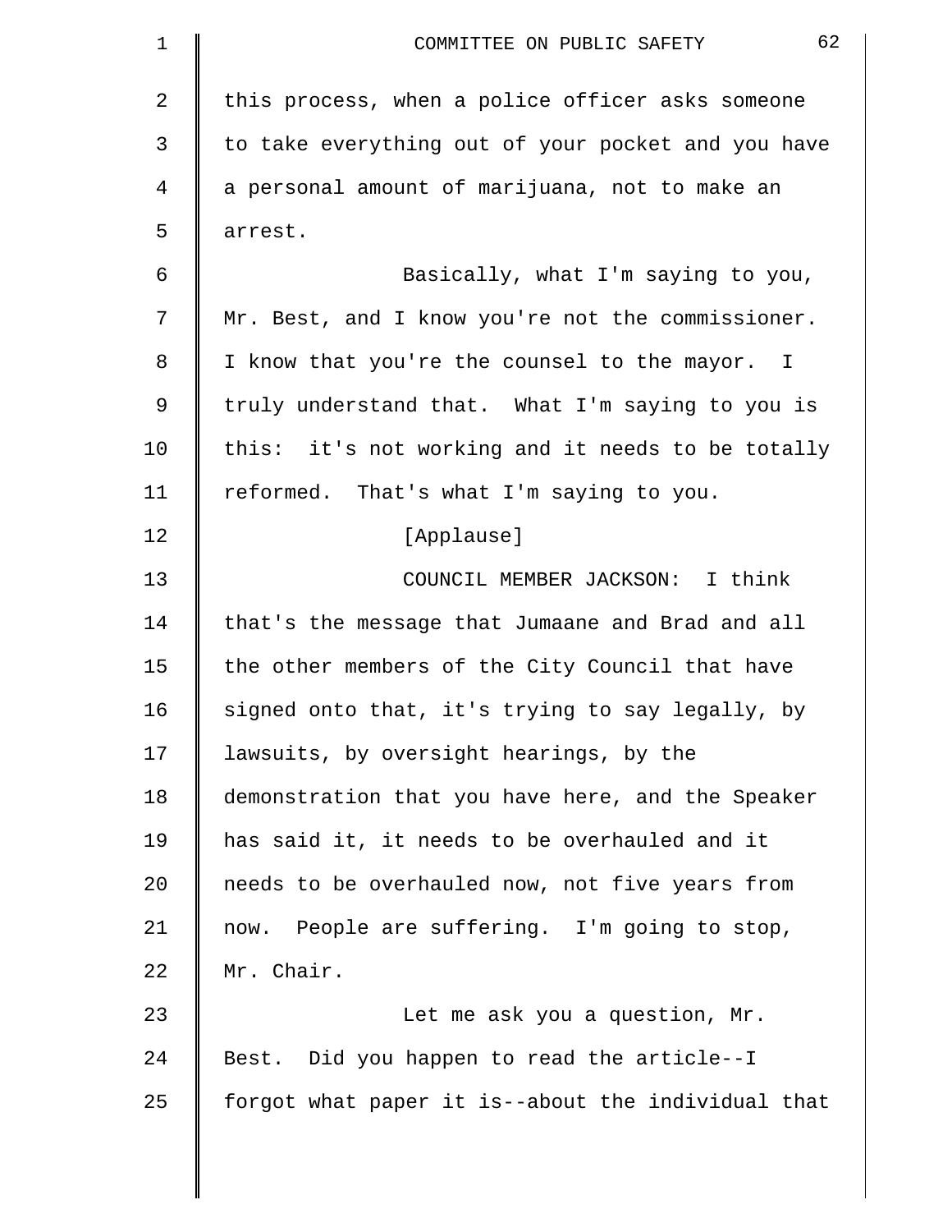this process, when a police officer asks someone to take everything out of your pocket and you have a personal amount of marijuana, not to make an arrest.

Basically, what I'm saying to you, Mr. Best, and I know you're not the commissioner. I know that you're the counsel to the mayor. I truly understand that. What I'm saying to you is this: it's not working and it needs to be totally reformed. That's what I'm saying to you.

[Applause]

COUNCIL MEMBER JACKSON: I think that's the message that Jumaane and Brad and all the other members of the City Council that have signed onto that, it's trying to say legally, by lawsuits, by oversight hearings, by the demonstration that you have here, and the Speaker has said it, it needs to be overhauled and it needs to be overhauled now, not five years from now. People are suffering. I'm going to stop, Mr. Chair.

Let me ask you a question, Mr. Best. Did you happen to read the article--I forgot what paper it is--about the individual that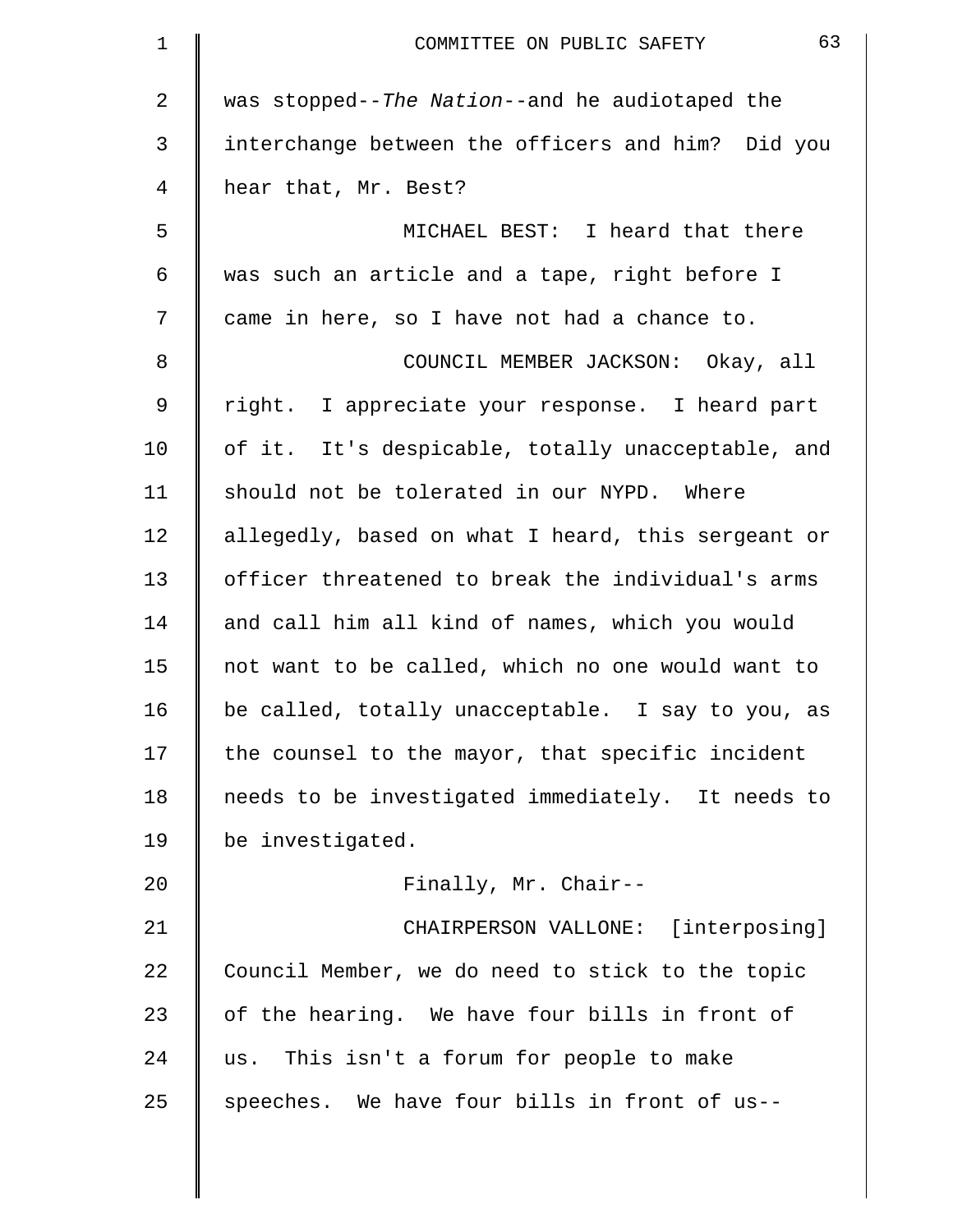was stopped--*The Nation*--and he audiotaped the interchange between the officers and him? Did you hear that, Mr. Best?

MICHAEL BEST: I heard that there was such an article and a tape, right before I came in here, so I have not had a chance to.

COUNCIL MEMBER JACKSON: Okay, all right. I appreciate your response. I heard part of it. It's despicable, totally unacceptable, and should not be tolerated in our NYPD. Where allegedly, based on what I heard, this sergeant or officer threatened to break the individual's arms and call him all kind of names, which you would not want to be called, which no one would want to be called, totally unacceptable. I say to you, as the counsel to the mayor, that specific incident needs to be investigated immediately. It needs to be investigated.

Finally, Mr. Chair--

CHAIRPERSON VALLONE: [interposing] Council Member, we do need to stick to the topic of the hearing. We have four bills in front of us. This isn't a forum for people to make speeches. We have four bills in front of us--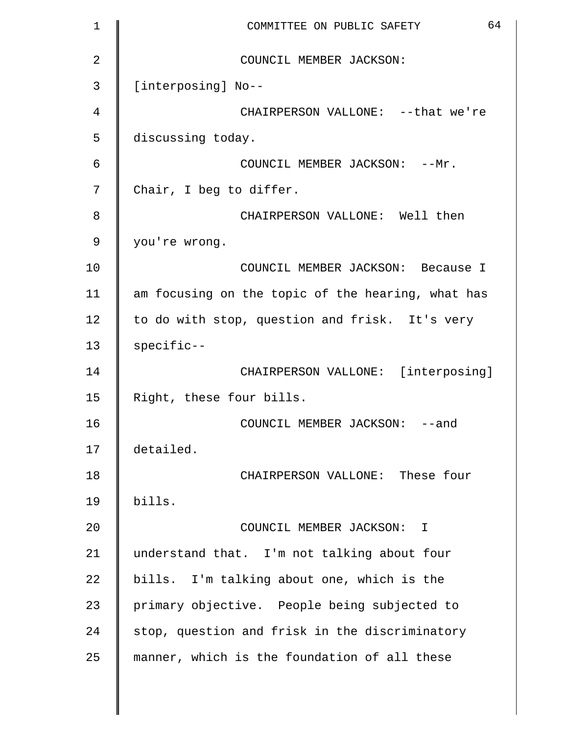COUNCIL MEMBER JACKSON: [interposing] No--

CHAIRPERSON VALLONE: --that we're discussing today.

COUNCIL MEMBER JACKSON: --Mr. Chair, I beg to differ.

CHAIRPERSON VALLONE: Well then you're wrong.

COUNCIL MEMBER JACKSON: Because I am focusing on the topic of the hearing, what has to do with stop, question and frisk. It's very specific--

CHAIRPERSON VALLONE: [interposing] Right, these four bills.

COUNCIL MEMBER JACKSON: --and detailed.

CHAIRPERSON VALLONE: These four bills.

COUNCIL MEMBER JACKSON: I understand that. I'm not talking about four bills. I'm talking about one, which is the primary objective. People being subjected to stop, question and frisk in the discriminatory manner, which is the foundation of all these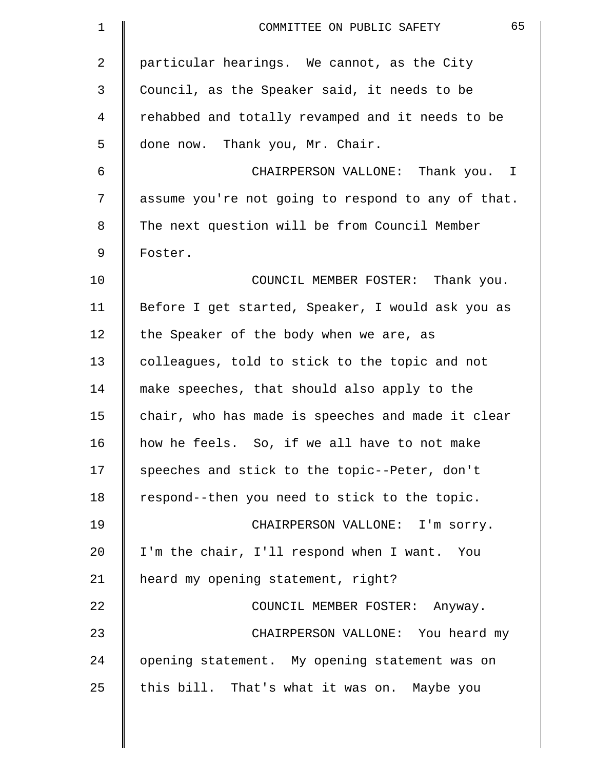particular hearings. We cannot, as the City Council, as the Speaker said, it needs to be rehabbed and totally revamped and it needs to be done now. Thank you, Mr. Chair.

CHAIRPERSON VALLONE: Thank you. I assume you're not going to respond to any of that. The next question will be from Council Member Foster.

COUNCIL MEMBER FOSTER: Thank you. Before I get started, Speaker, I would ask you as the Speaker of the body when we are, as colleagues, told to stick to the topic and not make speeches, that should also apply to the chair, who has made is speeches and made it clear how he feels. So, if we all have to not make speeches and stick to the topic--Peter, don't respond--then you need to stick to the topic.

CHAIRPERSON VALLONE: I'm sorry. I'm the chair, I'll respond when I want. You heard my opening statement, right?

COUNCIL MEMBER FOSTER: Anyway.

CHAIRPERSON VALLONE: You heard my opening statement. My opening statement was on this bill. That's what it was on. Maybe you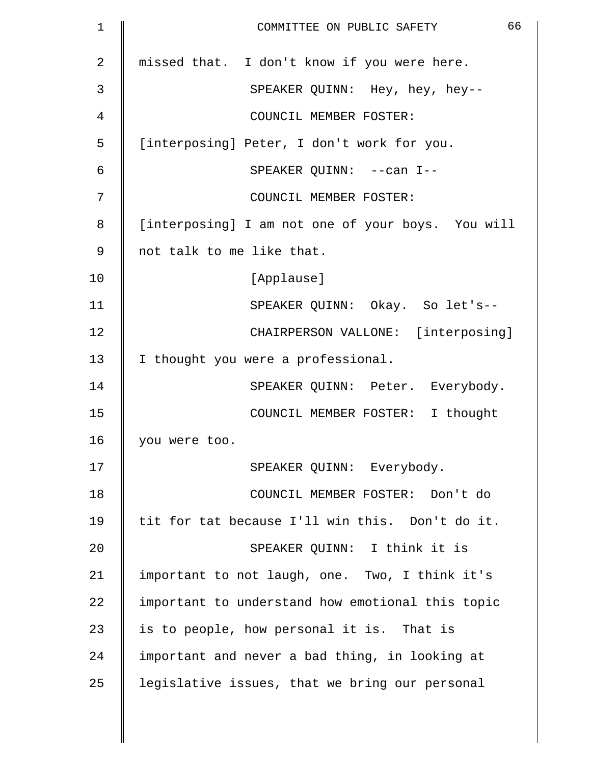missed that. I don't know if you were here.

SPEAKER QUINN: Hey, hey, hey--

COUNCIL MEMBER FOSTER: [interposing] Peter, I don't work for you.

SPEAKER QUINN: --can I--

COUNCIL MEMBER FOSTER: [interposing] I am not one of your boys. You will not talk to me like that.

[Applause]

SPEAKER QUINN: Okay. So let's--

CHAIRPERSON VALLONE: [interposing] I thought you were a professional.

SPEAKER QUINN: Peter. Everybody.

COUNCIL MEMBER FOSTER: I thought you were too.

SPEAKER QUINN: Everybody.

COUNCIL MEMBER FOSTER: Don't do tit for tat because I'll win this. Don't do it.

SPEAKER QUINN: I think it is important to not laugh, one. Two, I think it's important to understand how emotional this topic is to people, how personal it is. That is important and never a bad thing, in looking at legislative issues, that we bring our personal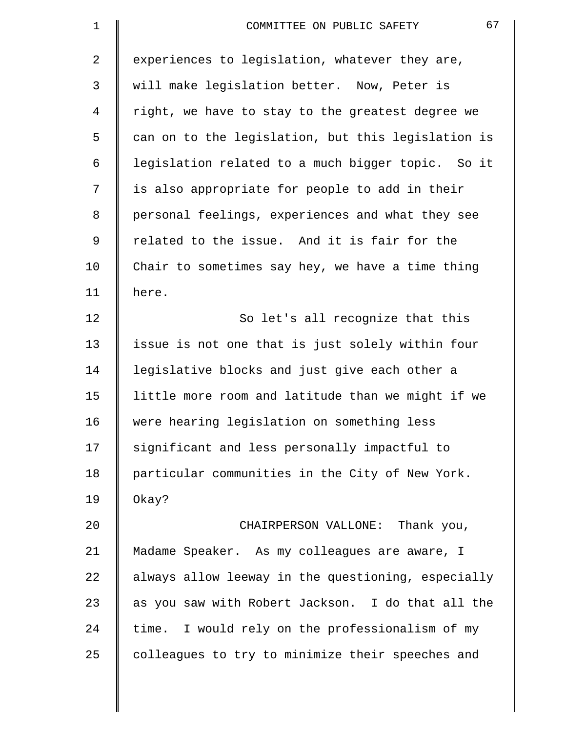experiences to legislation, whatever they are, will make legislation better. Now, Peter is right, we have to stay to the greatest degree we can on to the legislation, but this legislation is legislation related to a much bigger topic. So it is also appropriate for people to add in their personal feelings, experiences and what they see related to the issue. And it is fair for the Chair to sometimes say hey, we have a time thing here.

So let's all recognize that this issue is not one that is just solely within four legislative blocks and just give each other a little more room and latitude than we might if we were hearing legislation on something less significant and less personally impactful to particular communities in the City of New York. Okay?

CHAIRPERSON VALLONE: Thank you, Madame Speaker. As my colleagues are aware, I always allow leeway in the questioning, especially as you saw with Robert Jackson. I do that all the time. I would rely on the professionalism of my colleagues to try to minimize their speeches and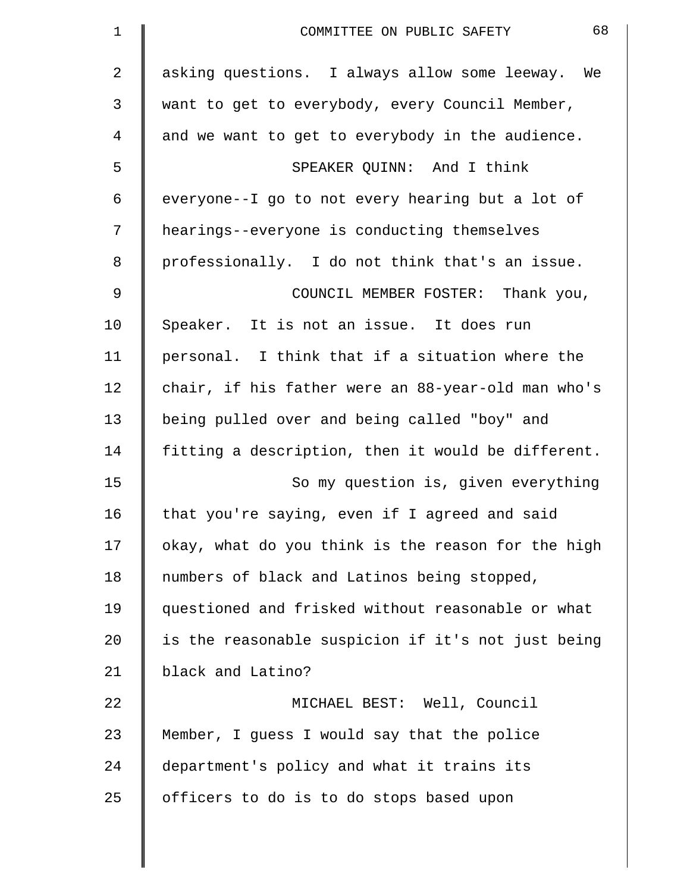asking questions. I always allow some leeway. We want to get to everybody, every Council Member, and we want to get to everybody in the audience.

SPEAKER QUINN: And I think everyone--I go to not every hearing but a lot of hearings--everyone is conducting themselves professionally. I do not think that's an issue.

COUNCIL MEMBER FOSTER: Thank you, Speaker. It is not an issue. It does run personal. I think that if a situation where the chair, if his father were an 88-year-old man who's being pulled over and being called "boy" and fitting a description, then it would be different.

So my question is, given everything that you're saying, even if I agreed and said okay, what do you think is the reason for the high numbers of black and Latinos being stopped, questioned and frisked without reasonable or what is the reasonable suspicion if it's not just being black and Latino?

MICHAEL BEST: Well, Council Member, I guess I would say that the police department's policy and what it trains its officers to do is to do stops based upon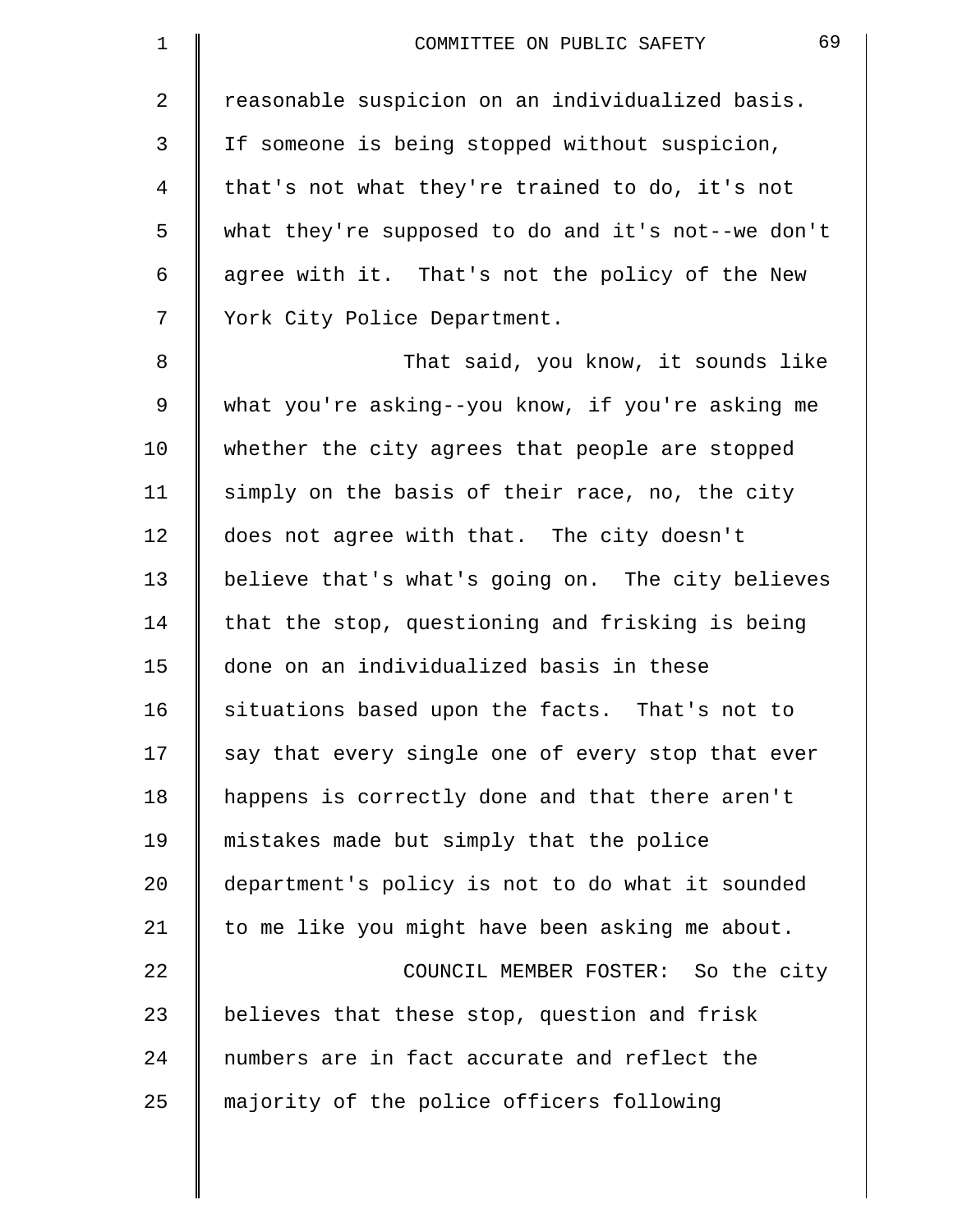reasonable suspicion on an individualized basis. If someone is being stopped without suspicion, that's not what they're trained to do, it's not what they're supposed to do and it's not--we don't agree with it. That's not the policy of the New York City Police Department.

That said, you know, it sounds like what you're asking--you know, if you're asking me whether the city agrees that people are stopped simply on the basis of their race, no, the city does not agree with that. The city doesn't believe that's what's going on. The city believes that the stop, questioning and frisking is being done on an individualized basis in these situations based upon the facts. That's not to say that every single one of every stop that ever happens is correctly done and that there aren't mistakes made but simply that the police department's policy is not to do what it sounded to me like you might have been asking me about.

COUNCIL MEMBER FOSTER: So the city believes that these stop, question and frisk numbers are in fact accurate and reflect the majority of the police officers following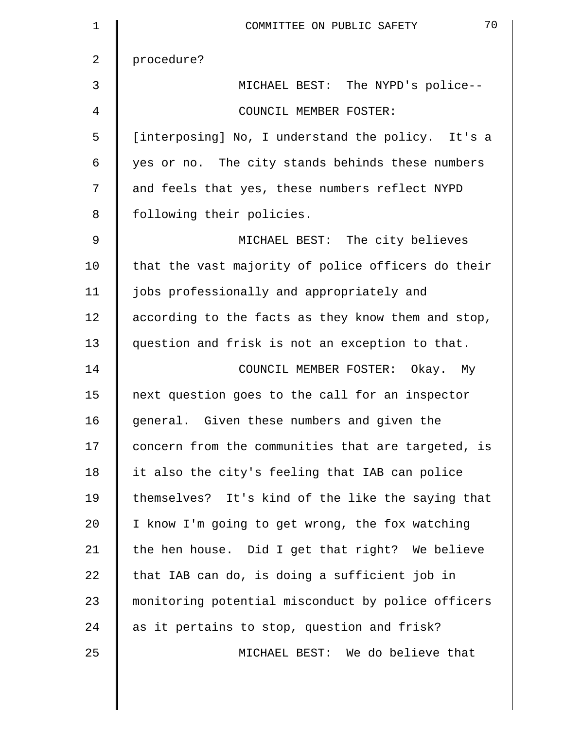procedure?

MICHAEL BEST: The NYPD's police--

COUNCIL MEMBER FOSTER: [interposing] No, I understand the policy. It's a yes or no. The city stands behinds these numbers and feels that yes, these numbers reflect NYPD following their policies.

MICHAEL BEST: The city believes that the vast majority of police officers do their jobs professionally and appropriately and according to the facts as they know them and stop, question and frisk is not an exception to that.

COUNCIL MEMBER FOSTER: Okay. My next question goes to the call for an inspector general. Given these numbers and given the concern from the communities that are targeted, is it also the city's feeling that IAB can police themselves? It's kind of the like the saying that I know I'm going to get wrong, the fox watching the hen house. Did I get that right? We believe that IAB can do, is doing a sufficient job in monitoring potential misconduct by police officers as it pertains to stop, question and frisk?

MICHAEL BEST: We do believe that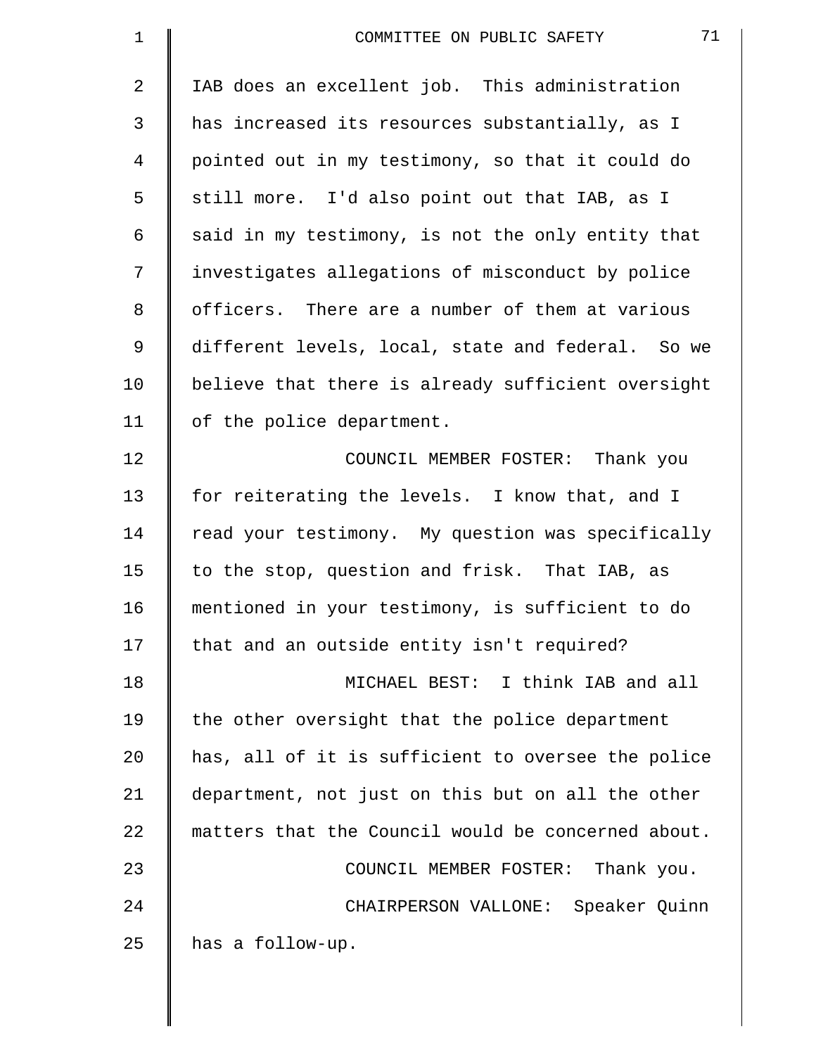IAB does an excellent job. This administration has increased its resources substantially, as I pointed out in my testimony, so that it could do still more. I'd also point out that IAB, as I said in my testimony, is not the only entity that investigates allegations of misconduct by police officers. There are a number of them at various different levels, local, state and federal. So we believe that there is already sufficient oversight of the police department.

COUNCIL MEMBER FOSTER: Thank you for reiterating the levels. I know that, and I read your testimony. My question was specifically to the stop, question and frisk. That IAB, as mentioned in your testimony, is sufficient to do that and an outside entity isn't required?

MICHAEL BEST: I think IAB and all the other oversight that the police department has, all of it is sufficient to oversee the police department, not just on this but on all the other matters that the Council would be concerned about.

COUNCIL MEMBER FOSTER: Thank you.

CHAIRPERSON VALLONE: Speaker Quinn has a follow-up.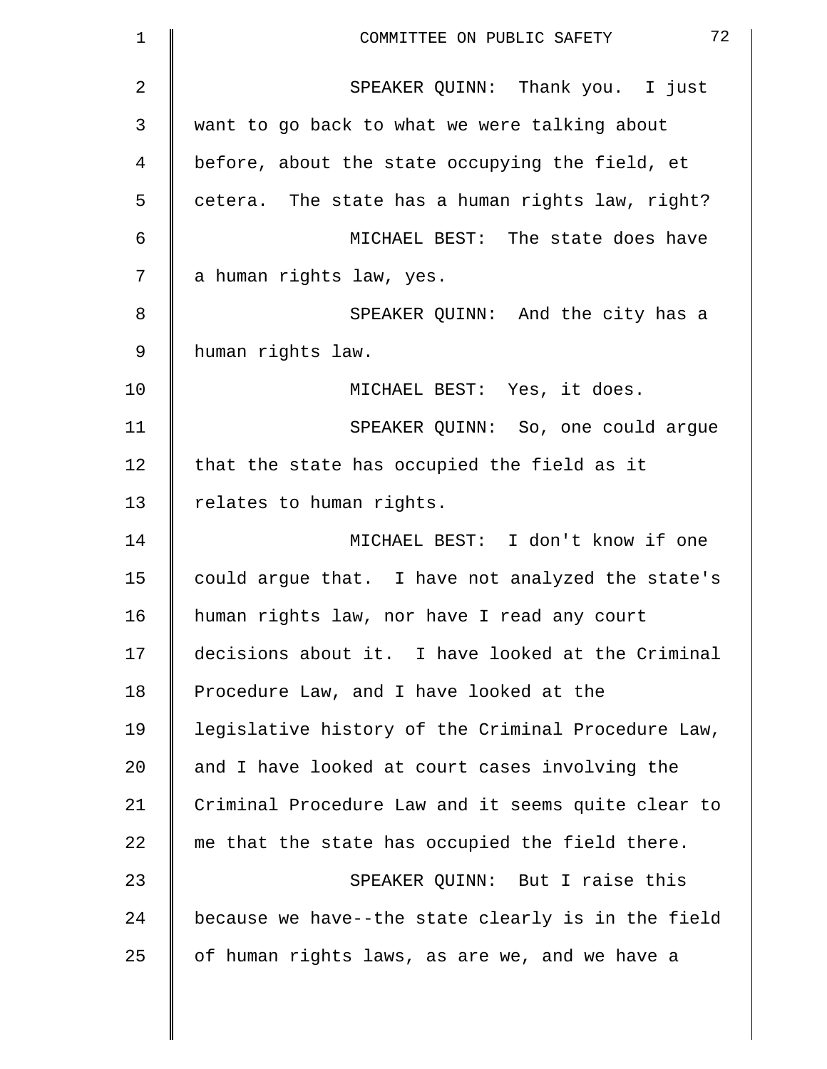SPEAKER QUINN: Thank you. I just want to go back to what we were talking about before, about the state occupying the field, et cetera. The state has a human rights law, right?

MICHAEL BEST: The state does have a human rights law, yes.

SPEAKER QUINN: And the city has a human rights law.

MICHAEL BEST: Yes, it does.

SPEAKER QUINN: So, one could argue that the state has occupied the field as it relates to human rights.

MICHAEL BEST: I don't know if one could argue that. I have not analyzed the state's human rights law, nor have I read any court decisions about it. I have looked at the Criminal Procedure Law, and I have looked at the legislative history of the Criminal Procedure Law, and I have looked at court cases involving the Criminal Procedure Law and it seems quite clear to me that the state has occupied the field there.

SPEAKER QUINN: But I raise this because we have--the state clearly is in the field of human rights laws, as are we, and we have a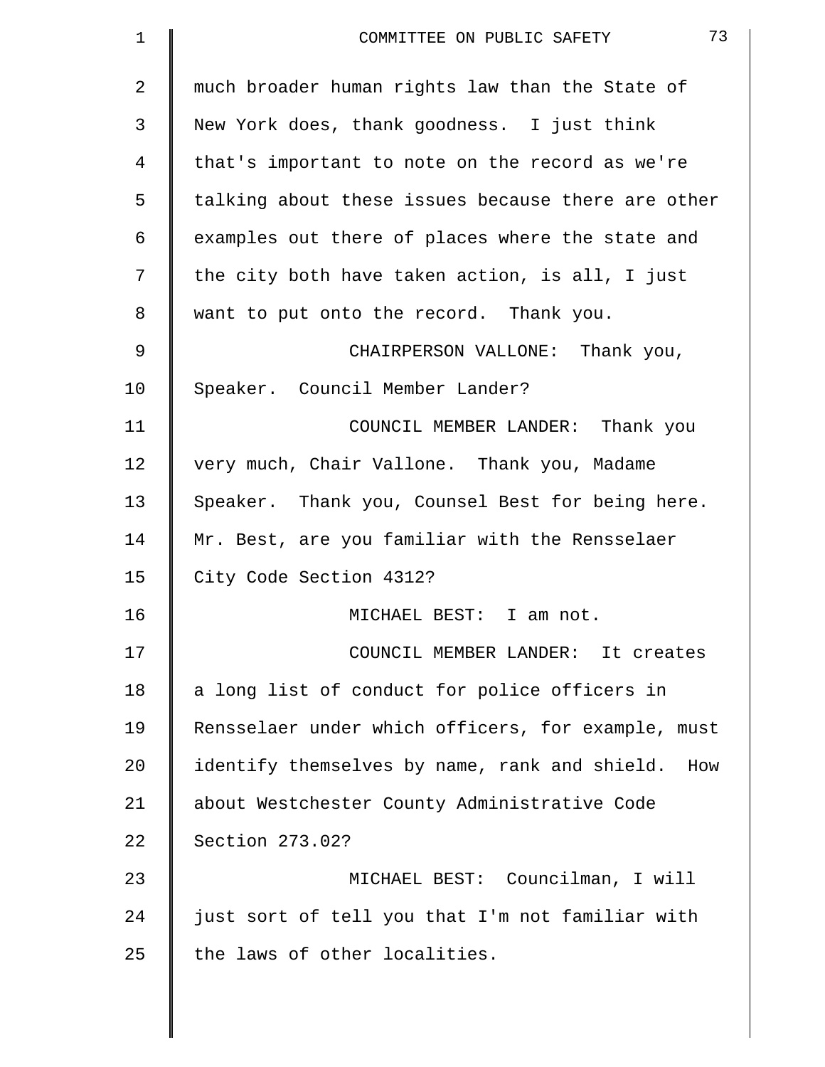much broader human rights law than the State of New York does, thank goodness. I just think that's important to note on the record as we're talking about these issues because there are other examples out there of places where the state and the city both have taken action, is all, I just want to put onto the record. Thank you.

CHAIRPERSON VALLONE: Thank you, Speaker. Council Member Lander?

COUNCIL MEMBER LANDER: Thank you very much, Chair Vallone. Thank you, Madame Speaker. Thank you, Counsel Best for being here. Mr. Best, are you familiar with the Rensselaer City Code Section 4312?

MICHAEL BEST: I am not.

COUNCIL MEMBER LANDER: It creates a long list of conduct for police officers in Rensselaer under which officers, for example, must identify themselves by name, rank and shield. How about Westchester County Administrative Code Section 273.02?

MICHAEL BEST: Councilman, I will just sort of tell you that I'm not familiar with the laws of other localities.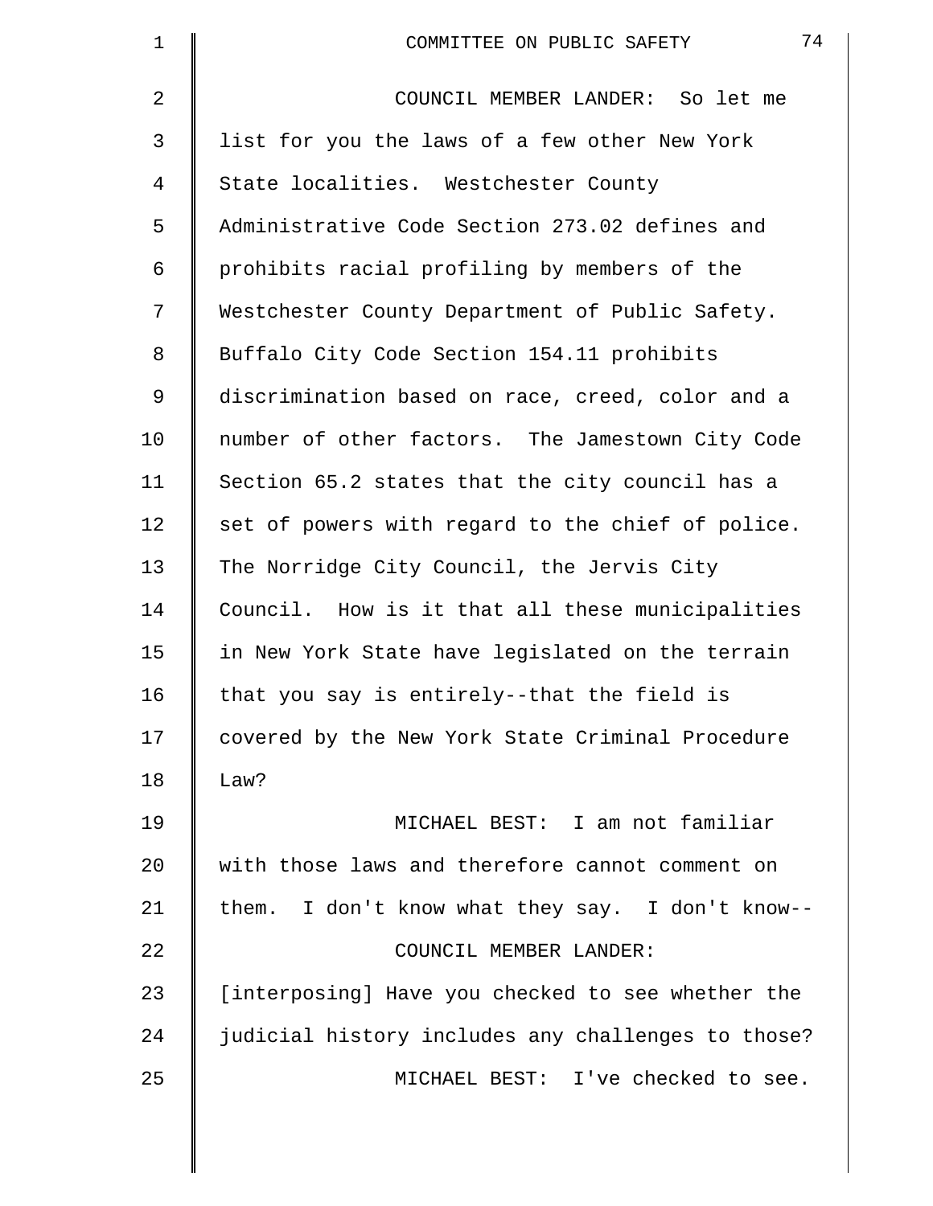COUNCIL MEMBER LANDER: So let me list for you the laws of a few other New York State localities. Westchester County Administrative Code Section 273.02 defines and prohibits racial profiling by members of the Westchester County Department of Public Safety. Buffalo City Code Section 154.11 prohibits discrimination based on race, creed, color and a number of other factors. The Jamestown City Code Section 65.2 states that the city council has a set of powers with regard to the chief of police. The Norridge City Council, the Jervis City Council. How is it that all these municipalities in New York State have legislated on the terrain that you say is entirely--that the field is covered by the New York State Criminal Procedure Law?

MICHAEL BEST: I am not familiar with those laws and therefore cannot comment on them. I don't know what they say. I don't know--

COUNCIL MEMBER LANDER: [interposing] Have you checked to see whether the judicial history includes any challenges to those?

MICHAEL BEST: I've checked to see.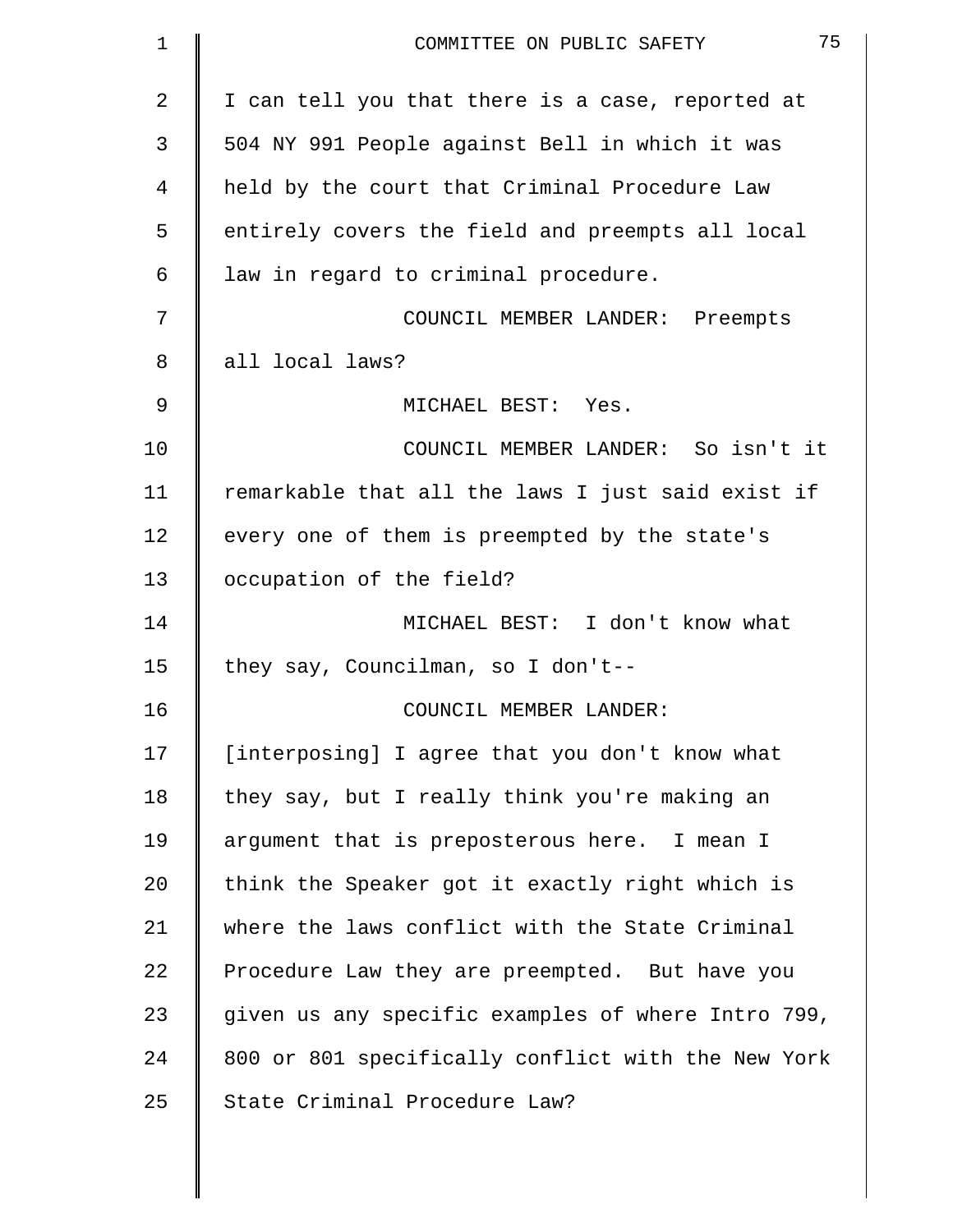I can tell you that there is a case, reported at 504 NY 991 People against Bell in which it was held by the court that Criminal Procedure Law entirely covers the field and preempts all local law in regard to criminal procedure.

COUNCIL MEMBER LANDER: Preempts all local laws?

MICHAEL BEST: Yes.

COUNCIL MEMBER LANDER: So isn't it remarkable that all the laws I just said exist if every one of them is preempted by the state's occupation of the field?

MICHAEL BEST: I don't know what they say, Councilman, so I don't--

COUNCIL MEMBER LANDER: [interposing] I agree that you don't know what they say, but I really think you're making an argument that is preposterous here. I mean I think the Speaker got it exactly right which is where the laws conflict with the State Criminal Procedure Law they are preempted. But have you given us any specific examples of where Intro 799, 800 or 801 specifically conflict with the New York State Criminal Procedure Law?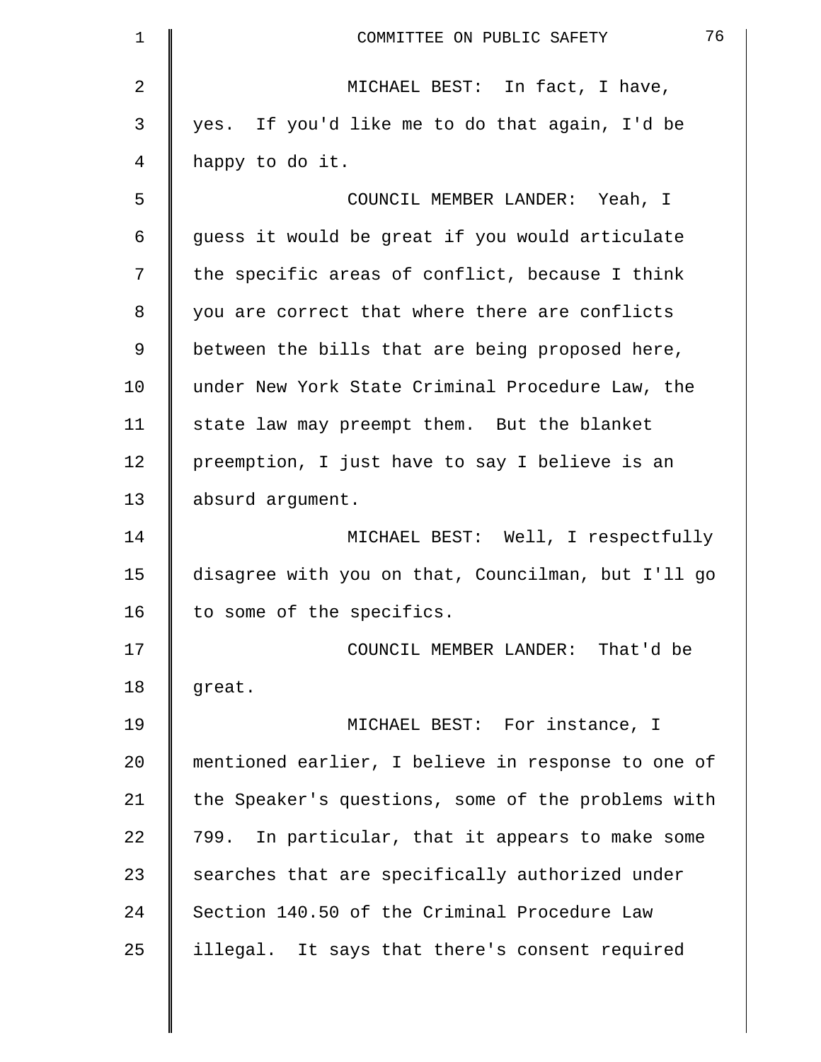MICHAEL BEST: In fact, I have, yes. If you'd like me to do that again, I'd be happy to do it.

COUNCIL MEMBER LANDER: Yeah, I guess it would be great if you would articulate the specific areas of conflict, because I think you are correct that where there are conflicts between the bills that are being proposed here, under New York State Criminal Procedure Law, the state law may preempt them. But the blanket preemption, I just have to say I believe is an absurd argument.

MICHAEL BEST: Well, I respectfully disagree with you on that, Councilman, but I'll go to some of the specifics.

COUNCIL MEMBER LANDER: That'd be great.

MICHAEL BEST: For instance, I mentioned earlier, I believe in response to one of the Speaker's questions, some of the problems with 799. In particular, that it appears to make some searches that are specifically authorized under Section 140.50 of the Criminal Procedure Law illegal. It says that there's consent required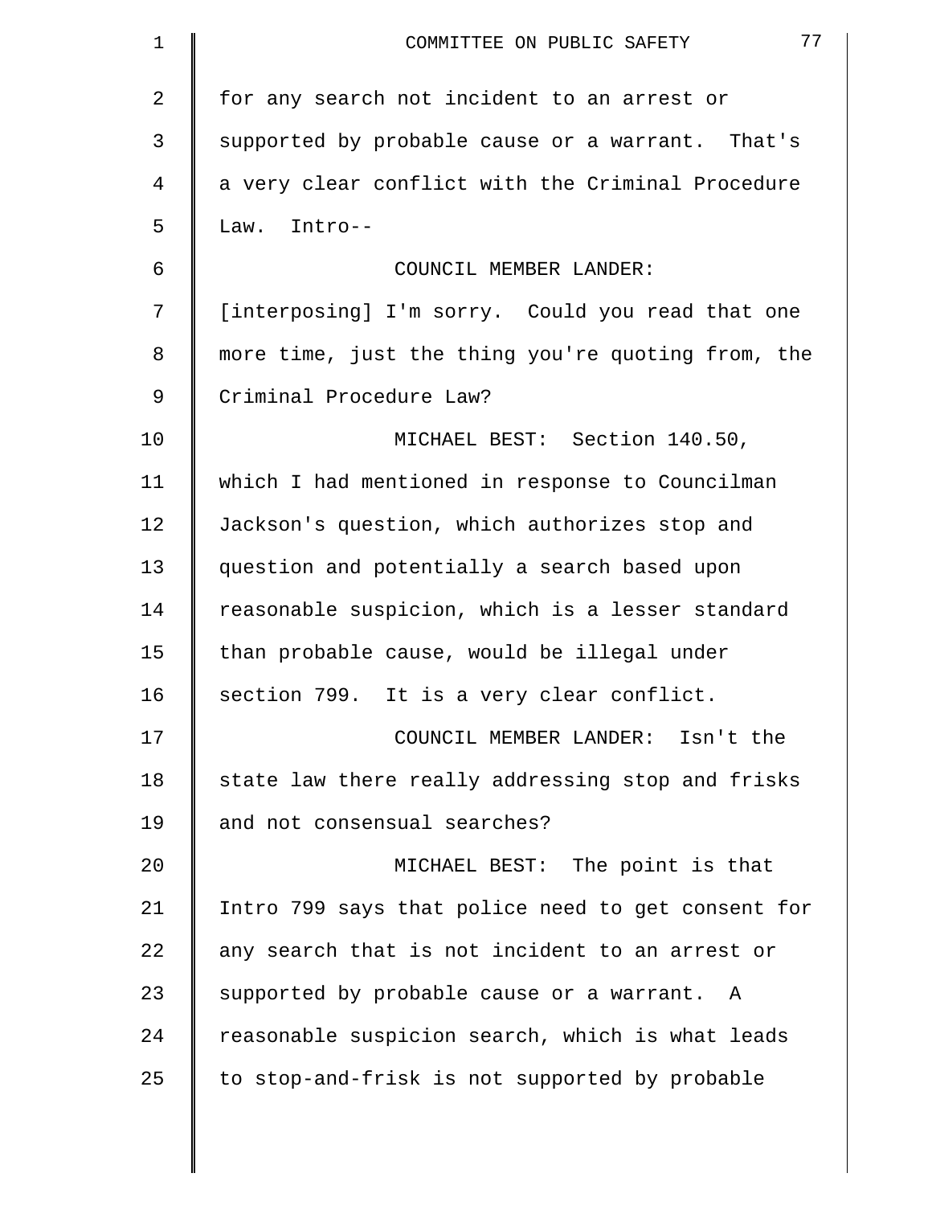for any search not incident to an arrest or supported by probable cause or a warrant. That's a very clear conflict with the Criminal Procedure Law. Intro--

COUNCIL MEMBER LANDER: [interposing] I'm sorry. Could you read that one more time, just the thing you're quoting from, the Criminal Procedure Law?

MICHAEL BEST: Section 140.50, which I had mentioned in response to Councilman Jackson's question, which authorizes stop and question and potentially a search based upon reasonable suspicion, which is a lesser standard than probable cause, would be illegal under section 799. It is a very clear conflict.

COUNCIL MEMBER LANDER: Isn't the state law there really addressing stop and frisks and not consensual searches?

MICHAEL BEST: The point is that Intro 799 says that police need to get consent for any search that is not incident to an arrest or supported by probable cause or a warrant. A reasonable suspicion search, which is what leads to stop-and-frisk is not supported by probable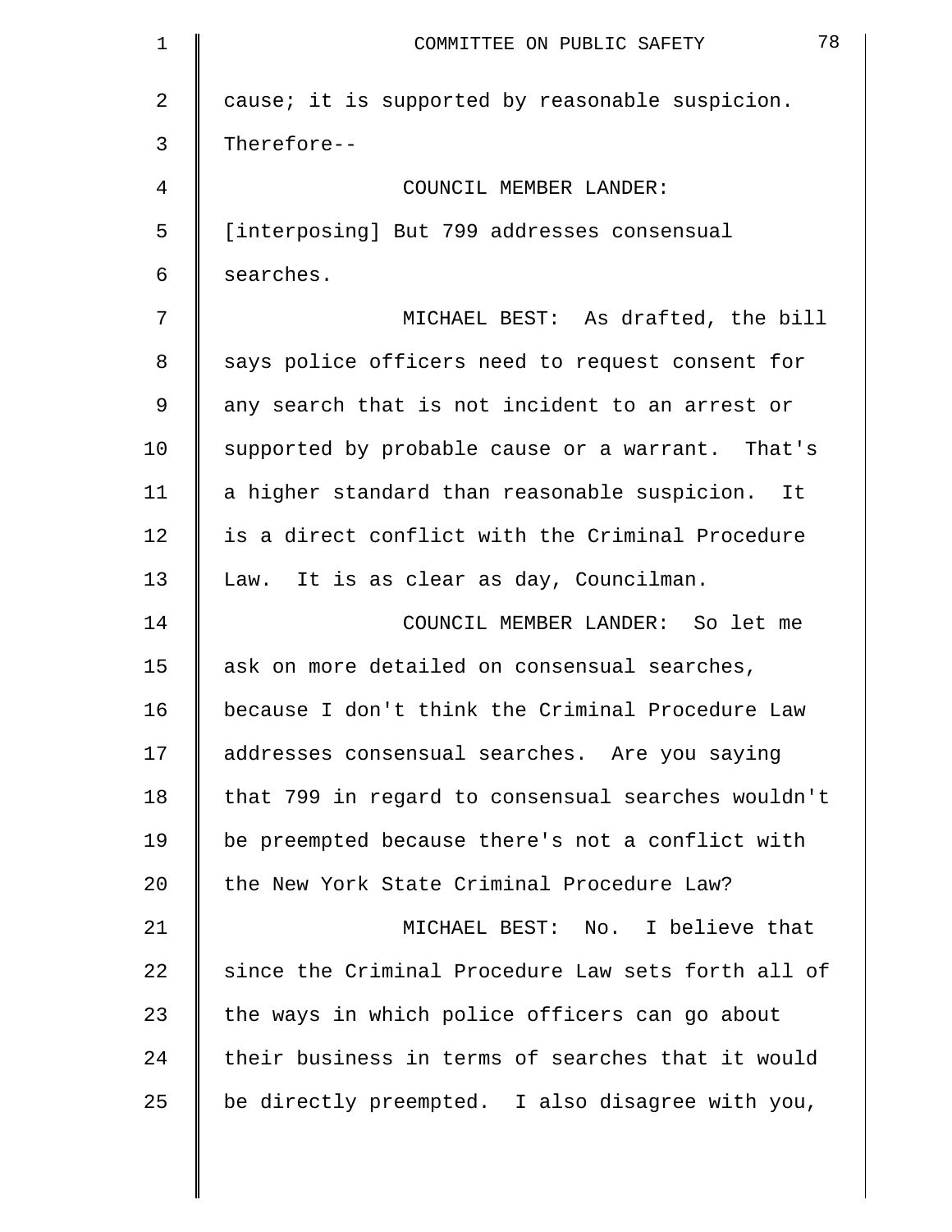cause; it is supported by reasonable suspicion. Therefore--

COUNCIL MEMBER LANDER: [interposing] But 799 addresses consensual searches.

MICHAEL BEST: As drafted, the bill says police officers need to request consent for any search that is not incident to an arrest or supported by probable cause or a warrant. That's a higher standard than reasonable suspicion. It is a direct conflict with the Criminal Procedure Law. It is as clear as day, Councilman.

COUNCIL MEMBER LANDER: So let me ask on more detailed on consensual searches, because I don't think the Criminal Procedure Law addresses consensual searches. Are you saying that 799 in regard to consensual searches wouldn't be preempted because there's not a conflict with the New York State Criminal Procedure Law?

MICHAEL BEST: No. I believe that since the Criminal Procedure Law sets forth all of the ways in which police officers can go about their business in terms of searches that it would be directly preempted. I also disagree with you,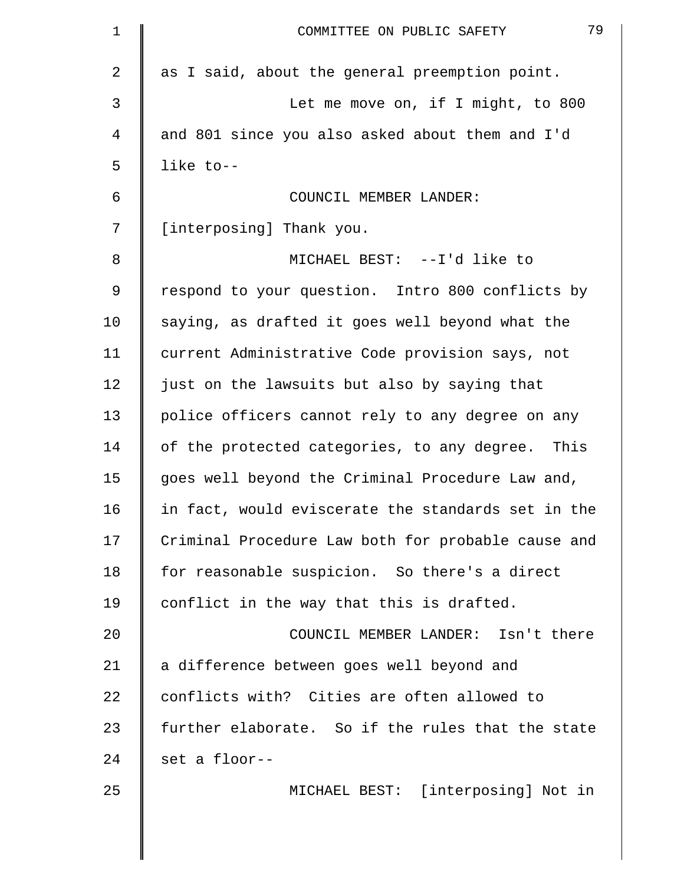as I said, about the general preemption point.

Let me move on, if I might, to 800 and 801 since you also asked about them and I'd like to--

COUNCIL MEMBER LANDER: [interposing] Thank you.

MICHAEL BEST: --I'd like to respond to your question. Intro 800 conflicts by saying, as drafted it goes well beyond what the current Administrative Code provision says, not just on the lawsuits but also by saying that police officers cannot rely to any degree on any of the protected categories, to any degree. This goes well beyond the Criminal Procedure Law and, in fact, would eviscerate the standards set in the Criminal Procedure Law both for probable cause and for reasonable suspicion. So there's a direct conflict in the way that this is drafted.

COUNCIL MEMBER LANDER: Isn't there a difference between goes well beyond and conflicts with? Cities are often allowed to further elaborate. So if the rules that the state set a floor--

MICHAEL BEST: [interposing] Not in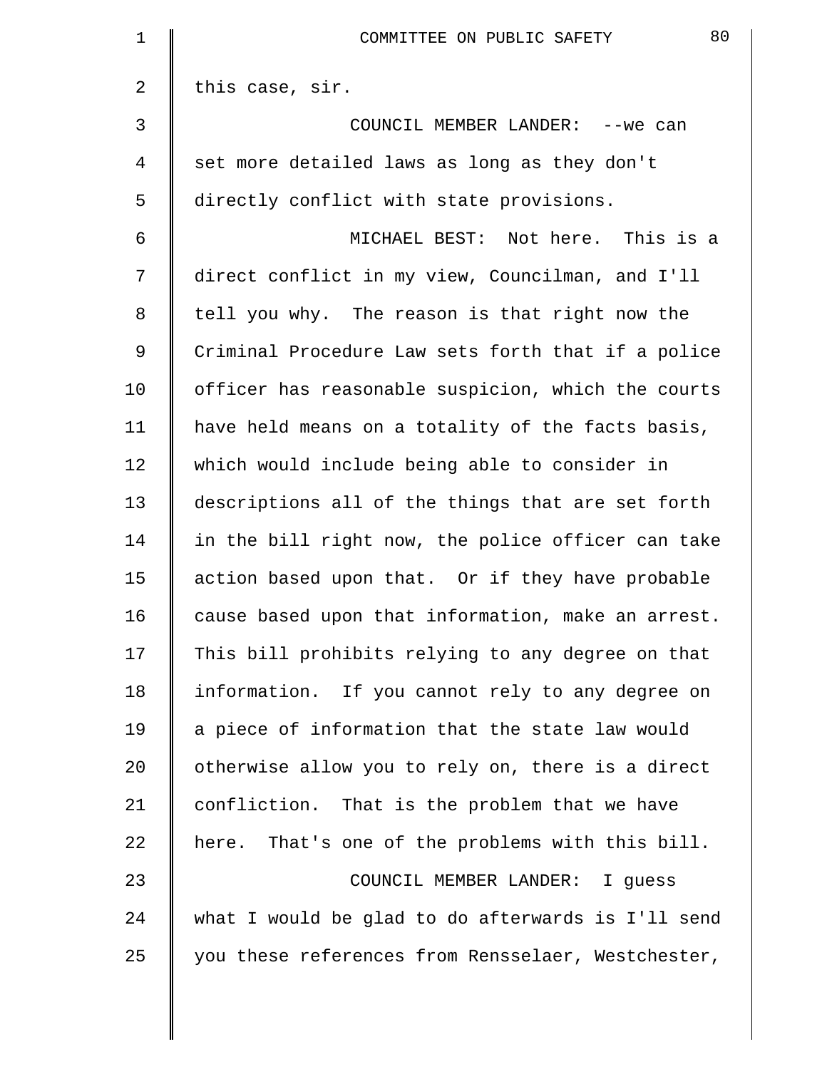this case, sir.

COUNCIL MEMBER LANDER: --we can set more detailed laws as long as they don't directly conflict with state provisions.

MICHAEL BEST: Not here. This is a direct conflict in my view, Councilman, and I'll tell you why. The reason is that right now the Criminal Procedure Law sets forth that if a police officer has reasonable suspicion, which the courts have held means on a totality of the facts basis, which would include being able to consider in descriptions all of the things that are set forth in the bill right now, the police officer can take action based upon that. Or if they have probable cause based upon that information, make an arrest. This bill prohibits relying to any degree on that information. If you cannot rely to any degree on a piece of information that the state law would otherwise allow you to rely on, there is a direct confliction. That is the problem that we have here. That's one of the problems with this bill.

COUNCIL MEMBER LANDER: I guess what I would be glad to do afterwards is I'll send you these references from Rensselaer, Westchester,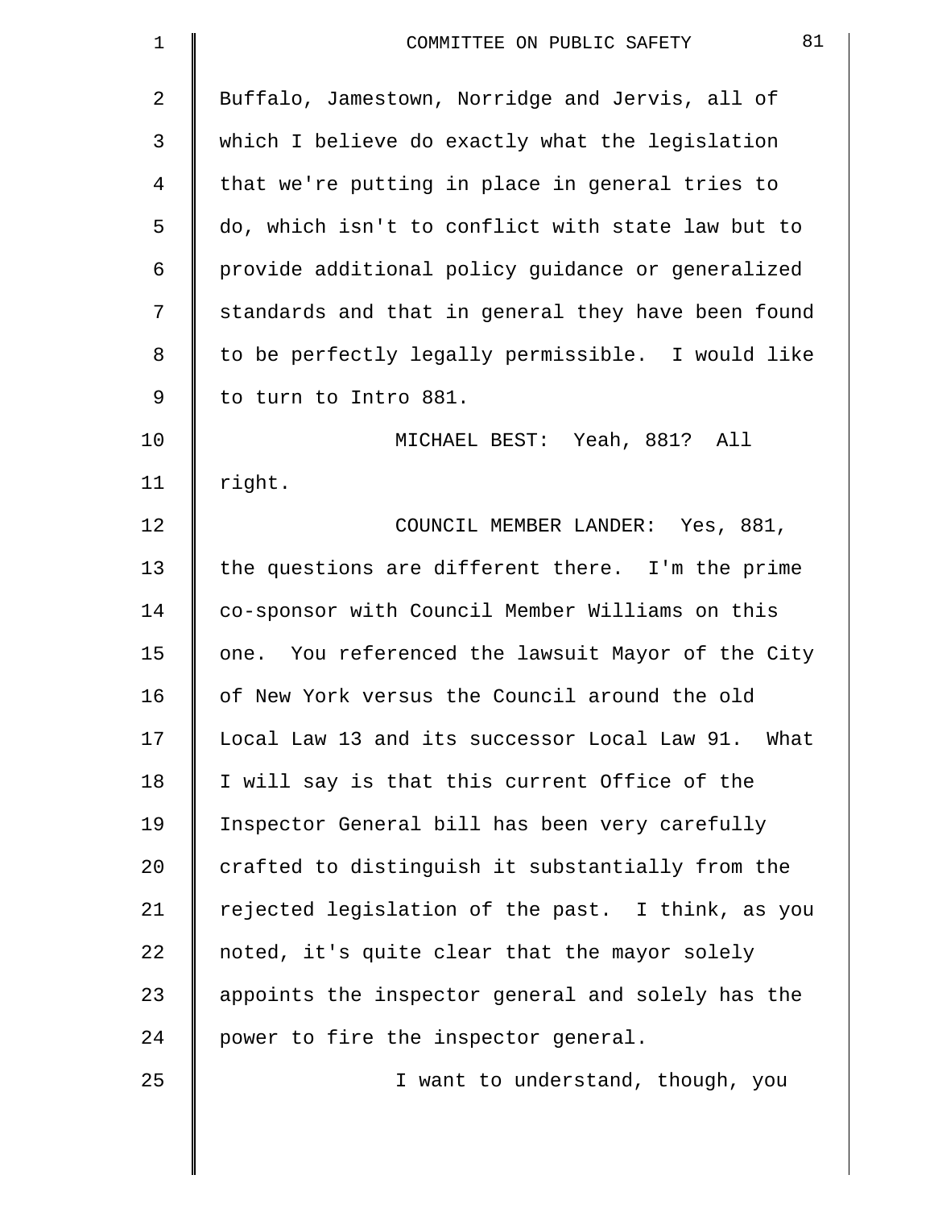Buffalo, Jamestown, Norridge and Jervis, all of which I believe do exactly what the legislation that we're putting in place in general tries to do, which isn't to conflict with state law but to provide additional policy guidance or generalized standards and that in general they have been found to be perfectly legally permissible. I would like to turn to Intro 881.

MICHAEL BEST: Yeah, 881? All right.

COUNCIL MEMBER LANDER: Yes, 881, the questions are different there. I'm the prime co-sponsor with Council Member Williams on this one. You referenced the lawsuit Mayor of the City of New York versus the Council around the old Local Law 13 and its successor Local Law 91. What I will say is that this current Office of the Inspector General bill has been very carefully crafted to distinguish it substantially from the rejected legislation of the past. I think, as you noted, it's quite clear that the mayor solely appoints the inspector general and solely has the power to fire the inspector general.

I want to understand, though, you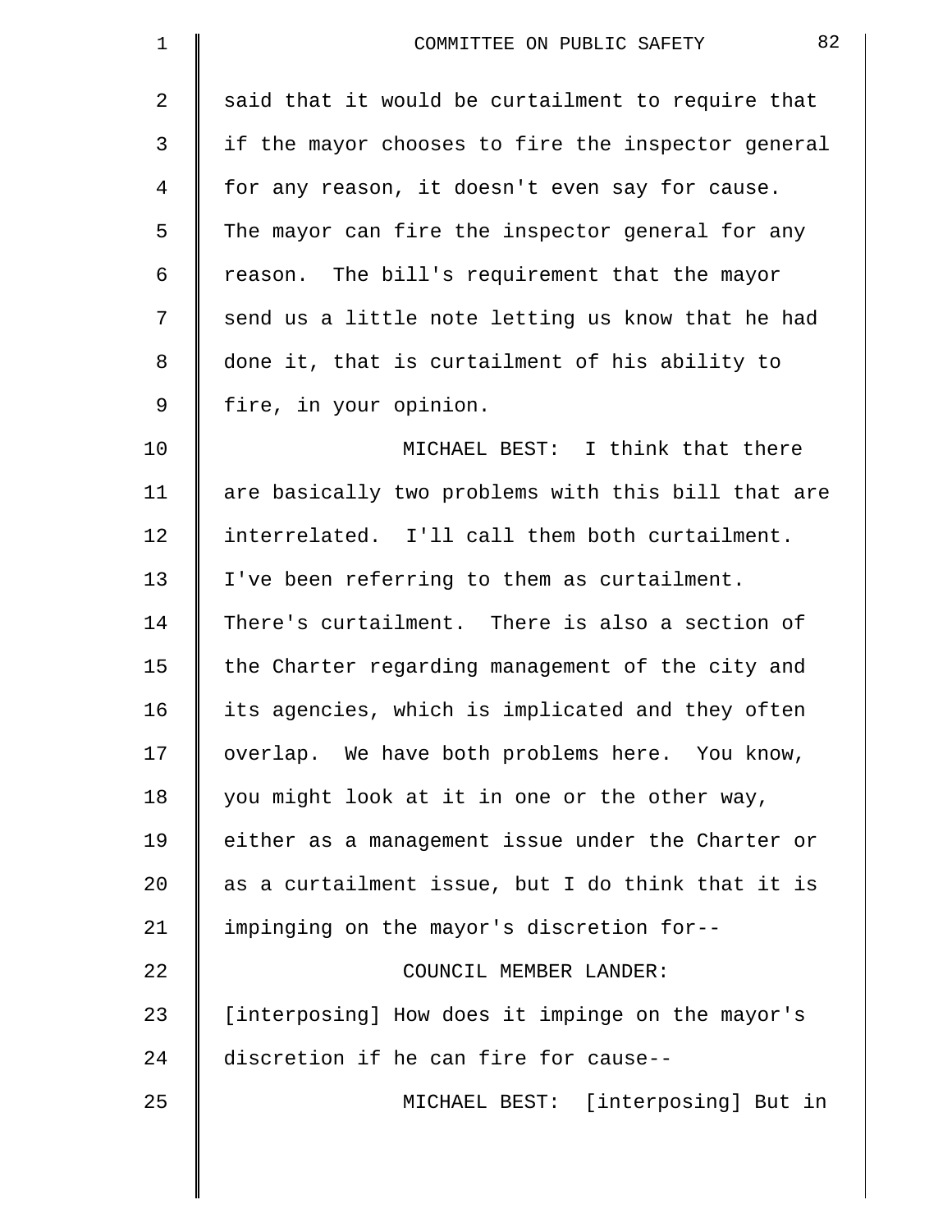said that it would be curtailment to require that if the mayor chooses to fire the inspector general for any reason, it doesn't even say for cause. The mayor can fire the inspector general for any reason. The bill's requirement that the mayor send us a little note letting us know that he had done it, that is curtailment of his ability to fire, in your opinion.

MICHAEL BEST: I think that there are basically two problems with this bill that are interrelated. I'll call them both curtailment. I've been referring to them as curtailment. There's curtailment. There is also a section of the Charter regarding management of the city and its agencies, which is implicated and they often overlap. We have both problems here. You know, you might look at it in one or the other way, either as a management issue under the Charter or as a curtailment issue, but I do think that it is impinging on the mayor's discretion for--

COUNCIL MEMBER LANDER: [interposing] How does it impinge on the mayor's discretion if he can fire for cause--

MICHAEL BEST: [interposing] But in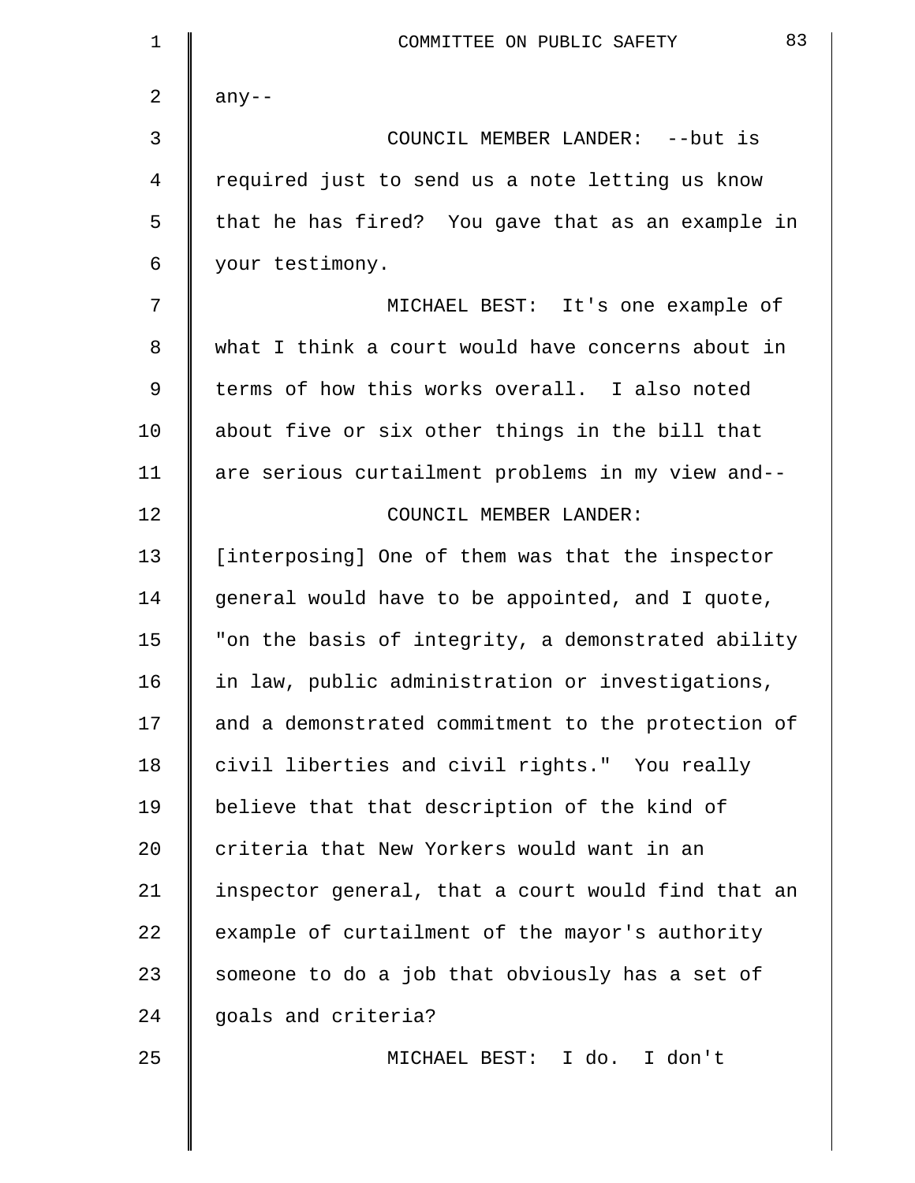any--

COUNCIL MEMBER LANDER: --but is required just to send us a note letting us know that he has fired? You gave that as an example in your testimony.

MICHAEL BEST: It's one example of what I think a court would have concerns about in terms of how this works overall. I also noted about five or six other things in the bill that are serious curtailment problems in my view and--

COUNCIL MEMBER LANDER: [interposing] One of them was that the inspector general would have to be appointed, and I quote, "on the basis of integrity, a demonstrated ability in law, public administration or investigations, and a demonstrated commitment to the protection of civil liberties and civil rights." You really believe that that description of the kind of criteria that New Yorkers would want in an inspector general, that a court would find that an example of curtailment of the mayor's authority someone to do a job that obviously has a set of goals and criteria?

MICHAEL BEST: I do. I don't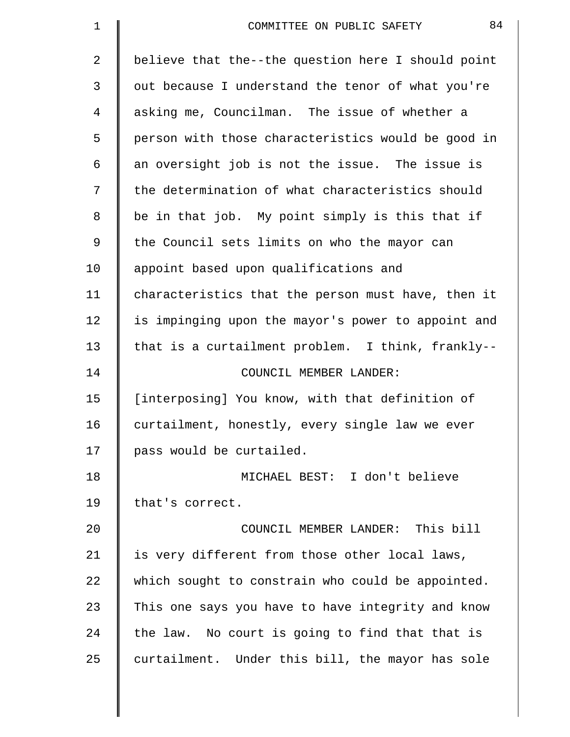believe that the--the question here I should point out because I understand the tenor of what you're asking me, Councilman. The issue of whether a person with those characteristics would be good in an oversight job is not the issue. The issue is the determination of what characteristics should be in that job. My point simply is this that if the Council sets limits on who the mayor can appoint based upon qualifications and characteristics that the person must have, then it is impinging upon the mayor's power to appoint and that is a curtailment problem. I think, frankly--

COUNCIL MEMBER LANDER: [interposing] You know, with that definition of curtailment, honestly, every single law we ever pass would be curtailed.

MICHAEL BEST: I don't believe that's correct.

COUNCIL MEMBER LANDER: This bill is very different from those other local laws, which sought to constrain who could be appointed. This one says you have to have integrity and know the law. No court is going to find that that is curtailment. Under this bill, the mayor has sole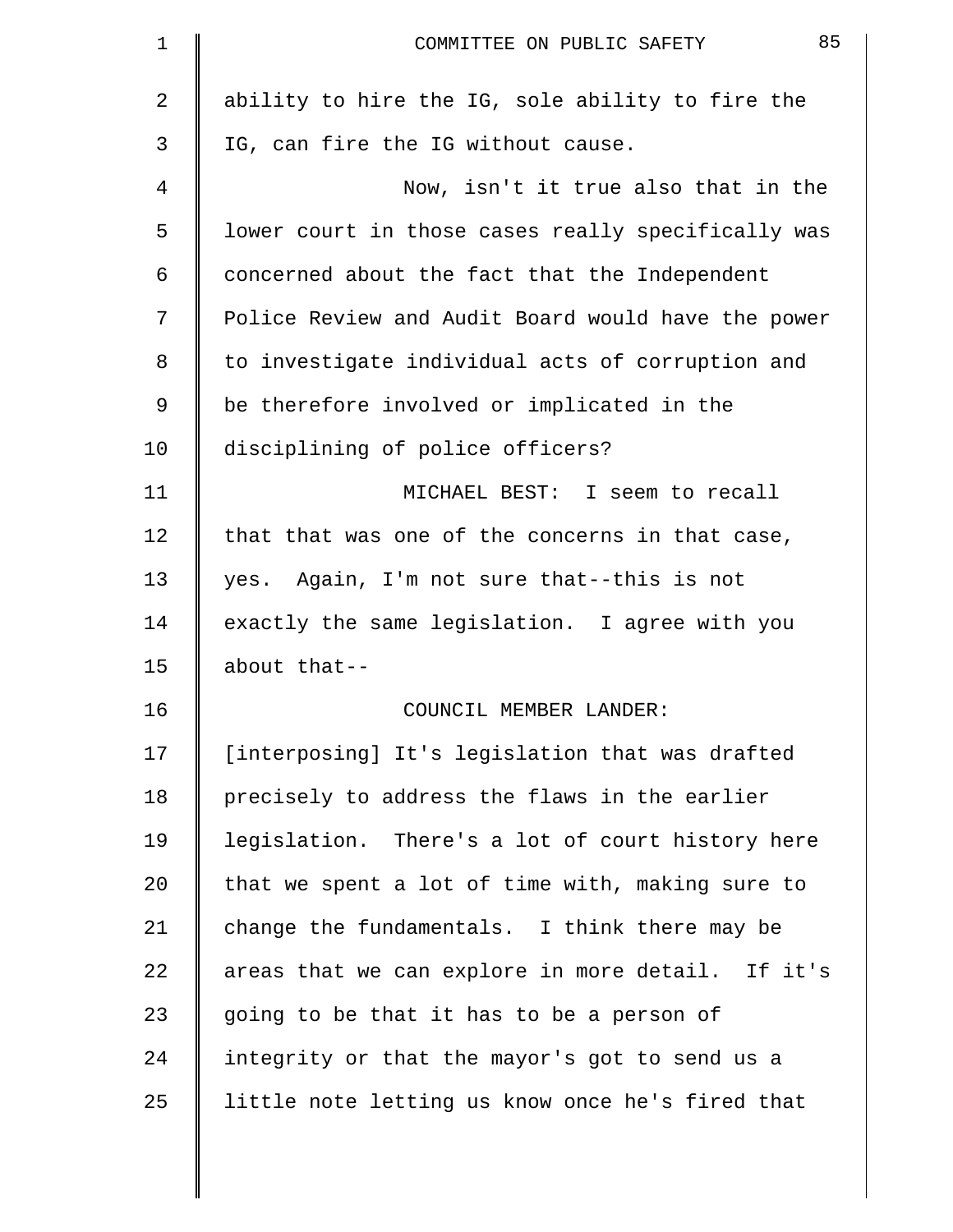ability to hire the IG, sole ability to fire the IG, can fire the IG without cause.

Now, isn't it true also that in the lower court in those cases really specifically was concerned about the fact that the Independent Police Review and Audit Board would have the power to investigate individual acts of corruption and be therefore involved or implicated in the disciplining of police officers?

MICHAEL BEST: I seem to recall that that was one of the concerns in that case, yes. Again, I'm not sure that--this is not exactly the same legislation. I agree with you about that--

COUNCIL MEMBER LANDER: [interposing] It's legislation that was drafted precisely to address the flaws in the earlier legislation. There's a lot of court history here that we spent a lot of time with, making sure to change the fundamentals. I think there may be areas that we can explore in more detail. If it's going to be that it has to be a person of integrity or that the mayor's got to send us a little note letting us know once he's fired that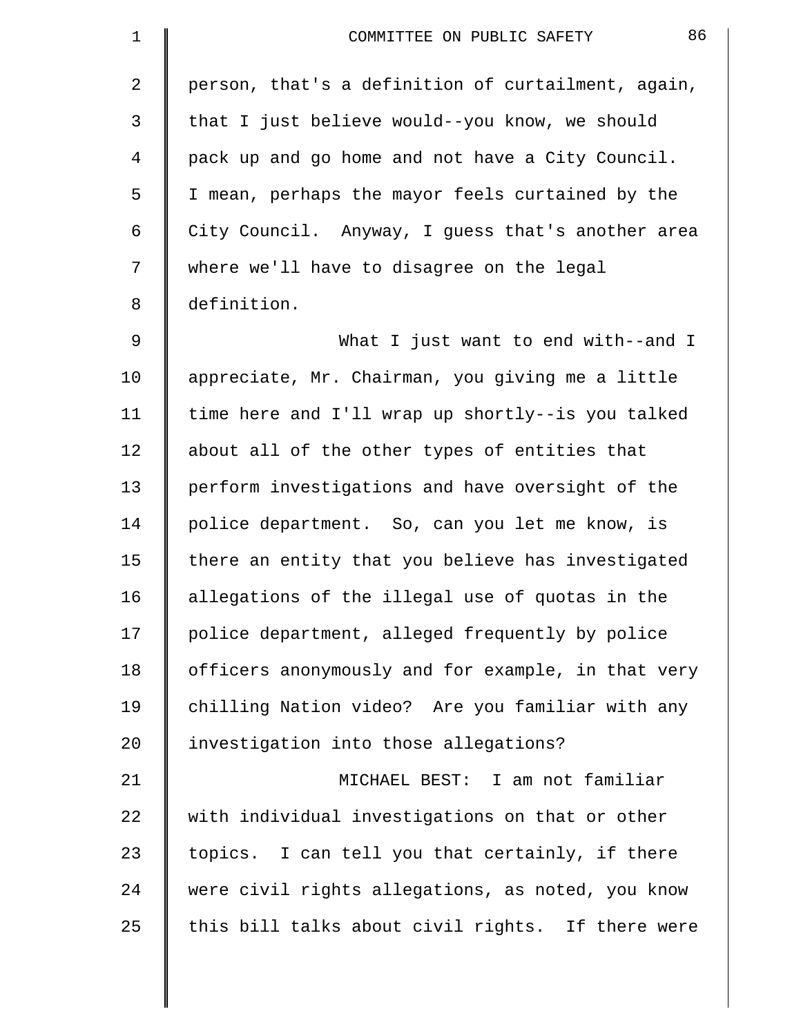person, that's a definition of curtailment, again, that I just believe would--you know, we should pack up and go home and not have a City Council. I mean, perhaps the mayor feels curtained by the City Council. Anyway, I guess that's another area where we'll have to disagree on the legal definition.

What I just want to end with--and I appreciate, Mr. Chairman, you giving me a little time here and I'll wrap up shortly--is you talked about all of the other types of entities that perform investigations and have oversight of the police department. So, can you let me know, is there an entity that you believe has investigated allegations of the illegal use of quotas in the police department, alleged frequently by police officers anonymously and for example, in that very chilling Nation video? Are you familiar with any investigation into those allegations?

MICHAEL BEST: I am not familiar with individual investigations on that or other topics. I can tell you that certainly, if there were civil rights allegations, as noted, you know this bill talks about civil rights. If there were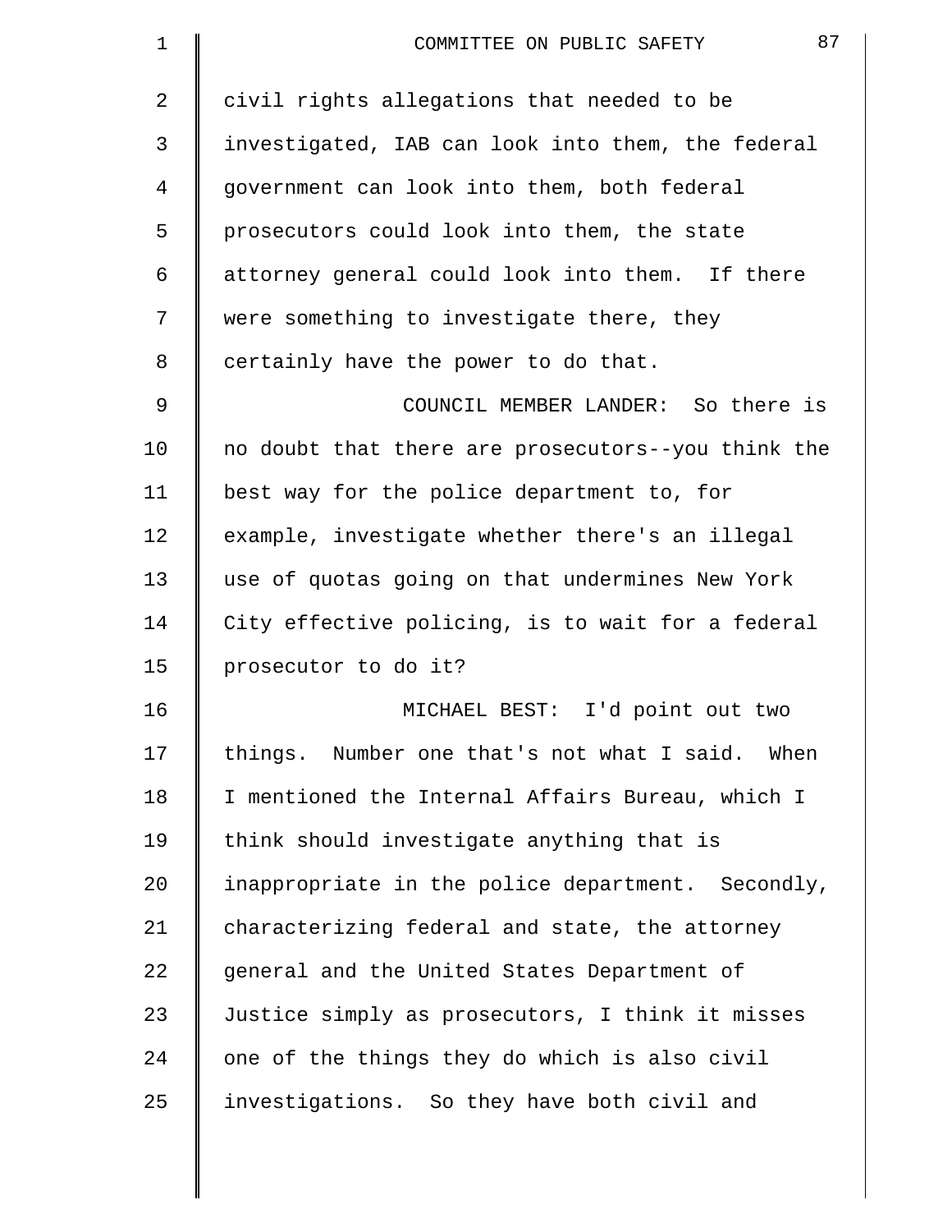civil rights allegations that needed to be investigated, IAB can look into them, the federal government can look into them, both federal prosecutors could look into them, the state attorney general could look into them. If there were something to investigate there, they certainly have the power to do that.

COUNCIL MEMBER LANDER: So there is no doubt that there are prosecutors--you think the best way for the police department to, for example, investigate whether there's an illegal use of quotas going on that undermines New York City effective policing, is to wait for a federal prosecutor to do it?

MICHAEL BEST: I'd point out two things. Number one that's not what I said. When I mentioned the Internal Affairs Bureau, which I think should investigate anything that is inappropriate in the police department. Secondly, characterizing federal and state, the attorney general and the United States Department of Justice simply as prosecutors, I think it misses one of the things they do which is also civil investigations. So they have both civil and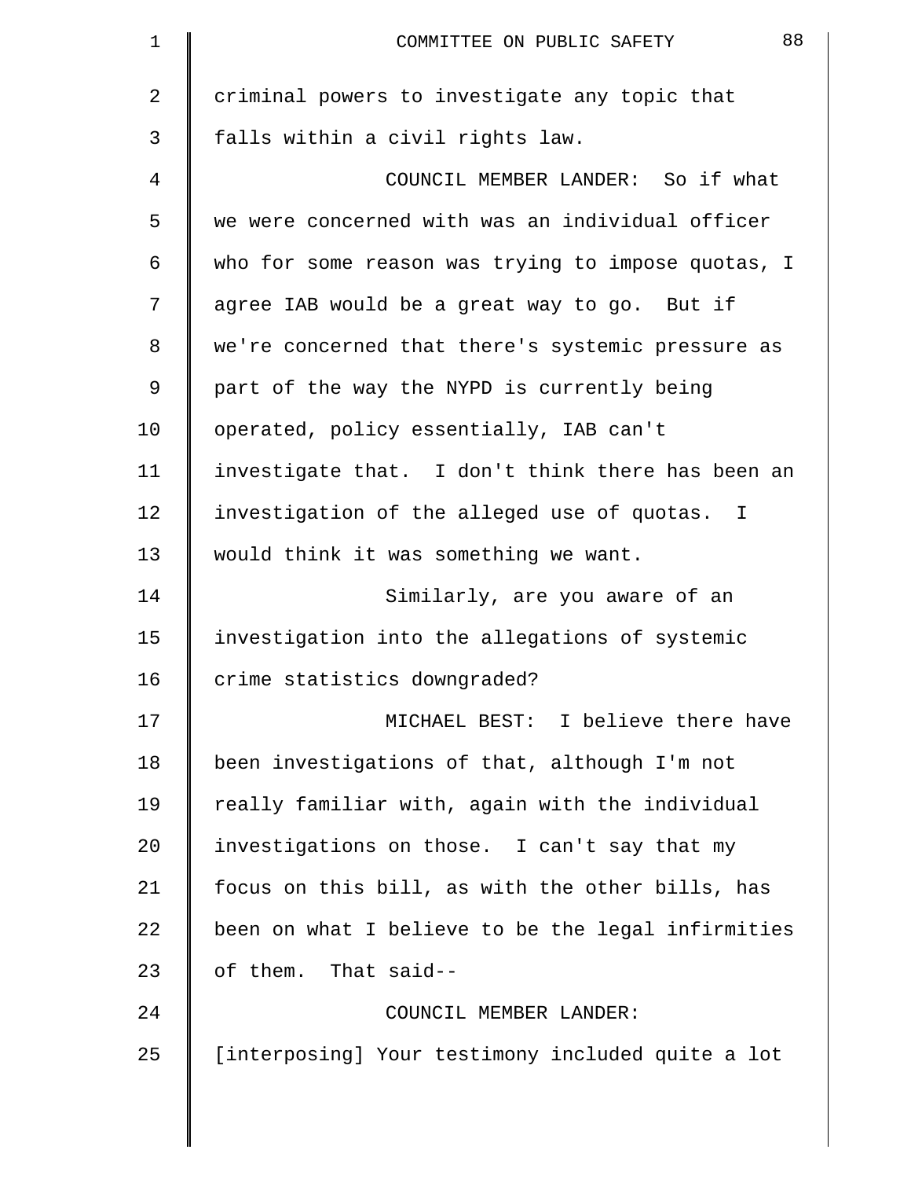criminal powers to investigate any topic that falls within a civil rights law.

COUNCIL MEMBER LANDER: So if what we were concerned with was an individual officer who for some reason was trying to impose quotas, I agree IAB would be a great way to go. But if we're concerned that there's systemic pressure as part of the way the NYPD is currently being operated, policy essentially, IAB can't investigate that. I don't think there has been an investigation of the alleged use of quotas. I would think it was something we want.

Similarly, are you aware of an investigation into the allegations of systemic crime statistics downgraded?

MICHAEL BEST: I believe there have been investigations of that, although I'm not really familiar with, again with the individual investigations on those. I can't say that my focus on this bill, as with the other bills, has been on what I believe to be the legal infirmities of them. That said--

COUNCIL MEMBER LANDER: [interposing] Your testimony included quite a lot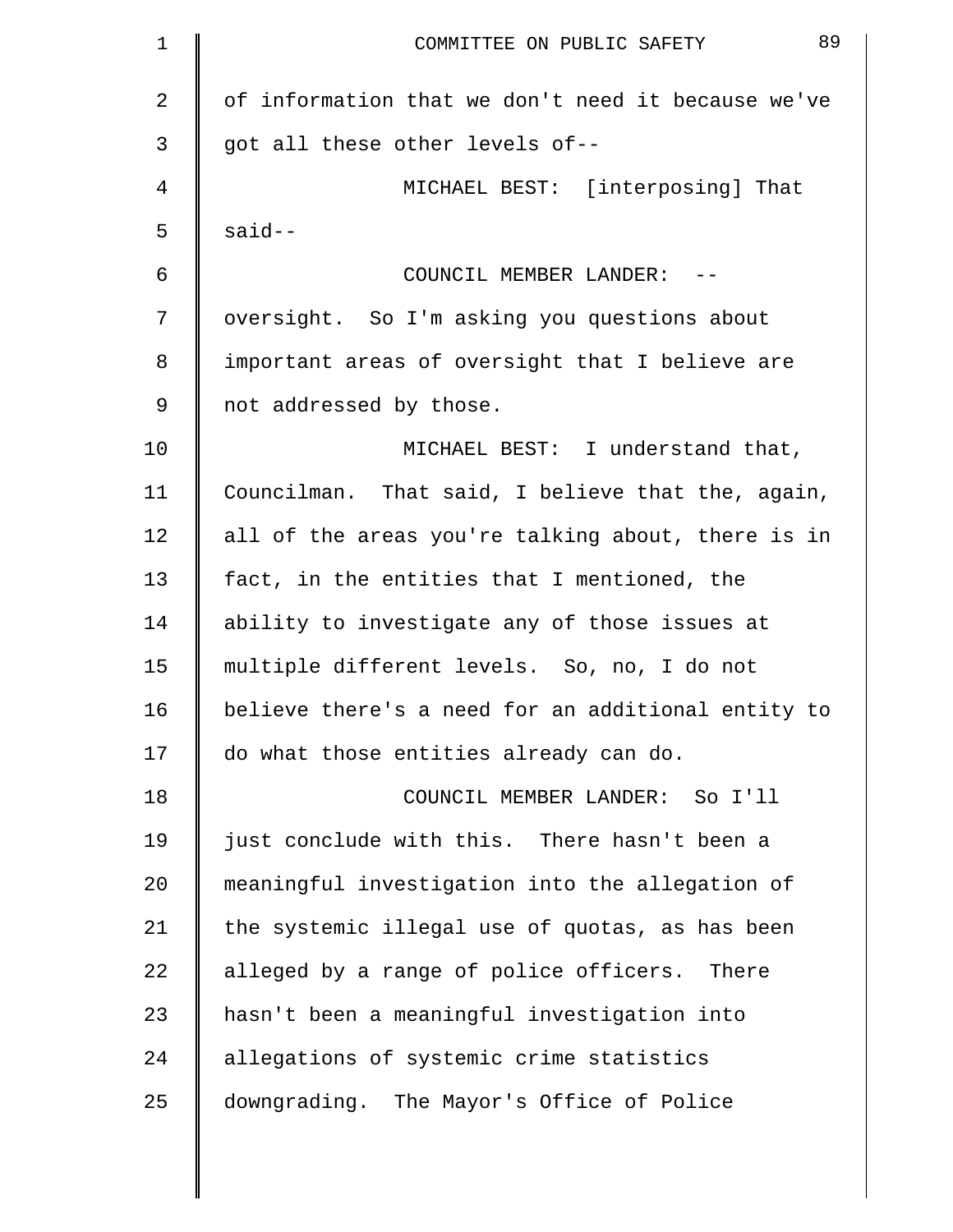of information that we don't need it because we've got all these other levels of--

MICHAEL BEST: [interposing] That said--

COUNCIL MEMBER LANDER: --oversight. So I'm asking you questions about important areas of oversight that I believe are not addressed by those.

MICHAEL BEST: I understand that, Councilman. That said, I believe that the, again, all of the areas you're talking about, there is in fact, in the entities that I mentioned, the ability to investigate any of those issues at multiple different levels. So, no, I do not believe there's a need for an additional entity to do what those entities already can do.

COUNCIL MEMBER LANDER: So I'll just conclude with this. There hasn't been a meaningful investigation into the allegation of the systemic illegal use of quotas, as has been alleged by a range of police officers. There hasn't been a meaningful investigation into allegations of systemic crime statistics downgrading. The Mayor's Office of Police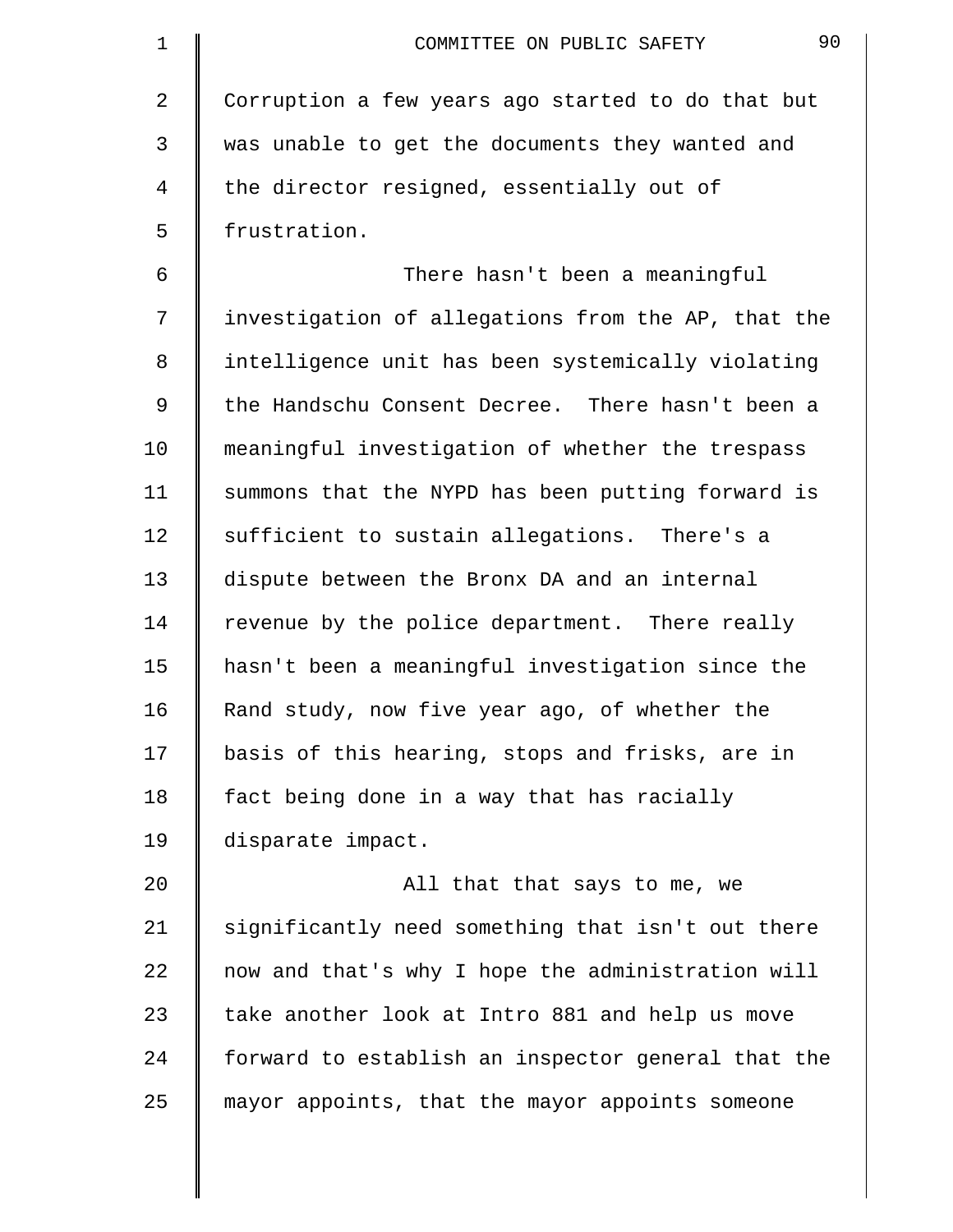Corruption a few years ago started to do that but was unable to get the documents they wanted and the director resigned, essentially out of frustration.

There hasn't been a meaningful investigation of allegations from the AP, that the intelligence unit has been systemically violating the Handschu Consent Decree. There hasn't been a meaningful investigation of whether the trespass summons that the NYPD has been putting forward is sufficient to sustain allegations. There's a dispute between the Bronx DA and an internal revenue by the police department. There really hasn't been a meaningful investigation since the Rand study, now five year ago, of whether the basis of this hearing, stops and frisks, are in fact being done in a way that has racially disparate impact.

All that that says to me, we significantly need something that isn't out there now and that's why I hope the administration will take another look at Intro 881 and help us move forward to establish an inspector general that the mayor appoints, that the mayor appoints someone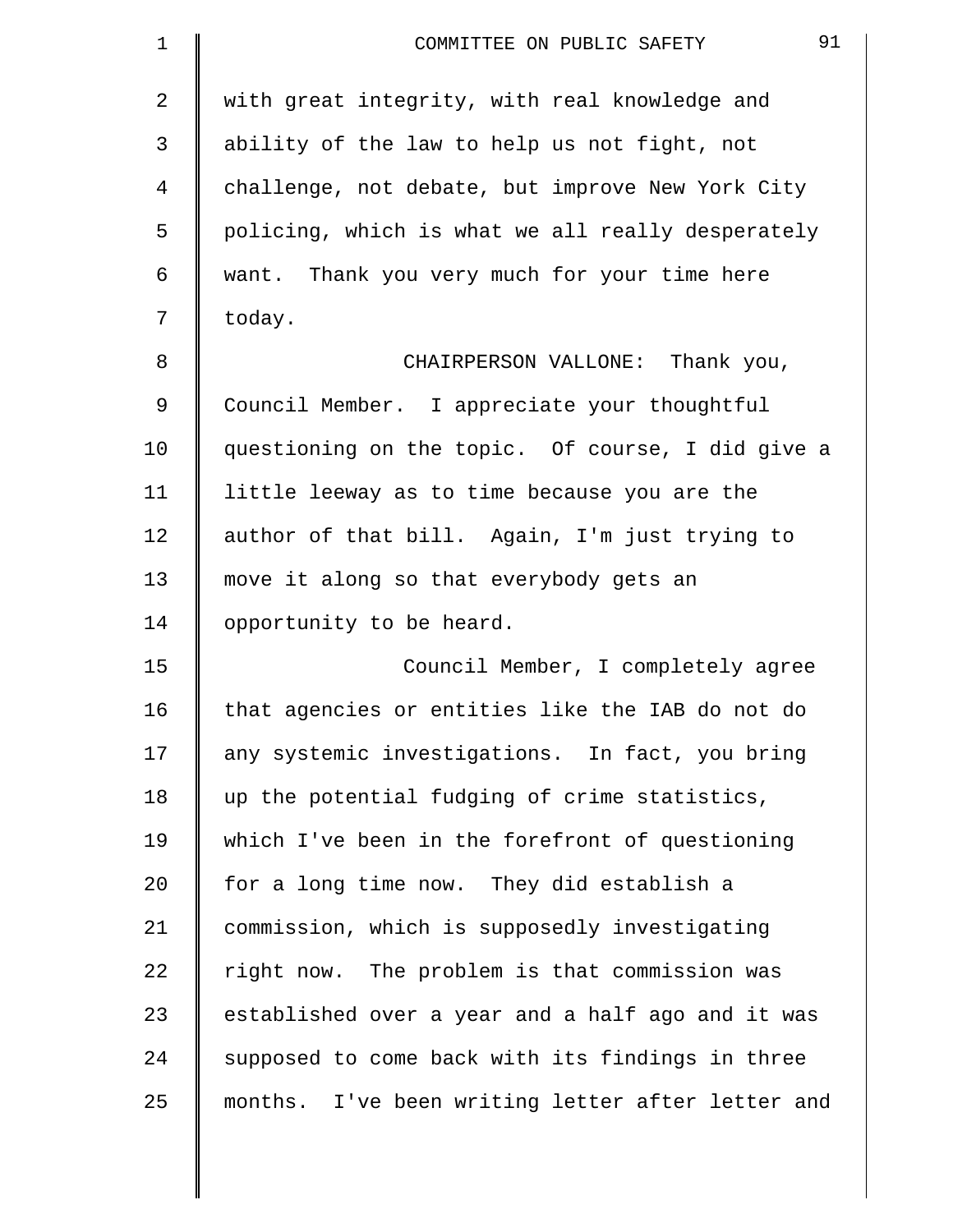with great integrity, with real knowledge and ability of the law to help us not fight, not challenge, not debate, but improve New York City policing, which is what we all really desperately want. Thank you very much for your time here today.

CHAIRPERSON VALLONE: Thank you, Council Member. I appreciate your thoughtful questioning on the topic. Of course, I did give a little leeway as to time because you are the author of that bill. Again, I'm just trying to move it along so that everybody gets an opportunity to be heard.

Council Member, I completely agree that agencies or entities like the IAB do not do any systemic investigations. In fact, you bring up the potential fudging of crime statistics, which I've been in the forefront of questioning for a long time now. They did establish a commission, which is supposedly investigating right now. The problem is that commission was established over a year and a half ago and it was supposed to come back with its findings in three months. I've been writing letter after letter and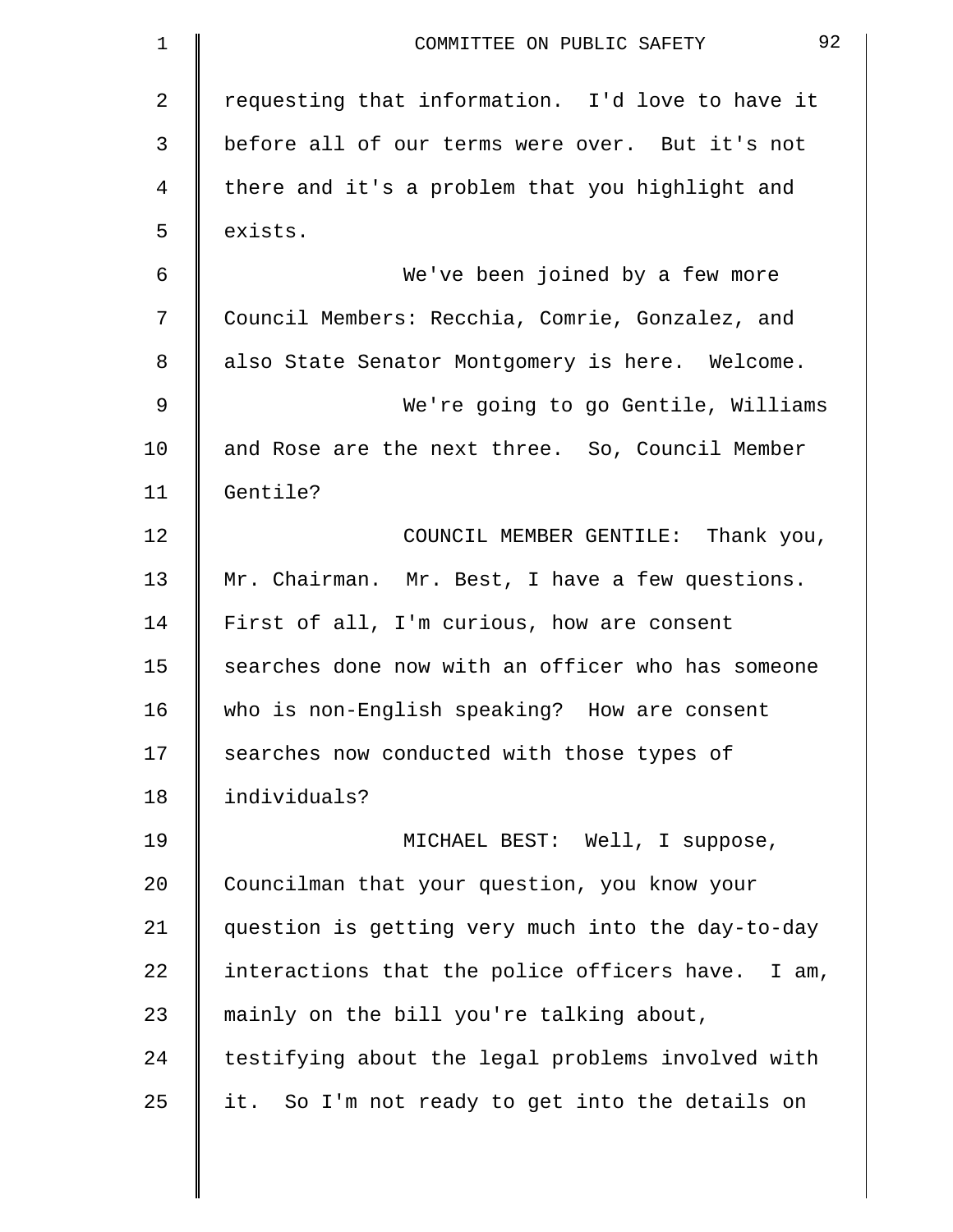requesting that information. I'd love to have it before all of our terms were over. But it's not there and it's a problem that you highlight and exists.

We've been joined by a few more Council Members: Recchia, Comrie, Gonzalez, and also State Senator Montgomery is here. Welcome.

We're going to go Gentile, Williams and Rose are the next three. So, Council Member Gentile?

COUNCIL MEMBER GENTILE: Thank you, Mr. Chairman. Mr. Best, I have a few questions. First of all, I'm curious, how are consent searches done now with an officer who has someone who is non-English speaking? How are consent searches now conducted with those types of individuals?

MICHAEL BEST: Well, I suppose, Councilman that your question, you know your question is getting very much into the day-to-day interactions that the police officers have. I am, mainly on the bill you're talking about, testifying about the legal problems involved with it. So I'm not ready to get into the details on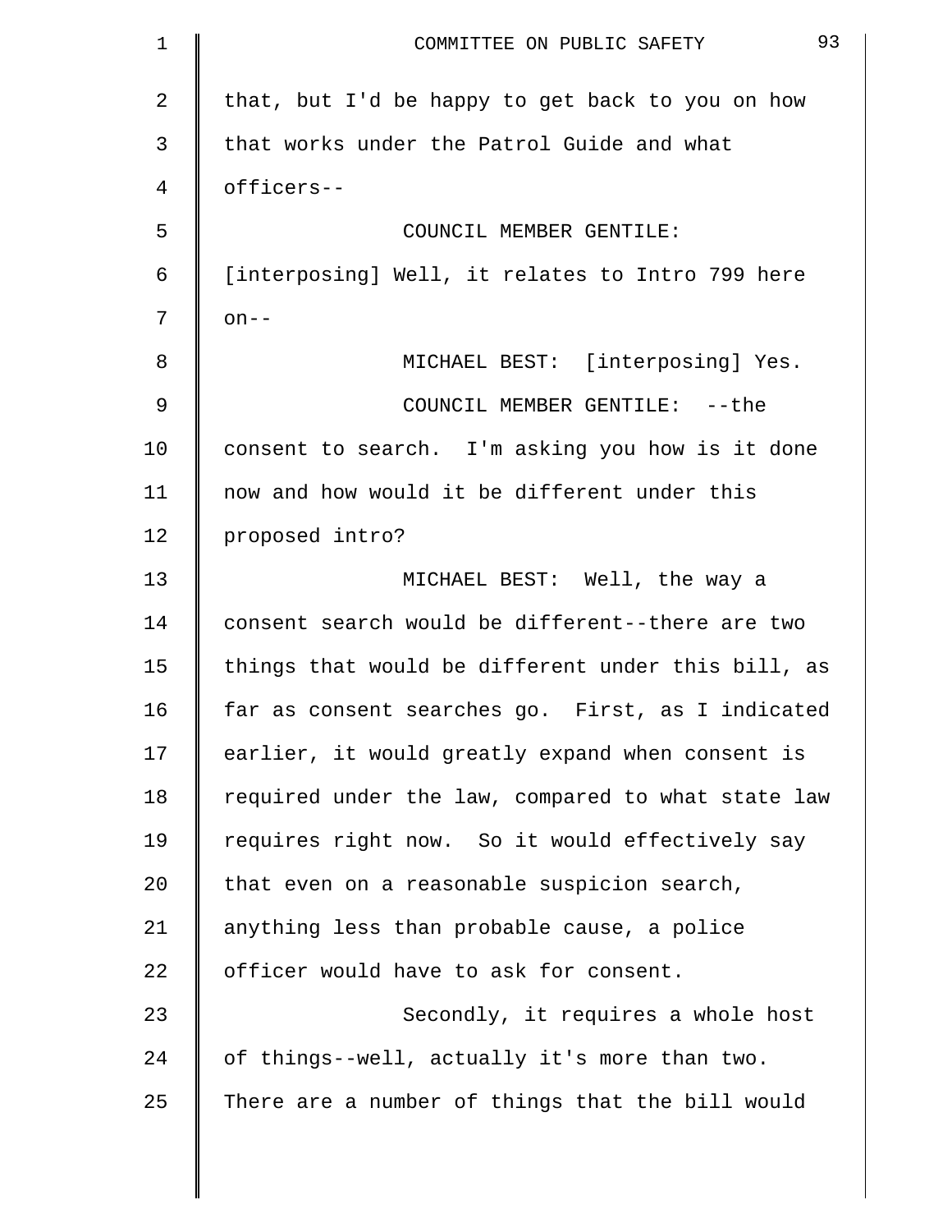that, but I'd be happy to get back to you on how that works under the Patrol Guide and what officers--

COUNCIL MEMBER GENTILE: [interposing] Well, it relates to Intro 799 here on--

MICHAEL BEST: [interposing] Yes.

COUNCIL MEMBER GENTILE: --the consent to search. I'm asking you how is it done now and how would it be different under this proposed intro?

MICHAEL BEST: Well, the way a consent search would be different--there are two things that would be different under this bill, as far as consent searches go. First, as I indicated earlier, it would greatly expand when consent is required under the law, compared to what state law requires right now. So it would effectively say that even on a reasonable suspicion search, anything less than probable cause, a police officer would have to ask for consent.

Secondly, it requires a whole host of things--well, actually it's more than two. There are a number of things that the bill would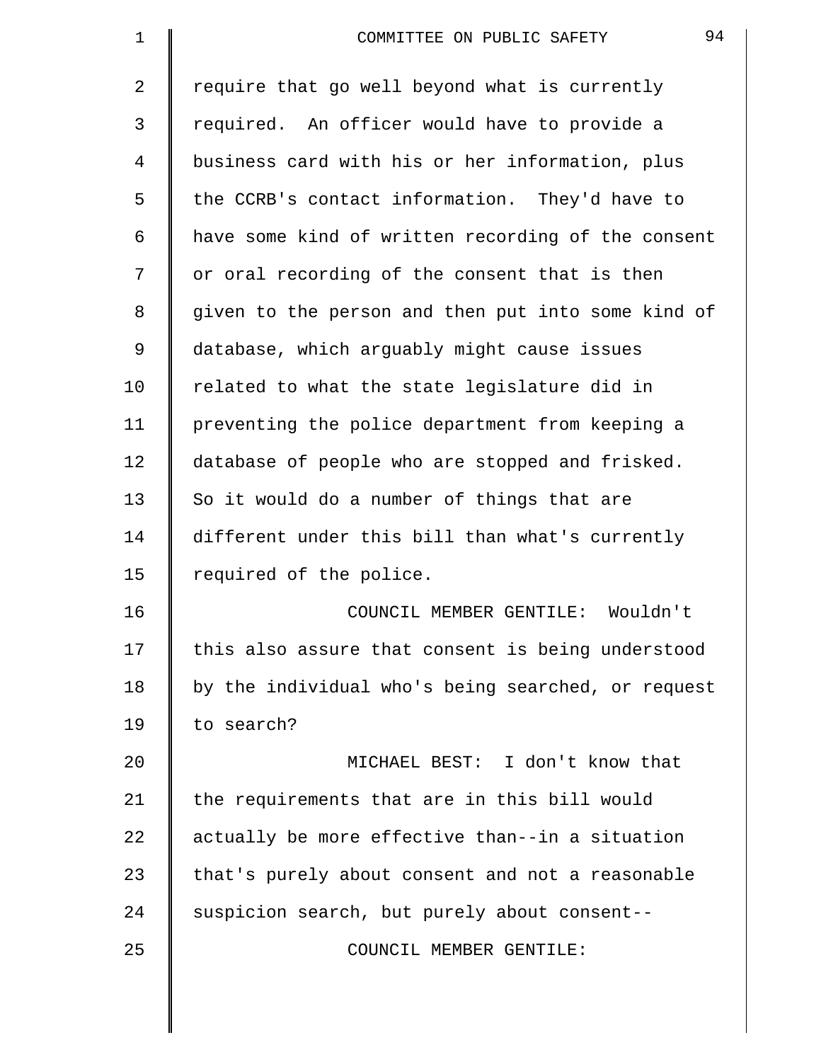require that go well beyond what is currently required. An officer would have to provide a business card with his or her information, plus the CCRB's contact information. They'd have to have some kind of written recording of the consent or oral recording of the consent that is then given to the person and then put into some kind of database, which arguably might cause issues related to what the state legislature did in preventing the police department from keeping a database of people who are stopped and frisked. So it would do a number of things that are different under this bill than what's currently required of the police.

COUNCIL MEMBER GENTILE: Wouldn't this also assure that consent is being understood by the individual who's being searched, or request to search?

MICHAEL BEST: I don't know that the requirements that are in this bill would actually be more effective than--in a situation that's purely about consent and not a reasonable suspicion search, but purely about consent--

COUNCIL MEMBER GENTILE: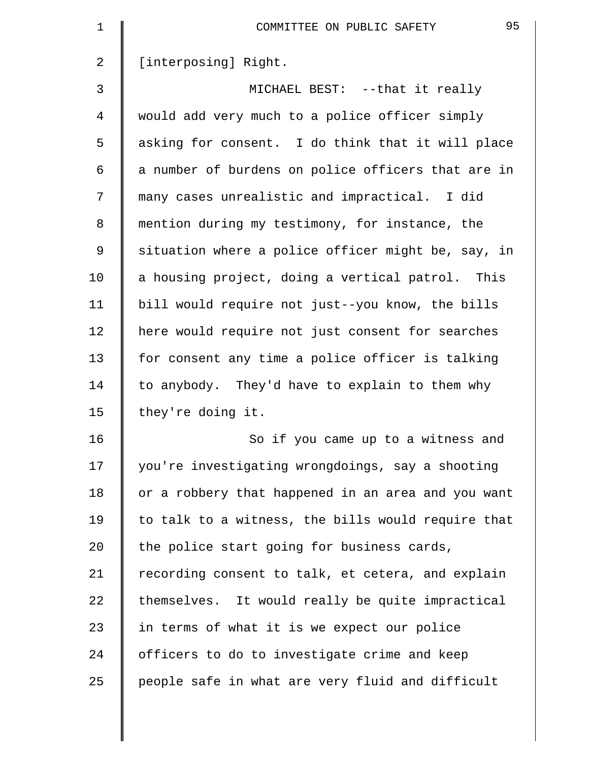[interposing] Right.

MICHAEL BEST: --that it really would add very much to a police officer simply asking for consent. I do think that it will place a number of burdens on police officers that are in many cases unrealistic and impractical. I did mention during my testimony, for instance, the situation where a police officer might be, say, in a housing project, doing a vertical patrol. This bill would require not just--you know, the bills here would require not just consent for searches for consent any time a police officer is talking to anybody. They'd have to explain to them why they're doing it.

So if you came up to a witness and you're investigating wrongdoings, say a shooting or a robbery that happened in an area and you want to talk to a witness, the bills would require that the police start going for business cards, recording consent to talk, et cetera, and explain themselves. It would really be quite impractical in terms of what it is we expect our police officers to do to investigate crime and keep people safe in what are very fluid and difficult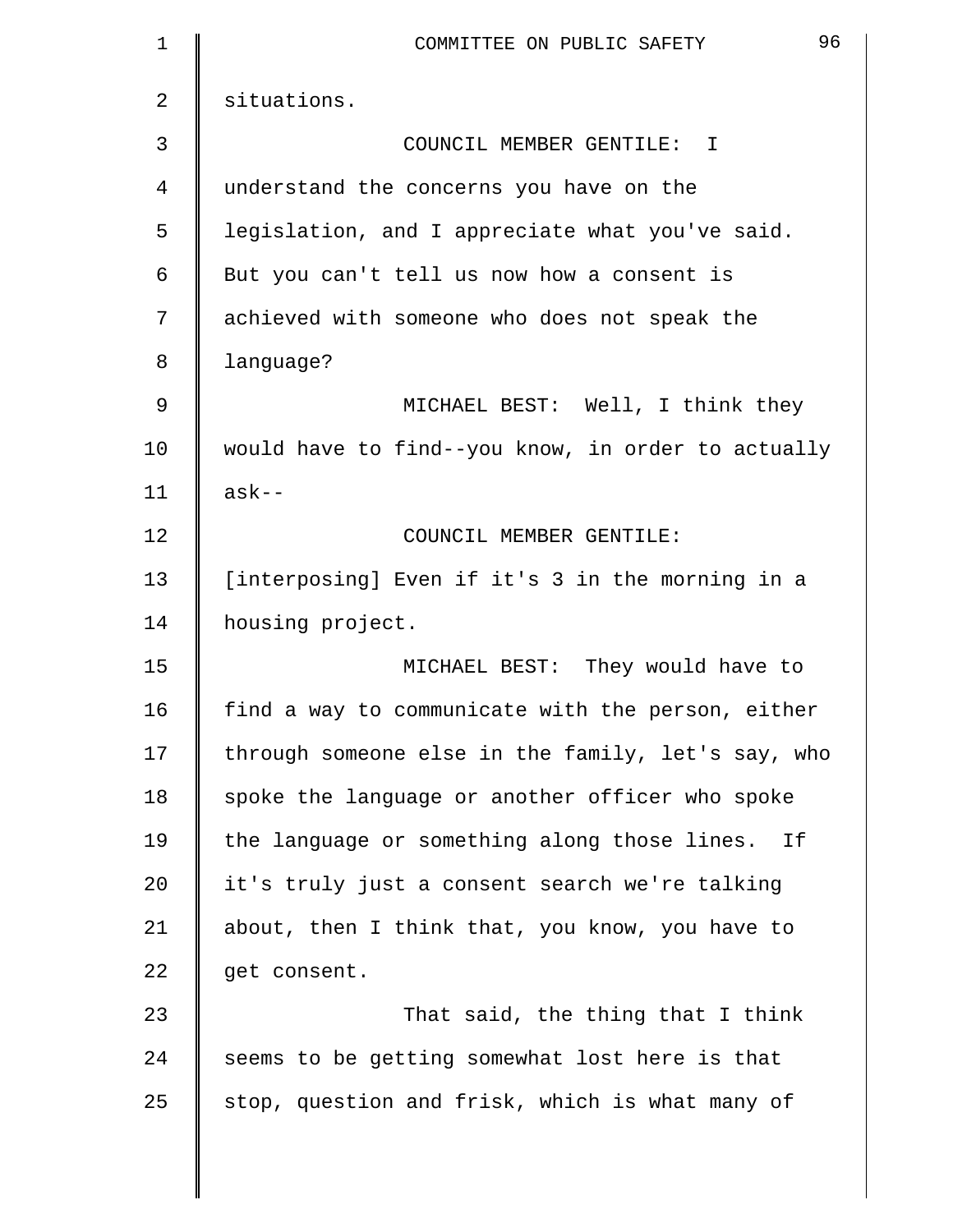situations.

COUNCIL MEMBER GENTILE: I understand the concerns you have on the legislation, and I appreciate what you've said. But you can't tell us now how a consent is achieved with someone who does not speak the language?

MICHAEL BEST: Well, I think they would have to find--you know, in order to actually ask--

COUNCIL MEMBER GENTILE: [interposing] Even if it's 3 in the morning in a housing project.

MICHAEL BEST: They would have to find a way to communicate with the person, either through someone else in the family, let's say, who spoke the language or another officer who spoke the language or something along those lines. If it's truly just a consent search we're talking about, then I think that, you know, you have to get consent.

That said, the thing that I think seems to be getting somewhat lost here is that stop, question and frisk, which is what many of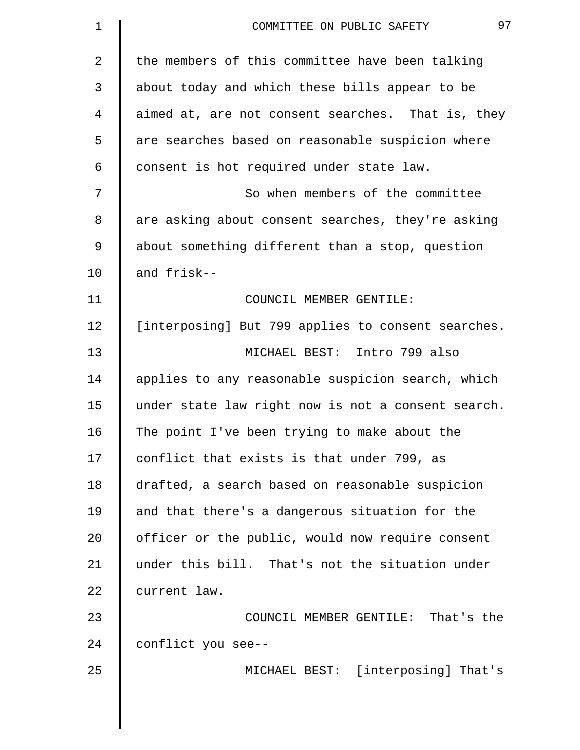the members of this committee have been talking about today and which these bills appear to be aimed at, are not consent searches. That is, they are searches based on reasonable suspicion where consent is hot required under state law.

So when members of the committee are asking about consent searches, they're asking about something different than a stop, question and frisk--

COUNCIL MEMBER GENTILE: [interposing] But 799 applies to consent searches.

MICHAEL BEST: Intro 799 also applies to any reasonable suspicion search, which under state law right now is not a consent search. The point I've been trying to make about the conflict that exists is that under 799, as drafted, a search based on reasonable suspicion and that there's a dangerous situation for the officer or the public, would now require consent under this bill. That's not the situation under current law.

COUNCIL MEMBER GENTILE: That's the conflict you see--

MICHAEL BEST: [interposing] That's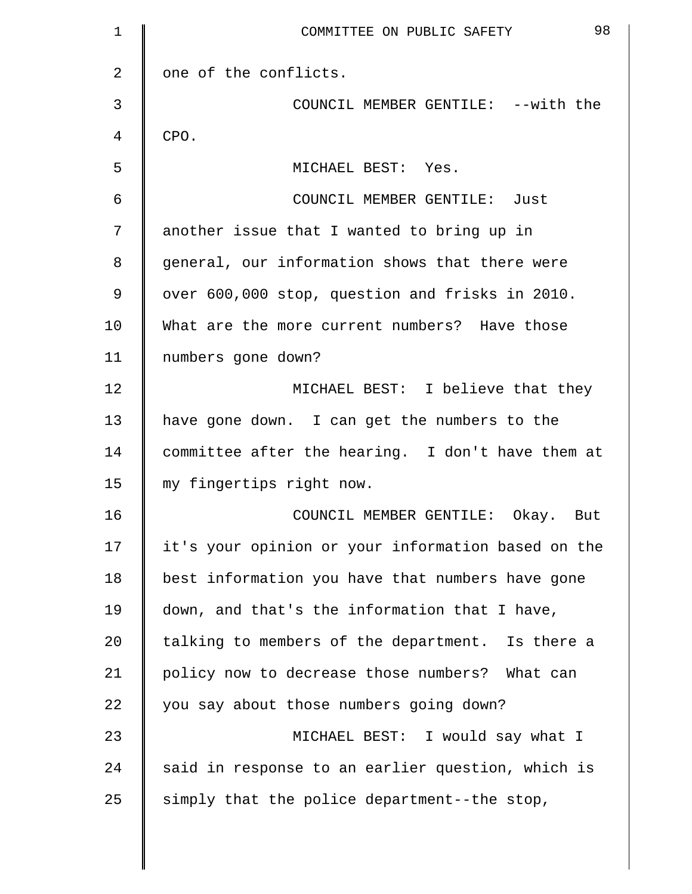one of the conflicts.

COUNCIL MEMBER GENTILE: --with the CPO.

MICHAEL BEST: Yes.

COUNCIL MEMBER GENTILE: Just another issue that I wanted to bring up in general, our information shows that there were over 600,000 stop, question and frisks in 2010. What are the more current numbers? Have those numbers gone down?

MICHAEL BEST: I believe that they have gone down. I can get the numbers to the committee after the hearing. I don't have them at my fingertips right now.

COUNCIL MEMBER GENTILE: Okay. But it's your opinion or your information based on the best information you have that numbers have gone down, and that's the information that I have, talking to members of the department. Is there a policy now to decrease those numbers? What can you say about those numbers going down?

MICHAEL BEST: I would say what I said in response to an earlier question, which is simply that the police department--the stop,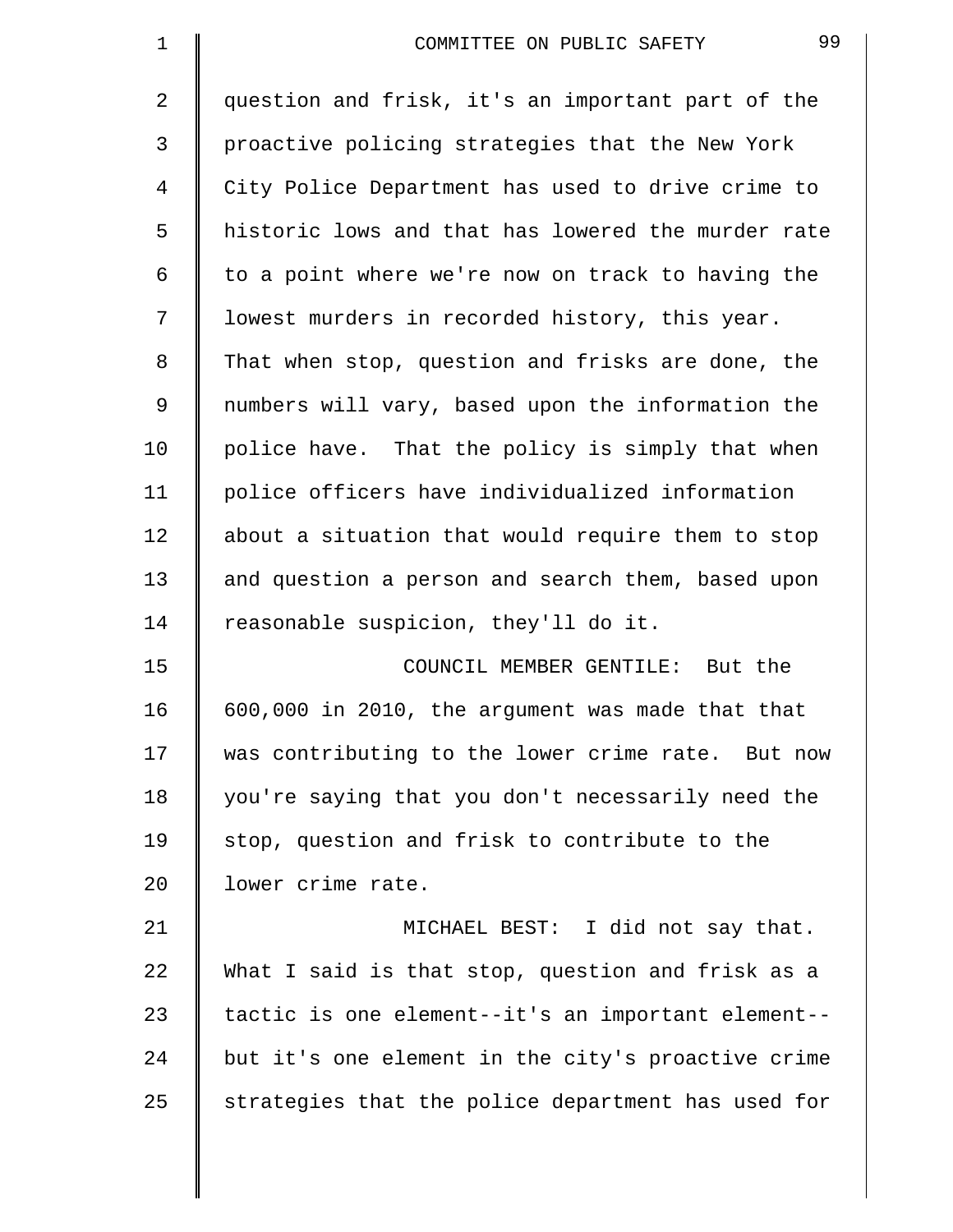question and frisk, it's an important part of the proactive policing strategies that the New York City Police Department has used to drive crime to historic lows and that has lowered the murder rate to a point where we're now on track to having the lowest murders in recorded history, this year. That when stop, question and frisks are done, the numbers will vary, based upon the information the police have. That the policy is simply that when police officers have individualized information about a situation that would require them to stop and question a person and search them, based upon reasonable suspicion, they'll do it.

COUNCIL MEMBER GENTILE: But the 600,000 in 2010, the argument was made that that was contributing to the lower crime rate. But now you're saying that you don't necessarily need the stop, question and frisk to contribute to the lower crime rate.

MICHAEL BEST: I did not say that. What I said is that stop, question and frisk as a tactic is one element--it's an important element--but it's one element in the city's proactive crime strategies that the police department has used for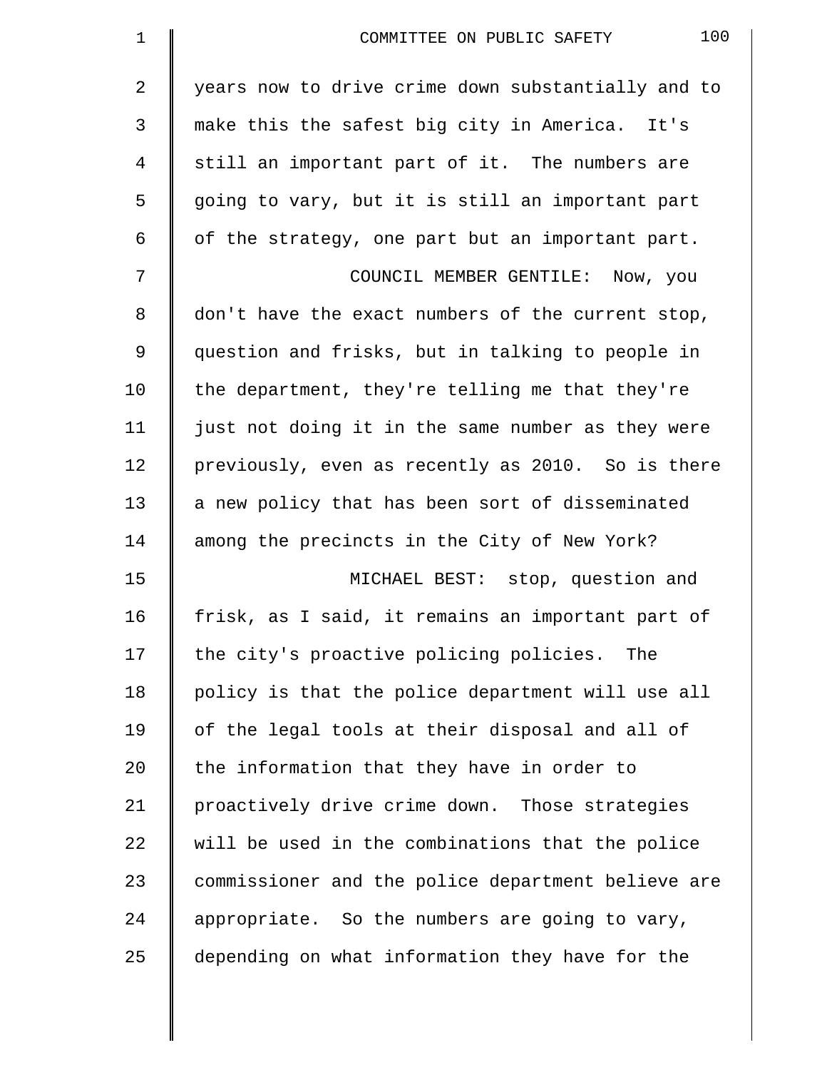years now to drive crime down substantially and to make this the safest big city in America. It's still an important part of it. The numbers are going to vary, but it is still an important part of the strategy, one part but an important part.

COUNCIL MEMBER GENTILE: Now, you don't have the exact numbers of the current stop, question and frisks, but in talking to people in the department, they're telling me that they're just not doing it in the same number as they were previously, even as recently as 2010. So is there a new policy that has been sort of disseminated among the precincts in the City of New York?

MICHAEL BEST: stop, question and frisk, as I said, it remains an important part of the city's proactive policing policies. The policy is that the police department will use all of the legal tools at their disposal and all of the information that they have in order to proactively drive crime down. Those strategies will be used in the combinations that the police commissioner and the police department believe are appropriate. So the numbers are going to vary, depending on what information they have for the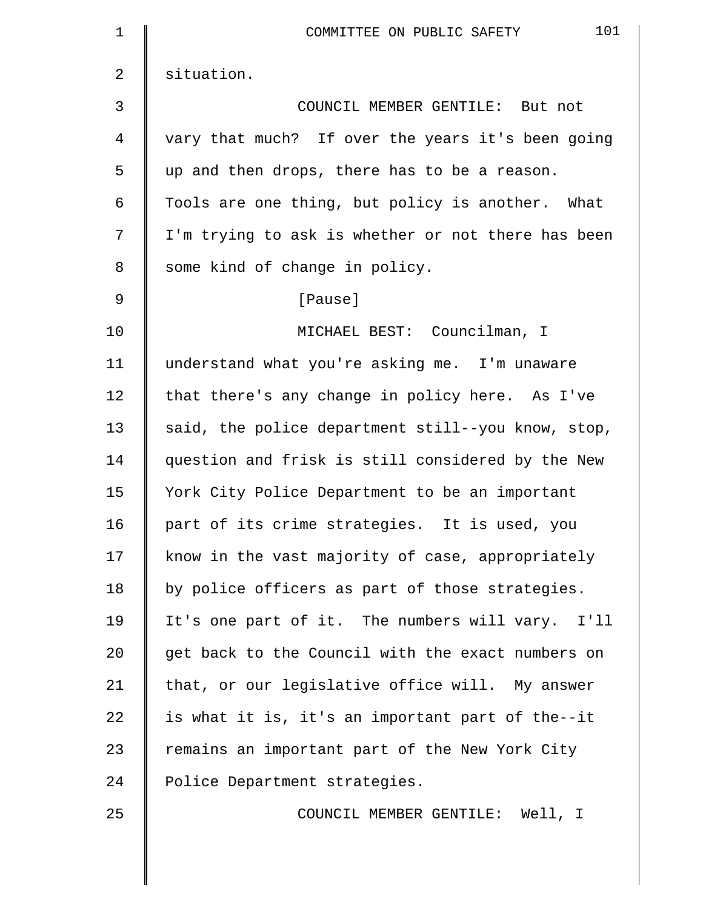situation.

COUNCIL MEMBER GENTILE: But not vary that much? If over the years it's been going up and then drops, there has to be a reason. Tools are one thing, but policy is another. What I'm trying to ask is whether or not there has been some kind of change in policy.

[Pause]

MICHAEL BEST: Councilman, I understand what you're asking me. I'm unaware that there's any change in policy here. As I've said, the police department still--you know, stop, question and frisk is still considered by the New York City Police Department to be an important part of its crime strategies. It is used, you know in the vast majority of case, appropriately by police officers as part of those strategies. It's one part of it. The numbers will vary. I'll get back to the Council with the exact numbers on that, or our legislative office will. My answer is what it is, it's an important part of the--it remains an important part of the New York City Police Department strategies.

COUNCIL MEMBER GENTILE: Well, I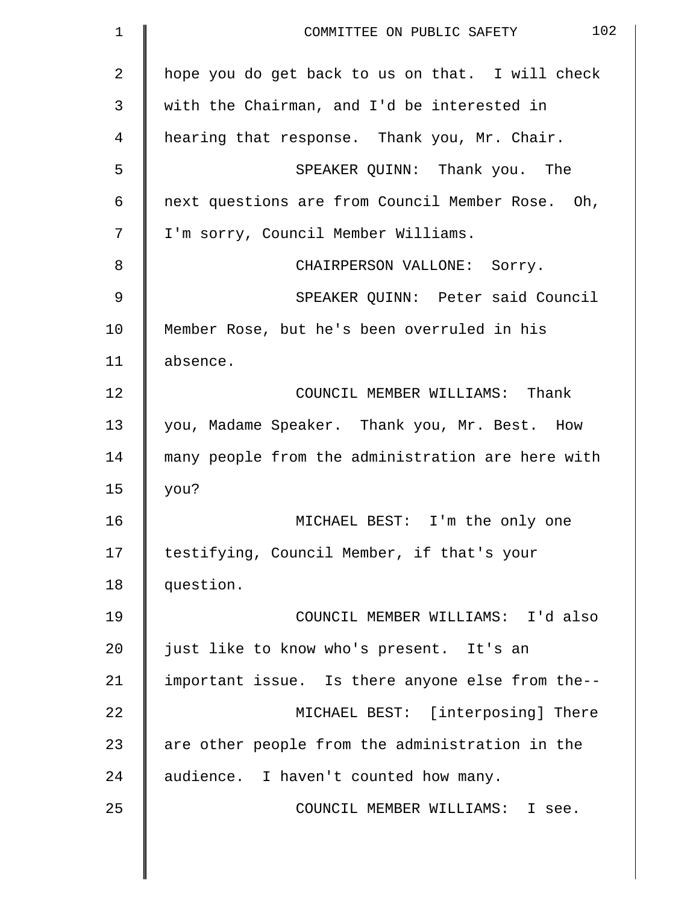hope you do get back to us on that. I will check with the Chairman, and I'd be interested in hearing that response. Thank you, Mr. Chair.

SPEAKER QUINN: Thank you. The next questions are from Council Member Rose. Oh, I'm sorry, Council Member Williams.

CHAIRPERSON VALLONE: Sorry.

SPEAKER QUINN: Peter said Council Member Rose, but he's been overruled in his absence.

COUNCIL MEMBER WILLIAMS: Thank you, Madame Speaker. Thank you, Mr. Best. How many people from the administration are here with you?

MICHAEL BEST: I'm the only one testifying, Council Member, if that's your question.

COUNCIL MEMBER WILLIAMS: I'd also just like to know who's present. It's an important issue. Is there anyone else from the--

MICHAEL BEST: [interposing] There are other people from the administration in the audience. I haven't counted how many.

COUNCIL MEMBER WILLIAMS: I see.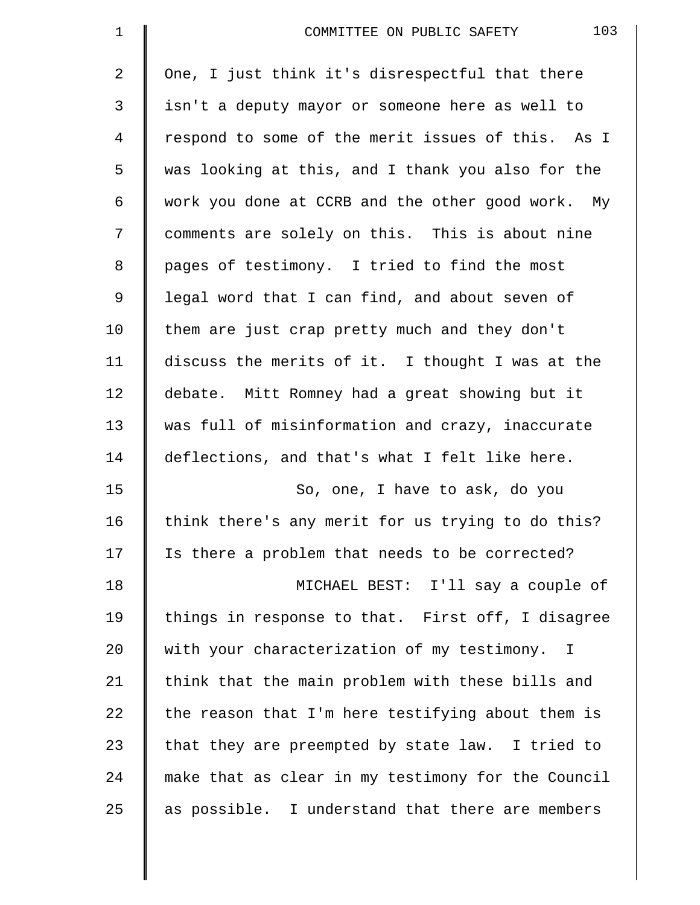One, I just think it's disrespectful that there isn't a deputy mayor or someone here as well to respond to some of the merit issues of this. As I was looking at this, and I thank you also for the work you done at CCRB and the other good work. My comments are solely on this. This is about nine pages of testimony. I tried to find the most legal word that I can find, and about seven of them are just crap pretty much and they don't discuss the merits of it. I thought I was at the debate. Mitt Romney had a great showing but it was full of misinformation and crazy, inaccurate deflections, and that's what I felt like here.

So, one, I have to ask, do you think there's any merit for us trying to do this? Is there a problem that needs to be corrected?

MICHAEL BEST: I'll say a couple of things in response to that. First off, I disagree with your characterization of my testimony. I think that the main problem with these bills and the reason that I'm here testifying about them is that they are preempted by state law. I tried to make that as clear in my testimony for the Council as possible. I understand that there are members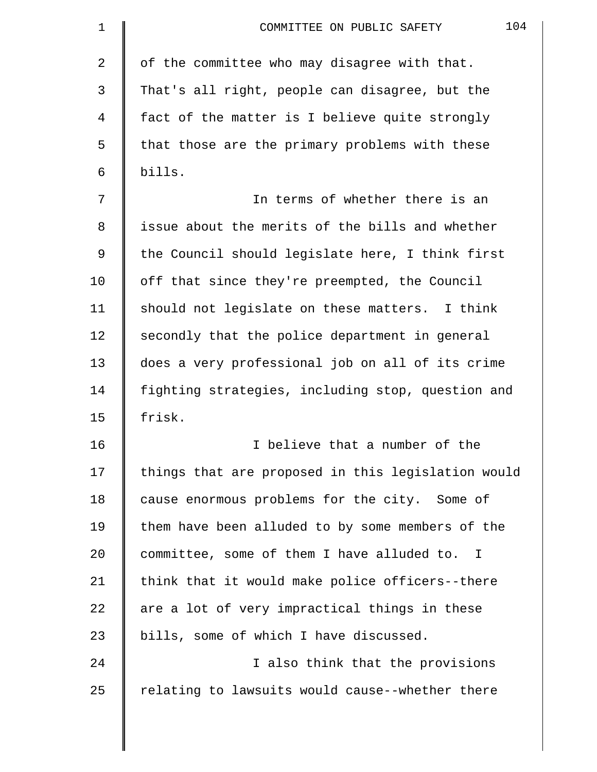of the committee who may disagree with that. That's all right, people can disagree, but the fact of the matter is I believe quite strongly that those are the primary problems with these bills.

In terms of whether there is an issue about the merits of the bills and whether the Council should legislate here, I think first off that since they're preempted, the Council should not legislate on these matters. I think secondly that the police department in general does a very professional job on all of its crime fighting strategies, including stop, question and frisk.

I believe that a number of the things that are proposed in this legislation would cause enormous problems for the city. Some of them have been alluded to by some members of the committee, some of them I have alluded to. I think that it would make police officers--there are a lot of very impractical things in these bills, some of which I have discussed.

I also think that the provisions relating to lawsuits would cause--whether there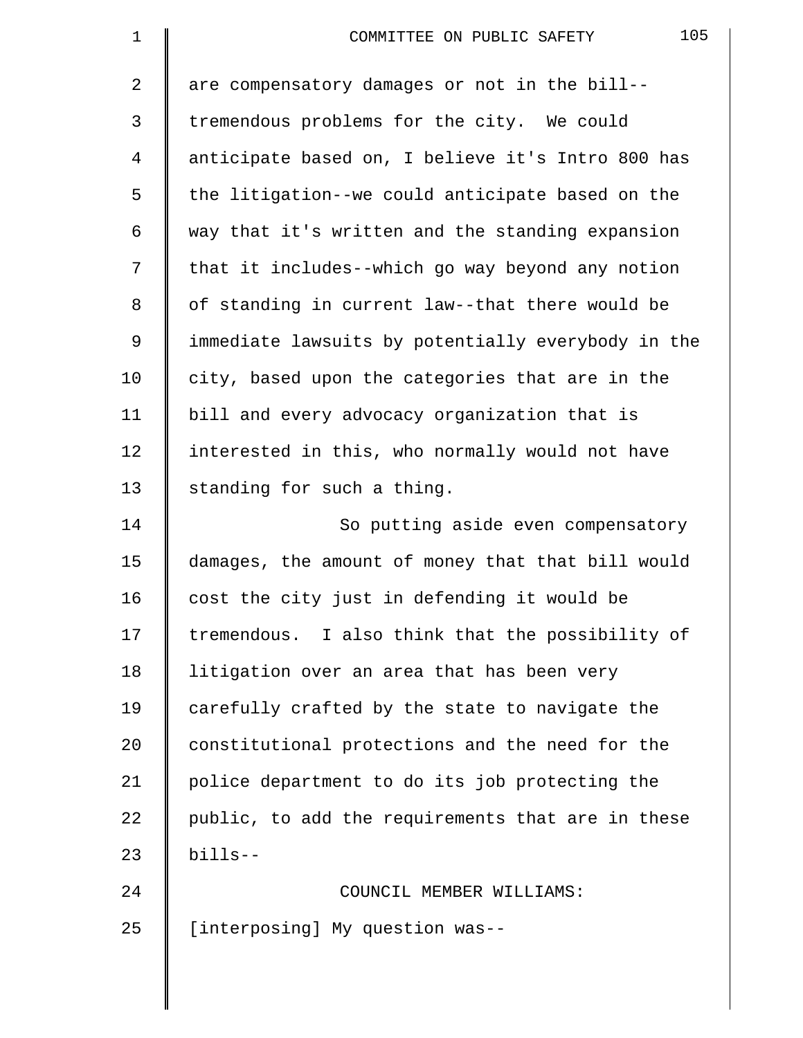are compensatory damages or not in the bill--tremendous problems for the city. We could anticipate based on, I believe it's Intro 800 has the litigation--we could anticipate based on the way that it's written and the standing expansion that it includes--which go way beyond any notion of standing in current law--that there would be immediate lawsuits by potentially everybody in the city, based upon the categories that are in the bill and every advocacy organization that is interested in this, who normally would not have standing for such a thing.

So putting aside even compensatory damages, the amount of money that that bill would cost the city just in defending it would be tremendous. I also think that the possibility of litigation over an area that has been very carefully crafted by the state to navigate the constitutional protections and the need for the police department to do its job protecting the public, to add the requirements that are in these bills--

COUNCIL MEMBER WILLIAMS: [interposing] My question was--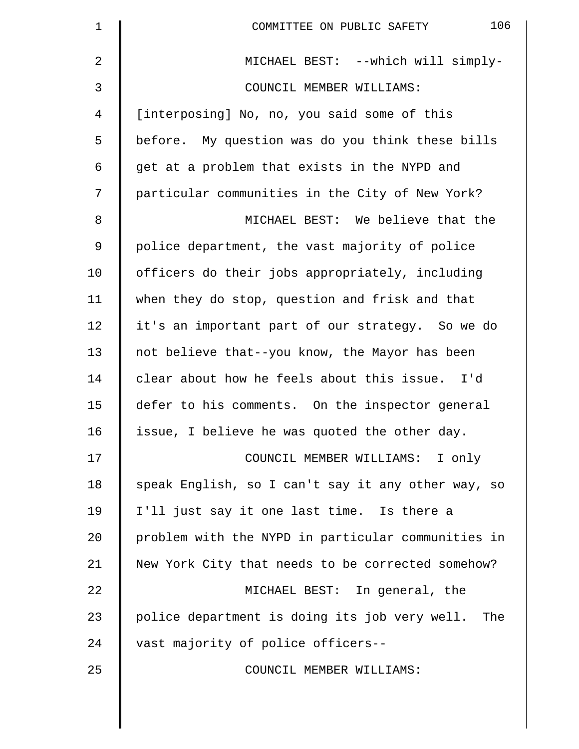MICHAEL BEST: --which will simply-

COUNCIL MEMBER WILLIAMS: [interposing] No, no, you said some of this before. My question was do you think these bills get at a problem that exists in the NYPD and particular communities in the City of New York?

MICHAEL BEST: We believe that the police department, the vast majority of police officers do their jobs appropriately, including when they do stop, question and frisk and that it's an important part of our strategy. So we do not believe that--you know, the Mayor has been clear about how he feels about this issue. I'd defer to his comments. On the inspector general issue, I believe he was quoted the other day.

COUNCIL MEMBER WILLIAMS: I only speak English, so I can't say it any other way, so I'll just say it one last time. Is there a problem with the NYPD in particular communities in New York City that needs to be corrected somehow?

MICHAEL BEST: In general, the police department is doing its job very well. The vast majority of police officers--

COUNCIL MEMBER WILLIAMS: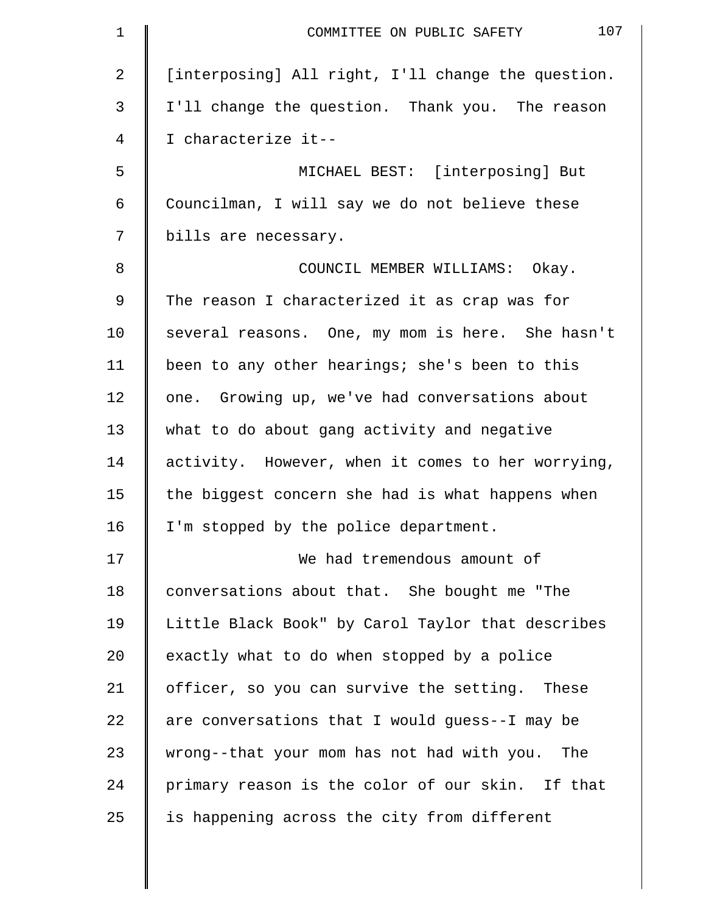[interposing] All right, I'll change the question. I'll change the question. Thank you. The reason I characterize it--

MICHAEL BEST: [interposing] But Councilman, I will say we do not believe these bills are necessary.

COUNCIL MEMBER WILLIAMS: Okay. The reason I characterized it as crap was for several reasons. One, my mom is here. She hasn't been to any other hearings; she's been to this one. Growing up, we've had conversations about what to do about gang activity and negative activity. However, when it comes to her worrying, the biggest concern she had is what happens when I'm stopped by the police department.

We had tremendous amount of conversations about that. She bought me "The Little Black Book" by Carol Taylor that describes exactly what to do when stopped by a police officer, so you can survive the setting. These are conversations that I would guess--I may be wrong--that your mom has not had with you. The primary reason is the color of our skin. If that is happening across the city from different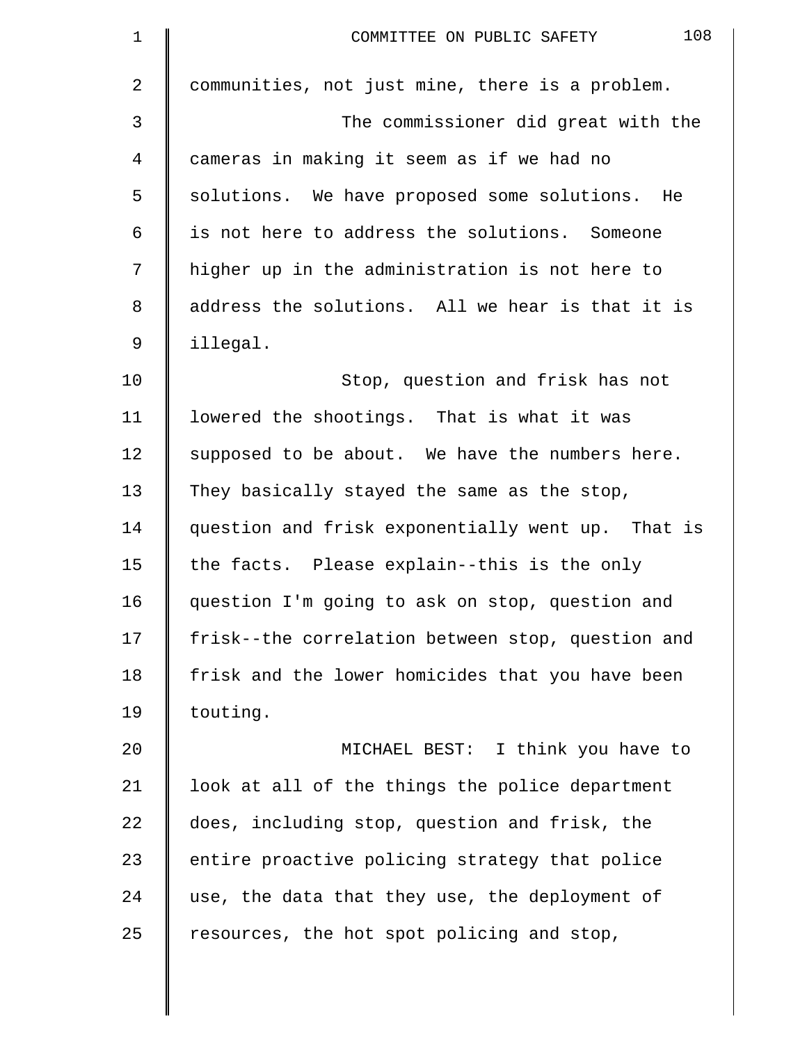communities, not just mine, there is a problem.

The commissioner did great with the cameras in making it seem as if we had no solutions. We have proposed some solutions. He is not here to address the solutions. Someone higher up in the administration is not here to address the solutions. All we hear is that it is illegal.

Stop, question and frisk has not lowered the shootings. That is what it was supposed to be about. We have the numbers here. They basically stayed the same as the stop, question and frisk exponentially went up. That is the facts. Please explain--this is the only question I'm going to ask on stop, question and frisk--the correlation between stop, question and frisk and the lower homicides that you have been touting.

MICHAEL BEST: I think you have to look at all of the things the police department does, including stop, question and frisk, the entire proactive policing strategy that police use, the data that they use, the deployment of resources, the hot spot policing and stop,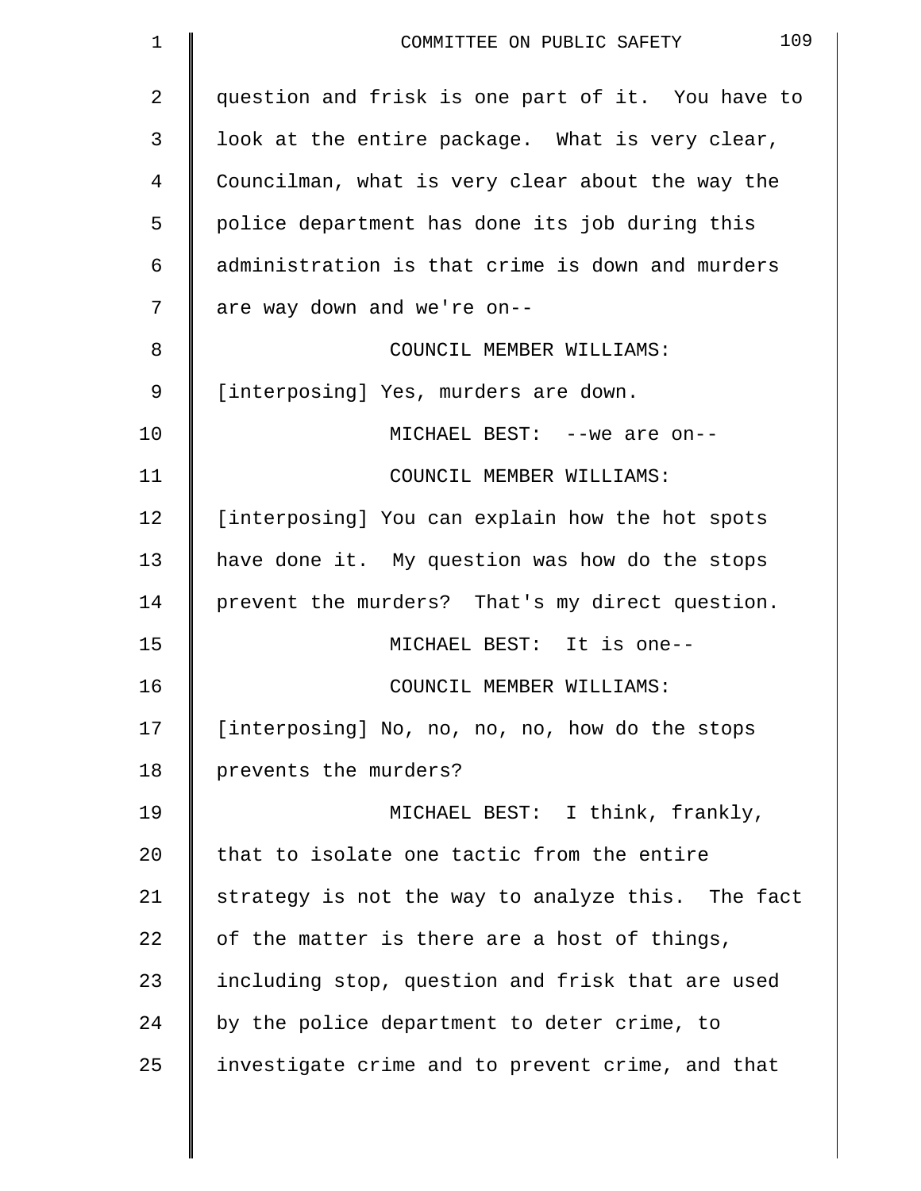question and frisk is one part of it. You have to look at the entire package. What is very clear, Councilman, what is very clear about the way the police department has done its job during this administration is that crime is down and murders are way down and we're on--

COUNCIL MEMBER WILLIAMS: [interposing] Yes, murders are down.

MICHAEL BEST: --we are on--

COUNCIL MEMBER WILLIAMS: [interposing] You can explain how the hot spots have done it. My question was how do the stops prevent the murders? That's my direct question.

MICHAEL BEST: It is one--

COUNCIL MEMBER WILLIAMS: [interposing] No, no, no, no, how do the stops prevents the murders?

MICHAEL BEST: I think, frankly, that to isolate one tactic from the entire strategy is not the way to analyze this. The fact of the matter is there are a host of things, including stop, question and frisk that are used by the police department to deter crime, to investigate crime and to prevent crime, and that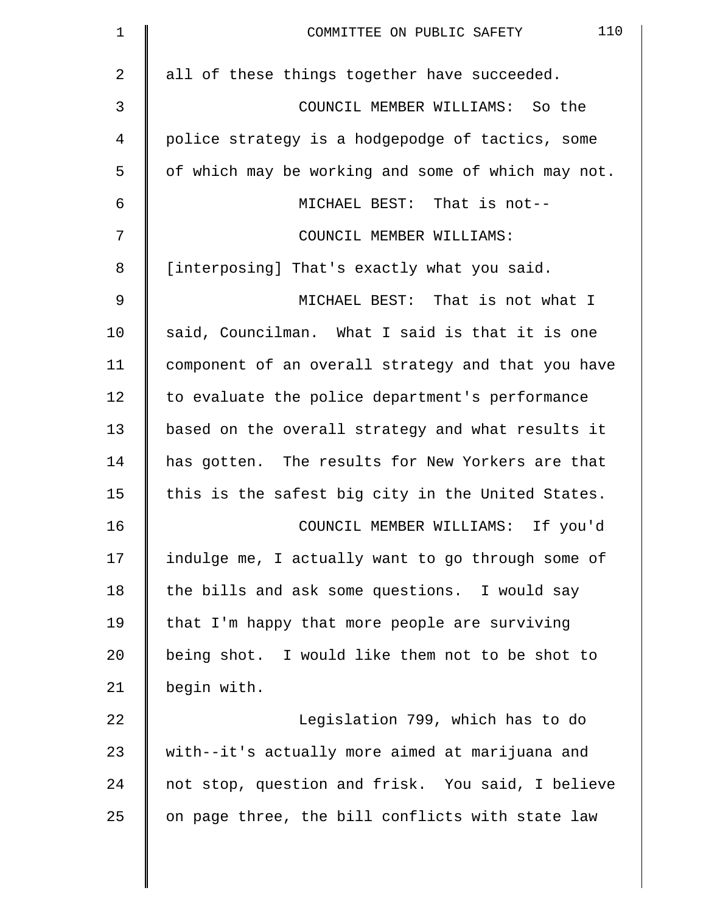all of these things together have succeeded.

COUNCIL MEMBER WILLIAMS: So the police strategy is a hodgepodge of tactics, some of which may be working and some of which may not.

MICHAEL BEST: That is not--

COUNCIL MEMBER WILLIAMS: [interposing] That's exactly what you said.

MICHAEL BEST: That is not what I said, Councilman. What I said is that it is one component of an overall strategy and that you have to evaluate the police department's performance based on the overall strategy and what results it has gotten. The results for New Yorkers are that this is the safest big city in the United States.

COUNCIL MEMBER WILLIAMS: If you'd indulge me, I actually want to go through some of the bills and ask some questions. I would say that I'm happy that more people are surviving being shot. I would like them not to be shot to begin with.

Legislation 799, which has to do with--it's actually more aimed at marijuana and not stop, question and frisk. You said, I believe on page three, the bill conflicts with state law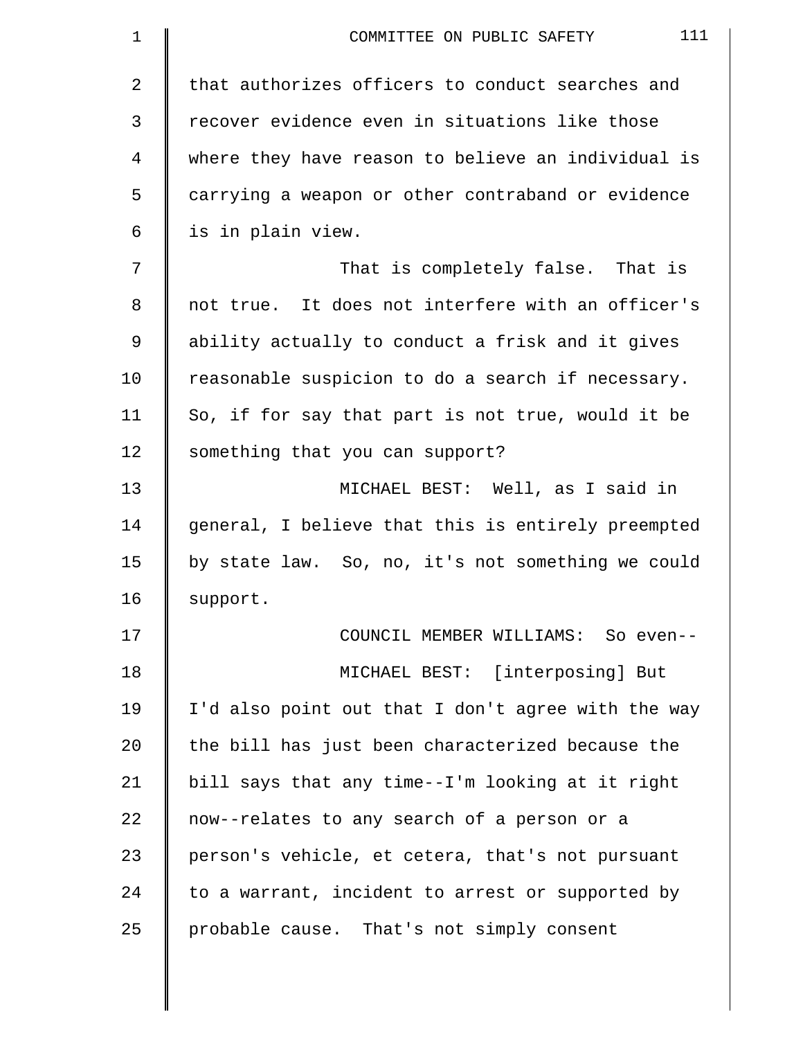that authorizes officers to conduct searches and recover evidence even in situations like those where they have reason to believe an individual is carrying a weapon or other contraband or evidence is in plain view.

That is completely false. That is not true. It does not interfere with an officer's ability actually to conduct a frisk and it gives reasonable suspicion to do a search if necessary. So, if for say that part is not true, would it be something that you can support?

MICHAEL BEST: Well, as I said in general, I believe that this is entirely preempted by state law. So, no, it's not something we could support.

COUNCIL MEMBER WILLIAMS: So even--

MICHAEL BEST: [interposing] But I'd also point out that I don't agree with the way the bill has just been characterized because the bill says that any time--I'm looking at it right now--relates to any search of a person or a person's vehicle, et cetera, that's not pursuant to a warrant, incident to arrest or supported by probable cause. That's not simply consent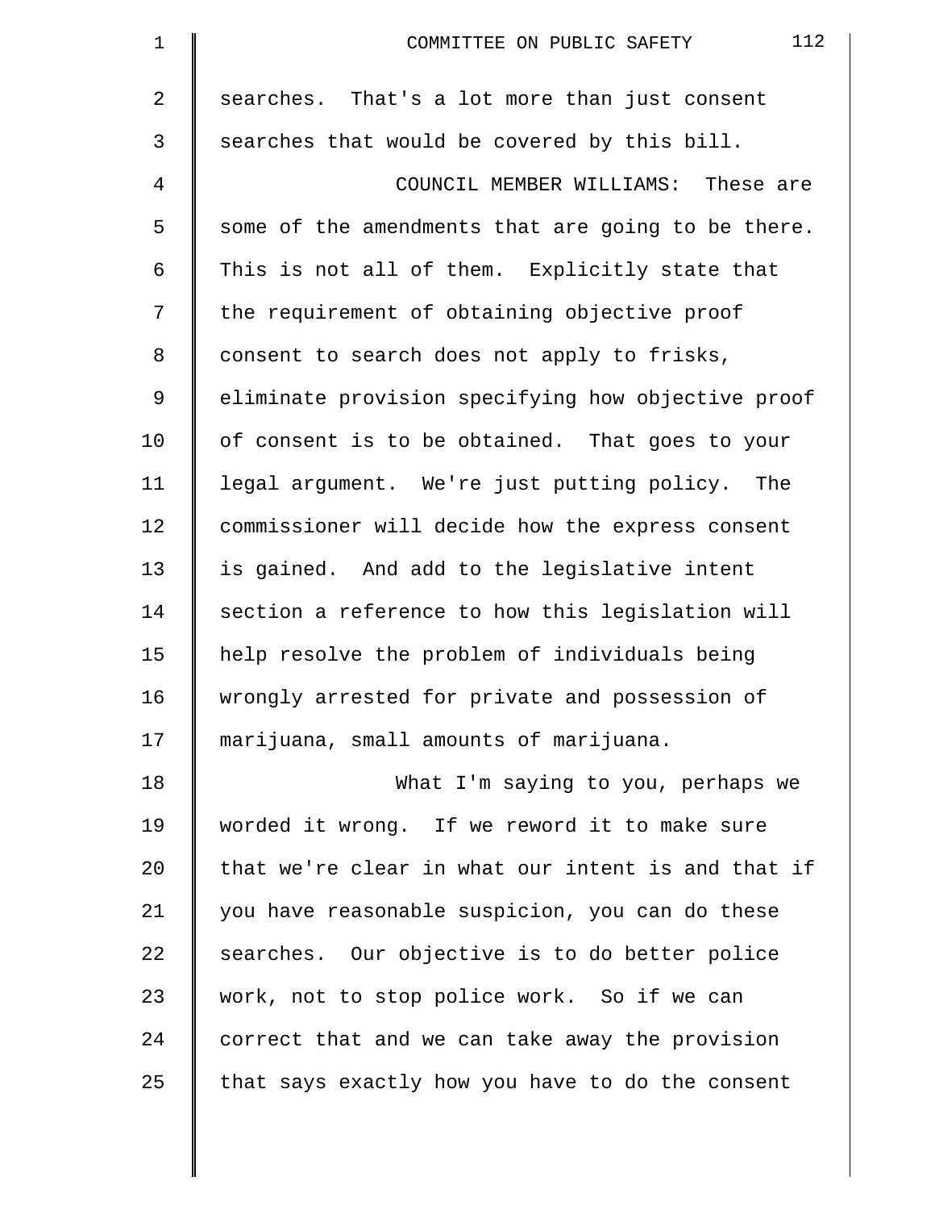searches. That's a lot more than just consent searches that would be covered by this bill.

COUNCIL MEMBER WILLIAMS: These are some of the amendments that are going to be there. This is not all of them. Explicitly state that the requirement of obtaining objective proof consent to search does not apply to frisks, eliminate provision specifying how objective proof of consent is to be obtained. That goes to your legal argument. We're just putting policy. The commissioner will decide how the express consent is gained. And add to the legislative intent section a reference to how this legislation will help resolve the problem of individuals being wrongly arrested for private and possession of marijuana, small amounts of marijuana.

What I'm saying to you, perhaps we worded it wrong. If we reword it to make sure that we're clear in what our intent is and that if you have reasonable suspicion, you can do these searches. Our objective is to do better police work, not to stop police work. So if we can correct that and we can take away the provision that says exactly how you have to do the consent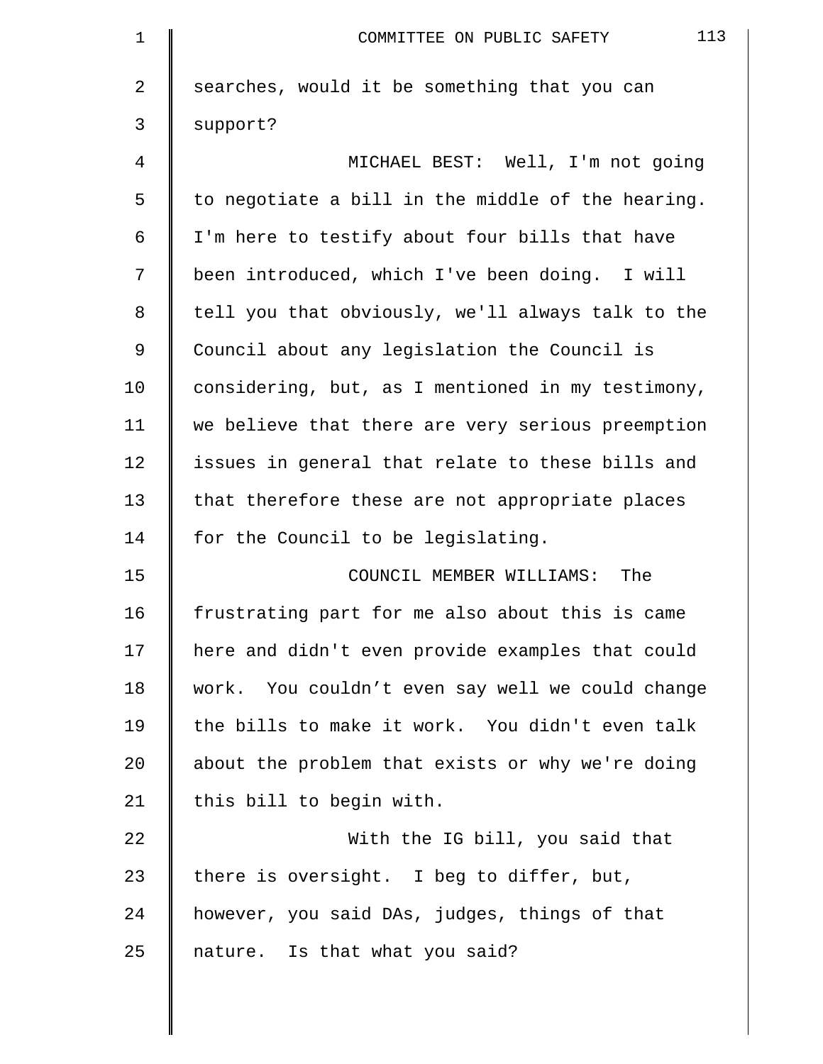searches, would it be something that you can support?

MICHAEL BEST: Well, I'm not going to negotiate a bill in the middle of the hearing. I'm here to testify about four bills that have been introduced, which I've been doing. I will tell you that obviously, we'll always talk to the Council about any legislation the Council is considering, but, as I mentioned in my testimony, we believe that there are very serious preemption issues in general that relate to these bills and that therefore these are not appropriate places for the Council to be legislating.

COUNCIL MEMBER WILLIAMS: The frustrating part for me also about this is came here and didn't even provide examples that could work. You couldn’t even say well we could change the bills to make it work. You didn't even talk about the problem that exists or why we're doing this bill to begin with.

With the IG bill, you said that there is oversight. I beg to differ, but, however, you said DAs, judges, things of that nature. Is that what you said?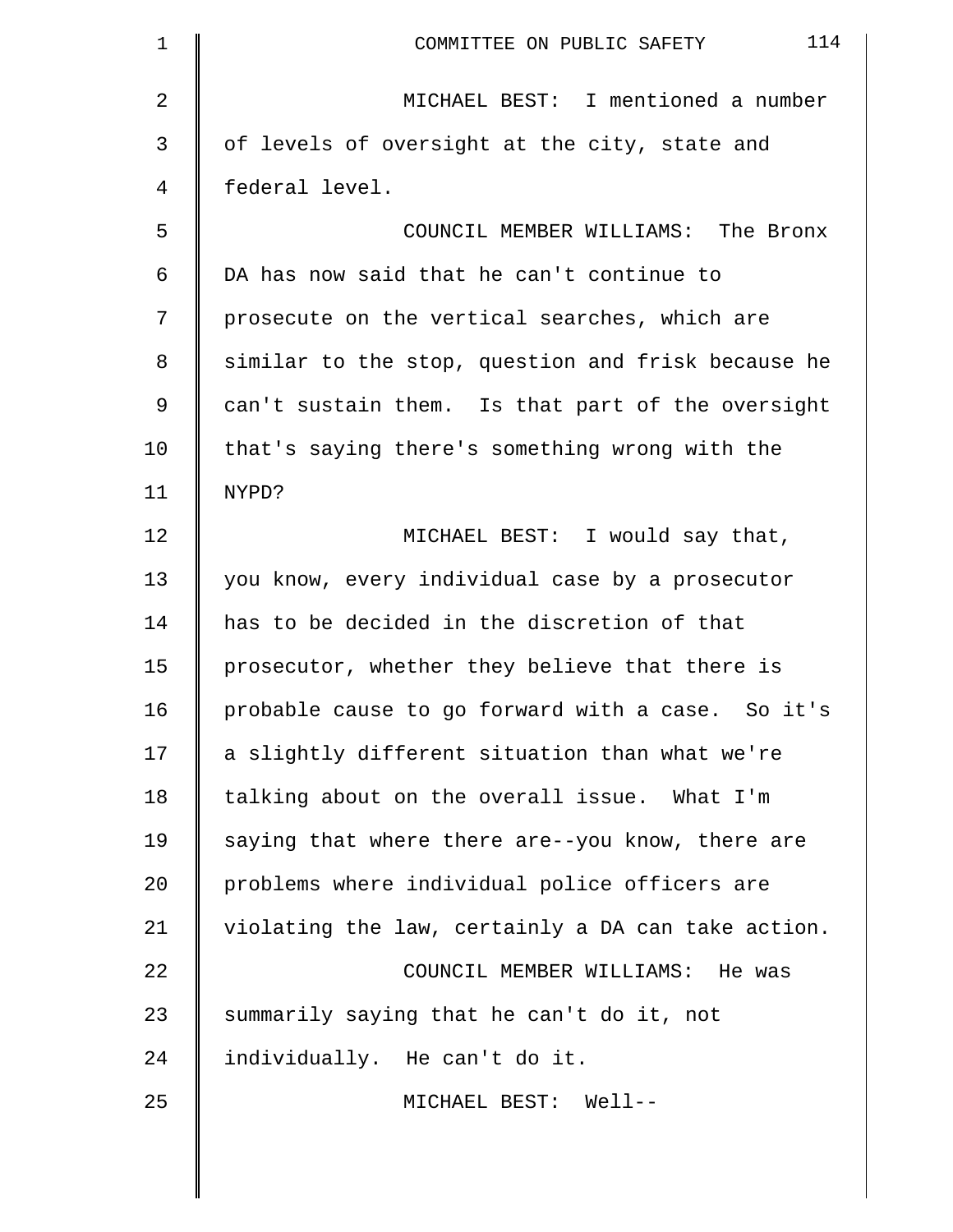MICHAEL BEST: I mentioned a number of levels of oversight at the city, state and federal level.

COUNCIL MEMBER WILLIAMS: The Bronx DA has now said that he can't continue to prosecute on the vertical searches, which are similar to the stop, question and frisk because he can't sustain them. Is that part of the oversight that's saying there's something wrong with the NYPD?

MICHAEL BEST: I would say that, you know, every individual case by a prosecutor has to be decided in the discretion of that prosecutor, whether they believe that there is probable cause to go forward with a case. So it's a slightly different situation than what we're talking about on the overall issue. What I'm saying that where there are--you know, there are problems where individual police officers are violating the law, certainly a DA can take action.

COUNCIL MEMBER WILLIAMS: He was summarily saying that he can't do it, not individually. He can't do it.

MICHAEL BEST: Well--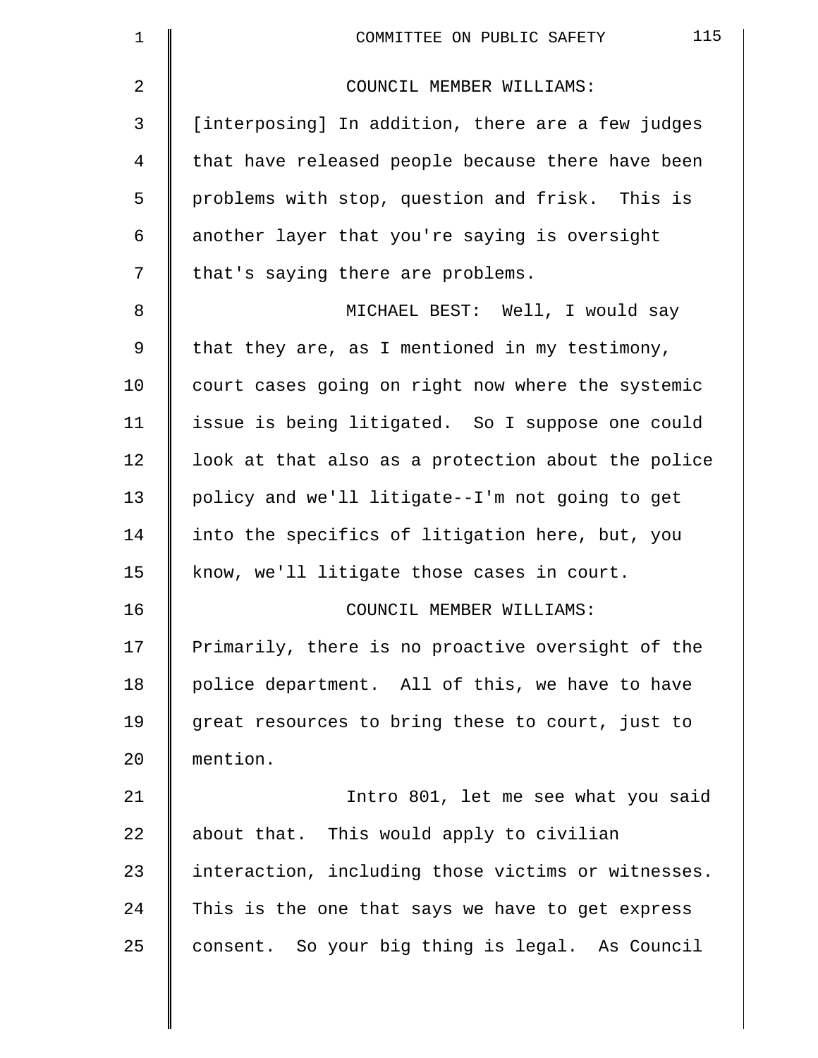COUNCIL MEMBER WILLIAMS: [interposing] In addition, there are a few judges that have released people because there have been problems with stop, question and frisk. This is another layer that you're saying is oversight that's saying there are problems.

MICHAEL BEST: Well, I would say that they are, as I mentioned in my testimony, court cases going on right now where the systemic issue is being litigated. So I suppose one could look at that also as a protection about the police policy and we'll litigate--I'm not going to get into the specifics of litigation here, but, you know, we'll litigate those cases in court.

COUNCIL MEMBER WILLIAMS: Primarily, there is no proactive oversight of the police department. All of this, we have to have great resources to bring these to court, just to mention.

Intro 801, let me see what you said about that. This would apply to civilian interaction, including those victims or witnesses. This is the one that says we have to get express consent. So your big thing is legal. As Council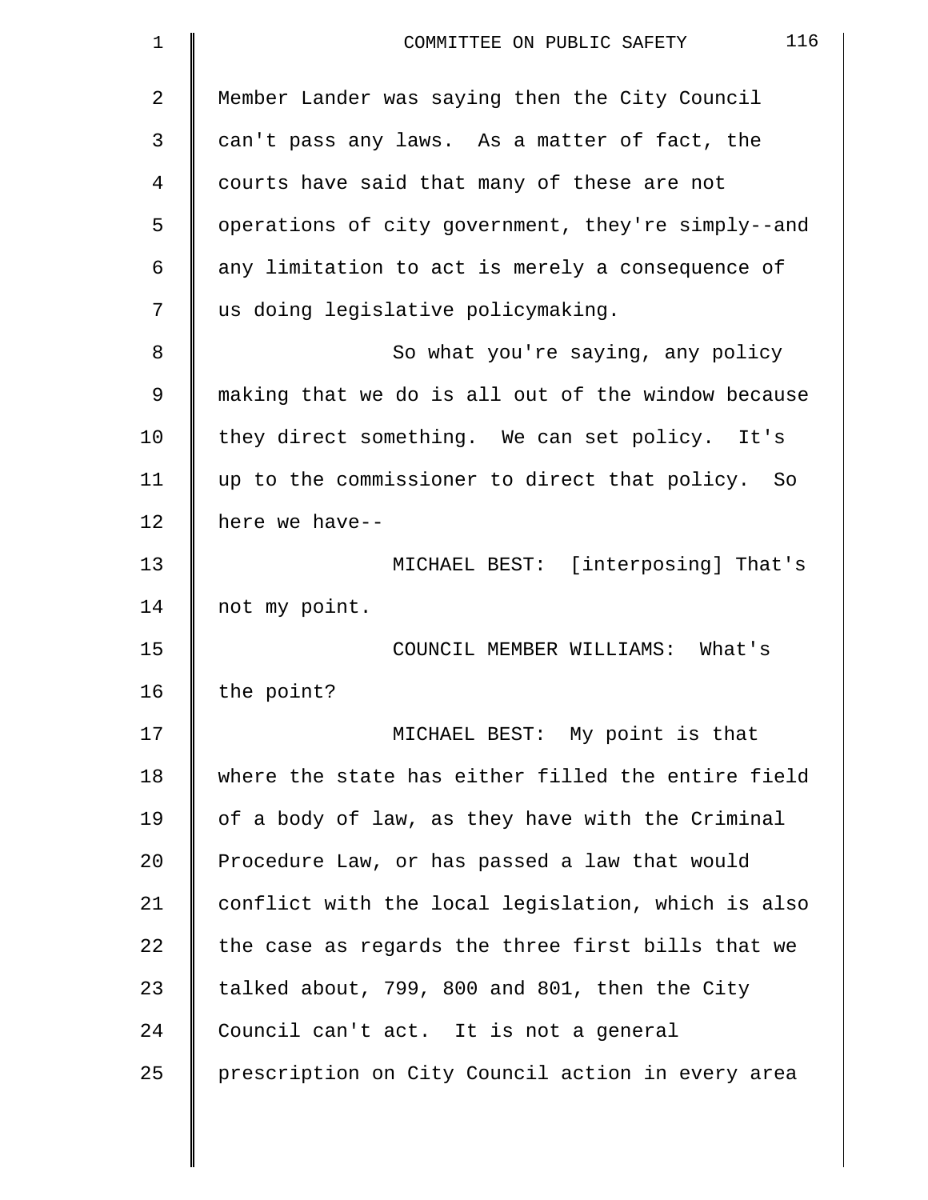Member Lander was saying then the City Council can't pass any laws. As a matter of fact, the courts have said that many of these are not operations of city government, they're simply--and any limitation to act is merely a consequence of us doing legislative policymaking.

So what you're saying, any policy making that we do is all out of the window because they direct something. We can set policy. It's up to the commissioner to direct that policy. So here we have--

MICHAEL BEST: [interposing] That's not my point.

COUNCIL MEMBER WILLIAMS: What's the point?

MICHAEL BEST: My point is that where the state has either filled the entire field of a body of law, as they have with the Criminal Procedure Law, or has passed a law that would conflict with the local legislation, which is also the case as regards the three first bills that we talked about, 799, 800 and 801, then the City Council can't act. It is not a general prescription on City Council action in every area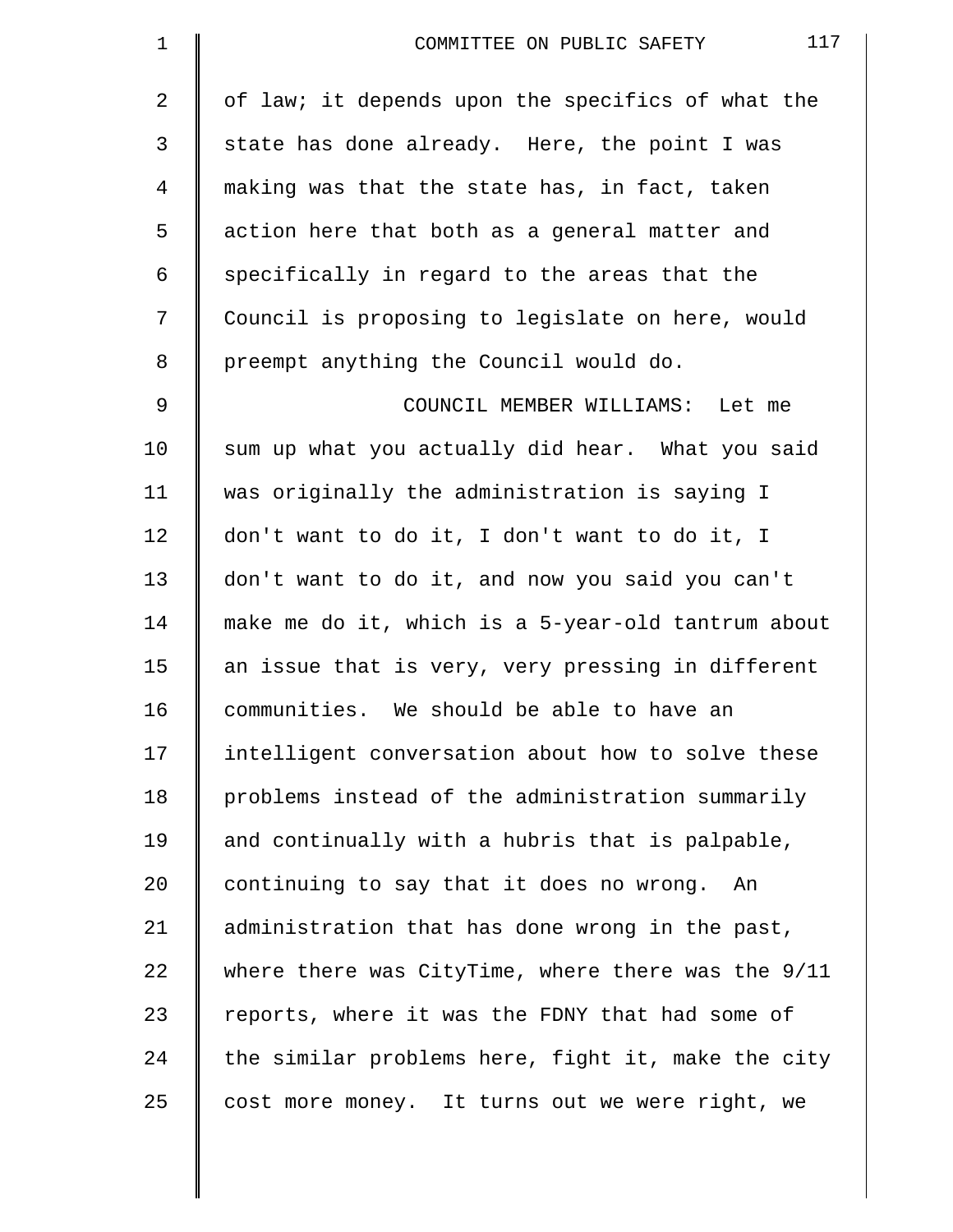of law; it depends upon the specifics of what the state has done already. Here, the point I was making was that the state has, in fact, taken action here that both as a general matter and specifically in regard to the areas that the Council is proposing to legislate on here, would preempt anything the Council would do.

COUNCIL MEMBER WILLIAMS: Let me sum up what you actually did hear. What you said was originally the administration is saying I don't want to do it, I don't want to do it, I don't want to do it, and now you said you can't make me do it, which is a 5-year-old tantrum about an issue that is very, very pressing in different communities. We should be able to have an intelligent conversation about how to solve these problems instead of the administration summarily and continually with a hubris that is palpable, continuing to say that it does no wrong. An administration that has done wrong in the past, where there was CityTime, where there was the 9/11 reports, where it was the FDNY that had some of the similar problems here, fight it, make the city cost more money. It turns out we were right, we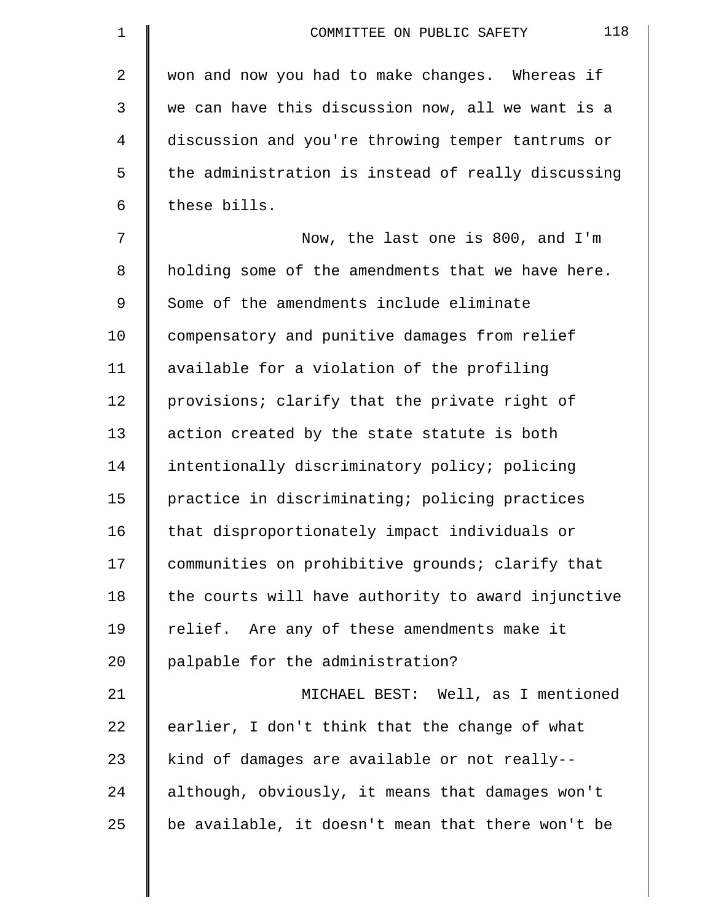won and now you had to make changes. Whereas if we can have this discussion now, all we want is a discussion and you're throwing temper tantrums or the administration is instead of really discussing these bills.

Now, the last one is 800, and I'm holding some of the amendments that we have here. Some of the amendments include eliminate compensatory and punitive damages from relief available for a violation of the profiling provisions; clarify that the private right of action created by the state statute is both intentionally discriminatory policy; policing practice in discriminating; policing practices that disproportionately impact individuals or communities on prohibitive grounds; clarify that the courts will have authority to award injunctive relief. Are any of these amendments make it palpable for the administration?

MICHAEL BEST: Well, as I mentioned earlier, I don't think that the change of what kind of damages are available or not really-- although, obviously, it means that damages won't be available, it doesn't mean that there won't be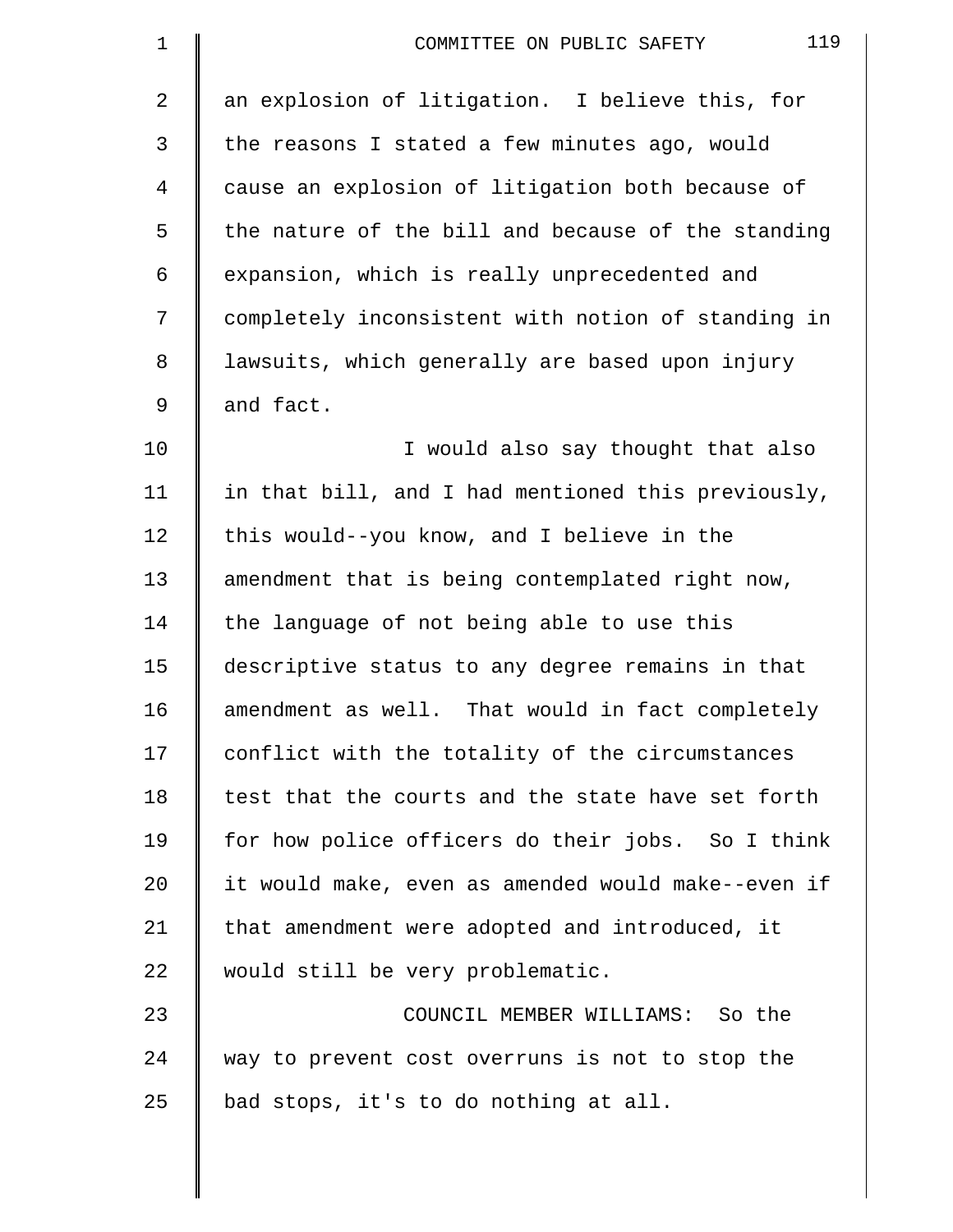an explosion of litigation. I believe this, for the reasons I stated a few minutes ago, would cause an explosion of litigation both because of the nature of the bill and because of the standing expansion, which is really unprecedented and completely inconsistent with notion of standing in lawsuits, which generally are based upon injury and fact.

I would also say thought that also in that bill, and I had mentioned this previously, this would--you know, and I believe in the amendment that is being contemplated right now, the language of not being able to use this descriptive status to any degree remains in that amendment as well. That would in fact completely conflict with the totality of the circumstances test that the courts and the state have set forth for how police officers do their jobs. So I think it would make, even as amended would make--even if that amendment were adopted and introduced, it would still be very problematic.

COUNCIL MEMBER WILLIAMS: So the way to prevent cost overruns is not to stop the bad stops, it's to do nothing at all.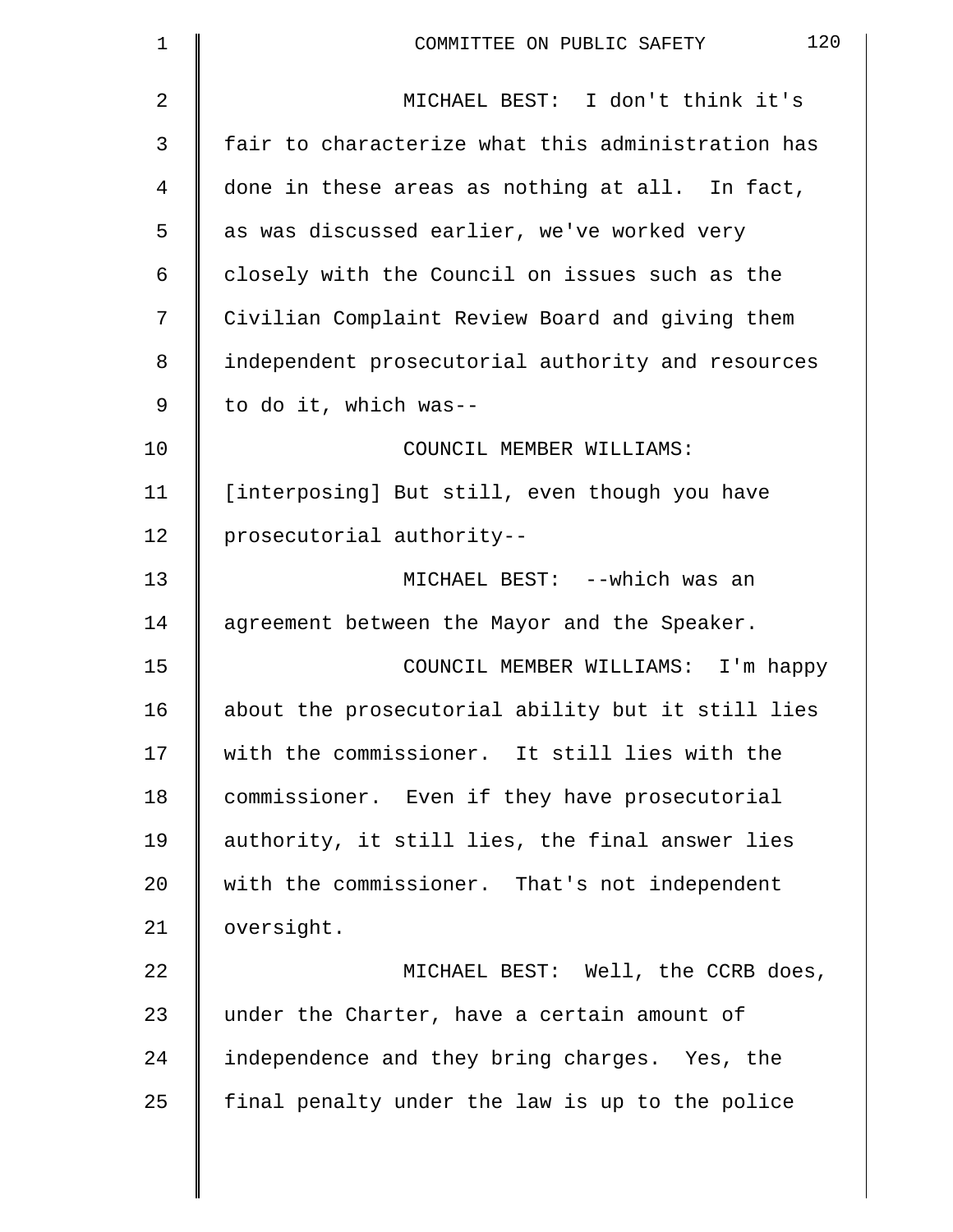MICHAEL BEST: I don't think it's fair to characterize what this administration has done in these areas as nothing at all. In fact, as was discussed earlier, we've worked very closely with the Council on issues such as the Civilian Complaint Review Board and giving them independent prosecutorial authority and resources to do it, which was--

COUNCIL MEMBER WILLIAMS: [interposing] But still, even though you have prosecutorial authority--

MICHAEL BEST: --which was an agreement between the Mayor and the Speaker.

COUNCIL MEMBER WILLIAMS: I'm happy about the prosecutorial ability but it still lies with the commissioner. It still lies with the commissioner. Even if they have prosecutorial authority, it still lies, the final answer lies with the commissioner. That's not independent oversight.

MICHAEL BEST: Well, the CCRB does, under the Charter, have a certain amount of independence and they bring charges. Yes, the final penalty under the law is up to the police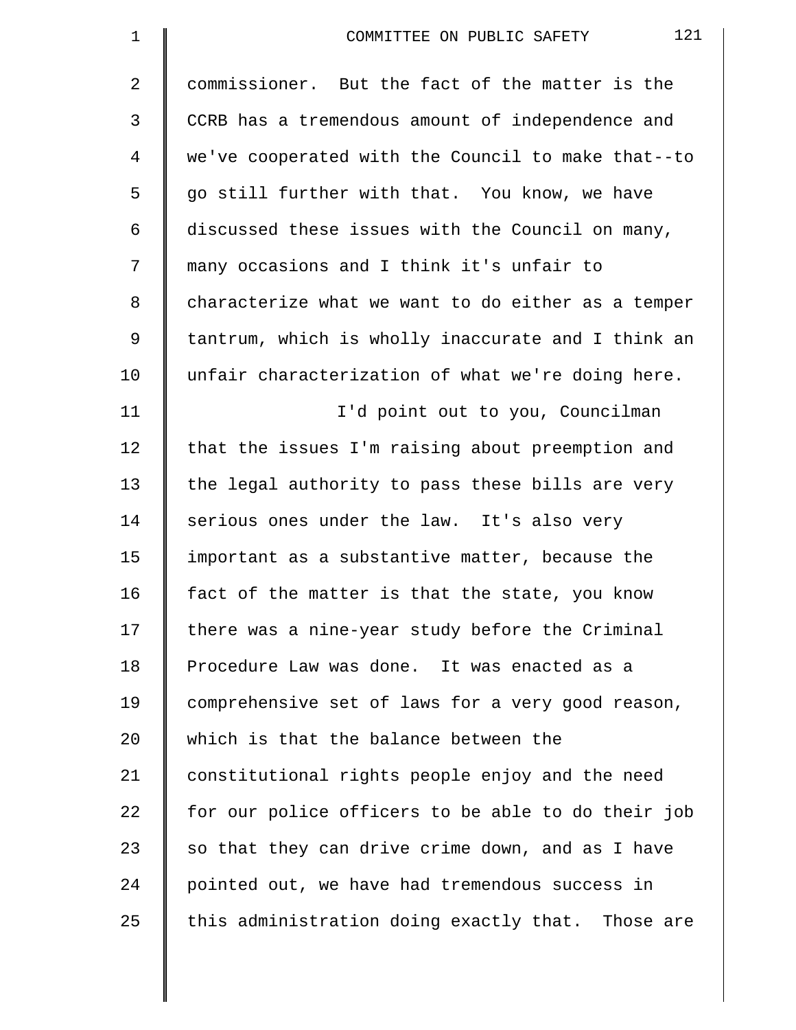commissioner. But the fact of the matter is the CCRB has a tremendous amount of independence and we've cooperated with the Council to make that--to go still further with that. You know, we have discussed these issues with the Council on many, many occasions and I think it's unfair to characterize what we want to do either as a temper tantrum, which is wholly inaccurate and I think an unfair characterization of what we're doing here.

I'd point out to you, Councilman that the issues I'm raising about preemption and the legal authority to pass these bills are very serious ones under the law. It's also very important as a substantive matter, because the fact of the matter is that the state, you know there was a nine-year study before the Criminal Procedure Law was done. It was enacted as a comprehensive set of laws for a very good reason, which is that the balance between the constitutional rights people enjoy and the need for our police officers to be able to do their job so that they can drive crime down, and as I have pointed out, we have had tremendous success in this administration doing exactly that. Those are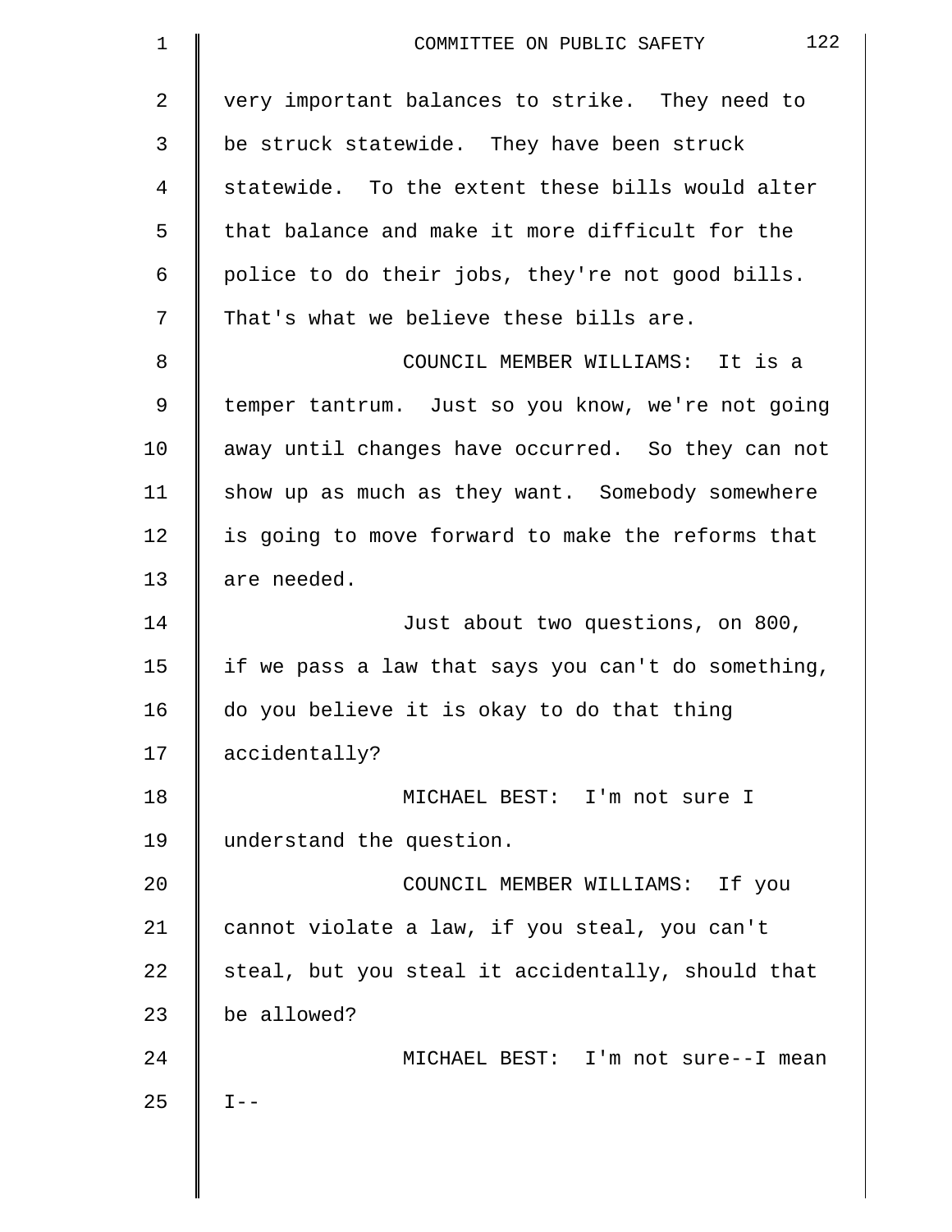very important balances to strike. They need to be struck statewide. They have been struck statewide. To the extent these bills would alter that balance and make it more difficult for the police to do their jobs, they're not good bills. That's what we believe these bills are.

COUNCIL MEMBER WILLIAMS: It is a temper tantrum. Just so you know, we're not going away until changes have occurred. So they can not show up as much as they want. Somebody somewhere is going to move forward to make the reforms that are needed.

Just about two questions, on 800, if we pass a law that says you can't do something, do you believe it is okay to do that thing accidentally?

MICHAEL BEST: I'm not sure I understand the question.

COUNCIL MEMBER WILLIAMS: If you cannot violate a law, if you steal, you can't steal, but you steal it accidentally, should that be allowed?

MICHAEL BEST: I'm not sure--I mean I--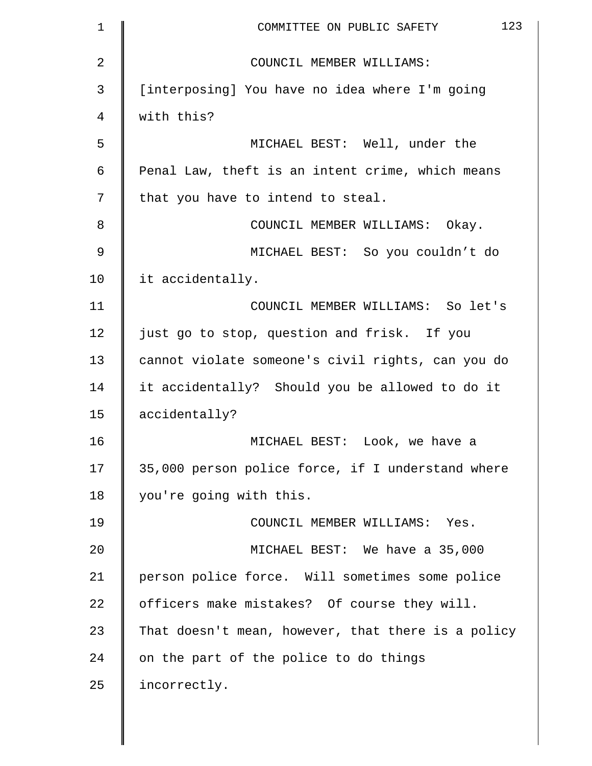COUNCIL MEMBER WILLIAMS: [interposing] You have no idea where I'm going with this?

MICHAEL BEST: Well, under the Penal Law, theft is an intent crime, which means that you have to intend to steal.

COUNCIL MEMBER WILLIAMS: Okay.

MICHAEL BEST: So you couldn't do it accidentally.

COUNCIL MEMBER WILLIAMS: So let's just go to stop, question and frisk. If you cannot violate someone's civil rights, can you do it accidentally? Should you be allowed to do it accidentally?

MICHAEL BEST: Look, we have a 35,000 person police force, if I understand where you're going with this.

COUNCIL MEMBER WILLIAMS: Yes.

MICHAEL BEST: We have a 35,000 person police force. Will sometimes some police officers make mistakes? Of course they will. That doesn't mean, however, that there is a policy on the part of the police to do things incorrectly.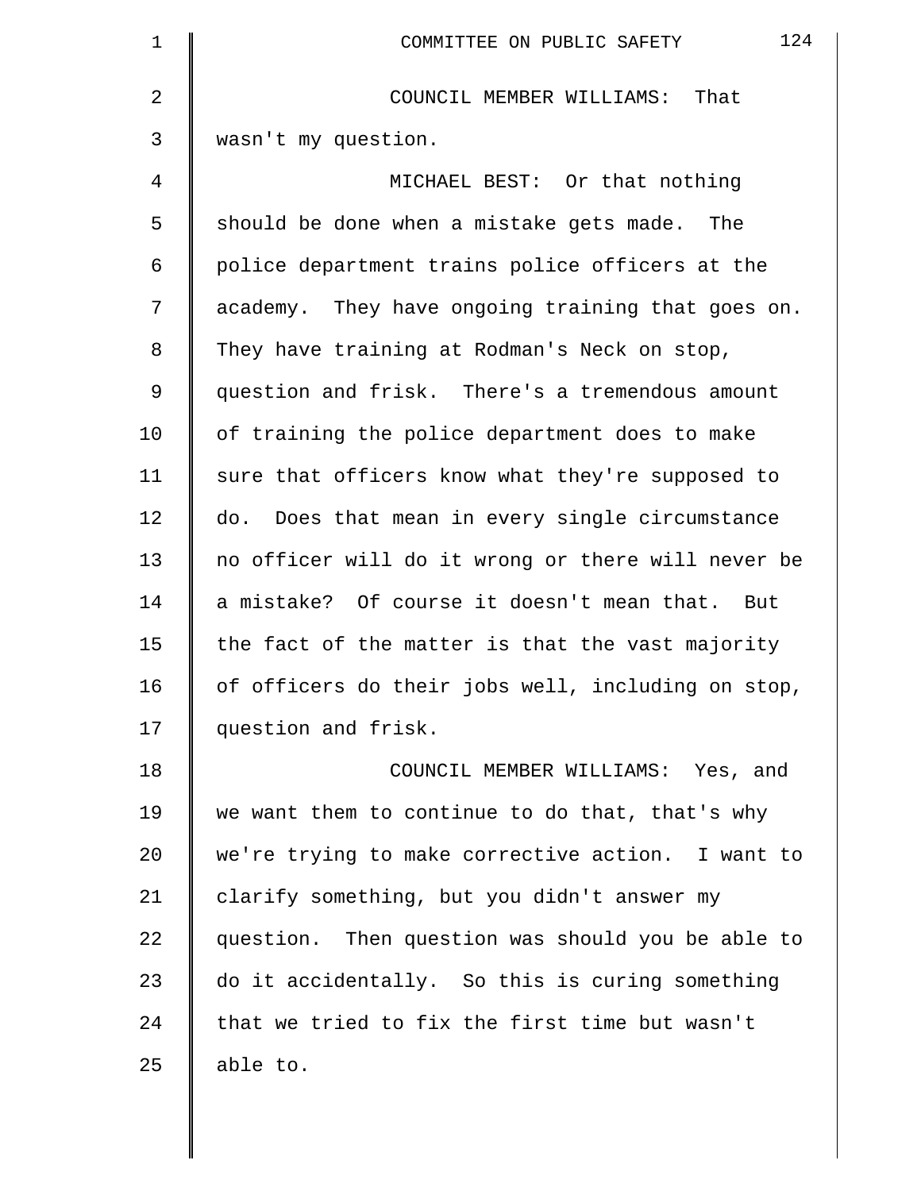COUNCIL MEMBER WILLIAMS: That wasn't my question.

MICHAEL BEST: Or that nothing should be done when a mistake gets made. The police department trains police officers at the academy. They have ongoing training that goes on. They have training at Rodman's Neck on stop, question and frisk. There's a tremendous amount of training the police department does to make sure that officers know what they're supposed to do. Does that mean in every single circumstance no officer will do it wrong or there will never be a mistake? Of course it doesn't mean that. But the fact of the matter is that the vast majority of officers do their jobs well, including on stop, question and frisk.

COUNCIL MEMBER WILLIAMS: Yes, and we want them to continue to do that, that's why we're trying to make corrective action. I want to clarify something, but you didn't answer my question. Then question was should you be able to do it accidentally. So this is curing something that we tried to fix the first time but wasn't able to.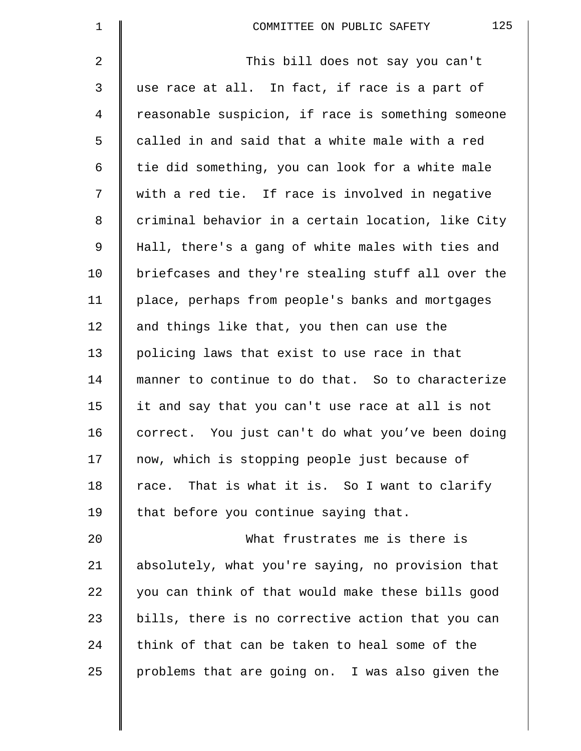This bill does not say you can't use race at all. In fact, if race is a part of reasonable suspicion, if race is something someone called in and said that a white male with a red tie did something, you can look for a white male with a red tie. If race is involved in negative criminal behavior in a certain location, like City Hall, there's a gang of white males with ties and briefcases and they're stealing stuff all over the place, perhaps from people's banks and mortgages and things like that, you then can use the policing laws that exist to use race in that manner to continue to do that. So to characterize it and say that you can't use race at all is not correct. You just can't do what you've been doing now, which is stopping people just because of race. That is what it is. So I want to clarify that before you continue saying that.

What frustrates me is there is absolutely, what you're saying, no provision that you can think of that would make these bills good bills, there is no corrective action that you can think of that can be taken to heal some of the problems that are going on. I was also given the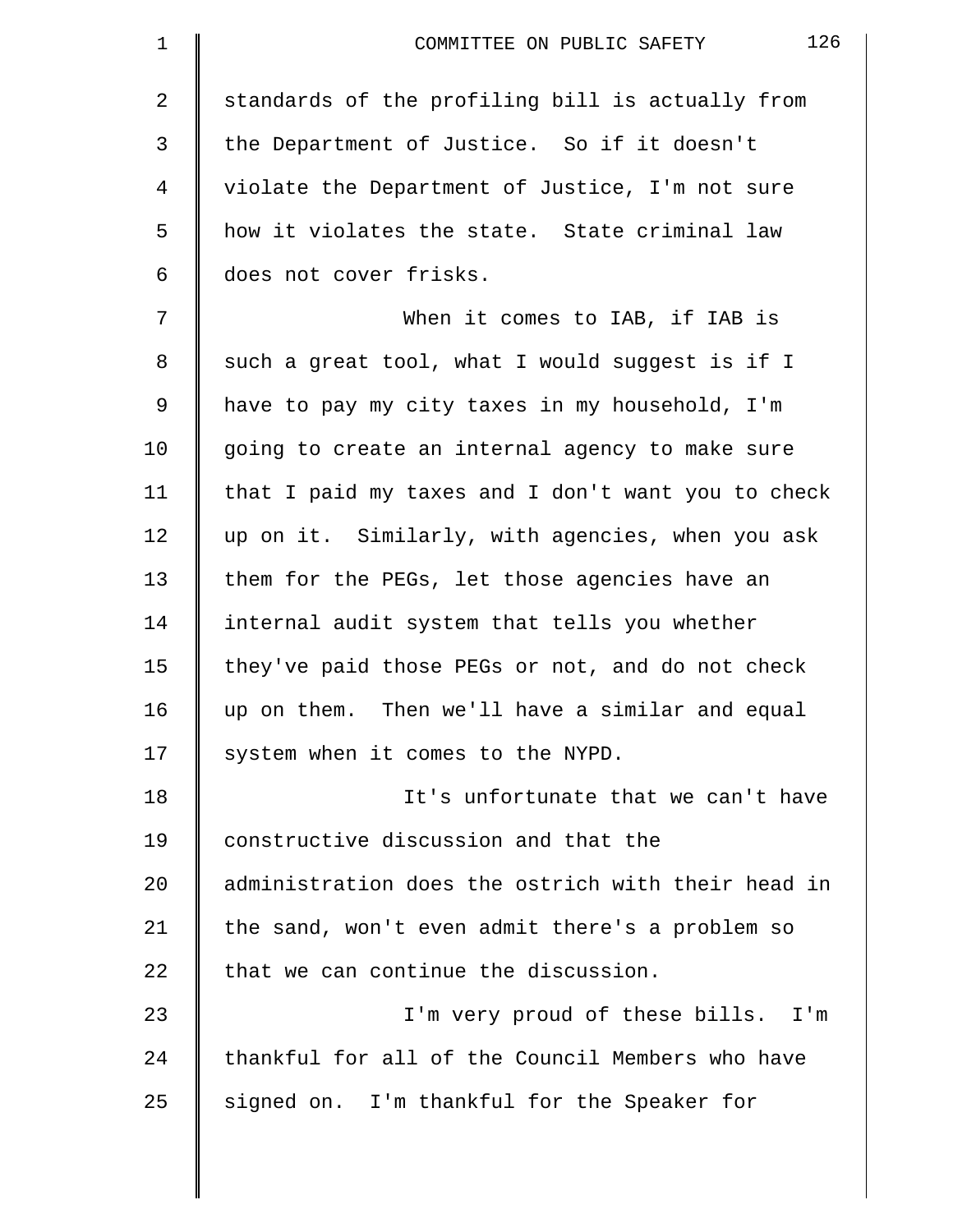standards of the profiling bill is actually from the Department of Justice. So if it doesn't violate the Department of Justice, I'm not sure how it violates the state. State criminal law does not cover frisks.

When it comes to IAB, if IAB is such a great tool, what I would suggest is if I have to pay my city taxes in my household, I'm going to create an internal agency to make sure that I paid my taxes and I don't want you to check up on it. Similarly, with agencies, when you ask them for the PEGs, let those agencies have an internal audit system that tells you whether they've paid those PEGs or not, and do not check up on them. Then we'll have a similar and equal system when it comes to the NYPD.

It's unfortunate that we can't have constructive discussion and that the administration does the ostrich with their head in the sand, won't even admit there's a problem so that we can continue the discussion.

I'm very proud of these bills. I'm thankful for all of the Council Members who have signed on. I'm thankful for the Speaker for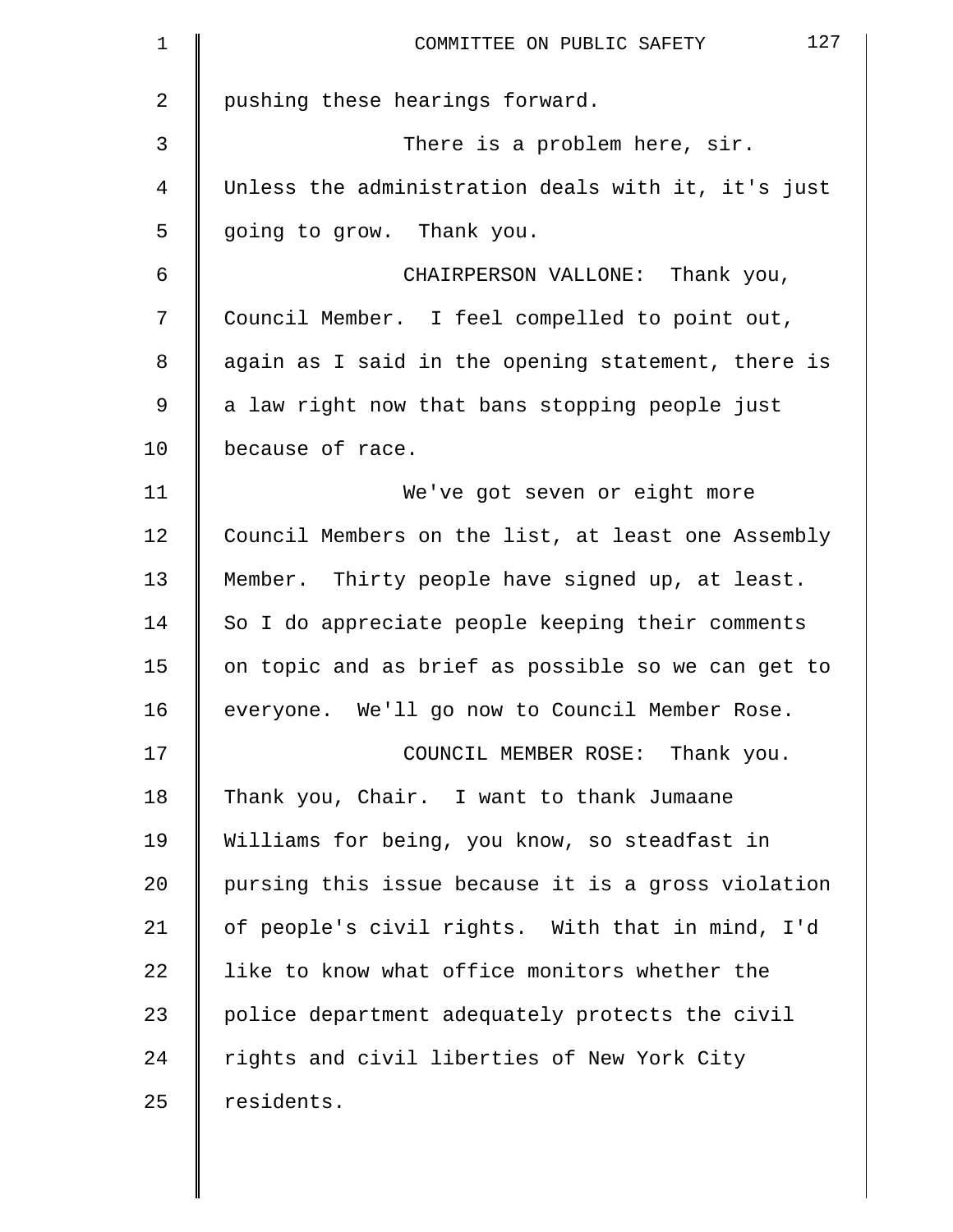pushing these hearings forward.

There is a problem here, sir. Unless the administration deals with it, it's just going to grow. Thank you.

CHAIRPERSON VALLONE: Thank you, Council Member. I feel compelled to point out, again as I said in the opening statement, there is a law right now that bans stopping people just because of race.

We've got seven or eight more Council Members on the list, at least one Assembly Member. Thirty people have signed up, at least. So I do appreciate people keeping their comments on topic and as brief as possible so we can get to everyone. We'll go now to Council Member Rose.

COUNCIL MEMBER ROSE: Thank you. Thank you, Chair. I want to thank Jumaane Williams for being, you know, so steadfast in pursing this issue because it is a gross violation of people's civil rights. With that in mind, I'd like to know what office monitors whether the police department adequately protects the civil rights and civil liberties of New York City residents.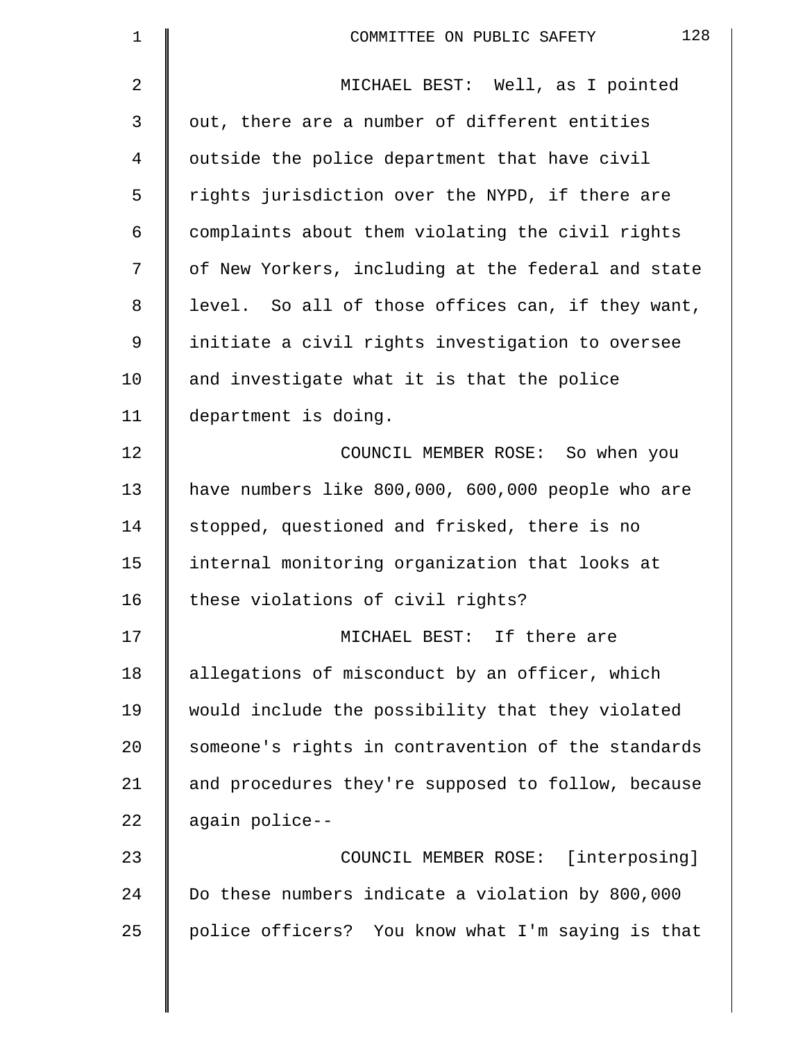MICHAEL BEST: Well, as I pointed out, there are a number of different entities outside the police department that have civil rights jurisdiction over the NYPD, if there are complaints about them violating the civil rights of New Yorkers, including at the federal and state level. So all of those offices can, if they want, initiate a civil rights investigation to oversee and investigate what it is that the police department is doing.

COUNCIL MEMBER ROSE: So when you have numbers like 800,000, 600,000 people who are stopped, questioned and frisked, there is no internal monitoring organization that looks at these violations of civil rights?

MICHAEL BEST: If there are allegations of misconduct by an officer, which would include the possibility that they violated someone's rights in contravention of the standards and procedures they're supposed to follow, because again police--

COUNCIL MEMBER ROSE: [interposing] Do these numbers indicate a violation by 800,000 police officers? You know what I'm saying is that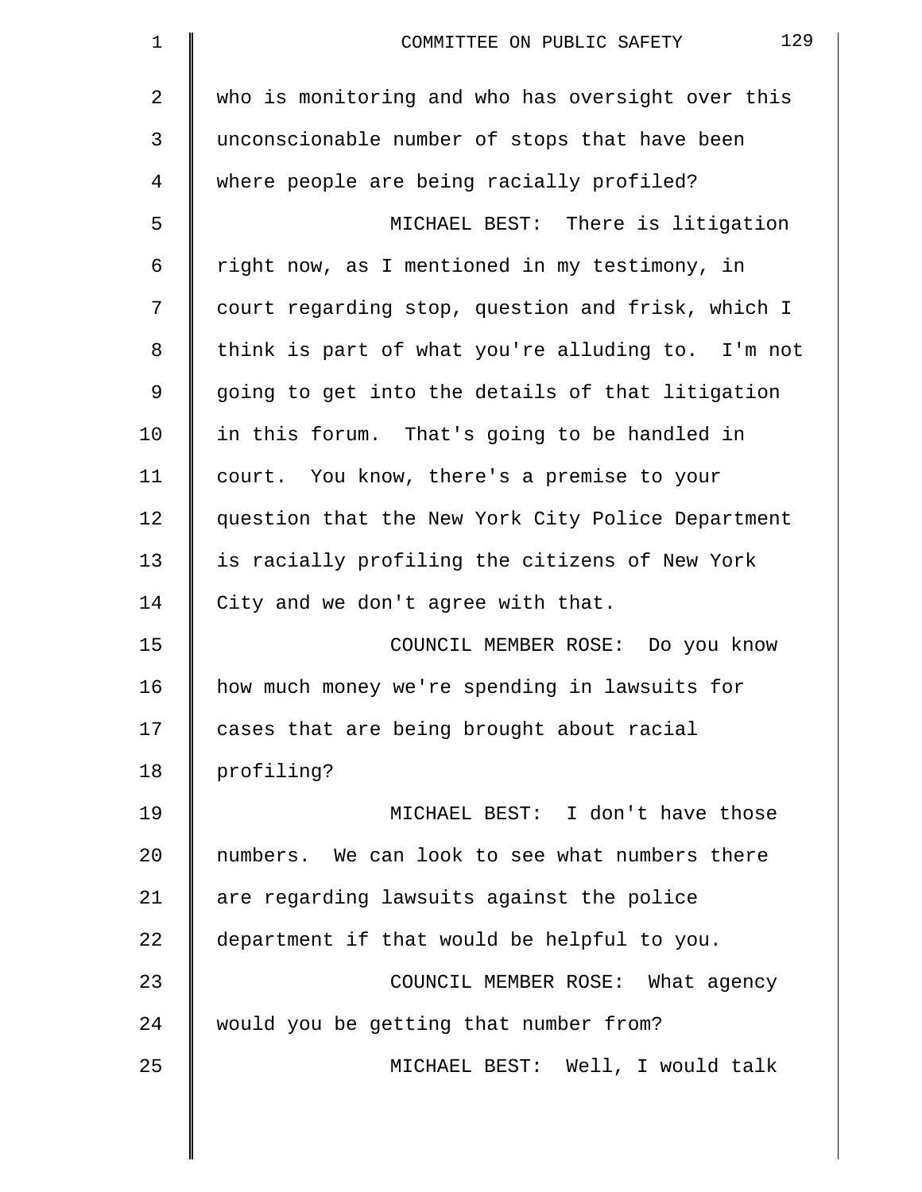who is monitoring and who has oversight over this unconscionable number of stops that have been where people are being racially profiled?

MICHAEL BEST: There is litigation right now, as I mentioned in my testimony, in court regarding stop, question and frisk, which I think is part of what you're alluding to. I'm not going to get into the details of that litigation in this forum. That's going to be handled in court. You know, there's a premise to your question that the New York City Police Department is racially profiling the citizens of New York City and we don't agree with that.

COUNCIL MEMBER ROSE: Do you know how much money we're spending in lawsuits for cases that are being brought about racial profiling?

MICHAEL BEST: I don't have those numbers. We can look to see what numbers there are regarding lawsuits against the police department if that would be helpful to you.

COUNCIL MEMBER ROSE: What agency would you be getting that number from?

MICHAEL BEST: Well, I would talk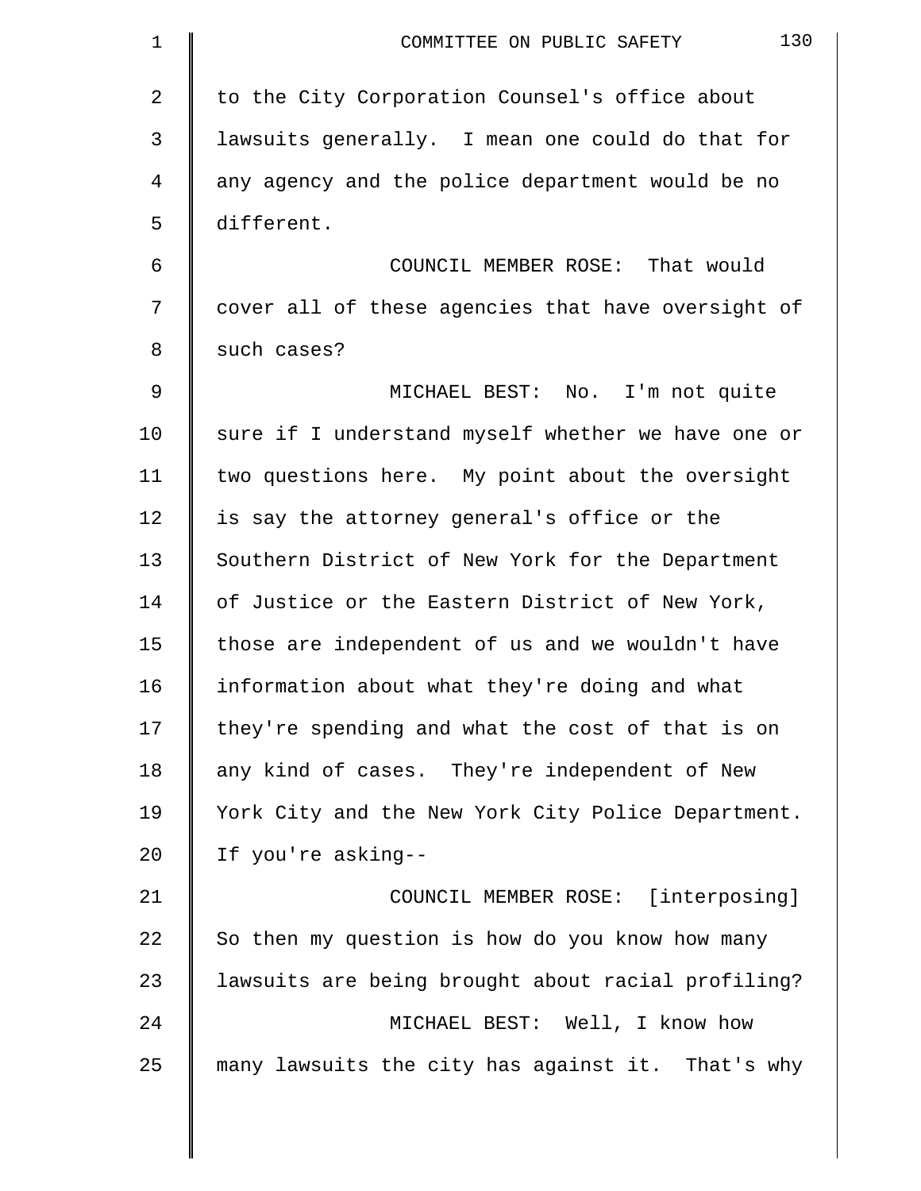to the City Corporation Counsel's office about lawsuits generally. I mean one could do that for any agency and the police department would be no different.

COUNCIL MEMBER ROSE: That would cover all of these agencies that have oversight of such cases?

MICHAEL BEST: No. I'm not quite sure if I understand myself whether we have one or two questions here. My point about the oversight is say the attorney general's office or the Southern District of New York for the Department of Justice or the Eastern District of New York, those are independent of us and we wouldn't have information about what they're doing and what they're spending and what the cost of that is on any kind of cases. They're independent of New York City and the New York City Police Department. If you're asking--

COUNCIL MEMBER ROSE: [interposing] So then my question is how do you know how many lawsuits are being brought about racial profiling?

MICHAEL BEST: Well, I know how many lawsuits the city has against it. That's why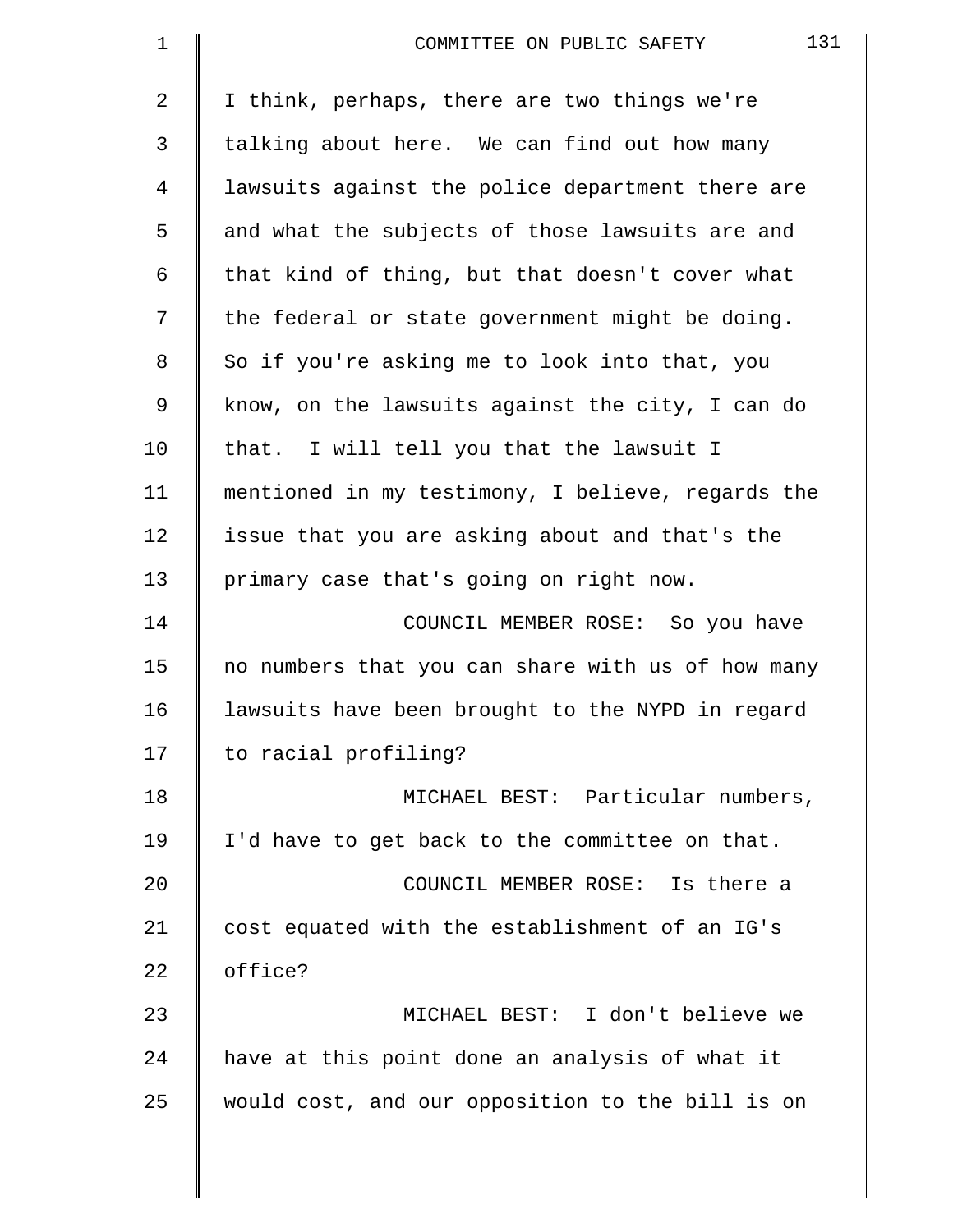I think, perhaps, there are two things we're talking about here. We can find out how many lawsuits against the police department there are and what the subjects of those lawsuits are and that kind of thing, but that doesn't cover what the federal or state government might be doing. So if you're asking me to look into that, you know, on the lawsuits against the city, I can do that. I will tell you that the lawsuit I mentioned in my testimony, I believe, regards the issue that you are asking about and that's the primary case that's going on right now.

COUNCIL MEMBER ROSE: So you have no numbers that you can share with us of how many lawsuits have been brought to the NYPD in regard to racial profiling?

MICHAEL BEST: Particular numbers, I'd have to get back to the committee on that.

COUNCIL MEMBER ROSE: Is there a cost equated with the establishment of an IG's office?

MICHAEL BEST: I don't believe we have at this point done an analysis of what it would cost, and our opposition to the bill is on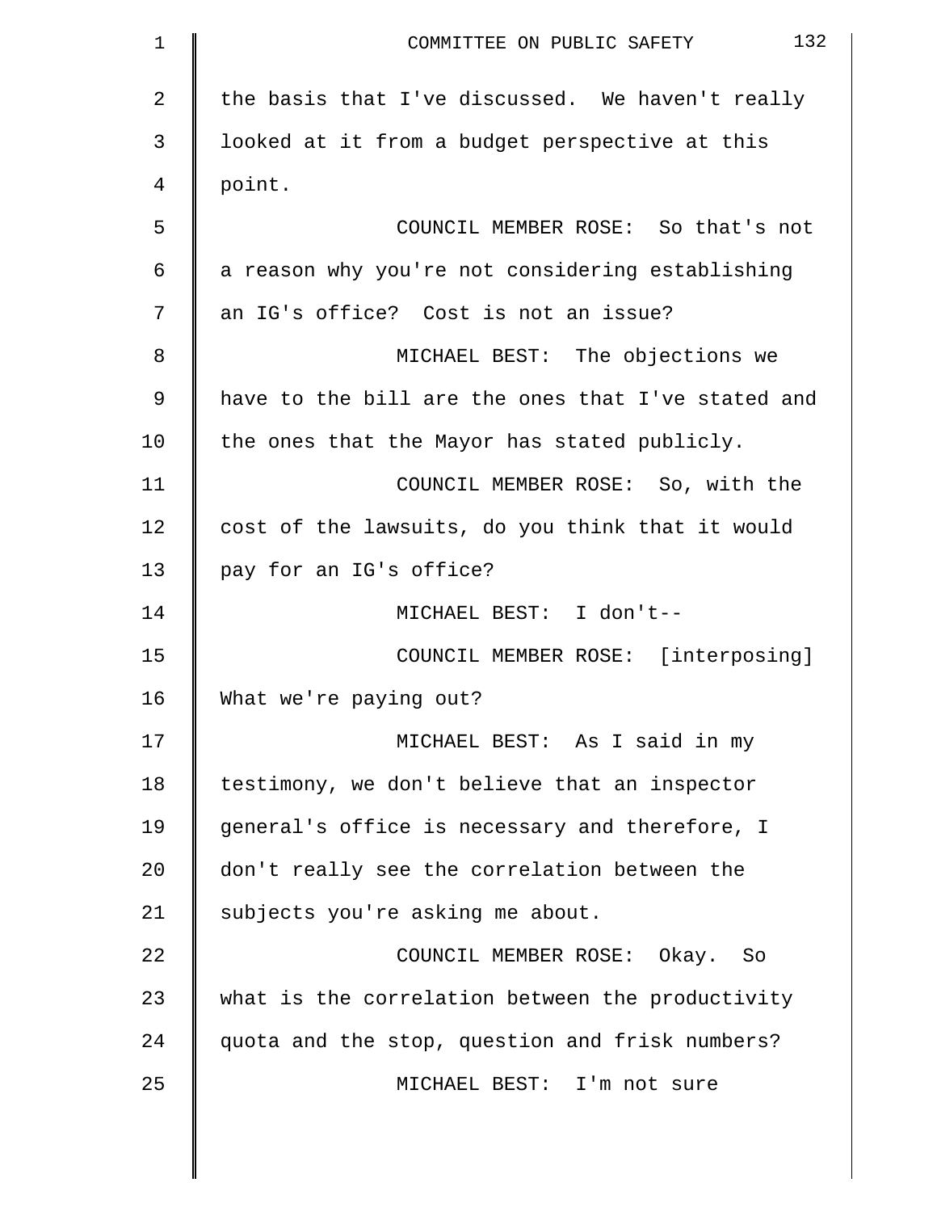the basis that I've discussed. We haven't really looked at it from a budget perspective at this point.

COUNCIL MEMBER ROSE: So that's not a reason why you're not considering establishing an IG's office? Cost is not an issue?

MICHAEL BEST: The objections we have to the bill are the ones that I've stated and the ones that the Mayor has stated publicly.

COUNCIL MEMBER ROSE: So, with the cost of the lawsuits, do you think that it would pay for an IG's office?

MICHAEL BEST: I don't--

COUNCIL MEMBER ROSE: [interposing] What we're paying out?

MICHAEL BEST: As I said in my testimony, we don't believe that an inspector general's office is necessary and therefore, I don't really see the correlation between the subjects you're asking me about.

COUNCIL MEMBER ROSE: Okay. So what is the correlation between the productivity quota and the stop, question and frisk numbers?

MICHAEL BEST: I'm not sure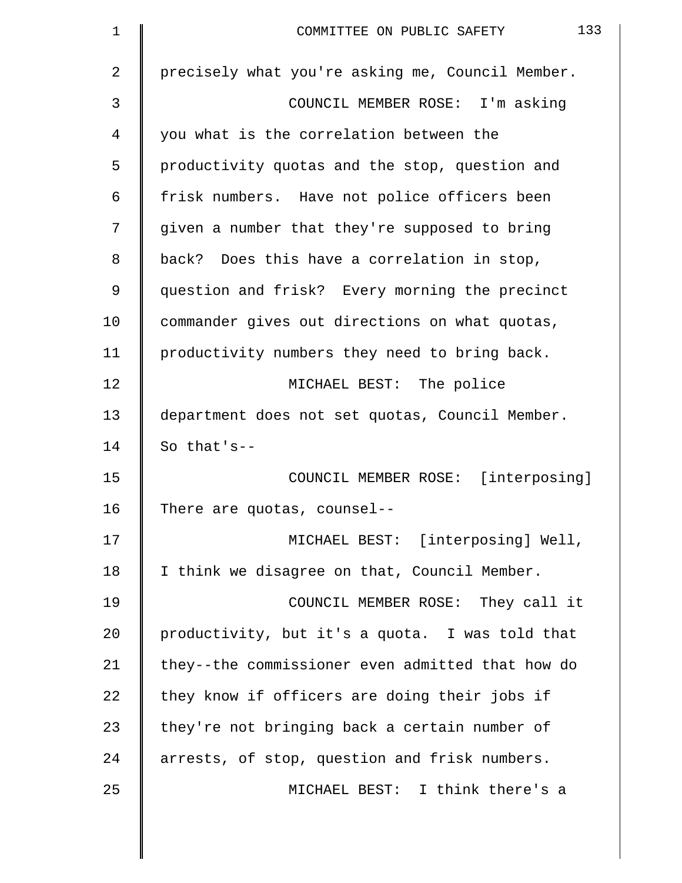precisely what you're asking me, Council Member.

COUNCIL MEMBER ROSE: I'm asking you what is the correlation between the productivity quotas and the stop, question and frisk numbers. Have not police officers been given a number that they're supposed to bring back? Does this have a correlation in stop, question and frisk? Every morning the precinct commander gives out directions on what quotas, productivity numbers they need to bring back.

MICHAEL BEST: The police department does not set quotas, Council Member. So that's--

COUNCIL MEMBER ROSE: [interposing] There are quotas, counsel--

MICHAEL BEST: [interposing] Well, I think we disagree on that, Council Member.

COUNCIL MEMBER ROSE: They call it productivity, but it's a quota. I was told that they--the commissioner even admitted that how do they know if officers are doing their jobs if they're not bringing back a certain number of arrests, of stop, question and frisk numbers.

MICHAEL BEST: I think there's a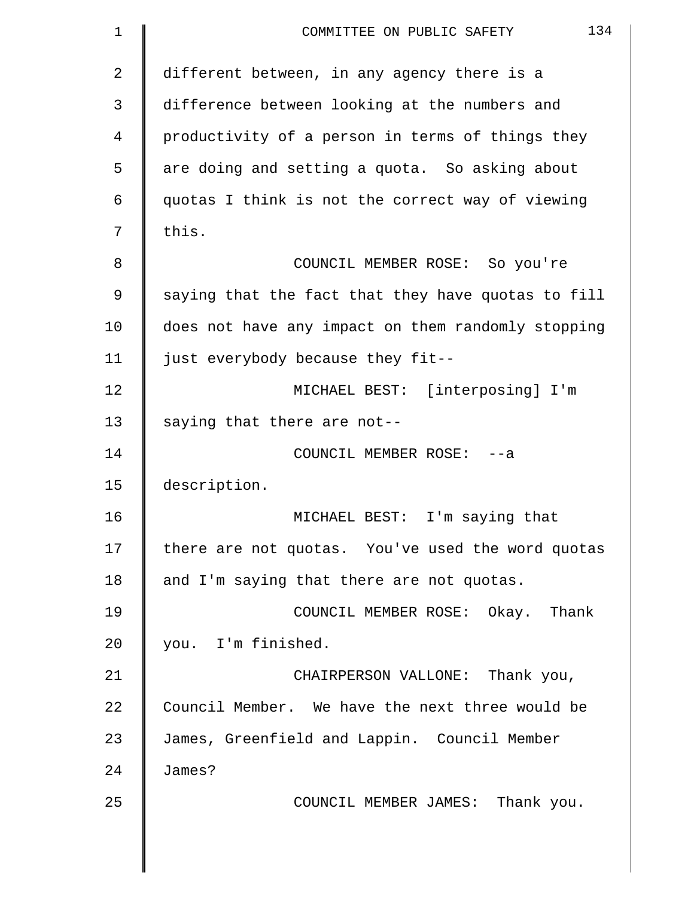different between, in any agency there is a difference between looking at the numbers and productivity of a person in terms of things they are doing and setting a quota. So asking about quotas I think is not the correct way of viewing this.

COUNCIL MEMBER ROSE: So you're saying that the fact that they have quotas to fill does not have any impact on them randomly stopping just everybody because they fit--

MICHAEL BEST: [interposing] I'm saying that there are not--

COUNCIL MEMBER ROSE: --a description.

MICHAEL BEST: I'm saying that there are not quotas. You've used the word quotas and I'm saying that there are not quotas.

COUNCIL MEMBER ROSE: Okay. Thank you. I'm finished.

CHAIRPERSON VALLONE: Thank you, Council Member. We have the next three would be James, Greenfield and Lappin. Council Member James?

COUNCIL MEMBER JAMES: Thank you.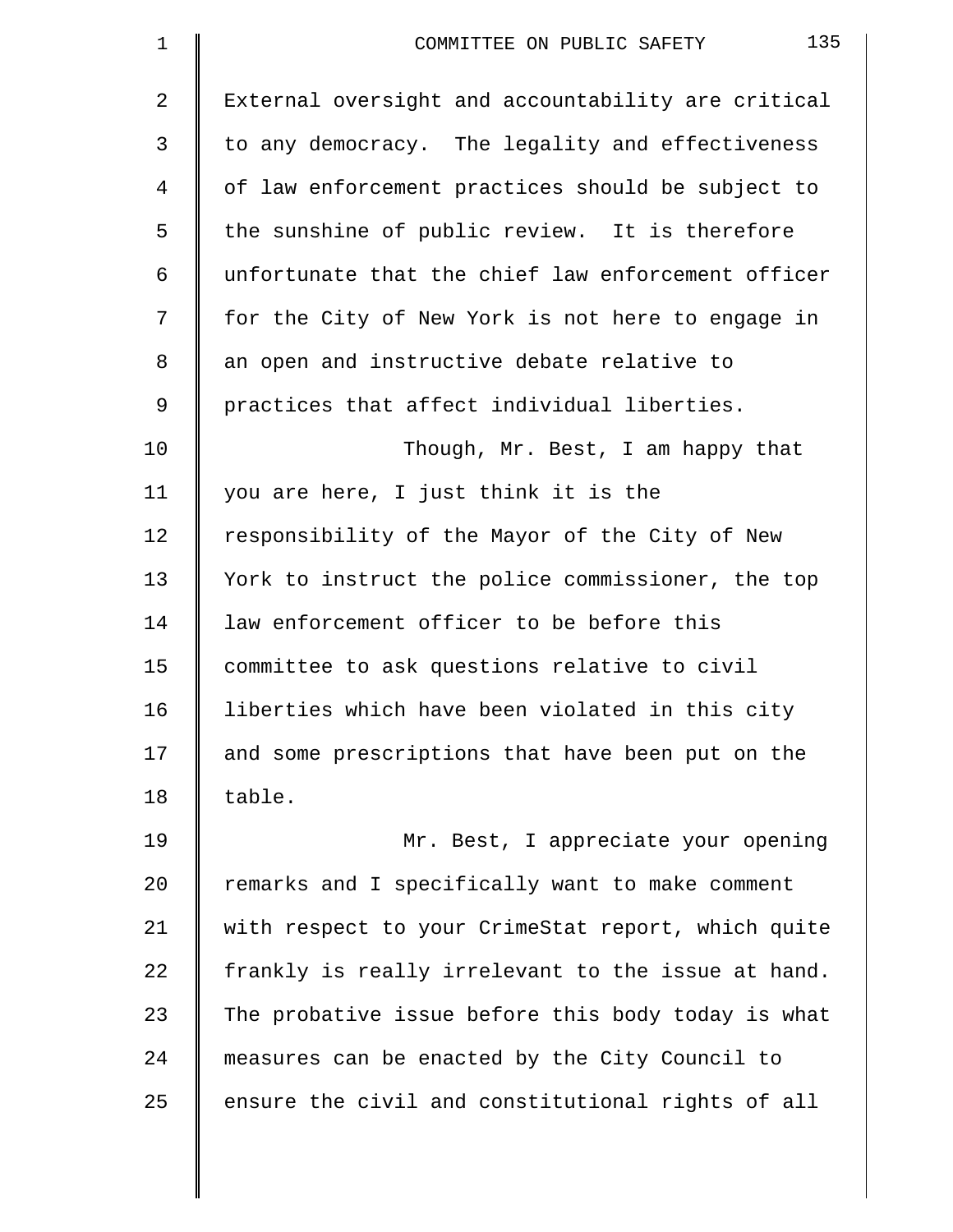External oversight and accountability are critical to any democracy. The legality and effectiveness of law enforcement practices should be subject to the sunshine of public review. It is therefore unfortunate that the chief law enforcement officer for the City of New York is not here to engage in an open and instructive debate relative to practices that affect individual liberties.

Though, Mr. Best, I am happy that you are here, I just think it is the responsibility of the Mayor of the City of New York to instruct the police commissioner, the top law enforcement officer to be before this committee to ask questions relative to civil liberties which have been violated in this city and some prescriptions that have been put on the table.

Mr. Best, I appreciate your opening remarks and I specifically want to make comment with respect to your CrimeStat report, which quite frankly is really irrelevant to the issue at hand. The probative issue before this body today is what measures can be enacted by the City Council to ensure the civil and constitutional rights of all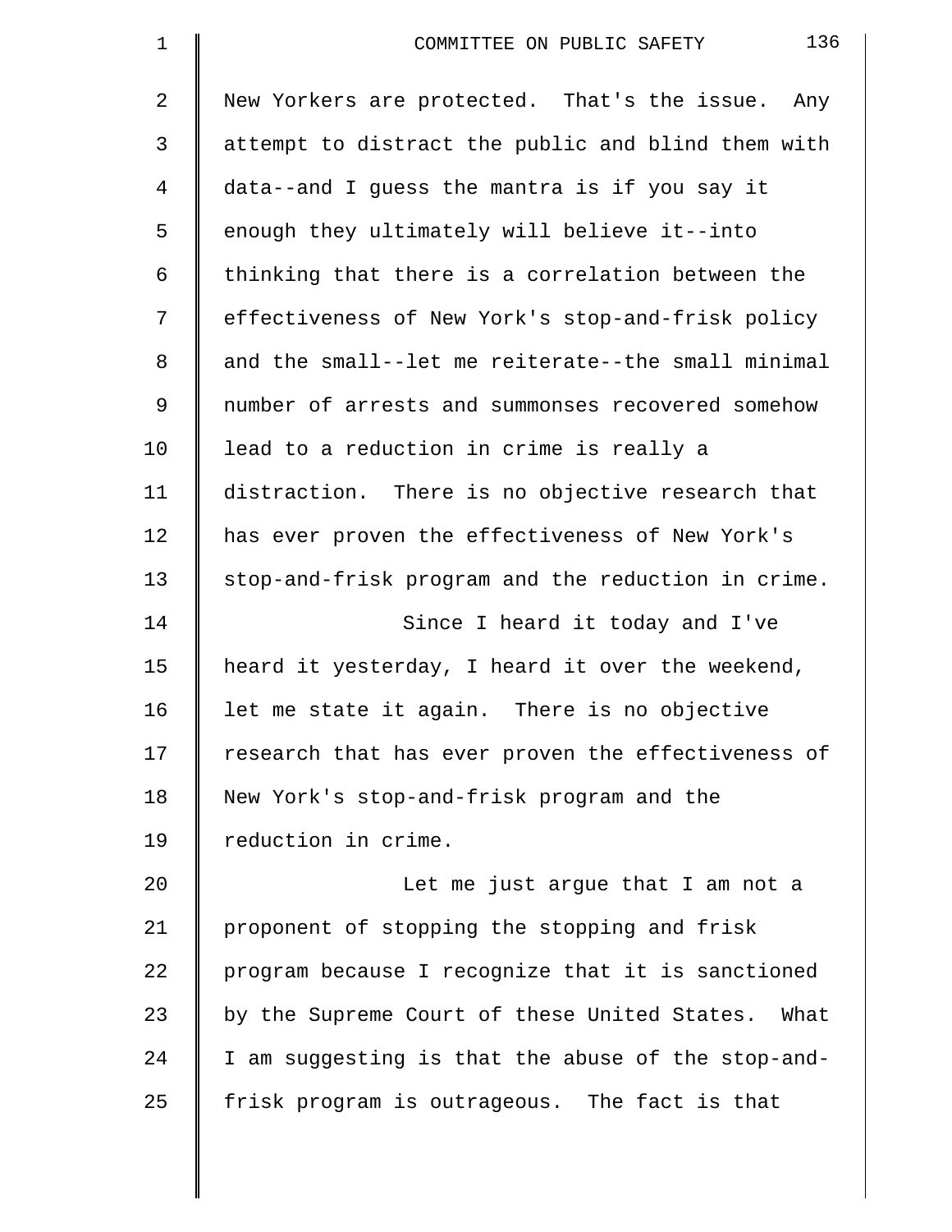New Yorkers are protected. That's the issue. Any attempt to distract the public and blind them with data--and I guess the mantra is if you say it enough they ultimately will believe it--into thinking that there is a correlation between the effectiveness of New York's stop-and-frisk policy and the small--let me reiterate--the small minimal number of arrests and summonses recovered somehow lead to a reduction in crime is really a distraction. There is no objective research that has ever proven the effectiveness of New York's stop-and-frisk program and the reduction in crime.

Since I heard it today and I've heard it yesterday, I heard it over the weekend, let me state it again. There is no objective research that has ever proven the effectiveness of New York's stop-and-frisk program and the reduction in crime.

Let me just argue that I am not a proponent of stopping the stopping and frisk program because I recognize that it is sanctioned by the Supreme Court of these United States. What I am suggesting is that the abuse of the stop-and-frisk program is outrageous. The fact is that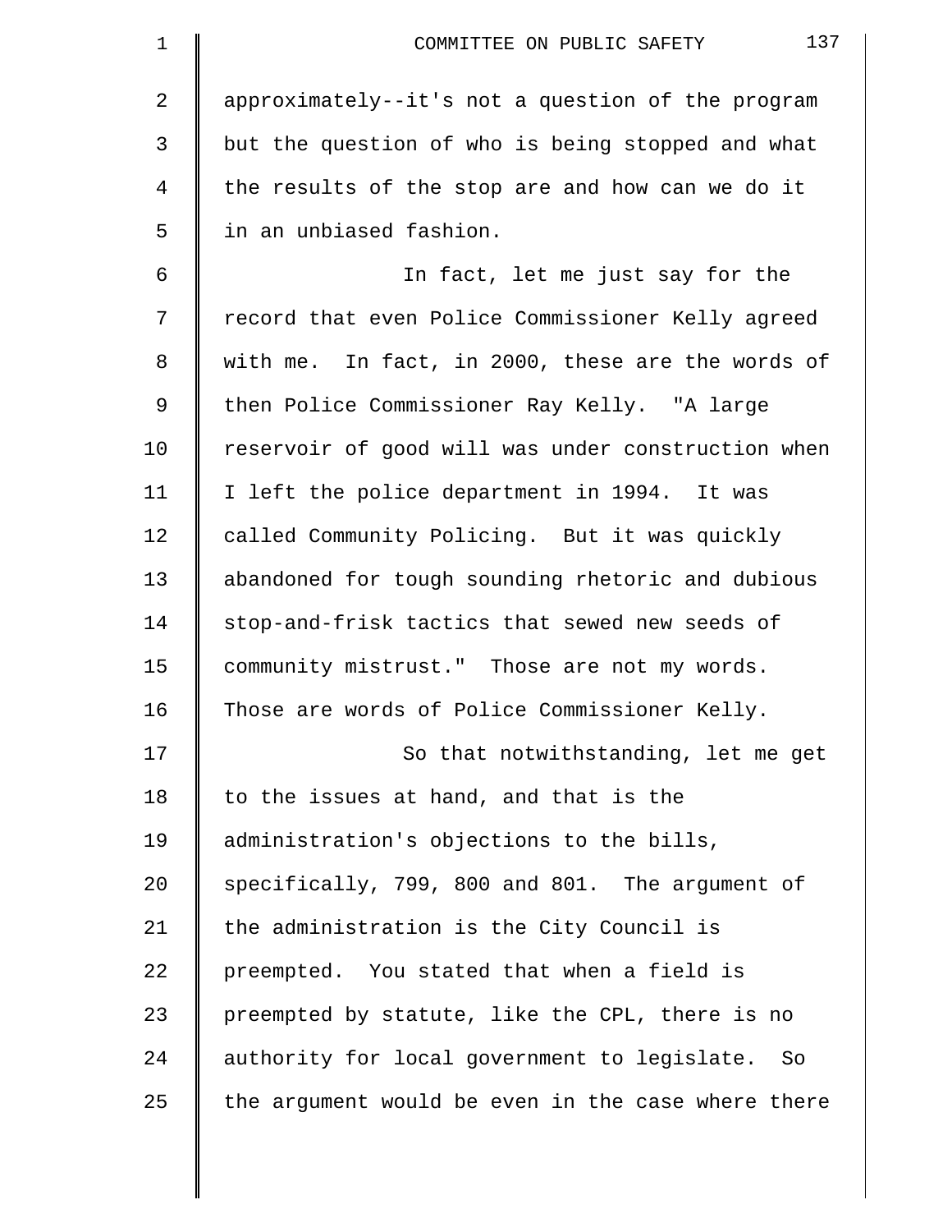approximately--it's not a question of the program but the question of who is being stopped and what the results of the stop are and how can we do it in an unbiased fashion.

In fact, let me just say for the record that even Police Commissioner Kelly agreed with me. In fact, in 2000, these are the words of then Police Commissioner Ray Kelly. "A large reservoir of good will was under construction when I left the police department in 1994. It was called Community Policing. But it was quickly abandoned for tough sounding rhetoric and dubious stop-and-frisk tactics that sewed new seeds of community mistrust." Those are not my words. Those are words of Police Commissioner Kelly.

So that notwithstanding, let me get to the issues at hand, and that is the administration's objections to the bills, specifically, 799, 800 and 801. The argument of the administration is the City Council is preempted. You stated that when a field is preempted by statute, like the CPL, there is no authority for local government to legislate. So the argument would be even in the case where there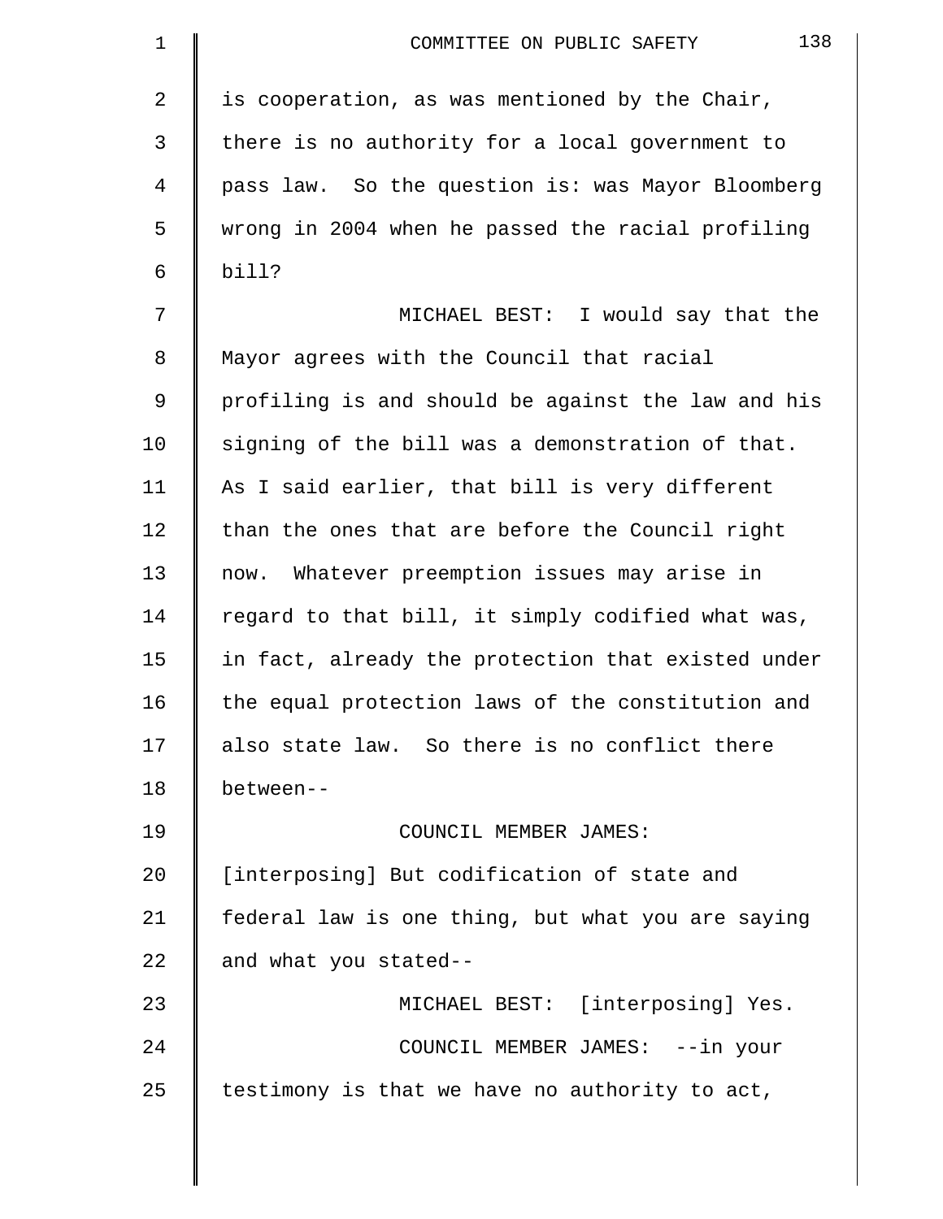is cooperation, as was mentioned by the Chair, there is no authority for a local government to pass law. So the question is: was Mayor Bloomberg wrong in 2004 when he passed the racial profiling bill?

MICHAEL BEST: I would say that the Mayor agrees with the Council that racial profiling is and should be against the law and his signing of the bill was a demonstration of that. As I said earlier, that bill is very different than the ones that are before the Council right now. Whatever preemption issues may arise in regard to that bill, it simply codified what was, in fact, already the protection that existed under the equal protection laws of the constitution and also state law. So there is no conflict there between--

COUNCIL MEMBER JAMES: [interposing] But codification of state and federal law is one thing, but what you are saying and what you stated--

MICHAEL BEST: [interposing] Yes.

COUNCIL MEMBER JAMES: --in your testimony is that we have no authority to act,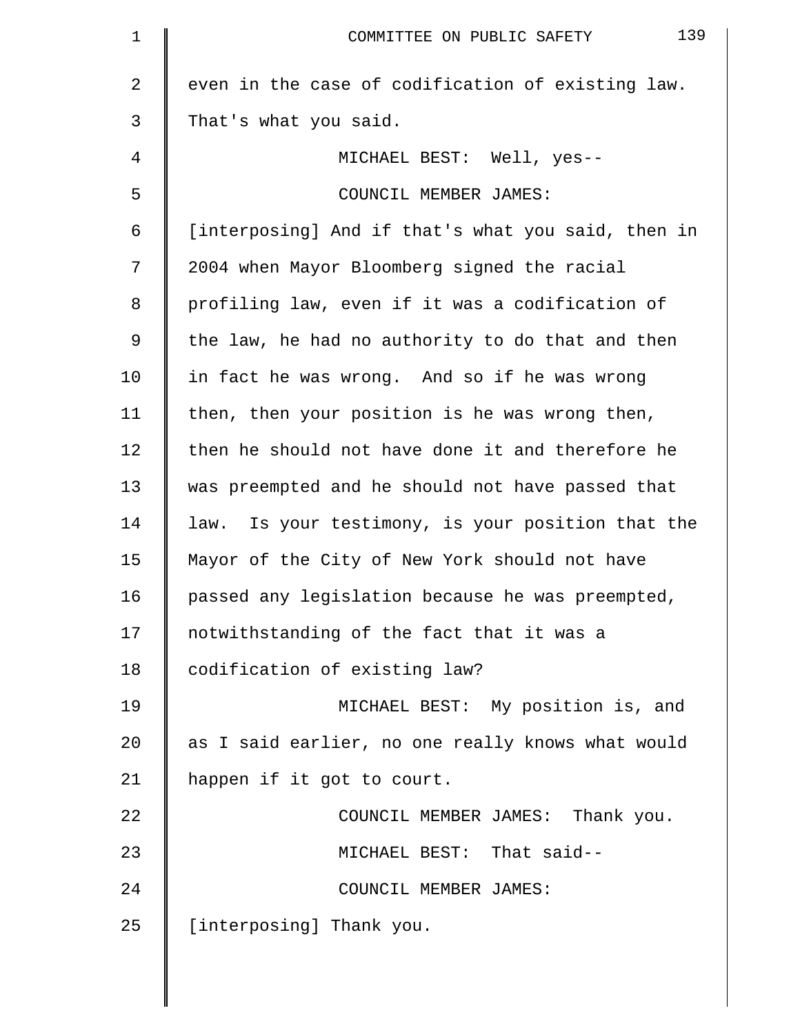even in the case of codification of existing law. That's what you said.

MICHAEL BEST: Well, yes--

COUNCIL MEMBER JAMES: [interposing] And if that's what you said, then in 2004 when Mayor Bloomberg signed the racial profiling law, even if it was a codification of the law, he had no authority to do that and then in fact he was wrong. And so if he was wrong then, then your position is he was wrong then, then he should not have done it and therefore he was preempted and he should not have passed that law. Is your testimony, is your position that the Mayor of the City of New York should not have passed any legislation because he was preempted, notwithstanding of the fact that it was a codification of existing law?

MICHAEL BEST: My position is, and as I said earlier, no one really knows what would happen if it got to court.

COUNCIL MEMBER JAMES: Thank you.

MICHAEL BEST: That said--

COUNCIL MEMBER JAMES: [interposing] Thank you.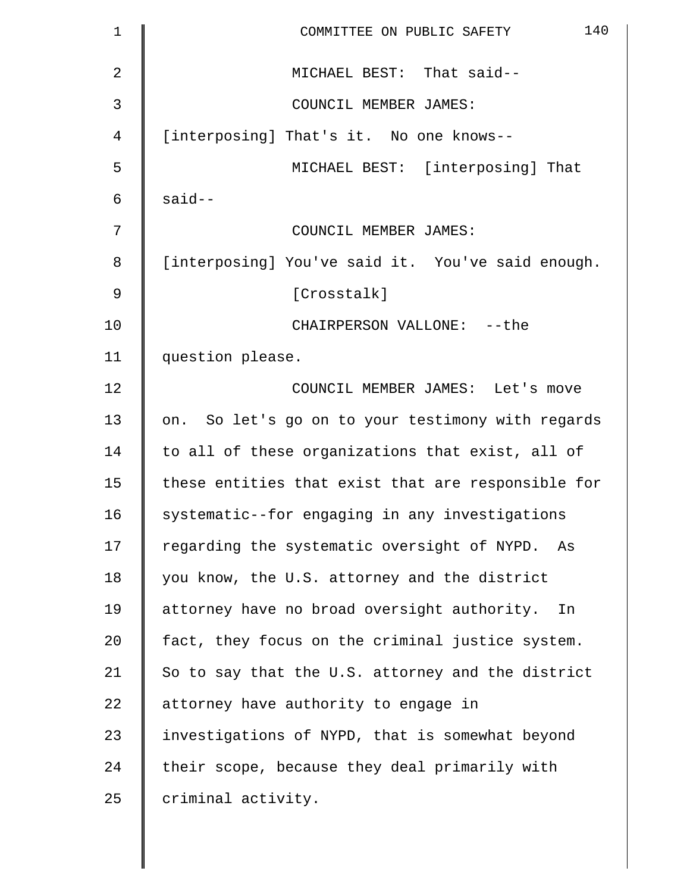MICHAEL BEST: That said--

COUNCIL MEMBER JAMES: [interposing] That's it. No one knows--

MICHAEL BEST: [interposing] That said--

COUNCIL MEMBER JAMES: [interposing] You've said it. You've said enough.

[Crosstalk]

CHAIRPERSON VALLONE: --the question please.

COUNCIL MEMBER JAMES: Let's move on. So let's go on to your testimony with regards to all of these organizations that exist, all of these entities that exist that are responsible for systematic--for engaging in any investigations regarding the systematic oversight of NYPD. As you know, the U.S. attorney and the district attorney have no broad oversight authority. In fact, they focus on the criminal justice system. So to say that the U.S. attorney and the district attorney have authority to engage in investigations of NYPD, that is somewhat beyond their scope, because they deal primarily with criminal activity.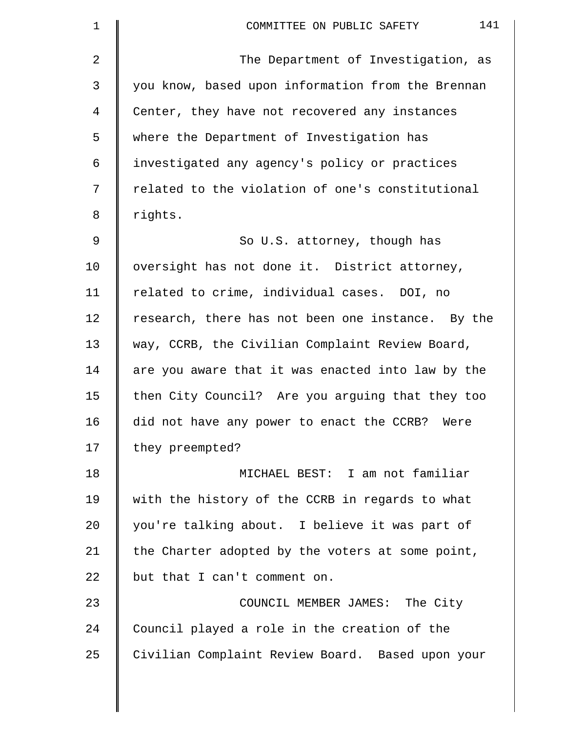The Department of Investigation, as you know, based upon information from the Brennan Center, they have not recovered any instances where the Department of Investigation has investigated any agency's policy or practices related to the violation of one's constitutional rights.

So U.S. attorney, though has oversight has not done it. District attorney, related to crime, individual cases. DOI, no research, there has not been one instance. By the way, CCRB, the Civilian Complaint Review Board, are you aware that it was enacted into law by the then City Council? Are you arguing that they too did not have any power to enact the CCRB? Were they preempted?

MICHAEL BEST: I am not familiar with the history of the CCRB in regards to what you're talking about. I believe it was part of the Charter adopted by the voters at some point, but that I can't comment on.

COUNCIL MEMBER JAMES: The City Council played a role in the creation of the Civilian Complaint Review Board. Based upon your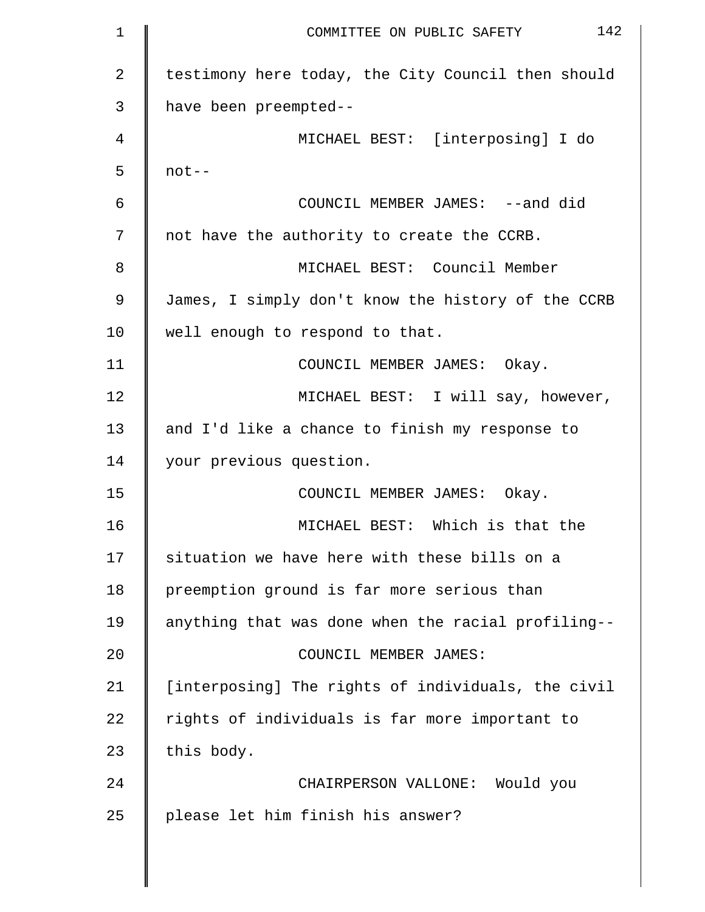testimony here today, the City Council then should have been preempted--

MICHAEL BEST: [interposing] I do not--

COUNCIL MEMBER JAMES: --and did not have the authority to create the CCRB.

MICHAEL BEST: Council Member James, I simply don't know the history of the CCRB well enough to respond to that.

COUNCIL MEMBER JAMES: Okay.

MICHAEL BEST: I will say, however, and I'd like a chance to finish my response to your previous question.

COUNCIL MEMBER JAMES: Okay.

MICHAEL BEST: Which is that the situation we have here with these bills on a preemption ground is far more serious than anything that was done when the racial profiling--

COUNCIL MEMBER JAMES: [interposing] The rights of individuals, the civil rights of individuals is far more important to this body.

CHAIRPERSON VALLONE: Would you please let him finish his answer?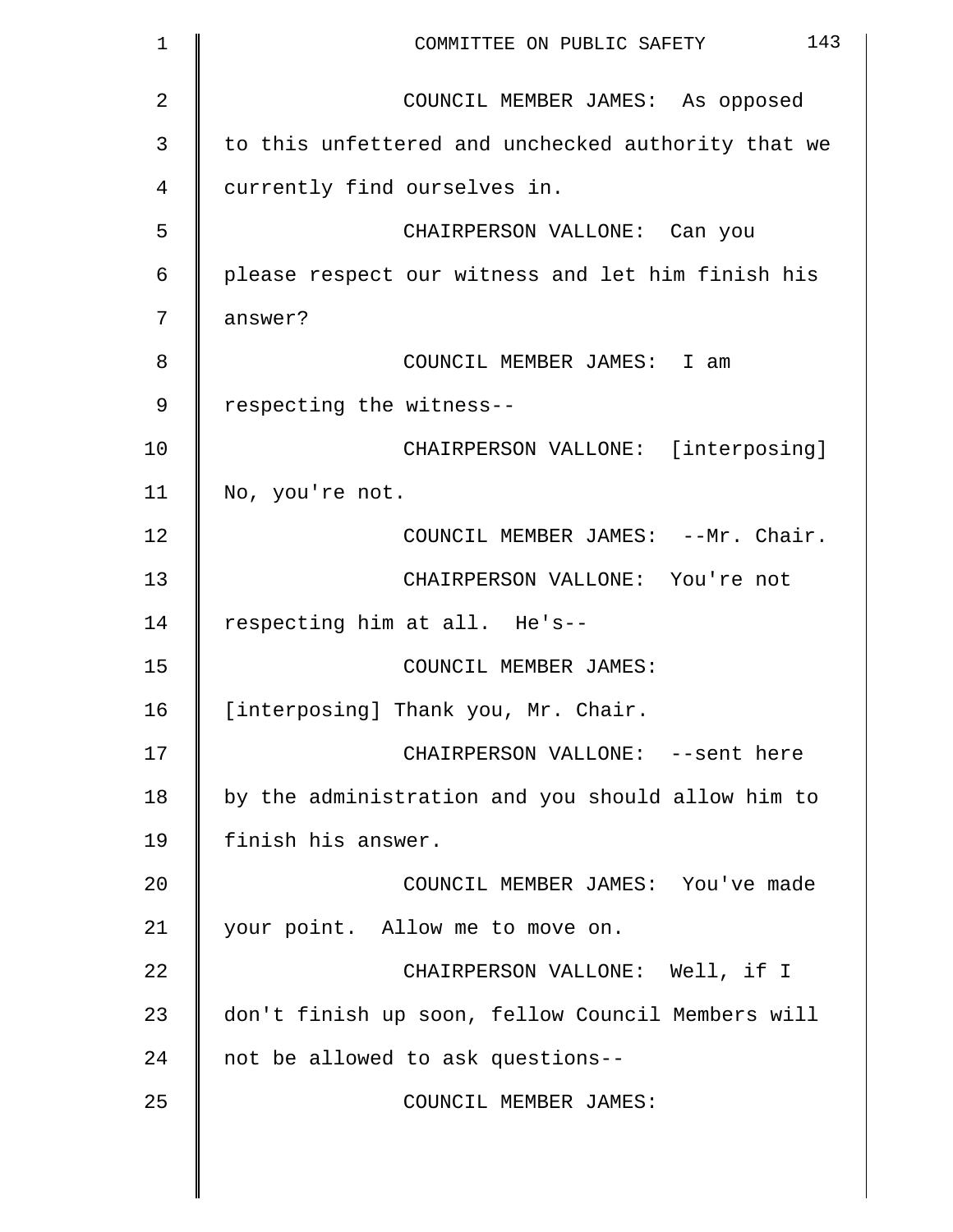COUNCIL MEMBER JAMES: As opposed to this unfettered and unchecked authority that we currently find ourselves in.

CHAIRPERSON VALLONE: Can you please respect our witness and let him finish his answer?

COUNCIL MEMBER JAMES: I am respecting the witness--

CHAIRPERSON VALLONE: [interposing] No, you're not.

COUNCIL MEMBER JAMES: --Mr. Chair.

CHAIRPERSON VALLONE: You're not respecting him at all. He's--

COUNCIL MEMBER JAMES: [interposing] Thank you, Mr. Chair.

CHAIRPERSON VALLONE: --sent here by the administration and you should allow him to finish his answer.

COUNCIL MEMBER JAMES: You've made your point. Allow me to move on.

CHAIRPERSON VALLONE: Well, if I don't finish up soon, fellow Council Members will not be allowed to ask questions--

COUNCIL MEMBER JAMES: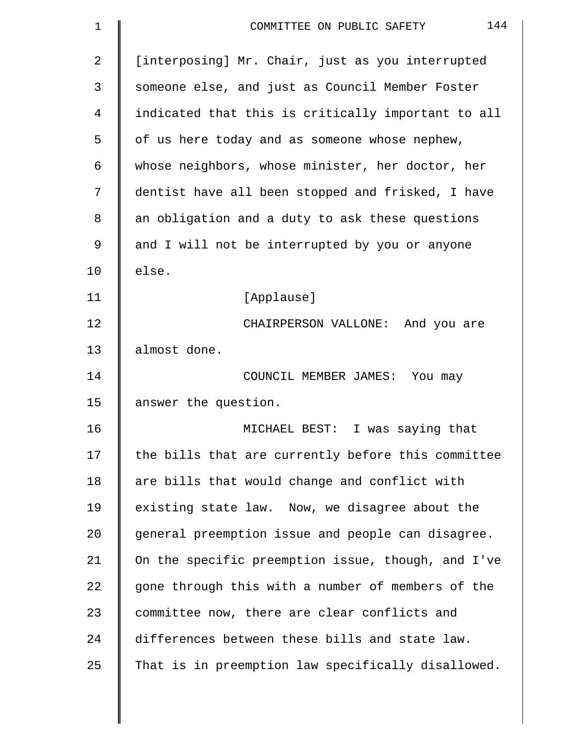[interposing] Mr. Chair, just as you interrupted someone else, and just as Council Member Foster indicated that this is critically important to all of us here today and as someone whose nephew, whose neighbors, whose minister, her doctor, her dentist have all been stopped and frisked, I have an obligation and a duty to ask these questions and I will not be interrupted by you or anyone else.

[Applause]

CHAIRPERSON VALLONE: And you are almost done.

COUNCIL MEMBER JAMES: You may answer the question.

MICHAEL BEST: I was saying that the bills that are currently before this committee are bills that would change and conflict with existing state law. Now, we disagree about the general preemption issue and people can disagree. On the specific preemption issue, though, and I've gone through this with a number of members of the committee now, there are clear conflicts and differences between these bills and state law. That is in preemption law specifically disallowed.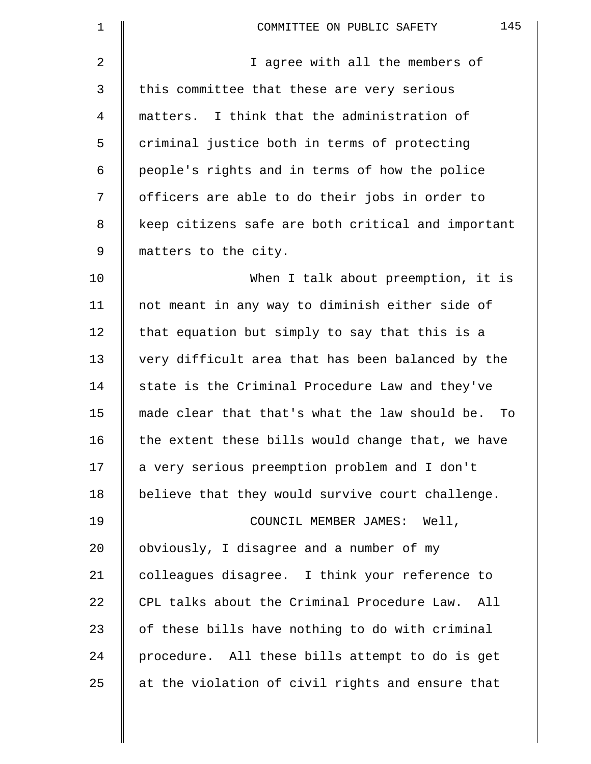I agree with all the members of this committee that these are very serious matters. I think that the administration of criminal justice both in terms of protecting people's rights and in terms of how the police officers are able to do their jobs in order to keep citizens safe are both critical and important matters to the city.

When I talk about preemption, it is not meant in any way to diminish either side of that equation but simply to say that this is a very difficult area that has been balanced by the state is the Criminal Procedure Law and they've made clear that that's what the law should be. To the extent these bills would change that, we have a very serious preemption problem and I don't believe that they would survive court challenge.

COUNCIL MEMBER JAMES: Well, obviously, I disagree and a number of my colleagues disagree. I think your reference to CPL talks about the Criminal Procedure Law. All of these bills have nothing to do with criminal procedure. All these bills attempt to do is get at the violation of civil rights and ensure that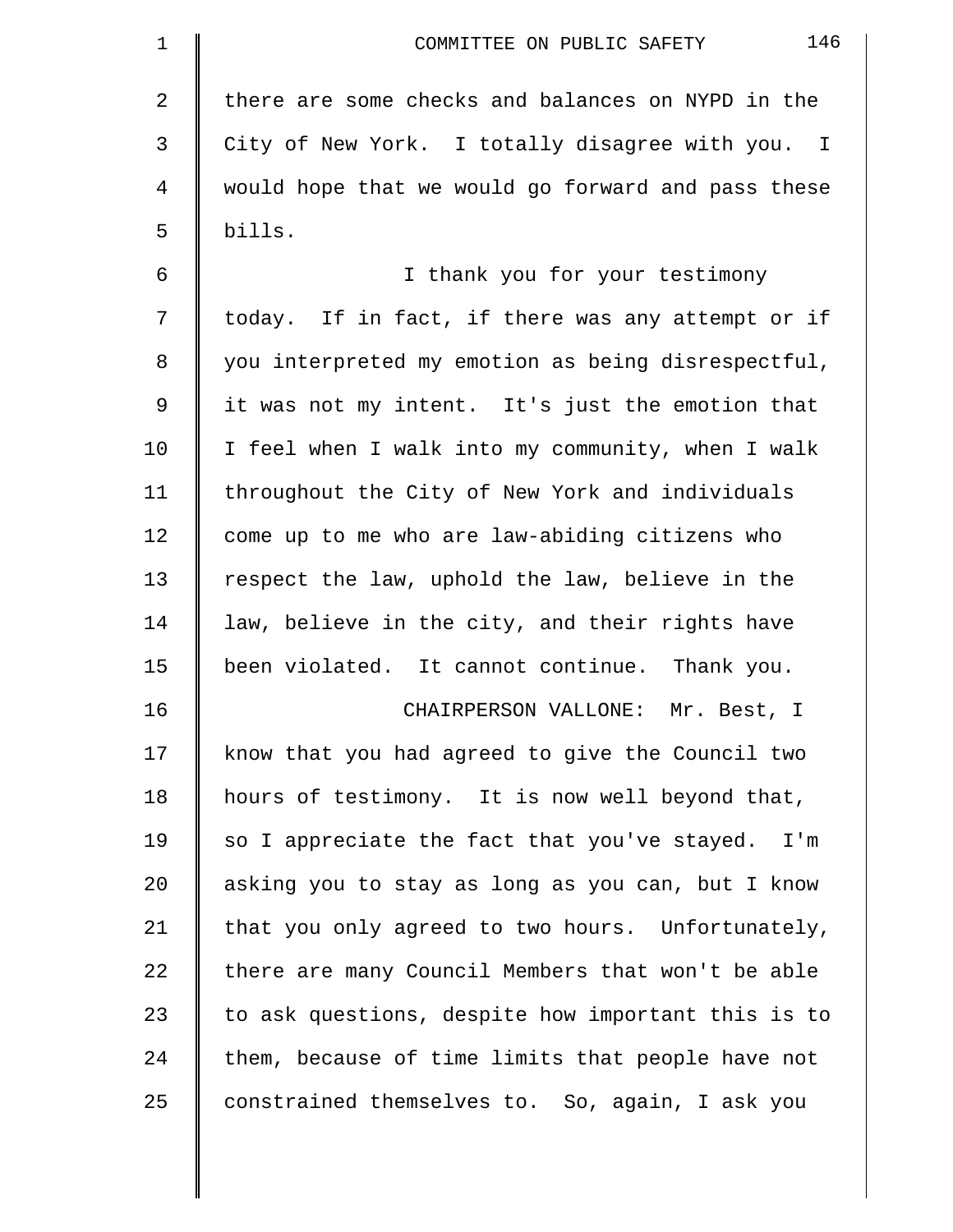there are some checks and balances on NYPD in the City of New York. I totally disagree with you. I would hope that we would go forward and pass these bills.

I thank you for your testimony today. If in fact, if there was any attempt or if you interpreted my emotion as being disrespectful, it was not my intent. It's just the emotion that I feel when I walk into my community, when I walk throughout the City of New York and individuals come up to me who are law-abiding citizens who respect the law, uphold the law, believe in the law, believe in the city, and their rights have been violated. It cannot continue. Thank you.

CHAIRPERSON VALLONE: Mr. Best, I know that you had agreed to give the Council two hours of testimony. It is now well beyond that, so I appreciate the fact that you've stayed. I'm asking you to stay as long as you can, but I know that you only agreed to two hours. Unfortunately, there are many Council Members that won't be able to ask questions, despite how important this is to them, because of time limits that people have not constrained themselves to. So, again, I ask you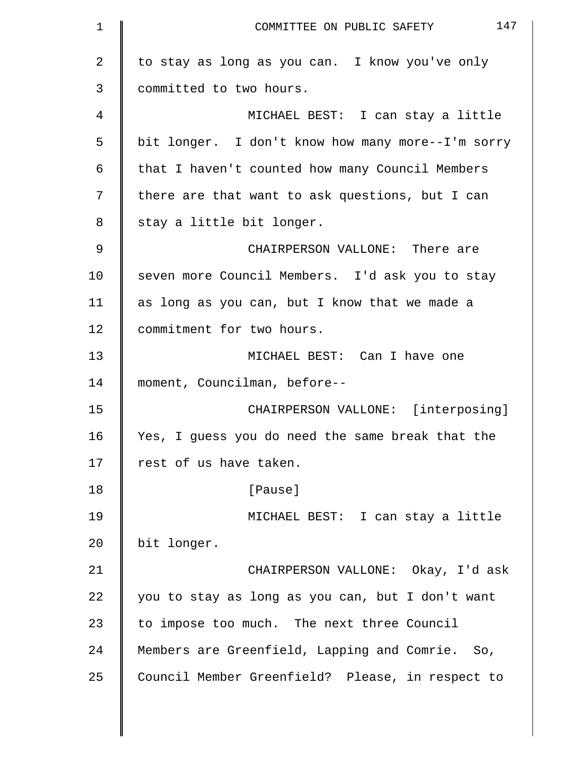to stay as long as you can. I know you've only committed to two hours.

MICHAEL BEST: I can stay a little bit longer. I don't know how many more--I'm sorry that I haven't counted how many Council Members there are that want to ask questions, but I can stay a little bit longer.

CHAIRPERSON VALLONE: There are seven more Council Members. I'd ask you to stay as long as you can, but I know that we made a commitment for two hours.

MICHAEL BEST: Can I have one moment, Councilman, before--

CHAIRPERSON VALLONE: [interposing] Yes, I guess you do need the same break that the rest of us have taken.

[Pause]

MICHAEL BEST: I can stay a little bit longer.

CHAIRPERSON VALLONE: Okay, I'd ask you to stay as long as you can, but I don't want to impose too much. The next three Council Members are Greenfield, Lapping and Comrie. So, Council Member Greenfield? Please, in respect to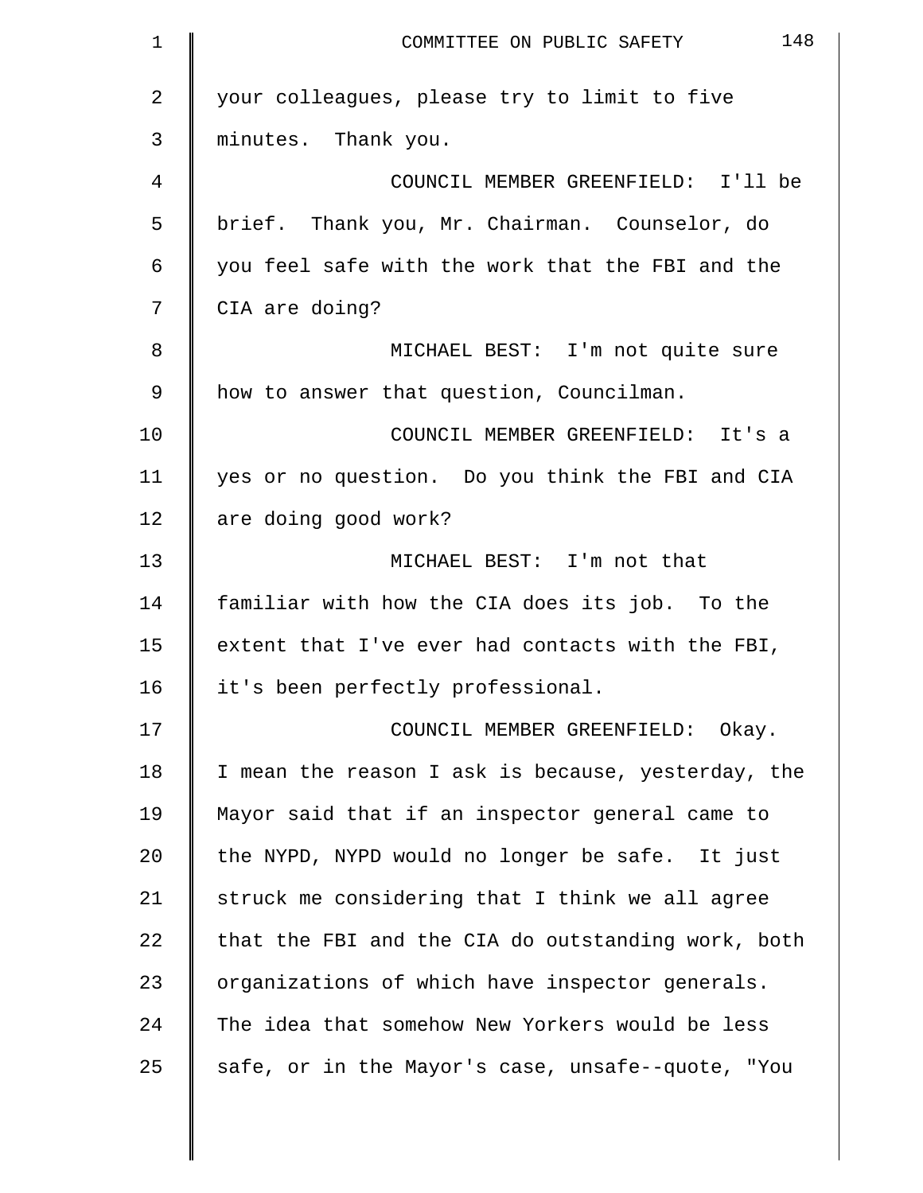your colleagues, please try to limit to five minutes. Thank you.

COUNCIL MEMBER GREENFIELD: I'll be brief. Thank you, Mr. Chairman. Counselor, do you feel safe with the work that the FBI and the CIA are doing?

MICHAEL BEST: I'm not quite sure how to answer that question, Councilman.

COUNCIL MEMBER GREENFIELD: It's a yes or no question. Do you think the FBI and CIA are doing good work?

MICHAEL BEST: I'm not that familiar with how the CIA does its job. To the extent that I've ever had contacts with the FBI, it's been perfectly professional.

COUNCIL MEMBER GREENFIELD: Okay. I mean the reason I ask is because, yesterday, the Mayor said that if an inspector general came to the NYPD, NYPD would no longer be safe. It just struck me considering that I think we all agree that the FBI and the CIA do outstanding work, both organizations of which have inspector generals. The idea that somehow New Yorkers would be less safe, or in the Mayor's case, unsafe--quote, "You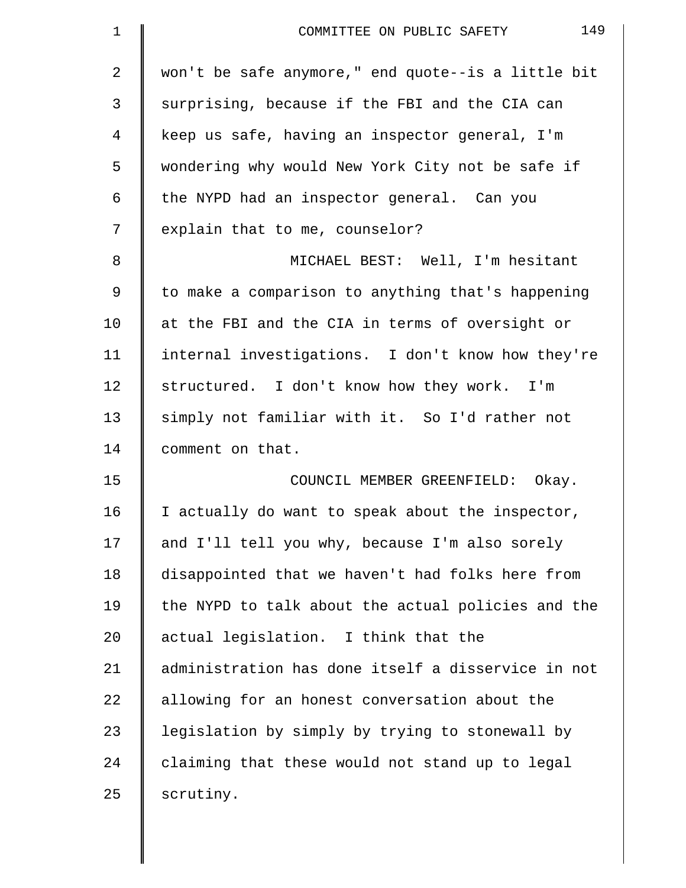won't be safe anymore," end quote--is a little bit surprising, because if the FBI and the CIA can keep us safe, having an inspector general, I'm wondering why would New York City not be safe if the NYPD had an inspector general. Can you explain that to me, counselor?

MICHAEL BEST: Well, I'm hesitant to make a comparison to anything that's happening at the FBI and the CIA in terms of oversight or internal investigations. I don't know how they're structured. I don't know how they work. I'm simply not familiar with it. So I'd rather not comment on that.

COUNCIL MEMBER GREENFIELD: Okay. I actually do want to speak about the inspector, and I'll tell you why, because I'm also sorely disappointed that we haven't had folks here from the NYPD to talk about the actual policies and the actual legislation. I think that the administration has done itself a disservice in not allowing for an honest conversation about the legislation by simply by trying to stonewall by claiming that these would not stand up to legal scrutiny.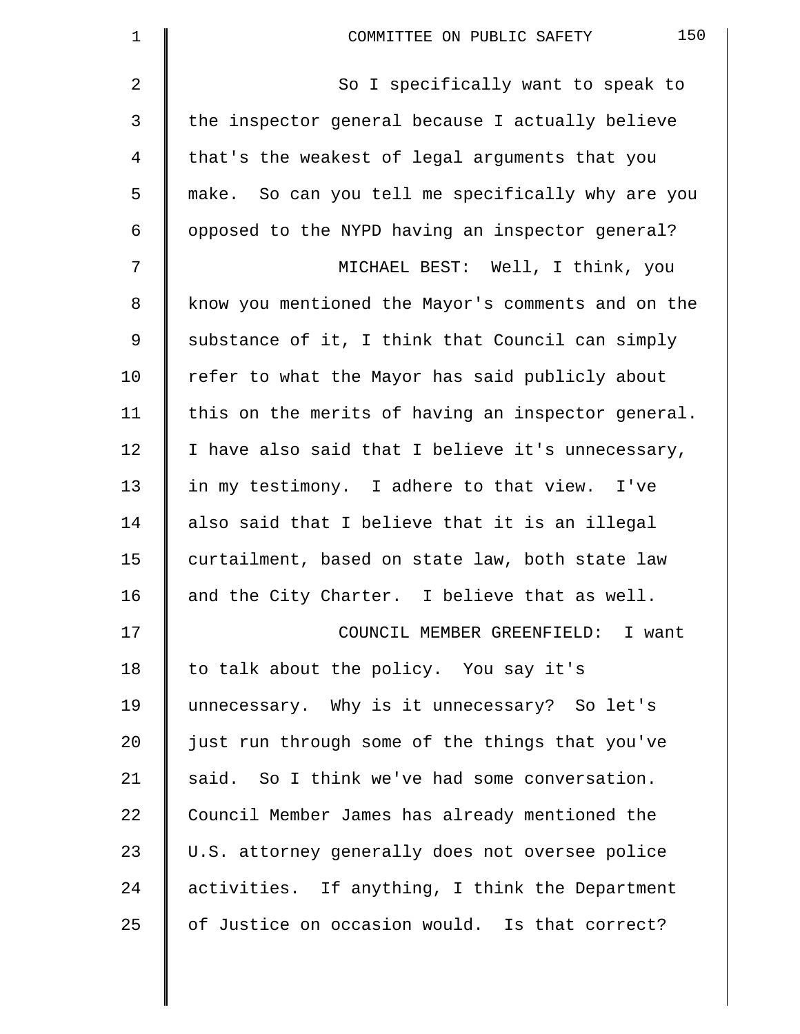So I specifically want to speak to the inspector general because I actually believe that's the weakest of legal arguments that you make. So can you tell me specifically why are you opposed to the NYPD having an inspector general?

MICHAEL BEST: Well, I think, you know you mentioned the Mayor's comments and on the substance of it, I think that Council can simply refer to what the Mayor has said publicly about this on the merits of having an inspector general. I have also said that I believe it's unnecessary, in my testimony. I adhere to that view. I've also said that I believe that it is an illegal curtailment, based on state law, both state law and the City Charter. I believe that as well.

COUNCIL MEMBER GREENFIELD: I want to talk about the policy. You say it's unnecessary. Why is it unnecessary? So let's just run through some of the things that you've said. So I think we've had some conversation. Council Member James has already mentioned the U.S. attorney generally does not oversee police activities. If anything, I think the Department of Justice on occasion would. Is that correct?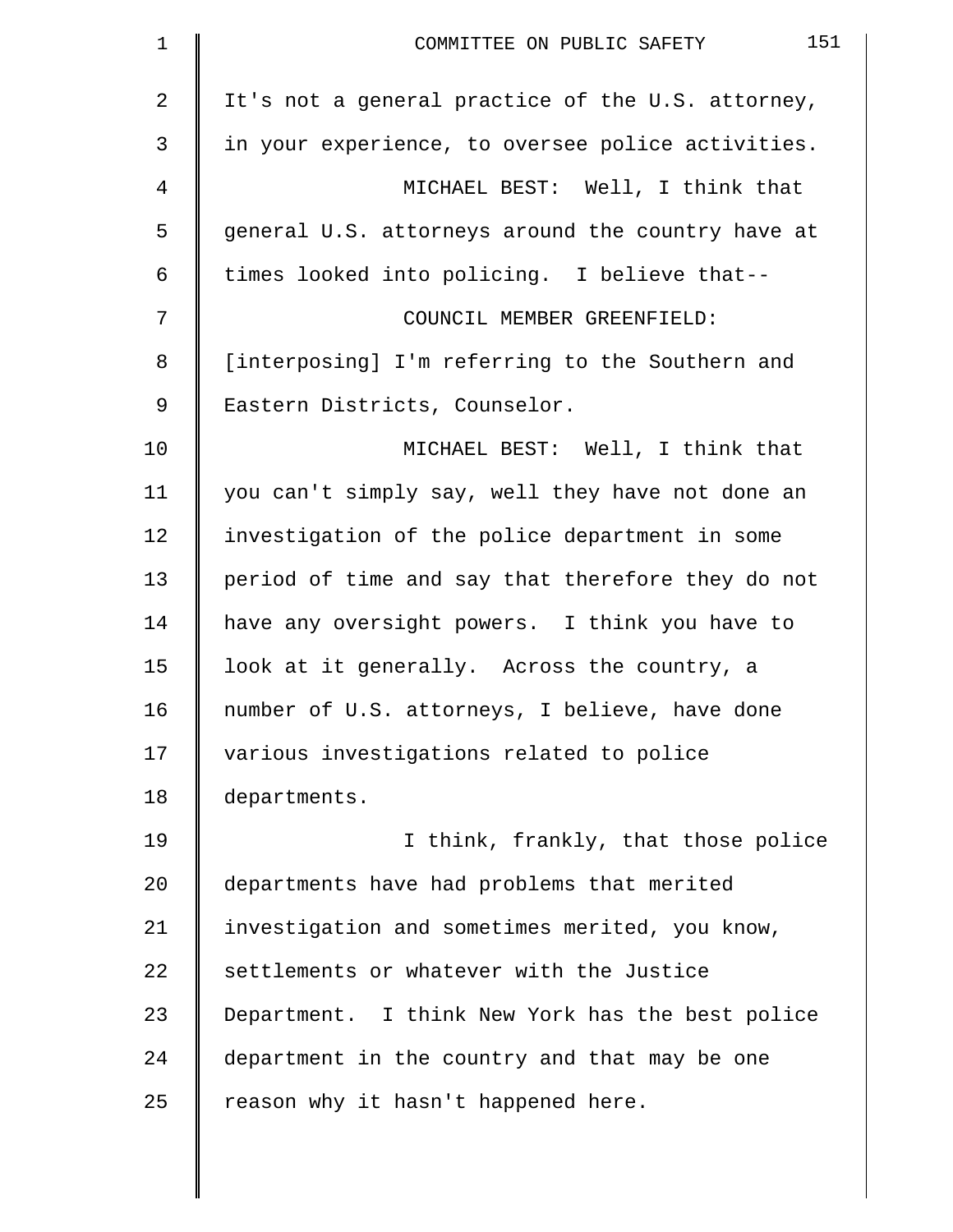It's not a general practice of the U.S. attorney, in your experience, to oversee police activities.

MICHAEL BEST: Well, I think that general U.S. attorneys around the country have at times looked into policing. I believe that--

COUNCIL MEMBER GREENFIELD: [interposing] I'm referring to the Southern and Eastern Districts, Counselor.

MICHAEL BEST: Well, I think that you can't simply say, well they have not done an investigation of the police department in some period of time and say that therefore they do not have any oversight powers. I think you have to look at it generally. Across the country, a number of U.S. attorneys, I believe, have done various investigations related to police departments.

I think, frankly, that those police departments have had problems that merited investigation and sometimes merited, you know, settlements or whatever with the Justice Department. I think New York has the best police department in the country and that may be one reason why it hasn't happened here.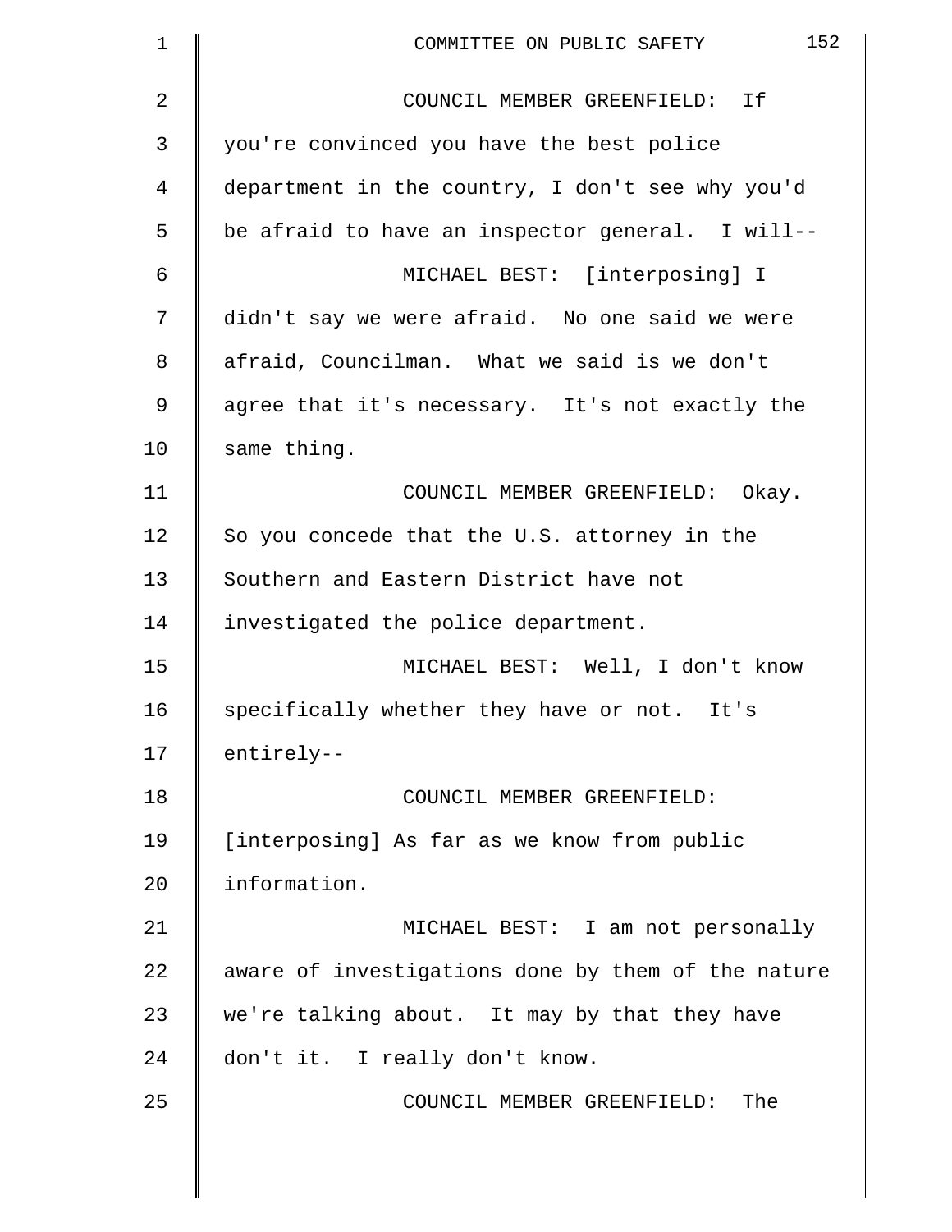COUNCIL MEMBER GREENFIELD: If you're convinced you have the best police department in the country, I don't see why you'd be afraid to have an inspector general. I will--

MICHAEL BEST: [interposing] I didn't say we were afraid. No one said we were afraid, Councilman. What we said is we don't agree that it's necessary. It's not exactly the same thing.

COUNCIL MEMBER GREENFIELD: Okay. So you concede that the U.S. attorney in the Southern and Eastern District have not investigated the police department.

MICHAEL BEST: Well, I don't know specifically whether they have or not. It's entirely--

COUNCIL MEMBER GREENFIELD: [interposing] As far as we know from public information.

MICHAEL BEST: I am not personally aware of investigations done by them of the nature we're talking about. It may by that they have don't it. I really don't know.

COUNCIL MEMBER GREENFIELD: The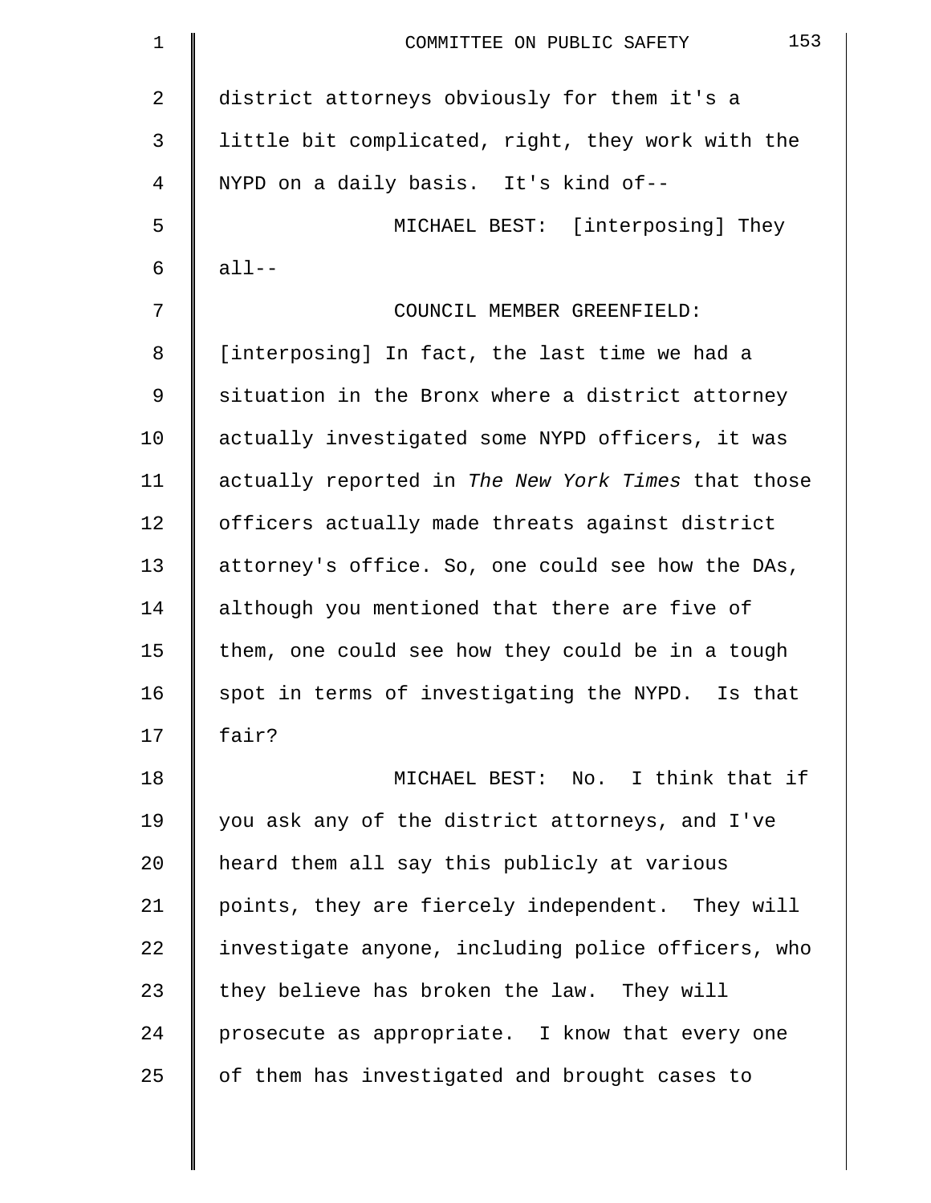district attorneys obviously for them it's a little bit complicated, right, they work with the NYPD on a daily basis. It's kind of--

MICHAEL BEST: [interposing] They all--

COUNCIL MEMBER GREENFIELD: [interposing] In fact, the last time we had a situation in the Bronx where a district attorney actually investigated some NYPD officers, it was actually reported in *The New York Times* that those officers actually made threats against district attorney's office. So, one could see how the DAs, although you mentioned that there are five of them, one could see how they could be in a tough spot in terms of investigating the NYPD. Is that fair?

MICHAEL BEST: No. I think that if you ask any of the district attorneys, and I've heard them all say this publicly at various points, they are fiercely independent. They will investigate anyone, including police officers, who they believe has broken the law. They will prosecute as appropriate. I know that every one of them has investigated and brought cases to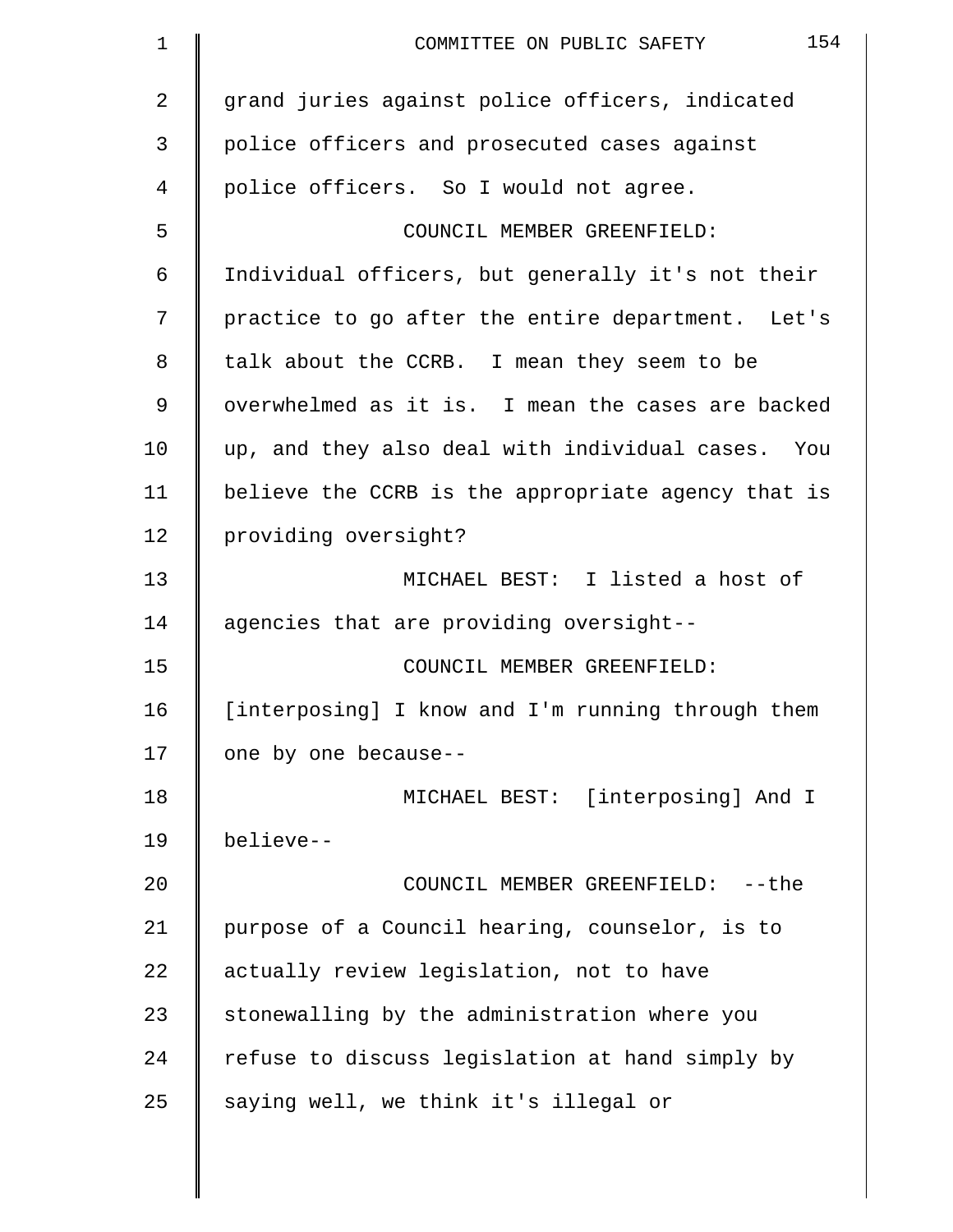grand juries against police officers, indicated police officers and prosecuted cases against police officers. So I would not agree.

COUNCIL MEMBER GREENFIELD: Individual officers, but generally it's not their practice to go after the entire department. Let's talk about the CCRB. I mean they seem to be overwhelmed as it is. I mean the cases are backed up, and they also deal with individual cases. You believe the CCRB is the appropriate agency that is providing oversight?

MICHAEL BEST: I listed a host of agencies that are providing oversight--

COUNCIL MEMBER GREENFIELD: [interposing] I know and I'm running through them one by one because--

MICHAEL BEST: [interposing] And I believe--

COUNCIL MEMBER GREENFIELD: --the purpose of a Council hearing, counselor, is to actually review legislation, not to have stonewalling by the administration where you refuse to discuss legislation at hand simply by saying well, we think it's illegal or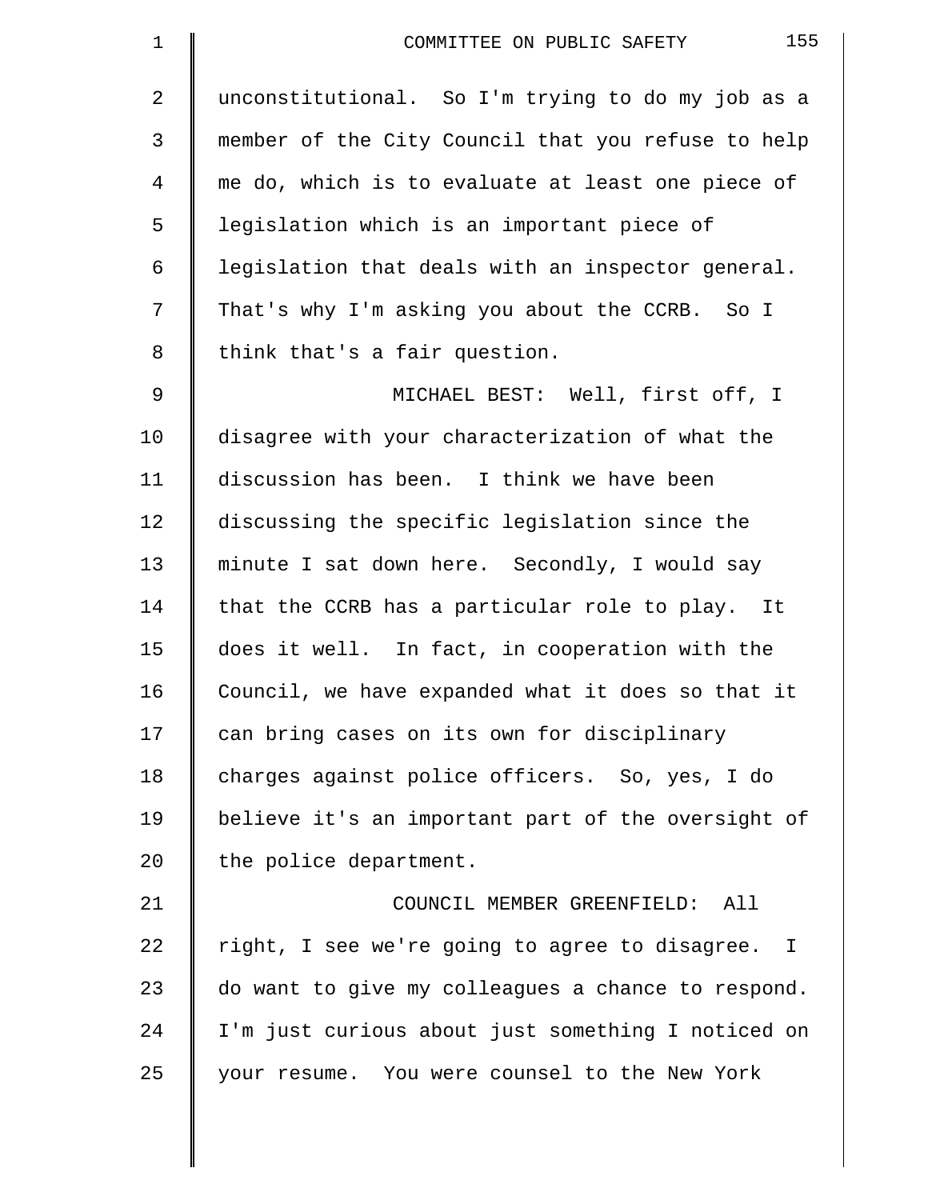unconstitutional. So I'm trying to do my job as a member of the City Council that you refuse to help me do, which is to evaluate at least one piece of legislation which is an important piece of legislation that deals with an inspector general. That's why I'm asking you about the CCRB. So I think that's a fair question.

MICHAEL BEST: Well, first off, I disagree with your characterization of what the discussion has been. I think we have been discussing the specific legislation since the minute I sat down here. Secondly, I would say that the CCRB has a particular role to play. It does it well. In fact, in cooperation with the Council, we have expanded what it does so that it can bring cases on its own for disciplinary charges against police officers. So, yes, I do believe it's an important part of the oversight of the police department.

COUNCIL MEMBER GREENFIELD: All right, I see we're going to agree to disagree. I do want to give my colleagues a chance to respond. I'm just curious about just something I noticed on your resume. You were counsel to the New York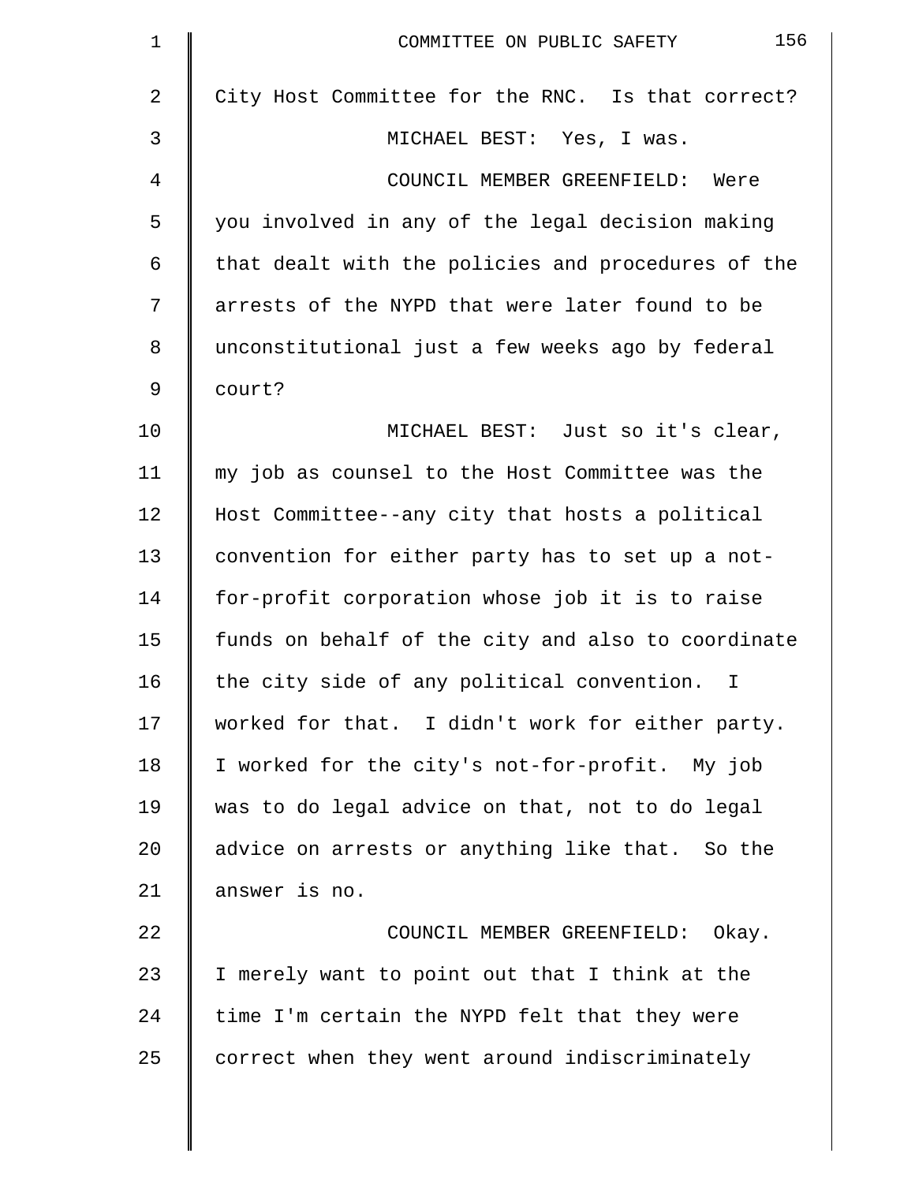City Host Committee for the RNC. Is that correct?

MICHAEL BEST: Yes, I was.

COUNCIL MEMBER GREENFIELD: Were you involved in any of the legal decision making that dealt with the policies and procedures of the arrests of the NYPD that were later found to be unconstitutional just a few weeks ago by federal court?

MICHAEL BEST: Just so it's clear, my job as counsel to the Host Committee was the Host Committee--any city that hosts a political convention for either party has to set up a not-for-profit corporation whose job it is to raise funds on behalf of the city and also to coordinate the city side of any political convention. I worked for that. I didn't work for either party. I worked for the city's not-for-profit. My job was to do legal advice on that, not to do legal advice on arrests or anything like that. So the answer is no.

COUNCIL MEMBER GREENFIELD: Okay. I merely want to point out that I think at the time I'm certain the NYPD felt that they were correct when they went around indiscriminately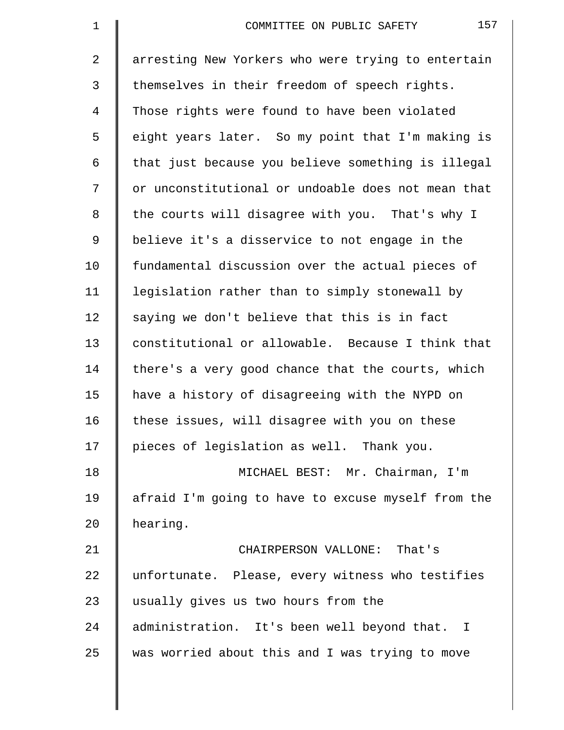arresting New Yorkers who were trying to entertain themselves in their freedom of speech rights. Those rights were found to have been violated eight years later. So my point that I'm making is that just because you believe something is illegal or unconstitutional or undoable does not mean that the courts will disagree with you. That's why I believe it's a disservice to not engage in the fundamental discussion over the actual pieces of legislation rather than to simply stonewall by saying we don't believe that this is in fact constitutional or allowable. Because I think that there's a very good chance that the courts, which have a history of disagreeing with the NYPD on these issues, will disagree with you on these pieces of legislation as well. Thank you.

MICHAEL BEST: Mr. Chairman, I'm afraid I'm going to have to excuse myself from the hearing.

CHAIRPERSON VALLONE: That's unfortunate. Please, every witness who testifies usually gives us two hours from the administration. It's been well beyond that. I was worried about this and I was trying to move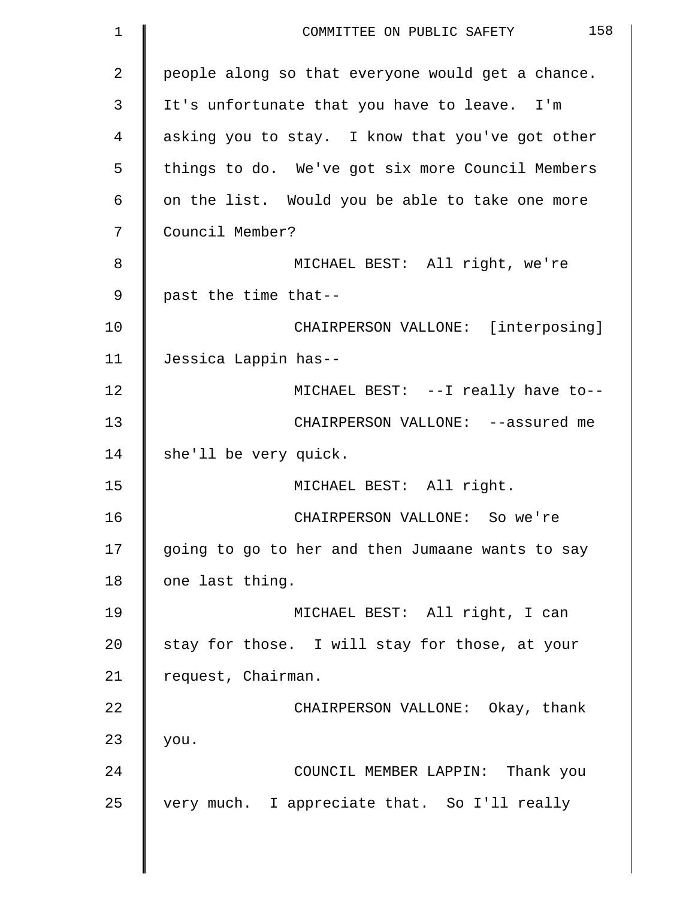people along so that everyone would get a chance. It's unfortunate that you have to leave. I'm asking you to stay. I know that you've got other things to do. We've got six more Council Members on the list. Would you be able to take one more Council Member?

MICHAEL BEST: All right, we're past the time that--

CHAIRPERSON VALLONE: [interposing] Jessica Lappin has--

MICHAEL BEST: --I really have to--

CHAIRPERSON VALLONE: --assured me she'll be very quick.

MICHAEL BEST: All right.

CHAIRPERSON VALLONE: So we're going to go to her and then Jumaane wants to say one last thing.

MICHAEL BEST: All right, I can stay for those. I will stay for those, at your request, Chairman.

CHAIRPERSON VALLONE: Okay, thank you.

COUNCIL MEMBER LAPPIN: Thank you very much. I appreciate that. So I'll really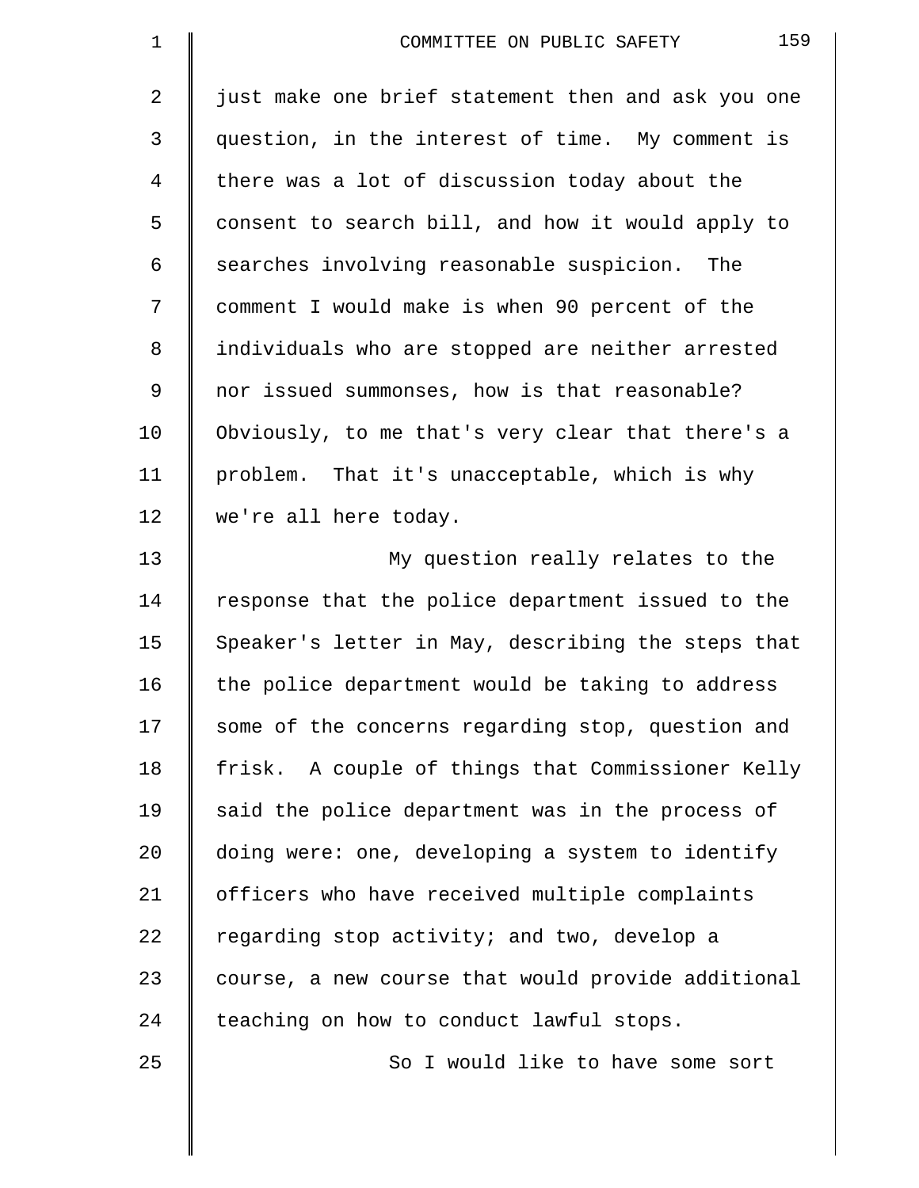just make one brief statement then and ask you one question, in the interest of time. My comment is there was a lot of discussion today about the consent to search bill, and how it would apply to searches involving reasonable suspicion. The comment I would make is when 90 percent of the individuals who are stopped are neither arrested nor issued summonses, how is that reasonable? Obviously, to me that's very clear that there's a problem. That it's unacceptable, which is why we're all here today.

My question really relates to the response that the police department issued to the Speaker's letter in May, describing the steps that the police department would be taking to address some of the concerns regarding stop, question and frisk. A couple of things that Commissioner Kelly said the police department was in the process of doing were: one, developing a system to identify officers who have received multiple complaints regarding stop activity; and two, develop a course, a new course that would provide additional teaching on how to conduct lawful stops.

So I would like to have some sort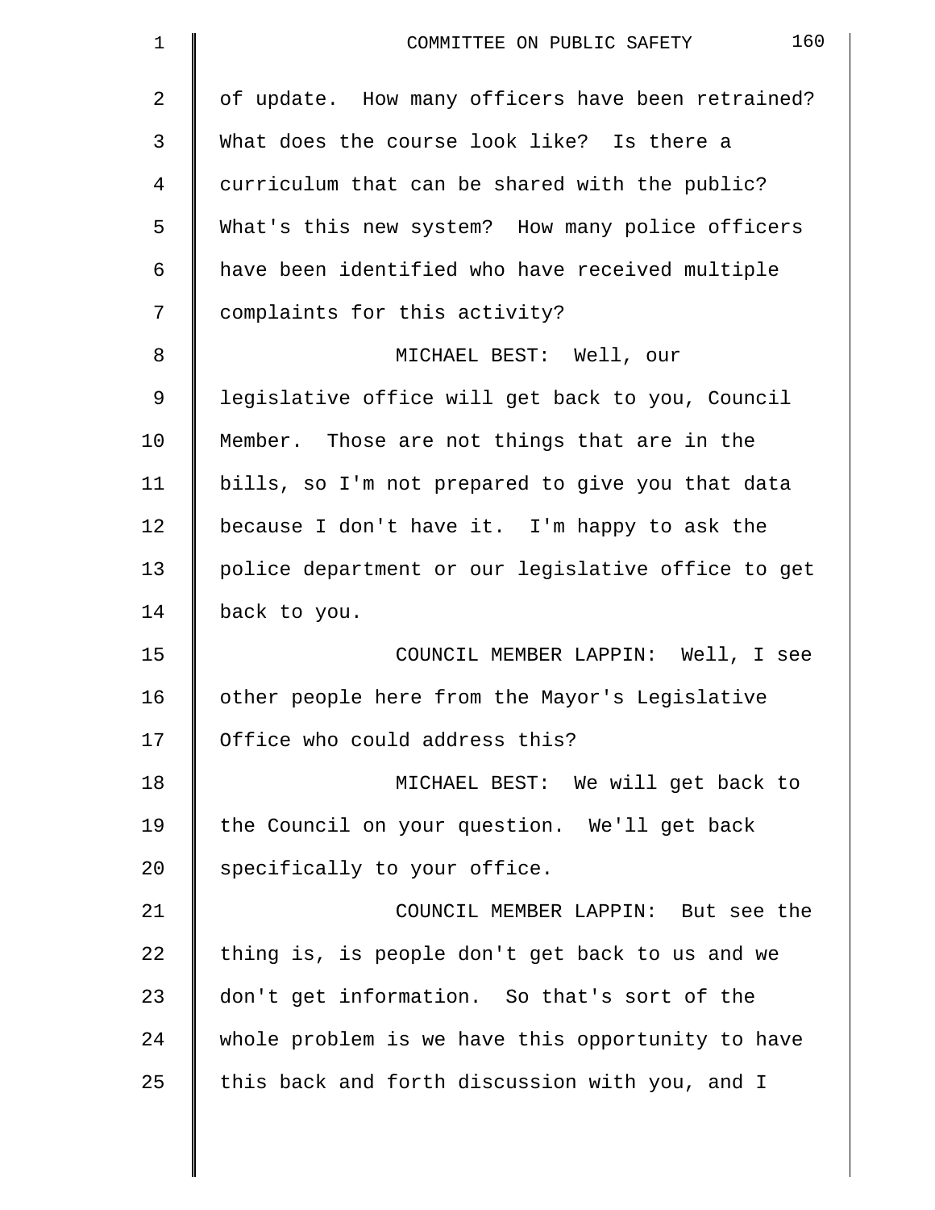of update. How many officers have been retrained? What does the course look like? Is there a curriculum that can be shared with the public? What's this new system? How many police officers have been identified who have received multiple complaints for this activity?

MICHAEL BEST: Well, our legislative office will get back to you, Council Member. Those are not things that are in the bills, so I'm not prepared to give you that data because I don't have it. I'm happy to ask the police department or our legislative office to get back to you.

COUNCIL MEMBER LAPPIN: Well, I see other people here from the Mayor's Legislative Office who could address this?

MICHAEL BEST: We will get back to the Council on your question. We'll get back specifically to your office.

COUNCIL MEMBER LAPPIN: But see the thing is, is people don't get back to us and we don't get information. So that's sort of the whole problem is we have this opportunity to have this back and forth discussion with you, and I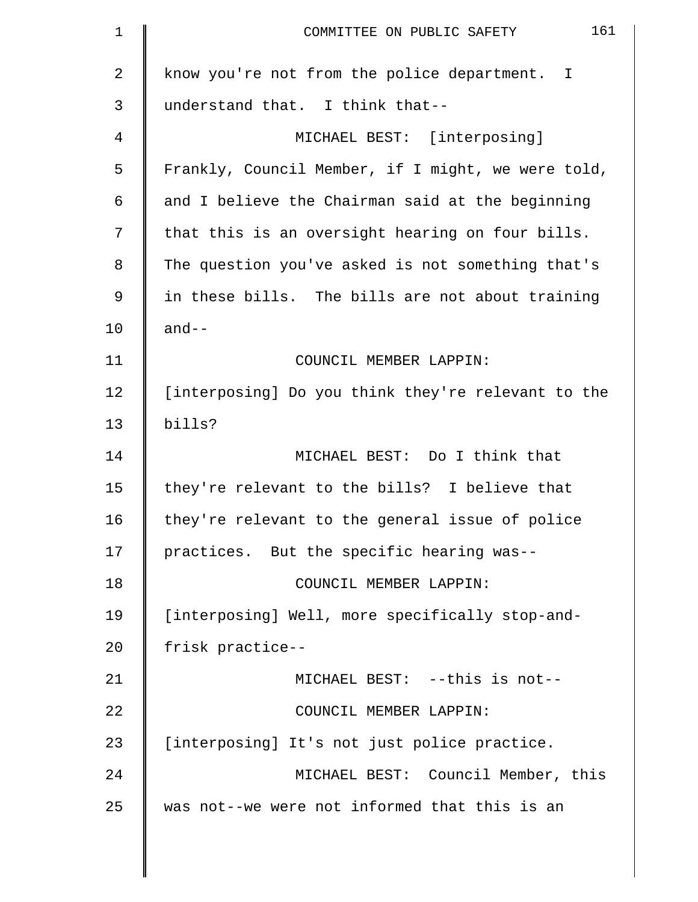know you're not from the police department. I understand that. I think that--

MICHAEL BEST: [interposing] Frankly, Council Member, if I might, we were told, and I believe the Chairman said at the beginning that this is an oversight hearing on four bills. The question you've asked is not something that's in these bills. The bills are not about training and--

COUNCIL MEMBER LAPPIN: [interposing] Do you think they're relevant to the bills?

MICHAEL BEST: Do I think that they're relevant to the bills? I believe that they're relevant to the general issue of police practices. But the specific hearing was--

COUNCIL MEMBER LAPPIN: [interposing] Well, more specifically stop-and-frisk practice--

MICHAEL BEST: --this is not--

COUNCIL MEMBER LAPPIN: [interposing] It's not just police practice.

MICHAEL BEST: Council Member, this was not--we were not informed that this is an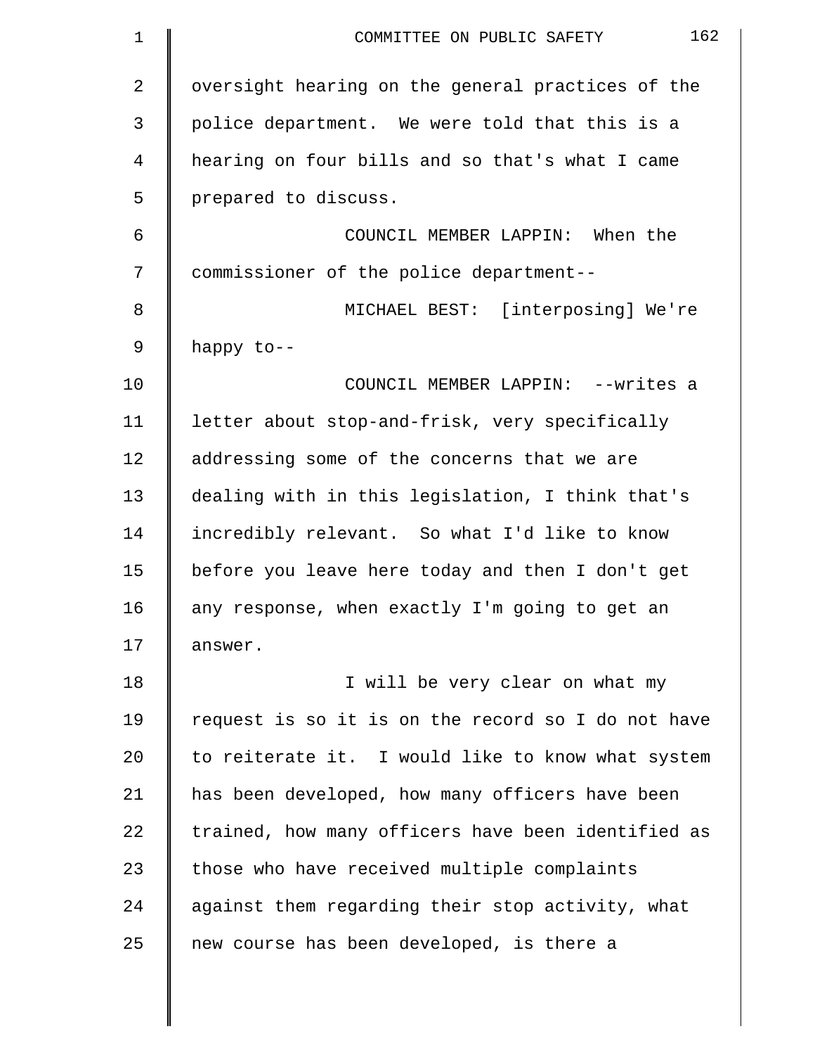oversight hearing on the general practices of the police department. We were told that this is a hearing on four bills and so that's what I came prepared to discuss.

COUNCIL MEMBER LAPPIN: When the commissioner of the police department--

MICHAEL BEST: [interposing] We're happy to--

COUNCIL MEMBER LAPPIN: --writes a letter about stop-and-frisk, very specifically addressing some of the concerns that we are dealing with in this legislation, I think that's incredibly relevant. So what I'd like to know before you leave here today and then I don't get any response, when exactly I'm going to get an answer.

I will be very clear on what my request is so it is on the record so I do not have to reiterate it. I would like to know what system has been developed, how many officers have been trained, how many officers have been identified as those who have received multiple complaints against them regarding their stop activity, what new course has been developed, is there a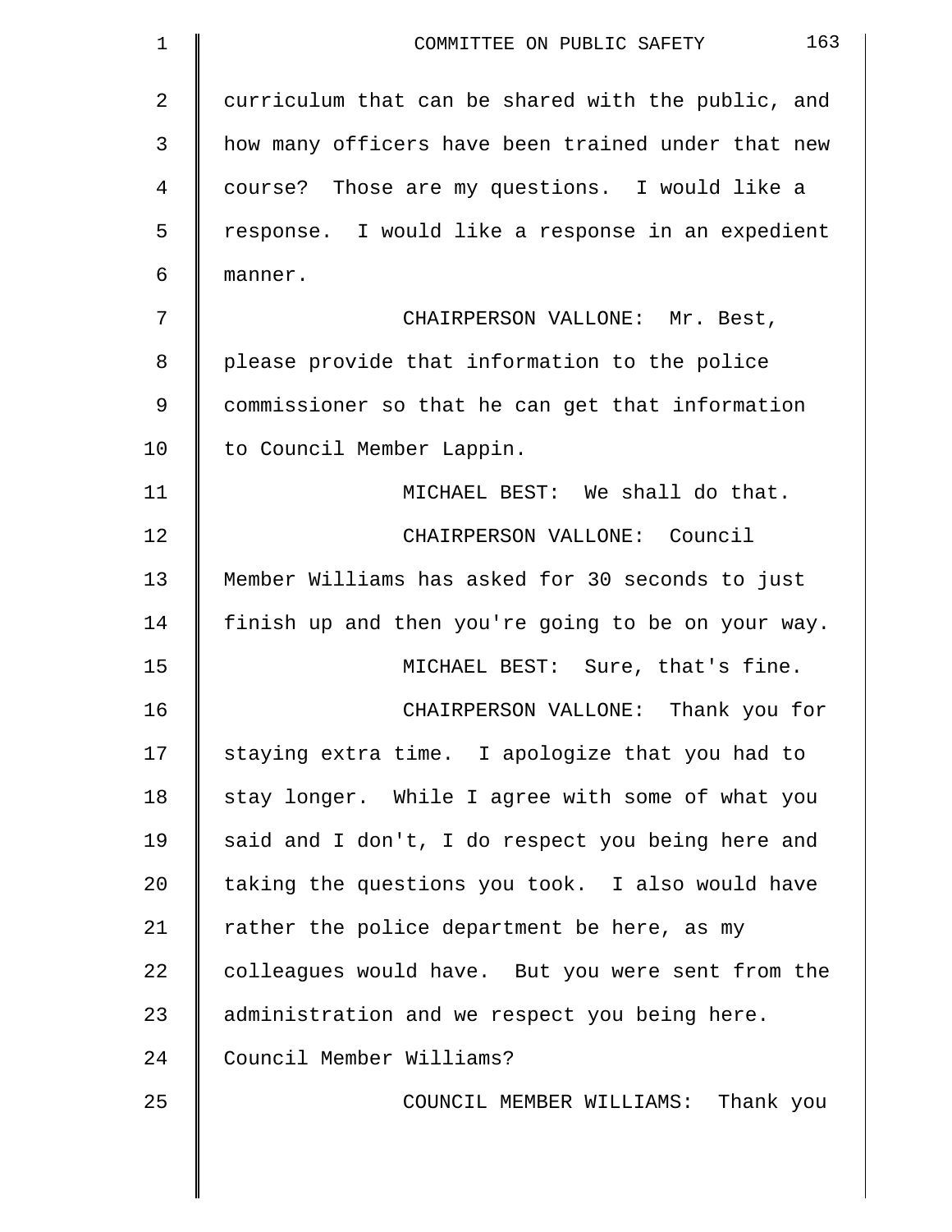curriculum that can be shared with the public, and how many officers have been trained under that new course? Those are my questions. I would like a response. I would like a response in an expedient manner.

CHAIRPERSON VALLONE: Mr. Best, please provide that information to the police commissioner so that he can get that information to Council Member Lappin.

MICHAEL BEST: We shall do that.

CHAIRPERSON VALLONE: Council Member Williams has asked for 30 seconds to just finish up and then you're going to be on your way.

MICHAEL BEST: Sure, that's fine.

CHAIRPERSON VALLONE: Thank you for staying extra time. I apologize that you had to stay longer. While I agree with some of what you said and I don't, I do respect you being here and taking the questions you took. I also would have rather the police department be here, as my colleagues would have. But you were sent from the administration and we respect you being here. Council Member Williams?

COUNCIL MEMBER WILLIAMS: Thank you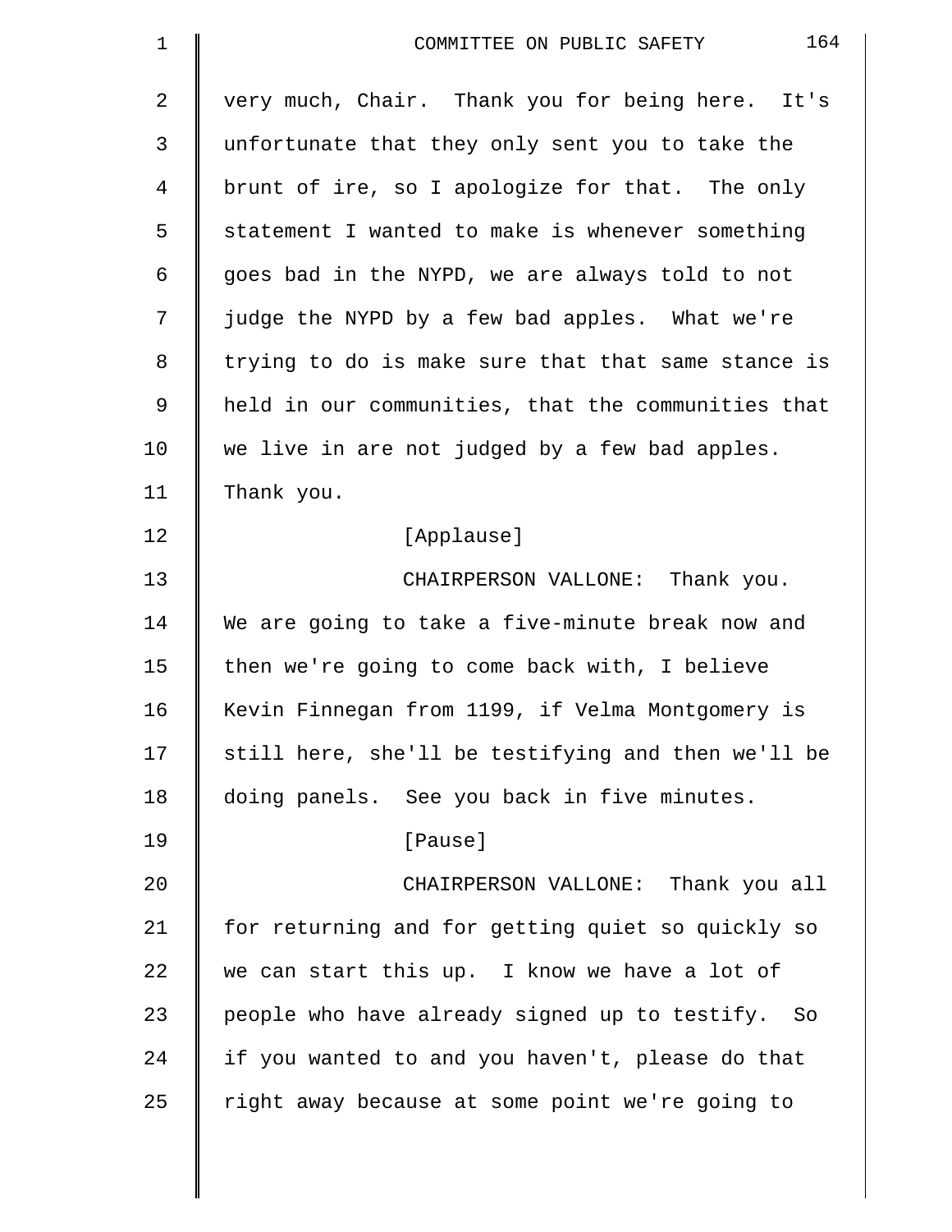very much, Chair. Thank you for being here. It's unfortunate that they only sent you to take the brunt of ire, so I apologize for that. The only statement I wanted to make is whenever something goes bad in the NYPD, we are always told to not judge the NYPD by a few bad apples. What we're trying to do is make sure that that same stance is held in our communities, that the communities that we live in are not judged by a few bad apples. Thank you.

[Applause]

CHAIRPERSON VALLONE: Thank you. We are going to take a five-minute break now and then we're going to come back with, I believe Kevin Finnegan from 1199, if Velma Montgomery is still here, she'll be testifying and then we'll be doing panels. See you back in five minutes.

[Pause]

CHAIRPERSON VALLONE: Thank you all for returning and for getting quiet so quickly so we can start this up. I know we have a lot of people who have already signed up to testify. So if you wanted to and you haven't, please do that right away because at some point we're going to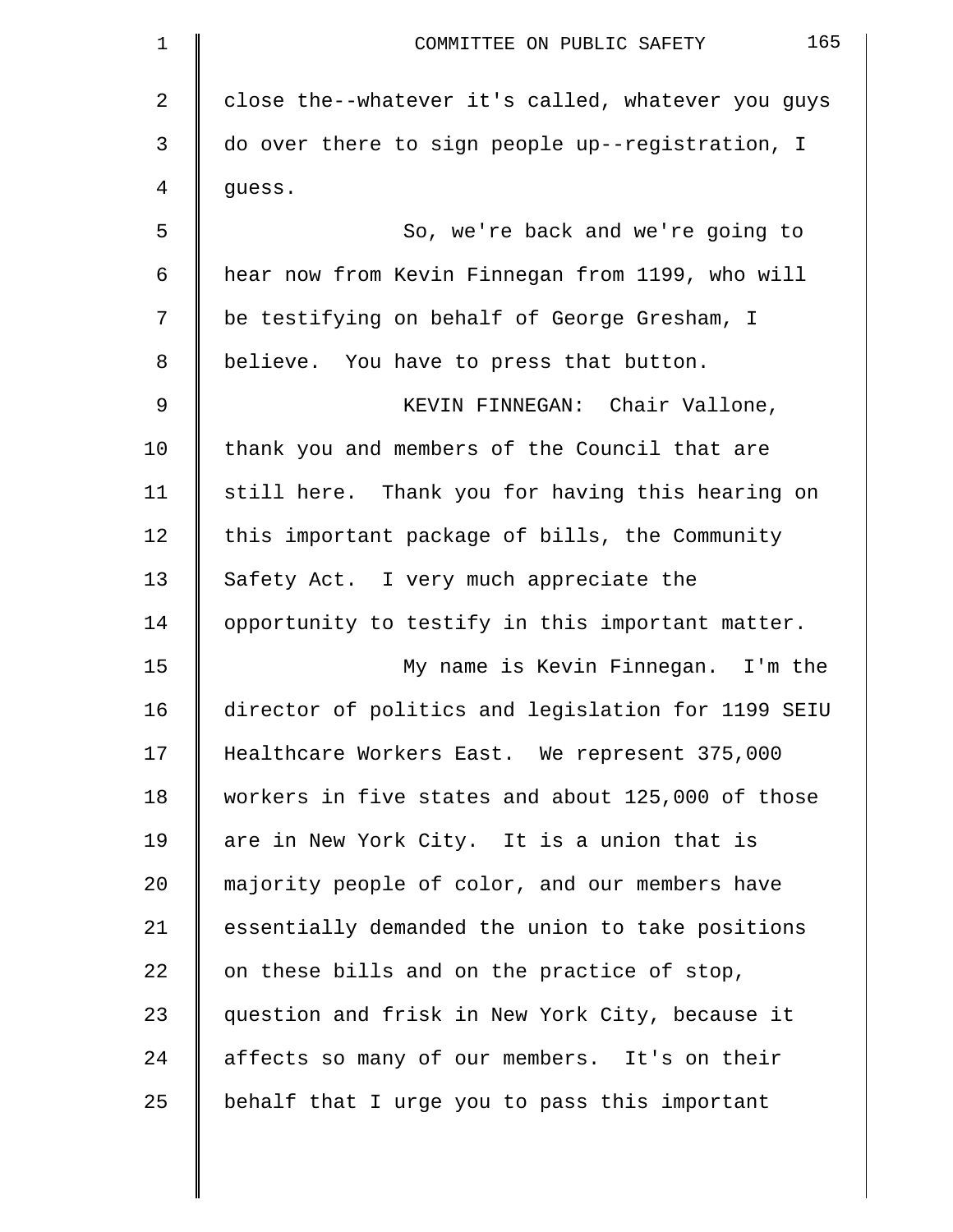close the--whatever it's called, whatever you guys do over there to sign people up--registration, I guess.

So, we're back and we're going to hear now from Kevin Finnegan from 1199, who will be testifying on behalf of George Gresham, I believe. You have to press that button.

KEVIN FINNEGAN: Chair Vallone, thank you and members of the Council that are still here. Thank you for having this hearing on this important package of bills, the Community Safety Act. I very much appreciate the opportunity to testify in this important matter.

My name is Kevin Finnegan. I'm the director of politics and legislation for 1199 SEIU Healthcare Workers East. We represent 375,000 workers in five states and about 125,000 of those are in New York City. It is a union that is majority people of color, and our members have essentially demanded the union to take positions on these bills and on the practice of stop, question and frisk in New York City, because it affects so many of our members. It's on their behalf that I urge you to pass this important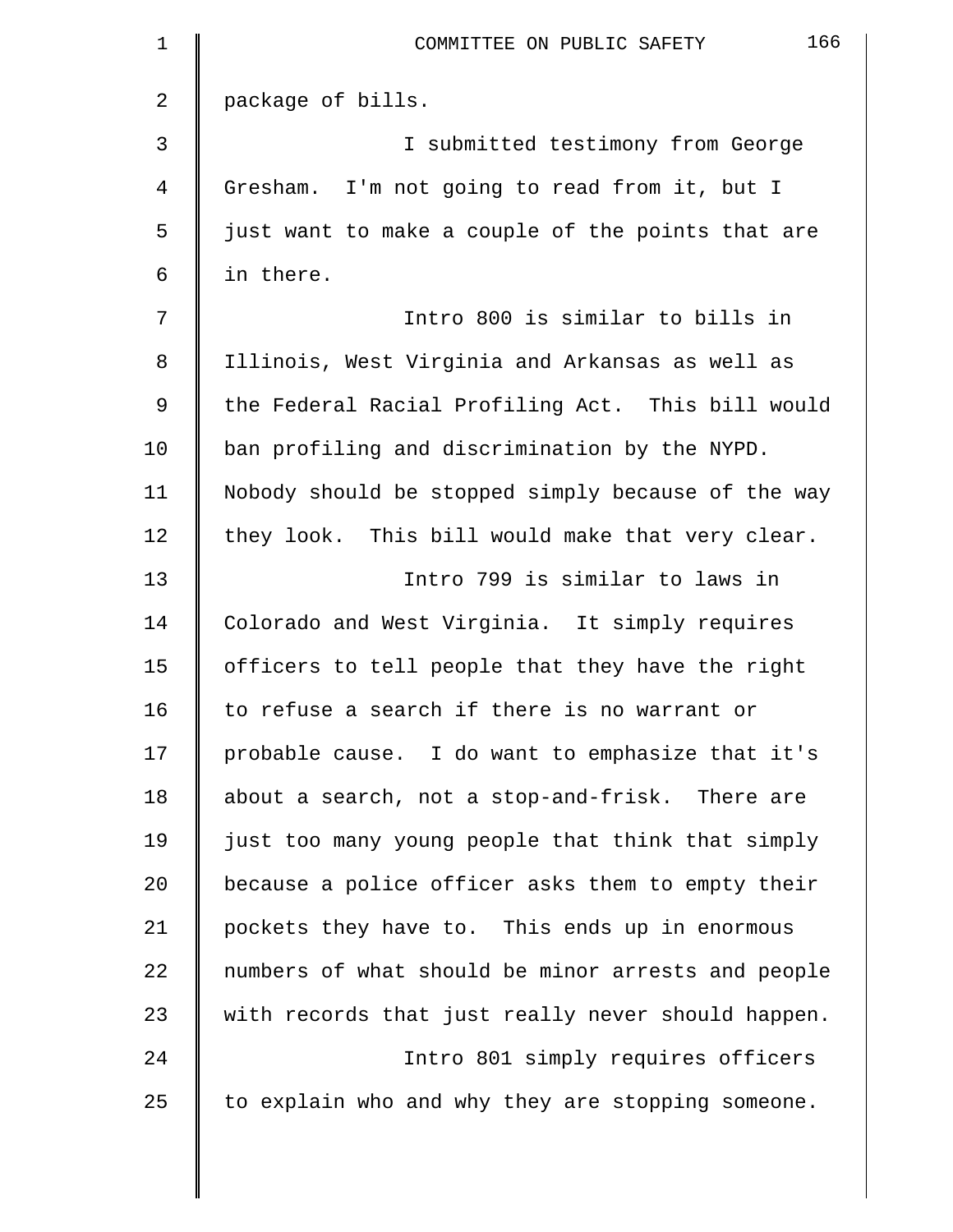package of bills.

I submitted testimony from George Gresham. I'm not going to read from it, but I just want to make a couple of the points that are in there.

Intro 800 is similar to bills in Illinois, West Virginia and Arkansas as well as the Federal Racial Profiling Act. This bill would ban profiling and discrimination by the NYPD. Nobody should be stopped simply because of the way they look. This bill would make that very clear.

Intro 799 is similar to laws in Colorado and West Virginia. It simply requires officers to tell people that they have the right to refuse a search if there is no warrant or probable cause. I do want to emphasize that it's about a search, not a stop-and-frisk. There are just too many young people that think that simply because a police officer asks them to empty their pockets they have to. This ends up in enormous numbers of what should be minor arrests and people with records that just really never should happen.

Intro 801 simply requires officers to explain who and why they are stopping someone.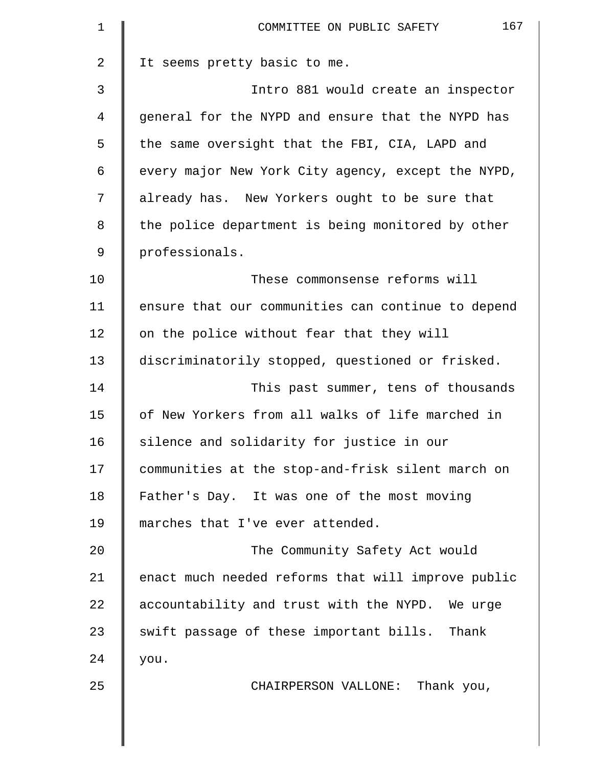It seems pretty basic to me.

Intro 881 would create an inspector general for the NYPD and ensure that the NYPD has the same oversight that the FBI, CIA, LAPD and every major New York City agency, except the NYPD, already has. New Yorkers ought to be sure that the police department is being monitored by other professionals.

These commonsense reforms will ensure that our communities can continue to depend on the police without fear that they will discriminatorily stopped, questioned or frisked.

This past summer, tens of thousands of New Yorkers from all walks of life marched in silence and solidarity for justice in our communities at the stop-and-frisk silent march on Father's Day. It was one of the most moving marches that I've ever attended.

The Community Safety Act would enact much needed reforms that will improve public accountability and trust with the NYPD. We urge swift passage of these important bills. Thank you.

CHAIRPERSON VALLONE: Thank you,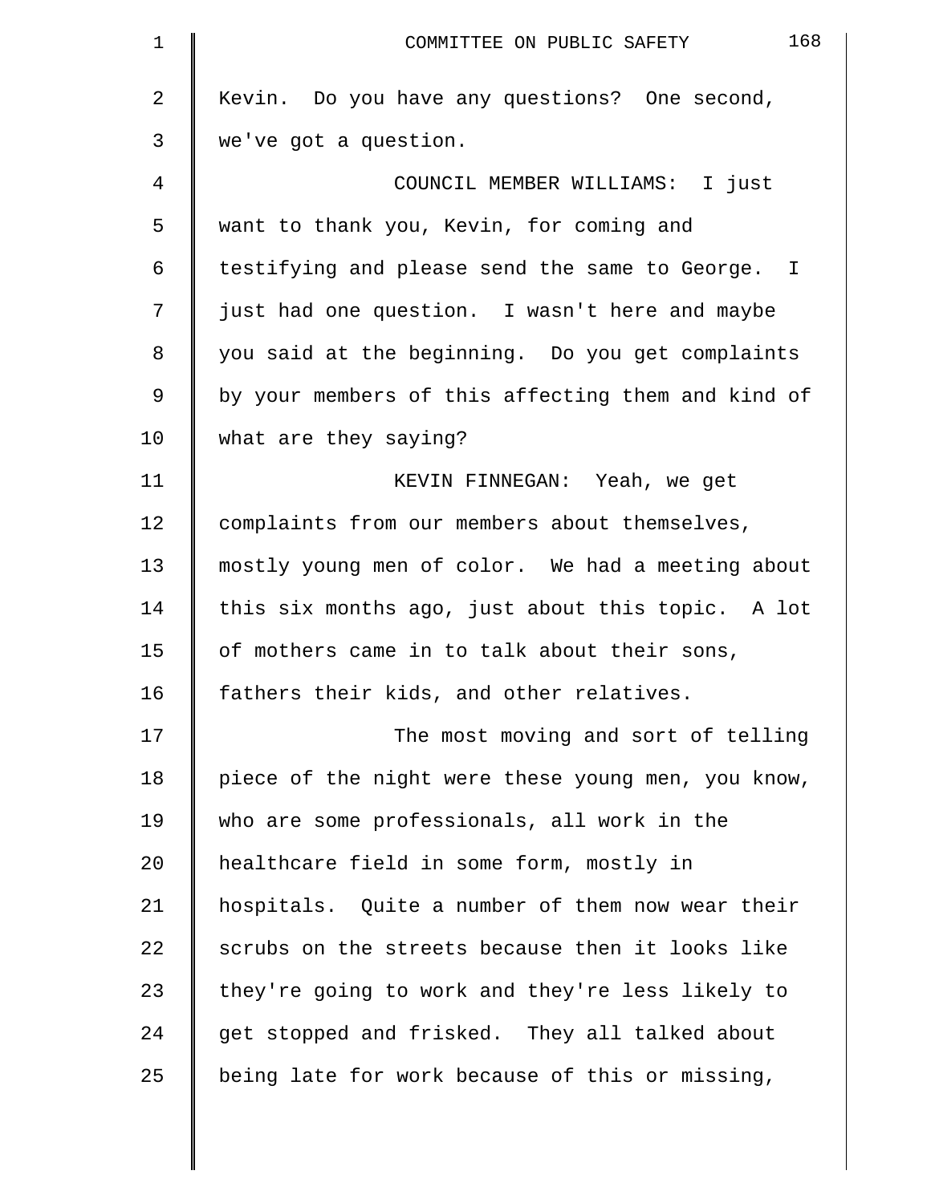Kevin. Do you have any questions? One second, we've got a question.

COUNCIL MEMBER WILLIAMS: I just want to thank you, Kevin, for coming and testifying and please send the same to George. I just had one question. I wasn't here and maybe you said at the beginning. Do you get complaints by your members of this affecting them and kind of what are they saying?

KEVIN FINNEGAN: Yeah, we get complaints from our members about themselves, mostly young men of color. We had a meeting about this six months ago, just about this topic. A lot of mothers came in to talk about their sons, fathers their kids, and other relatives.

The most moving and sort of telling piece of the night were these young men, you know, who are some professionals, all work in the healthcare field in some form, mostly in hospitals. Quite a number of them now wear their scrubs on the streets because then it looks like they're going to work and they're less likely to get stopped and frisked. They all talked about being late for work because of this or missing,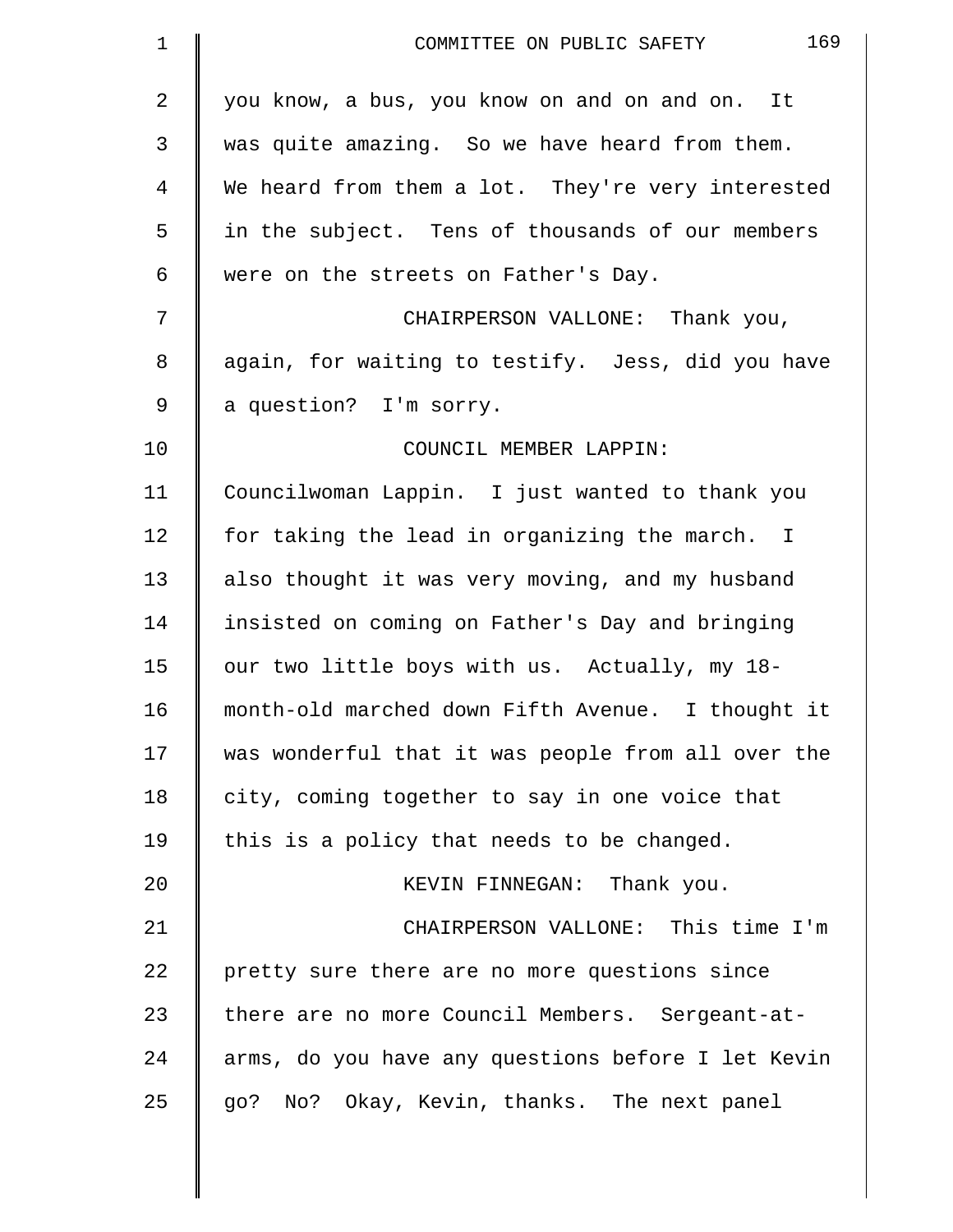you know, a bus, you know on and on and on. It was quite amazing. So we have heard from them. We heard from them a lot. They're very interested in the subject. Tens of thousands of our members were on the streets on Father's Day.

CHAIRPERSON VALLONE: Thank you, again, for waiting to testify. Jess, did you have a question? I'm sorry.

COUNCIL MEMBER LAPPIN: Councilwoman Lappin. I just wanted to thank you for taking the lead in organizing the march. I also thought it was very moving, and my husband insisted on coming on Father's Day and bringing our two little boys with us. Actually, my 18-month-old marched down Fifth Avenue. I thought it was wonderful that it was people from all over the city, coming together to say in one voice that this is a policy that needs to be changed.

KEVIN FINNEGAN: Thank you.

CHAIRPERSON VALLONE: This time I'm pretty sure there are no more questions since there are no more Council Members. Sergeant-at-arms, do you have any questions before I let Kevin go? No? Okay, Kevin, thanks. The next panel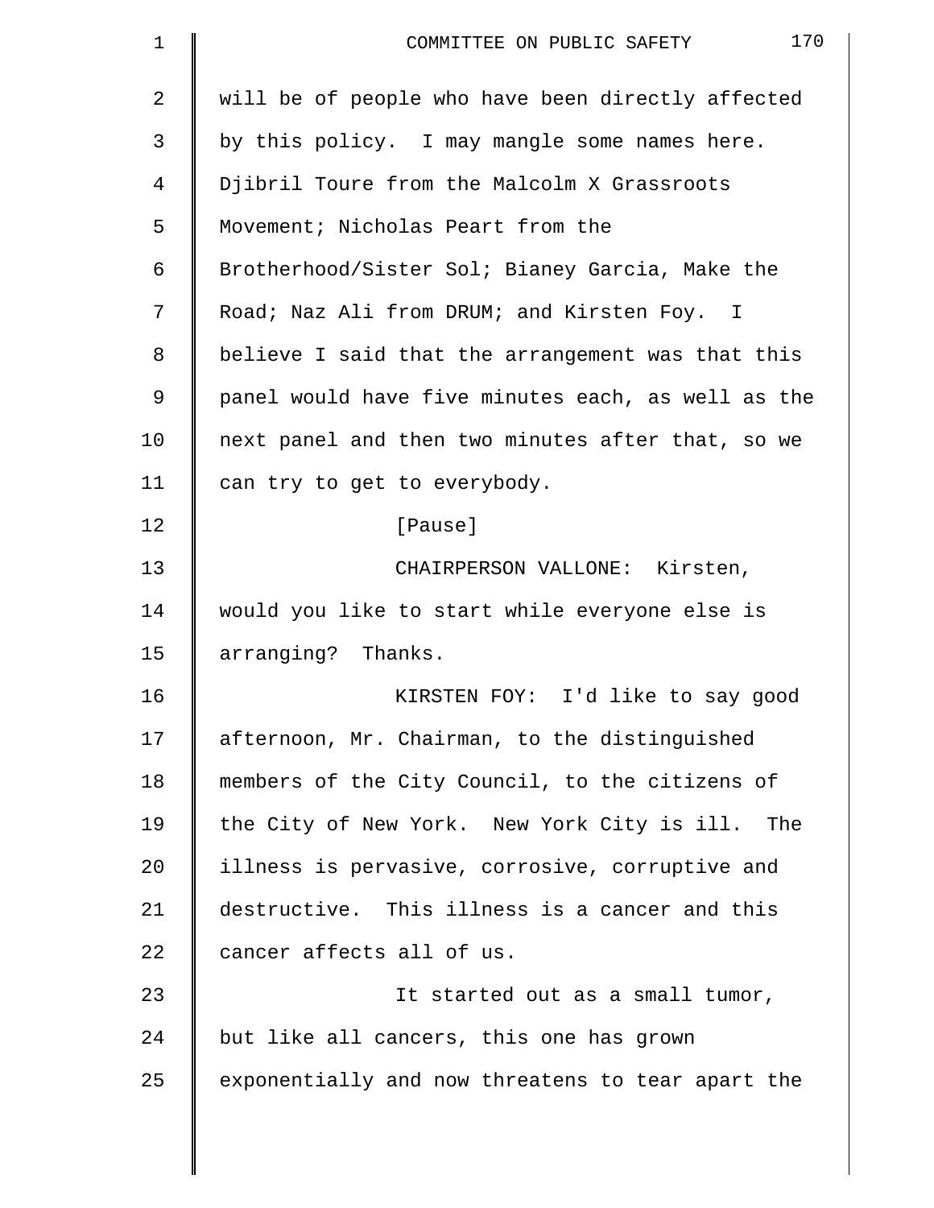will be of people who have been directly affected by this policy. I may mangle some names here. Djibril Toure from the Malcolm X Grassroots Movement; Nicholas Peart from the Brotherhood/Sister Sol; Bianey Garcia, Make the Road; Naz Ali from DRUM; and Kirsten Foy. I believe I said that the arrangement was that this panel would have five minutes each, as well as the next panel and then two minutes after that, so we can try to get to everybody.

[Pause]

CHAIRPERSON VALLONE: Kirsten, would you like to start while everyone else is arranging? Thanks.

KIRSTEN FOY: I'd like to say good afternoon, Mr. Chairman, to the distinguished members of the City Council, to the citizens of the City of New York. New York City is ill. The illness is pervasive, corrosive, corruptive and destructive. This illness is a cancer and this cancer affects all of us.

It started out as a small tumor, but like all cancers, this one has grown exponentially and now threatens to tear apart the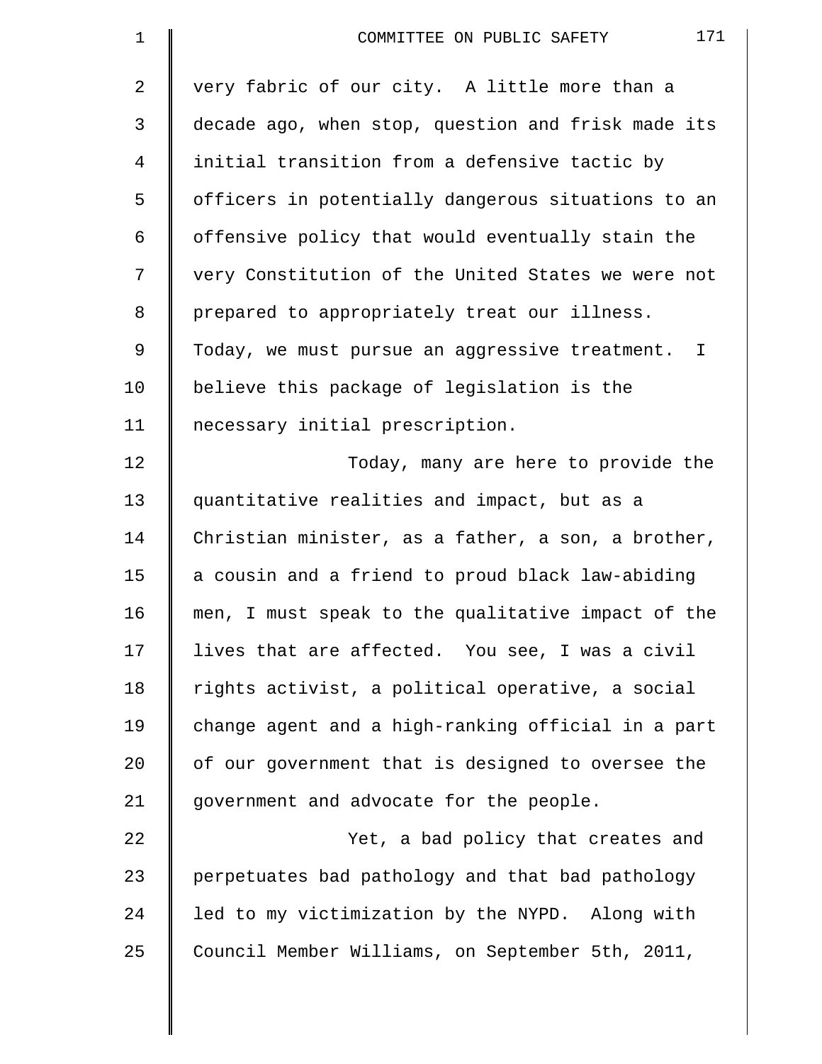very fabric of our city. A little more than a decade ago, when stop, question and frisk made its initial transition from a defensive tactic by officers in potentially dangerous situations to an offensive policy that would eventually stain the very Constitution of the United States we were not prepared to appropriately treat our illness. Today, we must pursue an aggressive treatment. I believe this package of legislation is the necessary initial prescription.

Today, many are here to provide the quantitative realities and impact, but as a Christian minister, as a father, a son, a brother, a cousin and a friend to proud black law-abiding men, I must speak to the qualitative impact of the lives that are affected. You see, I was a civil rights activist, a political operative, a social change agent and a high-ranking official in a part of our government that is designed to oversee the government and advocate for the people.

Yet, a bad policy that creates and perpetuates bad pathology and that bad pathology led to my victimization by the NYPD. Along with Council Member Williams, on September 5th, 2011,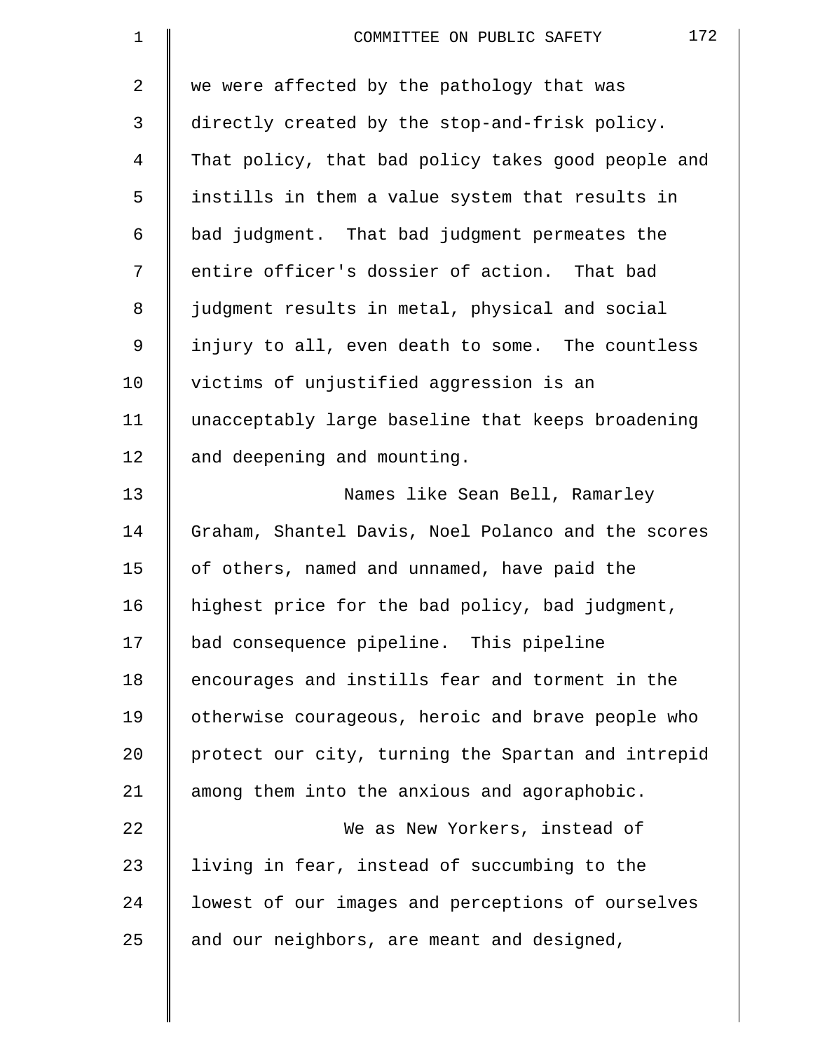we were affected by the pathology that was directly created by the stop-and-frisk policy. That policy, that bad policy takes good people and instills in them a value system that results in bad judgment. That bad judgment permeates the entire officer's dossier of action. That bad judgment results in metal, physical and social injury to all, even death to some. The countless victims of unjustified aggression is an unacceptably large baseline that keeps broadening and deepening and mounting.

Names like Sean Bell, Ramarley Graham, Shantel Davis, Noel Polanco and the scores of others, named and unnamed, have paid the highest price for the bad policy, bad judgment, bad consequence pipeline. This pipeline encourages and instills fear and torment in the otherwise courageous, heroic and brave people who protect our city, turning the Spartan and intrepid among them into the anxious and agoraphobic.

We as New Yorkers, instead of living in fear, instead of succumbing to the lowest of our images and perceptions of ourselves and our neighbors, are meant and designed,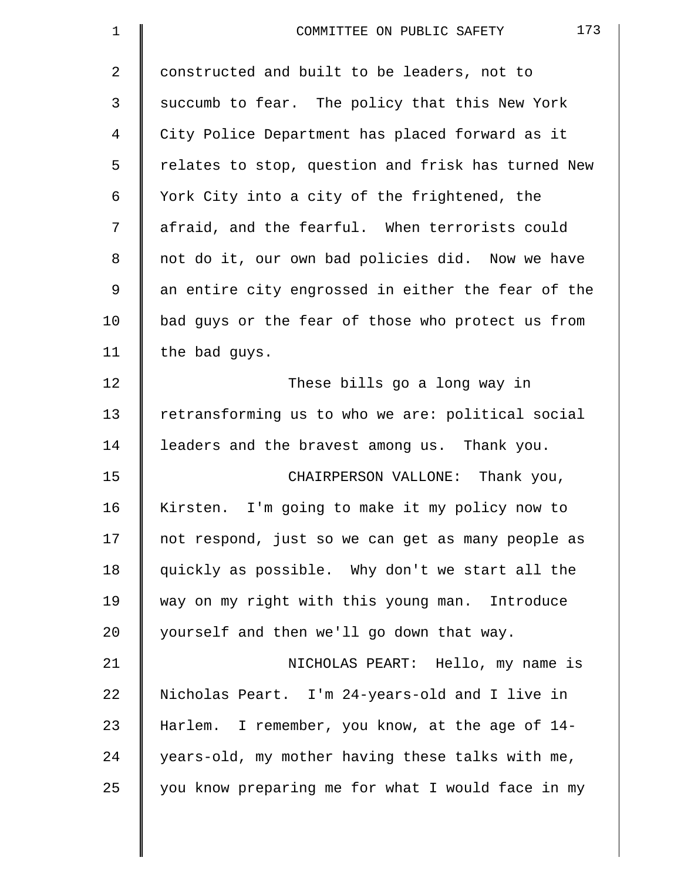constructed and built to be leaders, not to succumb to fear. The policy that this New York City Police Department has placed forward as it relates to stop, question and frisk has turned New York City into a city of the frightened, the afraid, and the fearful. When terrorists could not do it, our own bad policies did. Now we have an entire city engrossed in either the fear of the bad guys or the fear of those who protect us from the bad guys.

These bills go a long way in retransforming us to who we are: political social leaders and the bravest among us. Thank you.

CHAIRPERSON VALLONE: Thank you, Kirsten. I'm going to make it my policy now to not respond, just so we can get as many people as quickly as possible. Why don't we start all the way on my right with this young man. Introduce yourself and then we'll go down that way.

NICHOLAS PEART: Hello, my name is Nicholas Peart. I'm 24-years-old and I live in Harlem. I remember, you know, at the age of 14-years-old, my mother having these talks with me, you know preparing me for what I would face in my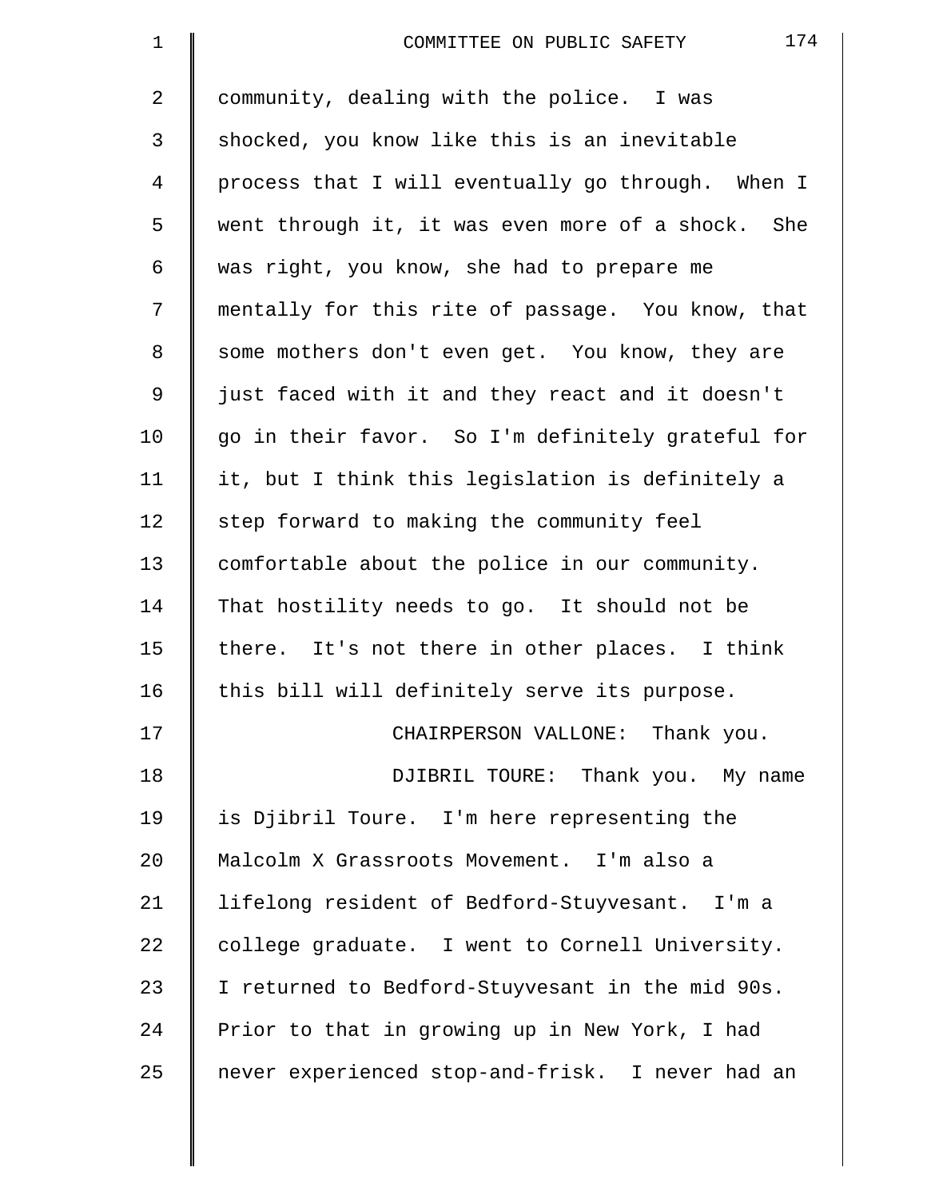community, dealing with the police. I was shocked, you know like this is an inevitable process that I will eventually go through. When I went through it, it was even more of a shock. She was right, you know, she had to prepare me mentally for this rite of passage. You know, that some mothers don't even get. You know, they are just faced with it and they react and it doesn't go in their favor. So I'm definitely grateful for it, but I think this legislation is definitely a step forward to making the community feel comfortable about the police in our community. That hostility needs to go. It should not be there. It's not there in other places. I think this bill will definitely serve its purpose.

CHAIRPERSON VALLONE: Thank you.

DJIBRIL TOURE: Thank you. My name is Djibril Toure. I'm here representing the Malcolm X Grassroots Movement. I'm also a lifelong resident of Bedford-Stuyvesant. I'm a college graduate. I went to Cornell University. I returned to Bedford-Stuyvesant in the mid 90s. Prior to that in growing up in New York, I had never experienced stop-and-frisk. I never had an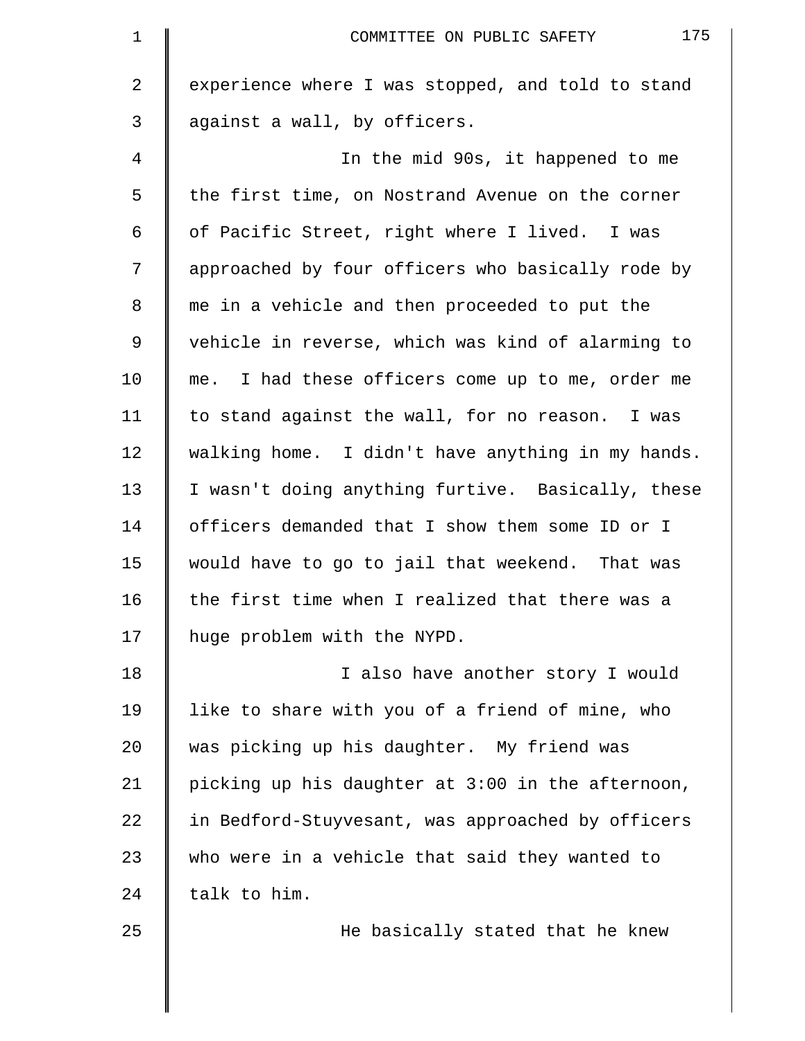experience where I was stopped, and told to stand against a wall, by officers.

In the mid 90s, it happened to me the first time, on Nostrand Avenue on the corner of Pacific Street, right where I lived. I was approached by four officers who basically rode by me in a vehicle and then proceeded to put the vehicle in reverse, which was kind of alarming to me. I had these officers come up to me, order me to stand against the wall, for no reason. I was walking home. I didn't have anything in my hands. I wasn't doing anything furtive. Basically, these officers demanded that I show them some ID or I would have to go to jail that weekend. That was the first time when I realized that there was a huge problem with the NYPD.

I also have another story I would like to share with you of a friend of mine, who was picking up his daughter. My friend was picking up his daughter at 3:00 in the afternoon, in Bedford-Stuyvesant, was approached by officers who were in a vehicle that said they wanted to talk to him.

He basically stated that he knew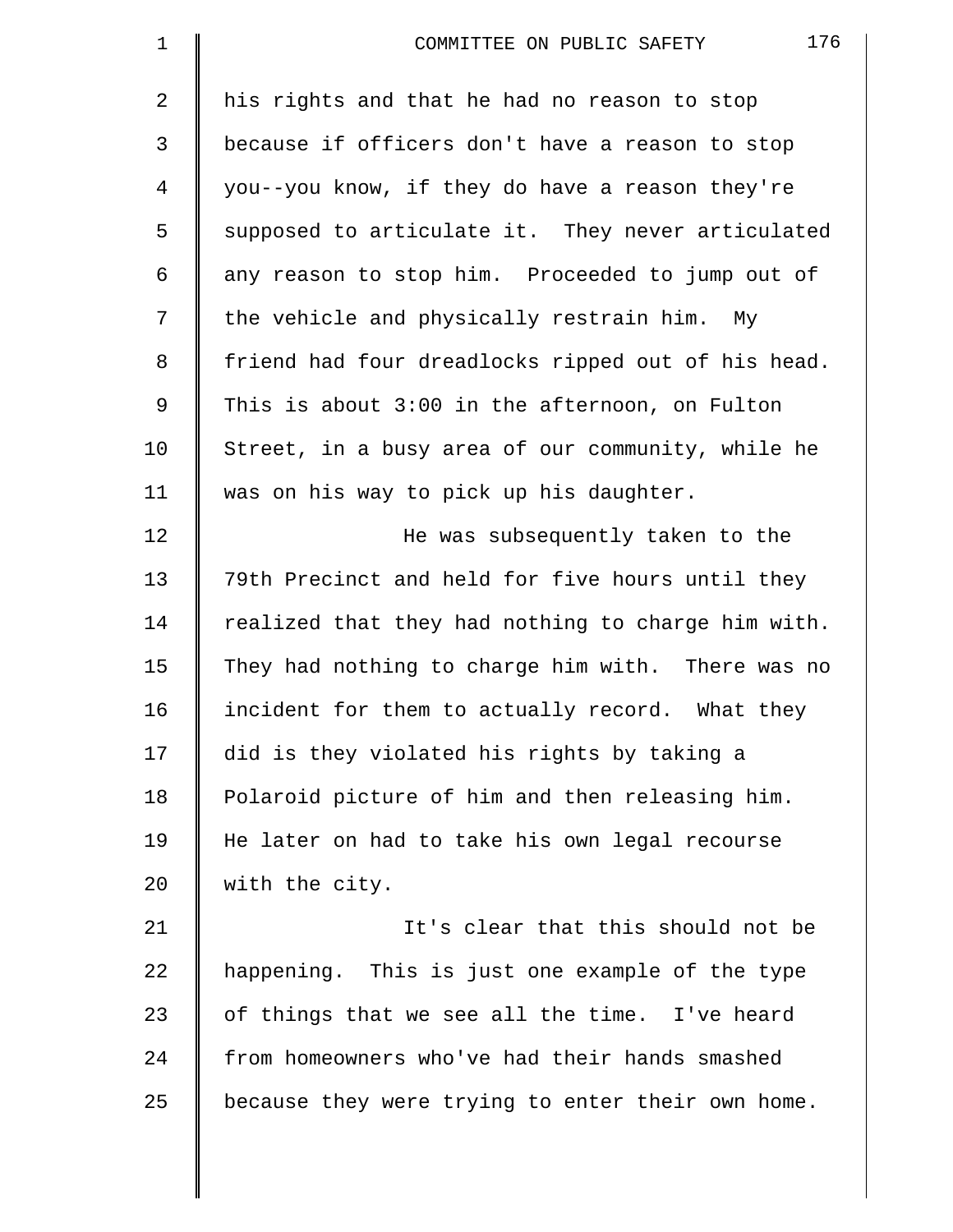his rights and that he had no reason to stop because if officers don't have a reason to stop you--you know, if they do have a reason they're supposed to articulate it. They never articulated any reason to stop him. Proceeded to jump out of the vehicle and physically restrain him. My friend had four dreadlocks ripped out of his head. This is about 3:00 in the afternoon, on Fulton Street, in a busy area of our community, while he was on his way to pick up his daughter.

He was subsequently taken to the 79th Precinct and held for five hours until they realized that they had nothing to charge him with. They had nothing to charge him with. There was no incident for them to actually record. What they did is they violated his rights by taking a Polaroid picture of him and then releasing him. He later on had to take his own legal recourse with the city.

It's clear that this should not be happening. This is just one example of the type of things that we see all the time. I've heard from homeowners who've had their hands smashed because they were trying to enter their own home.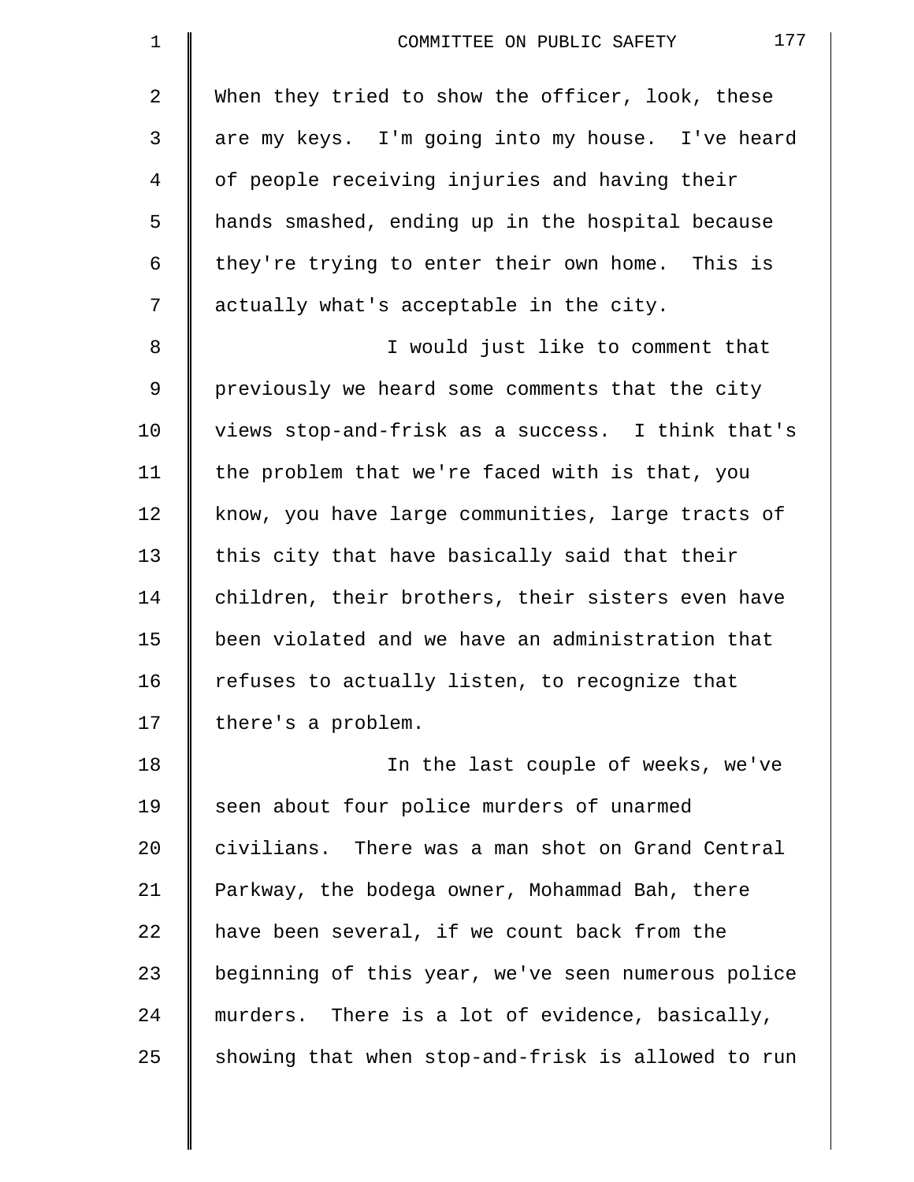When they tried to show the officer, look, these are my keys. I'm going into my house. I've heard of people receiving injuries and having their hands smashed, ending up in the hospital because they're trying to enter their own home. This is actually what's acceptable in the city.

I would just like to comment that previously we heard some comments that the city views stop-and-frisk as a success. I think that's the problem that we're faced with is that, you know, you have large communities, large tracts of this city that have basically said that their children, their brothers, their sisters even have been violated and we have an administration that refuses to actually listen, to recognize that there's a problem.

In the last couple of weeks, we've seen about four police murders of unarmed civilians. There was a man shot on Grand Central Parkway, the bodega owner, Mohammad Bah, there have been several, if we count back from the beginning of this year, we've seen numerous police murders. There is a lot of evidence, basically, showing that when stop-and-frisk is allowed to run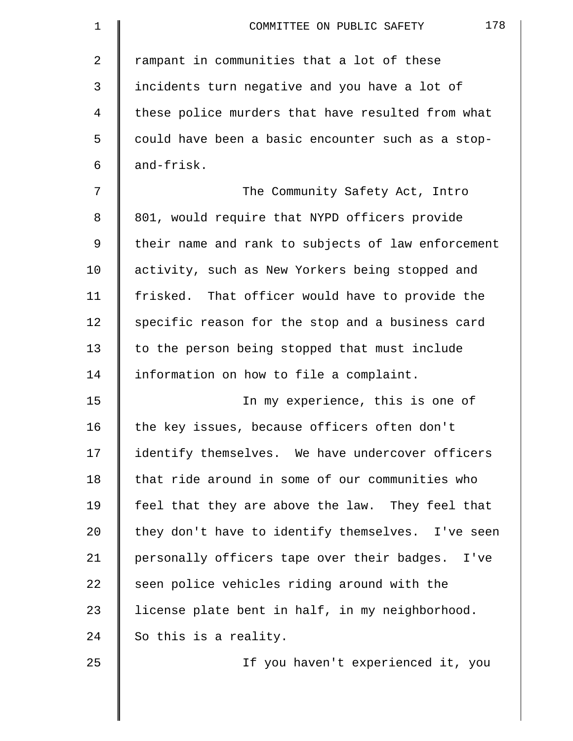rampant in communities that a lot of these incidents turn negative and you have a lot of these police murders that have resulted from what could have been a basic encounter such as a stop-and-frisk.

The Community Safety Act, Intro 801, would require that NYPD officers provide their name and rank to subjects of law enforcement activity, such as New Yorkers being stopped and frisked. That officer would have to provide the specific reason for the stop and a business card to the person being stopped that must include information on how to file a complaint.

In my experience, this is one of the key issues, because officers often don't identify themselves. We have undercover officers that ride around in some of our communities who feel that they are above the law. They feel that they don't have to identify themselves. I've seen personally officers tape over their badges. I've seen police vehicles riding around with the license plate bent in half, in my neighborhood. So this is a reality.

If you haven't experienced it, you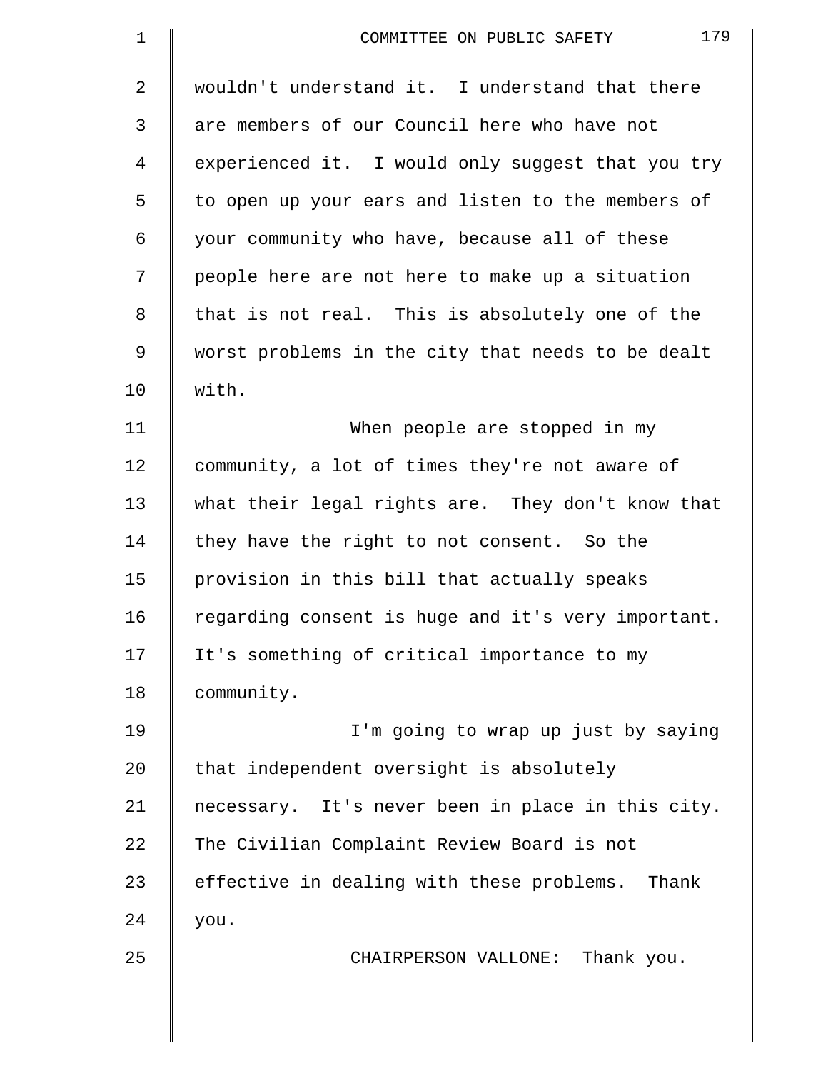wouldn't understand it. I understand that there are members of our Council here who have not experienced it. I would only suggest that you try to open up your ears and listen to the members of your community who have, because all of these people here are not here to make up a situation that is not real. This is absolutely one of the worst problems in the city that needs to be dealt with.

When people are stopped in my community, a lot of times they're not aware of what their legal rights are. They don't know that they have the right to not consent. So the provision in this bill that actually speaks regarding consent is huge and it's very important. It's something of critical importance to my community.

I'm going to wrap up just by saying that independent oversight is absolutely necessary. It's never been in place in this city. The Civilian Complaint Review Board is not effective in dealing with these problems. Thank you.

CHAIRPERSON VALLONE: Thank you.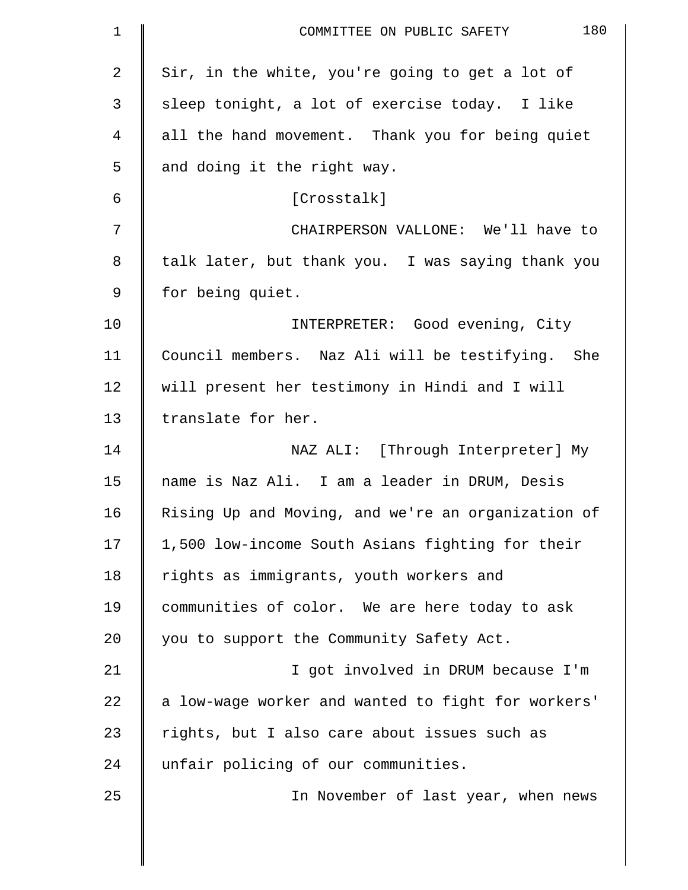Sir, in the white, you're going to get a lot of sleep tonight, a lot of exercise today. I like all the hand movement. Thank you for being quiet and doing it the right way.

[Crosstalk]

CHAIRPERSON VALLONE: We'll have to talk later, but thank you. I was saying thank you for being quiet.

INTERPRETER: Good evening, City Council members. Naz Ali will be testifying. She will present her testimony in Hindi and I will translate for her.

NAZ ALI: [Through Interpreter] My name is Naz Ali. I am a leader in DRUM, Desis Rising Up and Moving, and we're an organization of 1,500 low-income South Asians fighting for their rights as immigrants, youth workers and communities of color. We are here today to ask you to support the Community Safety Act.

I got involved in DRUM because I'm a low-wage worker and wanted to fight for workers' rights, but I also care about issues such as unfair policing of our communities.

In November of last year, when news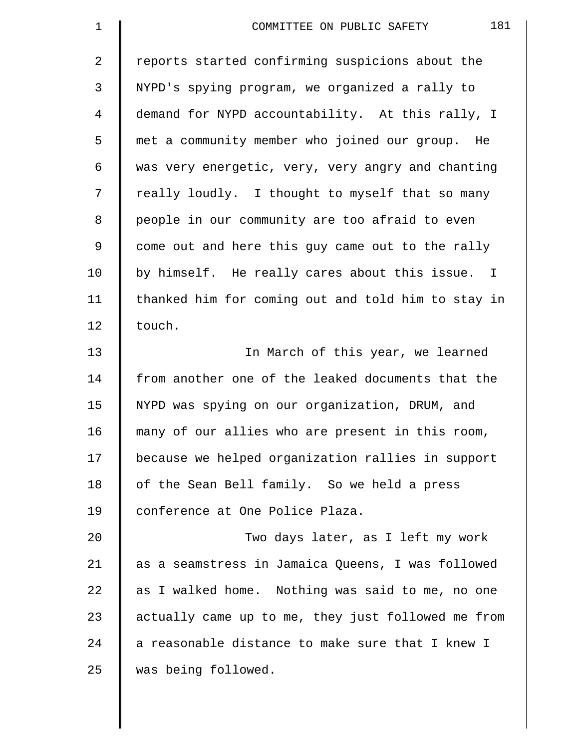reports started confirming suspicions about the NYPD's spying program, we organized a rally to demand for NYPD accountability. At this rally, I met a community member who joined our group. He was very energetic, very, very angry and chanting really loudly. I thought to myself that so many people in our community are too afraid to even come out and here this guy came out to the rally by himself. He really cares about this issue. I thanked him for coming out and told him to stay in touch.

In March of this year, we learned from another one of the leaked documents that the NYPD was spying on our organization, DRUM, and many of our allies who are present in this room, because we helped organization rallies in support of the Sean Bell family. So we held a press conference at One Police Plaza.

Two days later, as I left my work as a seamstress in Jamaica Queens, I was followed as I walked home. Nothing was said to me, no one actually came up to me, they just followed me from a reasonable distance to make sure that I knew I was being followed.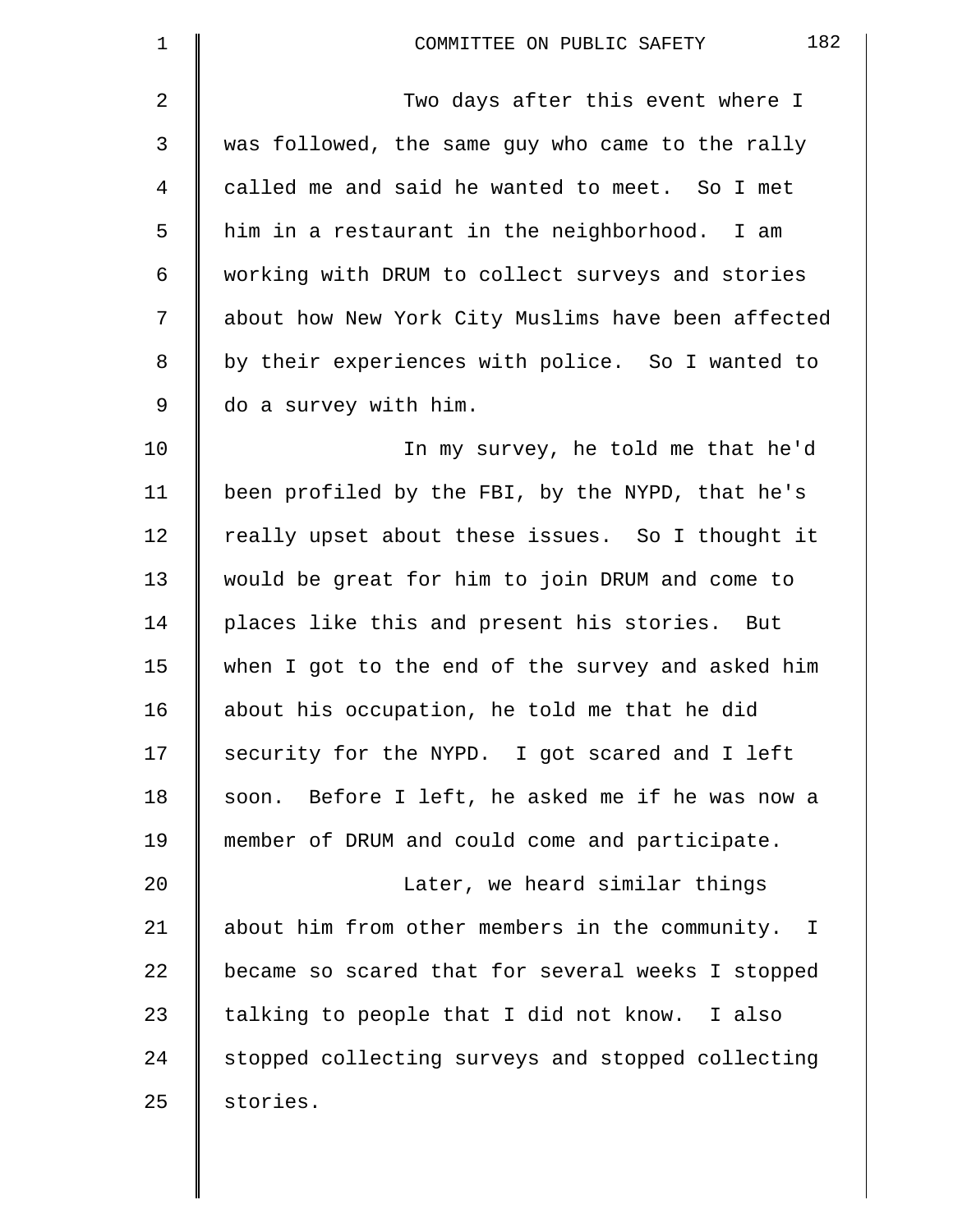Two days after this event where I was followed, the same guy who came to the rally called me and said he wanted to meet. So I met him in a restaurant in the neighborhood. I am working with DRUM to collect surveys and stories about how New York City Muslims have been affected by their experiences with police. So I wanted to do a survey with him.

In my survey, he told me that he'd been profiled by the FBI, by the NYPD, that he's really upset about these issues. So I thought it would be great for him to join DRUM and come to places like this and present his stories. But when I got to the end of the survey and asked him about his occupation, he told me that he did security for the NYPD. I got scared and I left soon. Before I left, he asked me if he was now a member of DRUM and could come and participate.

Later, we heard similar things about him from other members in the community. I became so scared that for several weeks I stopped talking to people that I did not know. I also stopped collecting surveys and stopped collecting stories.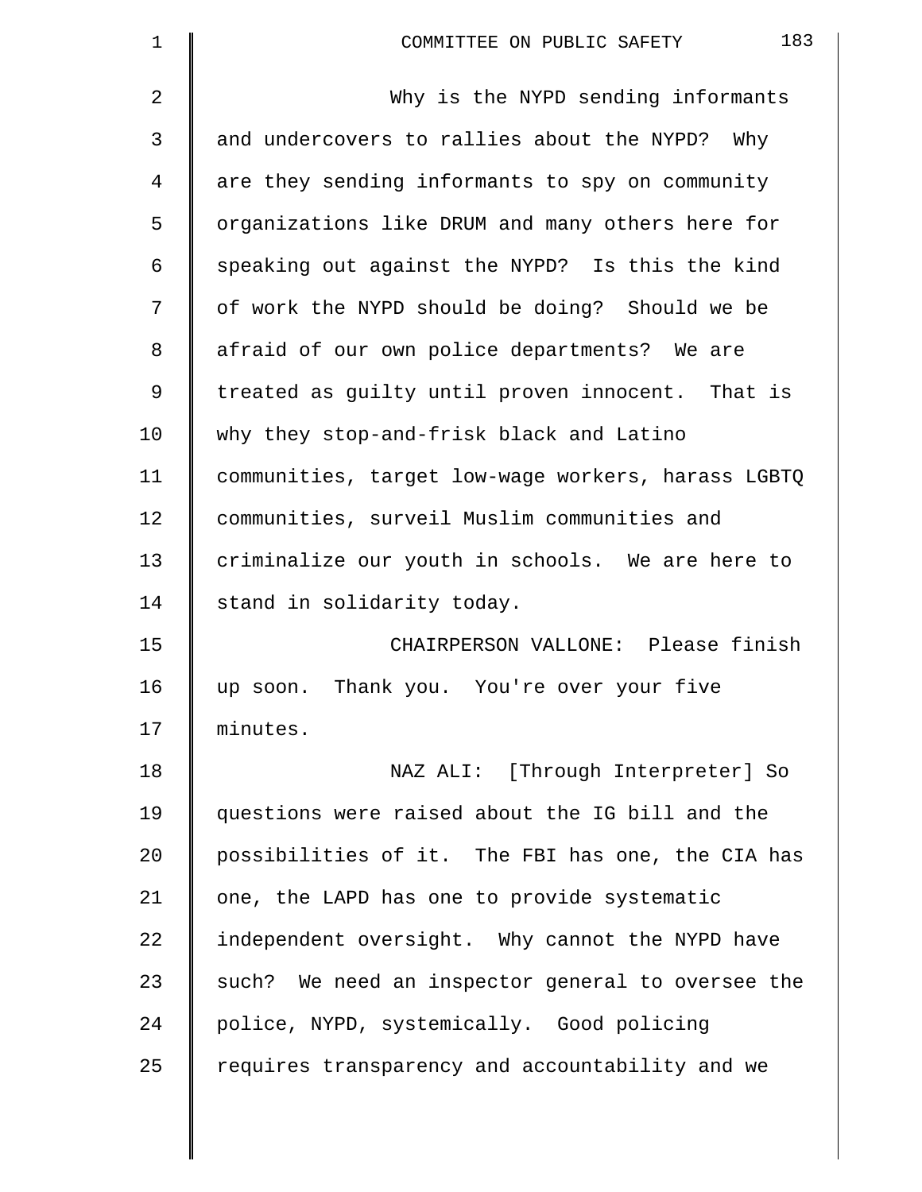Why is the NYPD sending informants and undercovers to rallies about the NYPD? Why are they sending informants to spy on community organizations like DRUM and many others here for speaking out against the NYPD? Is this the kind of work the NYPD should be doing? Should we be afraid of our own police departments? We are treated as guilty until proven innocent. That is why they stop-and-frisk black and Latino communities, target low-wage workers, harass LGBTQ communities, surveil Muslim communities and criminalize our youth in schools. We are here to stand in solidarity today.

CHAIRPERSON VALLONE: Please finish up soon. Thank you. You're over your five minutes.

NAZ ALI: [Through Interpreter] So questions were raised about the IG bill and the possibilities of it. The FBI has one, the CIA has one, the LAPD has one to provide systematic independent oversight. Why cannot the NYPD have such? We need an inspector general to oversee the police, NYPD, systemically. Good policing requires transparency and accountability and we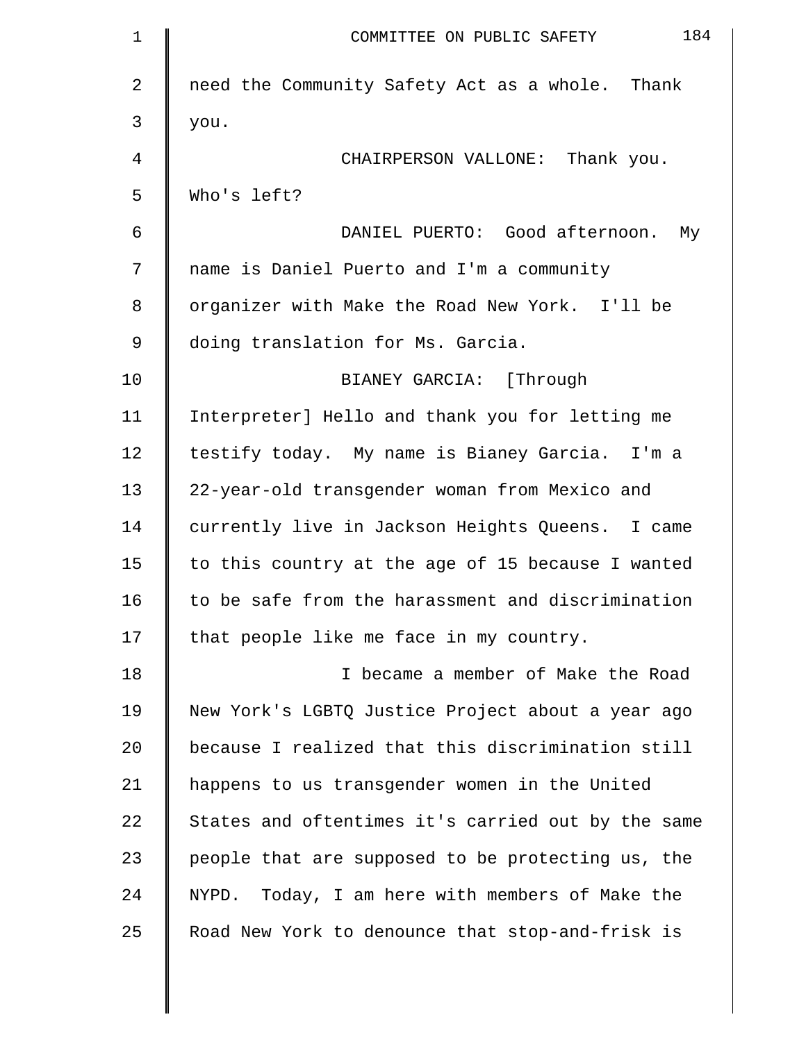need the Community Safety Act as a whole. Thank you.

CHAIRPERSON VALLONE: Thank you. Who's left?

DANIEL PUERTO: Good afternoon. My name is Daniel Puerto and I'm a community organizer with Make the Road New York. I'll be doing translation for Ms. Garcia.

BIANEY GARCIA: [Through Interpreter] Hello and thank you for letting me testify today. My name is Bianey Garcia. I'm a 22-year-old transgender woman from Mexico and currently live in Jackson Heights Queens. I came to this country at the age of 15 because I wanted to be safe from the harassment and discrimination that people like me face in my country.

I became a member of Make the Road New York's LGBTQ Justice Project about a year ago because I realized that this discrimination still happens to us transgender women in the United States and oftentimes it's carried out by the same people that are supposed to be protecting us, the NYPD. Today, I am here with members of Make the Road New York to denounce that stop-and-frisk is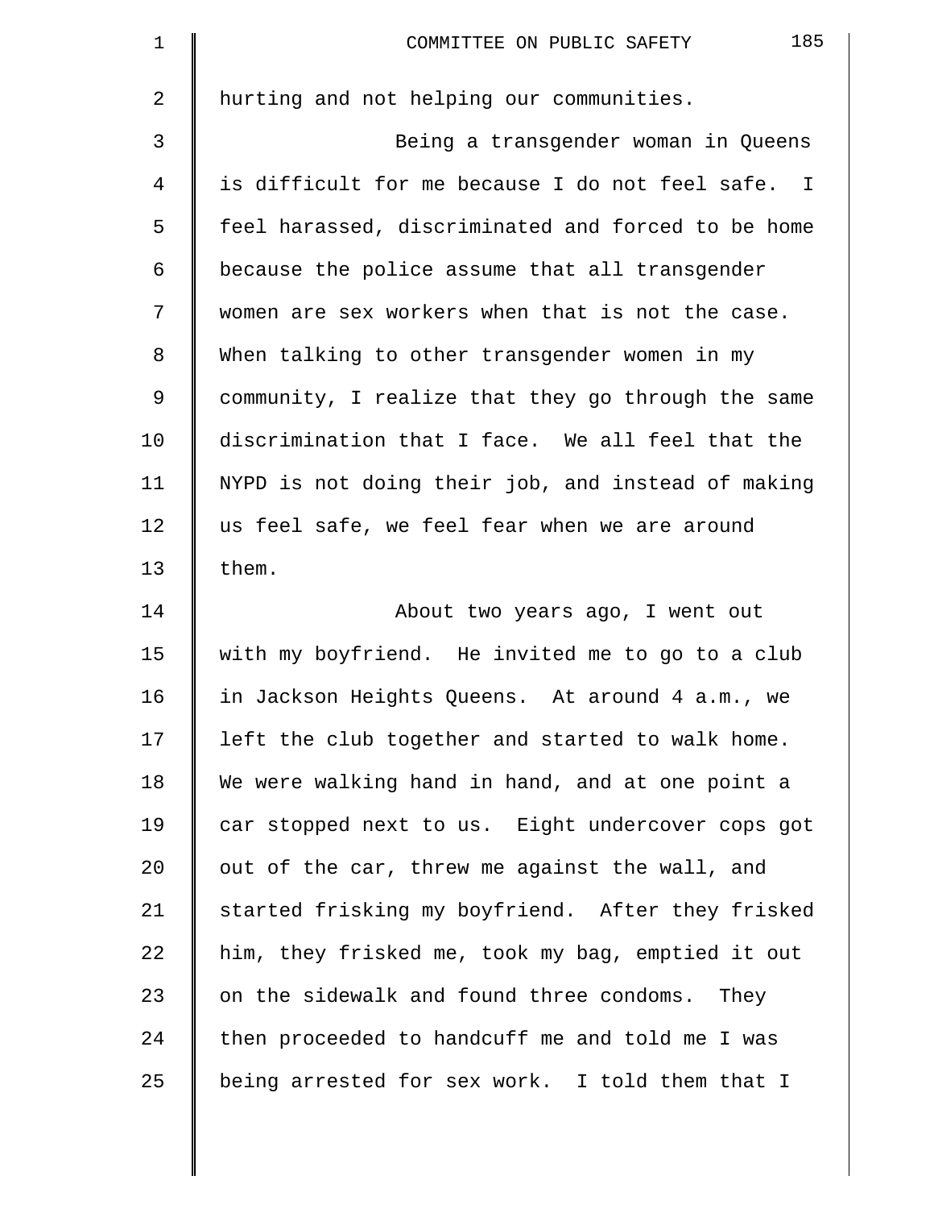hurting and not helping our communities.

Being a transgender woman in Queens is difficult for me because I do not feel safe. I feel harassed, discriminated and forced to be home because the police assume that all transgender women are sex workers when that is not the case. When talking to other transgender women in my community, I realize that they go through the same discrimination that I face. We all feel that the NYPD is not doing their job, and instead of making us feel safe, we feel fear when we are around them.

About two years ago, I went out with my boyfriend. He invited me to go to a club in Jackson Heights Queens. At around 4 a.m., we left the club together and started to walk home. We were walking hand in hand, and at one point a car stopped next to us. Eight undercover cops got out of the car, threw me against the wall, and started frisking my boyfriend. After they frisked him, they frisked me, took my bag, emptied it out on the sidewalk and found three condoms. They then proceeded to handcuff me and told me I was being arrested for sex work. I told them that I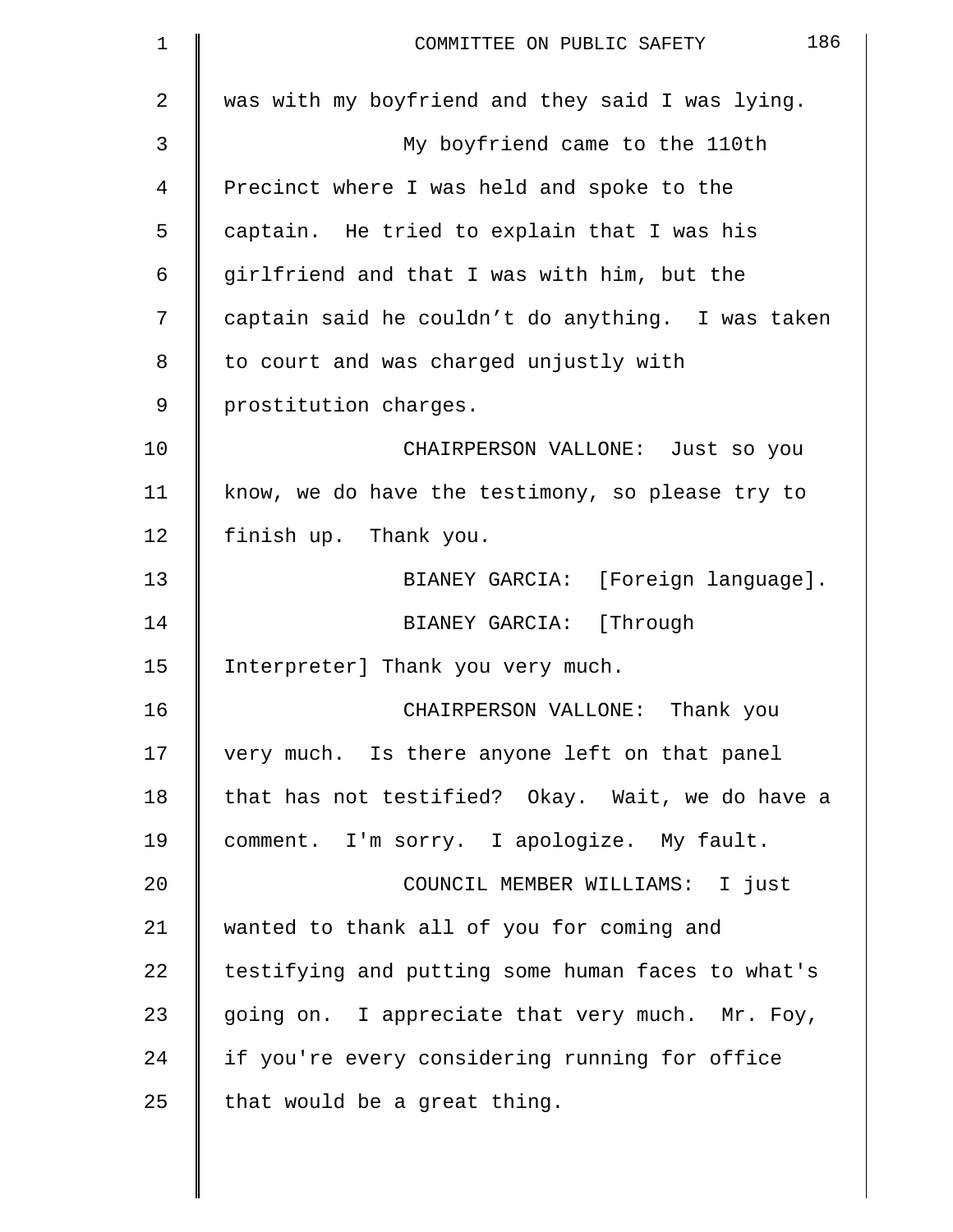was with my boyfriend and they said I was lying.

My boyfriend came to the 110th Precinct where I was held and spoke to the captain. He tried to explain that I was his girlfriend and that I was with him, but the captain said he couldn't do anything. I was taken to court and was charged unjustly with prostitution charges.

CHAIRPERSON VALLONE: Just so you know, we do have the testimony, so please try to finish up. Thank you.

BIANEY GARCIA: [Foreign language].

BIANEY GARCIA: [Through Interpreter] Thank you very much.

CHAIRPERSON VALLONE: Thank you very much. Is there anyone left on that panel that has not testified? Okay. Wait, we do have a comment. I'm sorry. I apologize. My fault.

COUNCIL MEMBER WILLIAMS: I just wanted to thank all of you for coming and testifying and putting some human faces to what's going on. I appreciate that very much. Mr. Foy, if you're every considering running for office that would be a great thing.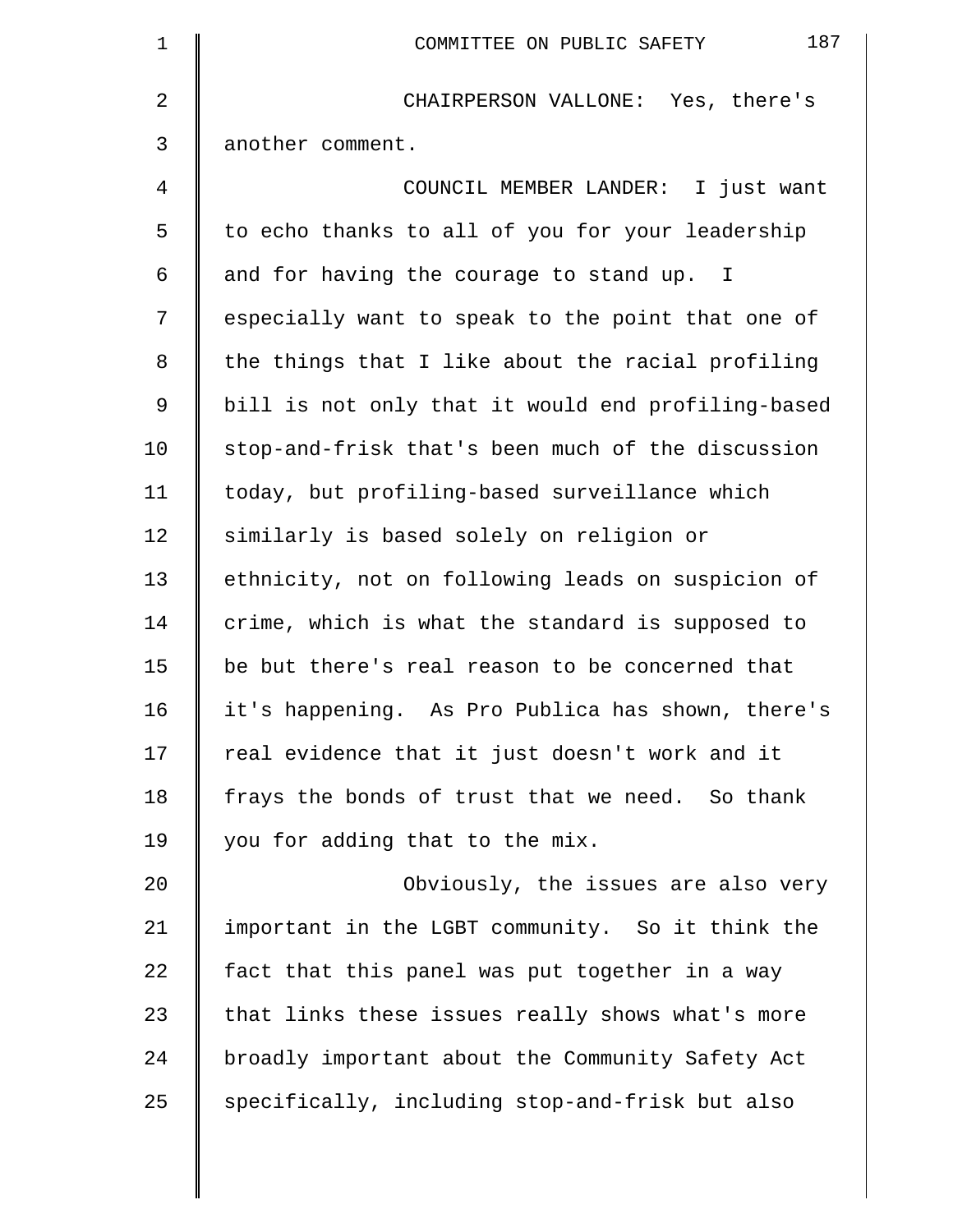CHAIRPERSON VALLONE: Yes, there's another comment.

COUNCIL MEMBER LANDER: I just want to echo thanks to all of you for your leadership and for having the courage to stand up. I especially want to speak to the point that one of the things that I like about the racial profiling bill is not only that it would end profiling-based stop-and-frisk that's been much of the discussion today, but profiling-based surveillance which similarly is based solely on religion or ethnicity, not on following leads on suspicion of crime, which is what the standard is supposed to be but there's real reason to be concerned that it's happening. As Pro Publica has shown, there's real evidence that it just doesn't work and it frays the bonds of trust that we need. So thank you for adding that to the mix.

Obviously, the issues are also very important in the LGBT community. So it think the fact that this panel was put together in a way that links these issues really shows what's more broadly important about the Community Safety Act specifically, including stop-and-frisk but also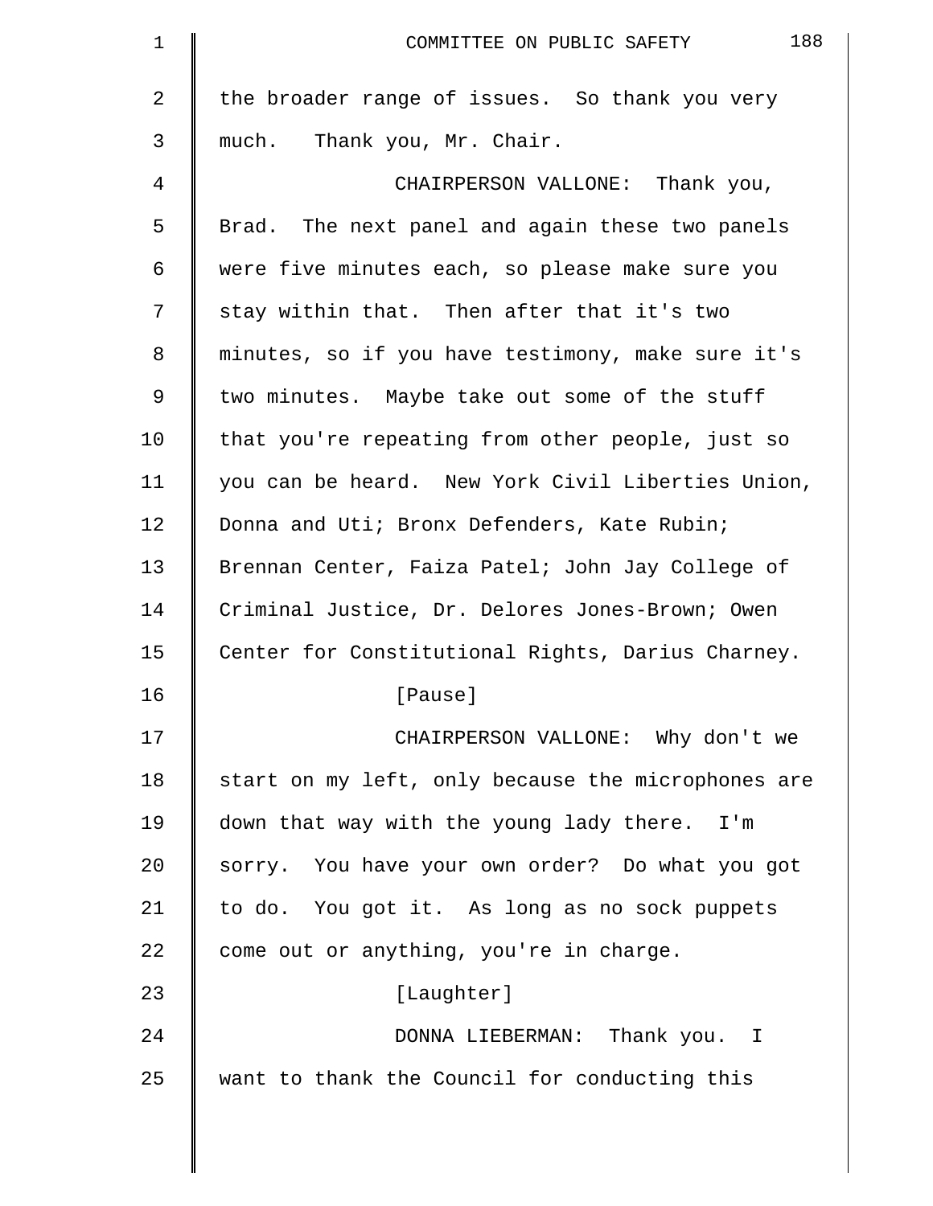the broader range of issues. So thank you very much. Thank you, Mr. Chair.

CHAIRPERSON VALLONE: Thank you, Brad. The next panel and again these two panels were five minutes each, so please make sure you stay within that. Then after that it's two minutes, so if you have testimony, make sure it's two minutes. Maybe take out some of the stuff that you're repeating from other people, just so you can be heard. New York Civil Liberties Union, Donna and Uti; Bronx Defenders, Kate Rubin; Brennan Center, Faiza Patel; John Jay College of Criminal Justice, Dr. Delores Jones-Brown; Owen Center for Constitutional Rights, Darius Charney.

[Pause]

CHAIRPERSON VALLONE: Why don't we start on my left, only because the microphones are down that way with the young lady there. I'm sorry. You have your own order? Do what you got to do. You got it. As long as no sock puppets come out or anything, you're in charge.

[Laughter]

DONNA LIEBERMAN: Thank you. I want to thank the Council for conducting this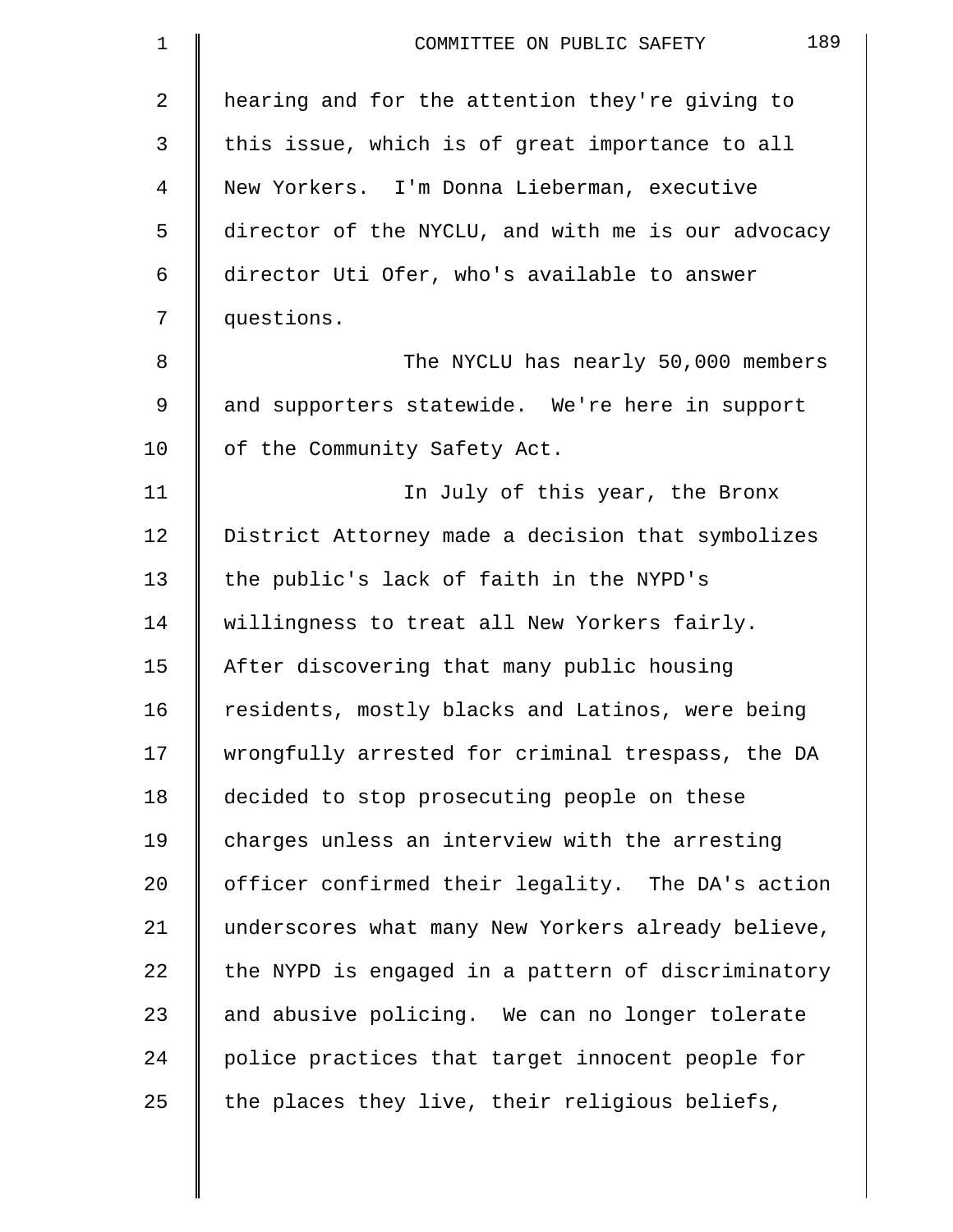hearing and for the attention they're giving to this issue, which is of great importance to all New Yorkers. I'm Donna Lieberman, executive director of the NYCLU, and with me is our advocacy director Uti Ofer, who's available to answer questions.

The NYCLU has nearly 50,000 members and supporters statewide. We're here in support of the Community Safety Act.

In July of this year, the Bronx District Attorney made a decision that symbolizes the public's lack of faith in the NYPD's willingness to treat all New Yorkers fairly. After discovering that many public housing residents, mostly blacks and Latinos, were being wrongfully arrested for criminal trespass, the DA decided to stop prosecuting people on these charges unless an interview with the arresting officer confirmed their legality. The DA's action underscores what many New Yorkers already believe, the NYPD is engaged in a pattern of discriminatory and abusive policing. We can no longer tolerate police practices that target innocent people for the places they live, their religious beliefs,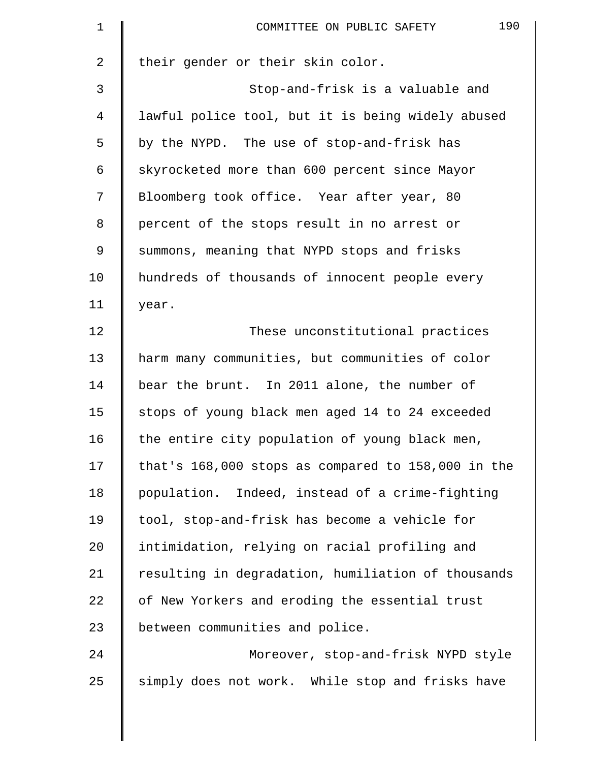their gender or their skin color.

Stop-and-frisk is a valuable and lawful police tool, but it is being widely abused by the NYPD. The use of stop-and-frisk has skyrocketed more than 600 percent since Mayor Bloomberg took office. Year after year, 80 percent of the stops result in no arrest or summons, meaning that NYPD stops and frisks hundreds of thousands of innocent people every year.

These unconstitutional practices harm many communities, but communities of color bear the brunt. In 2011 alone, the number of stops of young black men aged 14 to 24 exceeded the entire city population of young black men, that's 168,000 stops as compared to 158,000 in the population. Indeed, instead of a crime-fighting tool, stop-and-frisk has become a vehicle for intimidation, relying on racial profiling and resulting in degradation, humiliation of thousands of New Yorkers and eroding the essential trust between communities and police.

Moreover, stop-and-frisk NYPD style simply does not work. While stop and frisks have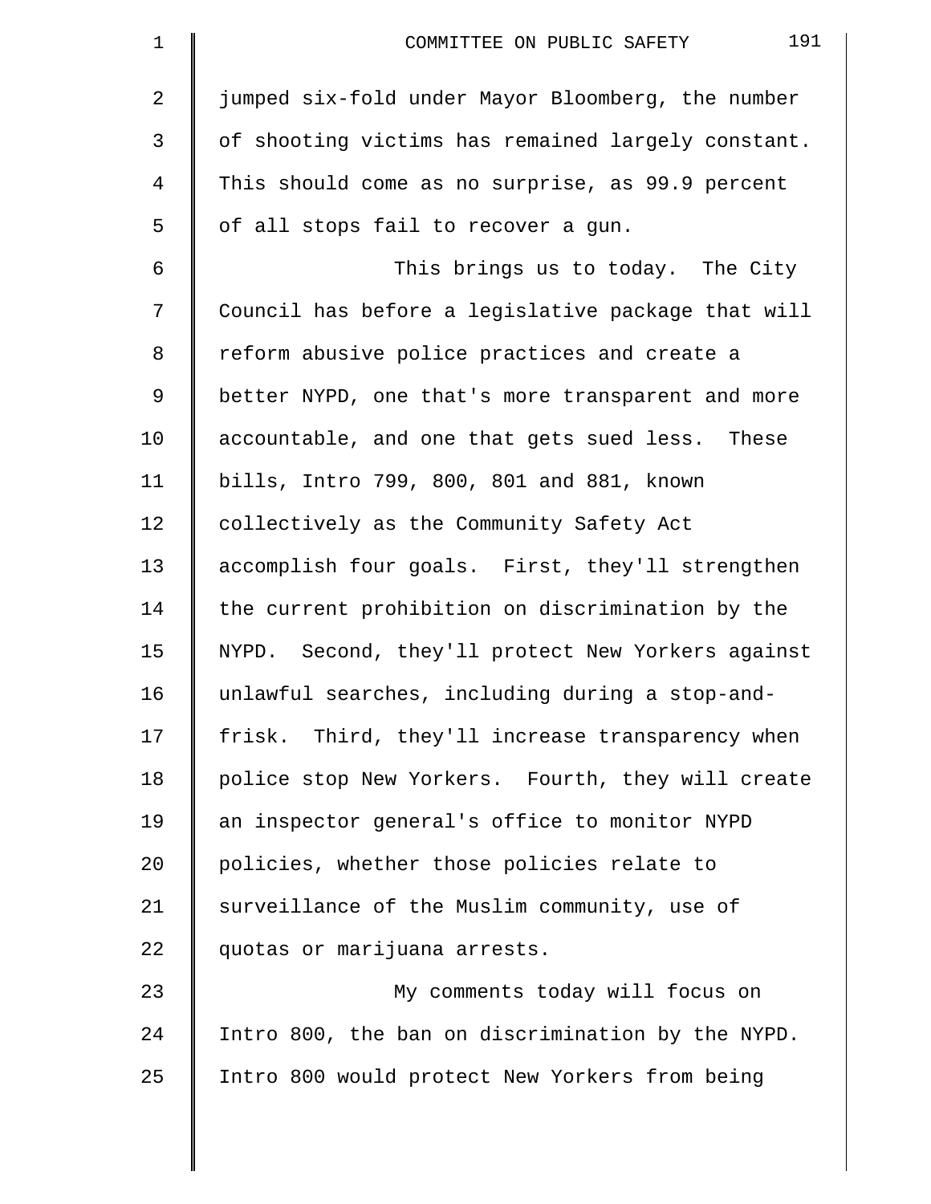jumped six-fold under Mayor Bloomberg, the number of shooting victims has remained largely constant. This should come as no surprise, as 99.9 percent of all stops fail to recover a gun.

This brings us to today. The City Council has before a legislative package that will reform abusive police practices and create a better NYPD, one that's more transparent and more accountable, and one that gets sued less. These bills, Intro 799, 800, 801 and 881, known collectively as the Community Safety Act accomplish four goals. First, they'll strengthen the current prohibition on discrimination by the NYPD. Second, they'll protect New Yorkers against unlawful searches, including during a stop-and-frisk. Third, they'll increase transparency when police stop New Yorkers. Fourth, they will create an inspector general's office to monitor NYPD policies, whether those policies relate to surveillance of the Muslim community, use of quotas or marijuana arrests.

My comments today will focus on Intro 800, the ban on discrimination by the NYPD. Intro 800 would protect New Yorkers from being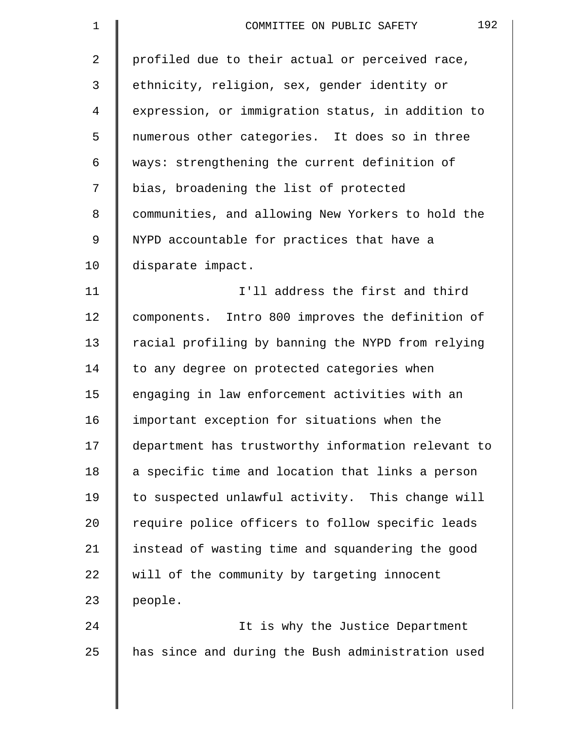profiled due to their actual or perceived race, ethnicity, religion, sex, gender identity or expression, or immigration status, in addition to numerous other categories. It does so in three ways: strengthening the current definition of bias, broadening the list of protected communities, and allowing New Yorkers to hold the NYPD accountable for practices that have a disparate impact.

I'll address the first and third components. Intro 800 improves the definition of racial profiling by banning the NYPD from relying to any degree on protected categories when engaging in law enforcement activities with an important exception for situations when the department has trustworthy information relevant to a specific time and location that links a person to suspected unlawful activity. This change will require police officers to follow specific leads instead of wasting time and squandering the good will of the community by targeting innocent people.

It is why the Justice Department has since and during the Bush administration used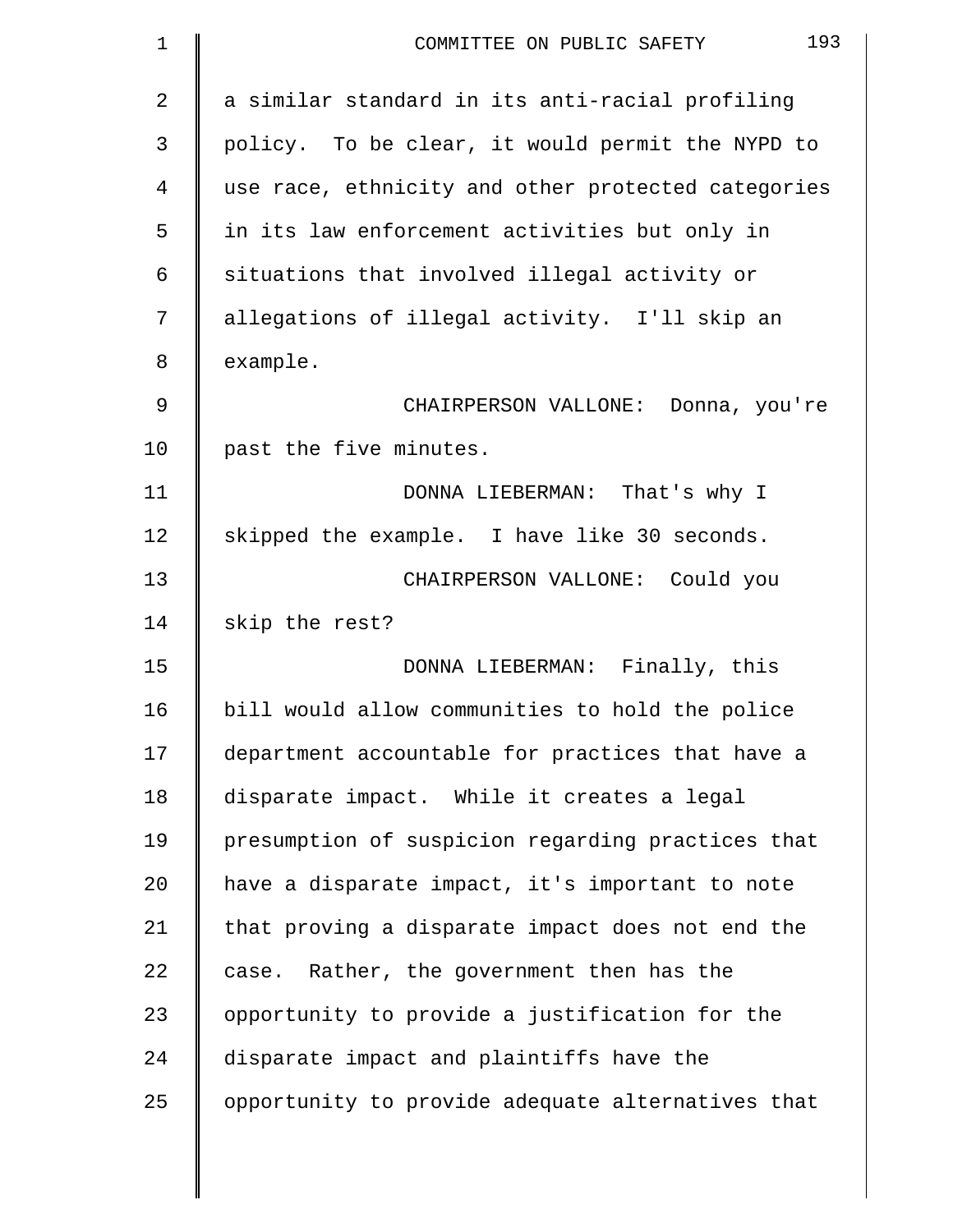a similar standard in its anti-racial profiling policy. To be clear, it would permit the NYPD to use race, ethnicity and other protected categories in its law enforcement activities but only in situations that involved illegal activity or allegations of illegal activity. I'll skip an example.

CHAIRPERSON VALLONE: Donna, you're past the five minutes.

DONNA LIEBERMAN: That's why I skipped the example. I have like 30 seconds.

CHAIRPERSON VALLONE: Could you skip the rest?

DONNA LIEBERMAN: Finally, this bill would allow communities to hold the police department accountable for practices that have a disparate impact. While it creates a legal presumption of suspicion regarding practices that have a disparate impact, it's important to note that proving a disparate impact does not end the case. Rather, the government then has the opportunity to provide a justification for the disparate impact and plaintiffs have the opportunity to provide adequate alternatives that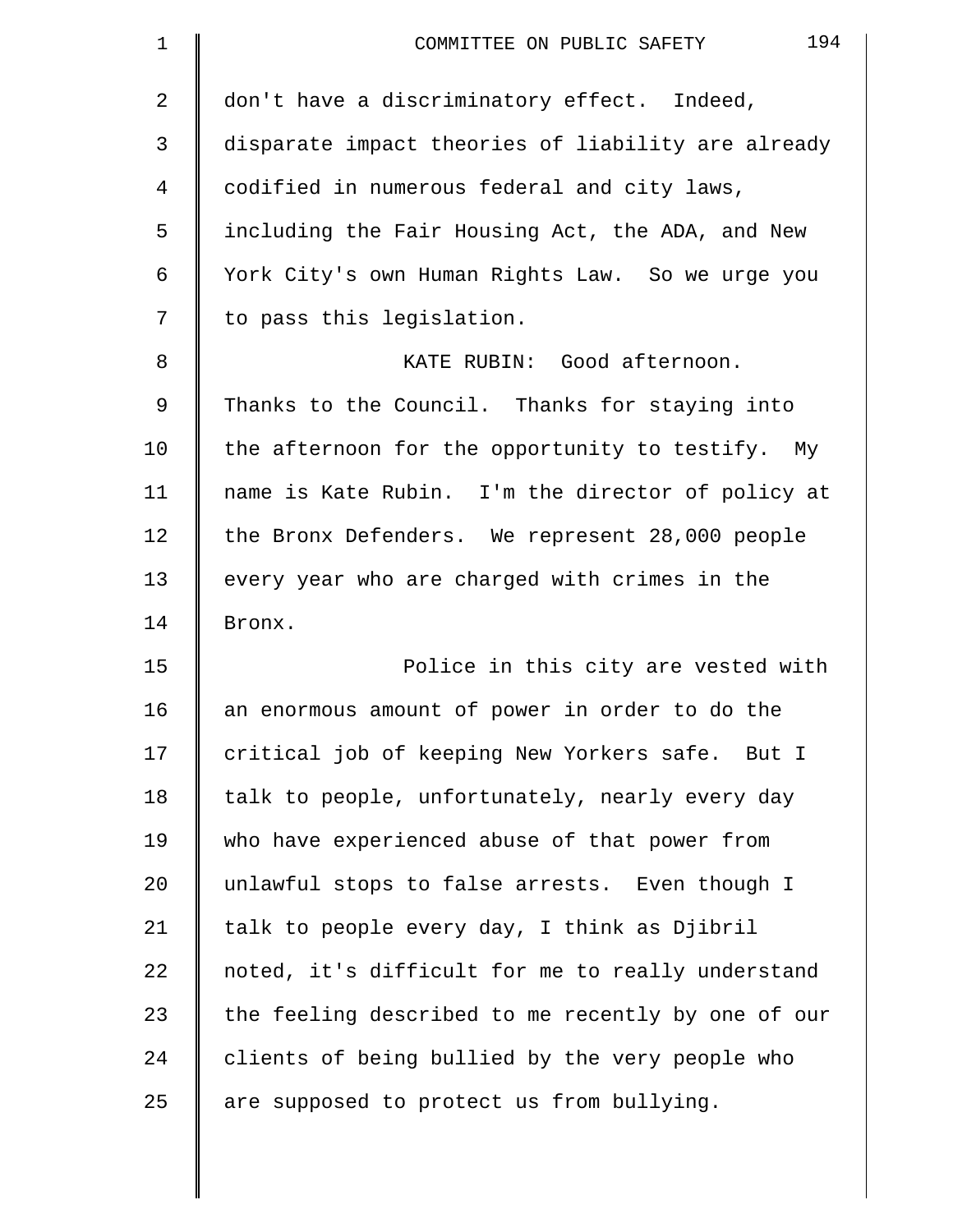don't have a discriminatory effect. Indeed, disparate impact theories of liability are already codified in numerous federal and city laws, including the Fair Housing Act, the ADA, and New York City's own Human Rights Law. So we urge you to pass this legislation.

KATE RUBIN: Good afternoon. Thanks to the Council. Thanks for staying into the afternoon for the opportunity to testify. My name is Kate Rubin. I'm the director of policy at the Bronx Defenders. We represent 28,000 people every year who are charged with crimes in the Bronx.

Police in this city are vested with an enormous amount of power in order to do the critical job of keeping New Yorkers safe. But I talk to people, unfortunately, nearly every day who have experienced abuse of that power from unlawful stops to false arrests. Even though I talk to people every day, I think as Djibril noted, it's difficult for me to really understand the feeling described to me recently by one of our clients of being bullied by the very people who are supposed to protect us from bullying.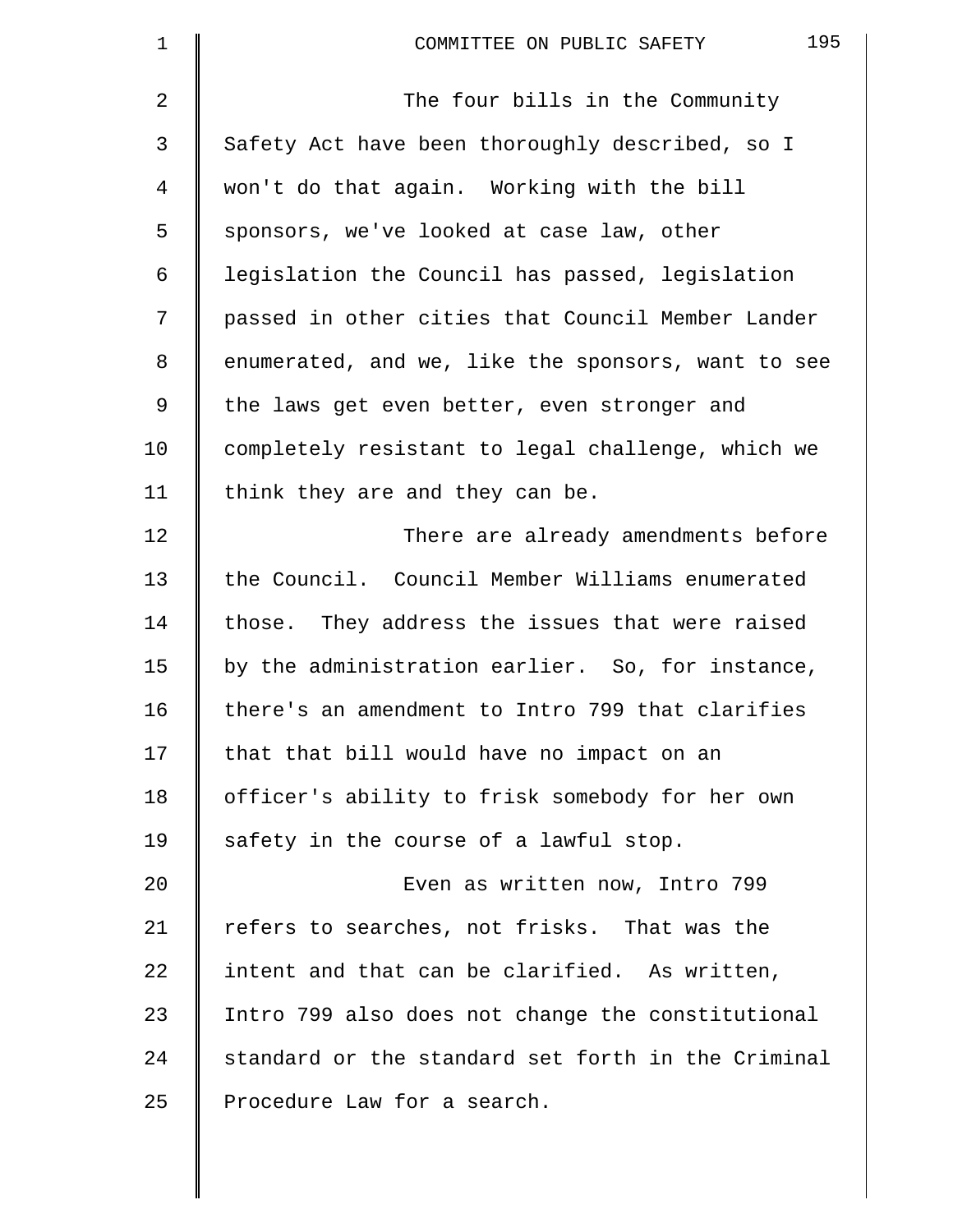The four bills in the Community Safety Act have been thoroughly described, so I won't do that again. Working with the bill sponsors, we've looked at case law, other legislation the Council has passed, legislation passed in other cities that Council Member Lander enumerated, and we, like the sponsors, want to see the laws get even better, even stronger and completely resistant to legal challenge, which we think they are and they can be.

There are already amendments before the Council. Council Member Williams enumerated those. They address the issues that were raised by the administration earlier. So, for instance, there's an amendment to Intro 799 that clarifies that that bill would have no impact on an officer's ability to frisk somebody for her own safety in the course of a lawful stop.

Even as written now, Intro 799 refers to searches, not frisks. That was the intent and that can be clarified. As written, Intro 799 also does not change the constitutional standard or the standard set forth in the Criminal Procedure Law for a search.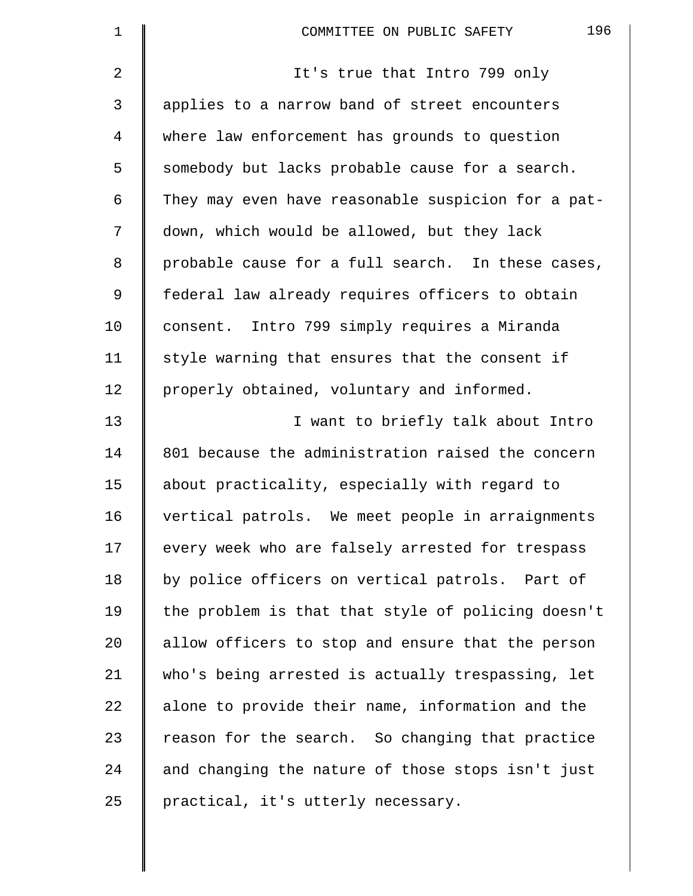It's true that Intro 799 only applies to a narrow band of street encounters where law enforcement has grounds to question somebody but lacks probable cause for a search. They may even have reasonable suspicion for a pat-down, which would be allowed, but they lack probable cause for a full search. In these cases, federal law already requires officers to obtain consent. Intro 799 simply requires a Miranda style warning that ensures that the consent if properly obtained, voluntary and informed.

I want to briefly talk about Intro 801 because the administration raised the concern about practicality, especially with regard to vertical patrols. We meet people in arraignments every week who are falsely arrested for trespass by police officers on vertical patrols. Part of the problem is that that style of policing doesn't allow officers to stop and ensure that the person who's being arrested is actually trespassing, let alone to provide their name, information and the reason for the search. So changing that practice and changing the nature of those stops isn't just practical, it's utterly necessary.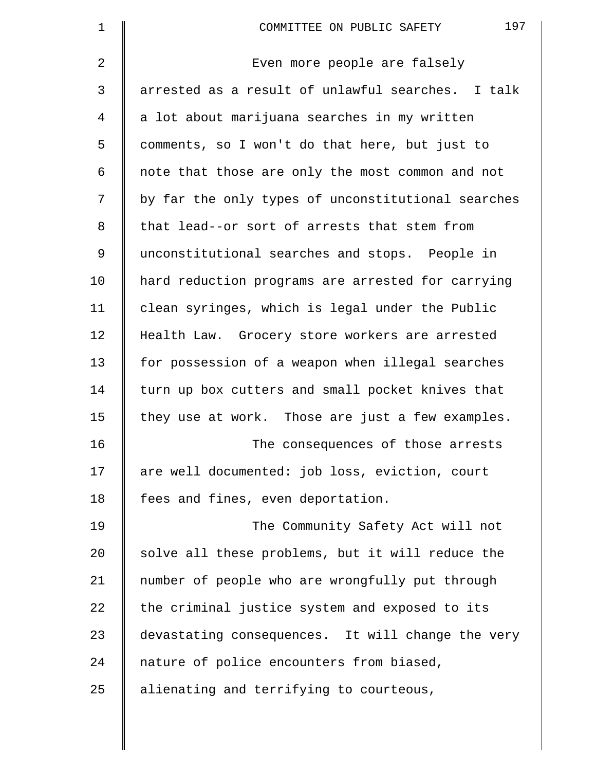Even more people are falsely arrested as a result of unlawful searches. I talk a lot about marijuana searches in my written comments, so I won't do that here, but just to note that those are only the most common and not by far the only types of unconstitutional searches that lead--or sort of arrests that stem from unconstitutional searches and stops. People in hard reduction programs are arrested for carrying clean syringes, which is legal under the Public Health Law. Grocery store workers are arrested for possession of a weapon when illegal searches turn up box cutters and small pocket knives that they use at work. Those are just a few examples.

The consequences of those arrests are well documented: job loss, eviction, court fees and fines, even deportation.

The Community Safety Act will not solve all these problems, but it will reduce the number of people who are wrongfully put through the criminal justice system and exposed to its devastating consequences. It will change the very nature of police encounters from biased, alienating and terrifying to courteous,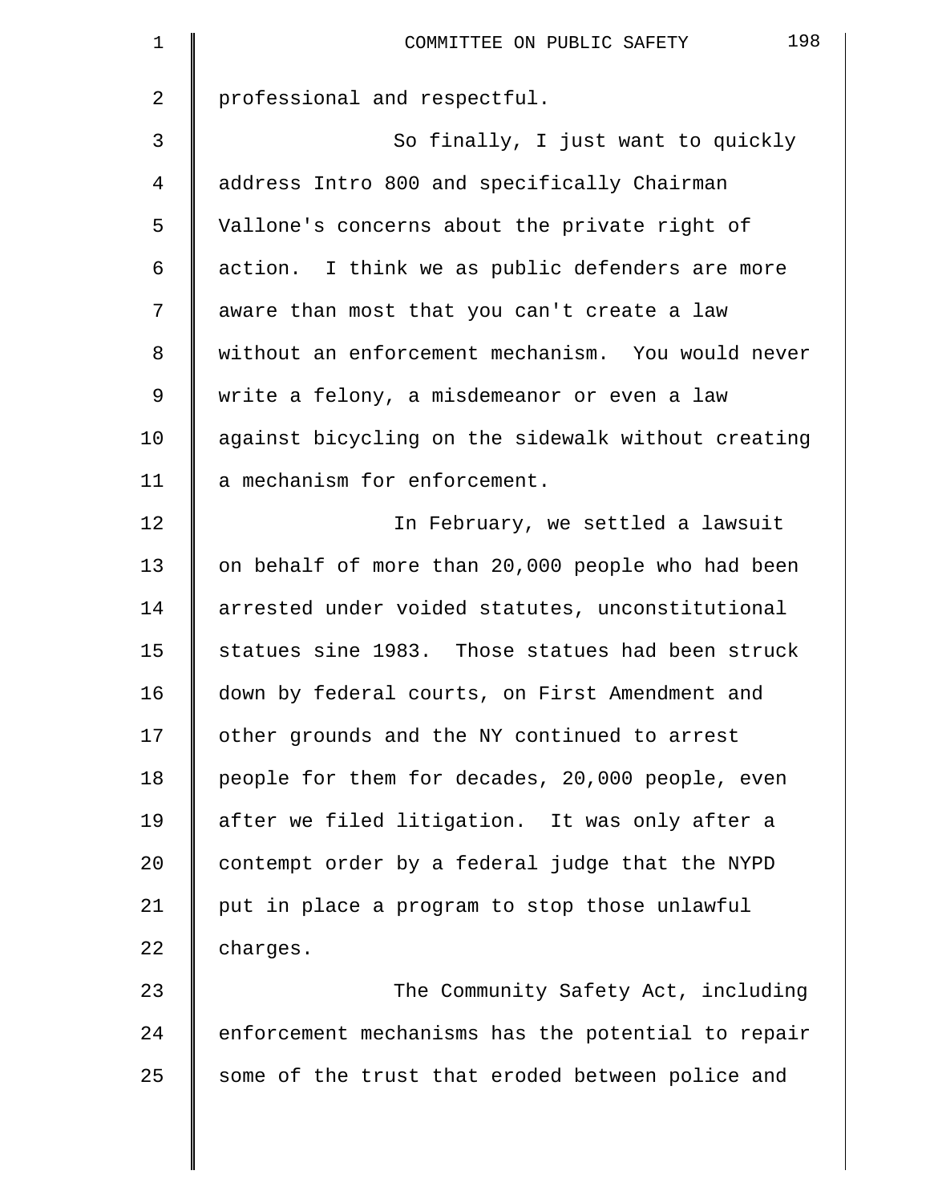professional and respectful.

So finally, I just want to quickly address Intro 800 and specifically Chairman Vallone's concerns about the private right of action. I think we as public defenders are more aware than most that you can't create a law without an enforcement mechanism. You would never write a felony, a misdemeanor or even a law against bicycling on the sidewalk without creating a mechanism for enforcement.

In February, we settled a lawsuit on behalf of more than 20,000 people who had been arrested under voided statutes, unconstitutional statues sine 1983. Those statues had been struck down by federal courts, on First Amendment and other grounds and the NY continued to arrest people for them for decades, 20,000 people, even after we filed litigation. It was only after a contempt order by a federal judge that the NYPD put in place a program to stop those unlawful charges.

The Community Safety Act, including enforcement mechanisms has the potential to repair some of the trust that eroded between police and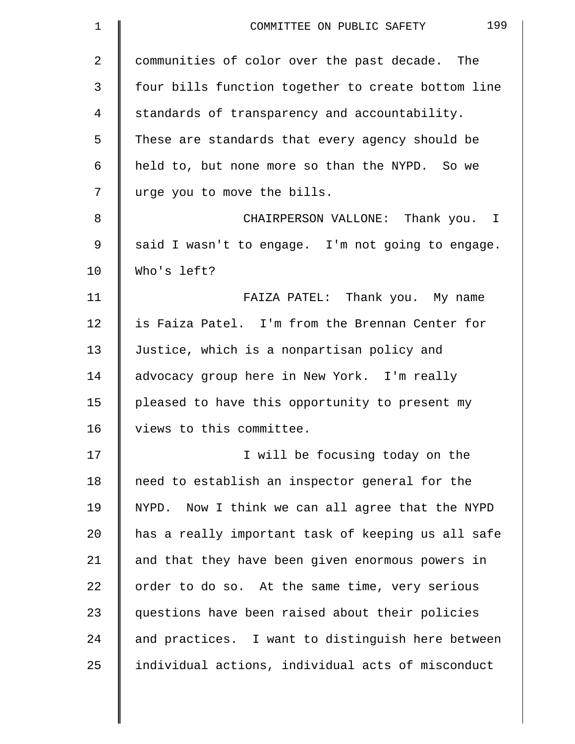communities of color over the past decade. The four bills function together to create bottom line standards of transparency and accountability. These are standards that every agency should be held to, but none more so than the NYPD. So we urge you to move the bills.

CHAIRPERSON VALLONE: Thank you. I said I wasn't to engage. I'm not going to engage. Who's left?

FAIZA PATEL: Thank you. My name is Faiza Patel. I'm from the Brennan Center for Justice, which is a nonpartisan policy and advocacy group here in New York. I'm really pleased to have this opportunity to present my views to this committee.

I will be focusing today on the need to establish an inspector general for the NYPD. Now I think we can all agree that the NYPD has a really important task of keeping us all safe and that they have been given enormous powers in order to do so. At the same time, very serious questions have been raised about their policies and practices. I want to distinguish here between individual actions, individual acts of misconduct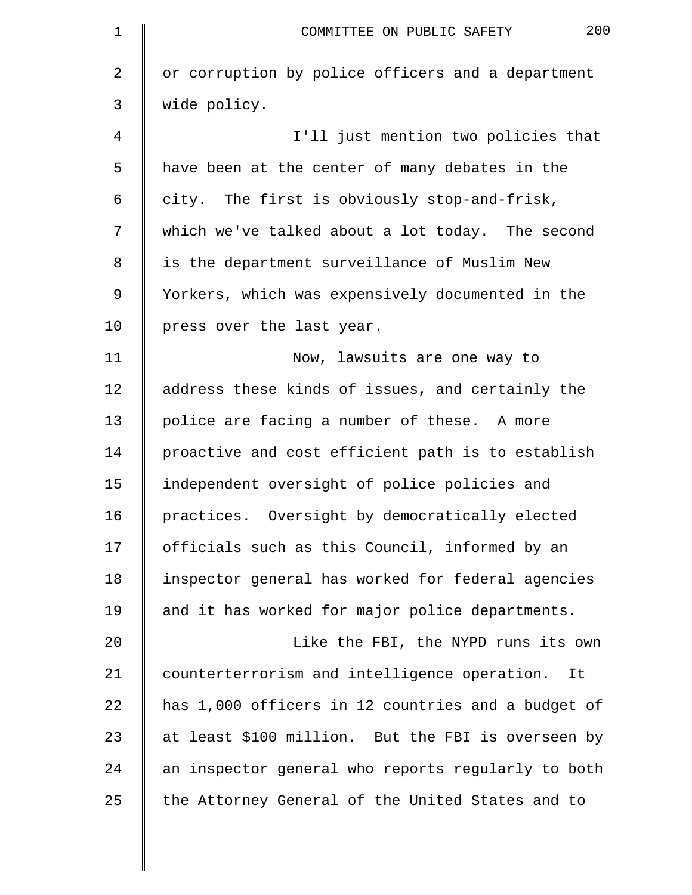or corruption by police officers and a department wide policy.

I'll just mention two policies that have been at the center of many debates in the city. The first is obviously stop-and-frisk, which we've talked about a lot today. The second is the department surveillance of Muslim New Yorkers, which was expensively documented in the press over the last year.

Now, lawsuits are one way to address these kinds of issues, and certainly the police are facing a number of these. A more proactive and cost efficient path is to establish independent oversight of police policies and practices. Oversight by democratically elected officials such as this Council, informed by an inspector general has worked for federal agencies and it has worked for major police departments.

Like the FBI, the NYPD runs its own counterterrorism and intelligence operation. It has 1,000 officers in 12 countries and a budget of at least $100 million. But the FBI is overseen by an inspector general who reports regularly to both the Attorney General of the United States and to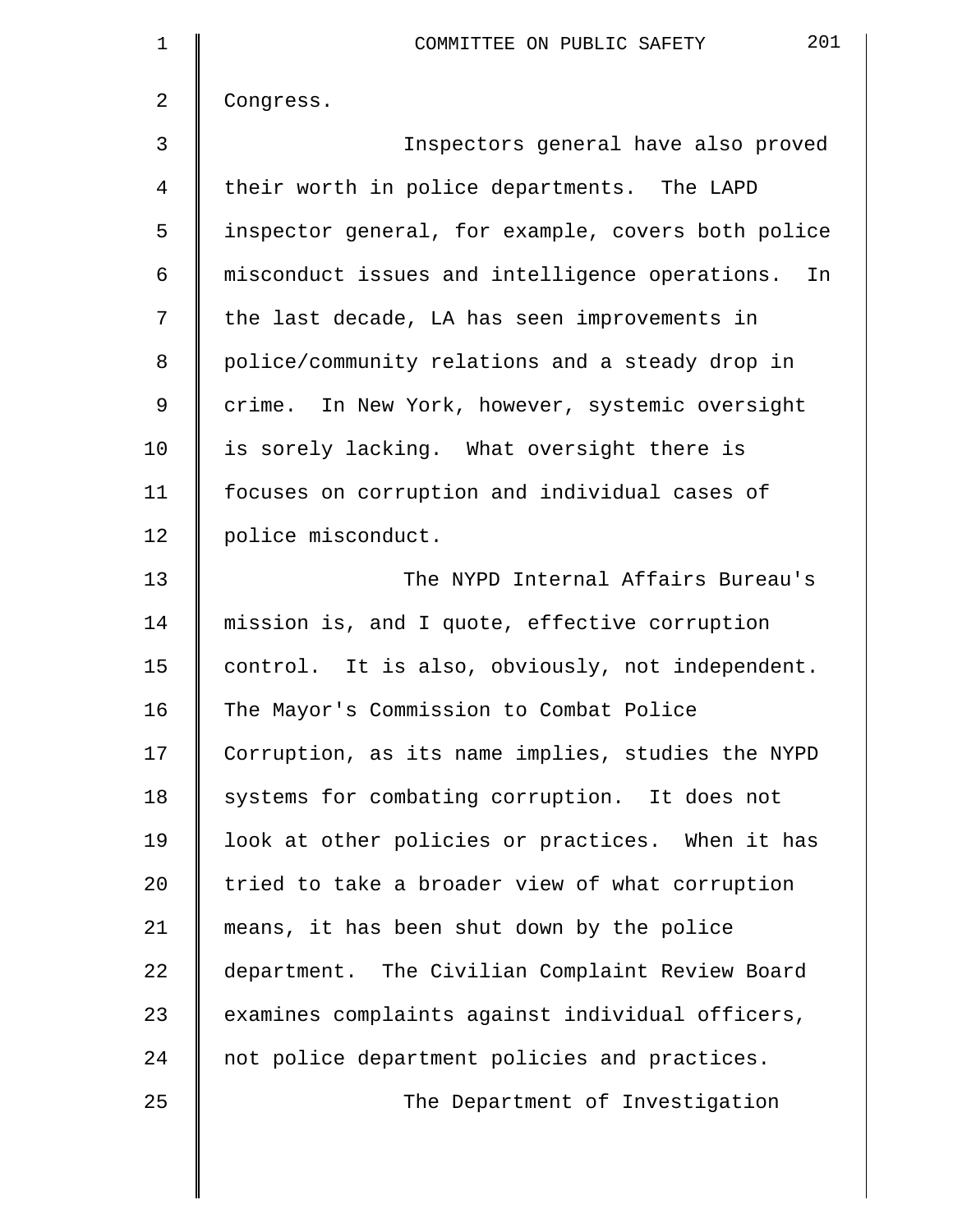Congress.

Inspectors general have also proved their worth in police departments. The LAPD inspector general, for example, covers both police misconduct issues and intelligence operations. In the last decade, LA has seen improvements in police/community relations and a steady drop in crime. In New York, however, systemic oversight is sorely lacking. What oversight there is focuses on corruption and individual cases of police misconduct.

The NYPD Internal Affairs Bureau's mission is, and I quote, effective corruption control. It is also, obviously, not independent. The Mayor's Commission to Combat Police Corruption, as its name implies, studies the NYPD systems for combating corruption. It does not look at other policies or practices. When it has tried to take a broader view of what corruption means, it has been shut down by the police department. The Civilian Complaint Review Board examines complaints against individual officers, not police department policies and practices.

The Department of Investigation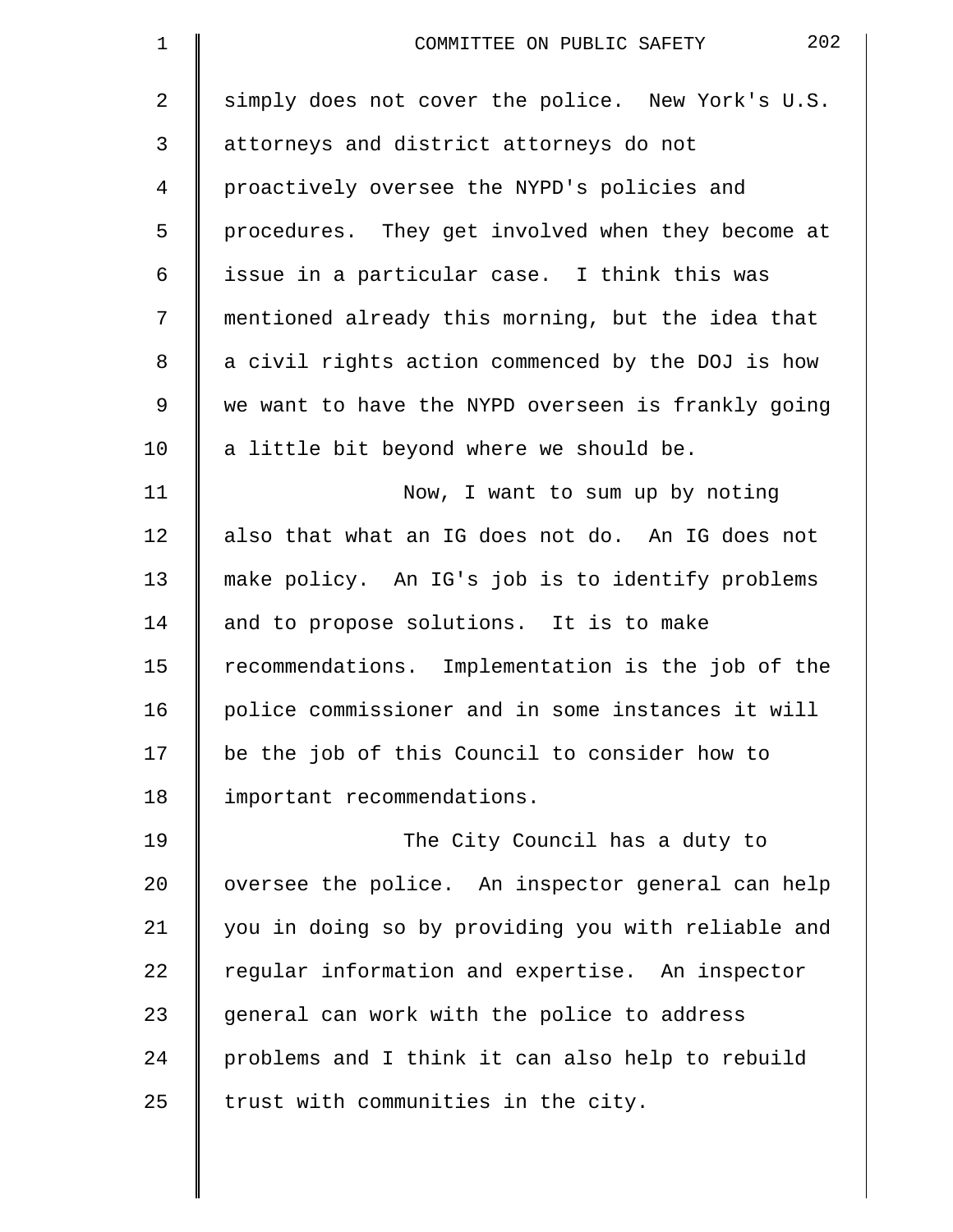simply does not cover the police. New York's U.S. attorneys and district attorneys do not proactively oversee the NYPD's policies and procedures. They get involved when they become at issue in a particular case. I think this was mentioned already this morning, but the idea that a civil rights action commenced by the DOJ is how we want to have the NYPD overseen is frankly going a little bit beyond where we should be.

Now, I want to sum up by noting also that what an IG does not do. An IG does not make policy. An IG's job is to identify problems and to propose solutions. It is to make recommendations. Implementation is the job of the police commissioner and in some instances it will be the job of this Council to consider how to important recommendations.

The City Council has a duty to oversee the police. An inspector general can help you in doing so by providing you with reliable and regular information and expertise. An inspector general can work with the police to address problems and I think it can also help to rebuild trust with communities in the city.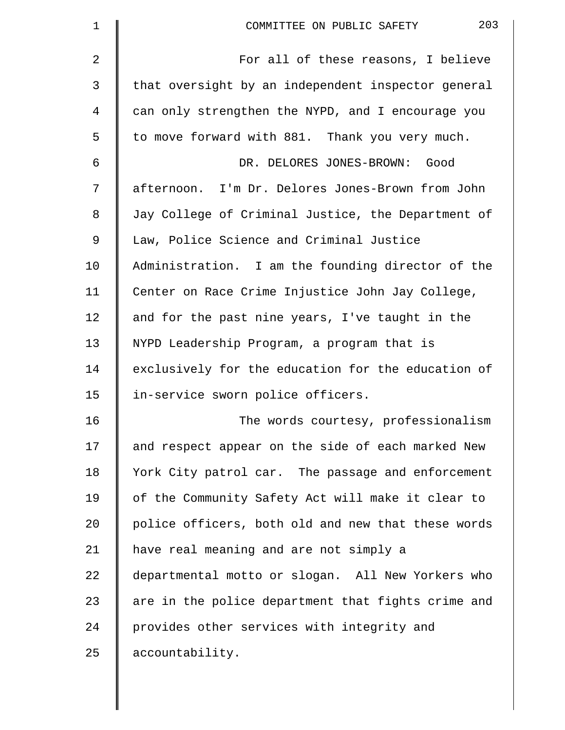For all of these reasons, I believe that oversight by an independent inspector general can only strengthen the NYPD, and I encourage you to move forward with 881. Thank you very much.

DR. DELORES JONES-BROWN: Good afternoon. I'm Dr. Delores Jones-Brown from John Jay College of Criminal Justice, the Department of Law, Police Science and Criminal Justice Administration. I am the founding director of the Center on Race Crime Injustice John Jay College, and for the past nine years, I've taught in the NYPD Leadership Program, a program that is exclusively for the education for the education of in-service sworn police officers.

The words courtesy, professionalism and respect appear on the side of each marked New York City patrol car. The passage and enforcement of the Community Safety Act will make it clear to police officers, both old and new that these words have real meaning and are not simply a departmental motto or slogan. All New Yorkers who are in the police department that fights crime and provides other services with integrity and accountability.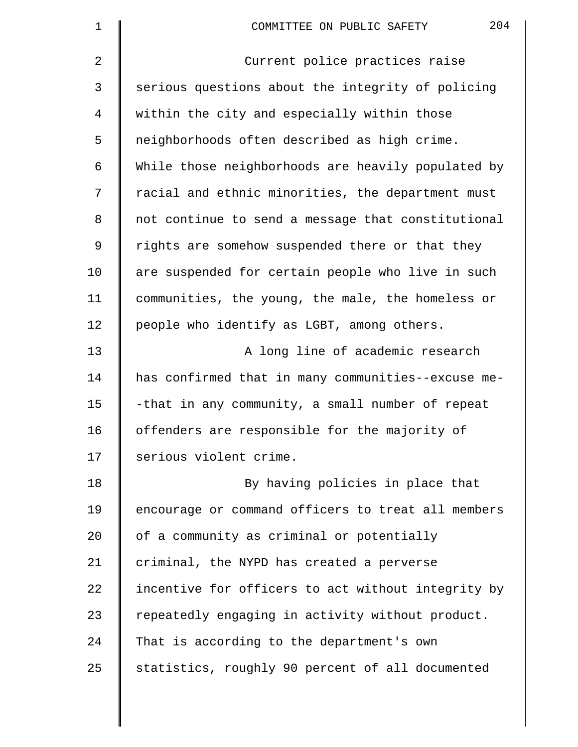Current police practices raise serious questions about the integrity of policing within the city and especially within those neighborhoods often described as high crime. While those neighborhoods are heavily populated by racial and ethnic minorities, the department must not continue to send a message that constitutional rights are somehow suspended there or that they are suspended for certain people who live in such communities, the young, the male, the homeless or people who identify as LGBT, among others.

A long line of academic research has confirmed that in many communities--excuse me--that in any community, a small number of repeat offenders are responsible for the majority of serious violent crime.

By having policies in place that encourage or command officers to treat all members of a community as criminal or potentially criminal, the NYPD has created a perverse incentive for officers to act without integrity by repeatedly engaging in activity without product. That is according to the department's own statistics, roughly 90 percent of all documented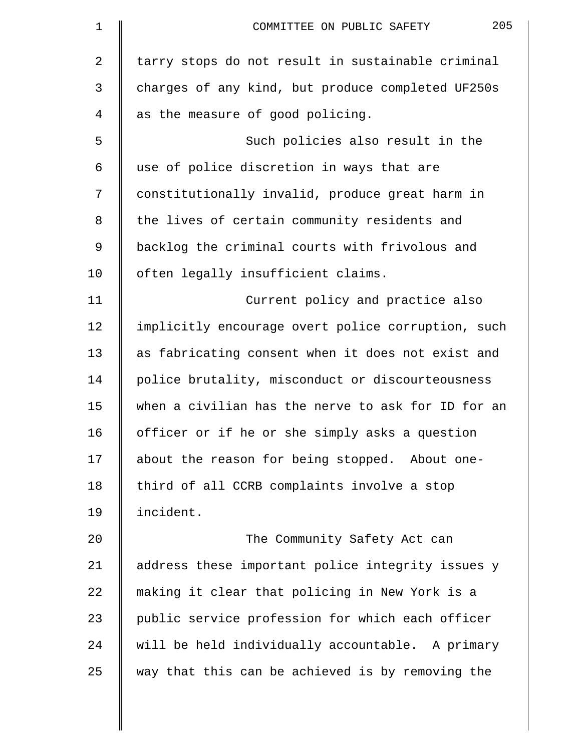tarry stops do not result in sustainable criminal charges of any kind, but produce completed UF250s as the measure of good policing.

Such policies also result in the use of police discretion in ways that are constitutionally invalid, produce great harm in the lives of certain community residents and backlog the criminal courts with frivolous and often legally insufficient claims.

Current policy and practice also implicitly encourage overt police corruption, such as fabricating consent when it does not exist and police brutality, misconduct or discourteousness when a civilian has the nerve to ask for ID for an officer or if he or she simply asks a question about the reason for being stopped. About one-third of all CCRB complaints involve a stop incident.

The Community Safety Act can address these important police integrity issues y making it clear that policing in New York is a public service profession for which each officer will be held individually accountable. A primary way that this can be achieved is by removing the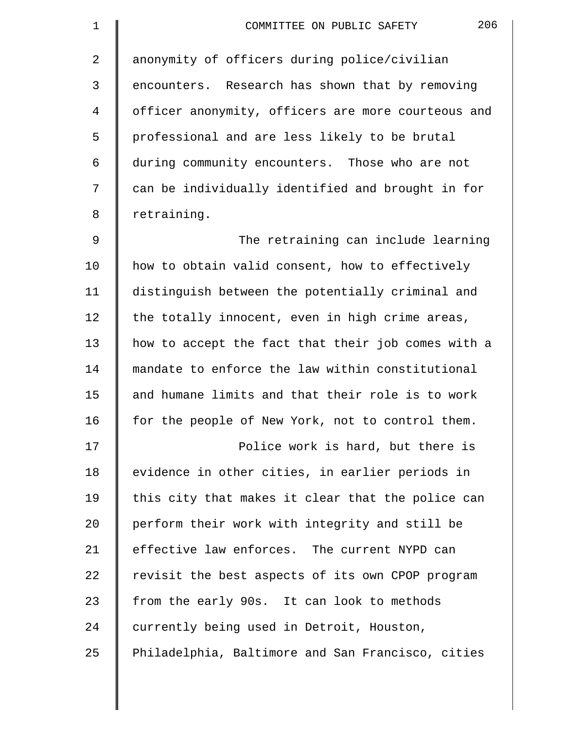anonymity of officers during police/civilian encounters. Research has shown that by removing officer anonymity, officers are more courteous and professional and are less likely to be brutal during community encounters. Those who are not can be individually identified and brought in for retraining.

The retraining can include learning how to obtain valid consent, how to effectively distinguish between the potentially criminal and the totally innocent, even in high crime areas, how to accept the fact that their job comes with a mandate to enforce the law within constitutional and humane limits and that their role is to work for the people of New York, not to control them.

Police work is hard, but there is evidence in other cities, in earlier periods in this city that makes it clear that the police can perform their work with integrity and still be effective law enforces. The current NYPD can revisit the best aspects of its own CPOP program from the early 90s. It can look to methods currently being used in Detroit, Houston, Philadelphia, Baltimore and San Francisco, cities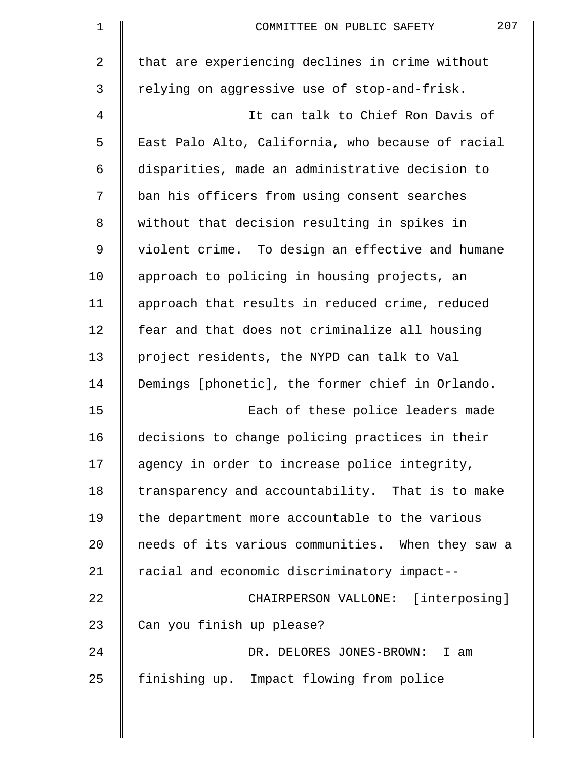that are experiencing declines in crime without relying on aggressive use of stop-and-frisk.

It can talk to Chief Ron Davis of East Palo Alto, California, who because of racial disparities, made an administrative decision to ban his officers from using consent searches without that decision resulting in spikes in violent crime. To design an effective and humane approach to policing in housing projects, an approach that results in reduced crime, reduced fear and that does not criminalize all housing project residents, the NYPD can talk to Val Demings [phonetic], the former chief in Orlando.

Each of these police leaders made decisions to change policing practices in their agency in order to increase police integrity, transparency and accountability. That is to make the department more accountable to the various needs of its various communities. When they saw a racial and economic discriminatory impact--

CHAIRPERSON VALLONE: [interposing] Can you finish up please?

DR. DELORES JONES-BROWN: I am finishing up. Impact flowing from police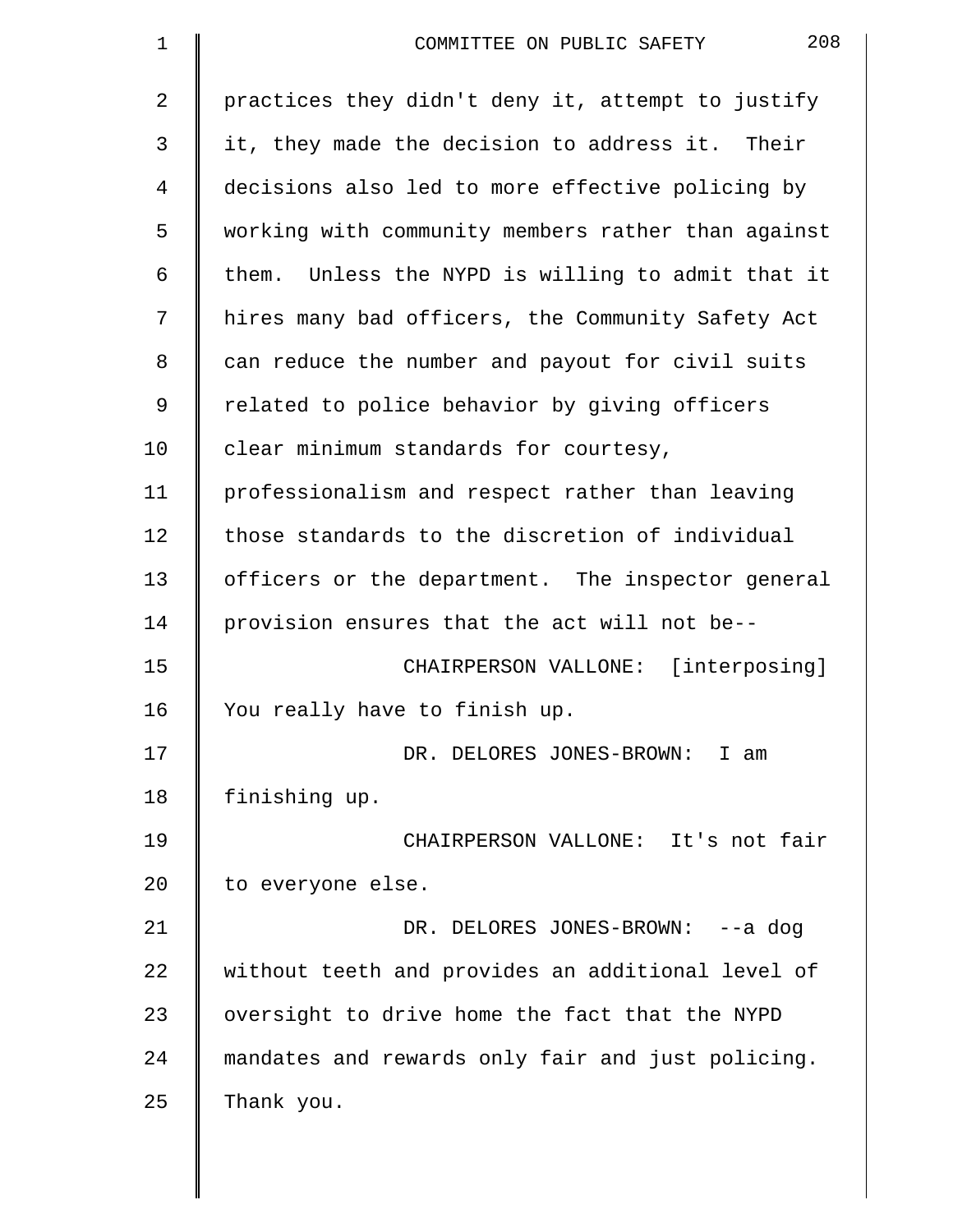practices they didn't deny it, attempt to justify it, they made the decision to address it. Their decisions also led to more effective policing by working with community members rather than against them. Unless the NYPD is willing to admit that it hires many bad officers, the Community Safety Act can reduce the number and payout for civil suits related to police behavior by giving officers clear minimum standards for courtesy, professionalism and respect rather than leaving those standards to the discretion of individual officers or the department. The inspector general provision ensures that the act will not be--

CHAIRPERSON VALLONE: [interposing] You really have to finish up.

DR. DELORES JONES-BROWN: I am finishing up.

CHAIRPERSON VALLONE: It's not fair to everyone else.

DR. DELORES JONES-BROWN: --a dog without teeth and provides an additional level of oversight to drive home the fact that the NYPD mandates and rewards only fair and just policing. Thank you.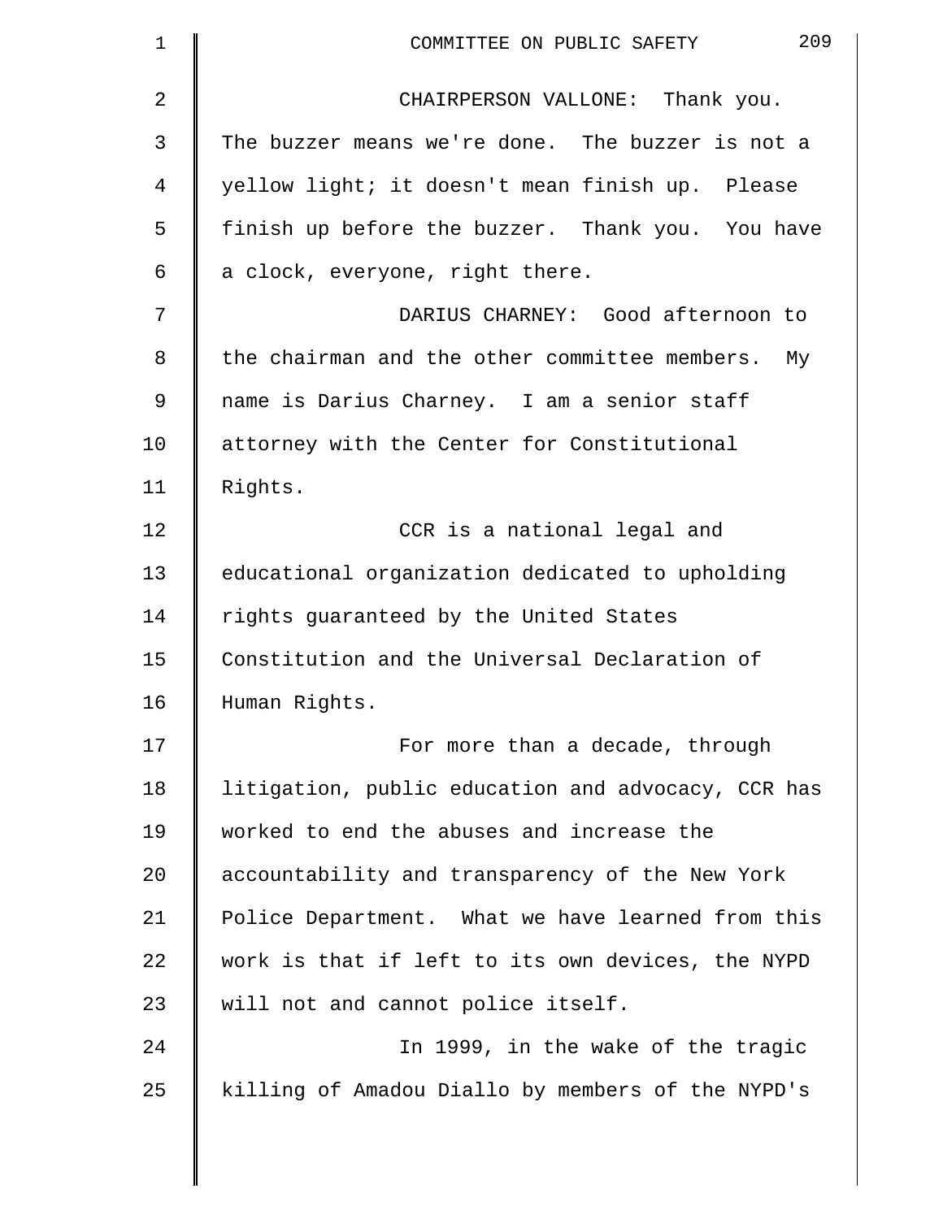CHAIRPERSON VALLONE: Thank you. The buzzer means we're done. The buzzer is not a yellow light; it doesn't mean finish up. Please finish up before the buzzer. Thank you. You have a clock, everyone, right there.

DARIUS CHARNEY: Good afternoon to the chairman and the other committee members. My name is Darius Charney. I am a senior staff attorney with the Center for Constitutional Rights.

CCR is a national legal and educational organization dedicated to upholding rights guaranteed by the United States Constitution and the Universal Declaration of Human Rights.

For more than a decade, through litigation, public education and advocacy, CCR has worked to end the abuses and increase the accountability and transparency of the New York Police Department. What we have learned from this work is that if left to its own devices, the NYPD will not and cannot police itself.

In 1999, in the wake of the tragic killing of Amadou Diallo by members of the NYPD's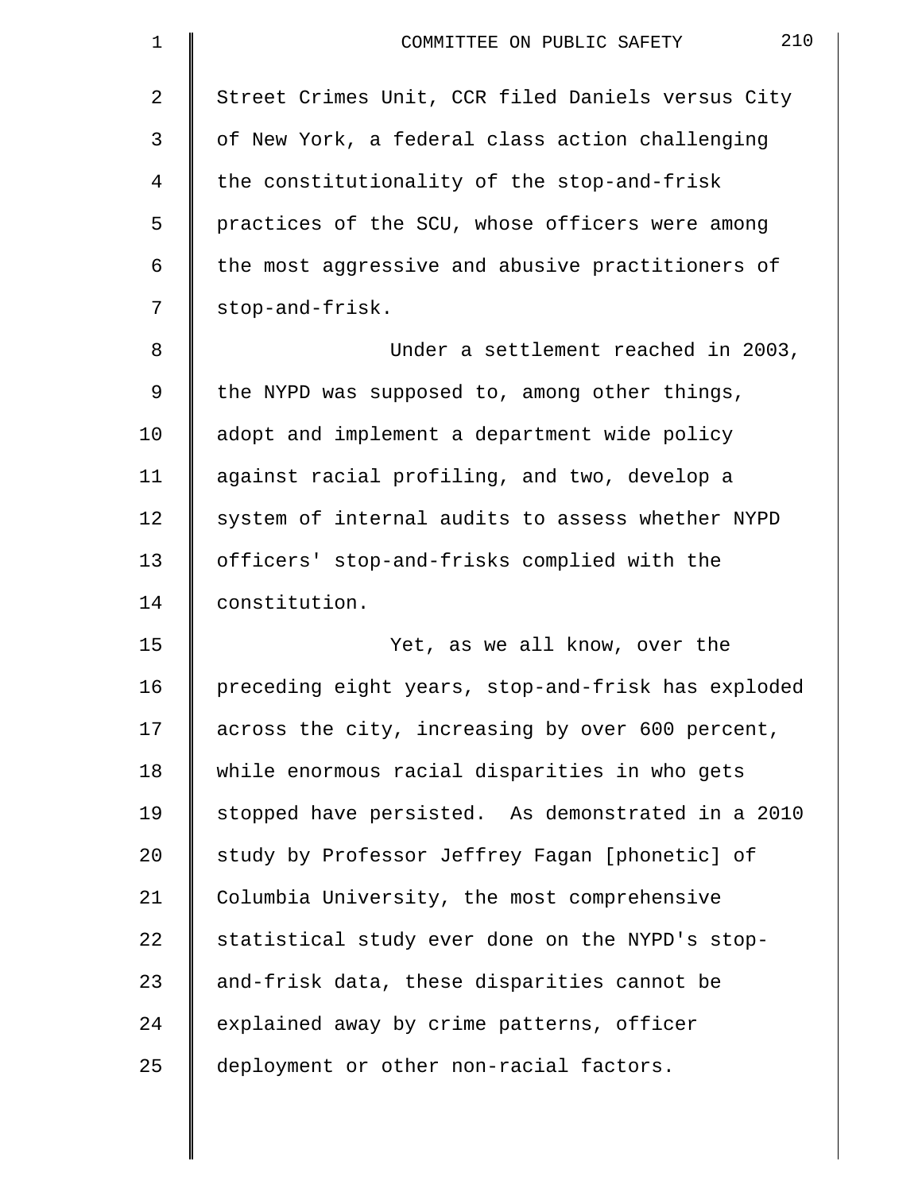Street Crimes Unit, CCR filed Daniels versus City of New York, a federal class action challenging the constitutionality of the stop-and-frisk practices of the SCU, whose officers were among the most aggressive and abusive practitioners of stop-and-frisk.

Under a settlement reached in 2003, the NYPD was supposed to, among other things, adopt and implement a department wide policy against racial profiling, and two, develop a system of internal audits to assess whether NYPD officers' stop-and-frisks complied with the constitution.

Yet, as we all know, over the preceding eight years, stop-and-frisk has exploded across the city, increasing by over 600 percent, while enormous racial disparities in who gets stopped have persisted. As demonstrated in a 2010 study by Professor Jeffrey Fagan [phonetic] of Columbia University, the most comprehensive statistical study ever done on the NYPD's stop-and-frisk data, these disparities cannot be explained away by crime patterns, officer deployment or other non-racial factors.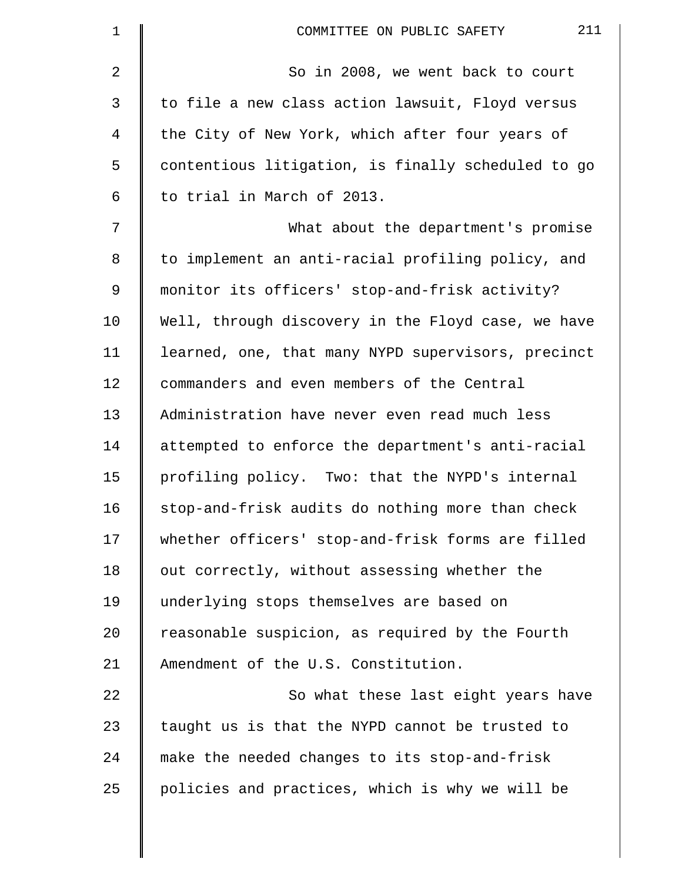So in 2008, we went back to court to file a new class action lawsuit, Floyd versus the City of New York, which after four years of contentious litigation, is finally scheduled to go to trial in March of 2013.

What about the department's promise to implement an anti-racial profiling policy, and monitor its officers' stop-and-frisk activity? Well, through discovery in the Floyd case, we have learned, one, that many NYPD supervisors, precinct commanders and even members of the Central Administration have never even read much less attempted to enforce the department's anti-racial profiling policy. Two: that the NYPD's internal stop-and-frisk audits do nothing more than check whether officers' stop-and-frisk forms are filled out correctly, without assessing whether the underlying stops themselves are based on reasonable suspicion, as required by the Fourth Amendment of the U.S. Constitution.

So what these last eight years have taught us is that the NYPD cannot be trusted to make the needed changes to its stop-and-frisk policies and practices, which is why we will be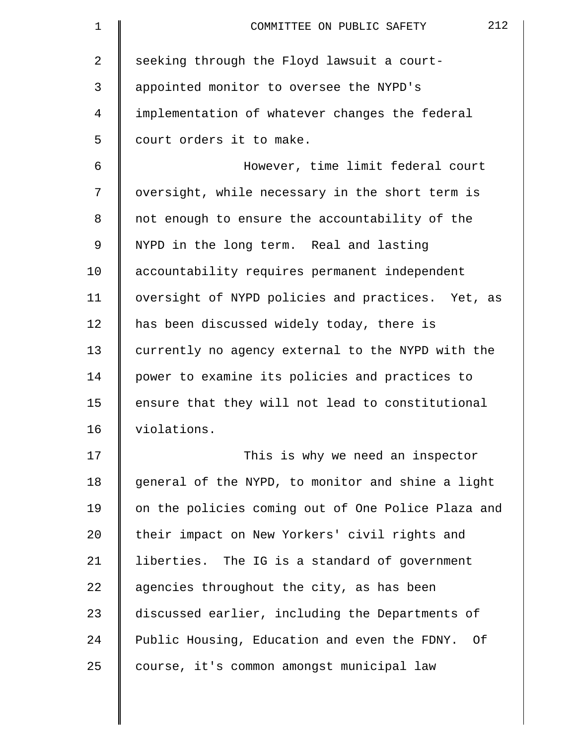seeking through the Floyd lawsuit a court-appointed monitor to oversee the NYPD's implementation of whatever changes the federal court orders it to make.

However, time limit federal court oversight, while necessary in the short term is not enough to ensure the accountability of the NYPD in the long term. Real and lasting accountability requires permanent independent oversight of NYPD policies and practices. Yet, as has been discussed widely today, there is currently no agency external to the NYPD with the power to examine its policies and practices to ensure that they will not lead to constitutional violations.

This is why we need an inspector general of the NYPD, to monitor and shine a light on the policies coming out of One Police Plaza and their impact on New Yorkers' civil rights and liberties. The IG is a standard of government agencies throughout the city, as has been discussed earlier, including the Departments of Public Housing, Education and even the FDNY. Of course, it's common amongst municipal law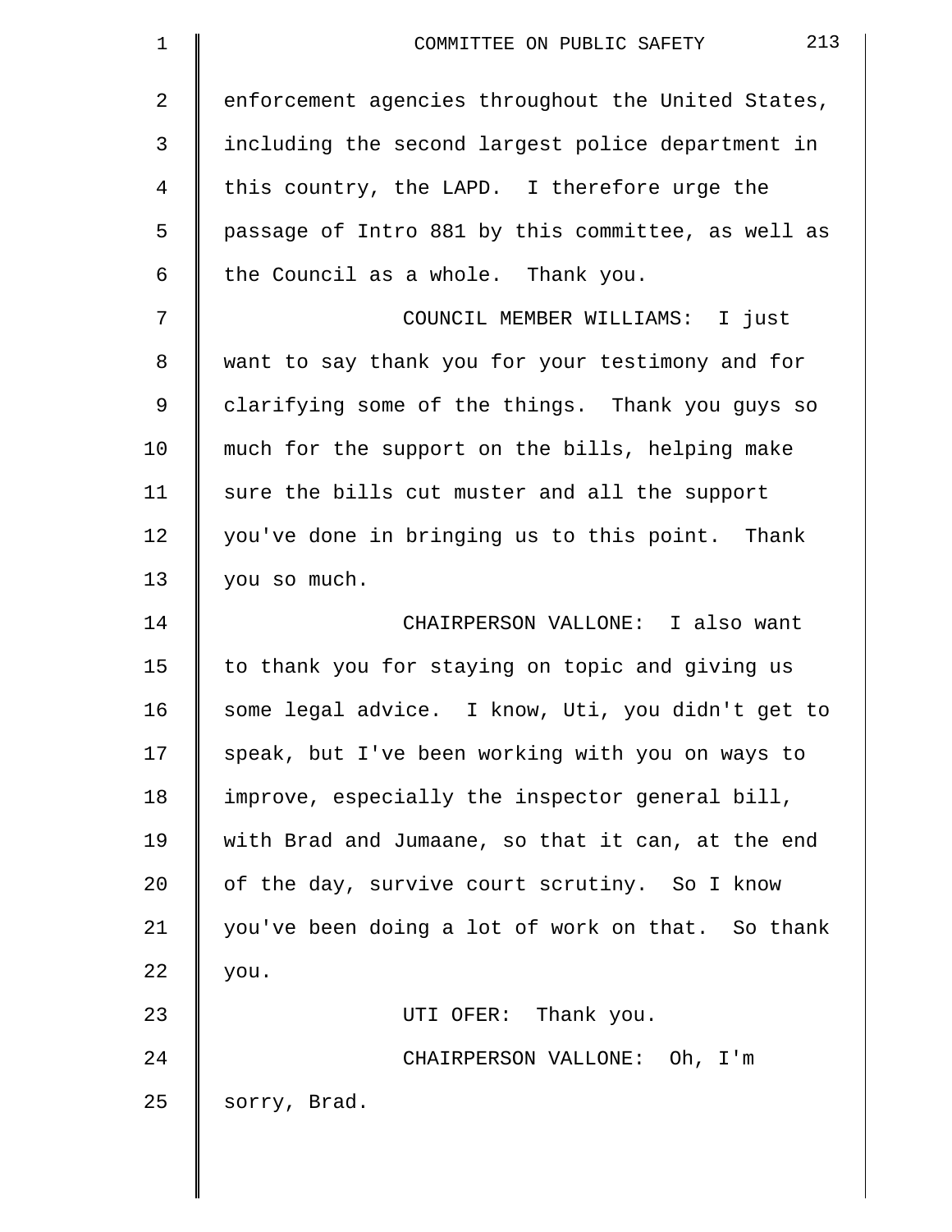enforcement agencies throughout the United States, including the second largest police department in this country, the LAPD. I therefore urge the passage of Intro 881 by this committee, as well as the Council as a whole. Thank you.

COUNCIL MEMBER WILLIAMS: I just want to say thank you for your testimony and for clarifying some of the things. Thank you guys so much for the support on the bills, helping make sure the bills cut muster and all the support you've done in bringing us to this point. Thank you so much.

CHAIRPERSON VALLONE: I also want to thank you for staying on topic and giving us some legal advice. I know, Uti, you didn't get to speak, but I've been working with you on ways to improve, especially the inspector general bill, with Brad and Jumaane, so that it can, at the end of the day, survive court scrutiny. So I know you've been doing a lot of work on that. So thank you.

UTI OFER: Thank you.

CHAIRPERSON VALLONE: Oh, I'm sorry, Brad.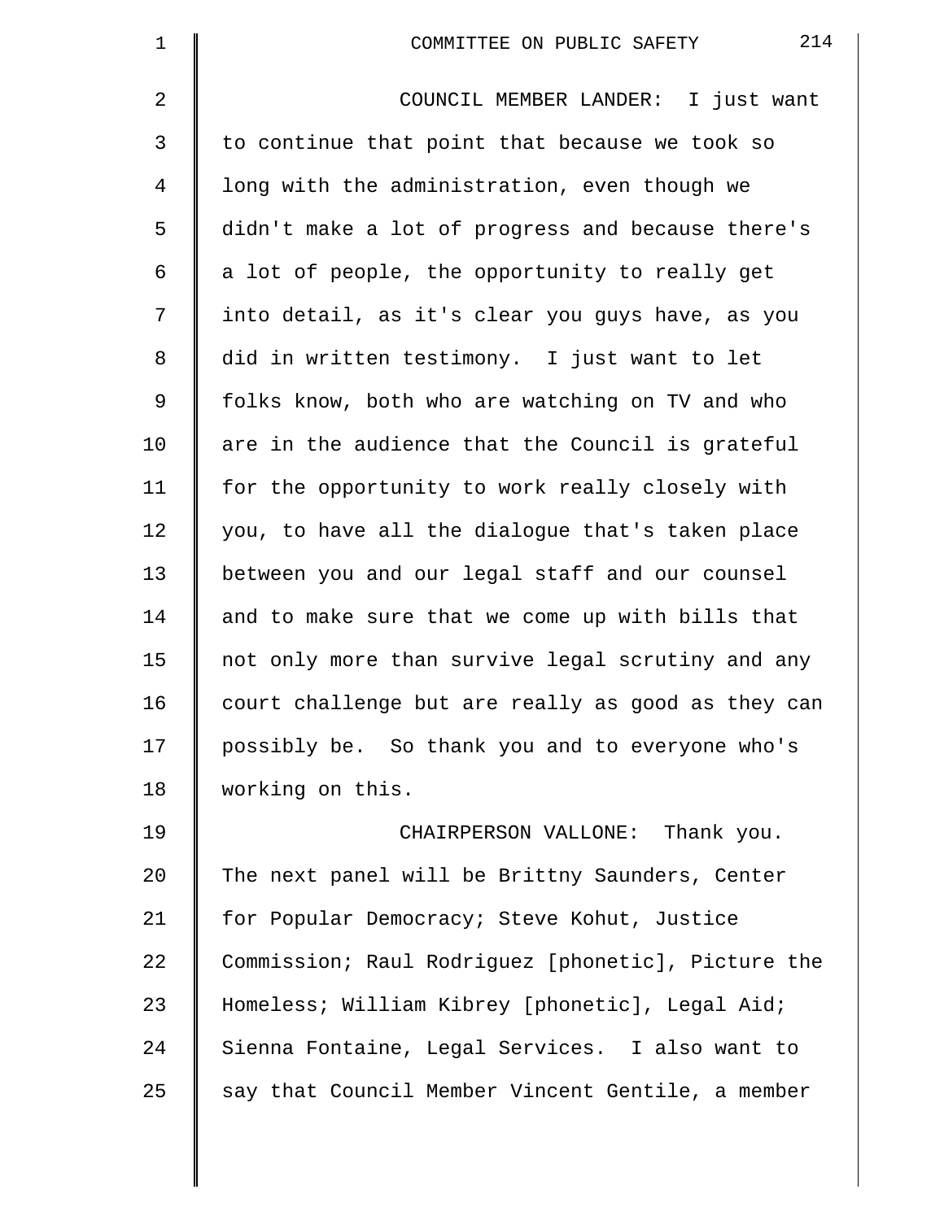COUNCIL MEMBER LANDER: I just want to continue that point that because we took so long with the administration, even though we didn't make a lot of progress and because there's a lot of people, the opportunity to really get into detail, as it's clear you guys have, as you did in written testimony. I just want to let folks know, both who are watching on TV and who are in the audience that the Council is grateful for the opportunity to work really closely with you, to have all the dialogue that's taken place between you and our legal staff and our counsel and to make sure that we come up with bills that not only more than survive legal scrutiny and any court challenge but are really as good as they can possibly be. So thank you and to everyone who's working on this.

CHAIRPERSON VALLONE: Thank you. The next panel will be Brittny Saunders, Center for Popular Democracy; Steve Kohut, Justice Commission; Raul Rodriguez [phonetic], Picture the Homeless; William Kibrey [phonetic], Legal Aid; Sienna Fontaine, Legal Services. I also want to say that Council Member Vincent Gentile, a member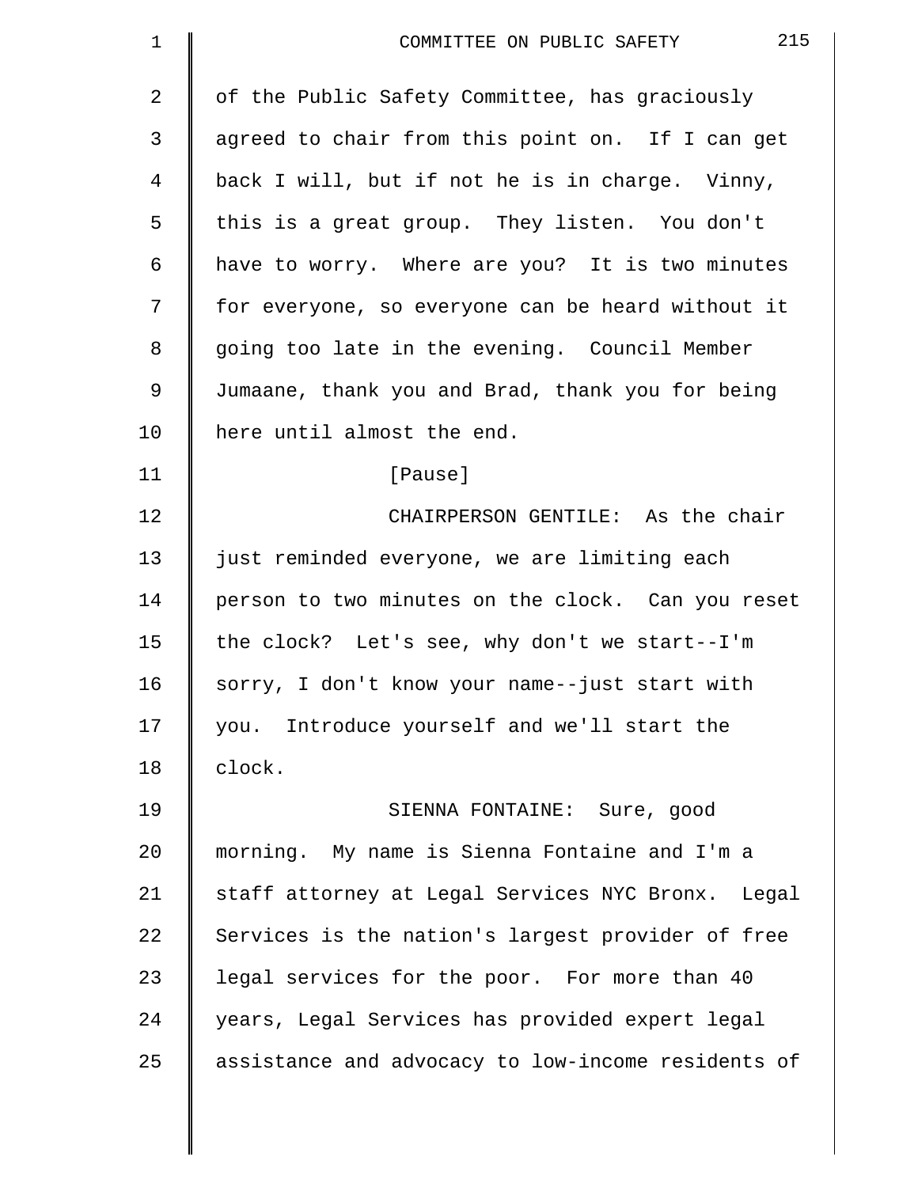of the Public Safety Committee, has graciously agreed to chair from this point on. If I can get back I will, but if not he is in charge. Vinny, this is a great group. They listen. You don't have to worry. Where are you? It is two minutes for everyone, so everyone can be heard without it going too late in the evening. Council Member Jumaane, thank you and Brad, thank you for being here until almost the end.

[Pause]

CHAIRPERSON GENTILE: As the chair just reminded everyone, we are limiting each person to two minutes on the clock. Can you reset the clock? Let's see, why don't we start--I'm sorry, I don't know your name--just start with you. Introduce yourself and we'll start the clock.

SIENNA FONTAINE: Sure, good morning. My name is Sienna Fontaine and I'm a staff attorney at Legal Services NYC Bronx. Legal Services is the nation's largest provider of free legal services for the poor. For more than 40 years, Legal Services has provided expert legal assistance and advocacy to low-income residents of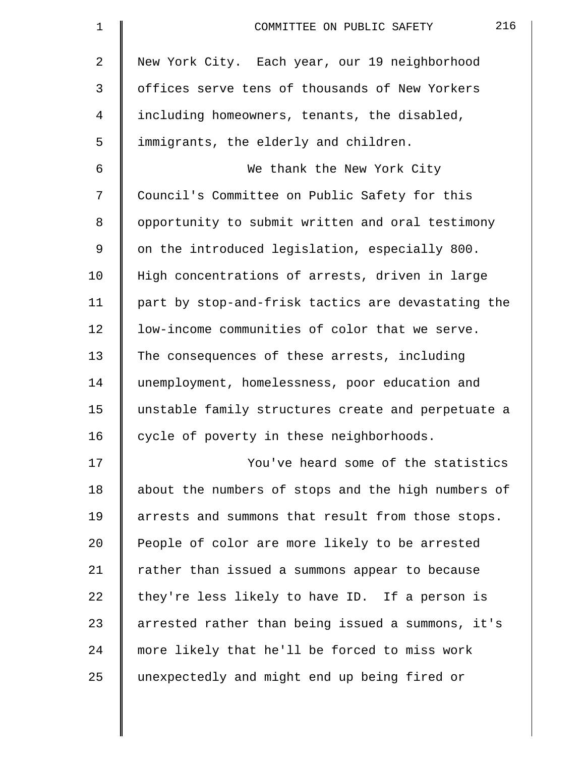New York City. Each year, our 19 neighborhood offices serve tens of thousands of New Yorkers including homeowners, tenants, the disabled, immigrants, the elderly and children.

We thank the New York City Council's Committee on Public Safety for this opportunity to submit written and oral testimony on the introduced legislation, especially 800. High concentrations of arrests, driven in large part by stop-and-frisk tactics are devastating the low-income communities of color that we serve. The consequences of these arrests, including unemployment, homelessness, poor education and unstable family structures create and perpetuate a cycle of poverty in these neighborhoods.

You've heard some of the statistics about the numbers of stops and the high numbers of arrests and summons that result from those stops. People of color are more likely to be arrested rather than issued a summons appear to because they're less likely to have ID. If a person is arrested rather than being issued a summons, it's more likely that he'll be forced to miss work unexpectedly and might end up being fired or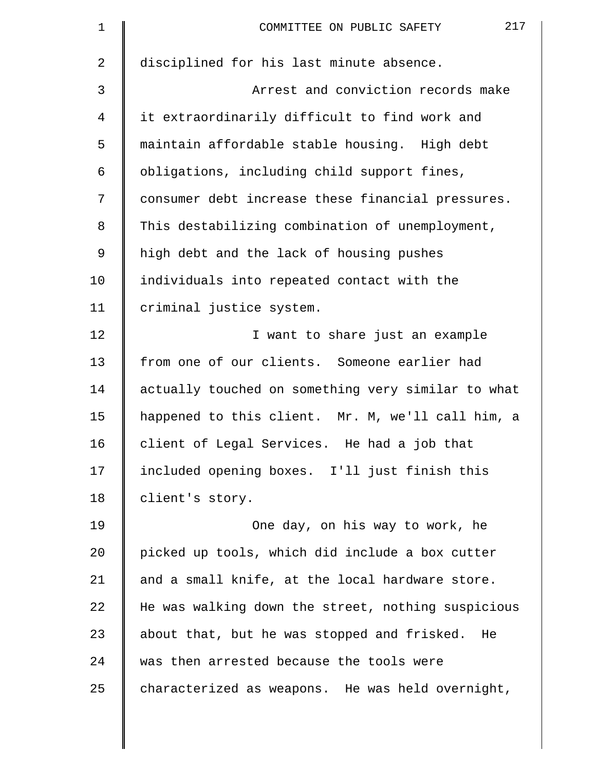disciplined for his last minute absence.

Arrest and conviction records make it extraordinarily difficult to find work and maintain affordable stable housing. High debt obligations, including child support fines, consumer debt increase these financial pressures. This destabilizing combination of unemployment, high debt and the lack of housing pushes individuals into repeated contact with the criminal justice system.

I want to share just an example from one of our clients. Someone earlier had actually touched on something very similar to what happened to this client. Mr. M, we'll call him, a client of Legal Services. He had a job that included opening boxes. I'll just finish this client's story.

One day, on his way to work, he picked up tools, which did include a box cutter and a small knife, at the local hardware store. He was walking down the street, nothing suspicious about that, but he was stopped and frisked. He was then arrested because the tools were characterized as weapons. He was held overnight,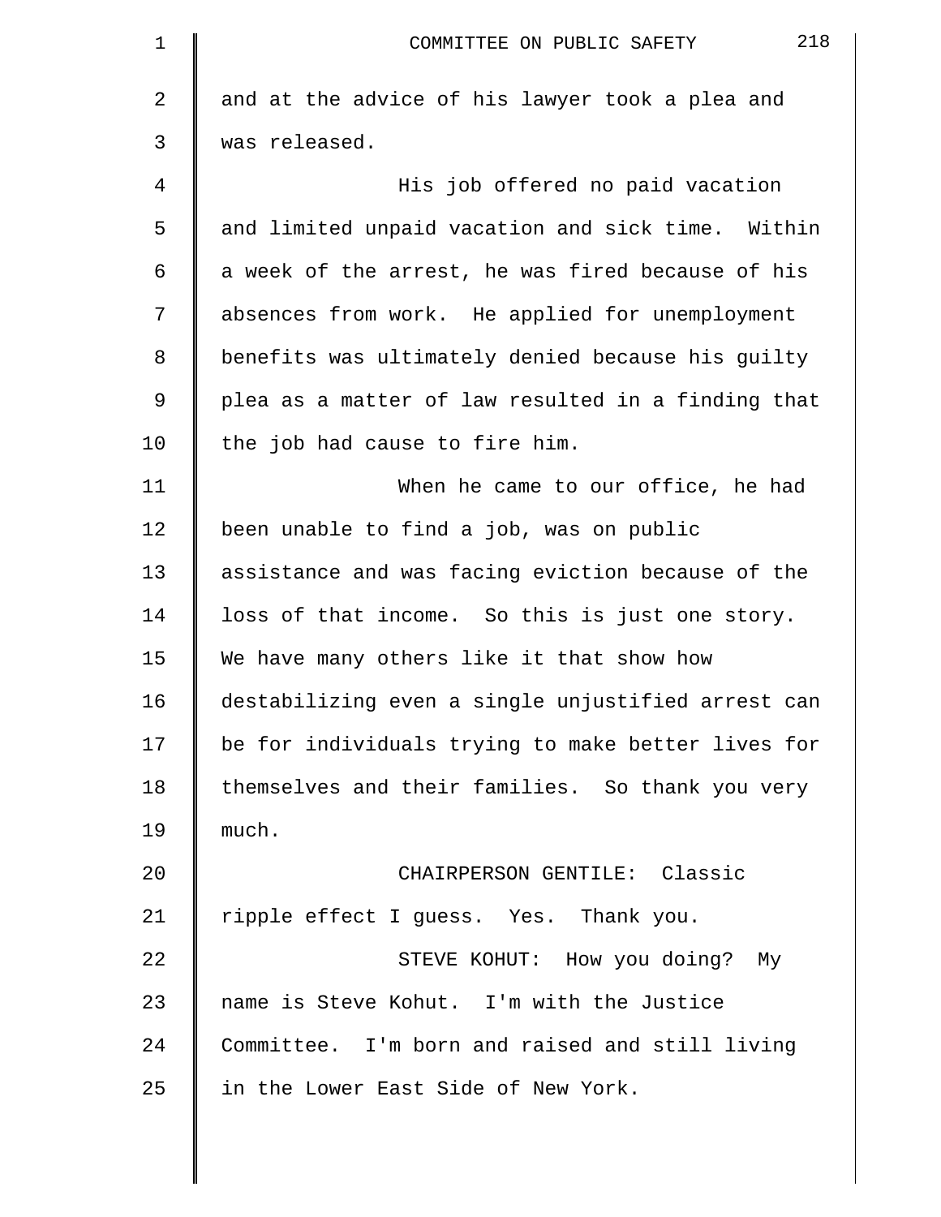and at the advice of his lawyer took a plea and was released.

His job offered no paid vacation and limited unpaid vacation and sick time. Within a week of the arrest, he was fired because of his absences from work. He applied for unemployment benefits was ultimately denied because his guilty plea as a matter of law resulted in a finding that the job had cause to fire him.

When he came to our office, he had been unable to find a job, was on public assistance and was facing eviction because of the loss of that income. So this is just one story. We have many others like it that show how destabilizing even a single unjustified arrest can be for individuals trying to make better lives for themselves and their families. So thank you very much.

CHAIRPERSON GENTILE: Classic ripple effect I guess. Yes. Thank you.

STEVE KOHUT: How you doing? My name is Steve Kohut. I'm with the Justice Committee. I'm born and raised and still living in the Lower East Side of New York.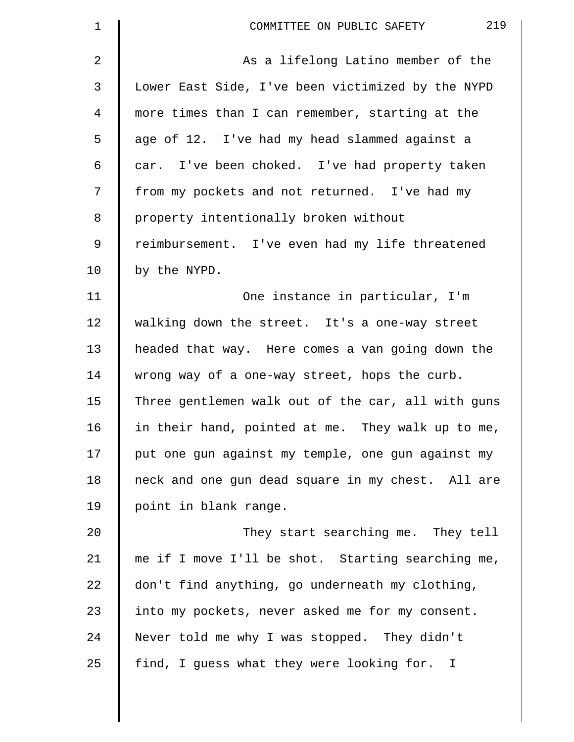As a lifelong Latino member of the Lower East Side, I've been victimized by the NYPD more times than I can remember, starting at the age of 12. I've had my head slammed against a car. I've been choked. I've had property taken from my pockets and not returned. I've had my property intentionally broken without reimbursement. I've even had my life threatened by the NYPD.

One instance in particular, I'm walking down the street. It's a one-way street headed that way. Here comes a van going down the wrong way of a one-way street, hops the curb. Three gentlemen walk out of the car, all with guns in their hand, pointed at me. They walk up to me, put one gun against my temple, one gun against my neck and one gun dead square in my chest. All are point in blank range.

They start searching me. They tell me if I move I'll be shot. Starting searching me, don't find anything, go underneath my clothing, into my pockets, never asked me for my consent. Never told me why I was stopped. They didn't find, I guess what they were looking for. I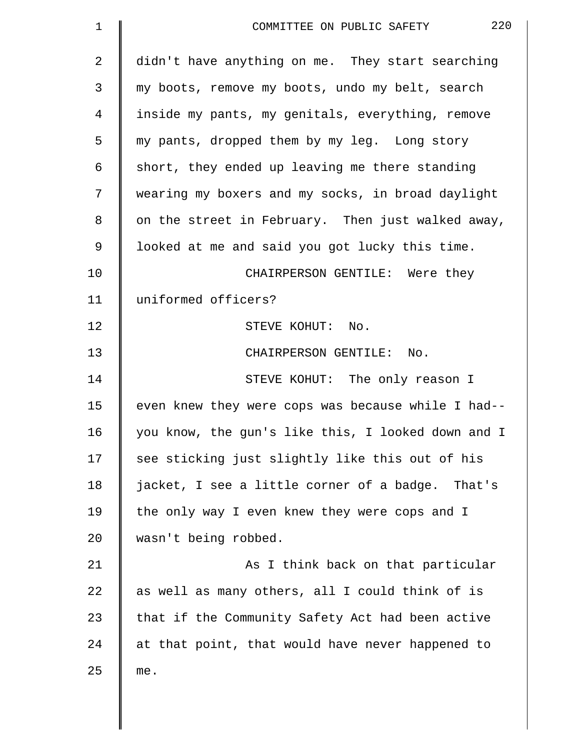didn't have anything on me. They start searching my boots, remove my boots, undo my belt, search inside my pants, my genitals, everything, remove my pants, dropped them by my leg. Long story short, they ended up leaving me there standing wearing my boxers and my socks, in broad daylight on the street in February. Then just walked away, looked at me and said you got lucky this time.

CHAIRPERSON GENTILE: Were they uniformed officers?

STEVE KOHUT: No.

CHAIRPERSON GENTILE: No.

STEVE KOHUT: The only reason I even knew they were cops was because while I had-- you know, the gun's like this, I looked down and I see sticking just slightly like this out of his jacket, I see a little corner of a badge. That's the only way I even knew they were cops and I wasn't being robbed.

As I think back on that particular as well as many others, all I could think of is that if the Community Safety Act had been active at that point, that would have never happened to me.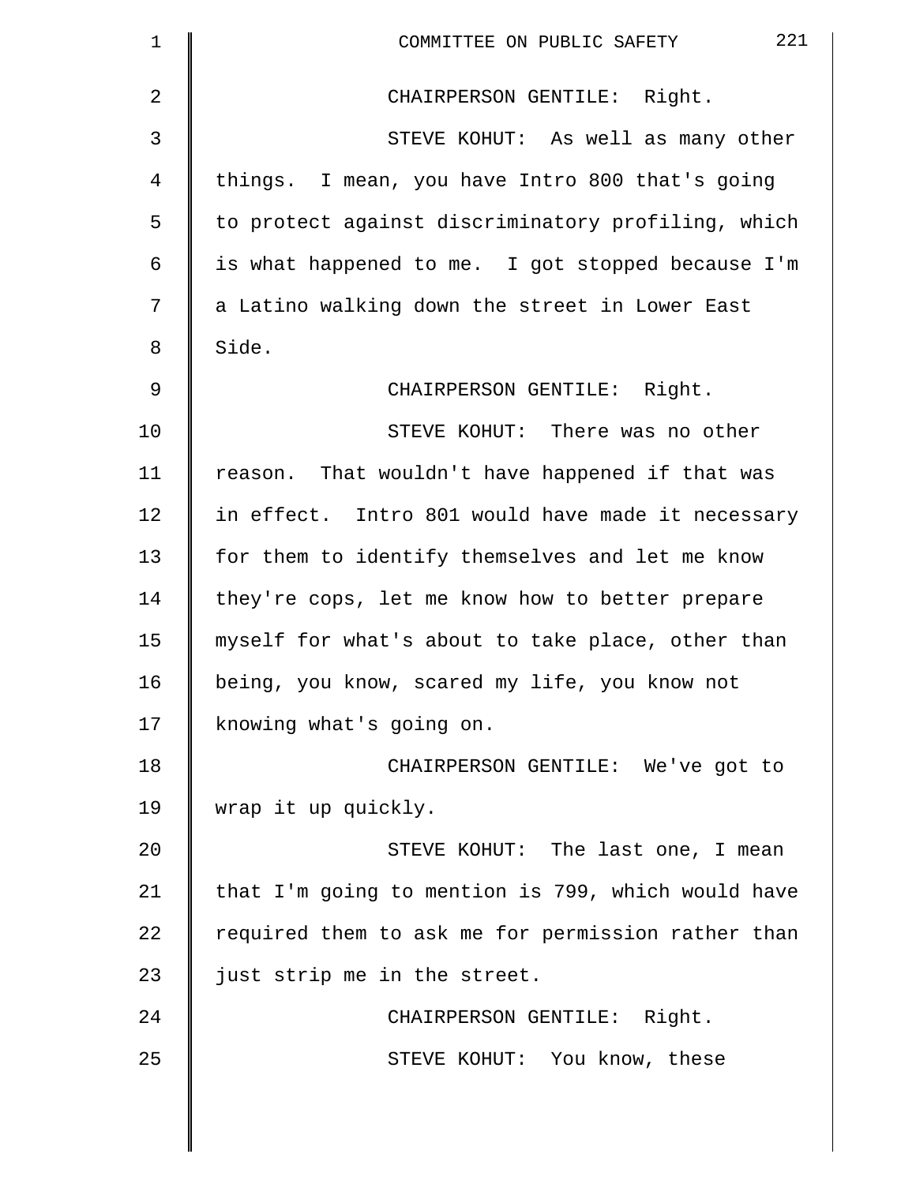CHAIRPERSON GENTILE: Right.

STEVE KOHUT: As well as many other things. I mean, you have Intro 800 that's going to protect against discriminatory profiling, which is what happened to me. I got stopped because I'm a Latino walking down the street in Lower East Side.

CHAIRPERSON GENTILE: Right.

STEVE KOHUT: There was no other reason. That wouldn't have happened if that was in effect. Intro 801 would have made it necessary for them to identify themselves and let me know they're cops, let me know how to better prepare myself for what's about to take place, other than being, you know, scared my life, you know not knowing what's going on.

CHAIRPERSON GENTILE: We've got to wrap it up quickly.

STEVE KOHUT: The last one, I mean that I'm going to mention is 799, which would have required them to ask me for permission rather than just strip me in the street.

CHAIRPERSON GENTILE: Right.

STEVE KOHUT: You know, these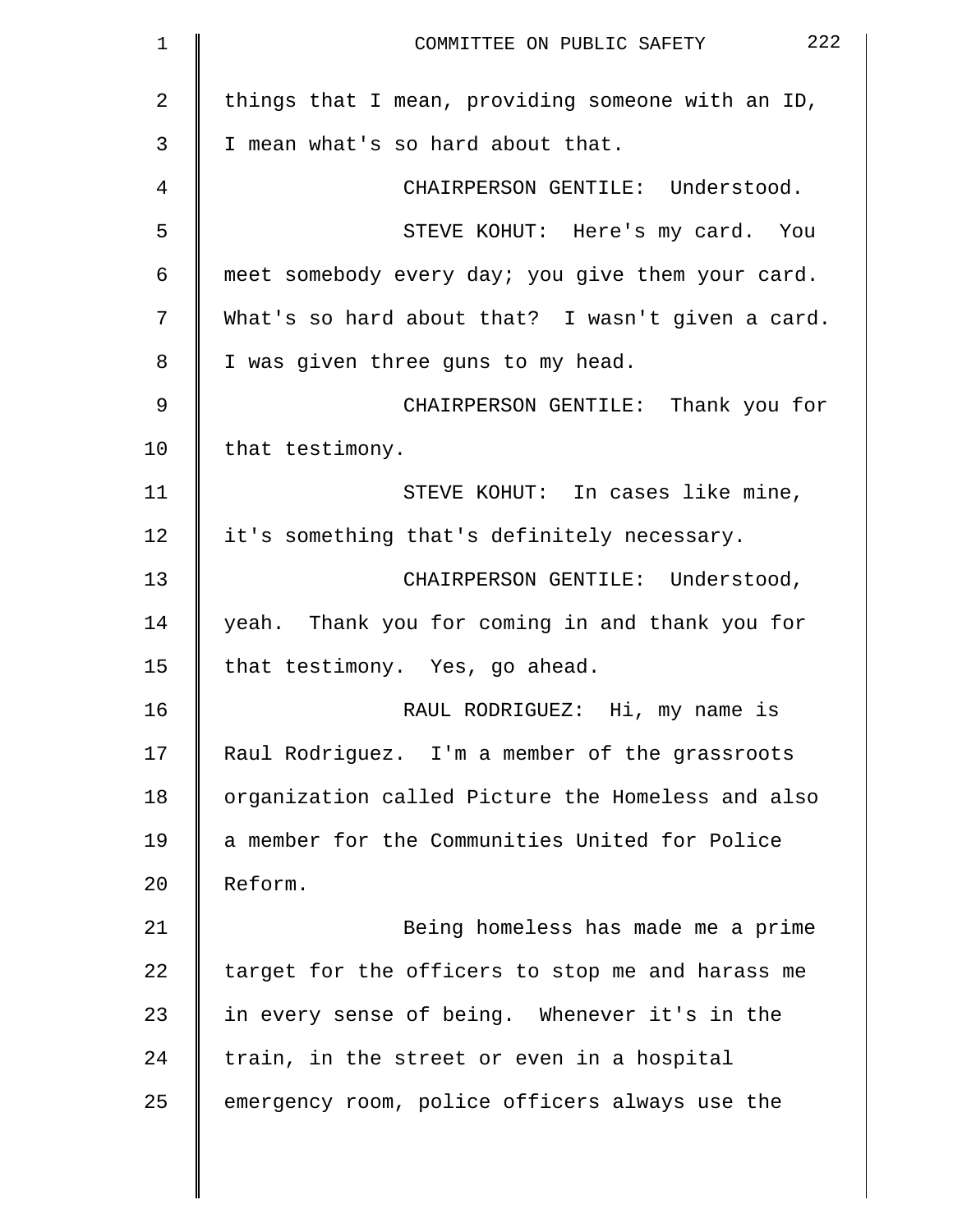things that I mean, providing someone with an ID, I mean what's so hard about that.

CHAIRPERSON GENTILE: Understood.

STEVE KOHUT: Here's my card. You meet somebody every day; you give them your card. What's so hard about that? I wasn't given a card. I was given three guns to my head.

CHAIRPERSON GENTILE: Thank you for that testimony.

STEVE KOHUT: In cases like mine, it's something that's definitely necessary.

CHAIRPERSON GENTILE: Understood, yeah. Thank you for coming in and thank you for that testimony. Yes, go ahead.

RAUL RODRIGUEZ: Hi, my name is Raul Rodriguez. I'm a member of the grassroots organization called Picture the Homeless and also a member for the Communities United for Police Reform.

Being homeless has made me a prime target for the officers to stop me and harass me in every sense of being. Whenever it's in the train, in the street or even in a hospital emergency room, police officers always use the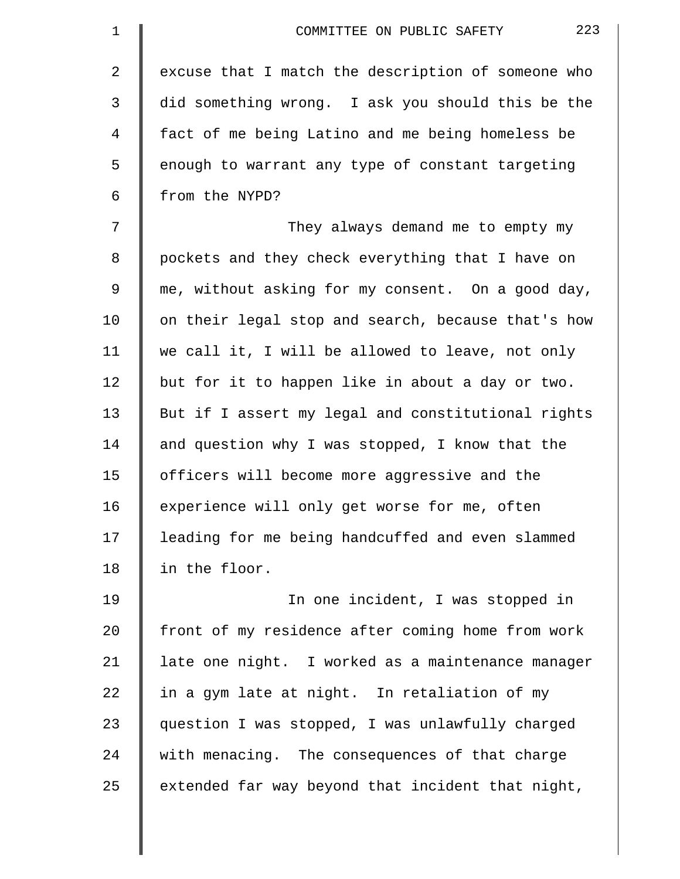excuse that I match the description of someone who did something wrong. I ask you should this be the fact of me being Latino and me being homeless be enough to warrant any type of constant targeting from the NYPD?

They always demand me to empty my pockets and they check everything that I have on me, without asking for my consent. On a good day, on their legal stop and search, because that's how we call it, I will be allowed to leave, not only but for it to happen like in about a day or two. But if I assert my legal and constitutional rights and question why I was stopped, I know that the officers will become more aggressive and the experience will only get worse for me, often leading for me being handcuffed and even slammed in the floor.

In one incident, I was stopped in front of my residence after coming home from work late one night. I worked as a maintenance manager in a gym late at night. In retaliation of my question I was stopped, I was unlawfully charged with menacing. The consequences of that charge extended far way beyond that incident that night,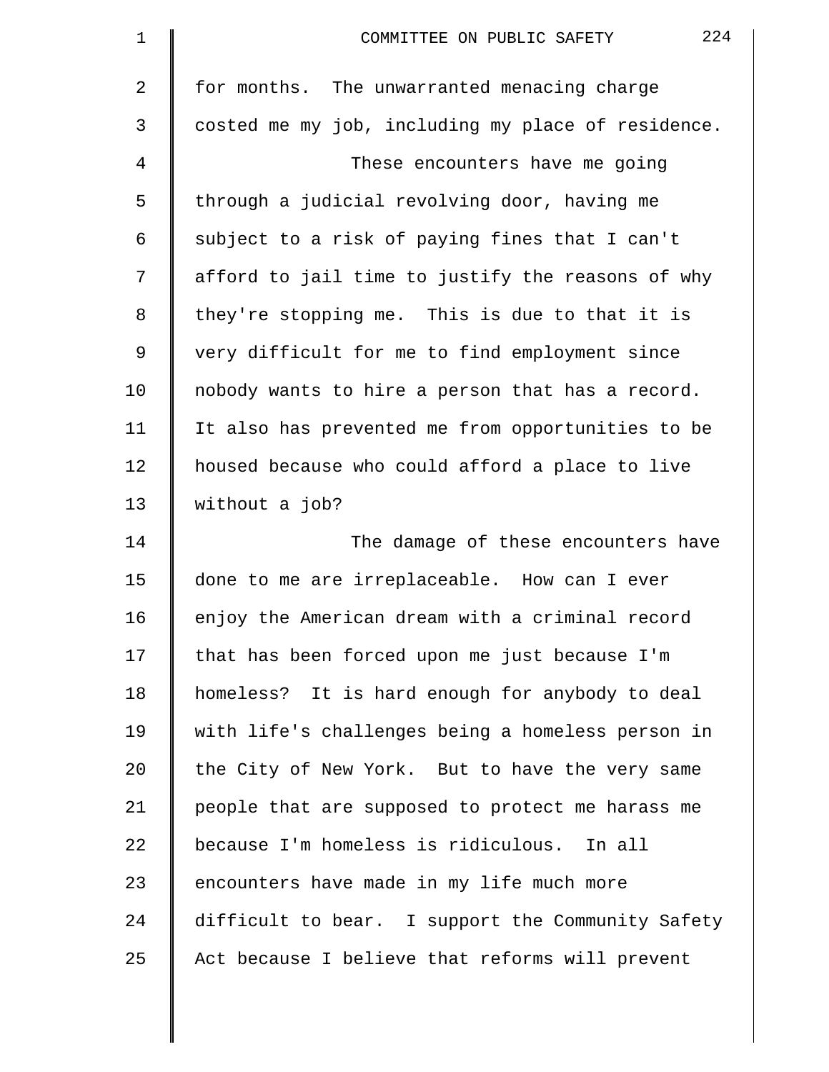for months. The unwarranted menacing charge costed me my job, including my place of residence.

These encounters have me going through a judicial revolving door, having me subject to a risk of paying fines that I can't afford to jail time to justify the reasons of why they're stopping me. This is due to that it is very difficult for me to find employment since nobody wants to hire a person that has a record. It also has prevented me from opportunities to be housed because who could afford a place to live without a job?

The damage of these encounters have done to me are irreplaceable. How can I ever enjoy the American dream with a criminal record that has been forced upon me just because I'm homeless? It is hard enough for anybody to deal with life's challenges being a homeless person in the City of New York. But to have the very same people that are supposed to protect me harass me because I'm homeless is ridiculous. In all encounters have made in my life much more difficult to bear. I support the Community Safety Act because I believe that reforms will prevent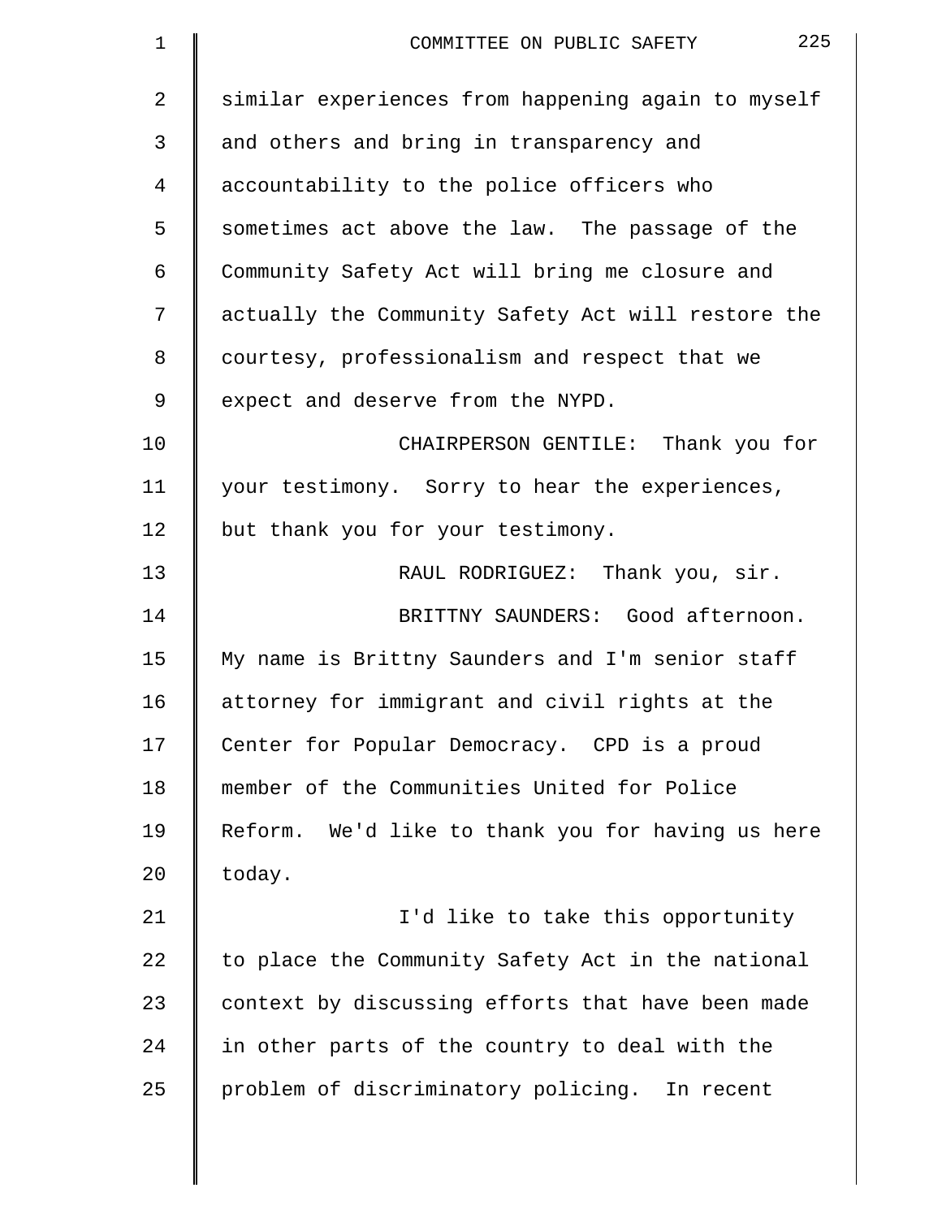similar experiences from happening again to myself and others and bring in transparency and accountability to the police officers who sometimes act above the law. The passage of the Community Safety Act will bring me closure and actually the Community Safety Act will restore the courtesy, professionalism and respect that we expect and deserve from the NYPD.

CHAIRPERSON GENTILE: Thank you for your testimony. Sorry to hear the experiences, but thank you for your testimony.

RAUL RODRIGUEZ: Thank you, sir.

BRITTNY SAUNDERS: Good afternoon. My name is Brittny Saunders and I'm senior staff attorney for immigrant and civil rights at the Center for Popular Democracy. CPD is a proud member of the Communities United for Police Reform. We'd like to thank you for having us here today.

I'd like to take this opportunity to place the Community Safety Act in the national context by discussing efforts that have been made in other parts of the country to deal with the problem of discriminatory policing. In recent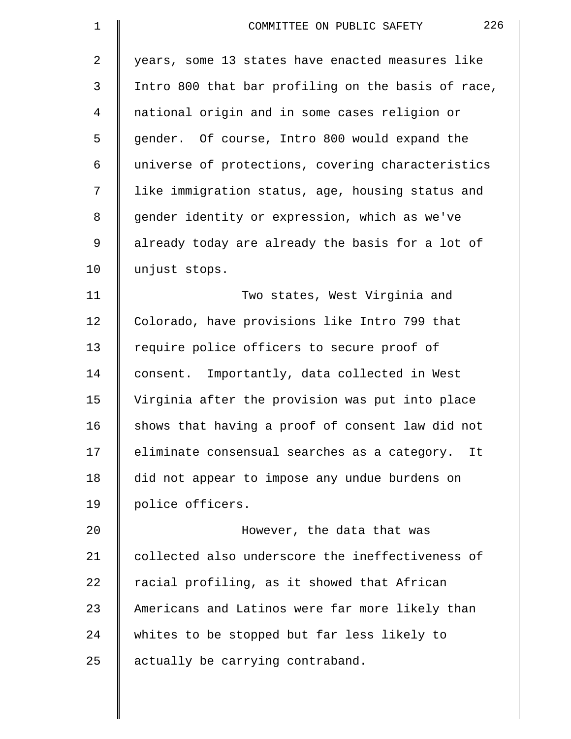years, some 13 states have enacted measures like Intro 800 that bar profiling on the basis of race, national origin and in some cases religion or gender. Of course, Intro 800 would expand the universe of protections, covering characteristics like immigration status, age, housing status and gender identity or expression, which as we've already today are already the basis for a lot of unjust stops.

Two states, West Virginia and Colorado, have provisions like Intro 799 that require police officers to secure proof of consent. Importantly, data collected in West Virginia after the provision was put into place shows that having a proof of consent law did not eliminate consensual searches as a category. It did not appear to impose any undue burdens on police officers.

However, the data that was collected also underscore the ineffectiveness of racial profiling, as it showed that African Americans and Latinos were far more likely than whites to be stopped but far less likely to actually be carrying contraband.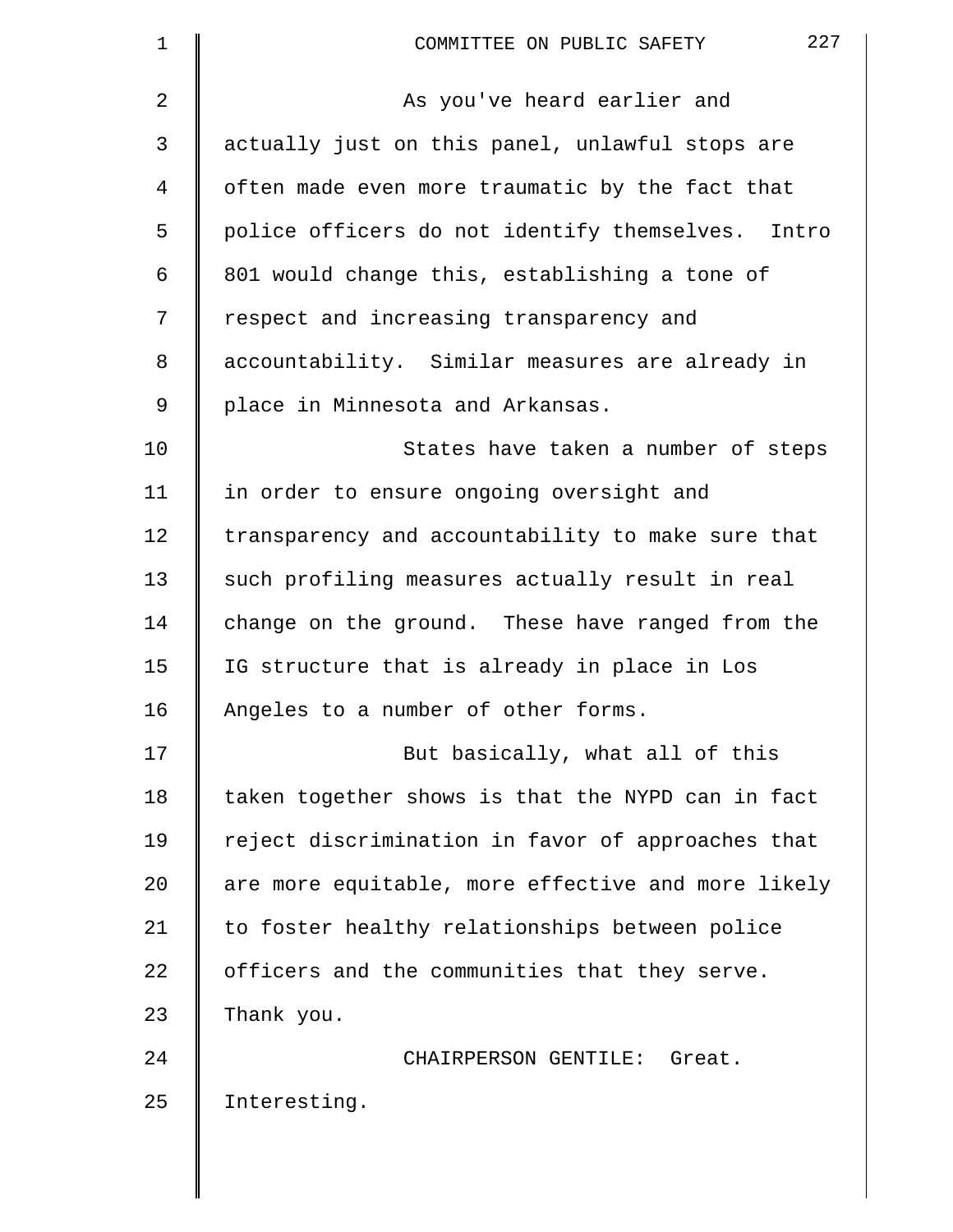As you've heard earlier and actually just on this panel, unlawful stops are often made even more traumatic by the fact that police officers do not identify themselves. Intro 801 would change this, establishing a tone of respect and increasing transparency and accountability. Similar measures are already in place in Minnesota and Arkansas.

States have taken a number of steps in order to ensure ongoing oversight and transparency and accountability to make sure that such profiling measures actually result in real change on the ground. These have ranged from the IG structure that is already in place in Los Angeles to a number of other forms.

But basically, what all of this taken together shows is that the NYPD can in fact reject discrimination in favor of approaches that are more equitable, more effective and more likely to foster healthy relationships between police officers and the communities that they serve. Thank you.

CHAIRPERSON GENTILE: Great. Interesting.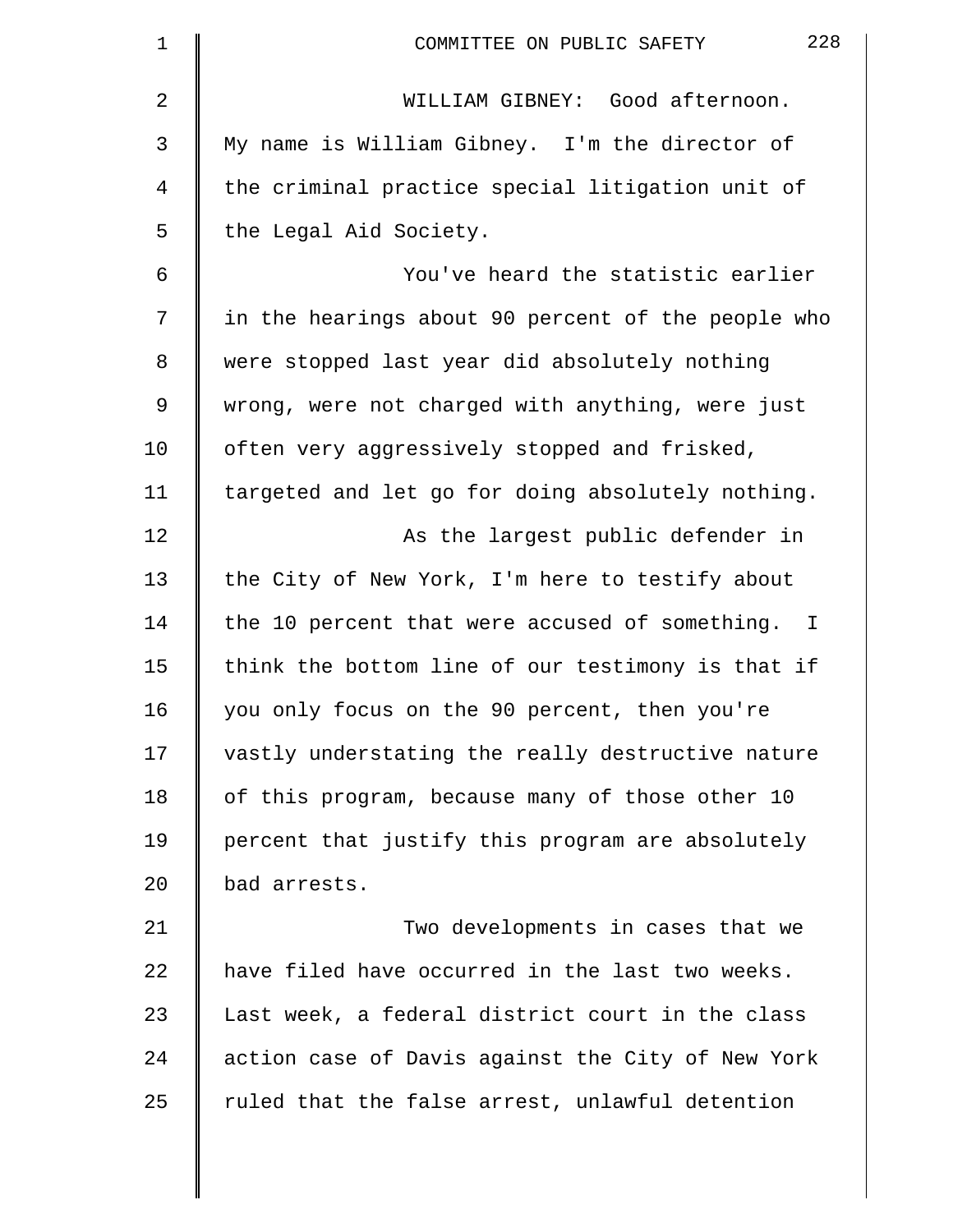WILLIAM GIBNEY: Good afternoon. My name is William Gibney. I'm the director of the criminal practice special litigation unit of the Legal Aid Society.

You've heard the statistic earlier in the hearings about 90 percent of the people who were stopped last year did absolutely nothing wrong, were not charged with anything, were just often very aggressively stopped and frisked, targeted and let go for doing absolutely nothing.

As the largest public defender in the City of New York, I'm here to testify about the 10 percent that were accused of something. I think the bottom line of our testimony is that if you only focus on the 90 percent, then you're vastly understating the really destructive nature of this program, because many of those other 10 percent that justify this program are absolutely bad arrests.

Two developments in cases that we have filed have occurred in the last two weeks. Last week, a federal district court in the class action case of Davis against the City of New York ruled that the false arrest, unlawful detention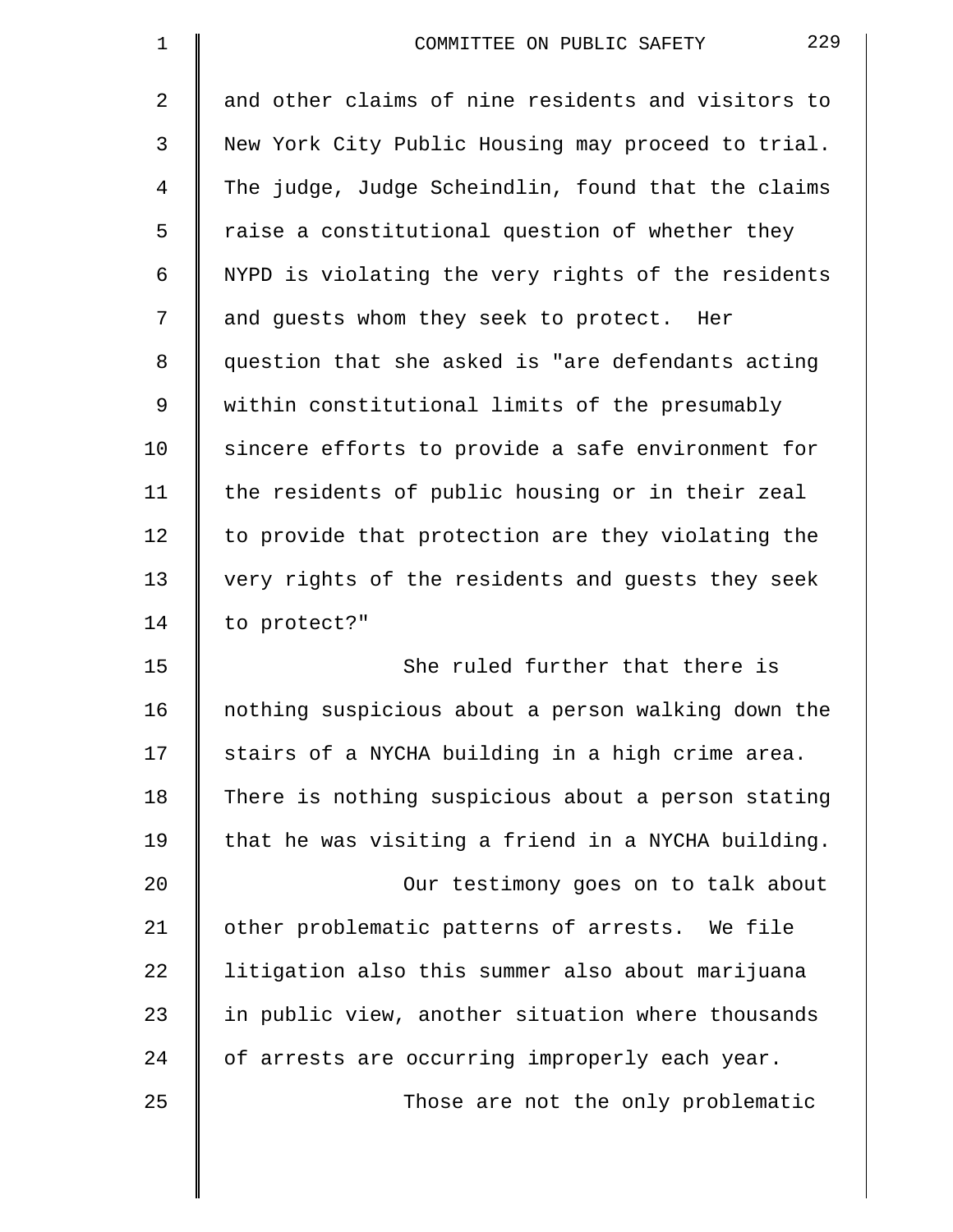and other claims of nine residents and visitors to New York City Public Housing may proceed to trial. The judge, Judge Scheindlin, found that the claims raise a constitutional question of whether they NYPD is violating the very rights of the residents and guests whom they seek to protect. Her question that she asked is "are defendants acting within constitutional limits of the presumably sincere efforts to provide a safe environment for the residents of public housing or in their zeal to provide that protection are they violating the very rights of the residents and guests they seek to protect?"

She ruled further that there is nothing suspicious about a person walking down the stairs of a NYCHA building in a high crime area. There is nothing suspicious about a person stating that he was visiting a friend in a NYCHA building.

Our testimony goes on to talk about other problematic patterns of arrests. We file litigation also this summer also about marijuana in public view, another situation where thousands of arrests are occurring improperly each year.

Those are not the only problematic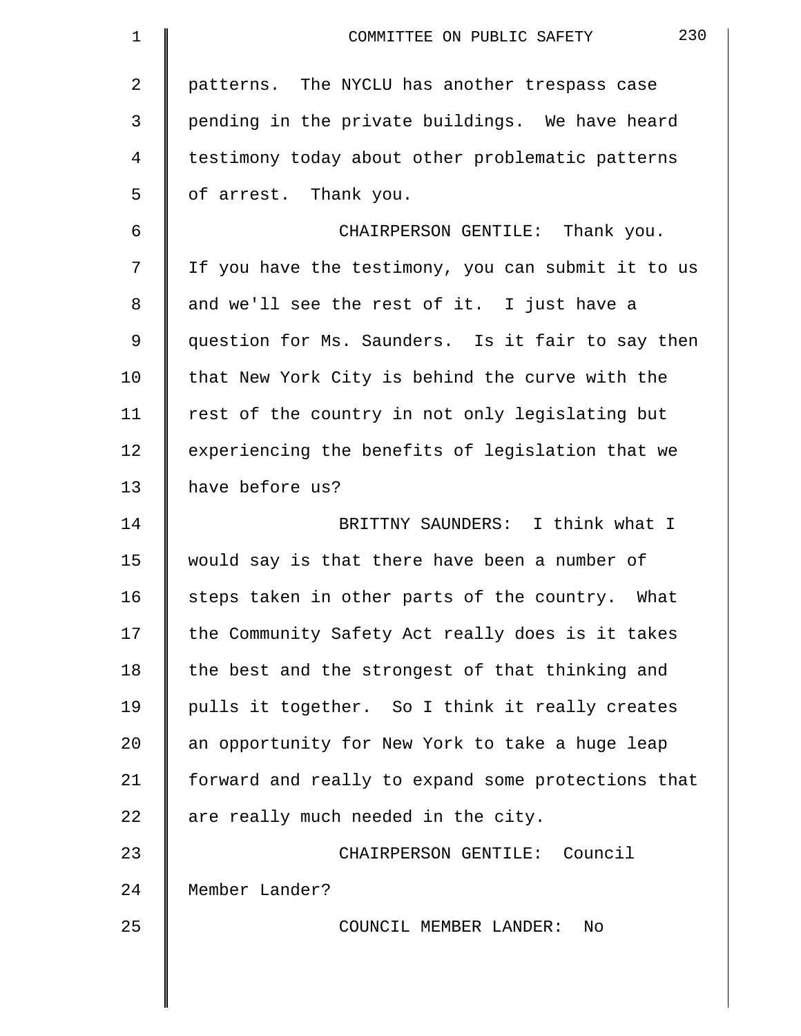patterns. The NYCLU has another trespass case pending in the private buildings. We have heard testimony today about other problematic patterns of arrest. Thank you.

CHAIRPERSON GENTILE: Thank you. If you have the testimony, you can submit it to us and we'll see the rest of it. I just have a question for Ms. Saunders. Is it fair to say then that New York City is behind the curve with the rest of the country in not only legislating but experiencing the benefits of legislation that we have before us?

BRITTNY SAUNDERS: I think what I would say is that there have been a number of steps taken in other parts of the country. What the Community Safety Act really does is it takes the best and the strongest of that thinking and pulls it together. So I think it really creates an opportunity for New York to take a huge leap forward and really to expand some protections that are really much needed in the city.

CHAIRPERSON GENTILE: Council Member Lander?

COUNCIL MEMBER LANDER: No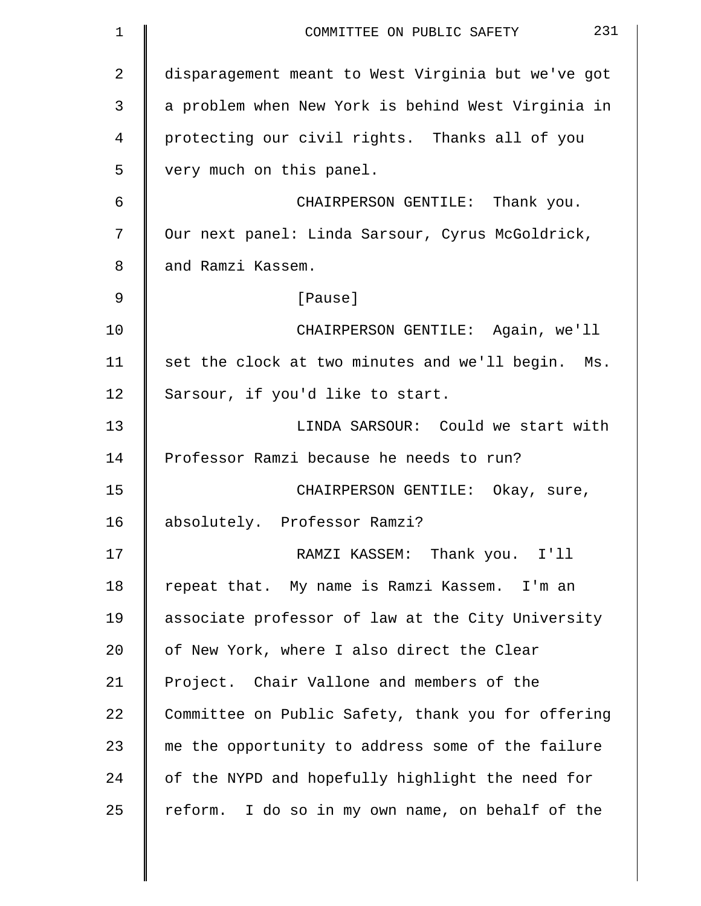disparagement meant to West Virginia but we've got a problem when New York is behind West Virginia in protecting our civil rights. Thanks all of you very much on this panel.

CHAIRPERSON GENTILE: Thank you. Our next panel: Linda Sarsour, Cyrus McGoldrick, and Ramzi Kassem.

[Pause]

CHAIRPERSON GENTILE: Again, we'll set the clock at two minutes and we'll begin. Ms. Sarsour, if you'd like to start.

LINDA SARSOUR: Could we start with Professor Ramzi because he needs to run?

CHAIRPERSON GENTILE: Okay, sure, absolutely. Professor Ramzi?

RAMZI KASSEM: Thank you. I'll repeat that. My name is Ramzi Kassem. I'm an associate professor of law at the City University of New York, where I also direct the Clear Project. Chair Vallone and members of the Committee on Public Safety, thank you for offering me the opportunity to address some of the failure of the NYPD and hopefully highlight the need for reform. I do so in my own name, on behalf of the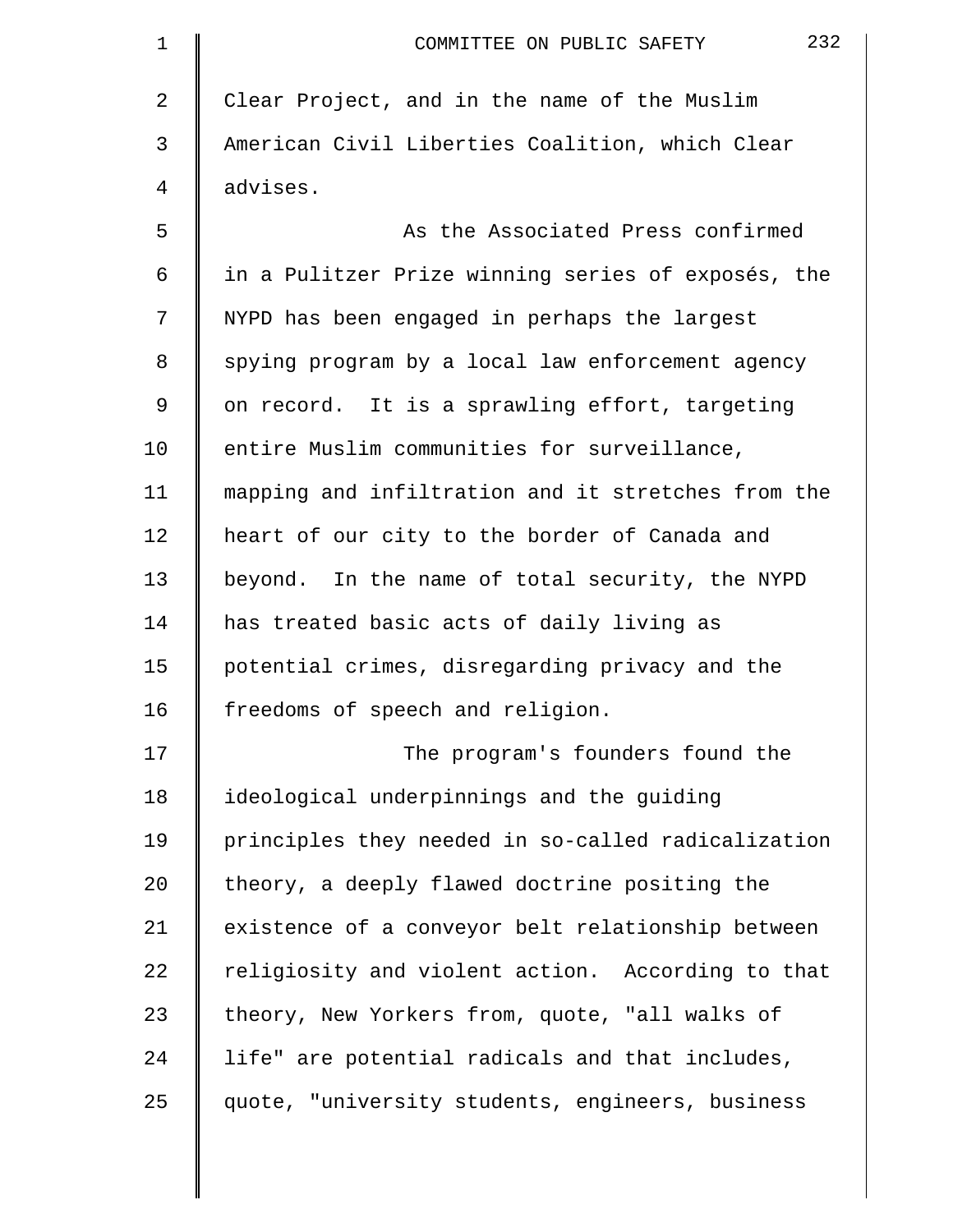Clear Project, and in the name of the Muslim American Civil Liberties Coalition, which Clear advises.

As the Associated Press confirmed in a Pulitzer Prize winning series of exposés, the NYPD has been engaged in perhaps the largest spying program by a local law enforcement agency on record. It is a sprawling effort, targeting entire Muslim communities for surveillance, mapping and infiltration and it stretches from the heart of our city to the border of Canada and beyond. In the name of total security, the NYPD has treated basic acts of daily living as potential crimes, disregarding privacy and the freedoms of speech and religion.

The program's founders found the ideological underpinnings and the guiding principles they needed in so-called radicalization theory, a deeply flawed doctrine positing the existence of a conveyor belt relationship between religiosity and violent action. According to that theory, New Yorkers from, quote, "all walks of life" are potential radicals and that includes, quote, "university students, engineers, business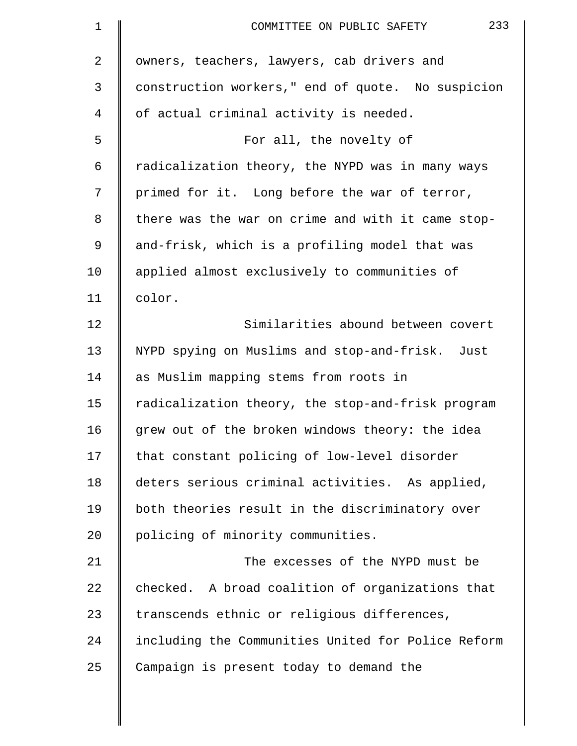owners, teachers, lawyers, cab drivers and construction workers," end of quote. No suspicion of actual criminal activity is needed.

For all, the novelty of radicalization theory, the NYPD was in many ways primed for it. Long before the war of terror, there was the war on crime and with it came stop-and-frisk, which is a profiling model that was applied almost exclusively to communities of color.

Similarities abound between covert NYPD spying on Muslims and stop-and-frisk. Just as Muslim mapping stems from roots in radicalization theory, the stop-and-frisk program grew out of the broken windows theory: the idea that constant policing of low-level disorder deters serious criminal activities. As applied, both theories result in the discriminatory over policing of minority communities.

The excesses of the NYPD must be checked. A broad coalition of organizations that transcends ethnic or religious differences, including the Communities United for Police Reform Campaign is present today to demand the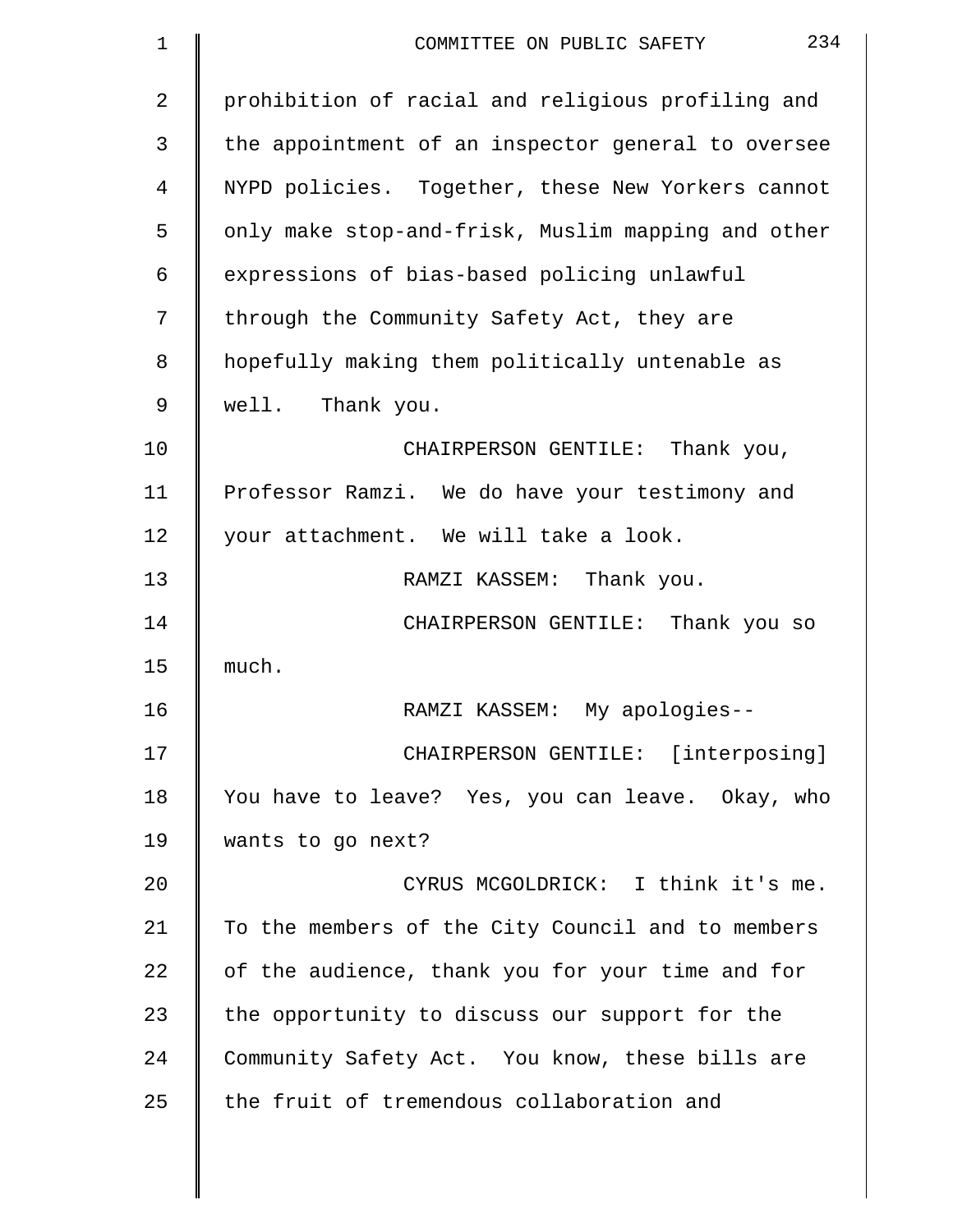prohibition of racial and religious profiling and the appointment of an inspector general to oversee NYPD policies. Together, these New Yorkers cannot only make stop-and-frisk, Muslim mapping and other expressions of bias-based policing unlawful through the Community Safety Act, they are hopefully making them politically untenable as well. Thank you.

CHAIRPERSON GENTILE: Thank you, Professor Ramzi. We do have your testimony and your attachment. We will take a look.

RAMZI KASSEM: Thank you.

CHAIRPERSON GENTILE: Thank you so much.

RAMZI KASSEM: My apologies--

CHAIRPERSON GENTILE: [interposing] You have to leave? Yes, you can leave. Okay, who wants to go next?

CYRUS MCGOLDRICK: I think it's me. To the members of the City Council and to members of the audience, thank you for your time and for the opportunity to discuss our support for the Community Safety Act. You know, these bills are the fruit of tremendous collaboration and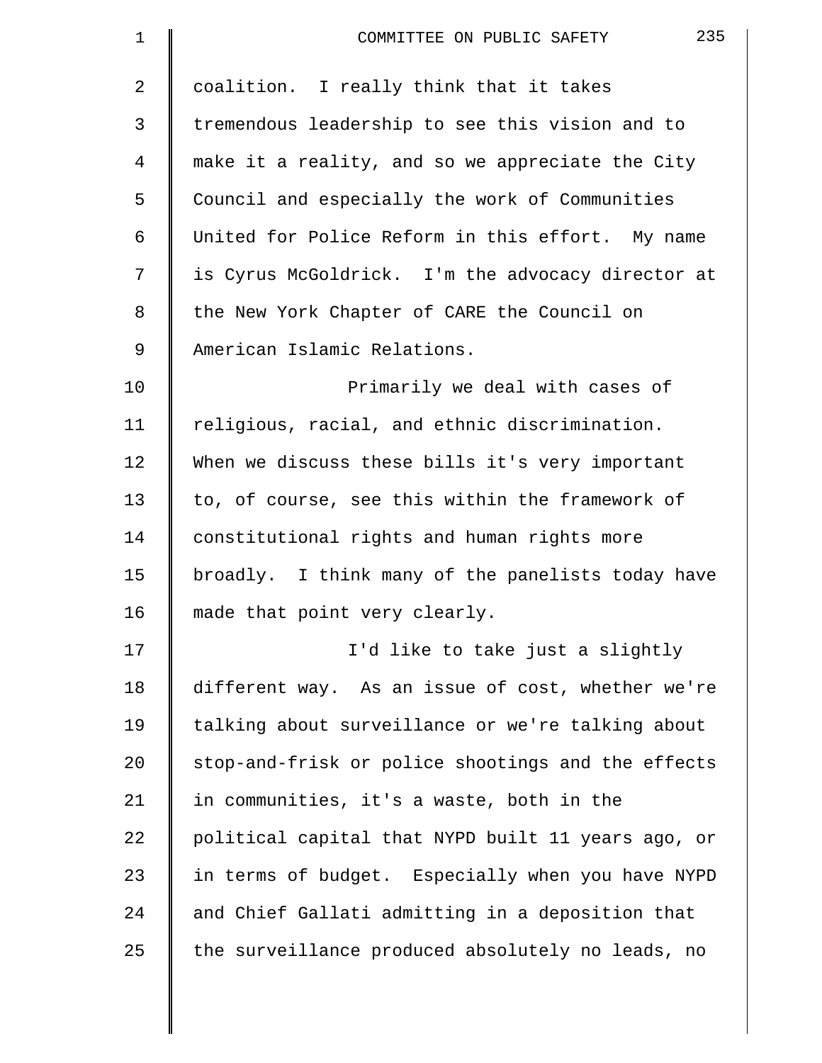coalition. I really think that it takes tremendous leadership to see this vision and to make it a reality, and so we appreciate the City Council and especially the work of Communities United for Police Reform in this effort. My name is Cyrus McGoldrick. I'm the advocacy director at the New York Chapter of CARE the Council on American Islamic Relations.

Primarily we deal with cases of religious, racial, and ethnic discrimination. When we discuss these bills it's very important to, of course, see this within the framework of constitutional rights and human rights more broadly. I think many of the panelists today have made that point very clearly.

I'd like to take just a slightly different way. As an issue of cost, whether we're talking about surveillance or we're talking about stop-and-frisk or police shootings and the effects in communities, it's a waste, both in the political capital that NYPD built 11 years ago, or in terms of budget. Especially when you have NYPD and Chief Gallati admitting in a deposition that the surveillance produced absolutely no leads, no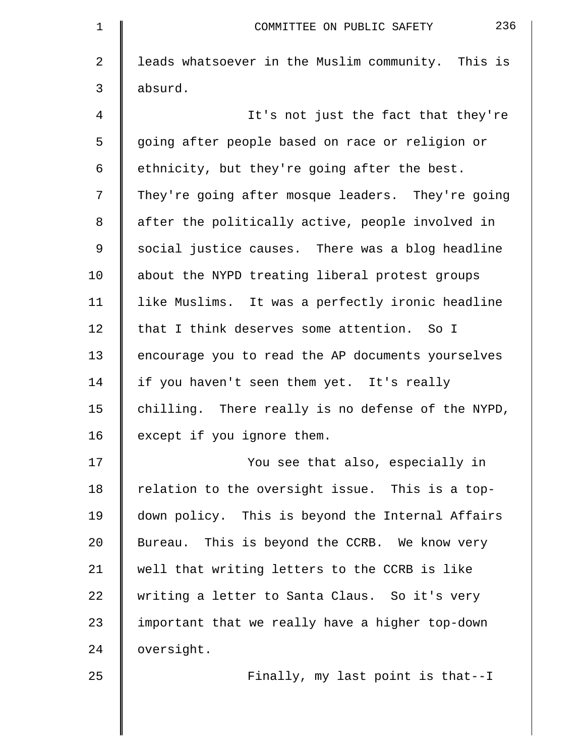leads whatsoever in the Muslim community. This is absurd.

It's not just the fact that they're going after people based on race or religion or ethnicity, but they're going after the best. They're going after mosque leaders. They're going after the politically active, people involved in social justice causes. There was a blog headline about the NYPD treating liberal protest groups like Muslims. It was a perfectly ironic headline that I think deserves some attention. So I encourage you to read the AP documents yourselves if you haven't seen them yet. It's really chilling. There really is no defense of the NYPD, except if you ignore them.

You see that also, especially in relation to the oversight issue. This is a top-down policy. This is beyond the Internal Affairs Bureau. This is beyond the CCRB. We know very well that writing letters to the CCRB is like writing a letter to Santa Claus. So it's very important that we really have a higher top-down oversight.

Finally, my last point is that--I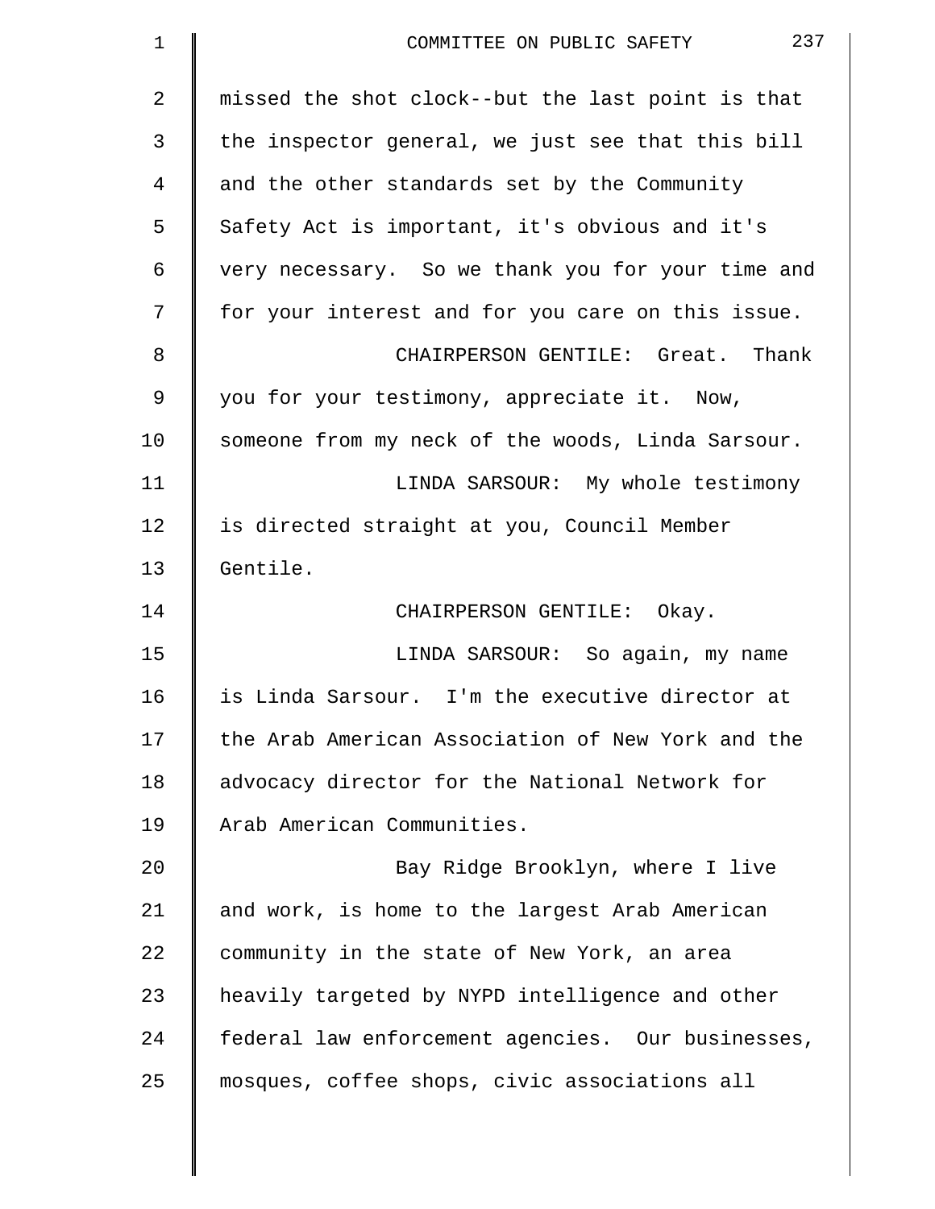missed the shot clock--but the last point is that the inspector general, we just see that this bill and the other standards set by the Community Safety Act is important, it's obvious and it's very necessary. So we thank you for your time and for your interest and for you care on this issue.

CHAIRPERSON GENTILE: Great. Thank you for your testimony, appreciate it. Now, someone from my neck of the woods, Linda Sarsour.

LINDA SARSOUR: My whole testimony is directed straight at you, Council Member Gentile.

CHAIRPERSON GENTILE: Okay.

LINDA SARSOUR: So again, my name is Linda Sarsour. I'm the executive director at the Arab American Association of New York and the advocacy director for the National Network for Arab American Communities.

Bay Ridge Brooklyn, where I live and work, is home to the largest Arab American community in the state of New York, an area heavily targeted by NYPD intelligence and other federal law enforcement agencies. Our businesses, mosques, coffee shops, civic associations all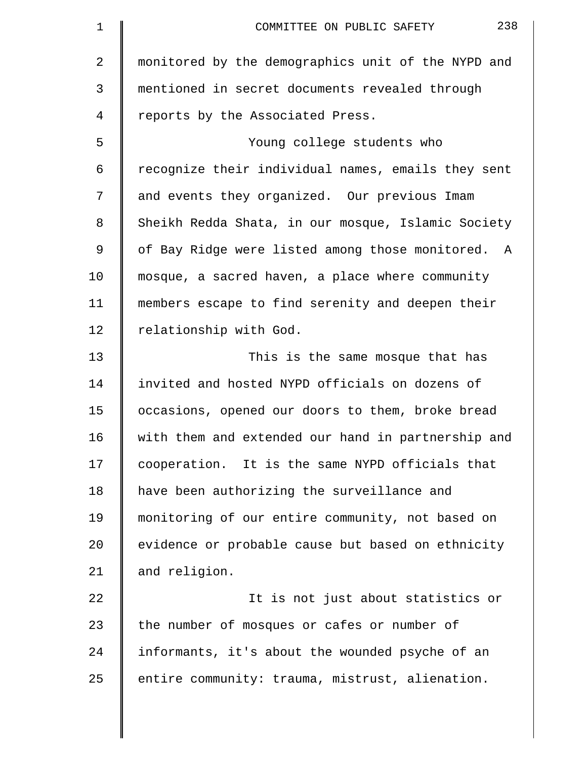monitored by the demographics unit of the NYPD and mentioned in secret documents revealed through reports by the Associated Press.

Young college students who recognize their individual names, emails they sent and events they organized. Our previous Imam Sheikh Redda Shata, in our mosque, Islamic Society of Bay Ridge were listed among those monitored. A mosque, a sacred haven, a place where community members escape to find serenity and deepen their relationship with God.

This is the same mosque that has invited and hosted NYPD officials on dozens of occasions, opened our doors to them, broke bread with them and extended our hand in partnership and cooperation. It is the same NYPD officials that have been authorizing the surveillance and monitoring of our entire community, not based on evidence or probable cause but based on ethnicity and religion.

It is not just about statistics or the number of mosques or cafes or number of informants, it's about the wounded psyche of an entire community: trauma, mistrust, alienation.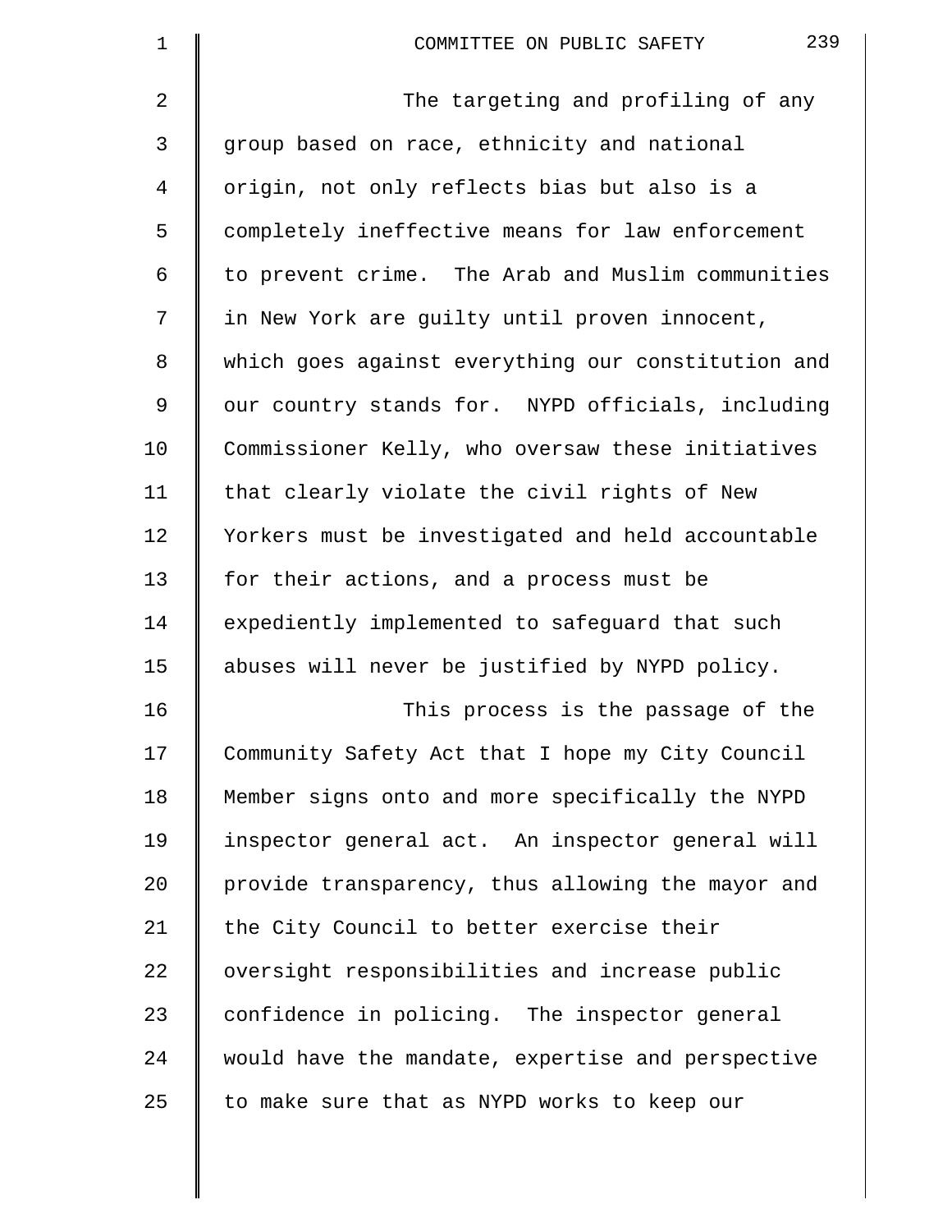The targeting and profiling of any group based on race, ethnicity and national origin, not only reflects bias but also is a completely ineffective means for law enforcement to prevent crime. The Arab and Muslim communities in New York are guilty until proven innocent, which goes against everything our constitution and our country stands for. NYPD officials, including Commissioner Kelly, who oversaw these initiatives that clearly violate the civil rights of New Yorkers must be investigated and held accountable for their actions, and a process must be expediently implemented to safeguard that such abuses will never be justified by NYPD policy.

This process is the passage of the Community Safety Act that I hope my City Council Member signs onto and more specifically the NYPD inspector general act. An inspector general will provide transparency, thus allowing the mayor and the City Council to better exercise their oversight responsibilities and increase public confidence in policing. The inspector general would have the mandate, expertise and perspective to make sure that as NYPD works to keep our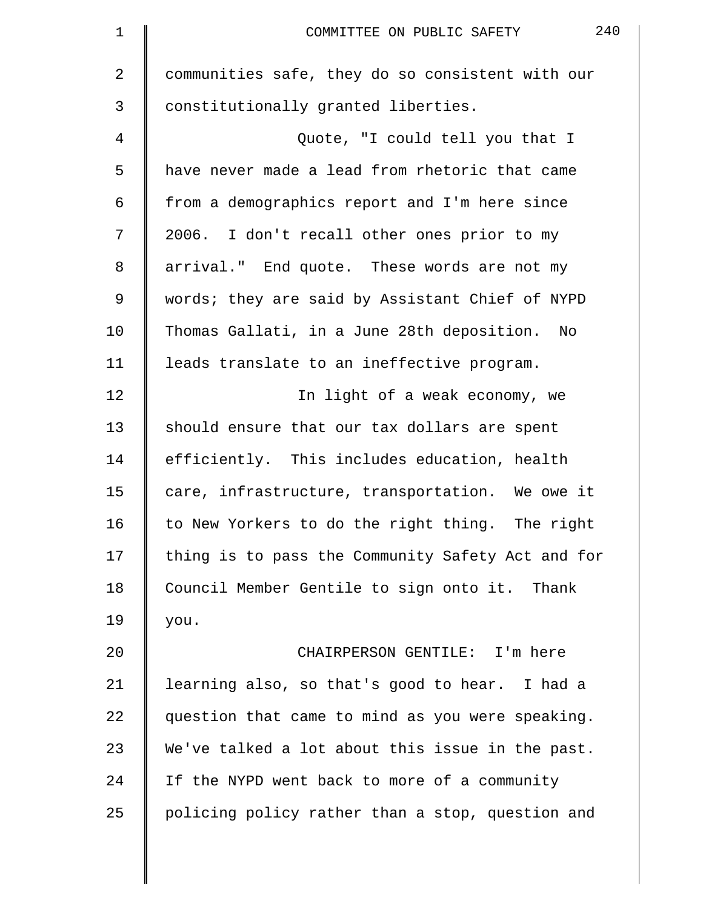communities safe, they do so consistent with our constitutionally granted liberties.

Quote, "I could tell you that I have never made a lead from rhetoric that came from a demographics report and I'm here since 2006. I don't recall other ones prior to my arrival." End quote. These words are not my words; they are said by Assistant Chief of NYPD Thomas Gallati, in a June 28th deposition. No leads translate to an ineffective program.

In light of a weak economy, we should ensure that our tax dollars are spent efficiently. This includes education, health care, infrastructure, transportation. We owe it to New Yorkers to do the right thing. The right thing is to pass the Community Safety Act and for Council Member Gentile to sign onto it. Thank you.

CHAIRPERSON GENTILE: I'm here learning also, so that's good to hear. I had a question that came to mind as you were speaking. We've talked a lot about this issue in the past. If the NYPD went back to more of a community policing policy rather than a stop, question and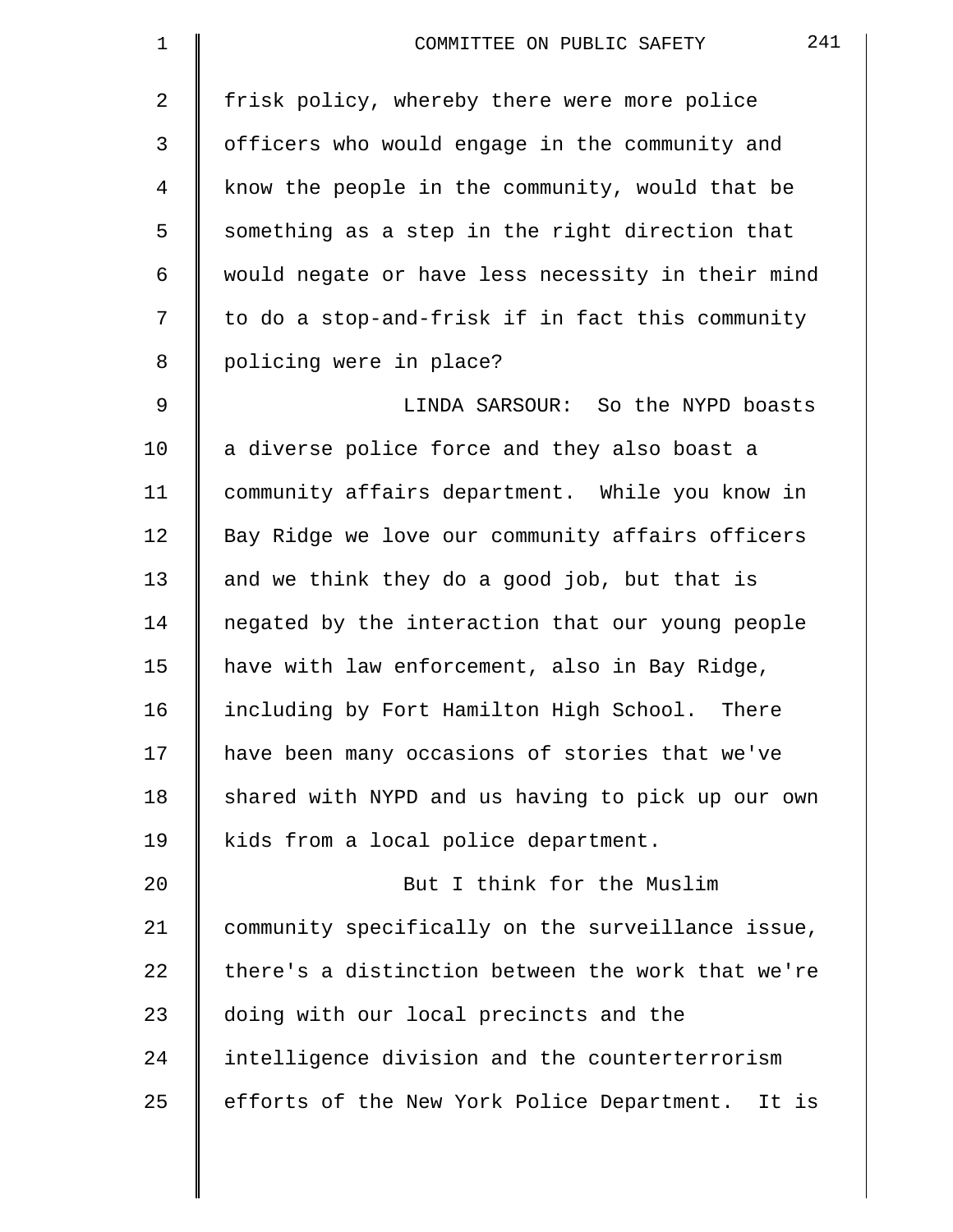frisk policy, whereby there were more police officers who would engage in the community and know the people in the community, would that be something as a step in the right direction that would negate or have less necessity in their mind to do a stop-and-frisk if in fact this community policing were in place?

LINDA SARSOUR: So the NYPD boasts a diverse police force and they also boast a community affairs department. While you know in Bay Ridge we love our community affairs officers and we think they do a good job, but that is negated by the interaction that our young people have with law enforcement, also in Bay Ridge, including by Fort Hamilton High School. There have been many occasions of stories that we've shared with NYPD and us having to pick up our own kids from a local police department.

But I think for the Muslim community specifically on the surveillance issue, there's a distinction between the work that we're doing with our local precincts and the intelligence division and the counterterrorism efforts of the New York Police Department. It is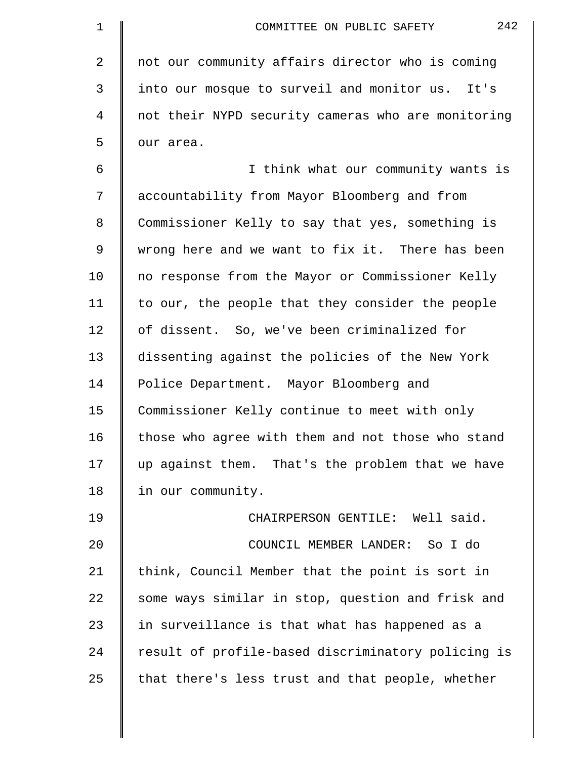not our community affairs director who is coming into our mosque to surveil and monitor us. It's not their NYPD security cameras who are monitoring our area.

I think what our community wants is accountability from Mayor Bloomberg and from Commissioner Kelly to say that yes, something is wrong here and we want to fix it. There has been no response from the Mayor or Commissioner Kelly to our, the people that they consider the people of dissent. So, we've been criminalized for dissenting against the policies of the New York Police Department. Mayor Bloomberg and Commissioner Kelly continue to meet with only those who agree with them and not those who stand up against them. That's the problem that we have in our community.

CHAIRPERSON GENTILE: Well said.

COUNCIL MEMBER LANDER: So I do think, Council Member that the point is sort in some ways similar in stop, question and frisk and in surveillance is that what has happened as a result of profile-based discriminatory policing is that there's less trust and that people, whether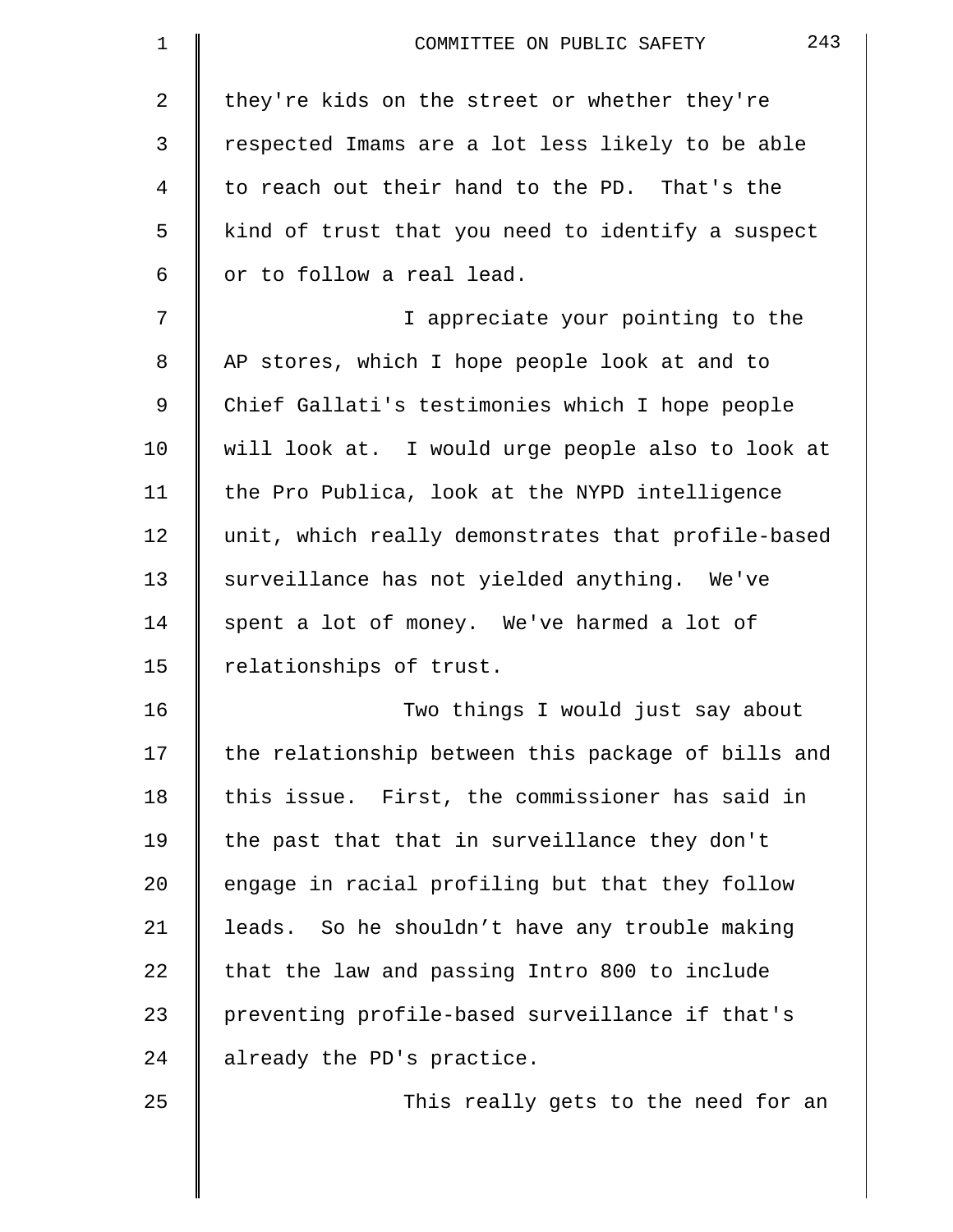they're kids on the street or whether they're respected Imams are a lot less likely to be able to reach out their hand to the PD. That's the kind of trust that you need to identify a suspect or to follow a real lead.

I appreciate your pointing to the AP stores, which I hope people look at and to Chief Gallati's testimonies which I hope people will look at. I would urge people also to look at the Pro Publica, look at the NYPD intelligence unit, which really demonstrates that profile-based surveillance has not yielded anything. We've spent a lot of money. We've harmed a lot of relationships of trust.

Two things I would just say about the relationship between this package of bills and this issue. First, the commissioner has said in the past that that in surveillance they don't engage in racial profiling but that they follow leads. So he shouldn’t have any trouble making that the law and passing Intro 800 to include preventing profile-based surveillance if that's already the PD's practice.

This really gets to the need for an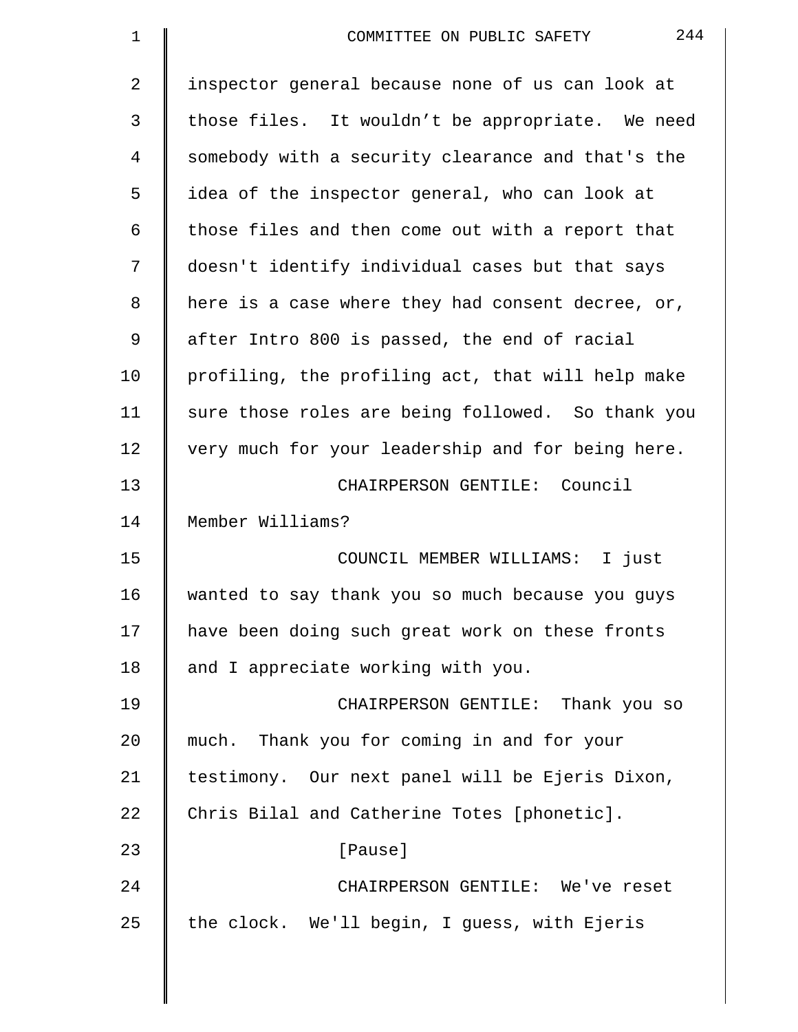inspector general because none of us can look at those files. It wouldn’t be appropriate. We need somebody with a security clearance and that's the idea of the inspector general, who can look at those files and then come out with a report that doesn't identify individual cases but that says here is a case where they had consent decree, or, after Intro 800 is passed, the end of racial profiling, the profiling act, that will help make sure those roles are being followed. So thank you very much for your leadership and for being here.

CHAIRPERSON GENTILE: Council Member Williams?

COUNCIL MEMBER WILLIAMS: I just wanted to say thank you so much because you guys have been doing such great work on these fronts and I appreciate working with you.

CHAIRPERSON GENTILE: Thank you so much. Thank you for coming in and for your testimony. Our next panel will be Ejeris Dixon, Chris Bilal and Catherine Totes [phonetic].

[Pause]

CHAIRPERSON GENTILE: We've reset the clock. We'll begin, I guess, with Ejeris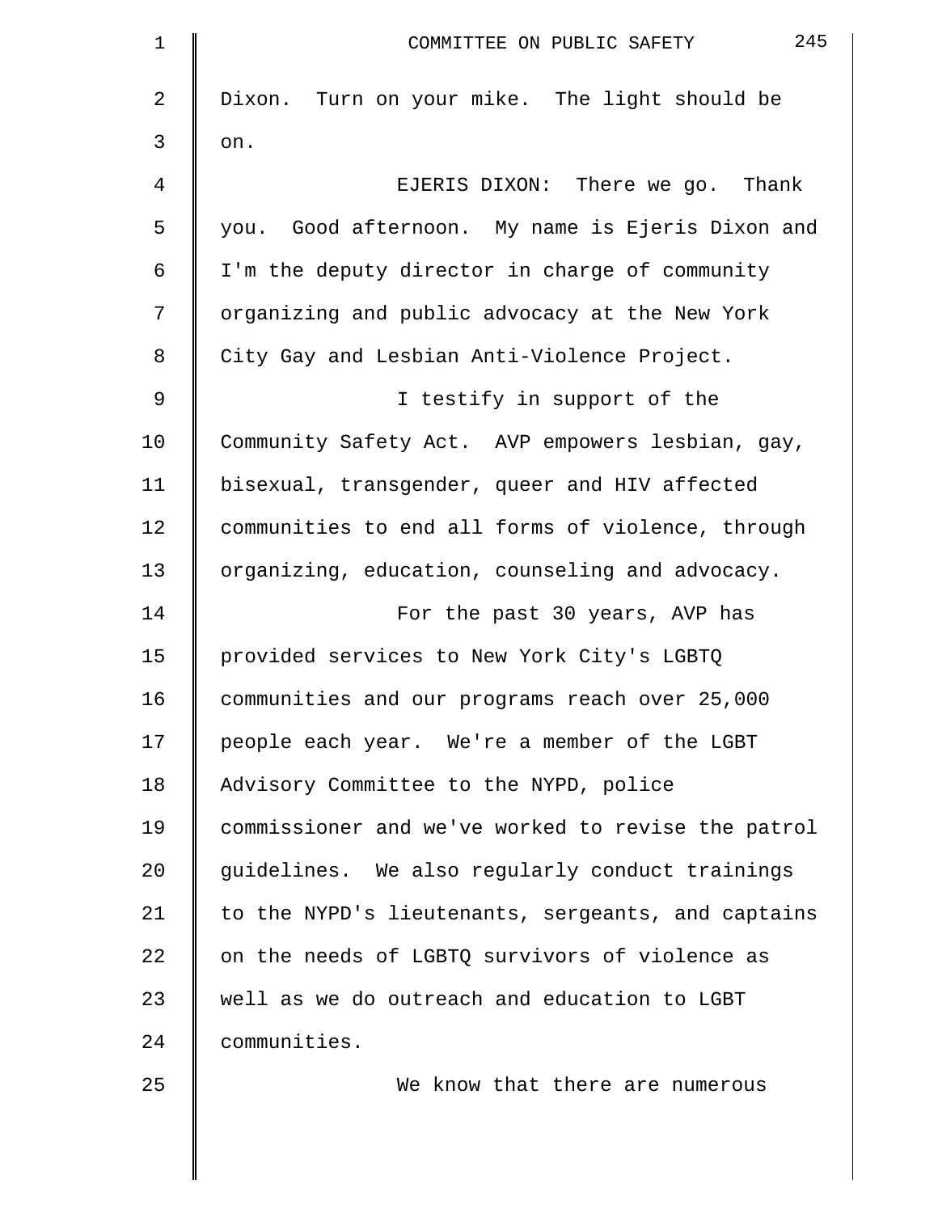Dixon. Turn on your mike. The light should be on.

EJERIS DIXON: There we go. Thank you. Good afternoon. My name is Ejeris Dixon and I'm the deputy director in charge of community organizing and public advocacy at the New York City Gay and Lesbian Anti-Violence Project.

I testify in support of the Community Safety Act. AVP empowers lesbian, gay, bisexual, transgender, queer and HIV affected communities to end all forms of violence, through organizing, education, counseling and advocacy.

For the past 30 years, AVP has provided services to New York City's LGBTQ communities and our programs reach over 25,000 people each year. We're a member of the LGBT Advisory Committee to the NYPD, police commissioner and we've worked to revise the patrol guidelines. We also regularly conduct trainings to the NYPD's lieutenants, sergeants, and captains on the needs of LGBTQ survivors of violence as well as we do outreach and education to LGBT communities.

We know that there are numerous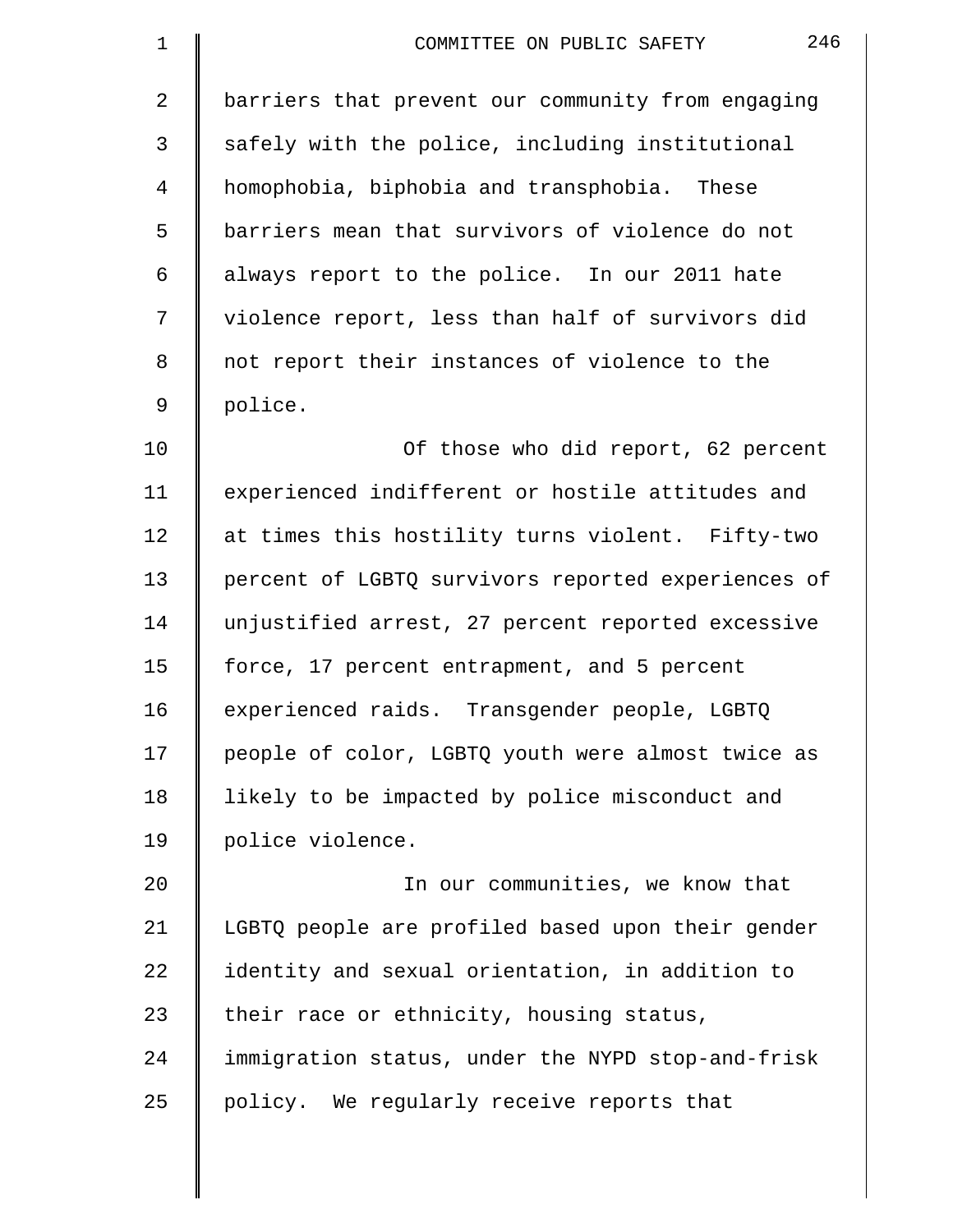barriers that prevent our community from engaging safely with the police, including institutional homophobia, biphobia and transphobia. These barriers mean that survivors of violence do not always report to the police. In our 2011 hate violence report, less than half of survivors did not report their instances of violence to the police.

Of those who did report, 62 percent experienced indifferent or hostile attitudes and at times this hostility turns violent. Fifty-two percent of LGBTQ survivors reported experiences of unjustified arrest, 27 percent reported excessive force, 17 percent entrapment, and 5 percent experienced raids. Transgender people, LGBTQ people of color, LGBTQ youth were almost twice as likely to be impacted by police misconduct and police violence.

In our communities, we know that LGBTQ people are profiled based upon their gender identity and sexual orientation, in addition to their race or ethnicity, housing status, immigration status, under the NYPD stop-and-frisk policy. We regularly receive reports that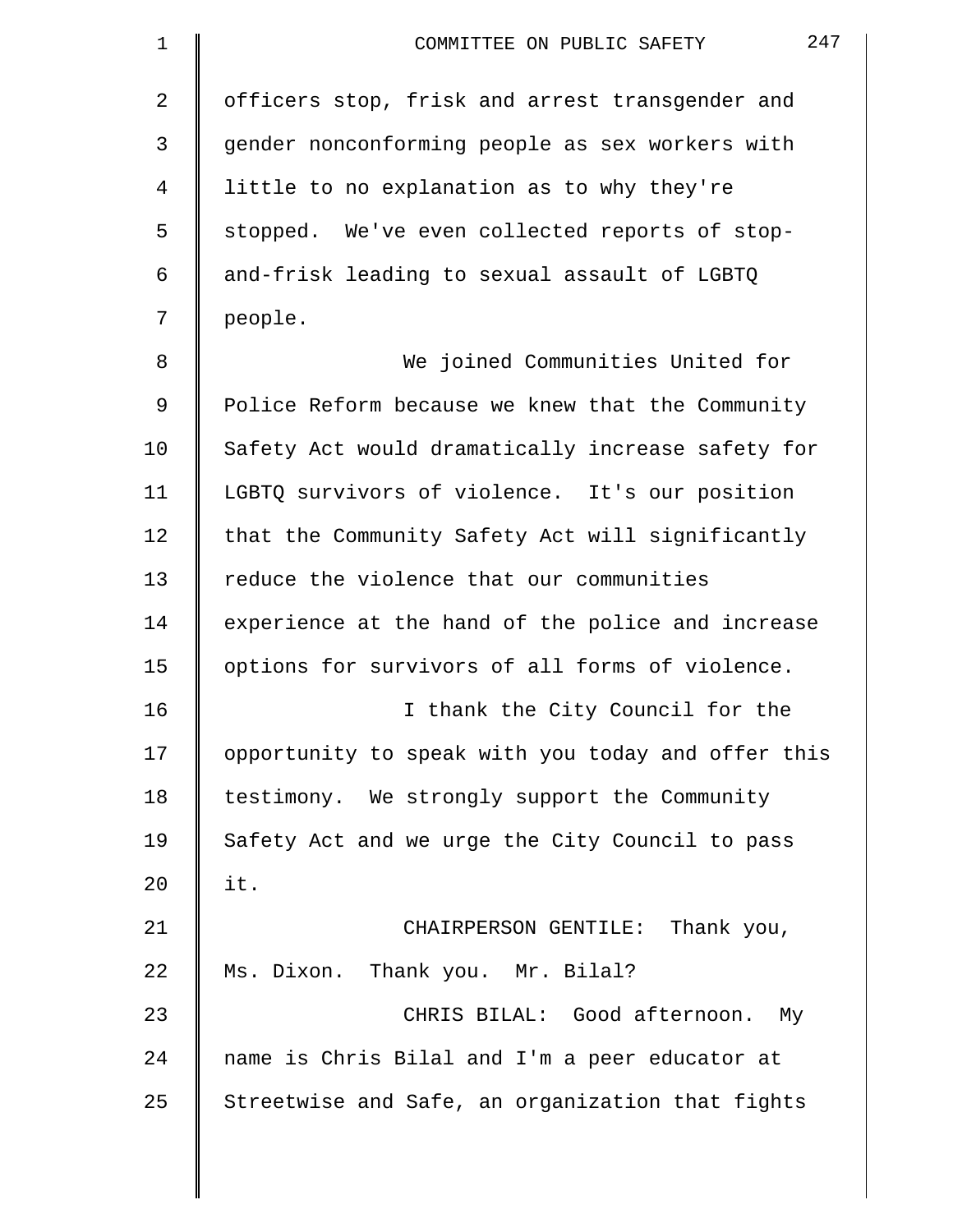officers stop, frisk and arrest transgender and gender nonconforming people as sex workers with little to no explanation as to why they're stopped. We've even collected reports of stop-and-frisk leading to sexual assault of LGBTQ people.

We joined Communities United for Police Reform because we knew that the Community Safety Act would dramatically increase safety for LGBTQ survivors of violence. It's our position that the Community Safety Act will significantly reduce the violence that our communities experience at the hand of the police and increase options for survivors of all forms of violence.

I thank the City Council for the opportunity to speak with you today and offer this testimony. We strongly support the Community Safety Act and we urge the City Council to pass it.

CHAIRPERSON GENTILE: Thank you, Ms. Dixon. Thank you. Mr. Bilal?

CHRIS BILAL: Good afternoon. My name is Chris Bilal and I'm a peer educator at Streetwise and Safe, an organization that fights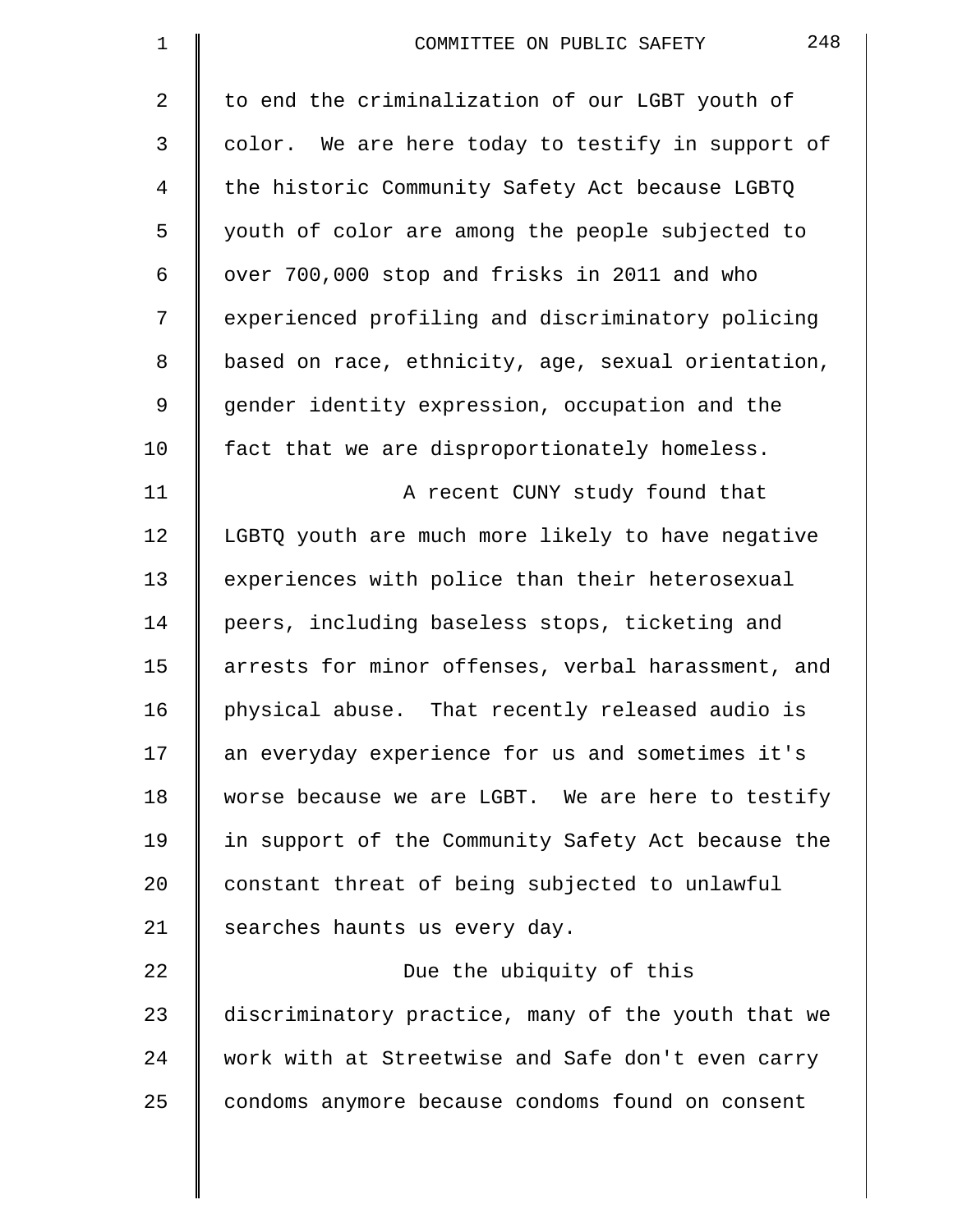to end the criminalization of our LGBT youth of color. We are here today to testify in support of the historic Community Safety Act because LGBTQ youth of color are among the people subjected to over 700,000 stop and frisks in 2011 and who experienced profiling and discriminatory policing based on race, ethnicity, age, sexual orientation, gender identity expression, occupation and the fact that we are disproportionately homeless.

A recent CUNY study found that LGBTQ youth are much more likely to have negative experiences with police than their heterosexual peers, including baseless stops, ticketing and arrests for minor offenses, verbal harassment, and physical abuse. That recently released audio is an everyday experience for us and sometimes it's worse because we are LGBT. We are here to testify in support of the Community Safety Act because the constant threat of being subjected to unlawful searches haunts us every day.

Due the ubiquity of this discriminatory practice, many of the youth that we work with at Streetwise and Safe don't even carry condoms anymore because condoms found on consent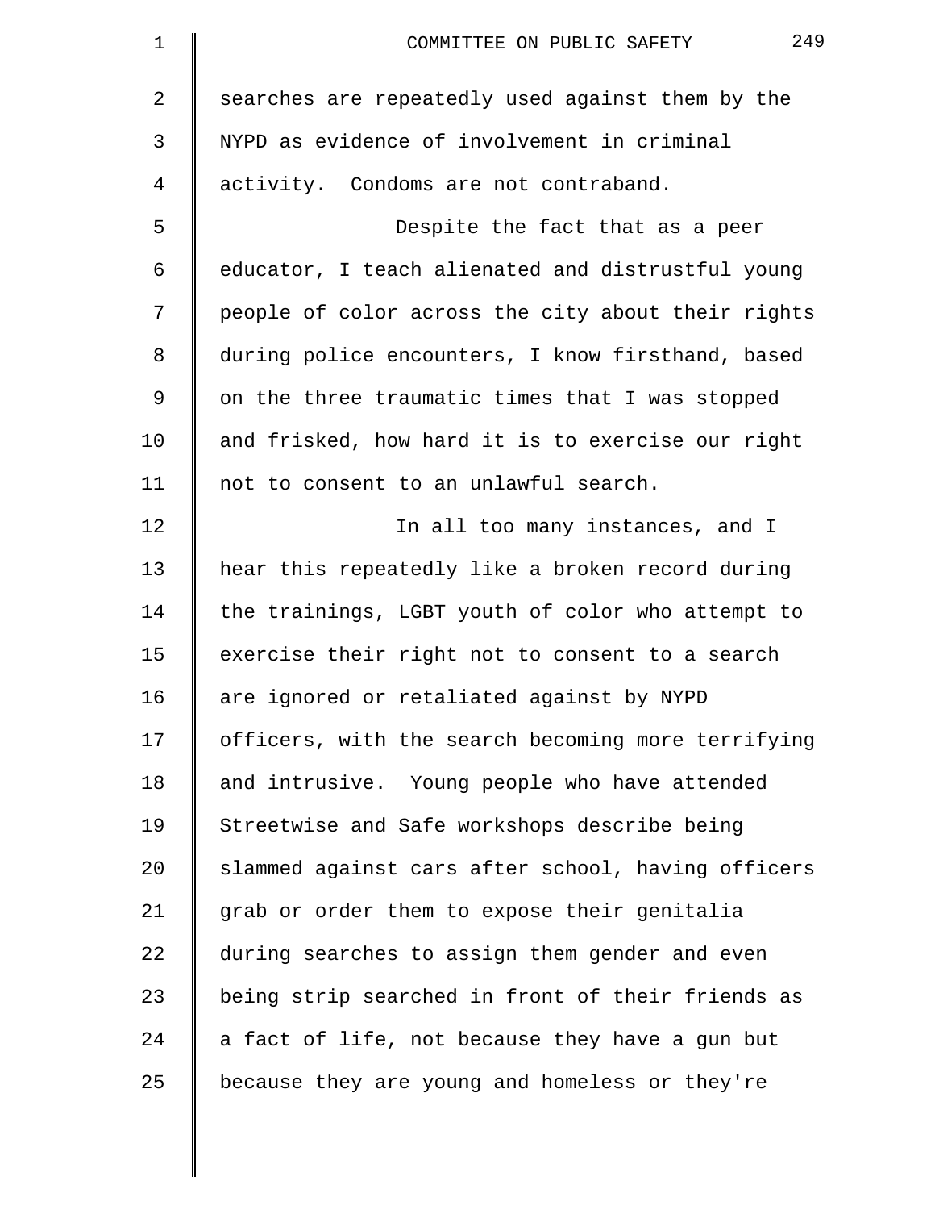searches are repeatedly used against them by the NYPD as evidence of involvement in criminal activity. Condoms are not contraband.

Despite the fact that as a peer educator, I teach alienated and distrustful young people of color across the city about their rights during police encounters, I know firsthand, based on the three traumatic times that I was stopped and frisked, how hard it is to exercise our right not to consent to an unlawful search.

In all too many instances, and I hear this repeatedly like a broken record during the trainings, LGBT youth of color who attempt to exercise their right not to consent to a search are ignored or retaliated against by NYPD officers, with the search becoming more terrifying and intrusive. Young people who have attended Streetwise and Safe workshops describe being slammed against cars after school, having officers grab or order them to expose their genitalia during searches to assign them gender and even being strip searched in front of their friends as a fact of life, not because they have a gun but because they are young and homeless or they're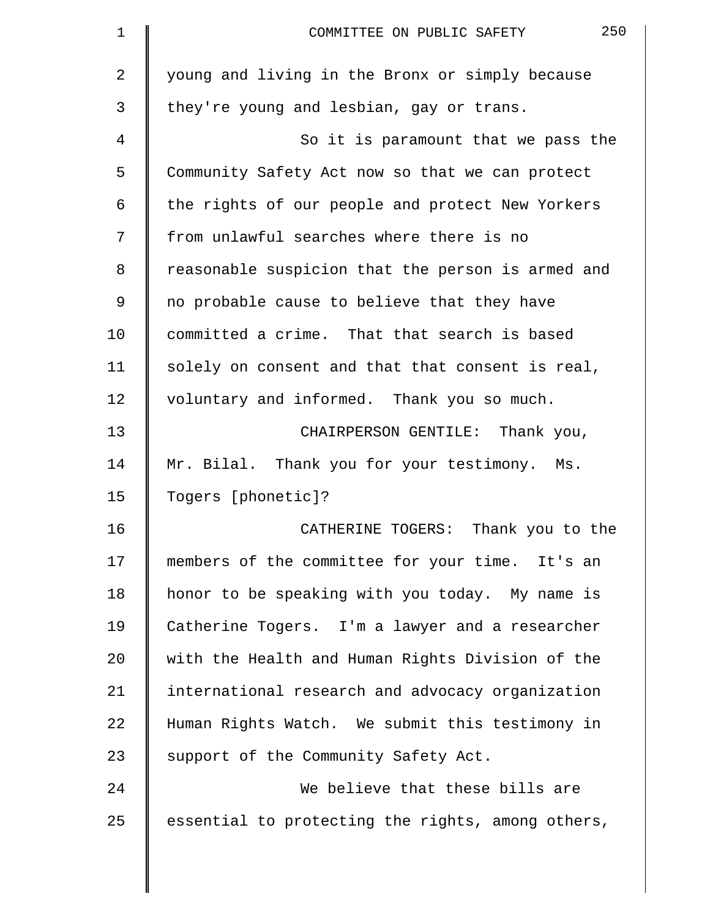young and living in the Bronx or simply because they're young and lesbian, gay or trans.

So it is paramount that we pass the Community Safety Act now so that we can protect the rights of our people and protect New Yorkers from unlawful searches where there is no reasonable suspicion that the person is armed and no probable cause to believe that they have committed a crime. That that search is based solely on consent and that that consent is real, voluntary and informed. Thank you so much.

CHAIRPERSON GENTILE: Thank you, Mr. Bilal. Thank you for your testimony. Ms. Togers [phonetic]?

CATHERINE TOGERS: Thank you to the members of the committee for your time. It's an honor to be speaking with you today. My name is Catherine Togers. I'm a lawyer and a researcher with the Health and Human Rights Division of the international research and advocacy organization Human Rights Watch. We submit this testimony in support of the Community Safety Act.

We believe that these bills are essential to protecting the rights, among others,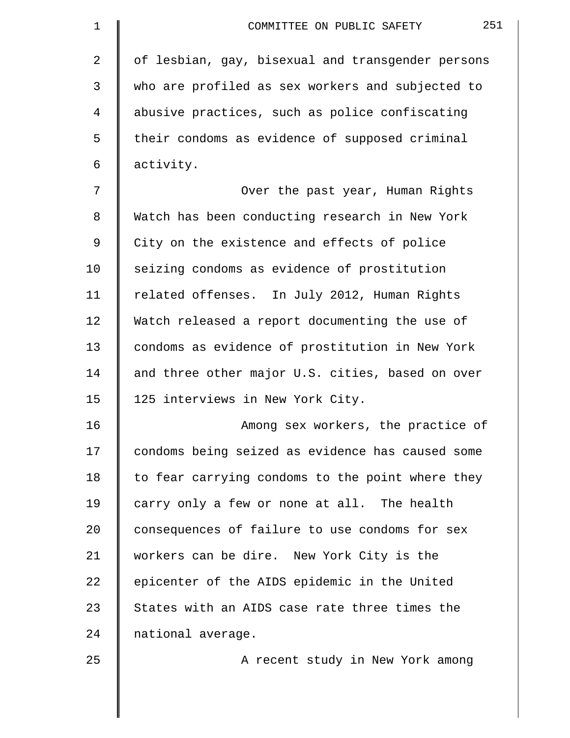of lesbian, gay, bisexual and transgender persons who are profiled as sex workers and subjected to abusive practices, such as police confiscating their condoms as evidence of supposed criminal activity.

Over the past year, Human Rights Watch has been conducting research in New York City on the existence and effects of police seizing condoms as evidence of prostitution related offenses. In July 2012, Human Rights Watch released a report documenting the use of condoms as evidence of prostitution in New York and three other major U.S. cities, based on over 125 interviews in New York City.

Among sex workers, the practice of condoms being seized as evidence has caused some to fear carrying condoms to the point where they carry only a few or none at all. The health consequences of failure to use condoms for sex workers can be dire. New York City is the epicenter of the AIDS epidemic in the United States with an AIDS case rate three times the national average.

A recent study in New York among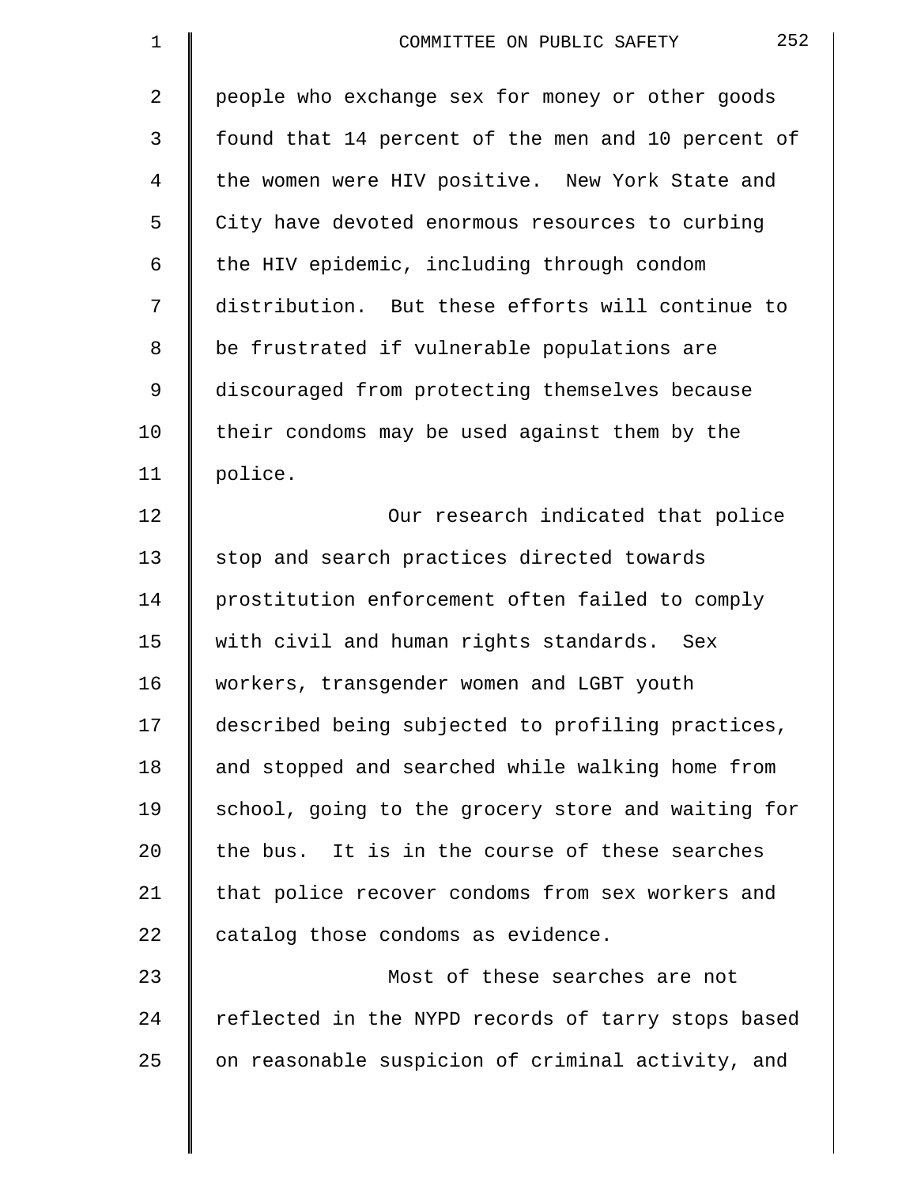people who exchange sex for money or other goods found that 14 percent of the men and 10 percent of the women were HIV positive. New York State and City have devoted enormous resources to curbing the HIV epidemic, including through condom distribution. But these efforts will continue to be frustrated if vulnerable populations are discouraged from protecting themselves because their condoms may be used against them by the police.

Our research indicated that police stop and search practices directed towards prostitution enforcement often failed to comply with civil and human rights standards. Sex workers, transgender women and LGBT youth described being subjected to profiling practices, and stopped and searched while walking home from school, going to the grocery store and waiting for the bus. It is in the course of these searches that police recover condoms from sex workers and catalog those condoms as evidence.

Most of these searches are not reflected in the NYPD records of tarry stops based on reasonable suspicion of criminal activity, and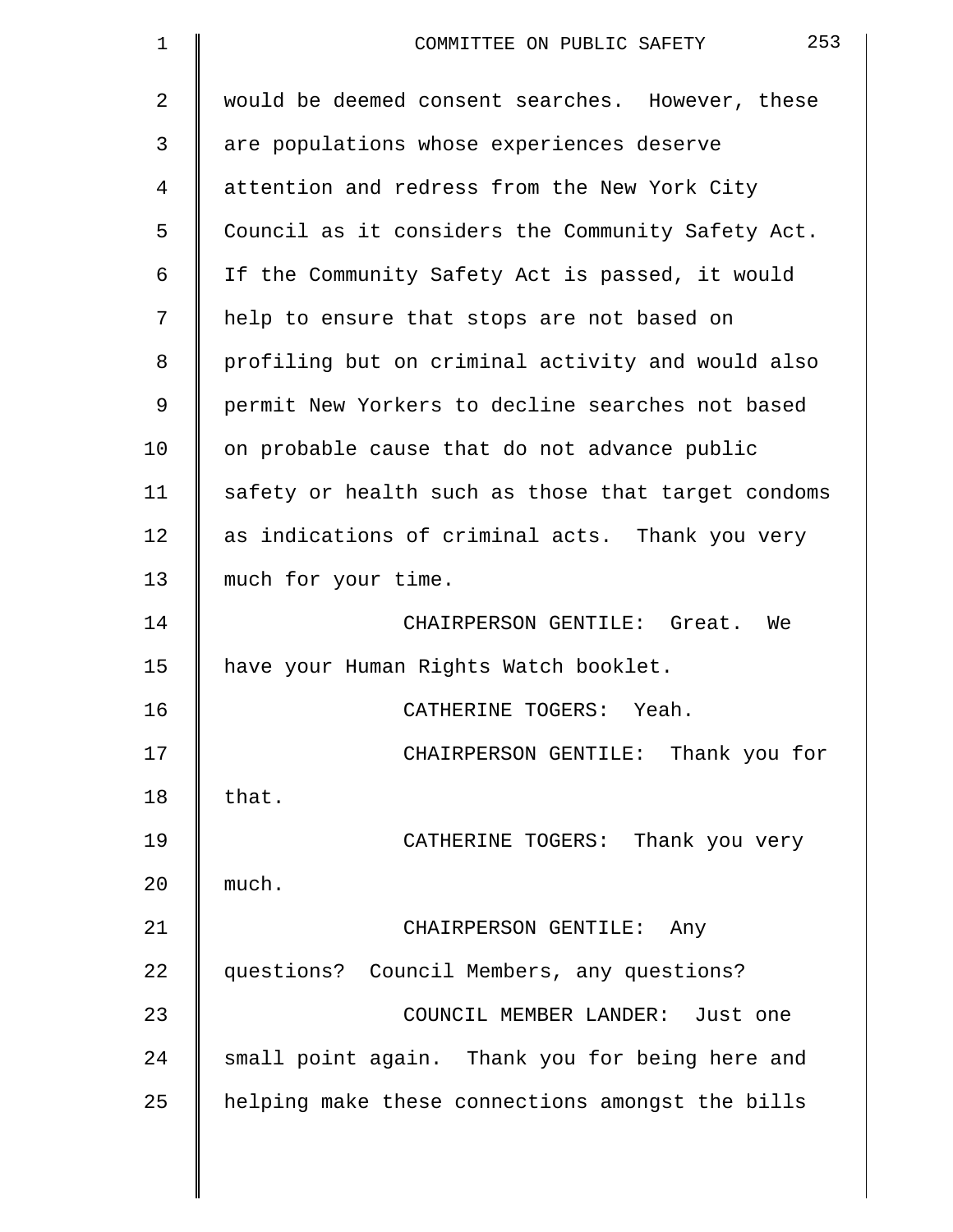would be deemed consent searches. However, these are populations whose experiences deserve attention and redress from the New York City Council as it considers the Community Safety Act. If the Community Safety Act is passed, it would help to ensure that stops are not based on profiling but on criminal activity and would also permit New Yorkers to decline searches not based on probable cause that do not advance public safety or health such as those that target condoms as indications of criminal acts. Thank you very much for your time.

CHAIRPERSON GENTILE: Great. We have your Human Rights Watch booklet.

CATHERINE TOGERS: Yeah.

CHAIRPERSON GENTILE: Thank you for that.

CATHERINE TOGERS: Thank you very much.

CHAIRPERSON GENTILE: Any questions? Council Members, any questions?

COUNCIL MEMBER LANDER: Just one small point again. Thank you for being here and helping make these connections amongst the bills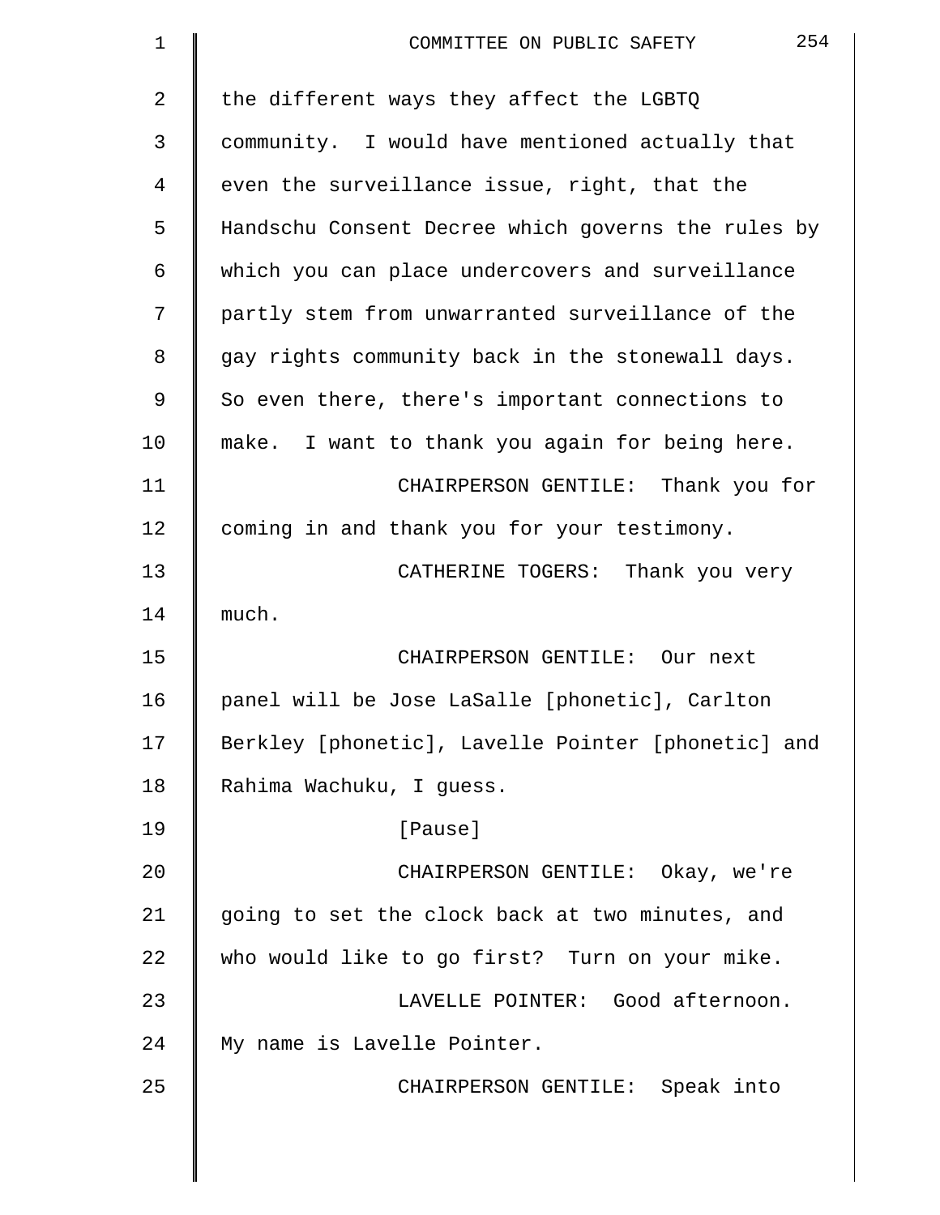the different ways they affect the LGBTQ community. I would have mentioned actually that even the surveillance issue, right, that the Handschu Consent Decree which governs the rules by which you can place undercovers and surveillance partly stem from unwarranted surveillance of the gay rights community back in the stonewall days. So even there, there's important connections to make. I want to thank you again for being here.

CHAIRPERSON GENTILE: Thank you for coming in and thank you for your testimony.

CATHERINE TOGERS: Thank you very much.

CHAIRPERSON GENTILE: Our next panel will be Jose LaSalle [phonetic], Carlton Berkley [phonetic], Lavelle Pointer [phonetic] and Rahima Wachuku, I guess.

[Pause]

CHAIRPERSON GENTILE: Okay, we're going to set the clock back at two minutes, and who would like to go first? Turn on your mike.

LAVELLE POINTER: Good afternoon. My name is Lavelle Pointer.

CHAIRPERSON GENTILE: Speak into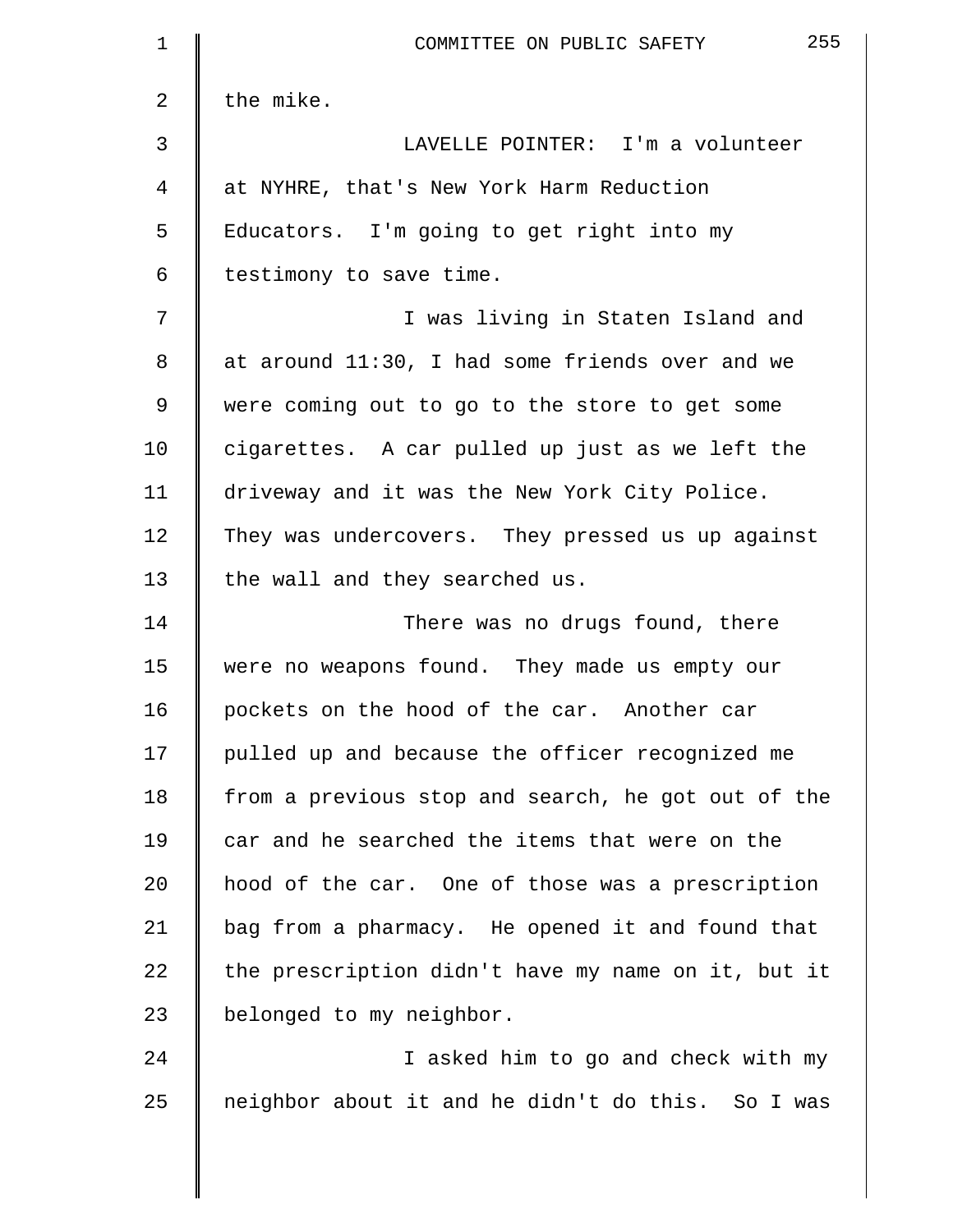the mike.

LAVELLE POINTER: I'm a volunteer at NYHRE, that's New York Harm Reduction Educators. I'm going to get right into my testimony to save time.

I was living in Staten Island and at around 11:30, I had some friends over and we were coming out to go to the store to get some cigarettes. A car pulled up just as we left the driveway and it was the New York City Police. They was undercovers. They pressed us up against the wall and they searched us.

There was no drugs found, there were no weapons found. They made us empty our pockets on the hood of the car. Another car pulled up and because the officer recognized me from a previous stop and search, he got out of the car and he searched the items that were on the hood of the car. One of those was a prescription bag from a pharmacy. He opened it and found that the prescription didn't have my name on it, but it belonged to my neighbor.

I asked him to go and check with my neighbor about it and he didn't do this. So I was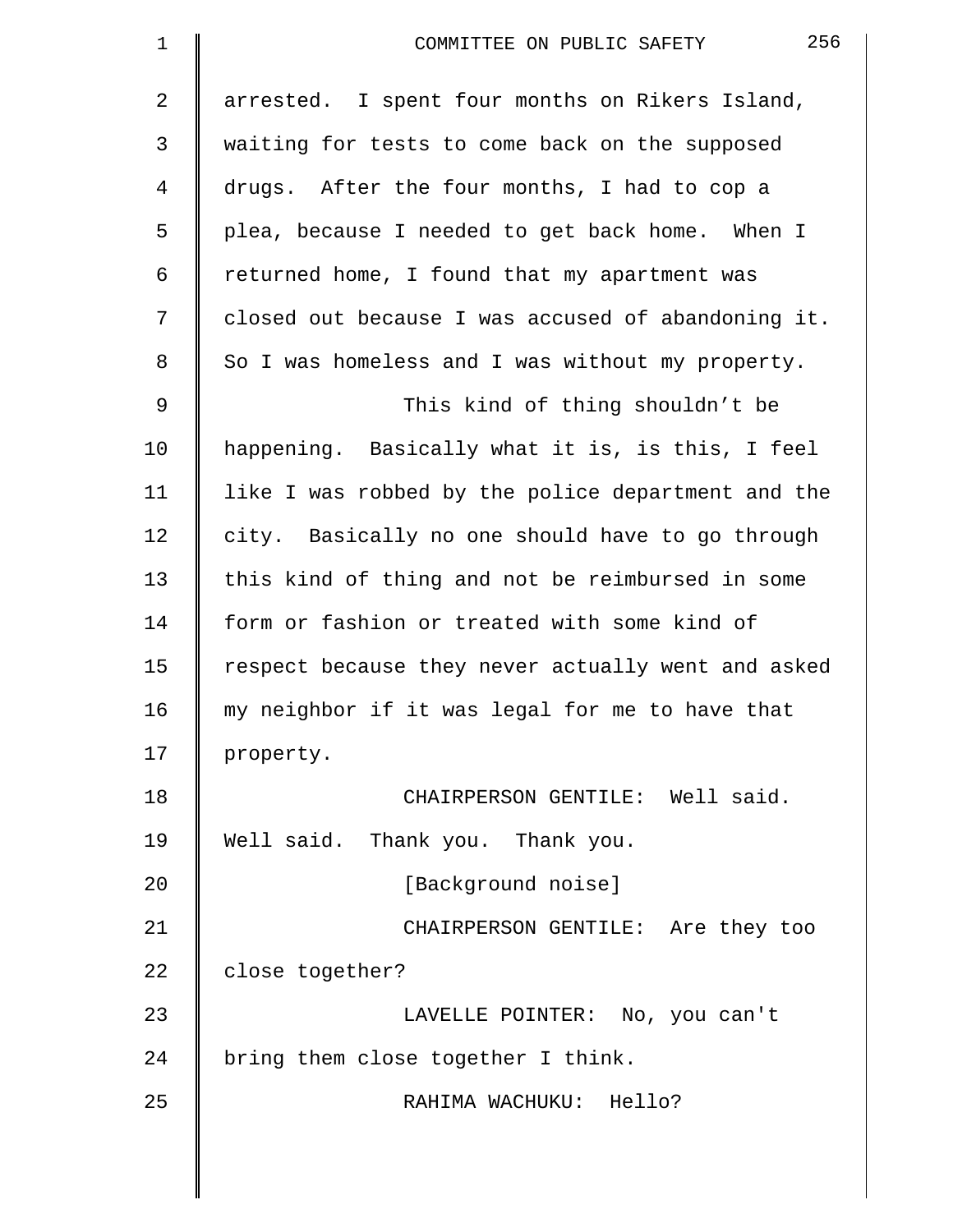arrested. I spent four months on Rikers Island, waiting for tests to come back on the supposed drugs. After the four months, I had to cop a plea, because I needed to get back home. When I returned home, I found that my apartment was closed out because I was accused of abandoning it. So I was homeless and I was without my property.

This kind of thing shouldn't be happening. Basically what it is, is this, I feel like I was robbed by the police department and the city. Basically no one should have to go through this kind of thing and not be reimbursed in some form or fashion or treated with some kind of respect because they never actually went and asked my neighbor if it was legal for me to have that property.

CHAIRPERSON GENTILE: Well said. Well said. Thank you. Thank you.

[Background noise]

CHAIRPERSON GENTILE: Are they too close together?

LAVELLE POINTER: No, you can't bring them close together I think.

RAHIMA WACHUKU: Hello?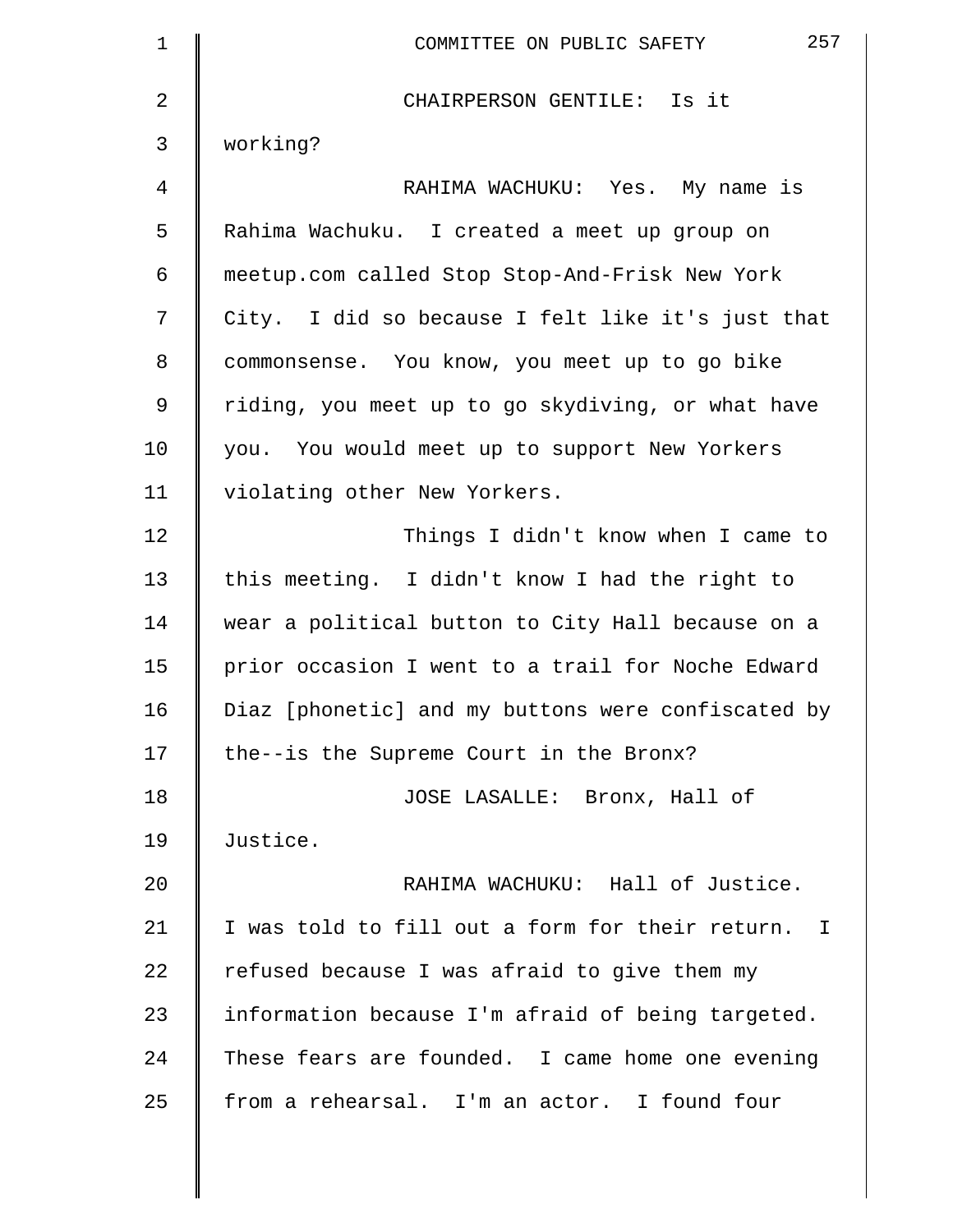CHAIRPERSON GENTILE: Is it working?

RAHIMA WACHUKU: Yes. My name is Rahima Wachuku. I created a meet up group on meetup.com called Stop Stop-And-Frisk New York City. I did so because I felt like it's just that commonsense. You know, you meet up to go bike riding, you meet up to go skydiving, or what have you. You would meet up to support New Yorkers violating other New Yorkers.

Things I didn't know when I came to this meeting. I didn't know I had the right to wear a political button to City Hall because on a prior occasion I went to a trail for Noche Edward Diaz [phonetic] and my buttons were confiscated by the--is the Supreme Court in the Bronx?

JOSE LASALLE: Bronx, Hall of Justice.

RAHIMA WACHUKU: Hall of Justice. I was told to fill out a form for their return. I refused because I was afraid to give them my information because I'm afraid of being targeted. These fears are founded. I came home one evening from a rehearsal. I'm an actor. I found four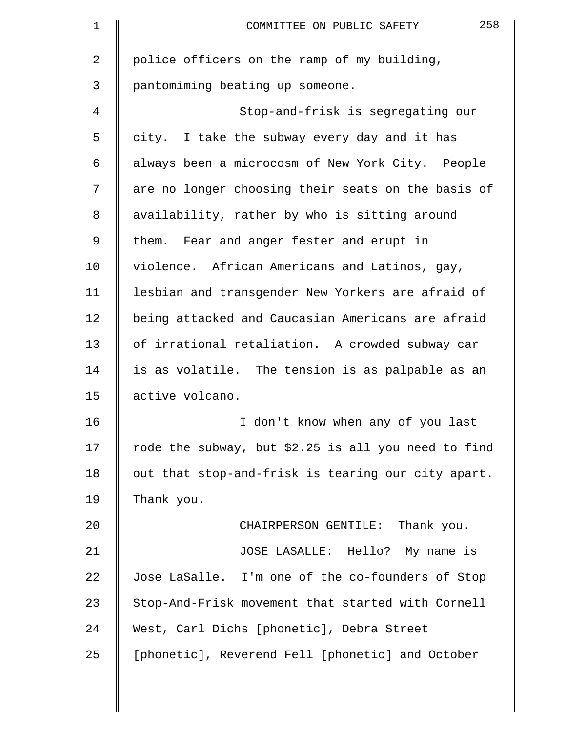police officers on the ramp of my building, pantomiming beating up someone.

Stop-and-frisk is segregating our city. I take the subway every day and it has always been a microcosm of New York City. People are no longer choosing their seats on the basis of availability, rather by who is sitting around them. Fear and anger fester and erupt in violence. African Americans and Latinos, gay, lesbian and transgender New Yorkers are afraid of being attacked and Caucasian Americans are afraid of irrational retaliation. A crowded subway car is as volatile. The tension is as palpable as an active volcano.

I don't know when any of you last rode the subway, but $2.25 is all you need to find out that stop-and-frisk is tearing our city apart. Thank you.

CHAIRPERSON GENTILE: Thank you.

JOSE LASALLE: Hello? My name is Jose LaSalle. I'm one of the co-founders of Stop Stop-And-Frisk movement that started with Cornell West, Carl Dichs [phonetic], Debra Street [phonetic], Reverend Fell [phonetic] and October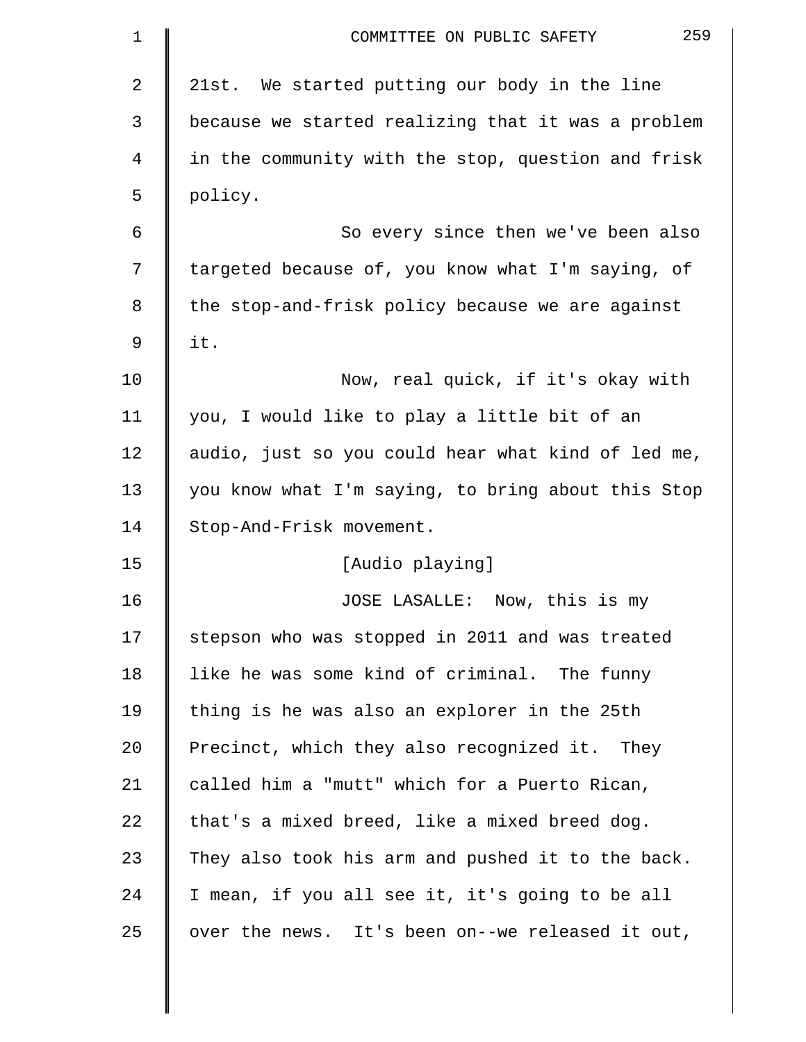21st. We started putting our body in the line because we started realizing that it was a problem in the community with the stop, question and frisk policy.

So every since then we've been also targeted because of, you know what I'm saying, of the stop-and-frisk policy because we are against it.

Now, real quick, if it's okay with you, I would like to play a little bit of an audio, just so you could hear what kind of led me, you know what I'm saying, to bring about this Stop Stop-And-Frisk movement.

[Audio playing]

JOSE LASALLE: Now, this is my stepson who was stopped in 2011 and was treated like he was some kind of criminal. The funny thing is he was also an explorer in the 25th Precinct, which they also recognized it. They called him a "mutt" which for a Puerto Rican, that's a mixed breed, like a mixed breed dog. They also took his arm and pushed it to the back. I mean, if you all see it, it's going to be all over the news. It's been on--we released it out,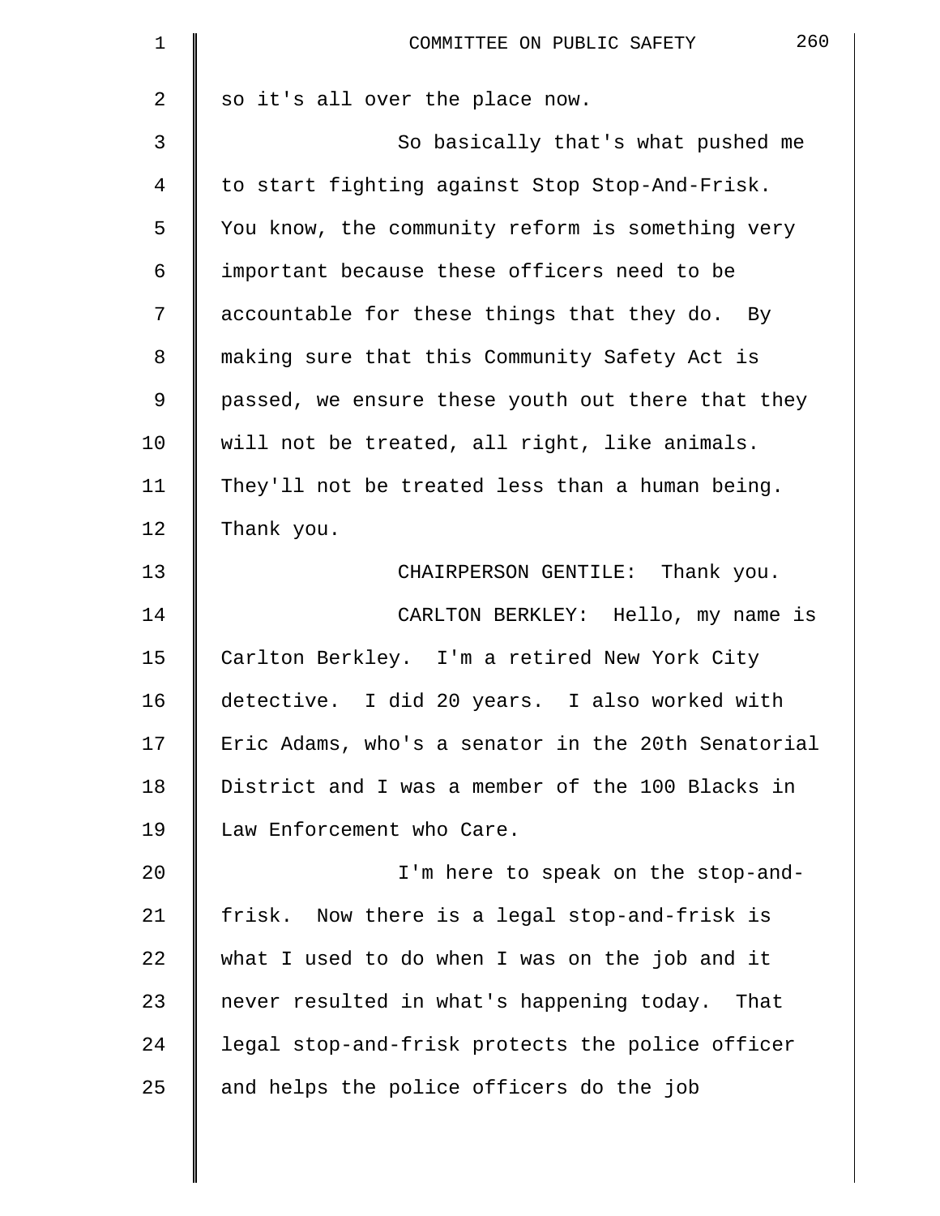so it's all over the place now.

So basically that's what pushed me to start fighting against Stop Stop-And-Frisk. You know, the community reform is something very important because these officers need to be accountable for these things that they do. By making sure that this Community Safety Act is passed, we ensure these youth out there that they will not be treated, all right, like animals. They'll not be treated less than a human being. Thank you.

CHAIRPERSON GENTILE: Thank you.

CARLTON BERKLEY: Hello, my name is Carlton Berkley. I'm a retired New York City detective. I did 20 years. I also worked with Eric Adams, who's a senator in the 20th Senatorial District and I was a member of the 100 Blacks in Law Enforcement who Care.

I'm here to speak on the stop-and-frisk. Now there is a legal stop-and-frisk is what I used to do when I was on the job and it never resulted in what's happening today. That legal stop-and-frisk protects the police officer and helps the police officers do the job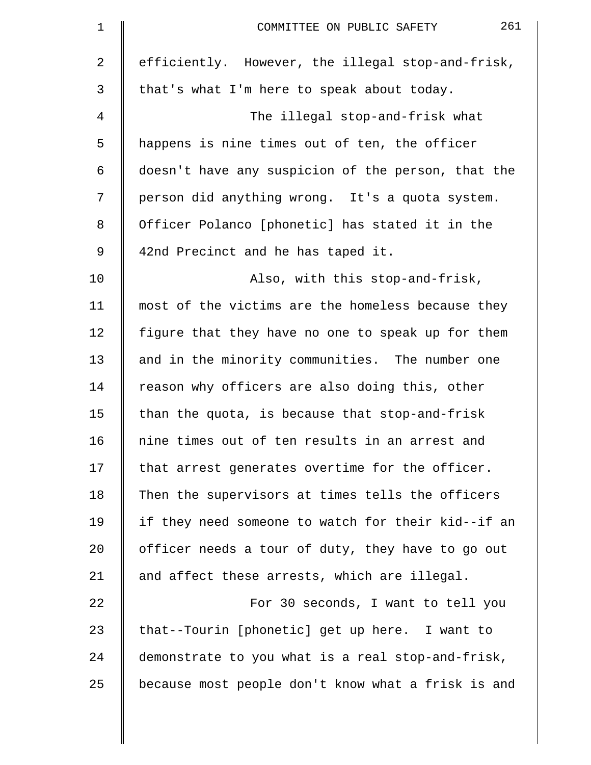efficiently. However, the illegal stop-and-frisk, that's what I'm here to speak about today.

The illegal stop-and-frisk what happens is nine times out of ten, the officer doesn't have any suspicion of the person, that the person did anything wrong. It's a quota system. Officer Polanco [phonetic] has stated it in the 42nd Precinct and he has taped it.

Also, with this stop-and-frisk, most of the victims are the homeless because they figure that they have no one to speak up for them and in the minority communities. The number one reason why officers are also doing this, other than the quota, is because that stop-and-frisk nine times out of ten results in an arrest and that arrest generates overtime for the officer. Then the supervisors at times tells the officers if they need someone to watch for their kid--if an officer needs a tour of duty, they have to go out and affect these arrests, which are illegal.

For 30 seconds, I want to tell you that--Tourin [phonetic] get up here. I want to demonstrate to you what is a real stop-and-frisk, because most people don't know what a frisk is and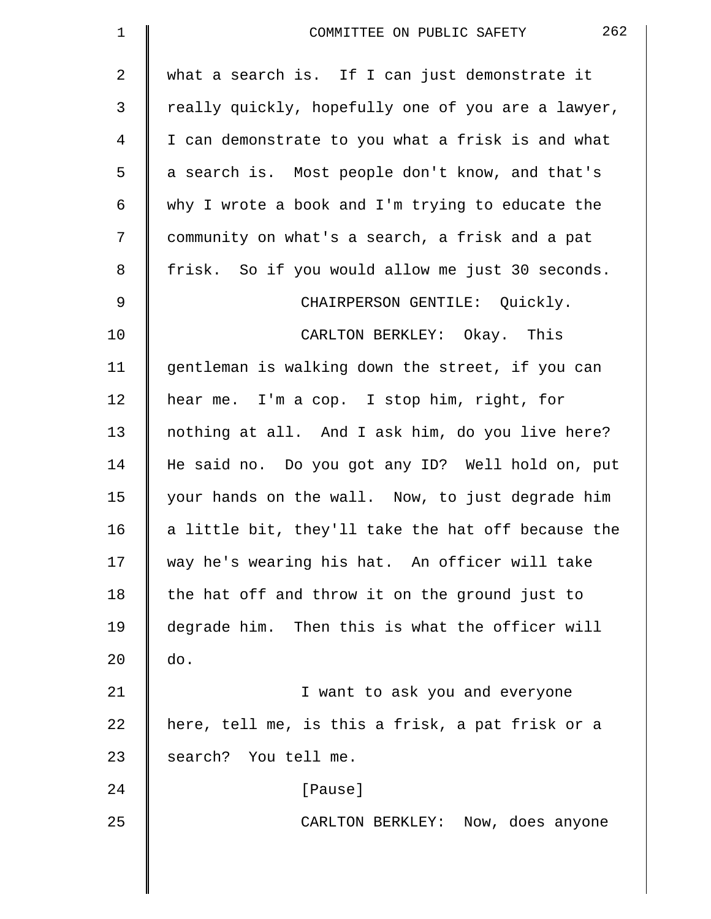what a search is. If I can just demonstrate it really quickly, hopefully one of you are a lawyer, I can demonstrate to you what a frisk is and what a search is. Most people don't know, and that's why I wrote a book and I'm trying to educate the community on what's a search, a frisk and a pat frisk. So if you would allow me just 30 seconds.

CHAIRPERSON GENTILE: Quickly.

CARLTON BERKLEY: Okay. This gentleman is walking down the street, if you can hear me. I'm a cop. I stop him, right, for nothing at all. And I ask him, do you live here? He said no. Do you got any ID? Well hold on, put your hands on the wall. Now, to just degrade him a little bit, they'll take the hat off because the way he's wearing his hat. An officer will take the hat off and throw it on the ground just to degrade him. Then this is what the officer will do.

I want to ask you and everyone here, tell me, is this a frisk, a pat frisk or a search? You tell me.

[Pause]

CARLTON BERKLEY: Now, does anyone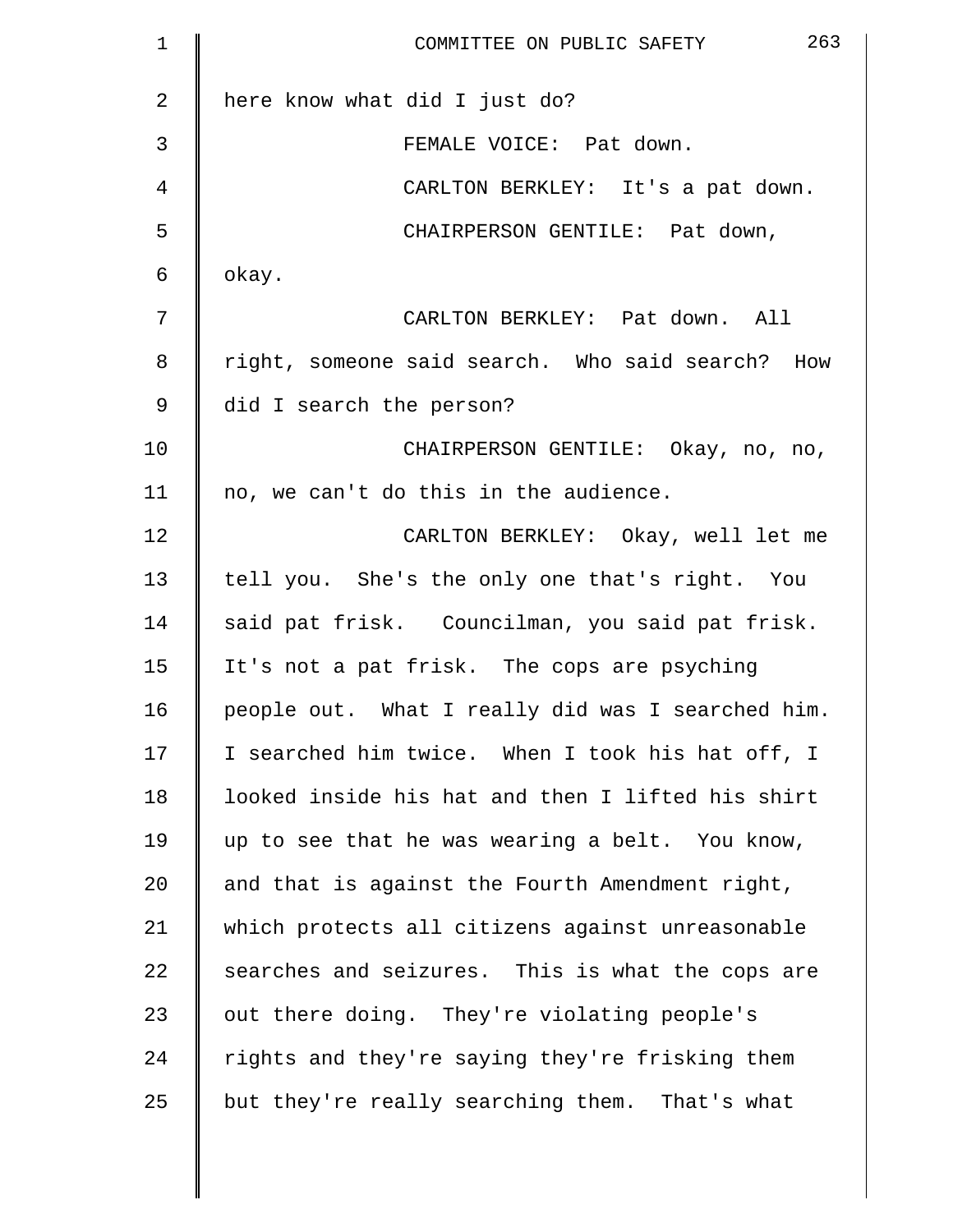here know what did I just do?

FEMALE VOICE: Pat down.

CARLTON BERKLEY: It's a pat down.

CHAIRPERSON GENTILE: Pat down, okay.

CARLTON BERKLEY: Pat down. All right, someone said search. Who said search? How did I search the person?

CHAIRPERSON GENTILE: Okay, no, no, no, we can't do this in the audience.

CARLTON BERKLEY: Okay, well let me tell you. She's the only one that's right. You said pat frisk. Councilman, you said pat frisk. It's not a pat frisk. The cops are psyching people out. What I really did was I searched him. I searched him twice. When I took his hat off, I looked inside his hat and then I lifted his shirt up to see that he was wearing a belt. You know, and that is against the Fourth Amendment right, which protects all citizens against unreasonable searches and seizures. This is what the cops are out there doing. They're violating people's rights and they're saying they're frisking them but they're really searching them. That's what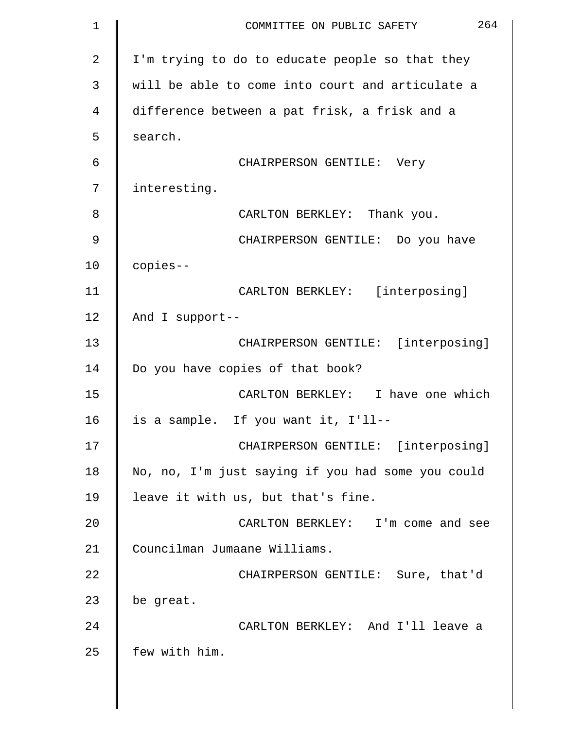I'm trying to do to educate people so that they will be able to come into court and articulate a difference between a pat frisk, a frisk and a search.

CHAIRPERSON GENTILE: Very interesting.

CARLTON BERKLEY: Thank you.

CHAIRPERSON GENTILE: Do you have copies--

CARLTON BERKLEY: [interposing] And I support--

CHAIRPERSON GENTILE: [interposing] Do you have copies of that book?

CARLTON BERKLEY: I have one which is a sample. If you want it, I'll--

CHAIRPERSON GENTILE: [interposing] No, no, I'm just saying if you had some you could leave it with us, but that's fine.

CARLTON BERKLEY: I'm come and see Councilman Jumaane Williams.

CHAIRPERSON GENTILE: Sure, that'd be great.

CARLTON BERKLEY: And I'll leave a few with him.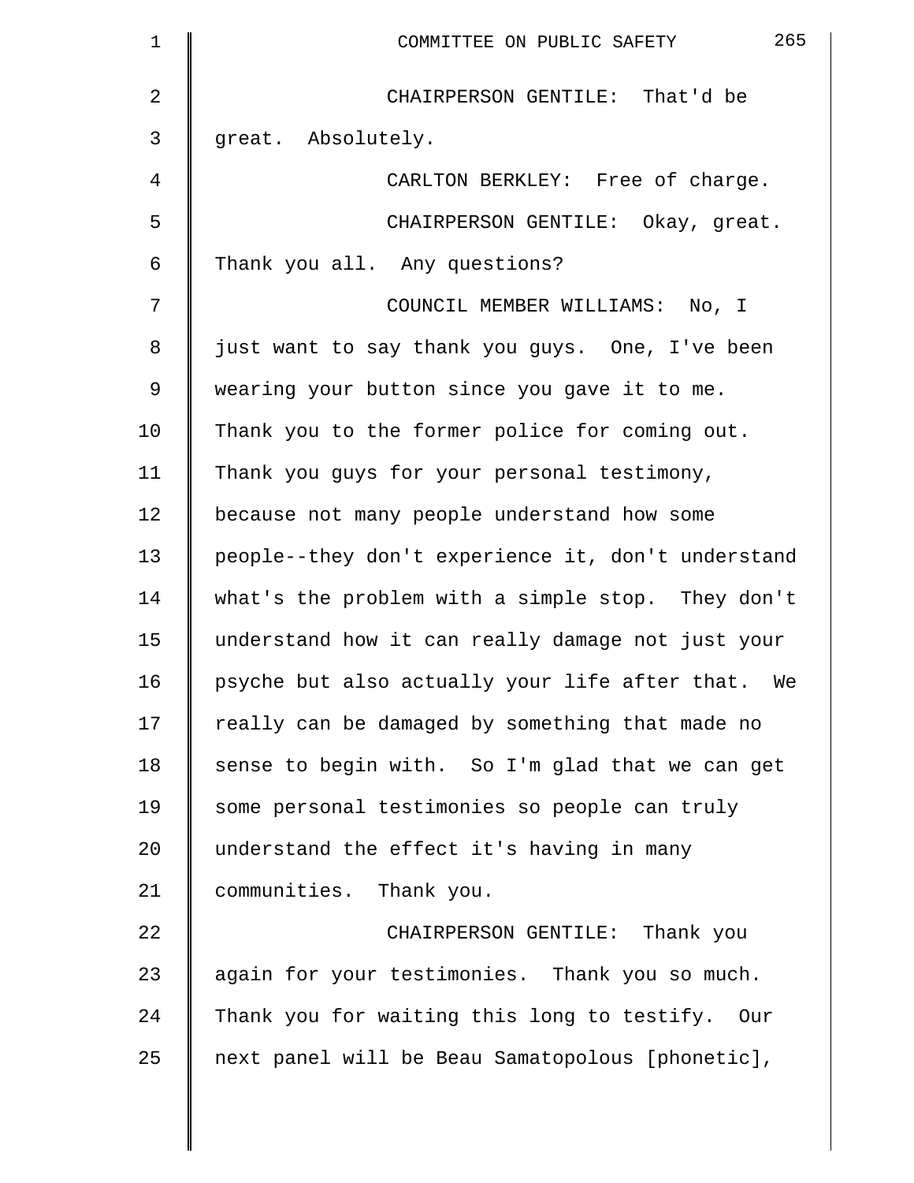CHAIRPERSON GENTILE: That'd be great. Absolutely.

CARLTON BERKLEY: Free of charge.

CHAIRPERSON GENTILE: Okay, great. Thank you all. Any questions?

COUNCIL MEMBER WILLIAMS: No, I just want to say thank you guys. One, I've been wearing your button since you gave it to me. Thank you to the former police for coming out. Thank you guys for your personal testimony, because not many people understand how some people--they don't experience it, don't understand what's the problem with a simple stop. They don't understand how it can really damage not just your psyche but also actually your life after that. We really can be damaged by something that made no sense to begin with. So I'm glad that we can get some personal testimonies so people can truly understand the effect it's having in many communities. Thank you.

CHAIRPERSON GENTILE: Thank you again for your testimonies. Thank you so much. Thank you for waiting this long to testify. Our next panel will be Beau Samatopolous [phonetic],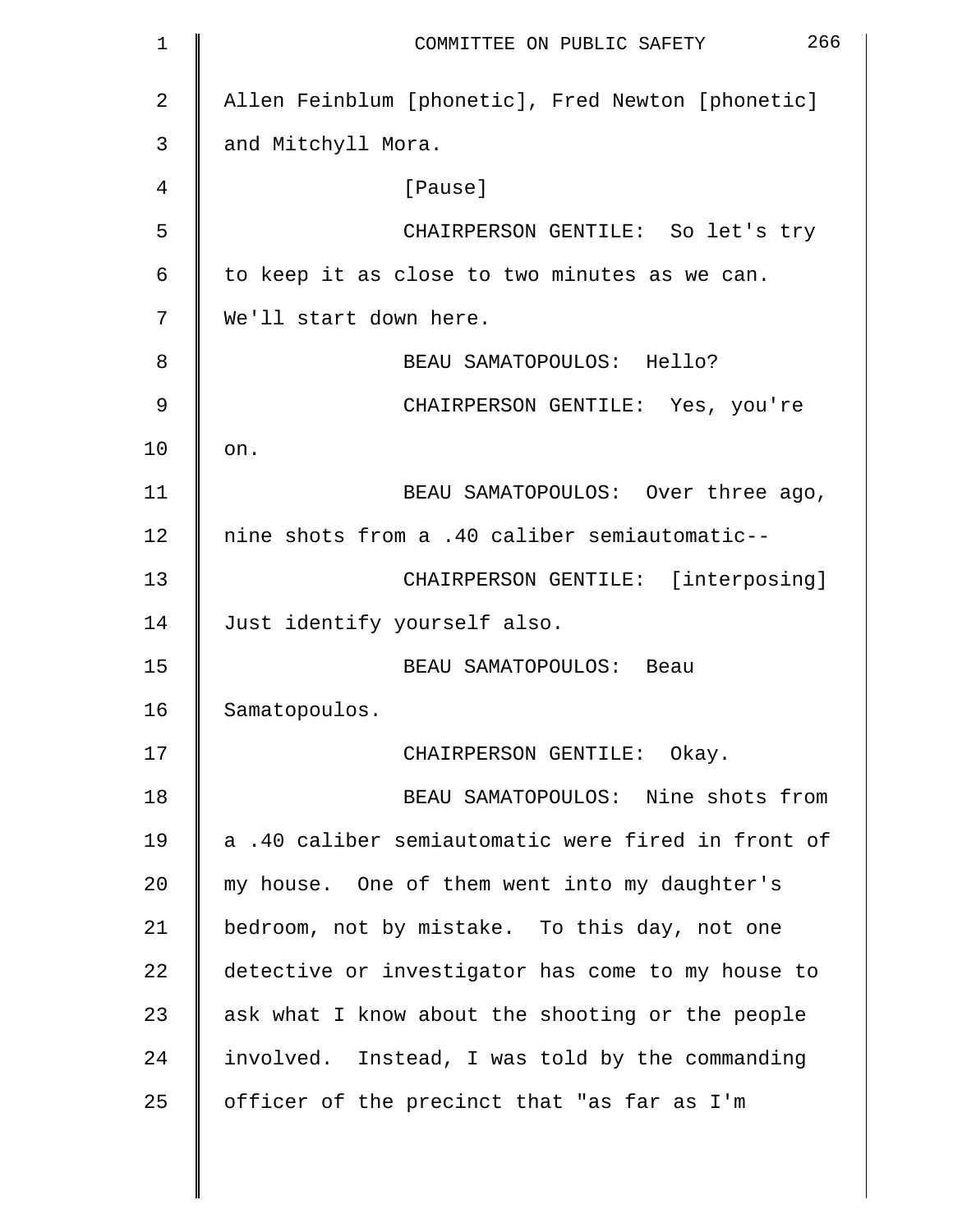Allen Feinblum [phonetic], Fred Newton [phonetic] and Mitchyll Mora.

[Pause]

CHAIRPERSON GENTILE: So let's try to keep it as close to two minutes as we can. We'll start down here.

BEAU SAMATOPOULOS: Hello?

CHAIRPERSON GENTILE: Yes, you're on.

BEAU SAMATOPOULOS: Over three ago, nine shots from a .40 caliber semiautomatic--

CHAIRPERSON GENTILE: [interposing] Just identify yourself also.

BEAU SAMATOPOULOS: Beau Samatopoulos.

CHAIRPERSON GENTILE: Okay.

BEAU SAMATOPOULOS: Nine shots from a .40 caliber semiautomatic were fired in front of my house. One of them went into my daughter's bedroom, not by mistake. To this day, not one detective or investigator has come to my house to ask what I know about the shooting or the people involved. Instead, I was told by the commanding officer of the precinct that "as far as I'm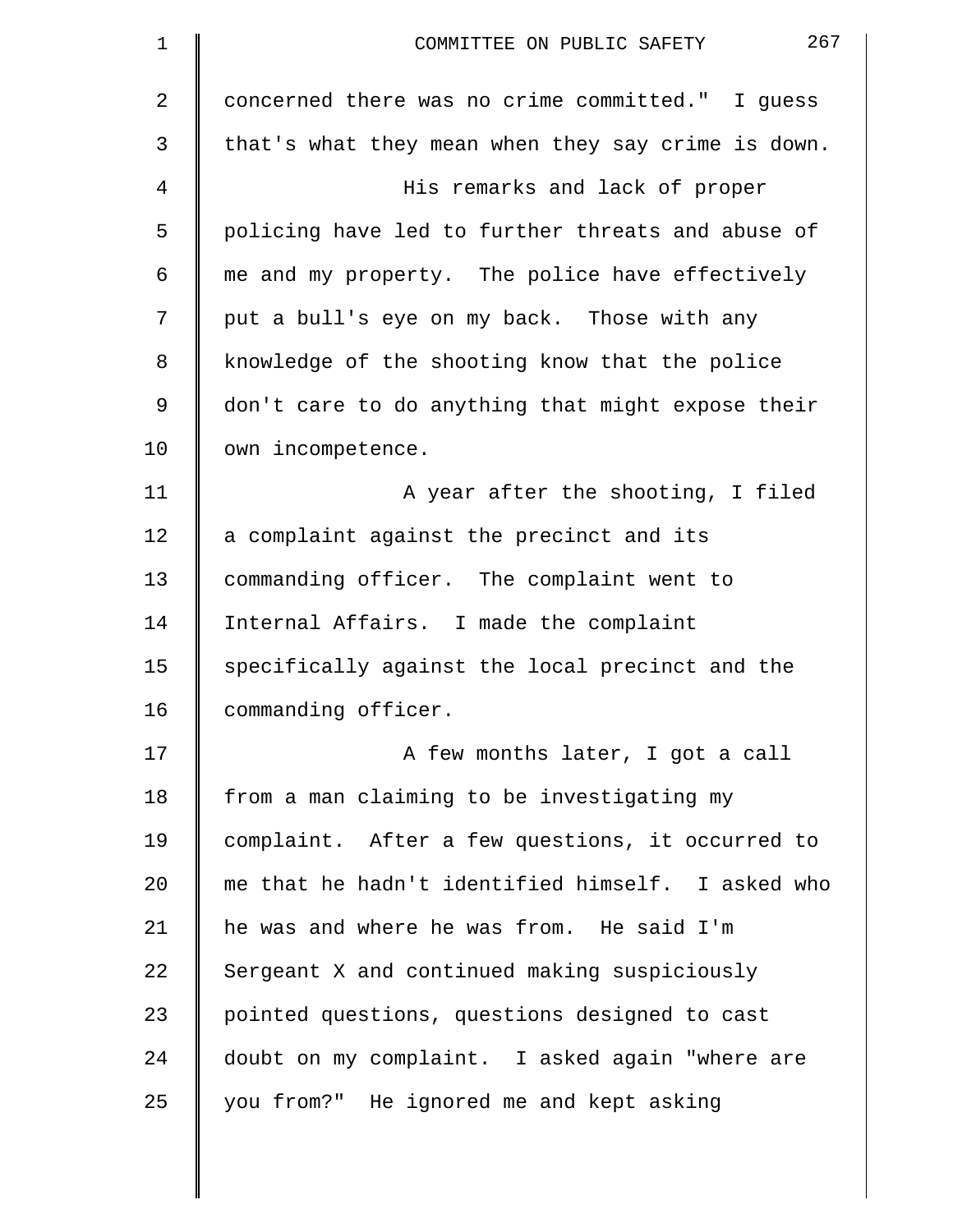concerned there was no crime committed." I guess that's what they mean when they say crime is down.

His remarks and lack of proper policing have led to further threats and abuse of me and my property. The police have effectively put a bull's eye on my back. Those with any knowledge of the shooting know that the police don't care to do anything that might expose their own incompetence.

A year after the shooting, I filed a complaint against the precinct and its commanding officer. The complaint went to Internal Affairs. I made the complaint specifically against the local precinct and the commanding officer.

A few months later, I got a call from a man claiming to be investigating my complaint. After a few questions, it occurred to me that he hadn't identified himself. I asked who he was and where he was from. He said I'm Sergeant X and continued making suspiciously pointed questions, questions designed to cast doubt on my complaint. I asked again "where are you from?" He ignored me and kept asking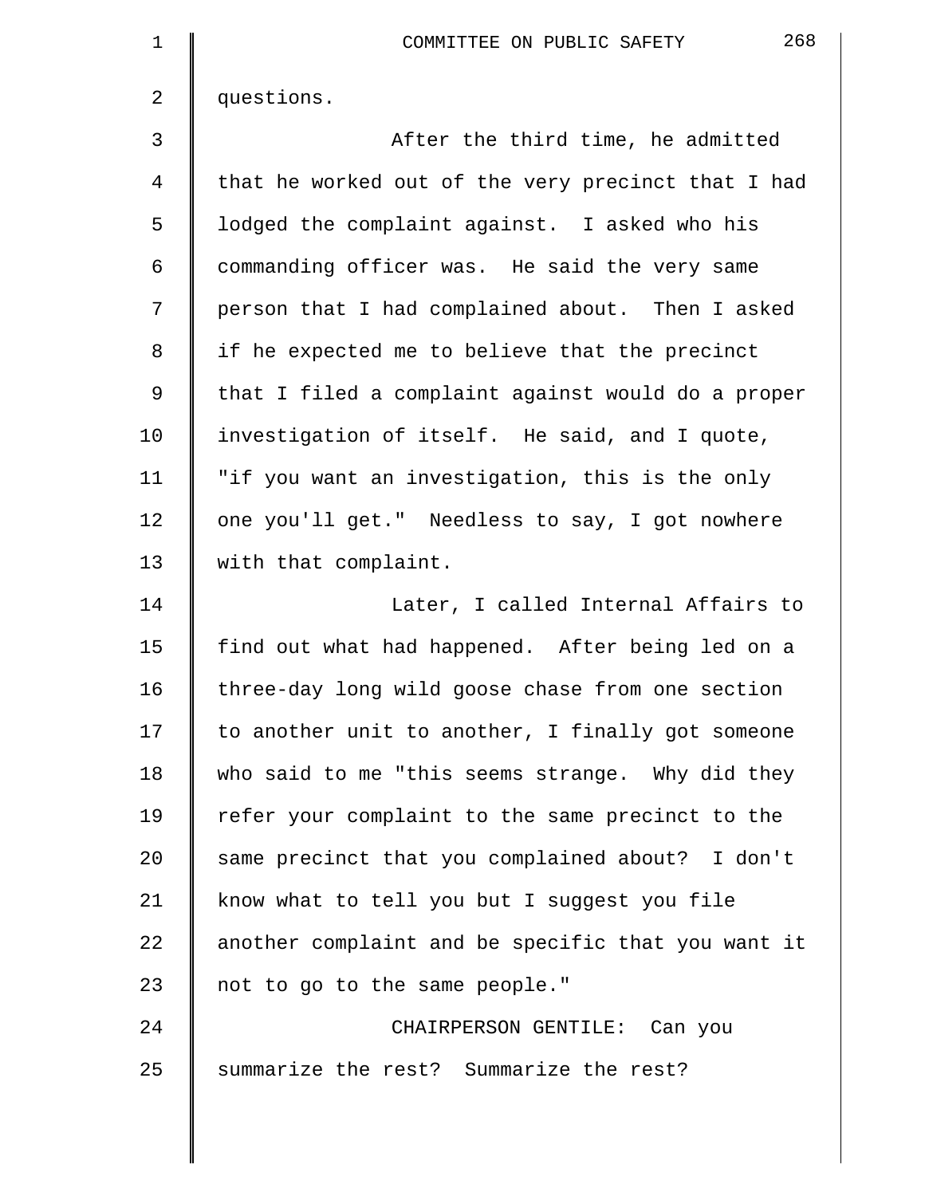questions.

After the third time, he admitted that he worked out of the very precinct that I had lodged the complaint against. I asked who his commanding officer was. He said the very same person that I had complained about. Then I asked if he expected me to believe that the precinct that I filed a complaint against would do a proper investigation of itself. He said, and I quote, "if you want an investigation, this is the only one you'll get." Needless to say, I got nowhere with that complaint.

Later, I called Internal Affairs to find out what had happened. After being led on a three-day long wild goose chase from one section to another unit to another, I finally got someone who said to me "this seems strange. Why did they refer your complaint to the same precinct to the same precinct that you complained about? I don't know what to tell you but I suggest you file another complaint and be specific that you want it not to go to the same people."

CHAIRPERSON GENTILE: Can you summarize the rest? Summarize the rest?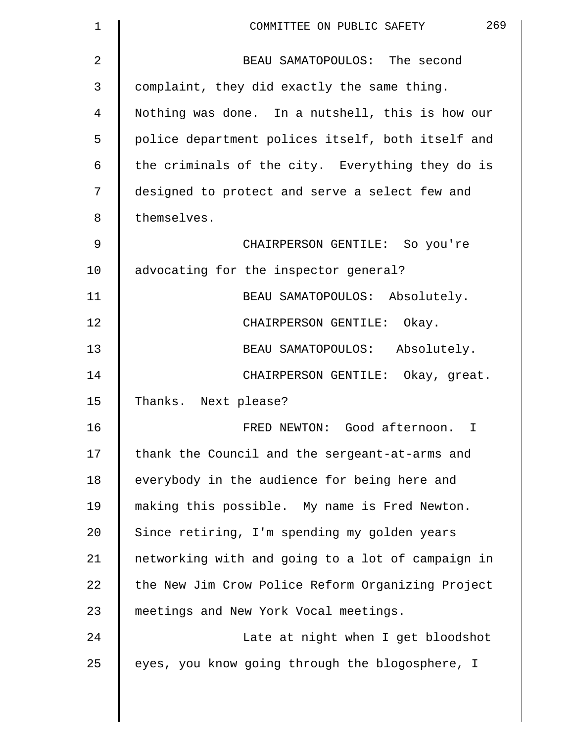BEAU SAMATOPOULOS: The second complaint, they did exactly the same thing. Nothing was done. In a nutshell, this is how our police department polices itself, both itself and the criminals of the city. Everything they do is designed to protect and serve a select few and themselves.

CHAIRPERSON GENTILE: So you're advocating for the inspector general?

BEAU SAMATOPOULOS: Absolutely.

CHAIRPERSON GENTILE: Okay.

BEAU SAMATOPOULOS: Absolutely.

CHAIRPERSON GENTILE: Okay, great. Thanks. Next please?

FRED NEWTON: Good afternoon. I thank the Council and the sergeant-at-arms and everybody in the audience for being here and making this possible. My name is Fred Newton. Since retiring, I'm spending my golden years networking with and going to a lot of campaign in the New Jim Crow Police Reform Organizing Project meetings and New York Vocal meetings.

Late at night when I get bloodshot eyes, you know going through the blogosphere, I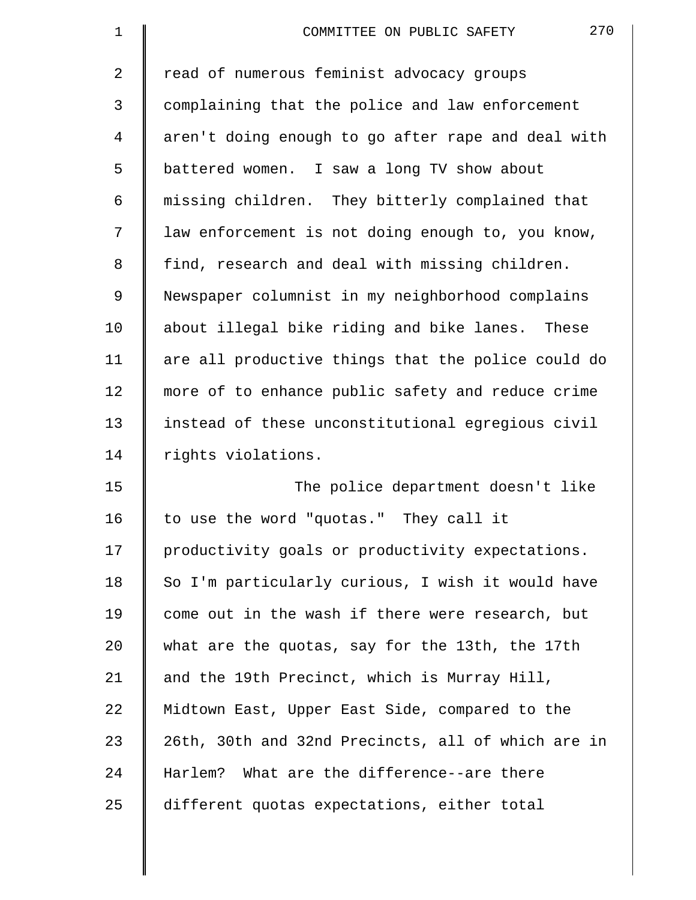read of numerous feminist advocacy groups complaining that the police and law enforcement aren't doing enough to go after rape and deal with battered women. I saw a long TV show about missing children. They bitterly complained that law enforcement is not doing enough to, you know, find, research and deal with missing children. Newspaper columnist in my neighborhood complains about illegal bike riding and bike lanes. These are all productive things that the police could do more of to enhance public safety and reduce crime instead of these unconstitutional egregious civil rights violations.

The police department doesn't like to use the word "quotas." They call it productivity goals or productivity expectations. So I'm particularly curious, I wish it would have come out in the wash if there were research, but what are the quotas, say for the 13th, the 17th and the 19th Precinct, which is Murray Hill, Midtown East, Upper East Side, compared to the 26th, 30th and 32nd Precincts, all of which are in Harlem? What are the difference--are there different quotas expectations, either total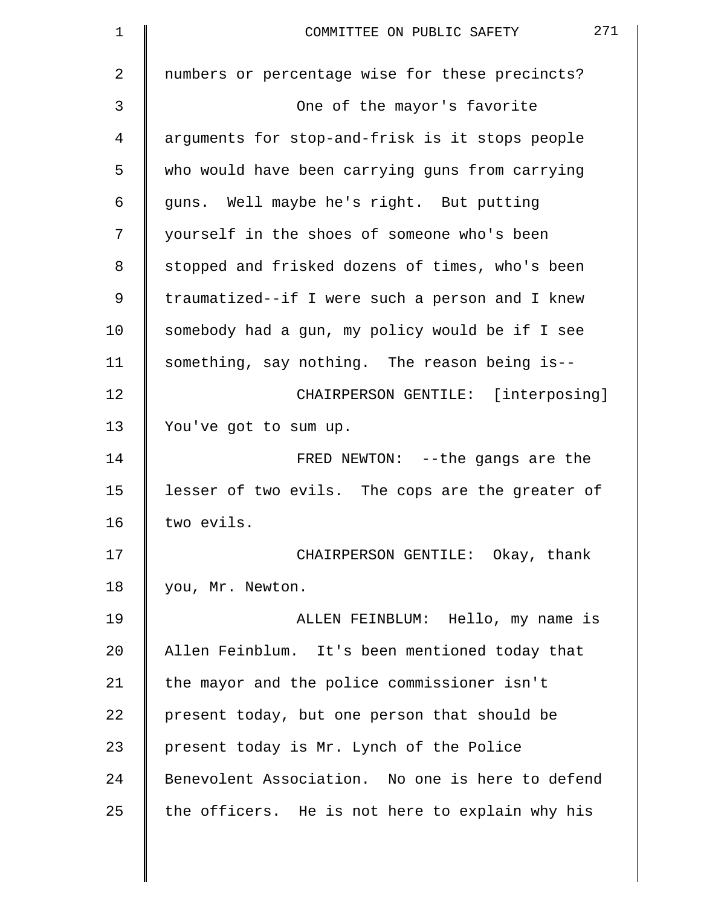numbers or percentage wise for these precincts?

One of the mayor's favorite arguments for stop-and-frisk is it stops people who would have been carrying guns from carrying guns. Well maybe he's right. But putting yourself in the shoes of someone who's been stopped and frisked dozens of times, who's been traumatized--if I were such a person and I knew somebody had a gun, my policy would be if I see something, say nothing. The reason being is--

CHAIRPERSON GENTILE: [interposing] You've got to sum up.

FRED NEWTON: --the gangs are the lesser of two evils. The cops are the greater of two evils.

CHAIRPERSON GENTILE: Okay, thank you, Mr. Newton.

ALLEN FEINBLUM: Hello, my name is Allen Feinblum. It's been mentioned today that the mayor and the police commissioner isn't present today, but one person that should be present today is Mr. Lynch of the Police Benevolent Association. No one is here to defend the officers. He is not here to explain why his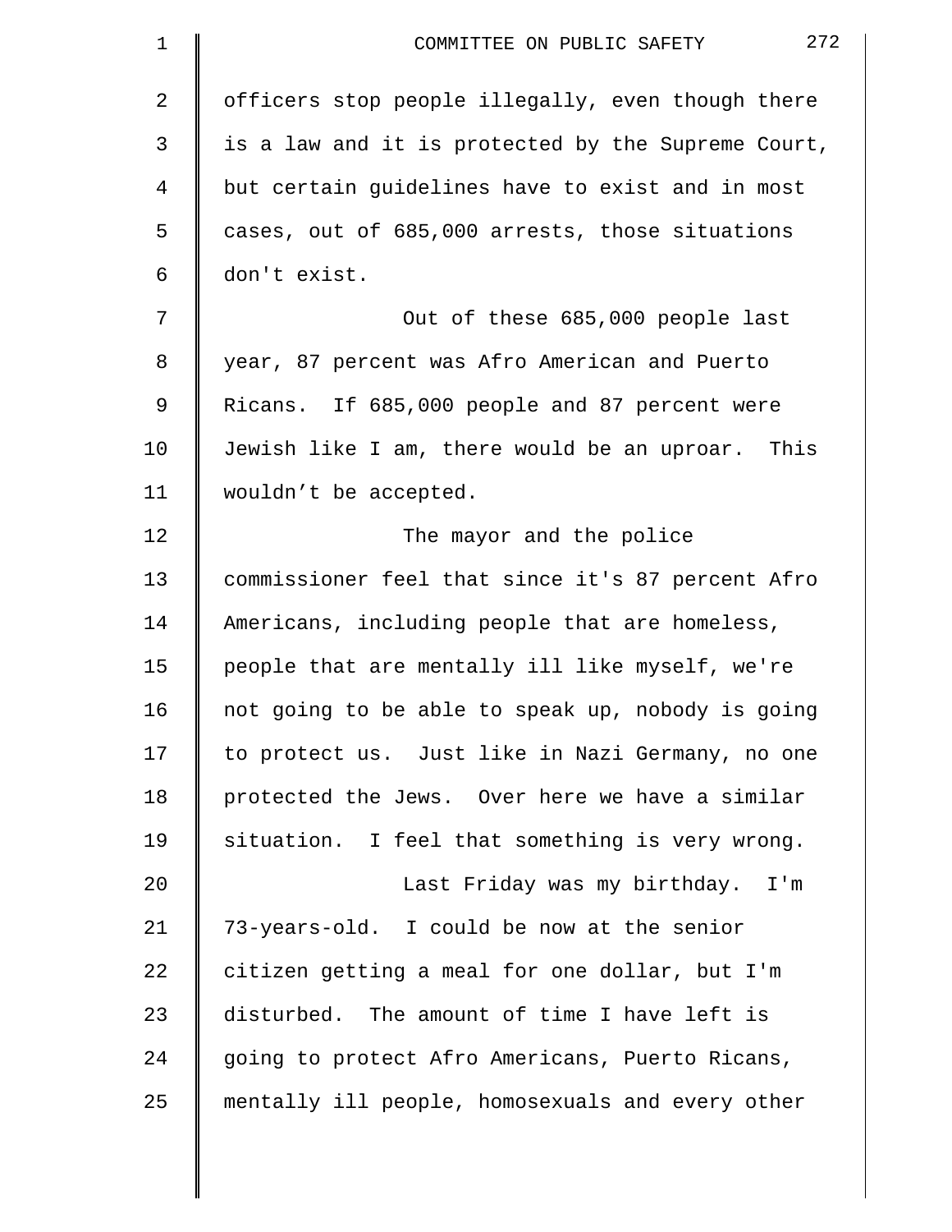officers stop people illegally, even though there is a law and it is protected by the Supreme Court, but certain guidelines have to exist and in most cases, out of 685,000 arrests, those situations don't exist.

Out of these 685,000 people last year, 87 percent was Afro American and Puerto Ricans. If 685,000 people and 87 percent were Jewish like I am, there would be an uproar. This wouldn’t be accepted.

The mayor and the police commissioner feel that since it's 87 percent Afro Americans, including people that are homeless, people that are mentally ill like myself, we're not going to be able to speak up, nobody is going to protect us. Just like in Nazi Germany, no one protected the Jews. Over here we have a similar situation. I feel that something is very wrong.

Last Friday was my birthday. I'm 73-years-old. I could be now at the senior citizen getting a meal for one dollar, but I'm disturbed. The amount of time I have left is going to protect Afro Americans, Puerto Ricans, mentally ill people, homosexuals and every other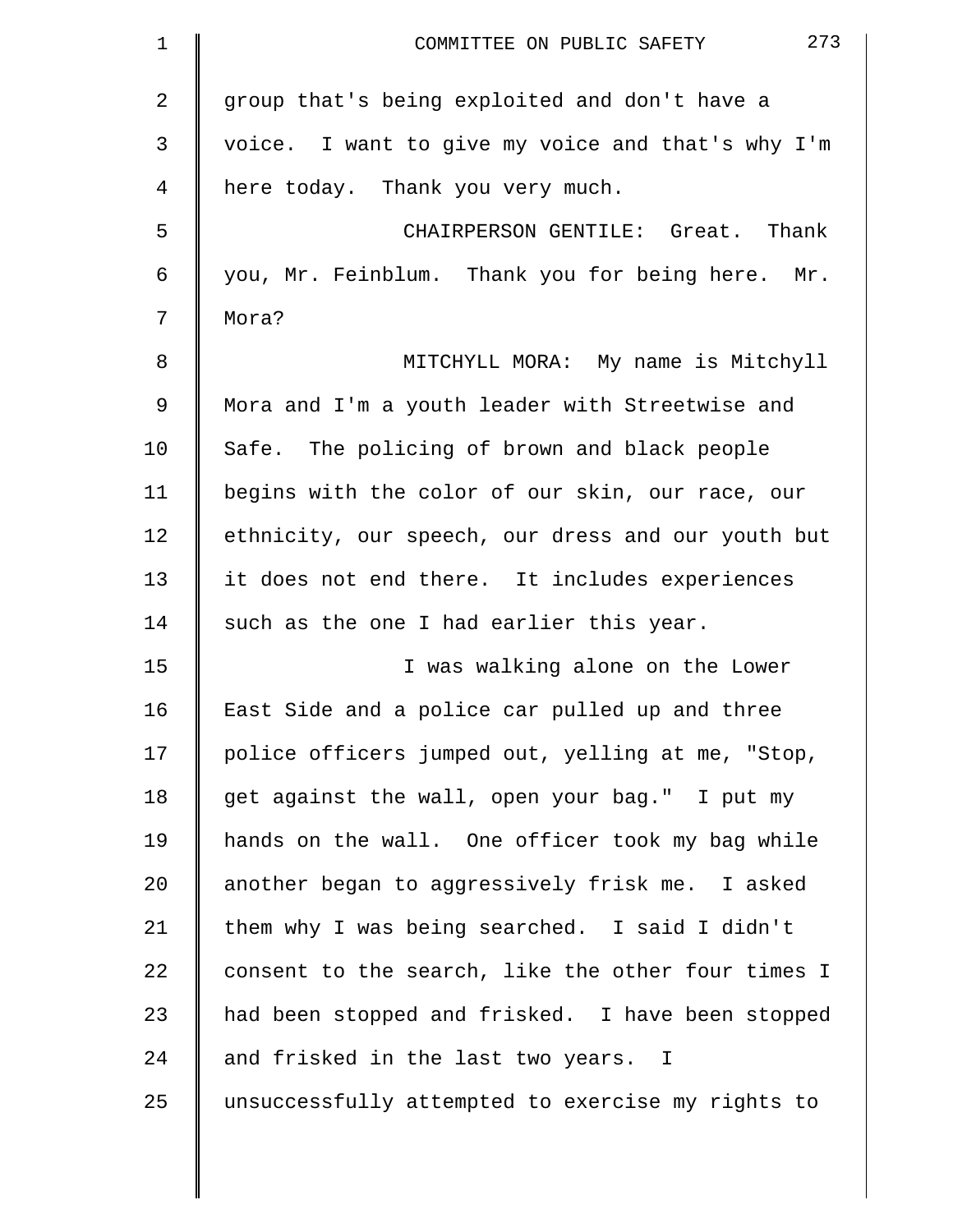group that's being exploited and don't have a voice. I want to give my voice and that's why I'm here today. Thank you very much.

CHAIRPERSON GENTILE: Great. Thank you, Mr. Feinblum. Thank you for being here. Mr. Mora?

MITCHYLL MORA: My name is Mitchyll Mora and I'm a youth leader with Streetwise and Safe. The policing of brown and black people begins with the color of our skin, our race, our ethnicity, our speech, our dress and our youth but it does not end there. It includes experiences such as the one I had earlier this year.

I was walking alone on the Lower East Side and a police car pulled up and three police officers jumped out, yelling at me, "Stop, get against the wall, open your bag." I put my hands on the wall. One officer took my bag while another began to aggressively frisk me. I asked them why I was being searched. I said I didn't consent to the search, like the other four times I had been stopped and frisked. I have been stopped and frisked in the last two years. I unsuccessfully attempted to exercise my rights to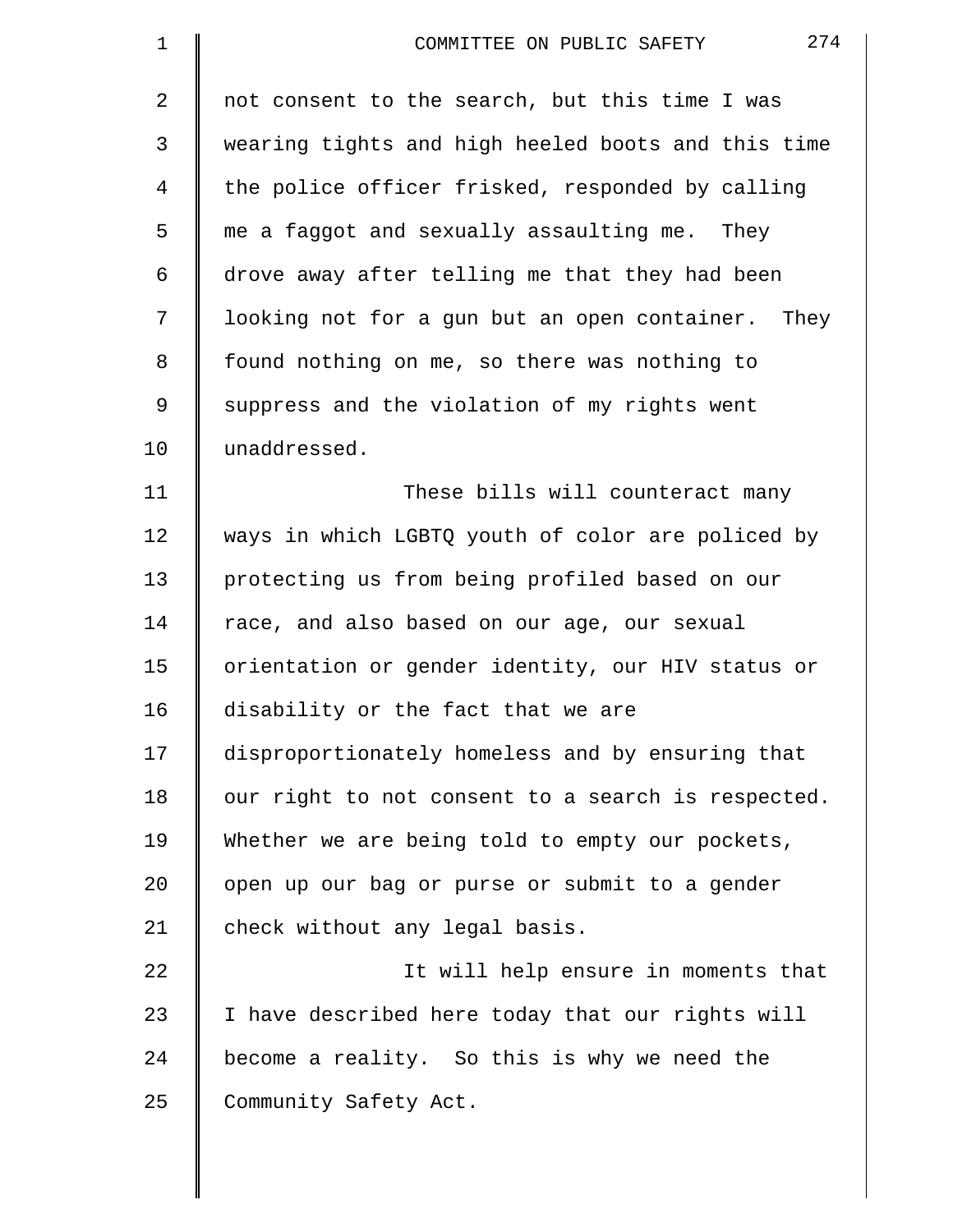not consent to the search, but this time I was wearing tights and high heeled boots and this time the police officer frisked, responded by calling me a faggot and sexually assaulting me. They drove away after telling me that they had been looking not for a gun but an open container. They found nothing on me, so there was nothing to suppress and the violation of my rights went unaddressed.

These bills will counteract many ways in which LGBTQ youth of color are policed by protecting us from being profiled based on our race, and also based on our age, our sexual orientation or gender identity, our HIV status or disability or the fact that we are disproportionately homeless and by ensuring that our right to not consent to a search is respected. Whether we are being told to empty our pockets, open up our bag or purse or submit to a gender check without any legal basis.

It will help ensure in moments that I have described here today that our rights will become a reality. So this is why we need the Community Safety Act.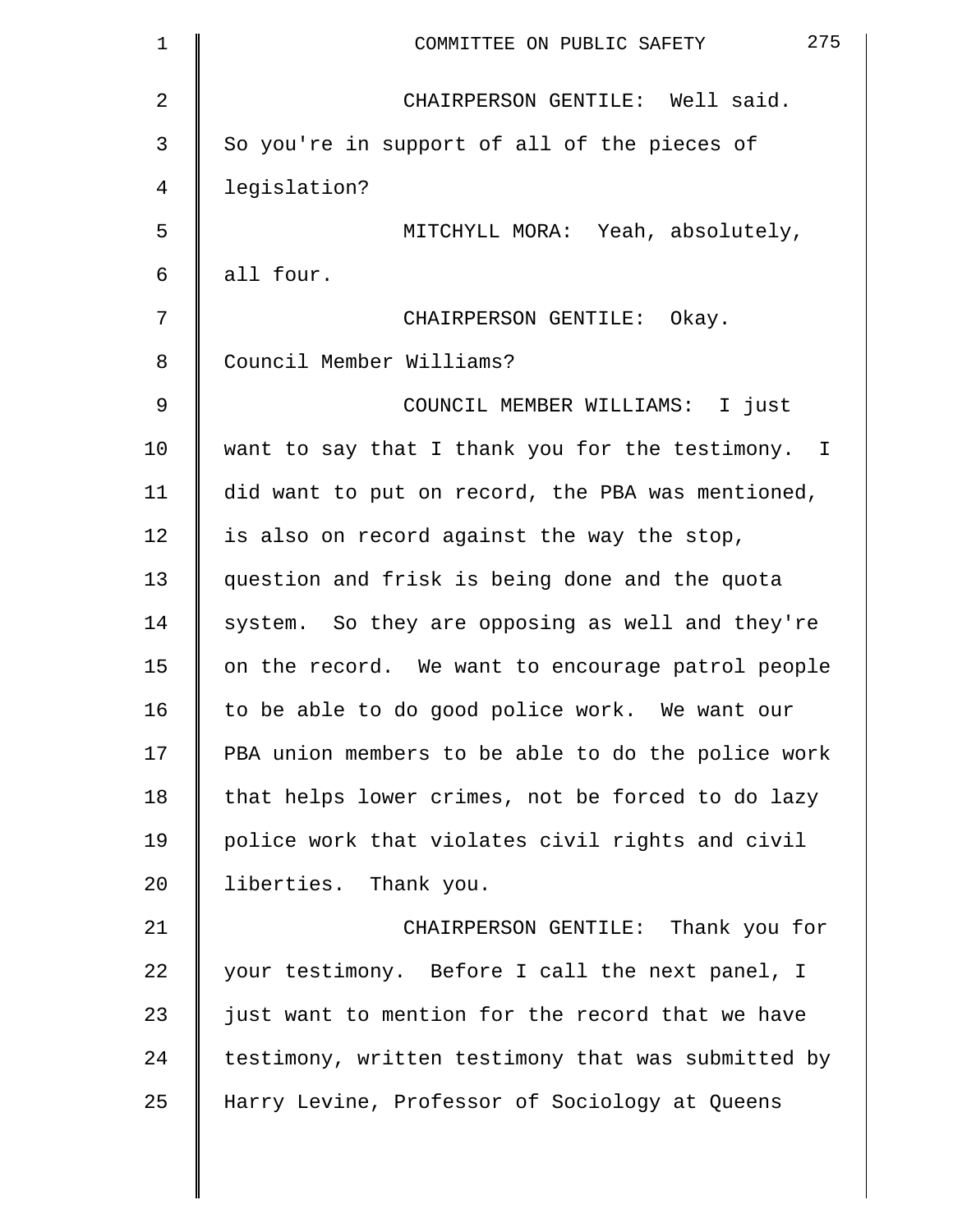CHAIRPERSON GENTILE: Well said. So you're in support of all of the pieces of legislation?

MITCHYLL MORA: Yeah, absolutely, all four.

CHAIRPERSON GENTILE: Okay. Council Member Williams?

COUNCIL MEMBER WILLIAMS: I just want to say that I thank you for the testimony. I did want to put on record, the PBA was mentioned, is also on record against the way the stop, question and frisk is being done and the quota system. So they are opposing as well and they're on the record. We want to encourage patrol people to be able to do good police work. We want our PBA union members to be able to do the police work that helps lower crimes, not be forced to do lazy police work that violates civil rights and civil liberties. Thank you.

CHAIRPERSON GENTILE: Thank you for your testimony. Before I call the next panel, I just want to mention for the record that we have testimony, written testimony that was submitted by Harry Levine, Professor of Sociology at Queens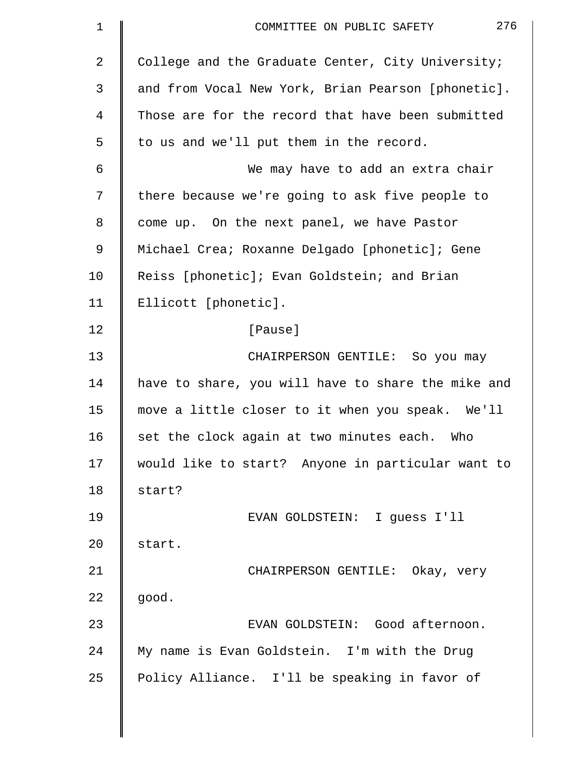College and the Graduate Center, City University; and from Vocal New York, Brian Pearson [phonetic]. Those are for the record that have been submitted to us and we'll put them in the record.

We may have to add an extra chair there because we're going to ask five people to come up. On the next panel, we have Pastor Michael Crea; Roxanne Delgado [phonetic]; Gene Reiss [phonetic]; Evan Goldstein; and Brian Ellicott [phonetic].

[Pause]

CHAIRPERSON GENTILE: So you may have to share, you will have to share the mike and move a little closer to it when you speak. We'll set the clock again at two minutes each. Who would like to start? Anyone in particular want to start?

EVAN GOLDSTEIN: I guess I'll start.

CHAIRPERSON GENTILE: Okay, very good.

EVAN GOLDSTEIN: Good afternoon. My name is Evan Goldstein. I'm with the Drug Policy Alliance. I'll be speaking in favor of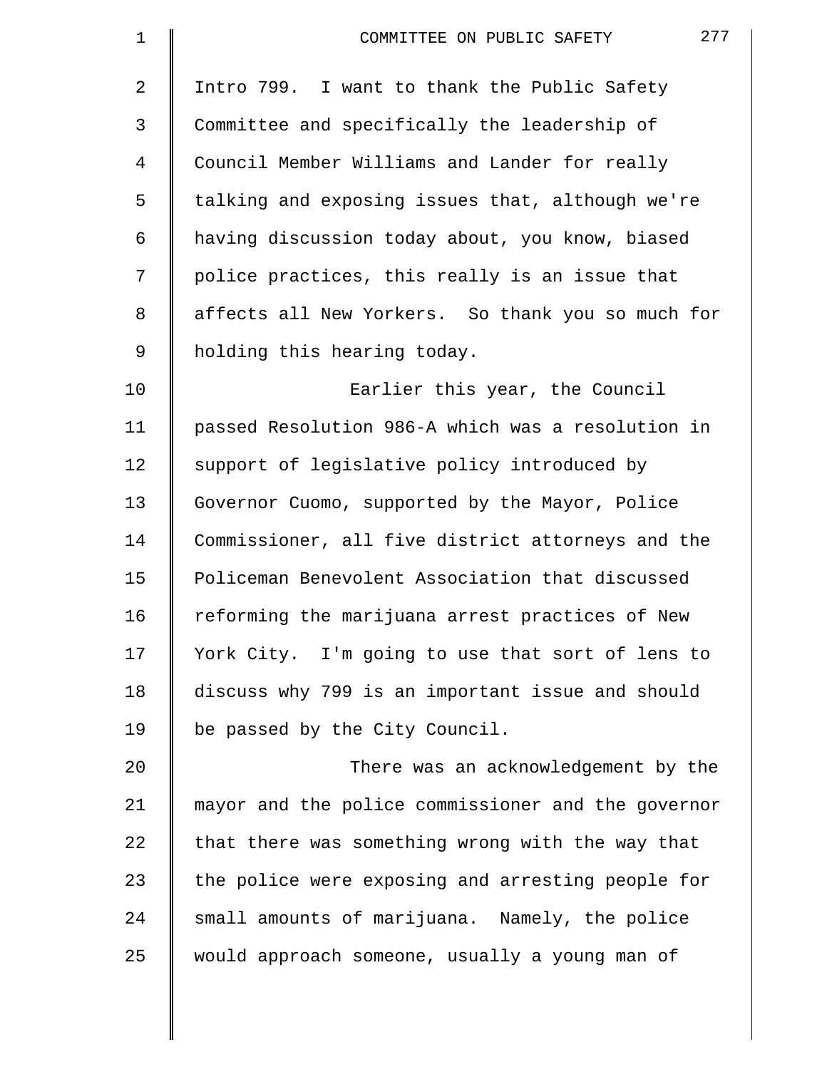Intro 799. I want to thank the Public Safety Committee and specifically the leadership of Council Member Williams and Lander for really talking and exposing issues that, although we're having discussion today about, you know, biased police practices, this really is an issue that affects all New Yorkers. So thank you so much for holding this hearing today.

Earlier this year, the Council passed Resolution 986-A which was a resolution in support of legislative policy introduced by Governor Cuomo, supported by the Mayor, Police Commissioner, all five district attorneys and the Policeman Benevolent Association that discussed reforming the marijuana arrest practices of New York City. I'm going to use that sort of lens to discuss why 799 is an important issue and should be passed by the City Council.

There was an acknowledgement by the mayor and the police commissioner and the governor that there was something wrong with the way that the police were exposing and arresting people for small amounts of marijuana. Namely, the police would approach someone, usually a young man of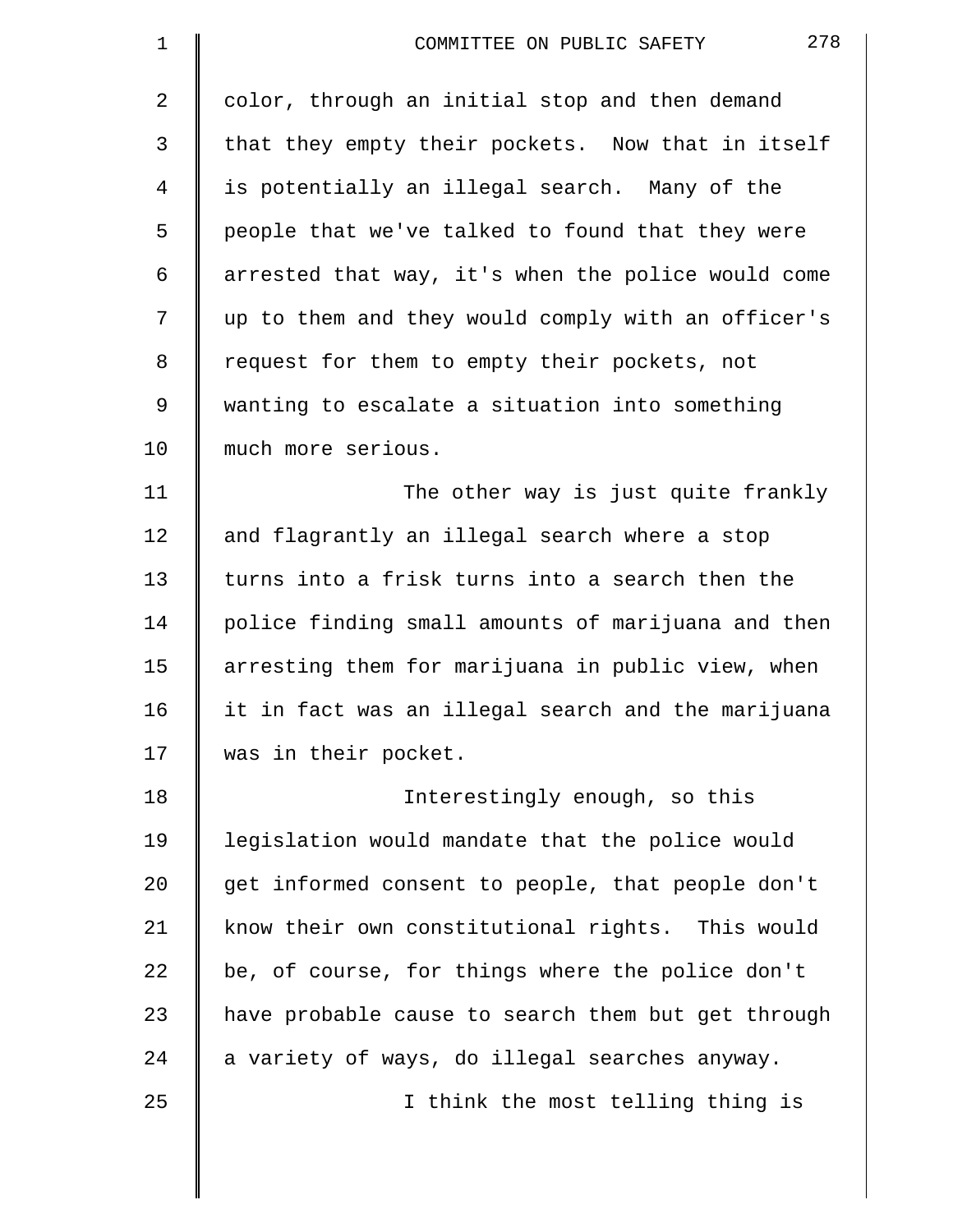color, through an initial stop and then demand that they empty their pockets. Now that in itself is potentially an illegal search. Many of the people that we've talked to found that they were arrested that way, it's when the police would come up to them and they would comply with an officer's request for them to empty their pockets, not wanting to escalate a situation into something much more serious.

The other way is just quite frankly and flagrantly an illegal search where a stop turns into a frisk turns into a search then the police finding small amounts of marijuana and then arresting them for marijuana in public view, when it in fact was an illegal search and the marijuana was in their pocket.

Interestingly enough, so this legislation would mandate that the police would get informed consent to people, that people don't know their own constitutional rights. This would be, of course, for things where the police don't have probable cause to search them but get through a variety of ways, do illegal searches anyway.

I think the most telling thing is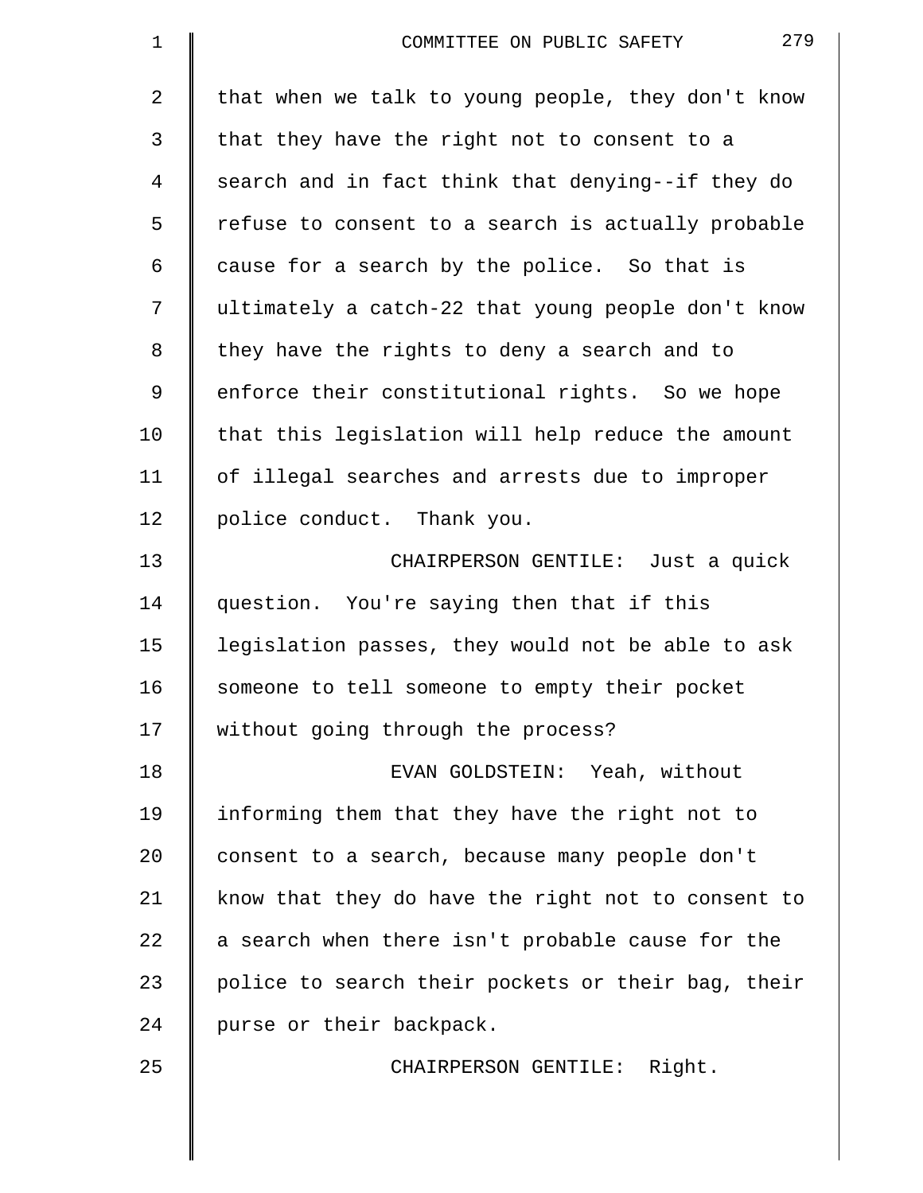that when we talk to young people, they don't know that they have the right not to consent to a search and in fact think that denying--if they do refuse to consent to a search is actually probable cause for a search by the police. So that is ultimately a catch-22 that young people don't know they have the rights to deny a search and to enforce their constitutional rights. So we hope that this legislation will help reduce the amount of illegal searches and arrests due to improper police conduct. Thank you.

CHAIRPERSON GENTILE: Just a quick question. You're saying then that if this legislation passes, they would not be able to ask someone to tell someone to empty their pocket without going through the process?

EVAN GOLDSTEIN: Yeah, without informing them that they have the right not to consent to a search, because many people don't know that they do have the right not to consent to a search when there isn't probable cause for the police to search their pockets or their bag, their purse or their backpack.

CHAIRPERSON GENTILE: Right.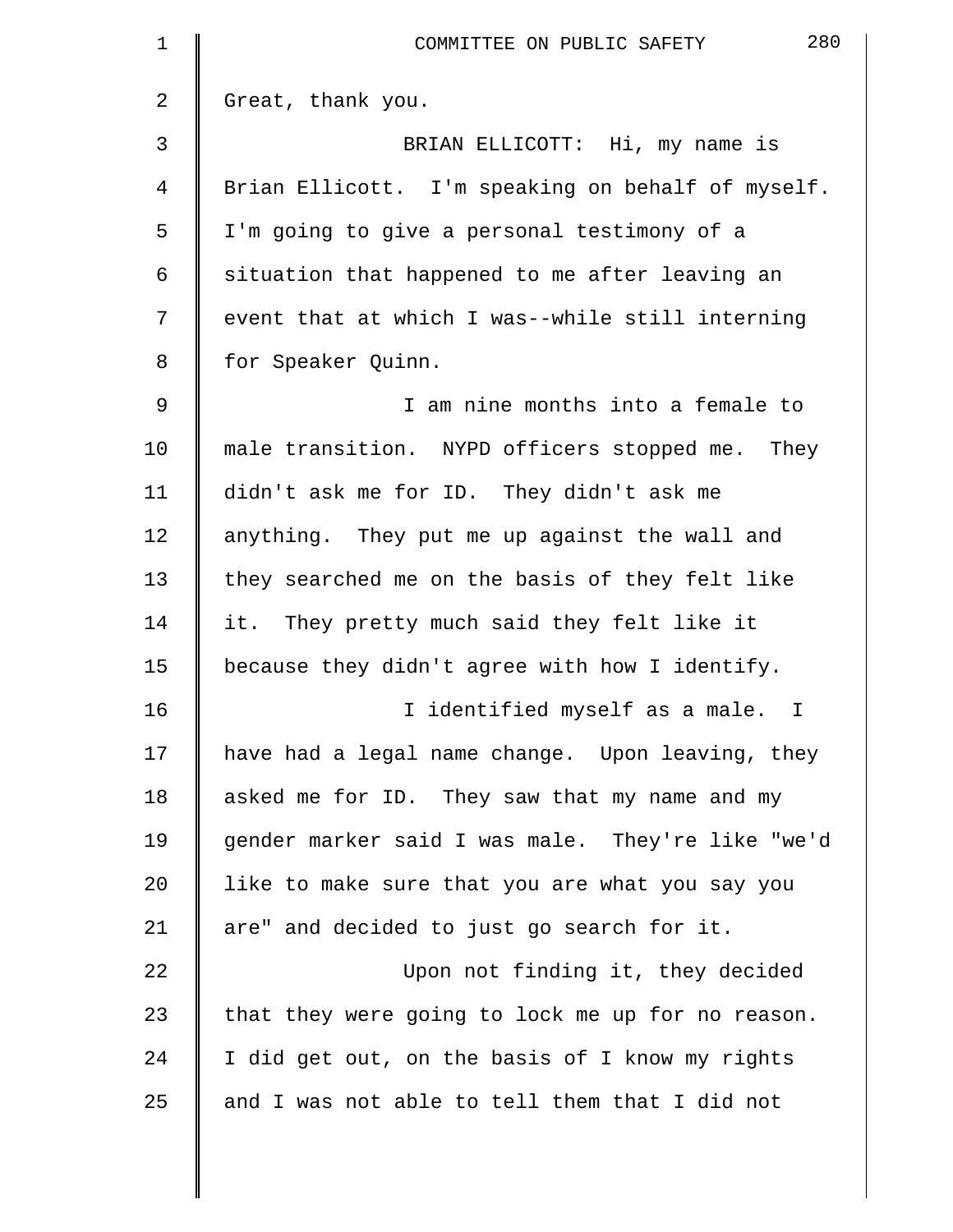Great, thank you.

BRIAN ELLICOTT: Hi, my name is Brian Ellicott. I'm speaking on behalf of myself. I'm going to give a personal testimony of a situation that happened to me after leaving an event that at which I was--while still interning for Speaker Quinn.

I am nine months into a female to male transition. NYPD officers stopped me. They didn't ask me for ID. They didn't ask me anything. They put me up against the wall and they searched me on the basis of they felt like it. They pretty much said they felt like it because they didn't agree with how I identify.

I identified myself as a male. I have had a legal name change. Upon leaving, they asked me for ID. They saw that my name and my gender marker said I was male. They're like "we'd like to make sure that you are what you say you are" and decided to just go search for it.

Upon not finding it, they decided that they were going to lock me up for no reason. I did get out, on the basis of I know my rights and I was not able to tell them that I did not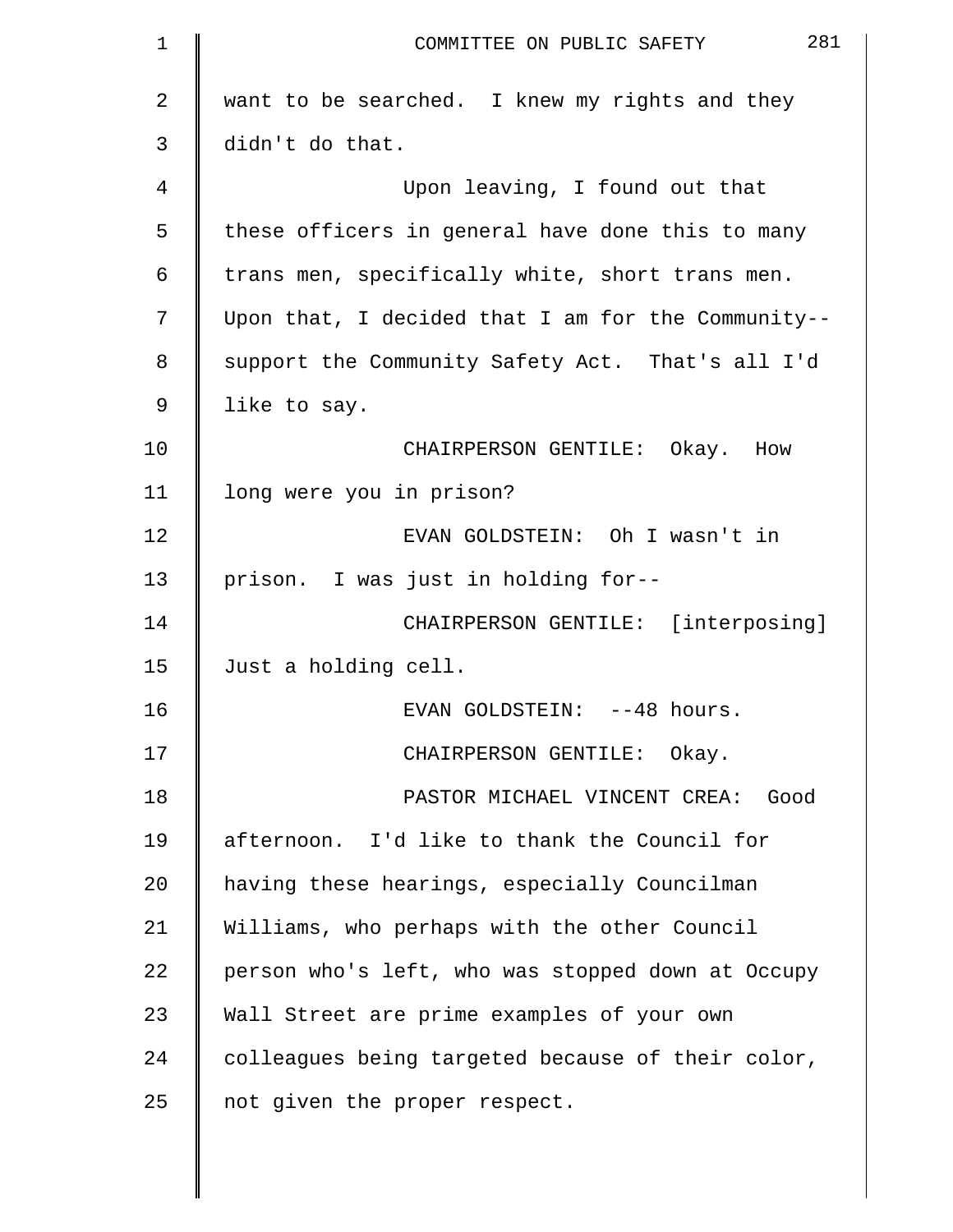want to be searched. I knew my rights and they didn't do that.

Upon leaving, I found out that these officers in general have done this to many trans men, specifically white, short trans men. Upon that, I decided that I am for the Community-- support the Community Safety Act. That's all I'd like to say.

CHAIRPERSON GENTILE: Okay. How long were you in prison?

EVAN GOLDSTEIN: Oh I wasn't in prison. I was just in holding for--

CHAIRPERSON GENTILE: [interposing] Just a holding cell.

EVAN GOLDSTEIN: --48 hours.

CHAIRPERSON GENTILE: Okay.

PASTOR MICHAEL VINCENT CREA: Good afternoon. I'd like to thank the Council for having these hearings, especially Councilman Williams, who perhaps with the other Council person who's left, who was stopped down at Occupy Wall Street are prime examples of your own colleagues being targeted because of their color, not given the proper respect.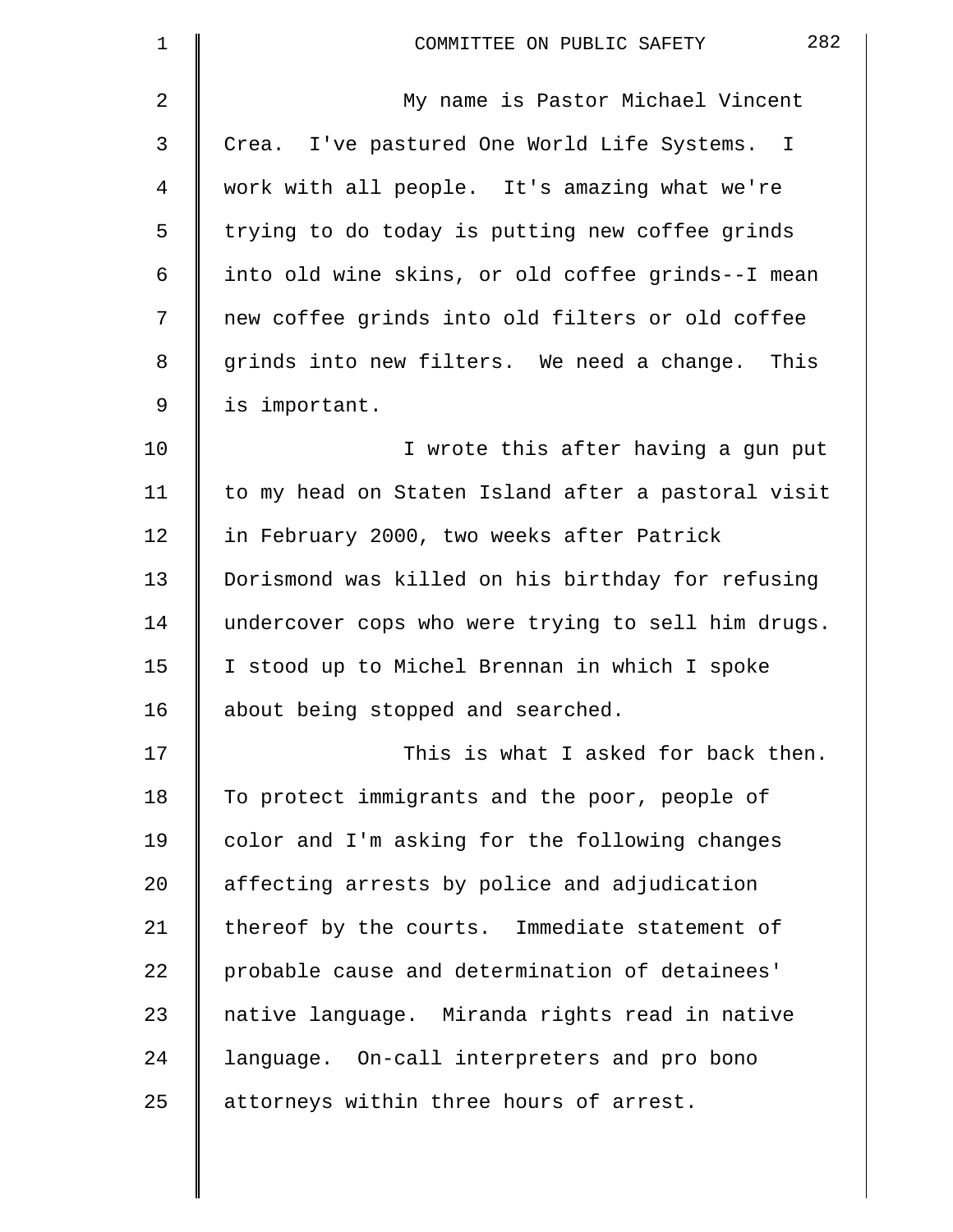My name is Pastor Michael Vincent Crea. I've pastured One World Life Systems. I work with all people. It's amazing what we're trying to do today is putting new coffee grinds into old wine skins, or old coffee grinds--I mean new coffee grinds into old filters or old coffee grinds into new filters. We need a change. This is important.

I wrote this after having a gun put to my head on Staten Island after a pastoral visit in February 2000, two weeks after Patrick Dorismond was killed on his birthday for refusing undercover cops who were trying to sell him drugs. I stood up to Michel Brennan in which I spoke about being stopped and searched.

This is what I asked for back then. To protect immigrants and the poor, people of color and I'm asking for the following changes affecting arrests by police and adjudication thereof by the courts. Immediate statement of probable cause and determination of detainees' native language. Miranda rights read in native language. On-call interpreters and pro bono attorneys within three hours of arrest.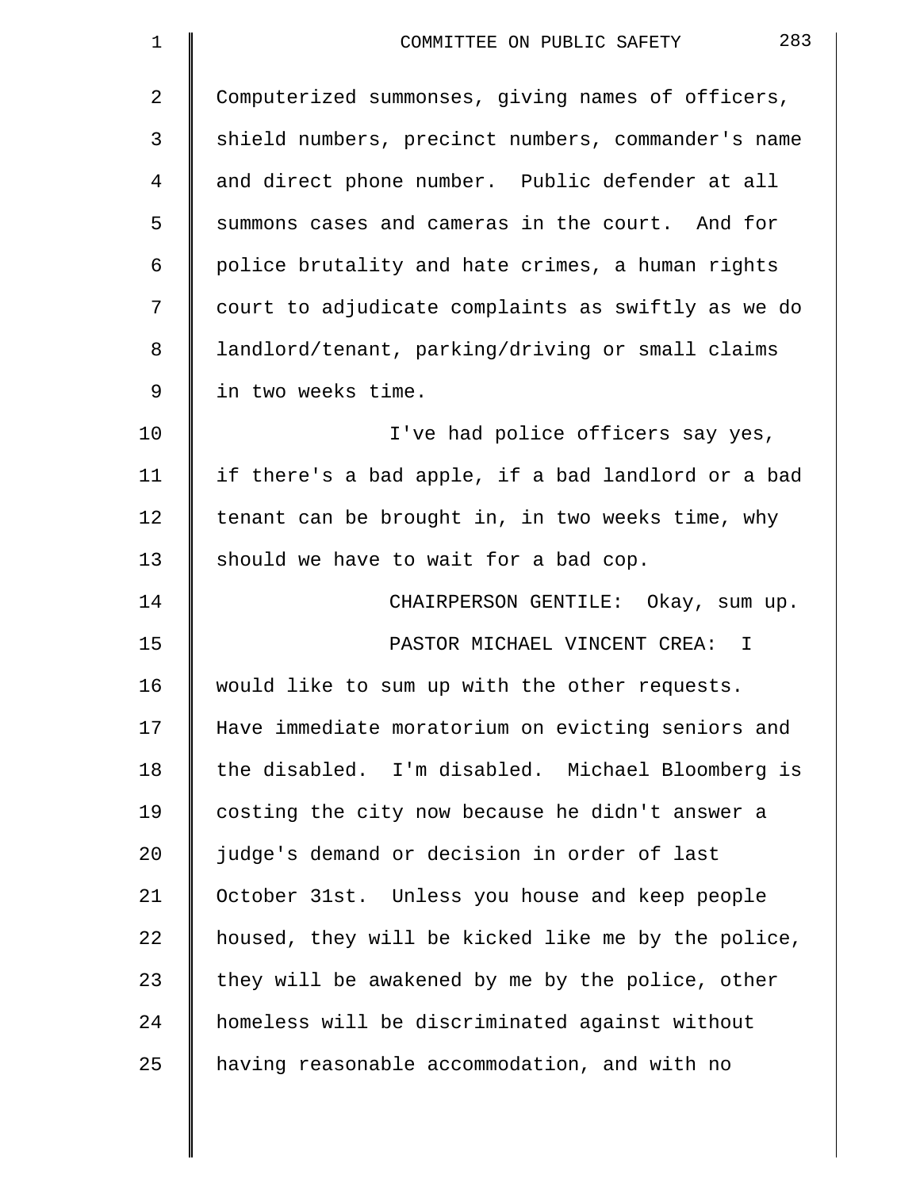Computerized summonses, giving names of officers, shield numbers, precinct numbers, commander's name and direct phone number. Public defender at all summons cases and cameras in the court. And for police brutality and hate crimes, a human rights court to adjudicate complaints as swiftly as we do landlord/tenant, parking/driving or small claims in two weeks time.

I've had police officers say yes, if there's a bad apple, if a bad landlord or a bad tenant can be brought in, in two weeks time, why should we have to wait for a bad cop.

CHAIRPERSON GENTILE: Okay, sum up.

PASTOR MICHAEL VINCENT CREA: I would like to sum up with the other requests. Have immediate moratorium on evicting seniors and the disabled. I'm disabled. Michael Bloomberg is costing the city now because he didn't answer a judge's demand or decision in order of last October 31st. Unless you house and keep people housed, they will be kicked like me by the police, they will be awakened by me by the police, other homeless will be discriminated against without having reasonable accommodation, and with no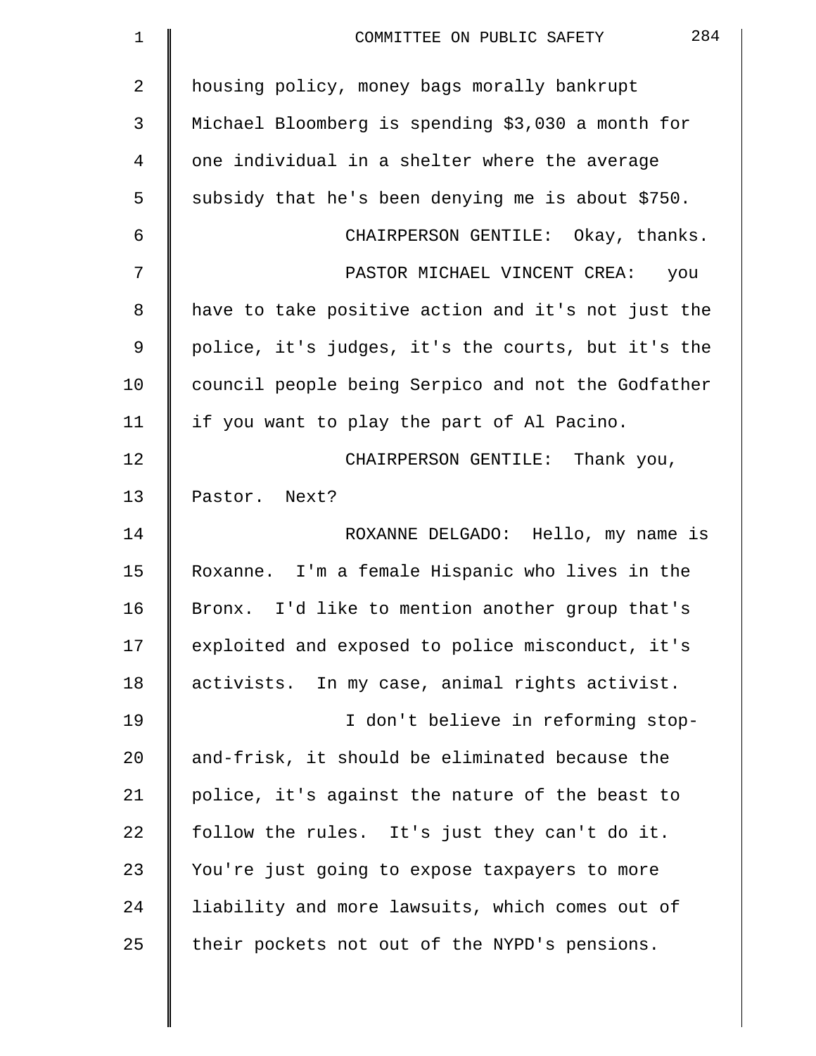housing policy, money bags morally bankrupt Michael Bloomberg is spending $3,030 a month for one individual in a shelter where the average subsidy that he's been denying me is about $750.

CHAIRPERSON GENTILE: Okay, thanks.

PASTOR MICHAEL VINCENT CREA: you have to take positive action and it's not just the police, it's judges, it's the courts, but it's the council people being Serpico and not the Godfather if you want to play the part of Al Pacino.

CHAIRPERSON GENTILE: Thank you, Pastor. Next?

ROXANNE DELGADO: Hello, my name is Roxanne. I'm a female Hispanic who lives in the Bronx. I'd like to mention another group that's exploited and exposed to police misconduct, it's activists. In my case, animal rights activist.

I don't believe in reforming stop-and-frisk, it should be eliminated because the police, it's against the nature of the beast to follow the rules. It's just they can't do it. You're just going to expose taxpayers to more liability and more lawsuits, which comes out of their pockets not out of the NYPD's pensions.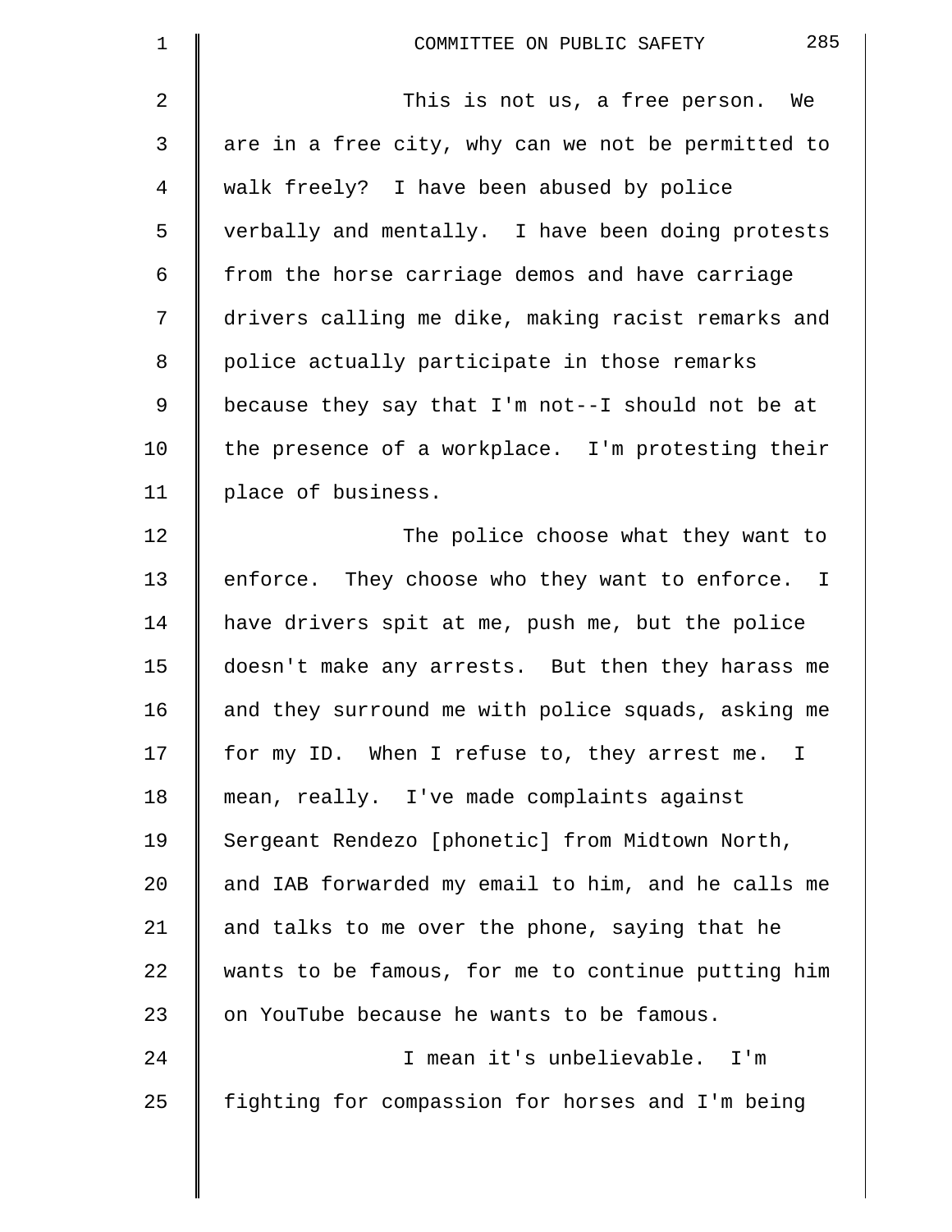This is not us, a free person. We are in a free city, why can we not be permitted to walk freely? I have been abused by police verbally and mentally. I have been doing protests from the horse carriage demos and have carriage drivers calling me dike, making racist remarks and police actually participate in those remarks because they say that I'm not--I should not be at the presence of a workplace. I'm protesting their place of business.

The police choose what they want to enforce. They choose who they want to enforce. I have drivers spit at me, push me, but the police doesn't make any arrests. But then they harass me and they surround me with police squads, asking me for my ID. When I refuse to, they arrest me. I mean, really. I've made complaints against Sergeant Rendezo [phonetic] from Midtown North, and IAB forwarded my email to him, and he calls me and talks to me over the phone, saying that he wants to be famous, for me to continue putting him on YouTube because he wants to be famous.

I mean it's unbelievable. I'm fighting for compassion for horses and I'm being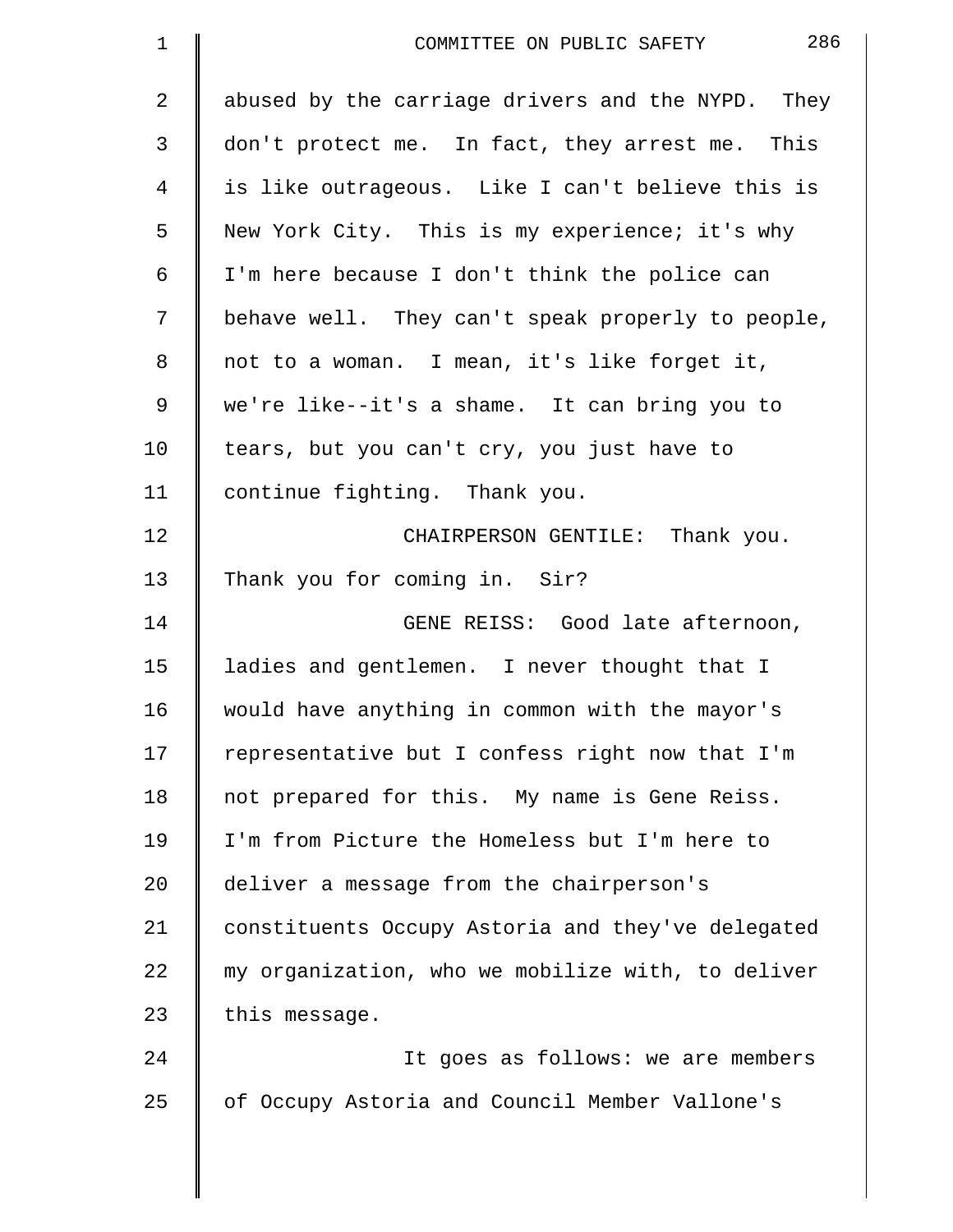abused by the carriage drivers and the NYPD. They don't protect me. In fact, they arrest me. This is like outrageous. Like I can't believe this is New York City. This is my experience; it's why I'm here because I don't think the police can behave well. They can't speak properly to people, not to a woman. I mean, it's like forget it, we're like--it's a shame. It can bring you to tears, but you can't cry, you just have to continue fighting. Thank you.

CHAIRPERSON GENTILE: Thank you. Thank you for coming in. Sir?

GENE REISS: Good late afternoon, ladies and gentlemen. I never thought that I would have anything in common with the mayor's representative but I confess right now that I'm not prepared for this. My name is Gene Reiss. I'm from Picture the Homeless but I'm here to deliver a message from the chairperson's constituents Occupy Astoria and they've delegated my organization, who we mobilize with, to deliver this message.

It goes as follows: we are members of Occupy Astoria and Council Member Vallone's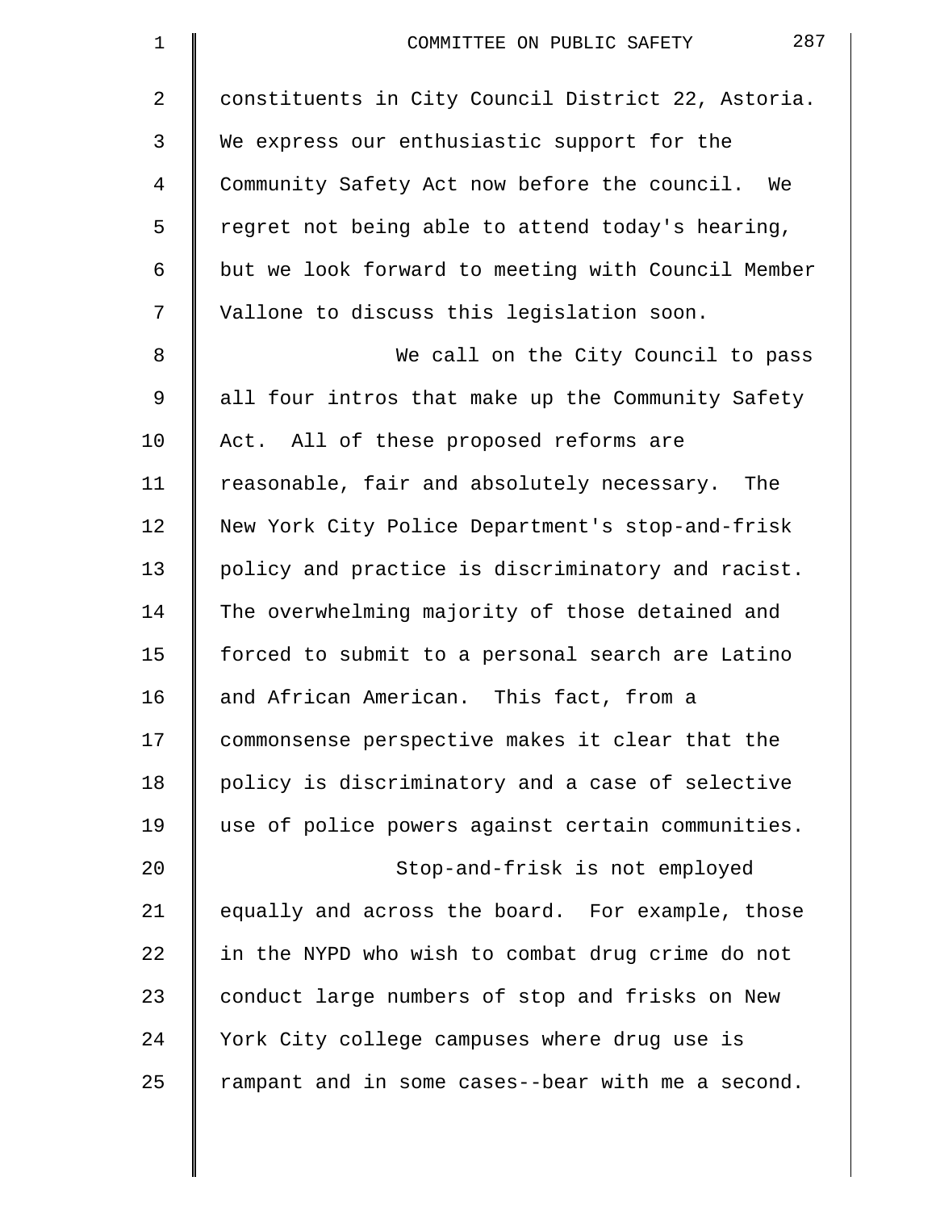constituents in City Council District 22, Astoria. We express our enthusiastic support for the Community Safety Act now before the council. We regret not being able to attend today's hearing, but we look forward to meeting with Council Member Vallone to discuss this legislation soon.

We call on the City Council to pass all four intros that make up the Community Safety Act. All of these proposed reforms are reasonable, fair and absolutely necessary. The New York City Police Department's stop-and-frisk policy and practice is discriminatory and racist. The overwhelming majority of those detained and forced to submit to a personal search are Latino and African American. This fact, from a commonsense perspective makes it clear that the policy is discriminatory and a case of selective use of police powers against certain communities.

Stop-and-frisk is not employed equally and across the board. For example, those in the NYPD who wish to combat drug crime do not conduct large numbers of stop and frisks on New York City college campuses where drug use is rampant and in some cases--bear with me a second.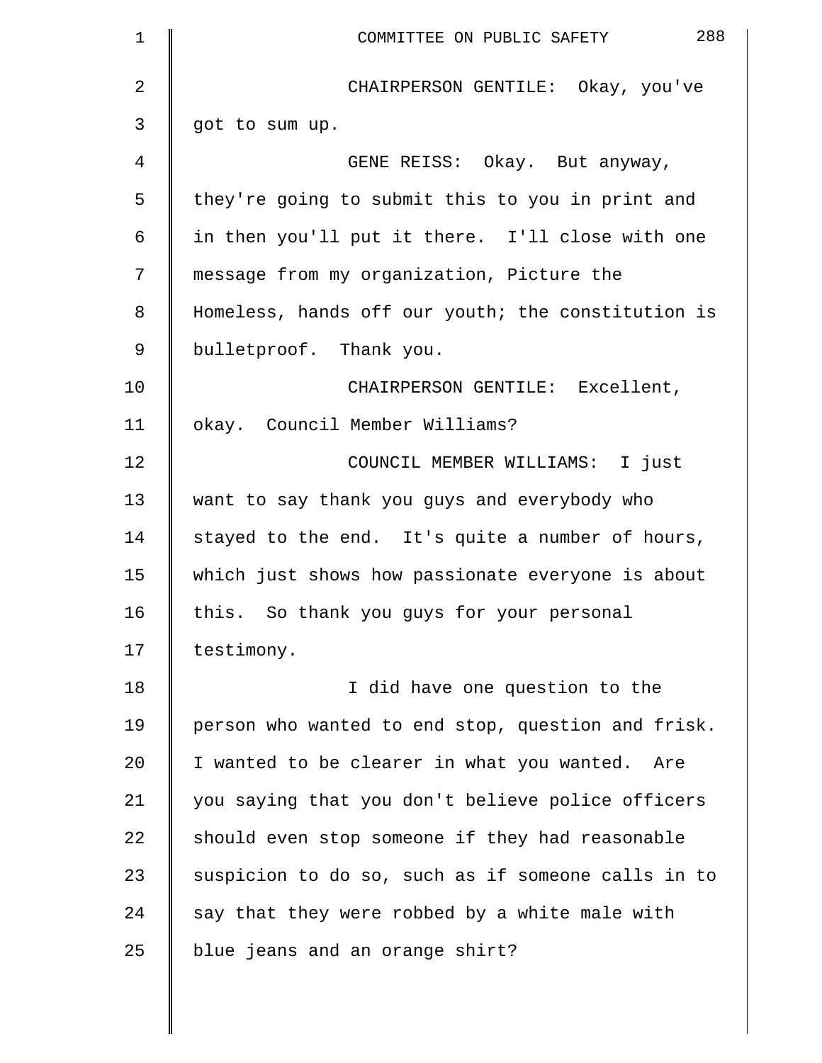CHAIRPERSON GENTILE: Okay, you've got to sum up.

GENE REISS: Okay. But anyway, they're going to submit this to you in print and in then you'll put it there. I'll close with one message from my organization, Picture the Homeless, hands off our youth; the constitution is bulletproof. Thank you.

CHAIRPERSON GENTILE: Excellent, okay. Council Member Williams?

COUNCIL MEMBER WILLIAMS: I just want to say thank you guys and everybody who stayed to the end. It's quite a number of hours, which just shows how passionate everyone is about this. So thank you guys for your personal testimony.

I did have one question to the person who wanted to end stop, question and frisk. I wanted to be clearer in what you wanted. Are you saying that you don't believe police officers should even stop someone if they had reasonable suspicion to do so, such as if someone calls in to say that they were robbed by a white male with blue jeans and an orange shirt?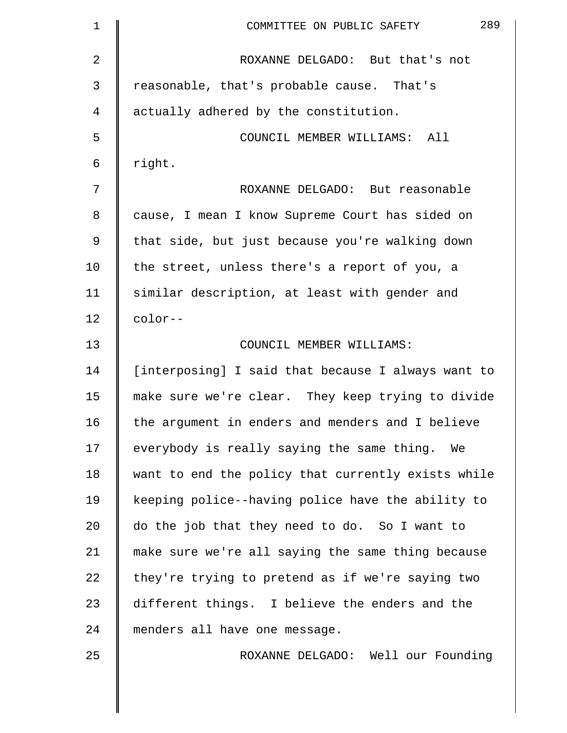ROXANNE DELGADO: But that's not reasonable, that's probable cause. That's actually adhered by the constitution.

COUNCIL MEMBER WILLIAMS: All right.

ROXANNE DELGADO: But reasonable cause, I mean I know Supreme Court has sided on that side, but just because you're walking down the street, unless there's a report of you, a similar description, at least with gender and color--

COUNCIL MEMBER WILLIAMS: [interposing] I said that because I always want to make sure we're clear. They keep trying to divide the argument in enders and menders and I believe everybody is really saying the same thing. We want to end the policy that currently exists while keeping police--having police have the ability to do the job that they need to do. So I want to make sure we're all saying the same thing because they're trying to pretend as if we're saying two different things. I believe the enders and the menders all have one message.

ROXANNE DELGADO: Well our Founding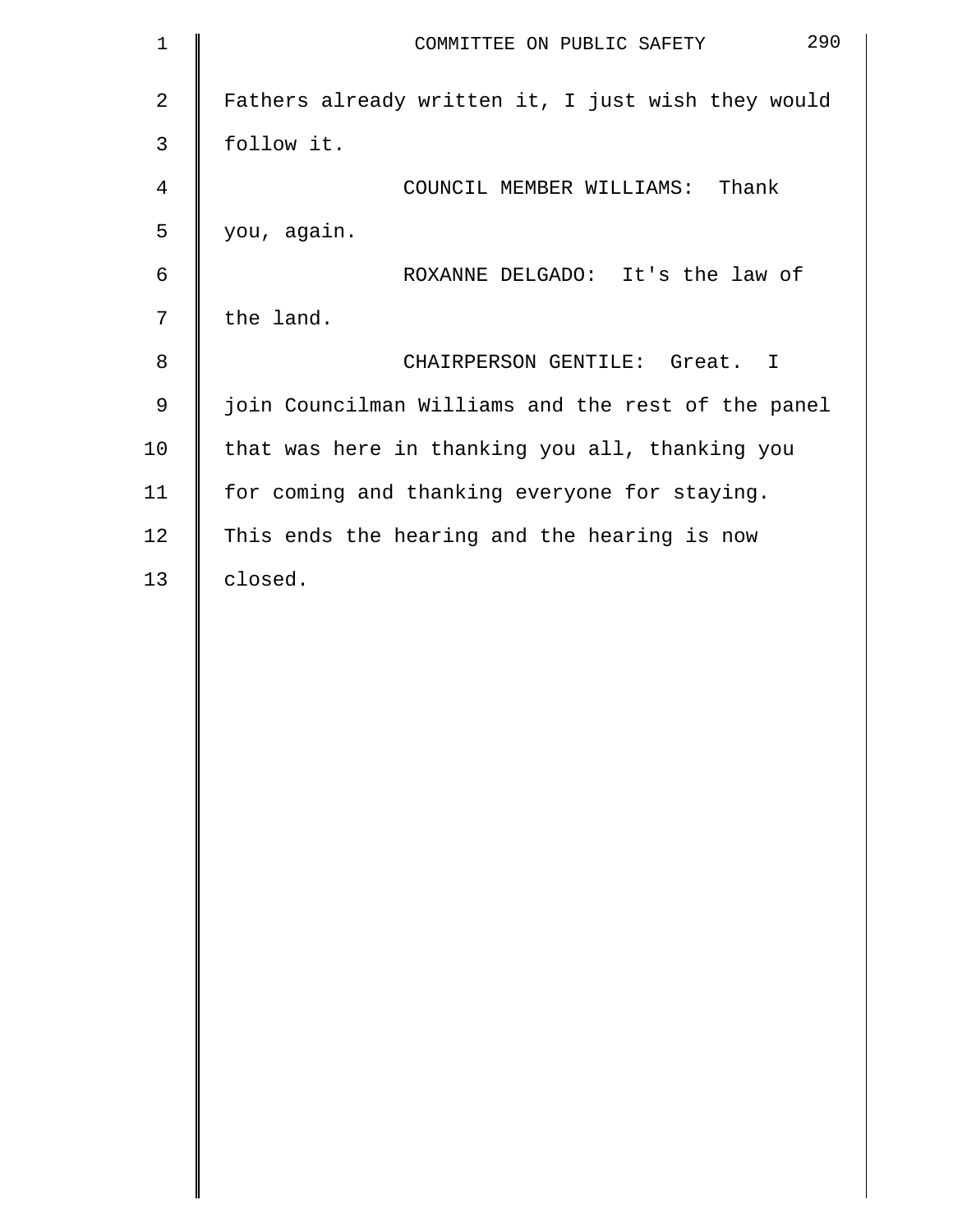Fathers already written it, I just wish they would follow it.

COUNCIL MEMBER WILLIAMS: Thank you, again.

ROXANNE DELGADO: It's the law of the land.

CHAIRPERSON GENTILE: Great. I join Councilman Williams and the rest of the panel that was here in thanking you all, thanking you for coming and thanking everyone for staying. This ends the hearing and the hearing is now closed.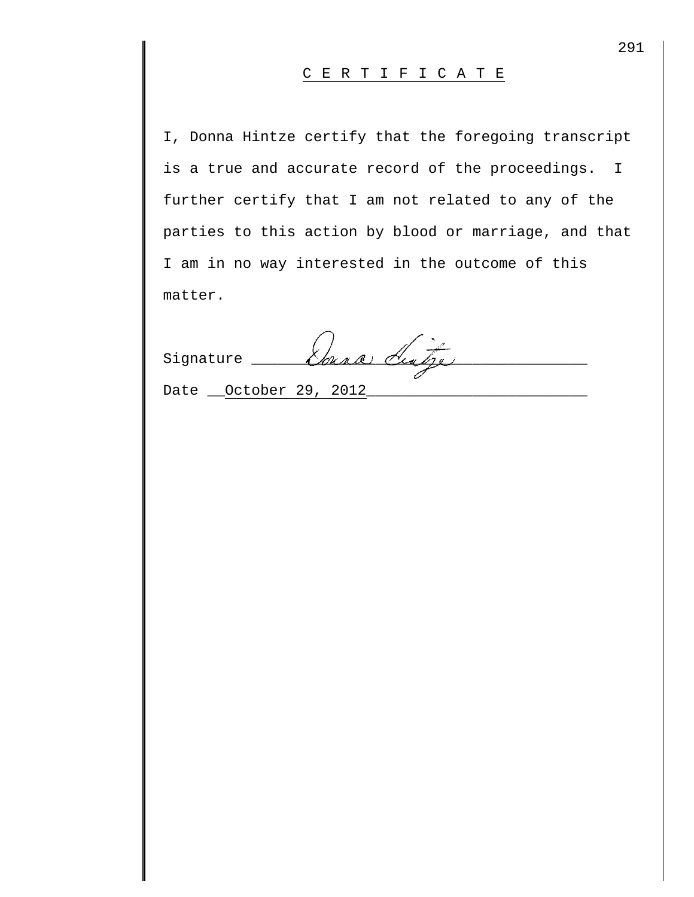C E R T I F I C A T E

I, Donna Hintze certify that the foregoing transcript is a true and accurate record of the proceedings. I further certify that I am not related to any of the parties to this action by blood or marriage, and that I am in no way interested in the outcome of this matter.

Signature ___Donna Hintze___

Date __October 29, 2012__